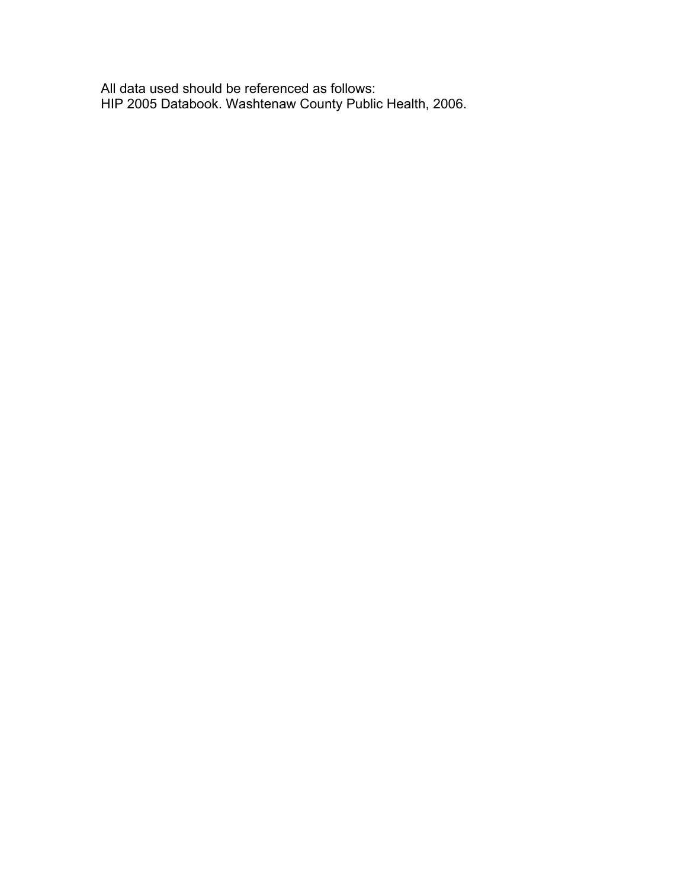All data used should be referenced as follows:
HIP 2005 Databook. Washtenaw County Public Health, 2006.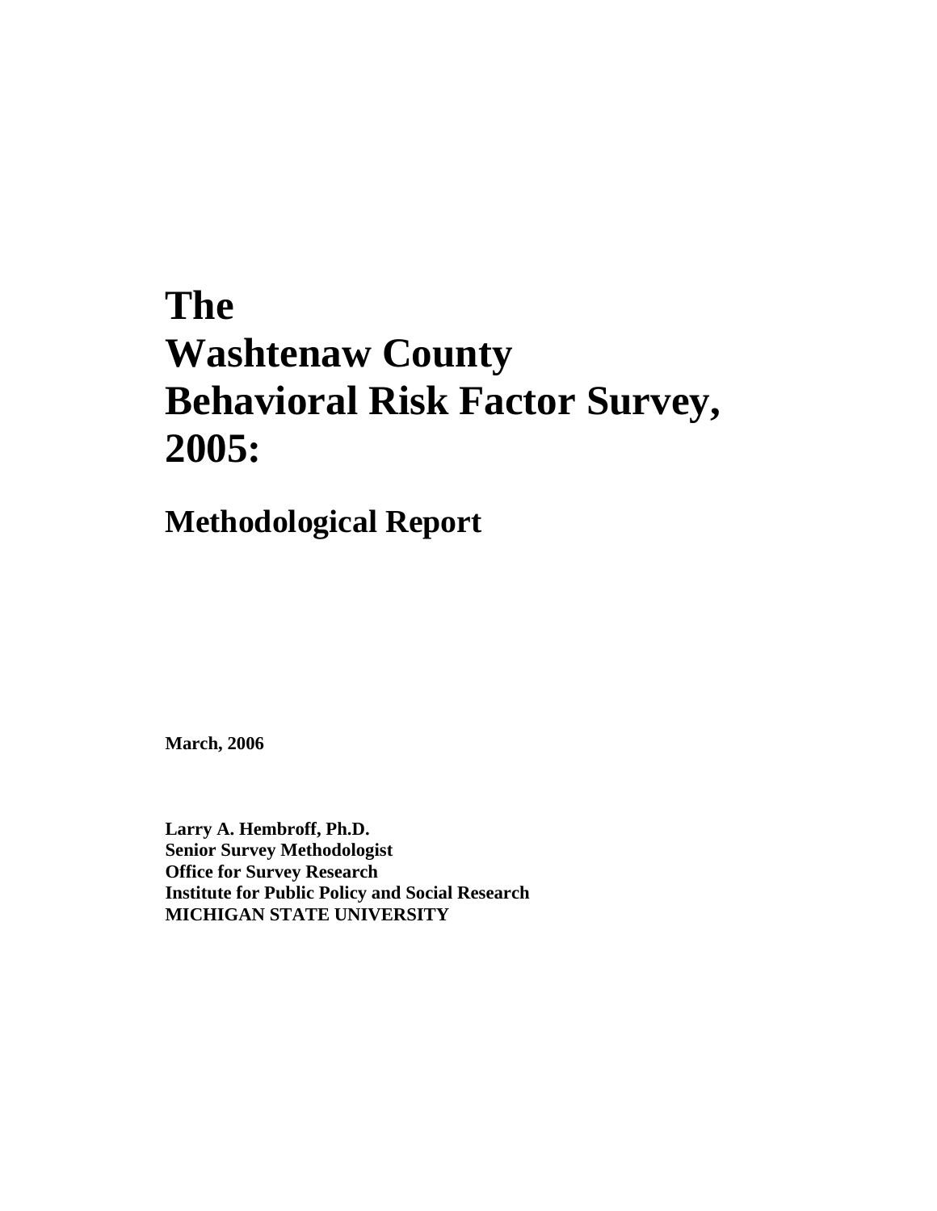# The Washtenaw County Behavioral Risk Factor Survey, 2005:

## Methodological Report

**March, 2006**

**Larry A. Hembroff, Ph.D.**
**Senior Survey Methodologist**
**Office for Survey Research**
**Institute for Public Policy and Social Research**
**MICHIGAN STATE UNIVERSITY**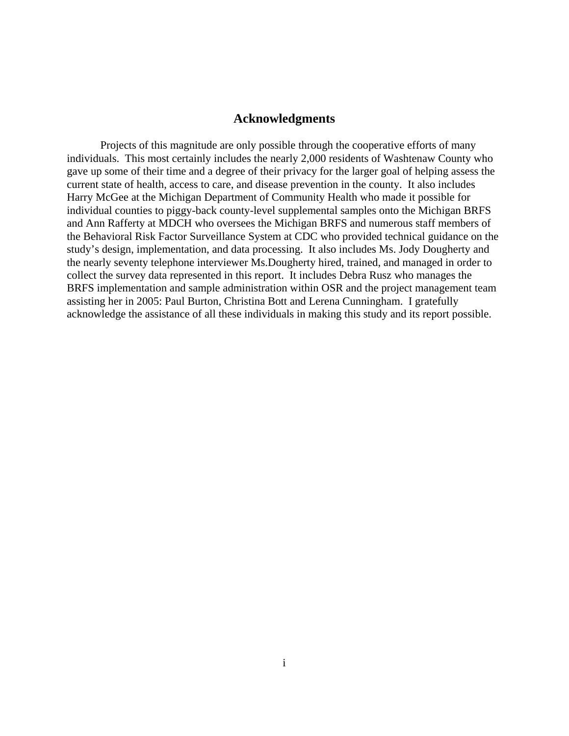# Acknowledgments

Projects of this magnitude are only possible through the cooperative efforts of many individuals. This most certainly includes the nearly 2,000 residents of Washtenaw County who gave up some of their time and a degree of their privacy for the larger goal of helping assess the current state of health, access to care, and disease prevention in the county. It also includes Harry McGee at the Michigan Department of Community Health who made it possible for individual counties to piggy-back county-level supplemental samples onto the Michigan BRFS and Ann Rafferty at MDCH who oversees the Michigan BRFS and numerous staff members of the Behavioral Risk Factor Surveillance System at CDC who provided technical guidance on the study's design, implementation, and data processing. It also includes Ms. Jody Dougherty and the nearly seventy telephone interviewer Ms.Dougherty hired, trained, and managed in order to collect the survey data represented in this report. It includes Debra Rusz who manages the BRFS implementation and sample administration within OSR and the project management team assisting her in 2005: Paul Burton, Christina Bott and Lerena Cunningham. I gratefully acknowledge the assistance of all these individuals in making this study and its report possible.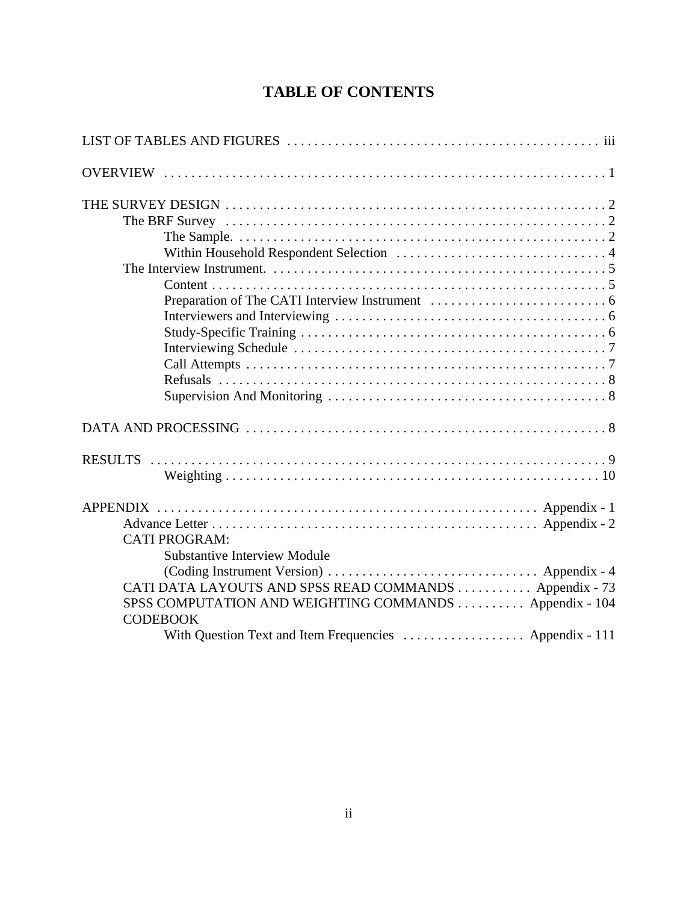# TABLE OF CONTENTS

LIST OF TABLES AND FIGURES . . . . . . . . . . . . . . . . . . . . . . . . . . . . . . . . . . . . . . . . . . . . . . iii

OVERVIEW . . . . . . . . . . . . . . . . . . . . . . . . . . . . . . . . . . . . . . . . . . . . . . . . . . . . . . . . . . . . . . . . 1

THE SURVEY DESIGN . . . . . . . . . . . . . . . . . . . . . . . . . . . . . . . . . . . . . . . . . . . . . . . . . . . . . . . . 2
- The BRF Survey . . . . . . . . . . . . . . . . . . . . . . . . . . . . . . . . . . . . . . . . . . . . . . . . . . . . . . . . . 2
  - The Sample. . . . . . . . . . . . . . . . . . . . . . . . . . . . . . . . . . . . . . . . . . . . . . . . . . . . . . . . 2
  - Within Household Respondent Selection . . . . . . . . . . . . . . . . . . . . . . . . . . . . . . . 4
- The Interview Instrument. . . . . . . . . . . . . . . . . . . . . . . . . . . . . . . . . . . . . . . . . . . . . . . . . . 5
  - Content . . . . . . . . . . . . . . . . . . . . . . . . . . . . . . . . . . . . . . . . . . . . . . . . . . . . . . . . . . . 5
  - Preparation of The CATI Interview Instrument . . . . . . . . . . . . . . . . . . . . . . . . . . 6
  - Interviewers and Interviewing . . . . . . . . . . . . . . . . . . . . . . . . . . . . . . . . . . . . . . . . 6
  - Study-Specific Training . . . . . . . . . . . . . . . . . . . . . . . . . . . . . . . . . . . . . . . . . . . . . . 6
  - Interviewing Schedule . . . . . . . . . . . . . . . . . . . . . . . . . . . . . . . . . . . . . . . . . . . . . . . 7
  - Call Attempts . . . . . . . . . . . . . . . . . . . . . . . . . . . . . . . . . . . . . . . . . . . . . . . . . . . . . . 7
  - Refusals . . . . . . . . . . . . . . . . . . . . . . . . . . . . . . . . . . . . . . . . . . . . . . . . . . . . . . . . . . 8
  - Supervision And Monitoring . . . . . . . . . . . . . . . . . . . . . . . . . . . . . . . . . . . . . . . . . 8

DATA AND PROCESSING . . . . . . . . . . . . . . . . . . . . . . . . . . . . . . . . . . . . . . . . . . . . . . . . . . . . . . 8

RESULTS . . . . . . . . . . . . . . . . . . . . . . . . . . . . . . . . . . . . . . . . . . . . . . . . . . . . . . . . . . . . . . . . . . 9
- Weighting . . . . . . . . . . . . . . . . . . . . . . . . . . . . . . . . . . . . . . . . . . . . . . . . . . . . . . . . . 10

APPENDIX . . . . . . . . . . . . . . . . . . . . . . . . . . . . . . . . . . . . . . . . . . . . . . . . . . . . . . . Appendix - 1
- Advance Letter . . . . . . . . . . . . . . . . . . . . . . . . . . . . . . . . . . . . . . . . . . . . . . . . . Appendix - 2
- CATI PROGRAM:
  - Substantive Interview Module (Coding Instrument Version) . . . . . . . . . . . . . . . . . . . . . . . . . . . . . . Appendix - 4
- CATI DATA LAYOUTS AND SPSS READ COMMANDS . . . . . . . . . . . Appendix - 73
- SPSS COMPUTATION AND WEIGHTING COMMANDS . . . . . . . . . . Appendix - 104
- CODEBOOK
  - With Question Text and Item Frequencies . . . . . . . . . . . . . . . . . . Appendix - 111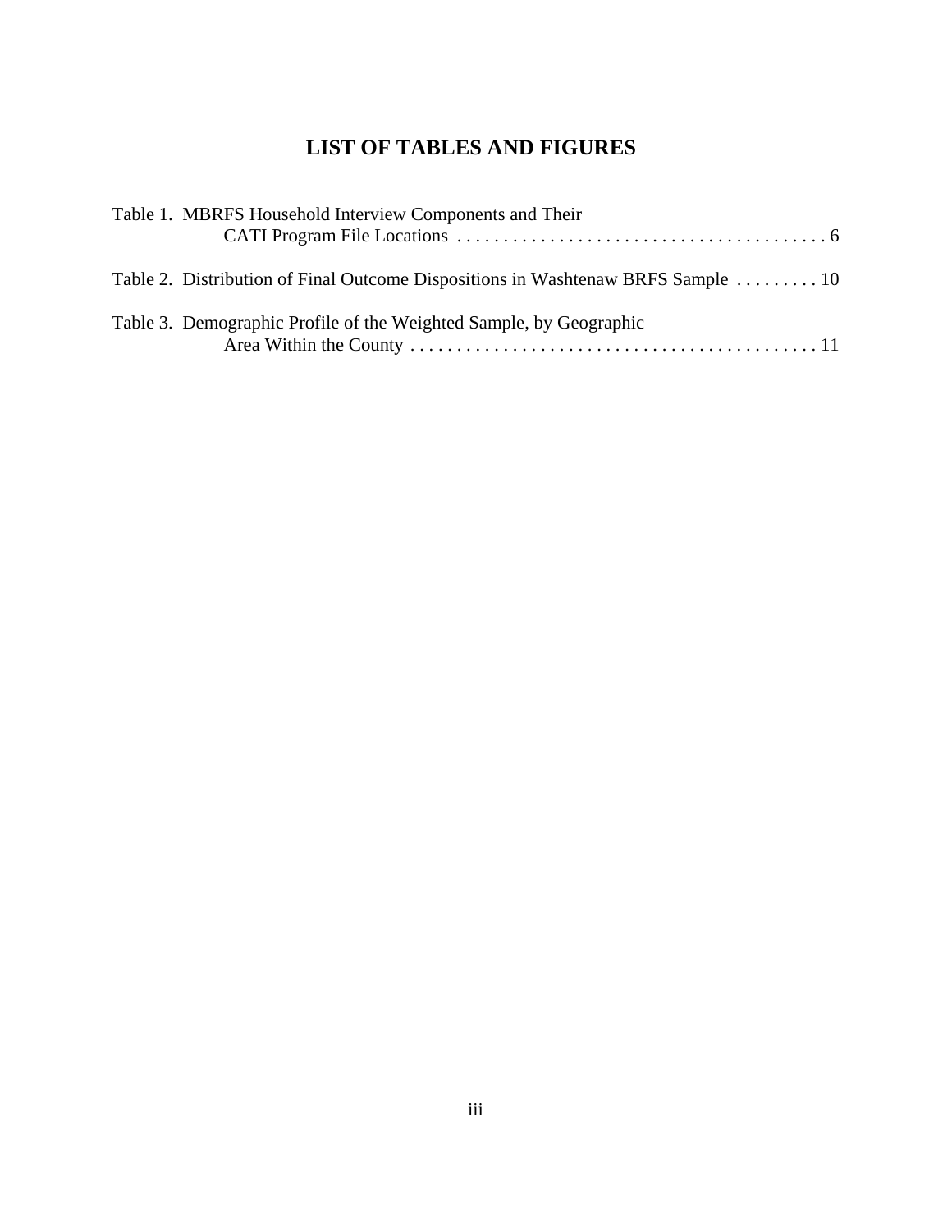# LIST OF TABLES AND FIGURES

Table 1. MBRFS Household Interview Components and Their CATI Program File Locations . . . . . . . . . . . . . . . . . . . . . . . . . . . . . . . . . . . . . . . . 6

Table 2. Distribution of Final Outcome Dispositions in Washtenaw BRFS Sample . . . . . . . . . 10

Table 3. Demographic Profile of the Weighted Sample, by Geographic Area Within the County . . . . . . . . . . . . . . . . . . . . . . . . . . . . . . . . . . . . . . . . . . . . 11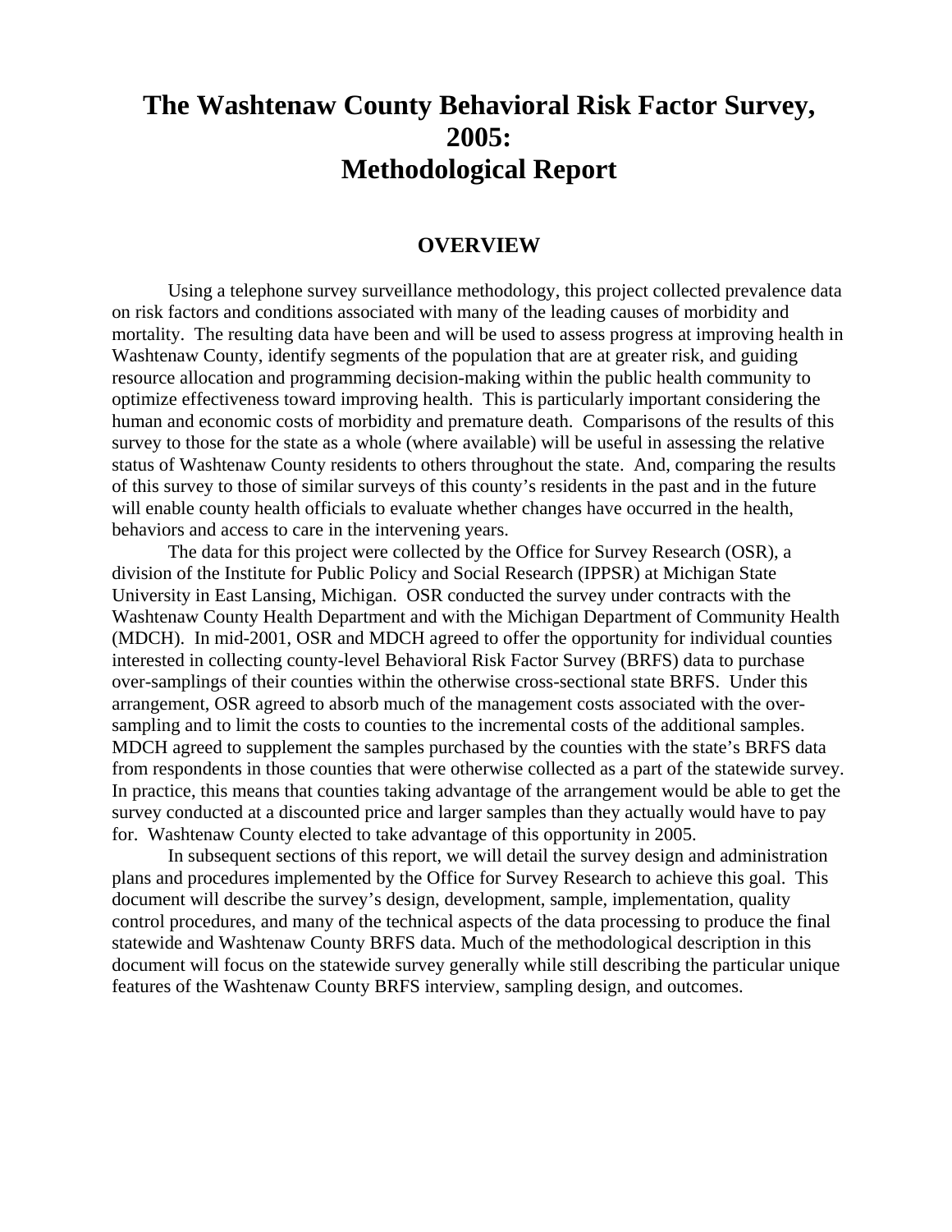# The Washtenaw County Behavioral Risk Factor Survey, 2005: Methodological Report

## OVERVIEW

Using a telephone survey surveillance methodology, this project collected prevalence data on risk factors and conditions associated with many of the leading causes of morbidity and mortality. The resulting data have been and will be used to assess progress at improving health in Washtenaw County, identify segments of the population that are at greater risk, and guiding resource allocation and programming decision-making within the public health community to optimize effectiveness toward improving health. This is particularly important considering the human and economic costs of morbidity and premature death. Comparisons of the results of this survey to those for the state as a whole (where available) will be useful in assessing the relative status of Washtenaw County residents to others throughout the state. And, comparing the results of this survey to those of similar surveys of this county's residents in the past and in the future will enable county health officials to evaluate whether changes have occurred in the health, behaviors and access to care in the intervening years.

The data for this project were collected by the Office for Survey Research (OSR), a division of the Institute for Public Policy and Social Research (IPPSR) at Michigan State University in East Lansing, Michigan. OSR conducted the survey under contracts with the Washtenaw County Health Department and with the Michigan Department of Community Health (MDCH). In mid-2001, OSR and MDCH agreed to offer the opportunity for individual counties interested in collecting county-level Behavioral Risk Factor Survey (BRFS) data to purchase over-samplings of their counties within the otherwise cross-sectional state BRFS. Under this arrangement, OSR agreed to absorb much of the management costs associated with the over-sampling and to limit the costs to counties to the incremental costs of the additional samples. MDCH agreed to supplement the samples purchased by the counties with the state's BRFS data from respondents in those counties that were otherwise collected as a part of the statewide survey. In practice, this means that counties taking advantage of the arrangement would be able to get the survey conducted at a discounted price and larger samples than they actually would have to pay for. Washtenaw County elected to take advantage of this opportunity in 2005.

In subsequent sections of this report, we will detail the survey design and administration plans and procedures implemented by the Office for Survey Research to achieve this goal. This document will describe the survey's design, development, sample, implementation, quality control procedures, and many of the technical aspects of the data processing to produce the final statewide and Washtenaw County BRFS data. Much of the methodological description in this document will focus on the statewide survey generally while still describing the particular unique features of the Washtenaw County BRFS interview, sampling design, and outcomes.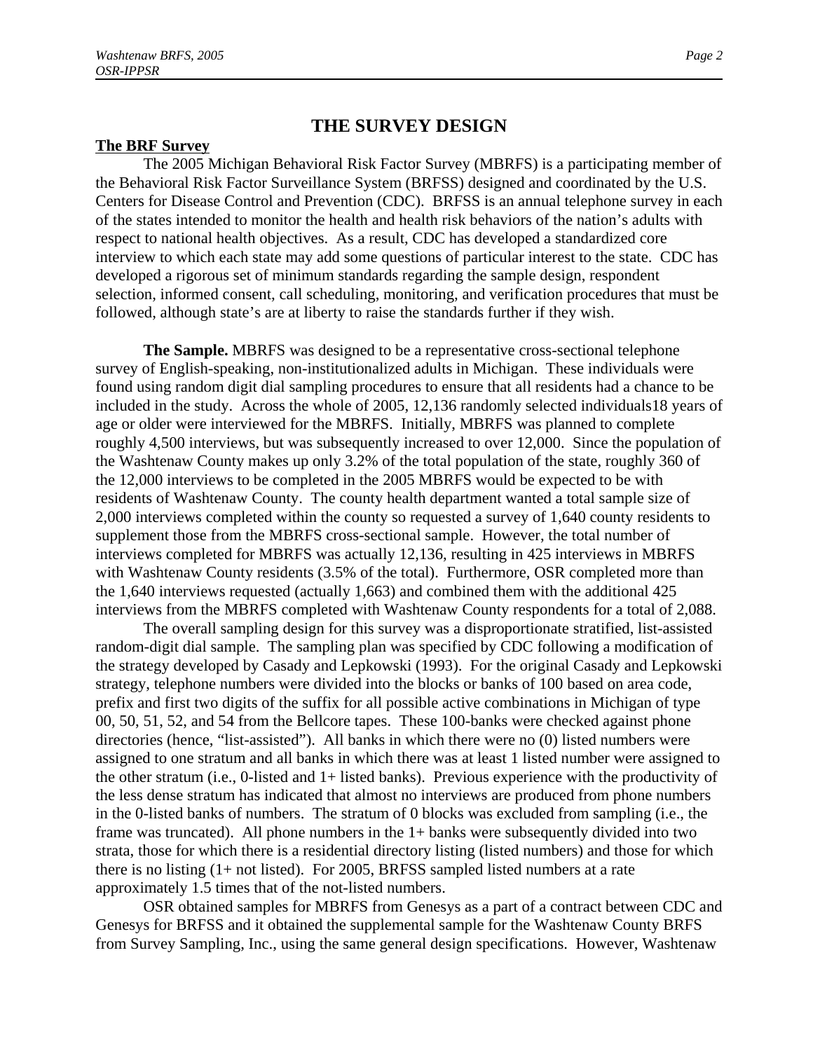# THE SURVEY DESIGN

**The BRF Survey**

The 2005 Michigan Behavioral Risk Factor Survey (MBRFS) is a participating member of the Behavioral Risk Factor Surveillance System (BRFSS) designed and coordinated by the U.S. Centers for Disease Control and Prevention (CDC). BRFSS is an annual telephone survey in each of the states intended to monitor the health and health risk behaviors of the nation's adults with respect to national health objectives. As a result, CDC has developed a standardized core interview to which each state may add some questions of particular interest to the state. CDC has developed a rigorous set of minimum standards regarding the sample design, respondent selection, informed consent, call scheduling, monitoring, and verification procedures that must be followed, although state's are at liberty to raise the standards further if they wish.

**The Sample.** MBRFS was designed to be a representative cross-sectional telephone survey of English-speaking, non-institutionalized adults in Michigan. These individuals were found using random digit dial sampling procedures to ensure that all residents had a chance to be included in the study. Across the whole of 2005, 12,136 randomly selected individuals18 years of age or older were interviewed for the MBRFS. Initially, MBRFS was planned to complete roughly 4,500 interviews, but was subsequently increased to over 12,000. Since the population of the Washtenaw County makes up only 3.2% of the total population of the state, roughly 360 of the 12,000 interviews to be completed in the 2005 MBRFS would be expected to be with residents of Washtenaw County. The county health department wanted a total sample size of 2,000 interviews completed within the county so requested a survey of 1,640 county residents to supplement those from the MBRFS cross-sectional sample. However, the total number of interviews completed for MBRFS was actually 12,136, resulting in 425 interviews in MBRFS with Washtenaw County residents (3.5% of the total). Furthermore, OSR completed more than the 1,640 interviews requested (actually 1,663) and combined them with the additional 425 interviews from the MBRFS completed with Washtenaw County respondents for a total of 2,088.

The overall sampling design for this survey was a disproportionate stratified, list-assisted random-digit dial sample. The sampling plan was specified by CDC following a modification of the strategy developed by Casady and Lepkowski (1993). For the original Casady and Lepkowski strategy, telephone numbers were divided into the blocks or banks of 100 based on area code, prefix and first two digits of the suffix for all possible active combinations in Michigan of type 00, 50, 51, 52, and 54 from the Bellcore tapes. These 100-banks were checked against phone directories (hence, "list-assisted"). All banks in which there were no (0) listed numbers were assigned to one stratum and all banks in which there was at least 1 listed number were assigned to the other stratum (i.e., 0-listed and 1+ listed banks). Previous experience with the productivity of the less dense stratum has indicated that almost no interviews are produced from phone numbers in the 0-listed banks of numbers. The stratum of 0 blocks was excluded from sampling (i.e., the frame was truncated). All phone numbers in the 1+ banks were subsequently divided into two strata, those for which there is a residential directory listing (listed numbers) and those for which there is no listing (1+ not listed). For 2005, BRFSS sampled listed numbers at a rate approximately 1.5 times that of the not-listed numbers.

OSR obtained samples for MBRFS from Genesys as a part of a contract between CDC and Genesys for BRFSS and it obtained the supplemental sample for the Washtenaw County BRFS from Survey Sampling, Inc., using the same general design specifications. However, Washtenaw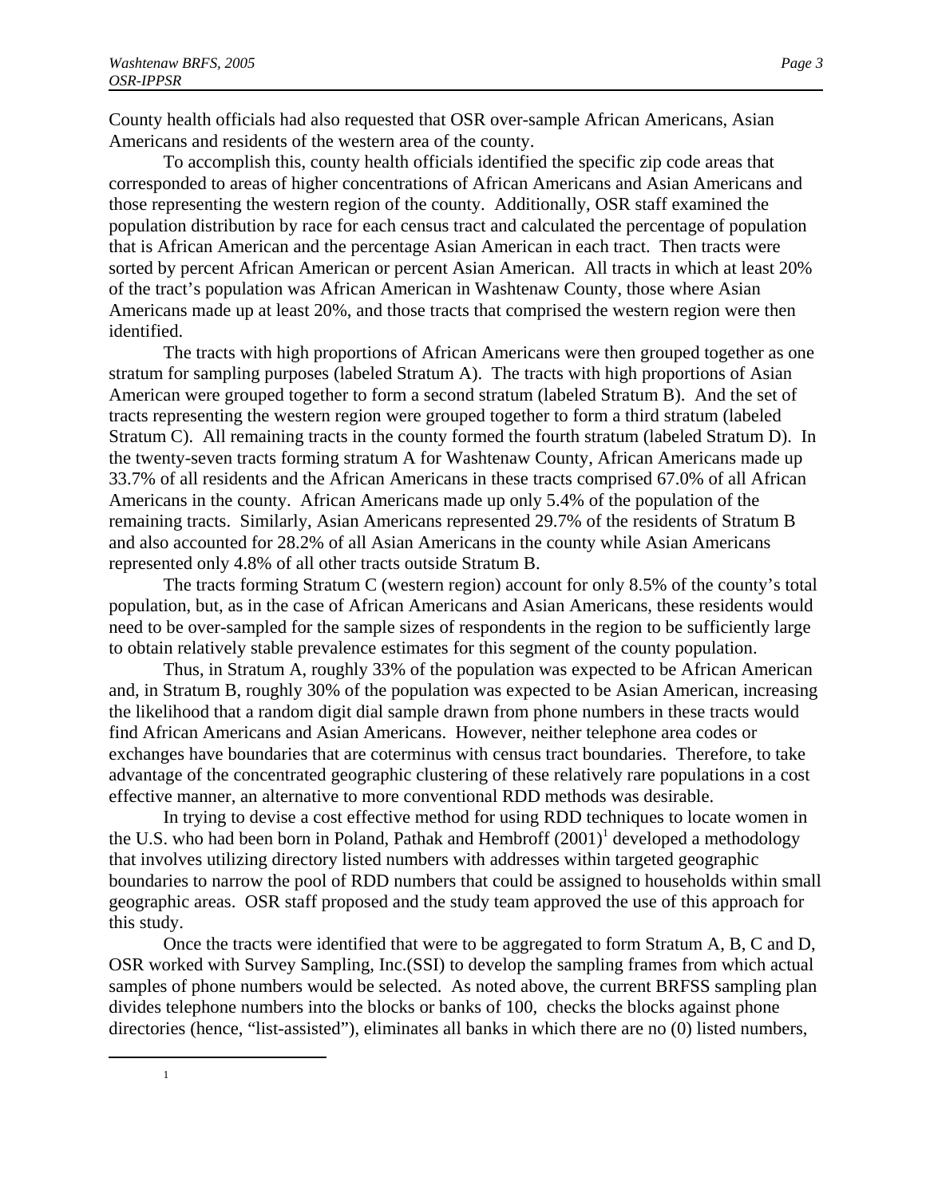County health officials had also requested that OSR over-sample African Americans, Asian Americans and residents of the western area of the county.

To accomplish this, county health officials identified the specific zip code areas that corresponded to areas of higher concentrations of African Americans and Asian Americans and those representing the western region of the county. Additionally, OSR staff examined the population distribution by race for each census tract and calculated the percentage of population that is African American and the percentage Asian American in each tract. Then tracts were sorted by percent African American or percent Asian American. All tracts in which at least 20% of the tract's population was African American in Washtenaw County, those where Asian Americans made up at least 20%, and those tracts that comprised the western region were then identified.

The tracts with high proportions of African Americans were then grouped together as one stratum for sampling purposes (labeled Stratum A). The tracts with high proportions of Asian American were grouped together to form a second stratum (labeled Stratum B). And the set of tracts representing the western region were grouped together to form a third stratum (labeled Stratum C). All remaining tracts in the county formed the fourth stratum (labeled Stratum D). In the twenty-seven tracts forming stratum A for Washtenaw County, African Americans made up 33.7% of all residents and the African Americans in these tracts comprised 67.0% of all African Americans in the county. African Americans made up only 5.4% of the population of the remaining tracts. Similarly, Asian Americans represented 29.7% of the residents of Stratum B and also accounted for 28.2% of all Asian Americans in the county while Asian Americans represented only 4.8% of all other tracts outside Stratum B.

The tracts forming Stratum C (western region) account for only 8.5% of the county's total population, but, as in the case of African Americans and Asian Americans, these residents would need to be over-sampled for the sample sizes of respondents in the region to be sufficiently large to obtain relatively stable prevalence estimates for this segment of the county population.

Thus, in Stratum A, roughly 33% of the population was expected to be African American and, in Stratum B, roughly 30% of the population was expected to be Asian American, increasing the likelihood that a random digit dial sample drawn from phone numbers in these tracts would find African Americans and Asian Americans. However, neither telephone area codes or exchanges have boundaries that are coterminus with census tract boundaries. Therefore, to take advantage of the concentrated geographic clustering of these relatively rare populations in a cost effective manner, an alternative to more conventional RDD methods was desirable.

In trying to devise a cost effective method for using RDD techniques to locate women in the U.S. who had been born in Poland, Pathak and Hembroff (2001)[1] developed a methodology that involves utilizing directory listed numbers with addresses within targeted geographic boundaries to narrow the pool of RDD numbers that could be assigned to households within small geographic areas. OSR staff proposed and the study team approved the use of this approach for this study.

Once the tracts were identified that were to be aggregated to form Stratum A, B, C and D, OSR worked with Survey Sampling, Inc.(SSI) to develop the sampling frames from which actual samples of phone numbers would be selected. As noted above, the current BRFSS sampling plan divides telephone numbers into the blocks or banks of 100, checks the blocks against phone directories (hence, "list-assisted"), eliminates all banks in which there are no (0) listed numbers,

---

[1]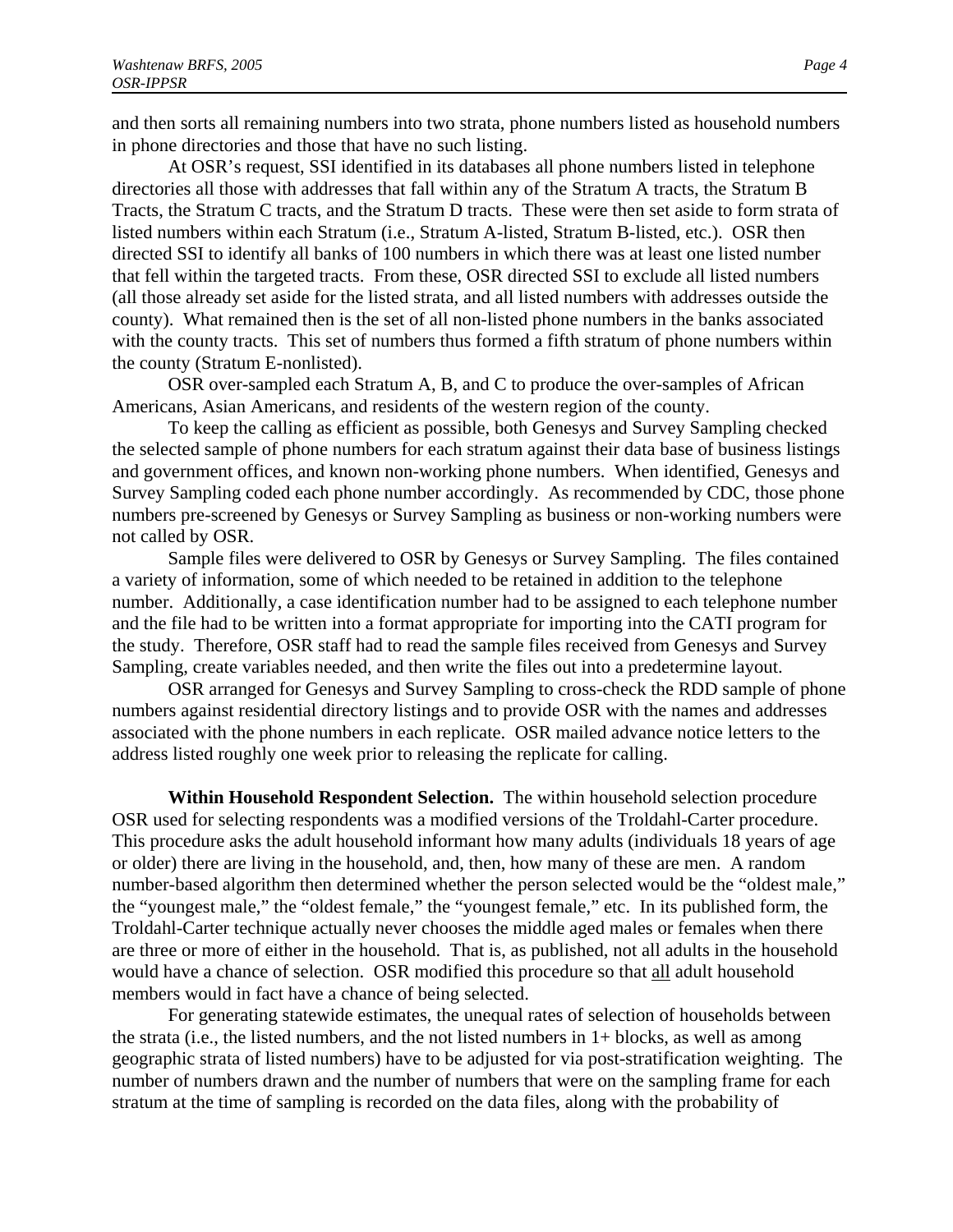and then sorts all remaining numbers into two strata, phone numbers listed as household numbers in phone directories and those that have no such listing.

At OSR's request, SSI identified in its databases all phone numbers listed in telephone directories all those with addresses that fall within any of the Stratum A tracts, the Stratum B Tracts, the Stratum C tracts, and the Stratum D tracts. These were then set aside to form strata of listed numbers within each Stratum (i.e., Stratum A-listed, Stratum B-listed, etc.). OSR then directed SSI to identify all banks of 100 numbers in which there was at least one listed number that fell within the targeted tracts. From these, OSR directed SSI to exclude all listed numbers (all those already set aside for the listed strata, and all listed numbers with addresses outside the county). What remained then is the set of all non-listed phone numbers in the banks associated with the county tracts. This set of numbers thus formed a fifth stratum of phone numbers within the county (Stratum E-nonlisted).

OSR over-sampled each Stratum A, B, and C to produce the over-samples of African Americans, Asian Americans, and residents of the western region of the county.

To keep the calling as efficient as possible, both Genesys and Survey Sampling checked the selected sample of phone numbers for each stratum against their data base of business listings and government offices, and known non-working phone numbers. When identified, Genesys and Survey Sampling coded each phone number accordingly. As recommended by CDC, those phone numbers pre-screened by Genesys or Survey Sampling as business or non-working numbers were not called by OSR.

Sample files were delivered to OSR by Genesys or Survey Sampling. The files contained a variety of information, some of which needed to be retained in addition to the telephone number. Additionally, a case identification number had to be assigned to each telephone number and the file had to be written into a format appropriate for importing into the CATI program for the study. Therefore, OSR staff had to read the sample files received from Genesys and Survey Sampling, create variables needed, and then write the files out into a predetermine layout.

OSR arranged for Genesys and Survey Sampling to cross-check the RDD sample of phone numbers against residential directory listings and to provide OSR with the names and addresses associated with the phone numbers in each replicate. OSR mailed advance notice letters to the address listed roughly one week prior to releasing the replicate for calling.

**Within Household Respondent Selection.** The within household selection procedure OSR used for selecting respondents was a modified versions of the Troldahl-Carter procedure. This procedure asks the adult household informant how many adults (individuals 18 years of age or older) there are living in the household, and, then, how many of these are men. A random number-based algorithm then determined whether the person selected would be the "oldest male," the "youngest male," the "oldest female," the "youngest female," etc. In its published form, the Troldahl-Carter technique actually never chooses the middle aged males or females when there are three or more of either in the household. That is, as published, not all adults in the household would have a chance of selection. OSR modified this procedure so that <u>all</u> adult household members would in fact have a chance of being selected.

For generating statewide estimates, the unequal rates of selection of households between the strata (i.e., the listed numbers, and the not listed numbers in 1+ blocks, as well as among geographic strata of listed numbers) have to be adjusted for via post-stratification weighting. The number of numbers drawn and the number of numbers that were on the sampling frame for each stratum at the time of sampling is recorded on the data files, along with the probability of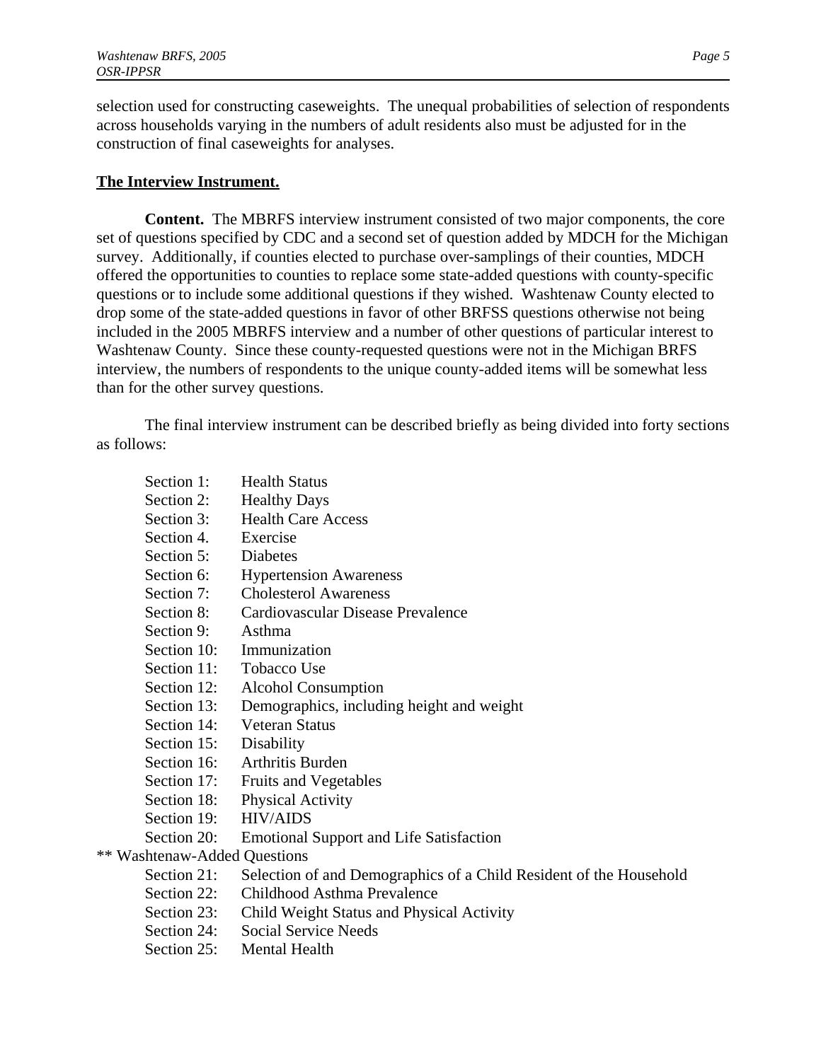selection used for constructing caseweights. The unequal probabilities of selection of respondents across households varying in the numbers of adult residents also must be adjusted for in the construction of final caseweights for analyses.

**The Interview Instrument.**

**Content.** The MBRFS interview instrument consisted of two major components, the core set of questions specified by CDC and a second set of question added by MDCH for the Michigan survey. Additionally, if counties elected to purchase over-samplings of their counties, MDCH offered the opportunities to counties to replace some state-added questions with county-specific questions or to include some additional questions if they wished. Washtenaw County elected to drop some of the state-added questions in favor of other BRFSS questions otherwise not being included in the 2005 MBRFS interview and a number of other questions of particular interest to Washtenaw County. Since these county-requested questions were not in the Michigan BRFS interview, the numbers of respondents to the unique county-added items will be somewhat less than for the other survey questions.

The final interview instrument can be described briefly as being divided into forty sections as follows:

- Section 1: Health Status
- Section 2: Healthy Days
- Section 3: Health Care Access
- Section 4. Exercise
- Section 5: Diabetes
- Section 6: Hypertension Awareness
- Section 7: Cholesterol Awareness
- Section 8: Cardiovascular Disease Prevalence
- Section 9: Asthma
- Section 10: Immunization
- Section 11: Tobacco Use
- Section 12: Alcohol Consumption
- Section 13: Demographics, including height and weight
- Section 14: Veteran Status
- Section 15: Disability
- Section 16: Arthritis Burden
- Section 17: Fruits and Vegetables
- Section 18: Physical Activity
- Section 19: HIV/AIDS
- Section 20: Emotional Support and Life Satisfaction

** Washtenaw-Added Questions

- Section 21: Selection of and Demographics of a Child Resident of the Household
- Section 22: Childhood Asthma Prevalence
- Section 23: Child Weight Status and Physical Activity
- Section 24: Social Service Needs
- Section 25: Mental Health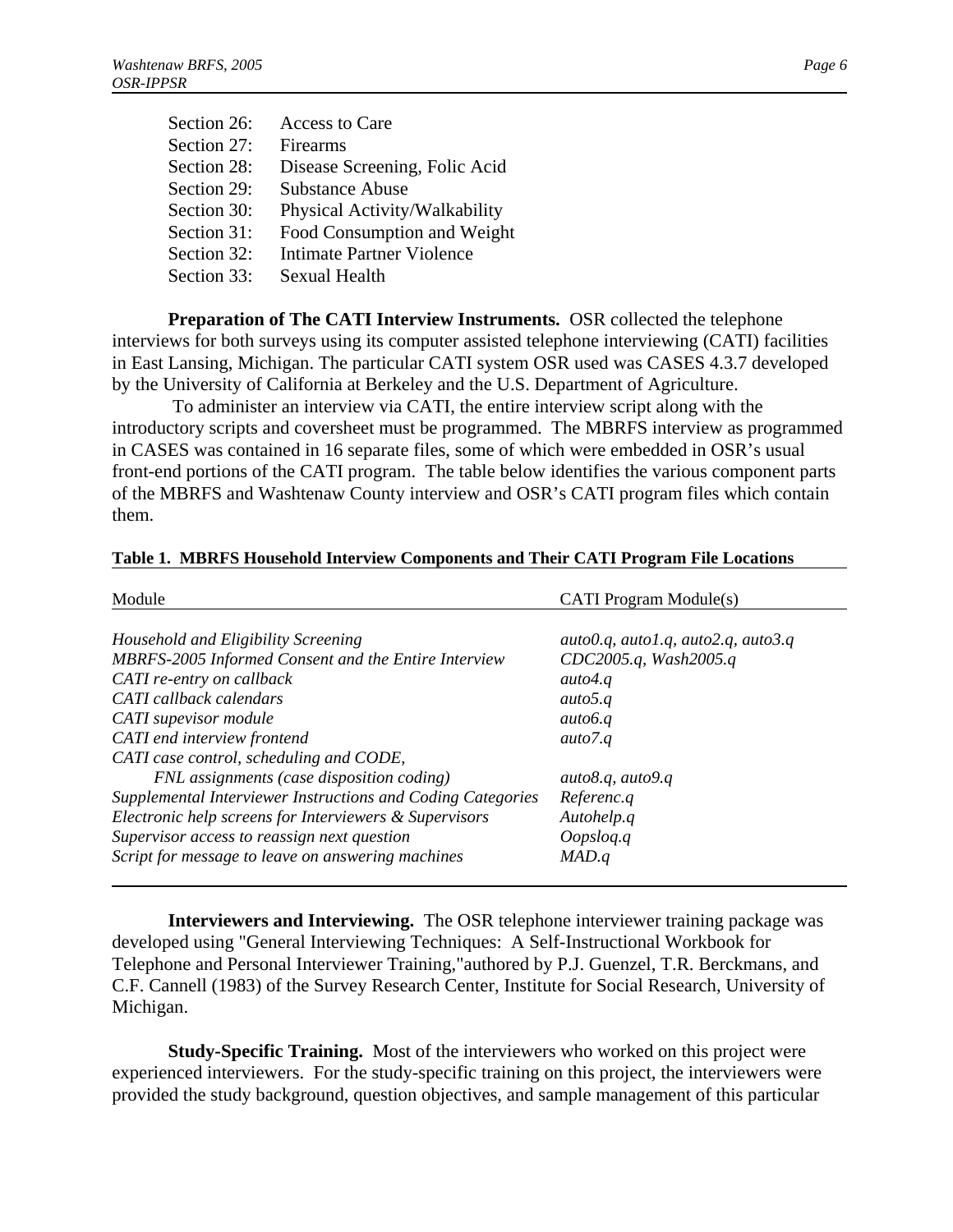| | |
|---|---|
| Section 26: | Access to Care |
| Section 27: | Firearms |
| Section 28: | Disease Screening, Folic Acid |
| Section 29: | Substance Abuse |
| Section 30: | Physical Activity/Walkability |
| Section 31: | Food Consumption and Weight |
| Section 32: | Intimate Partner Violence |
| Section 33: | Sexual Health |

**Preparation of The CATI Interview Instruments.** OSR collected the telephone interviews for both surveys using its computer assisted telephone interviewing (CATI) facilities in East Lansing, Michigan. The particular CATI system OSR used was CASES 4.3.7 developed by the University of California at Berkeley and the U.S. Department of Agriculture.

To administer an interview via CATI, the entire interview script along with the introductory scripts and coversheet must be programmed. The MBRFS interview as programmed in CASES was contained in 16 separate files, some of which were embedded in OSR's usual front-end portions of the CATI program. The table below identifies the various component parts of the MBRFS and Washtenaw County interview and OSR's CATI program files which contain them.

**Table 1. MBRFS Household Interview Components and Their CATI Program File Locations**

| Module | CATI Program Module(s) |
|---|---|
| *Household and Eligibility Screening* | *auto0.q, auto1.q, auto2.q, auto3.q* |
| *MBRFS-2005 Informed Consent and the Entire Interview* | *CDC2005.q, Wash2005.q* |
| *CATI re-entry on callback* | *auto4.q* |
| *CATI callback calendars* | *auto5.q* |
| *CATI supevisor module* | *auto6.q* |
| *CATI end interview frontend* | *auto7.q* |
| *CATI case control, scheduling and CODE, FNL assignments (case disposition coding)* | *auto8.q, auto9.q* |
| *Supplemental Interviewer Instructions and Coding Categories* | *Referenc.q* |
| *Electronic help screens for Interviewers & Supervisors* | *Autohelp.q* |
| *Supervisor access to reassign next question* | *Oopsloq.q* |
| *Script for message to leave on answering machines* | *MAD.q* |

**Interviewers and Interviewing.** The OSR telephone interviewer training package was developed using "General Interviewing Techniques: A Self-Instructional Workbook for Telephone and Personal Interviewer Training,"authored by P.J. Guenzel, T.R. Berckmans, and C.F. Cannell (1983) of the Survey Research Center, Institute for Social Research, University of Michigan.

**Study-Specific Training.** Most of the interviewers who worked on this project were experienced interviewers. For the study-specific training on this project, the interviewers were provided the study background, question objectives, and sample management of this particular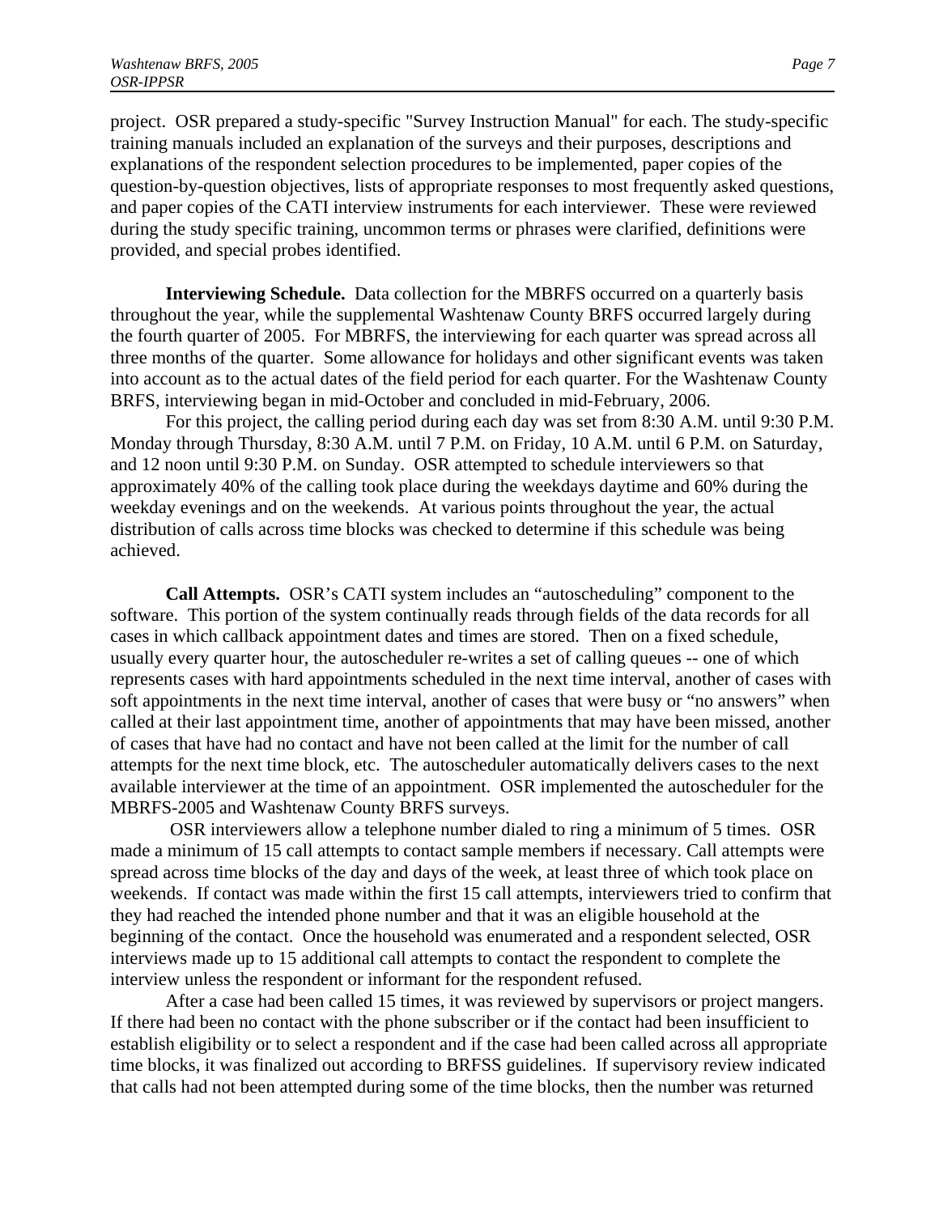project. OSR prepared a study-specific "Survey Instruction Manual" for each. The study-specific training manuals included an explanation of the surveys and their purposes, descriptions and explanations of the respondent selection procedures to be implemented, paper copies of the question-by-question objectives, lists of appropriate responses to most frequently asked questions, and paper copies of the CATI interview instruments for each interviewer. These were reviewed during the study specific training, uncommon terms or phrases were clarified, definitions were provided, and special probes identified.

**Interviewing Schedule.** Data collection for the MBRFS occurred on a quarterly basis throughout the year, while the supplemental Washtenaw County BRFS occurred largely during the fourth quarter of 2005. For MBRFS, the interviewing for each quarter was spread across all three months of the quarter. Some allowance for holidays and other significant events was taken into account as to the actual dates of the field period for each quarter. For the Washtenaw County BRFS, interviewing began in mid-October and concluded in mid-February, 2006.

For this project, the calling period during each day was set from 8:30 A.M. until 9:30 P.M. Monday through Thursday, 8:30 A.M. until 7 P.M. on Friday, 10 A.M. until 6 P.M. on Saturday, and 12 noon until 9:30 P.M. on Sunday. OSR attempted to schedule interviewers so that approximately 40% of the calling took place during the weekdays daytime and 60% during the weekday evenings and on the weekends. At various points throughout the year, the actual distribution of calls across time blocks was checked to determine if this schedule was being achieved.

**Call Attempts.** OSR's CATI system includes an "autoscheduling" component to the software. This portion of the system continually reads through fields of the data records for all cases in which callback appointment dates and times are stored. Then on a fixed schedule, usually every quarter hour, the autoscheduler re-writes a set of calling queues -- one of which represents cases with hard appointments scheduled in the next time interval, another of cases with soft appointments in the next time interval, another of cases that were busy or "no answers" when called at their last appointment time, another of appointments that may have been missed, another of cases that have had no contact and have not been called at the limit for the number of call attempts for the next time block, etc. The autoscheduler automatically delivers cases to the next available interviewer at the time of an appointment. OSR implemented the autoscheduler for the MBRFS-2005 and Washtenaw County BRFS surveys.

OSR interviewers allow a telephone number dialed to ring a minimum of 5 times. OSR made a minimum of 15 call attempts to contact sample members if necessary. Call attempts were spread across time blocks of the day and days of the week, at least three of which took place on weekends. If contact was made within the first 15 call attempts, interviewers tried to confirm that they had reached the intended phone number and that it was an eligible household at the beginning of the contact. Once the household was enumerated and a respondent selected, OSR interviews made up to 15 additional call attempts to contact the respondent to complete the interview unless the respondent or informant for the respondent refused.

After a case had been called 15 times, it was reviewed by supervisors or project mangers. If there had been no contact with the phone subscriber or if the contact had been insufficient to establish eligibility or to select a respondent and if the case had been called across all appropriate time blocks, it was finalized out according to BRFSS guidelines. If supervisory review indicated that calls had not been attempted during some of the time blocks, then the number was returned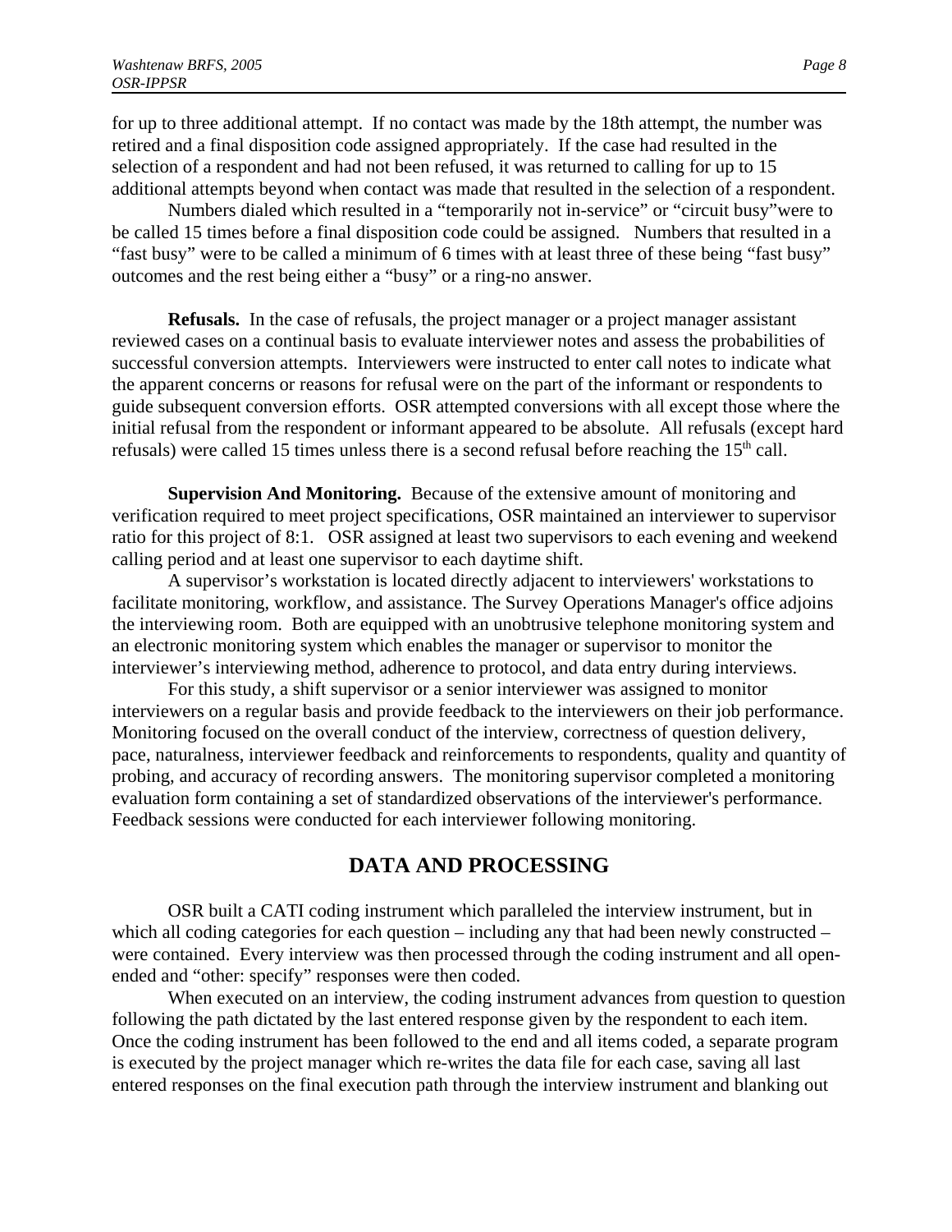for up to three additional attempt. If no contact was made by the 18th attempt, the number was retired and a final disposition code assigned appropriately. If the case had resulted in the selection of a respondent and had not been refused, it was returned to calling for up to 15 additional attempts beyond when contact was made that resulted in the selection of a respondent.

Numbers dialed which resulted in a "temporarily not in-service" or "circuit busy"were to be called 15 times before a final disposition code could be assigned. Numbers that resulted in a "fast busy" were to be called a minimum of 6 times with at least three of these being "fast busy" outcomes and the rest being either a "busy" or a ring-no answer.

**Refusals.** In the case of refusals, the project manager or a project manager assistant reviewed cases on a continual basis to evaluate interviewer notes and assess the probabilities of successful conversion attempts. Interviewers were instructed to enter call notes to indicate what the apparent concerns or reasons for refusal were on the part of the informant or respondents to guide subsequent conversion efforts. OSR attempted conversions with all except those where the initial refusal from the respondent or informant appeared to be absolute. All refusals (except hard refusals) were called 15 times unless there is a second refusal before reaching the 15th call.

**Supervision And Monitoring.** Because of the extensive amount of monitoring and verification required to meet project specifications, OSR maintained an interviewer to supervisor ratio for this project of 8:1. OSR assigned at least two supervisors to each evening and weekend calling period and at least one supervisor to each daytime shift.

A supervisor's workstation is located directly adjacent to interviewers' workstations to facilitate monitoring, workflow, and assistance. The Survey Operations Manager's office adjoins the interviewing room. Both are equipped with an unobtrusive telephone monitoring system and an electronic monitoring system which enables the manager or supervisor to monitor the interviewer's interviewing method, adherence to protocol, and data entry during interviews.

For this study, a shift supervisor or a senior interviewer was assigned to monitor interviewers on a regular basis and provide feedback to the interviewers on their job performance. Monitoring focused on the overall conduct of the interview, correctness of question delivery, pace, naturalness, interviewer feedback and reinforcements to respondents, quality and quantity of probing, and accuracy of recording answers. The monitoring supervisor completed a monitoring evaluation form containing a set of standardized observations of the interviewer's performance. Feedback sessions were conducted for each interviewer following monitoring.

## DATA AND PROCESSING

OSR built a CATI coding instrument which paralleled the interview instrument, but in which all coding categories for each question – including any that had been newly constructed – were contained. Every interview was then processed through the coding instrument and all open-ended and "other: specify" responses were then coded.

When executed on an interview, the coding instrument advances from question to question following the path dictated by the last entered response given by the respondent to each item. Once the coding instrument has been followed to the end and all items coded, a separate program is executed by the project manager which re-writes the data file for each case, saving all last entered responses on the final execution path through the interview instrument and blanking out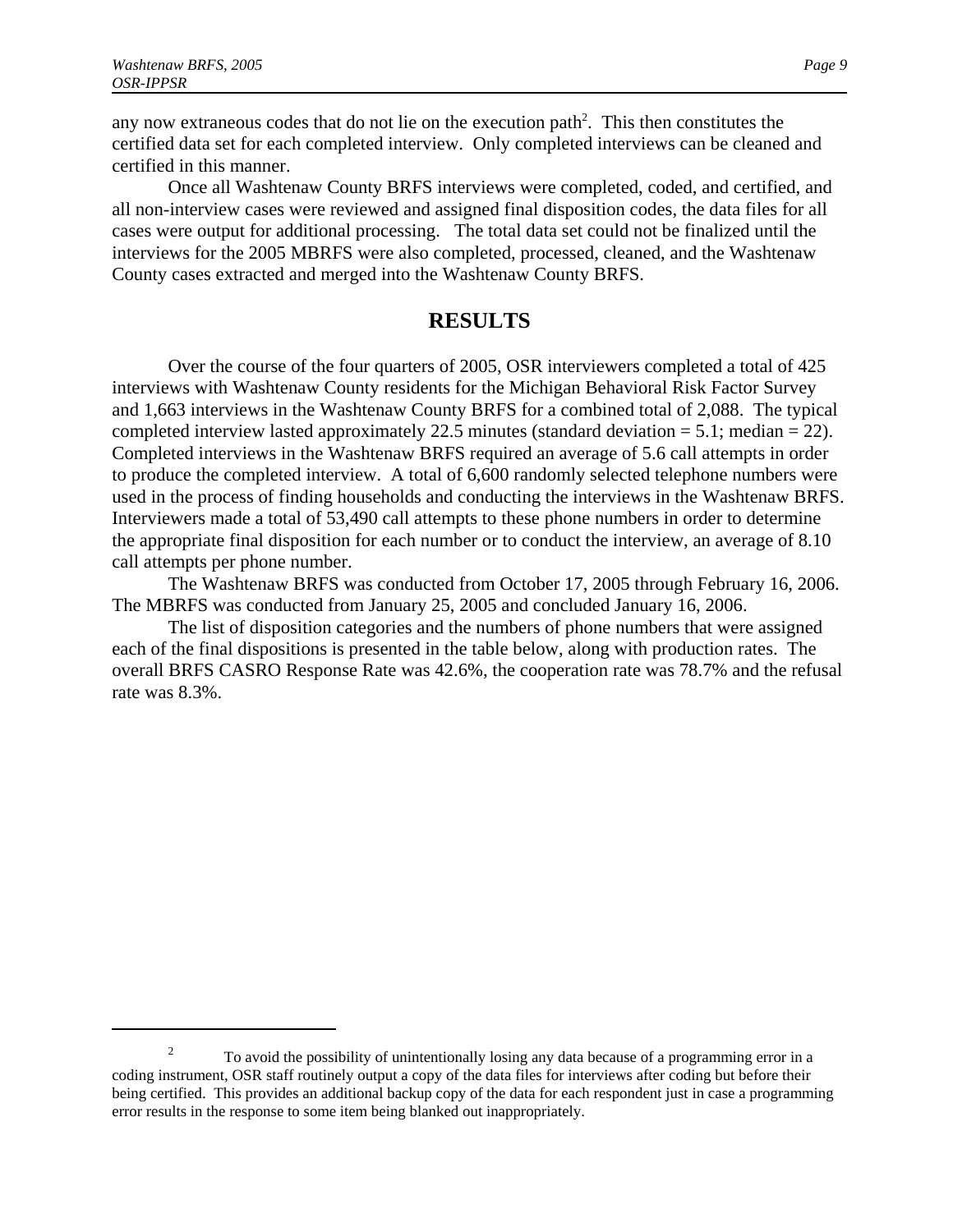any now extraneous codes that do not lie on the execution path[2]. This then constitutes the certified data set for each completed interview. Only completed interviews can be cleaned and certified in this manner.

Once all Washtenaw County BRFS interviews were completed, coded, and certified, and all non-interview cases were reviewed and assigned final disposition codes, the data files for all cases were output for additional processing. The total data set could not be finalized until the interviews for the 2005 MBRFS were also completed, processed, cleaned, and the Washtenaw County cases extracted and merged into the Washtenaw County BRFS.

## RESULTS

Over the course of the four quarters of 2005, OSR interviewers completed a total of 425 interviews with Washtenaw County residents for the Michigan Behavioral Risk Factor Survey and 1,663 interviews in the Washtenaw County BRFS for a combined total of 2,088. The typical completed interview lasted approximately 22.5 minutes (standard deviation = 5.1; median = 22). Completed interviews in the Washtenaw BRFS required an average of 5.6 call attempts in order to produce the completed interview. A total of 6,600 randomly selected telephone numbers were used in the process of finding households and conducting the interviews in the Washtenaw BRFS. Interviewers made a total of 53,490 call attempts to these phone numbers in order to determine the appropriate final disposition for each number or to conduct the interview, an average of 8.10 call attempts per phone number.

The Washtenaw BRFS was conducted from October 17, 2005 through February 16, 2006. The MBRFS was conducted from January 25, 2005 and concluded January 16, 2006.

The list of disposition categories and the numbers of phone numbers that were assigned each of the final dispositions is presented in the table below, along with production rates. The overall BRFS CASRO Response Rate was 42.6%, the cooperation rate was 78.7% and the refusal rate was 8.3%.

---

[2] To avoid the possibility of unintentionally losing any data because of a programming error in a coding instrument, OSR staff routinely output a copy of the data files for interviews after coding but before their being certified. This provides an additional backup copy of the data for each respondent just in case a programming error results in the response to some item being blanked out inappropriately.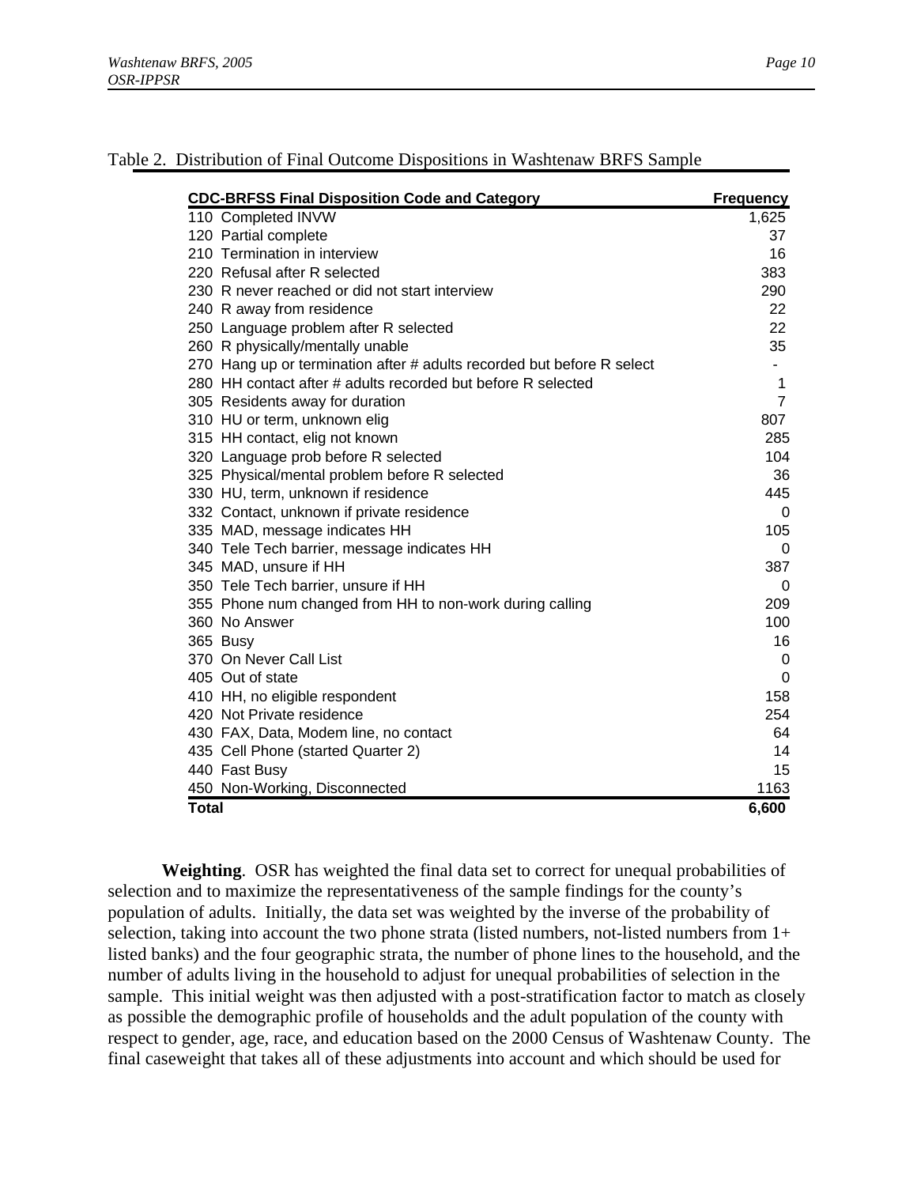Table 2. Distribution of Final Outcome Dispositions in Washtenaw BRFS Sample

| CDC-BRFSS Final Disposition Code and Category | Frequency |
|---|---|
| 110 Completed INVW | 1,625 |
| 120 Partial complete | 37 |
| 210 Termination in interview | 16 |
| 220 Refusal after R selected | 383 |
| 230 R never reached or did not start interview | 290 |
| 240 R away from residence | 22 |
| 250 Language problem after R selected | 22 |
| 260 R physically/mentally unable | 35 |
| 270 Hang up or termination after # adults recorded but before R select | - |
| 280 HH contact after # adults recorded but before R selected | 1 |
| 305 Residents away for duration | 7 |
| 310 HU or term, unknown elig | 807 |
| 315 HH contact, elig not known | 285 |
| 320 Language prob before R selected | 104 |
| 325 Physical/mental problem before R selected | 36 |
| 330 HU, term, unknown if residence | 445 |
| 332 Contact, unknown if private residence | 0 |
| 335 MAD, message indicates HH | 105 |
| 340 Tele Tech barrier, message indicates HH | 0 |
| 345 MAD, unsure if HH | 387 |
| 350 Tele Tech barrier, unsure if HH | 0 |
| 355 Phone num changed from HH to non-work during calling | 209 |
| 360 No Answer | 100 |
| 365 Busy | 16 |
| 370 On Never Call List | 0 |
| 405 Out of state | 0 |
| 410 HH, no eligible respondent | 158 |
| 420 Not Private residence | 254 |
| 430 FAX, Data, Modem line, no contact | 64 |
| 435 Cell Phone (started Quarter 2) | 14 |
| 440 Fast Busy | 15 |
| 450 Non-Working, Disconnected | 1163 |
| **Total** | **6,600** |

**Weighting**. OSR has weighted the final data set to correct for unequal probabilities of selection and to maximize the representativeness of the sample findings for the county's population of adults. Initially, the data set was weighted by the inverse of the probability of selection, taking into account the two phone strata (listed numbers, not-listed numbers from 1+ listed banks) and the four geographic strata, the number of phone lines to the household, and the number of adults living in the household to adjust for unequal probabilities of selection in the sample. This initial weight was then adjusted with a post-stratification factor to match as closely as possible the demographic profile of households and the adult population of the county with respect to gender, age, race, and education based on the 2000 Census of Washtenaw County. The final caseweight that takes all of these adjustments into account and which should be used for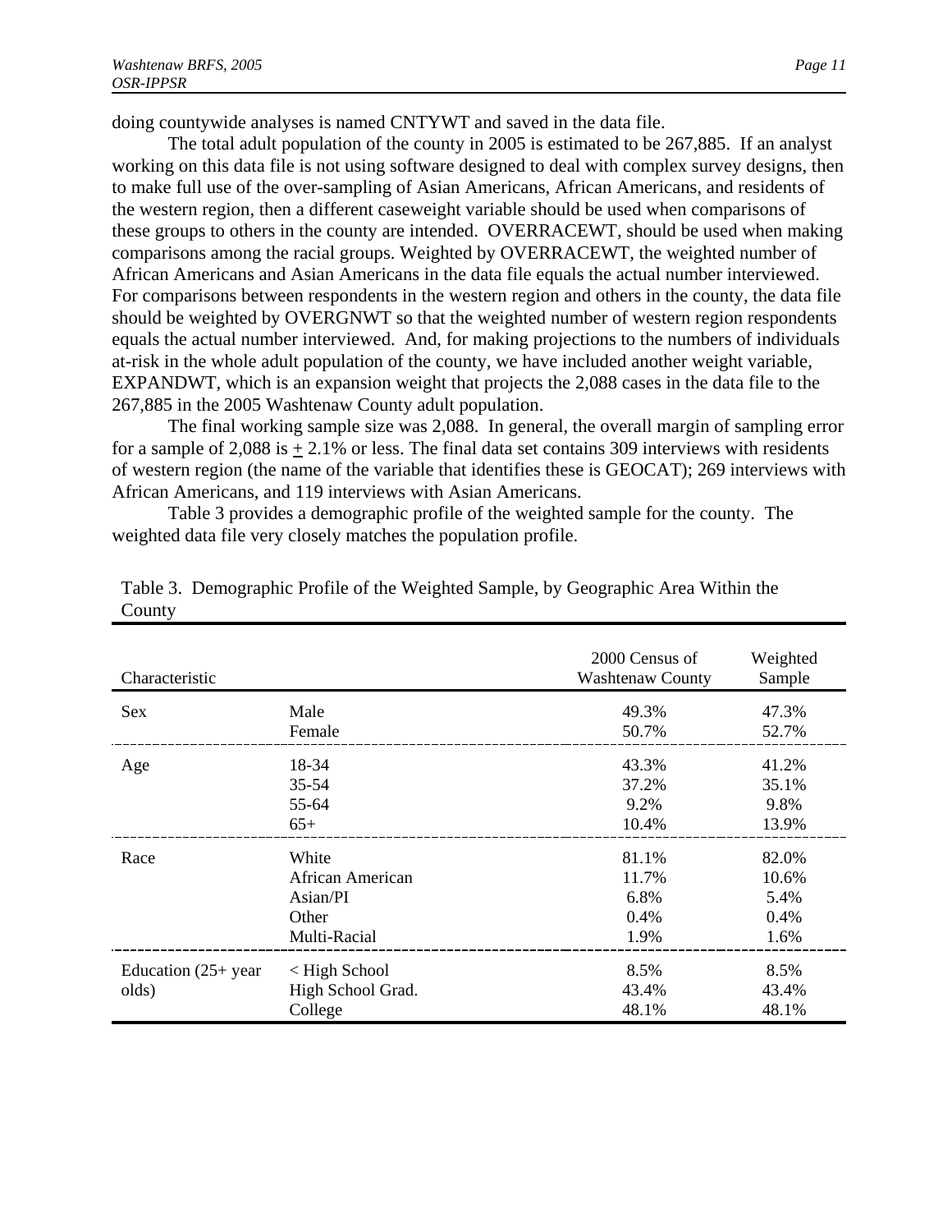doing countywide analyses is named CNTYWT and saved in the data file.

The total adult population of the county in 2005 is estimated to be 267,885. If an analyst working on this data file is not using software designed to deal with complex survey designs, then to make full use of the over-sampling of Asian Americans, African Americans, and residents of the western region, then a different caseweight variable should be used when comparisons of these groups to others in the county are intended. OVERRACEWT, should be used when making comparisons among the racial groups. Weighted by OVERRACEWT, the weighted number of African Americans and Asian Americans in the data file equals the actual number interviewed. For comparisons between respondents in the western region and others in the county, the data file should be weighted by OVERGNWT so that the weighted number of western region respondents equals the actual number interviewed. And, for making projections to the numbers of individuals at-risk in the whole adult population of the county, we have included another weight variable, EXPANDWT, which is an expansion weight that projects the 2,088 cases in the data file to the 267,885 in the 2005 Washtenaw County adult population.

The final working sample size was 2,088. In general, the overall margin of sampling error for a sample of 2,088 is ± 2.1% or less. The final data set contains 309 interviews with residents of western region (the name of the variable that identifies these is GEOCAT); 269 interviews with African Americans, and 119 interviews with Asian Americans.

Table 3 provides a demographic profile of the weighted sample for the county. The weighted data file very closely matches the population profile.

Table 3. Demographic Profile of the Weighted Sample, by Geographic Area Within the County

| Characteristic | | 2000 Census of Washtenaw County | Weighted Sample |
|---|---|---|---|
| Sex | Male | 49.3% | 47.3% |
| | Female | 50.7% | 52.7% |
| Age | 18-34 | 43.3% | 41.2% |
| | 35-54 | 37.2% | 35.1% |
| | 55-64 | 9.2% | 9.8% |
| | 65+ | 10.4% | 13.9% |
| Race | White | 81.1% | 82.0% |
| | African American | 11.7% | 10.6% |
| | Asian/PI | 6.8% | 5.4% |
| | Other | 0.4% | 0.4% |
| | Multi-Racial | 1.9% | 1.6% |
| Education (25+ year olds) | < High School | 8.5% | 8.5% |
| | High School Grad. | 43.4% | 43.4% |
| | College | 48.1% | 48.1% |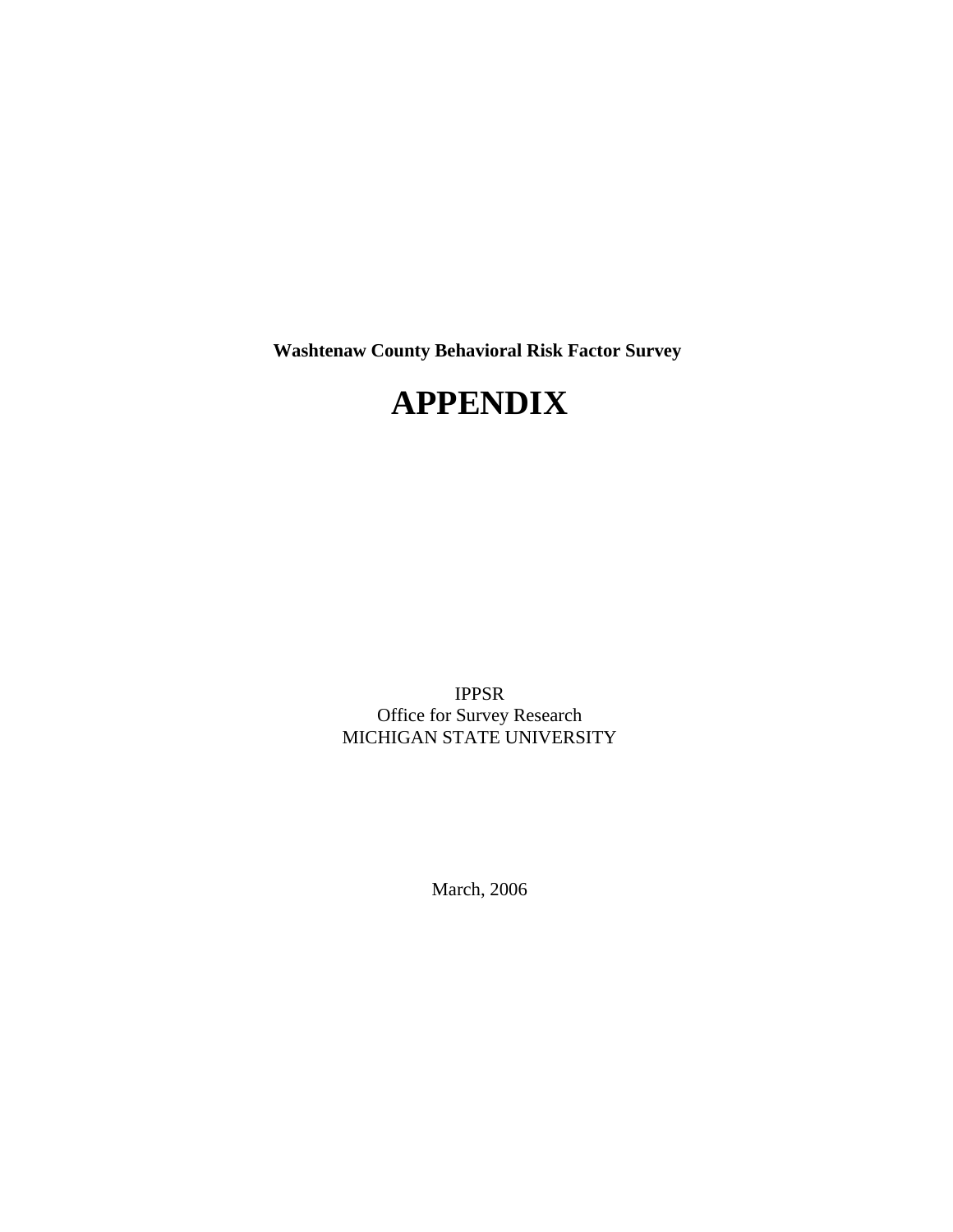**Washtenaw County Behavioral Risk Factor Survey**

# APPENDIX

IPPSR
Office for Survey Research
MICHIGAN STATE UNIVERSITY

March, 2006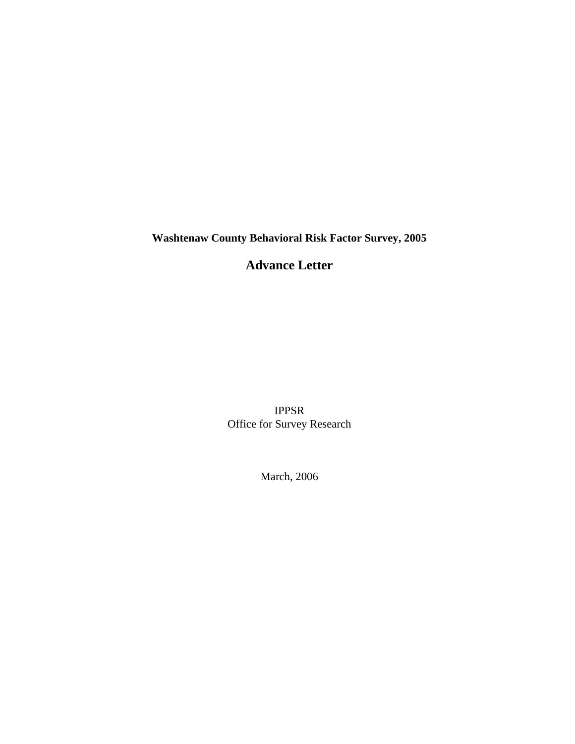**Washtenaw County Behavioral Risk Factor Survey, 2005**

# Advance Letter

IPPSR
Office for Survey Research

March, 2006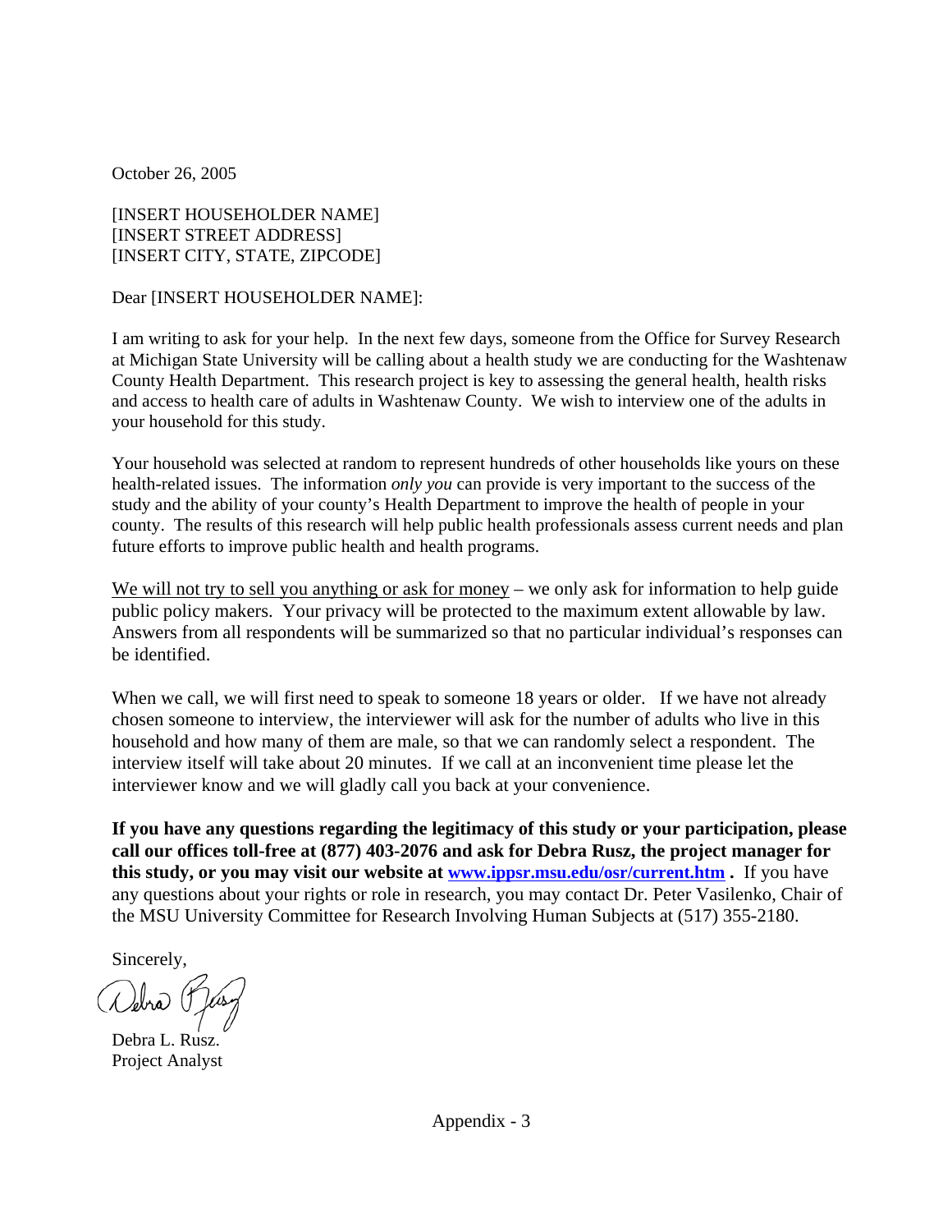October 26, 2005

[INSERT HOUSEHOLDER NAME]
[INSERT STREET ADDRESS]
[INSERT CITY, STATE, ZIPCODE]

Dear [INSERT HOUSEHOLDER NAME]:

I am writing to ask for your help. In the next few days, someone from the Office for Survey Research at Michigan State University will be calling about a health study we are conducting for the Washtenaw County Health Department. This research project is key to assessing the general health, health risks and access to health care of adults in Washtenaw County. We wish to interview one of the adults in your household for this study.

Your household was selected at random to represent hundreds of other households like yours on these health-related issues. The information *only you* can provide is very important to the success of the study and the ability of your county's Health Department to improve the health of people in your county. The results of this research will help public health professionals assess current needs and plan future efforts to improve public health and health programs.

<u>We will not try to sell you anything or ask for money</u> – we only ask for information to help guide public policy makers. Your privacy will be protected to the maximum extent allowable by law. Answers from all respondents will be summarized so that no particular individual's responses can be identified.

When we call, we will first need to speak to someone 18 years or older. If we have not already chosen someone to interview, the interviewer will ask for the number of adults who live in this household and how many of them are male, so that we can randomly select a respondent. The interview itself will take about 20 minutes. If we call at an inconvenient time please let the interviewer know and we will gladly call you back at your convenience.

**If you have any questions regarding the legitimacy of this study or your participation, please call our offices toll-free at (877) 403-2076 and ask for Debra Rusz, the project manager for this study, or you may visit our website at [www.ippsr.msu.edu/osr/current.htm](www.ippsr.msu.edu/osr/current.htm) .** If you have any questions about your rights or role in research, you may contact Dr. Peter Vasilenko, Chair of the MSU University Committee for Research Involving Human Subjects at (517) 355-2180.

Sincerely,

Debra L. Rusz.
Project Analyst

Appendix - 3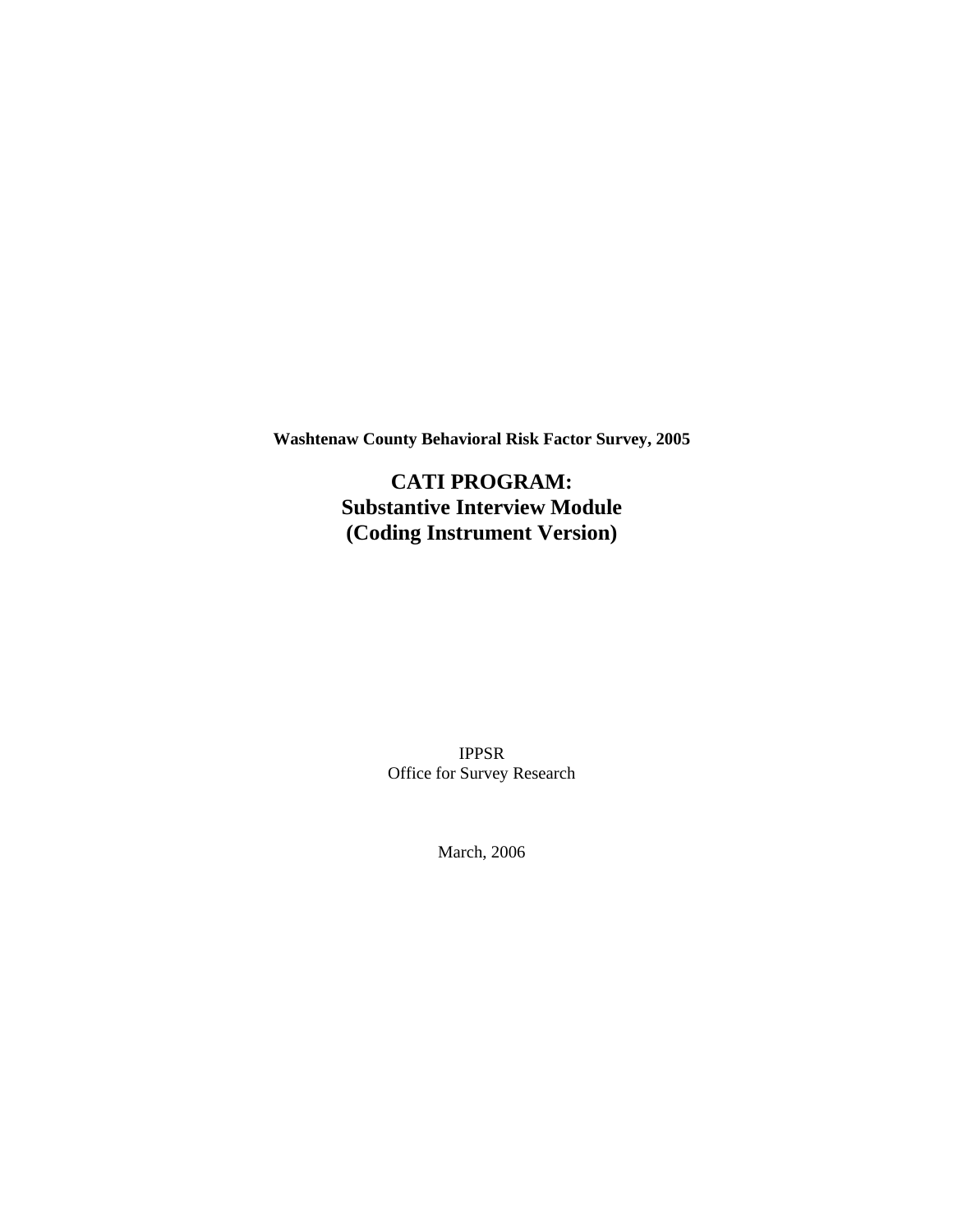**Washtenaw County Behavioral Risk Factor Survey, 2005**

# CATI PROGRAM:
# Substantive Interview Module
# (Coding Instrument Version)

IPPSR
Office for Survey Research

March, 2006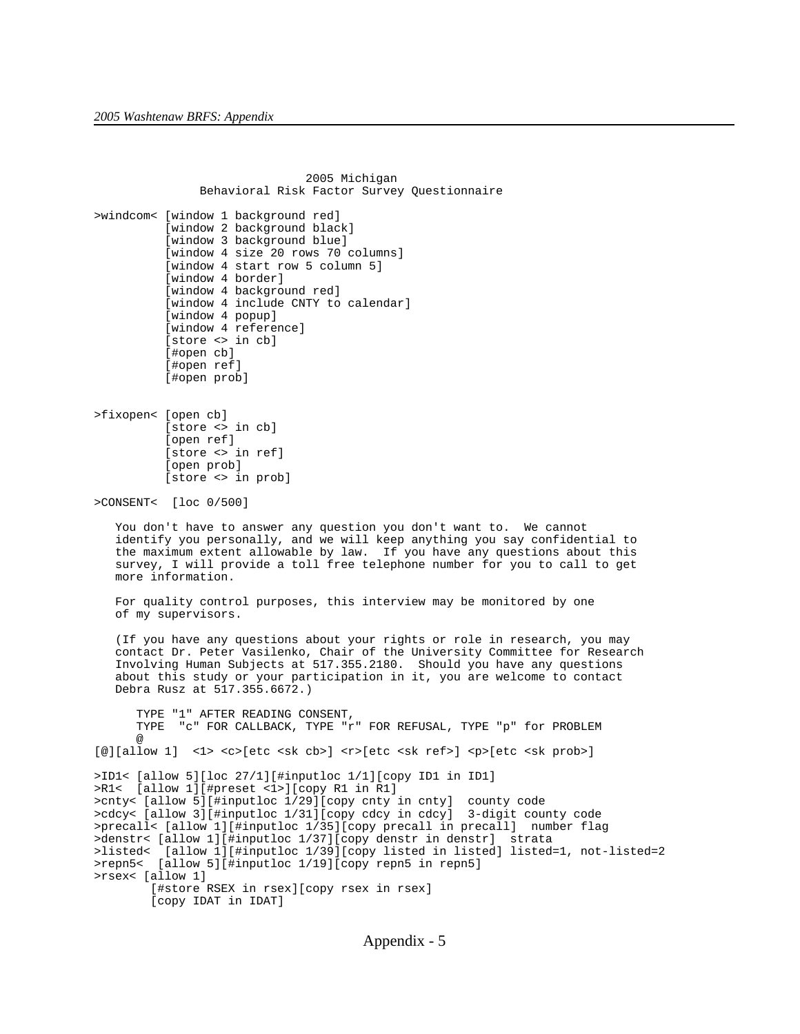2005 Michigan
Behavioral Risk Factor Survey Questionnaire

```
>windcom< [window 1 background red]
          [window 2 background black]
          [window 3 background blue]
          [window 4 size 20 rows 70 columns]
          [window 4 start row 5 column 5]
          [window 4 border]
          [window 4 background red]
          [window 4 include CNTY to calendar]
          [window 4 popup]
          [window 4 reference]
          [store <> in cb]
          [#open cb]
          [#open ref]
          [#open prob]


>fixopen< [open cb]
          [store <> in cb]
          [open ref]
          [store <> in ref]
          [open prob]
          [store <> in prob]

>CONSENT<  [loc 0/500]

   You don't have to answer any question you don't want to.  We cannot
   identify you personally, and we will keep anything you say confidential to
   the maximum extent allowable by law.  If you have any questions about this
   survey, I will provide a toll free telephone number for you to call to get
   more information.

   For quality control purposes, this interview may be monitored by one
   of my supervisors.

   (If you have any questions about your rights or role in research, you may
   contact Dr. Peter Vasilenko, Chair of the University Committee for Research
   Involving Human Subjects at 517.355.2180.  Should you have any questions
   about this study or your participation in it, you are welcome to contact
   Debra Rusz at 517.355.6672.)

      TYPE "1" AFTER READING CONSENT,
      TYPE  "c" FOR CALLBACK, TYPE "r" FOR REFUSAL, TYPE "p" for PROBLEM
      @
[@][allow 1]  <1> <c>[etc <sk cb>] <r>[etc <sk ref>] <p>[etc <sk prob>]

>ID1< [allow 5][loc 27/1][#inputloc 1/1][copy ID1 in ID1]
>R1<  [allow 1][#preset <1>][copy R1 in R1]
>cnty< [allow 5][#inputloc 1/29][copy cnty in cnty]  county code
>cdcy< [allow 3][#inputloc 1/31][copy cdcy in cdcy]  3-digit county code
>precall< [allow 1][#inputloc 1/35][copy precall in precall]  number flag
>denstr< [allow 1][#inputloc 1/37][copy denstr in denstr]  strata
>listed<  [allow 1][#inputloc 1/39][copy listed in listed] listed=1, not-listed=2
>repn5<  [allow 5][#inputloc 1/19][copy repn5 in repn5]
>rsex< [allow 1]
        [#store RSEX in rsex][copy rsex in rsex]
        [copy IDAT in IDAT]
```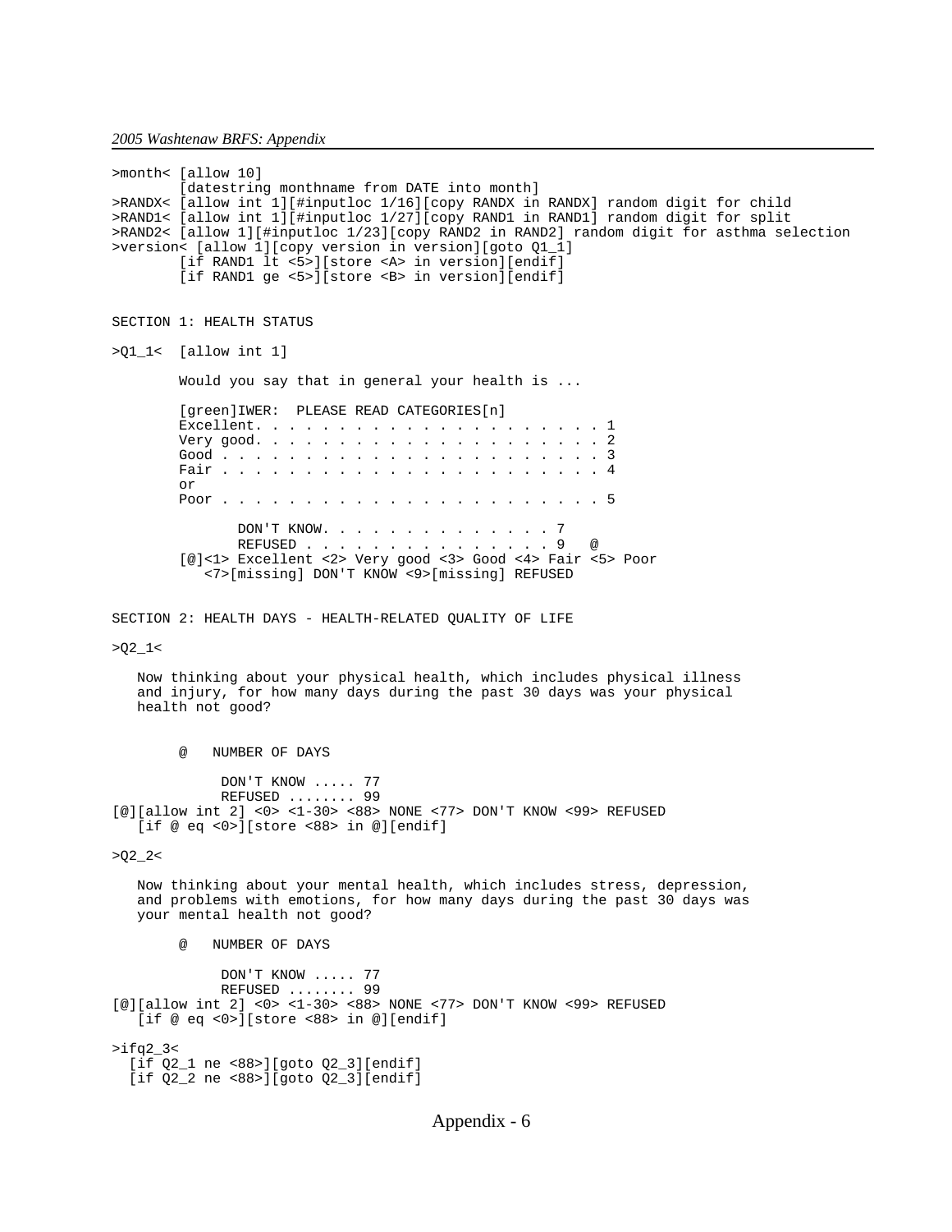```
>month< [allow 10]
        [datestring monthname from DATE into month]
>RANDX< [allow int 1][#inputloc 1/16][copy RANDX in RANDX] random digit for child
>RAND1< [allow int 1][#inputloc 1/27][copy RAND1 in RAND1] random digit for split
>RAND2< [allow 1][#inputloc 1/23][copy RAND2 in RAND2] random digit for asthma selection
>version< [allow 1][copy version in version][goto Q1_1]
        [if RAND1 lt <5>][store <A> in version][endif]
        [if RAND1 ge <5>][store <B> in version][endif]


SECTION 1: HEALTH STATUS

>Q1_1<  [allow int 1]

        Would you say that in general your health is ...

        [green]IWER:  PLEASE READ CATEGORIES[n]
        Excellent. . . . . . . . . . . . . . . . . . . . . 1
        Very good. . . . . . . . . . . . . . . . . . . . . 2
        Good . . . . . . . . . . . . . . . . . . . . . . . 3
        Fair . . . . . . . . . . . . . . . . . . . . . . . 4
        or
        Poor . . . . . . . . . . . . . . . . . . . . . . . 5

               DON'T KNOW. . . . . . . . . . . . . . 7
               REFUSED . . . . . . . . . . . . . . . 9   @
        [@]<1> Excellent <2> Very good <3> Good <4> Fair <5> Poor
           <7>[missing] DON'T KNOW <9>[missing] REFUSED


SECTION 2: HEALTH DAYS - HEALTH-RELATED QUALITY OF LIFE

>Q2_1<

   Now thinking about your physical health, which includes physical illness
   and injury, for how many days during the past 30 days was your physical
   health not good?


        @   NUMBER OF DAYS

              DON'T KNOW ..... 77
              REFUSED ........ 99
[@][allow int 2] <0> <1-30> <88> NONE <77> DON'T KNOW <99> REFUSED
   [if @ eq <0>][store <88> in @][endif]

>Q2_2<

   Now thinking about your mental health, which includes stress, depression,
   and problems with emotions, for how many days during the past 30 days was
   your mental health not good?

        @   NUMBER OF DAYS

              DON'T KNOW ..... 77
              REFUSED ........ 99
[@][allow int 2] <0> <1-30> <88> NONE <77> DON'T KNOW <99> REFUSED
   [if @ eq <0>][store <88> in @][endif]

>ifq2_3<
  [if Q2_1 ne <88>][goto Q2_3][endif]
  [if Q2_2 ne <88>][goto Q2_3][endif]
```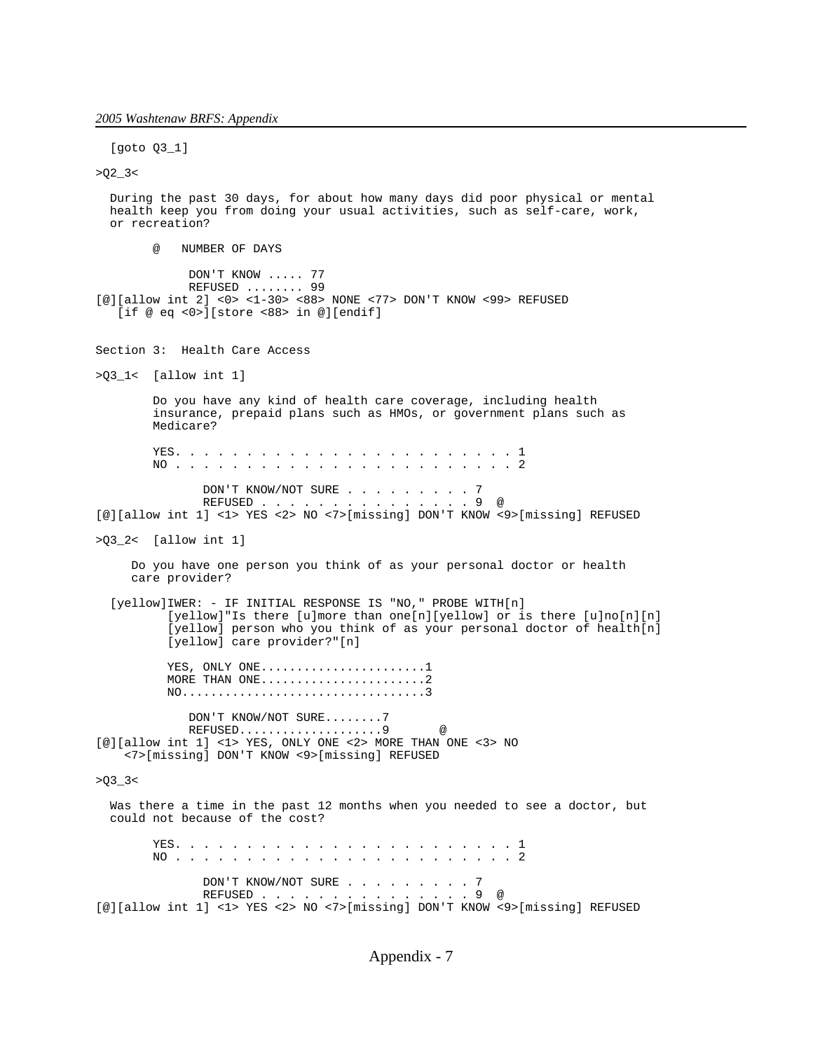```
  [goto Q3_1]

>Q2_3<

  During the past 30 days, for about how many days did poor physical or mental
  health keep you from doing your usual activities, such as self-care, work,
  or recreation?

        @   NUMBER OF DAYS

            DON'T KNOW ..... 77
            REFUSED ........ 99
[@][allow int 2] <0> <1-30> <88> NONE <77> DON'T KNOW <99> REFUSED
   [if @ eq <0>][store <88> in @][endif]


Section 3:  Health Care Access

>Q3_1<  [allow int 1]

        Do you have any kind of health care coverage, including health
        insurance, prepaid plans such as HMOs, or government plans such as
        Medicare?

        YES. . . . . . . . . . . . . . . . . . . . . . . . . 1
        NO . . . . . . . . . . . . . . . . . . . . . . . . . 2

               DON'T KNOW/NOT SURE . . . . . . . . . 7
               REFUSED . . . . . . . . . . . . . . . 9  @
[@][allow int 1] <1> YES <2> NO <7>[missing] DON'T KNOW <9>[missing] REFUSED

>Q3_2<  [allow int 1]

     Do you have one person you think of as your personal doctor or health
     care provider?

  [yellow]IWER: - IF INITIAL RESPONSE IS "NO," PROBE WITH[n]
          [yellow]"Is there [u]more than one[n][yellow] or is there [u]no[n][n]
          [yellow] person who you think of as your personal doctor of health[n]
          [yellow] care provider?"[n]

          YES, ONLY ONE......................1
          MORE THAN ONE......................2
          NO.................................3

             DON'T KNOW/NOT SURE........7
             REFUSED...................9       @
[@][allow int 1] <1> YES, ONLY ONE <2> MORE THAN ONE <3> NO
    <7>[missing] DON'T KNOW <9>[missing] REFUSED

>Q3_3<

  Was there a time in the past 12 months when you needed to see a doctor, but
  could not because of the cost?

        YES. . . . . . . . . . . . . . . . . . . . . . . . . 1
        NO . . . . . . . . . . . . . . . . . . . . . . . . . 2

               DON'T KNOW/NOT SURE . . . . . . . . . 7
               REFUSED . . . . . . . . . . . . . . . 9  @
[@][allow int 1] <1> YES <2> NO <7>[missing] DON'T KNOW <9>[missing] REFUSED
```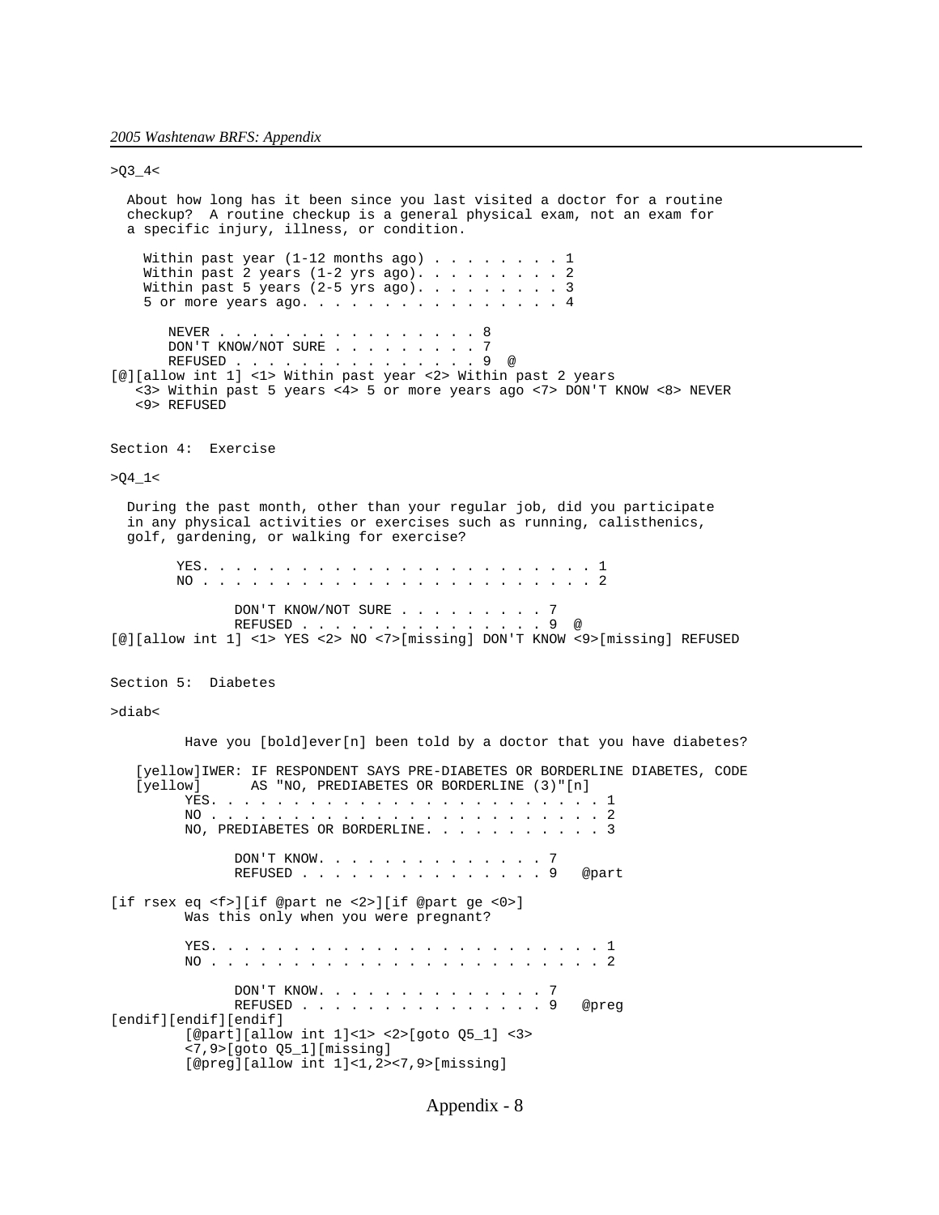```
>Q3_4<

  About how long has it been since you last visited a doctor for a routine
  checkup?  A routine checkup is a general physical exam, not an exam for
  a specific injury, illness, or condition.

    Within past year (1-12 months ago) . . . . . . . . 1
    Within past 2 years (1-2 yrs ago). . . . . . . . . 2
    Within past 5 years (2-5 yrs ago). . . . . . . . . 3
    5 or more years ago. . . . . . . . . . . . . . . . 4

       NEVER . . . . . . . . . . . . . . . . 8
       DON'T KNOW/NOT SURE . . . . . . . . . 7
       REFUSED . . . . . . . . . . . . . . . 9  @
[@][allow int 1] <1> Within past year <2> Within past 2 years
   <3> Within past 5 years <4> 5 or more years ago <7> DON'T KNOW <8> NEVER
   <9> REFUSED
```

Section 4:  Exercise

```
>Q4_1<

  During the past month, other than your regular job, did you participate
  in any physical activities or exercises such as running, calisthenics,
  golf, gardening, or walking for exercise?

        YES. . . . . . . . . . . . . . . . . . . . . . . . 1
        NO . . . . . . . . . . . . . . . . . . . . . . . . 2

               DON'T KNOW/NOT SURE . . . . . . . . . 7
               REFUSED . . . . . . . . . . . . . . . 9  @
[@][allow int 1] <1> YES <2> NO <7>[missing] DON'T KNOW <9>[missing] REFUSED
```

Section 5:  Diabetes

```
>diab<

         Have you [bold]ever[n] been told by a doctor that you have diabetes?

   [yellow]IWER: IF RESPONDENT SAYS PRE-DIABETES OR BORDERLINE DIABETES, CODE
   [yellow]      AS "NO, PREDIABETES OR BORDERLINE (3)"[n]
         YES. . . . . . . . . . . . . . . . . . . . . . . . 1
         NO . . . . . . . . . . . . . . . . . . . . . . . . 2
         NO, PREDIABETES OR BORDERLINE. . . . . . . . . . . 3

               DON'T KNOW. . . . . . . . . . . . . . 7
               REFUSED . . . . . . . . . . . . . . . 9   @part

[if rsex eq <f>][if @part ne <2>][if @part ge <0>]
         Was this only when you were pregnant?

         YES. . . . . . . . . . . . . . . . . . . . . . . . 1
         NO . . . . . . . . . . . . . . . . . . . . . . . . 2

               DON'T KNOW. . . . . . . . . . . . . . 7
               REFUSED . . . . . . . . . . . . . . . 9   @preg
[endif][endif][endif]
         [@part][allow int 1]<1> <2>[goto Q5_1] <3>
         <7,9>[goto Q5_1][missing]
         [@preg][allow int 1]<1,2><7,9>[missing]
```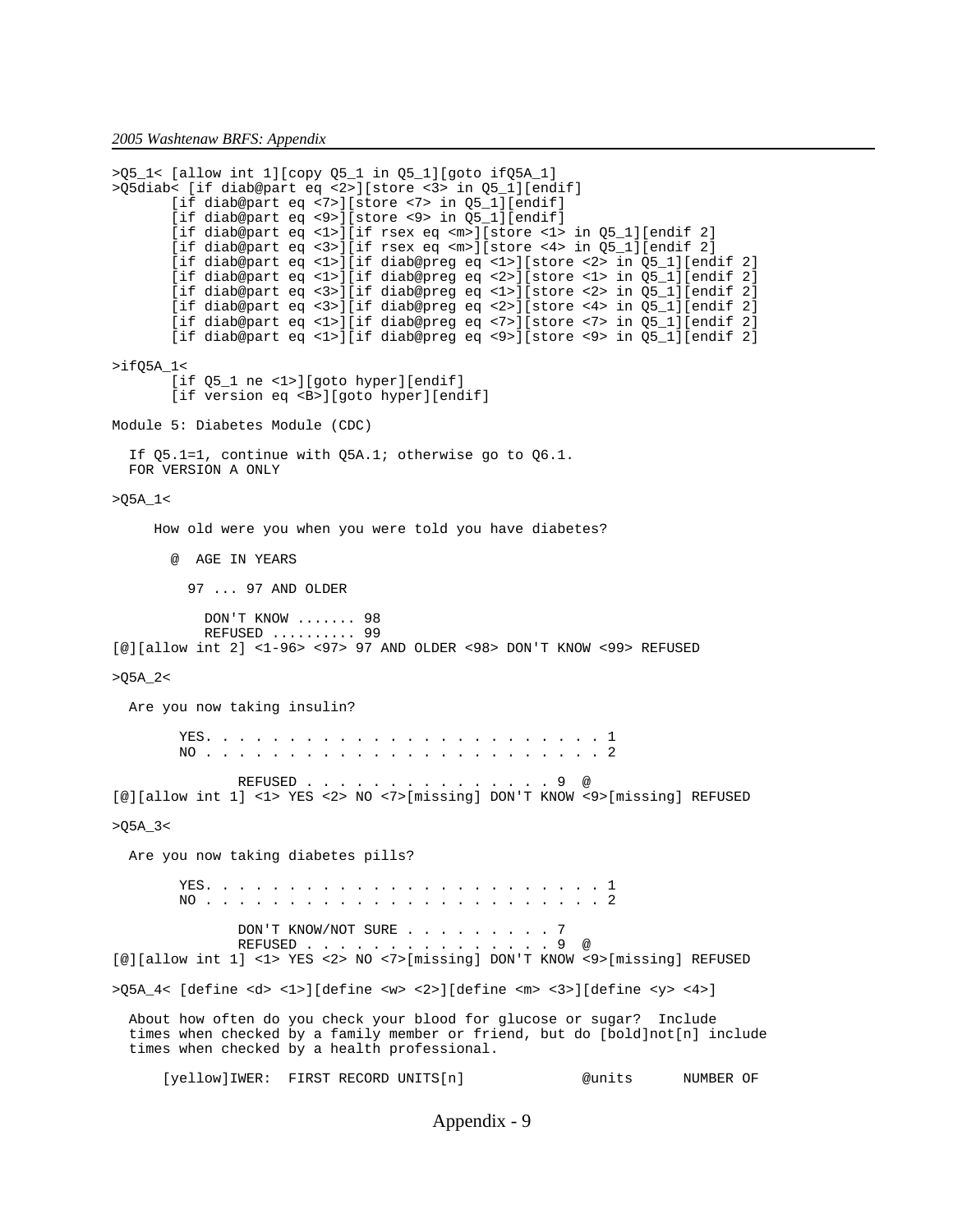```
>Q5_1< [allow int 1][copy Q5_1 in Q5_1][goto ifQ5A_1]
>Q5diab< [if diab@part eq <2>][store <3> in Q5_1][endif]
       [if diab@part eq <7>][store <7> in Q5_1][endif]
       [if diab@part eq <9>][store <9> in Q5_1][endif]
       [if diab@part eq <1>][if rsex eq <m>][store <1> in Q5_1][endif 2]
       [if diab@part eq <3>][if rsex eq <m>][store <4> in Q5_1][endif 2]
       [if diab@part eq <1>][if diab@preg eq <1>][store <2> in Q5_1][endif 2]
       [if diab@part eq <1>][if diab@preg eq <2>][store <1> in Q5_1][endif 2]
       [if diab@part eq <3>][if diab@preg eq <1>][store <2> in Q5_1][endif 2]
       [if diab@part eq <3>][if diab@preg eq <2>][store <4> in Q5_1][endif 2]
       [if diab@part eq <1>][if diab@preg eq <7>][store <7> in Q5_1][endif 2]
       [if diab@part eq <1>][if diab@preg eq <9>][store <9> in Q5_1][endif 2]

>ifQ5A_1<
       [if Q5_1 ne <1>][goto hyper][endif]
       [if version eq <B>][goto hyper][endif]

Module 5: Diabetes Module (CDC)

  If Q5.1=1, continue with Q5A.1; otherwise go to Q6.1.
  FOR VERSION A ONLY

>Q5A_1<

     How old were you when you were told you have diabetes?

       @  AGE IN YEARS

         97 ... 97 AND OLDER

           DON'T KNOW ....... 98
           REFUSED .......... 99
[@][allow int 2] <1-96> <97> 97 AND OLDER <98> DON'T KNOW <99> REFUSED

>Q5A_2<

  Are you now taking insulin?

        YES. . . . . . . . . . . . . . . . . . . . . . . . . 1
        NO . . . . . . . . . . . . . . . . . . . . . . . . . 2

               REFUSED . . . . . . . . . . . . . . . 9  @
[@][allow int 1] <1> YES <2> NO <7>[missing] DON'T KNOW <9>[missing] REFUSED

>Q5A_3<

  Are you now taking diabetes pills?

        YES. . . . . . . . . . . . . . . . . . . . . . . . . 1
        NO . . . . . . . . . . . . . . . . . . . . . . . . . 2

               DON'T KNOW/NOT SURE . . . . . . . . . 7
               REFUSED . . . . . . . . . . . . . . . 9  @
[@][allow int 1] <1> YES <2> NO <7>[missing] DON'T KNOW <9>[missing] REFUSED

>Q5A_4< [define <d> <1>][define <w> <2>][define <m> <3>][define <y> <4>]

  About how often do you check your blood for glucose or sugar?  Include
  times when checked by a family member or friend, but do [bold]not[n] include
  times when checked by a health professional.

      [yellow]IWER:  FIRST RECORD UNITS[n]              @units      NUMBER OF
```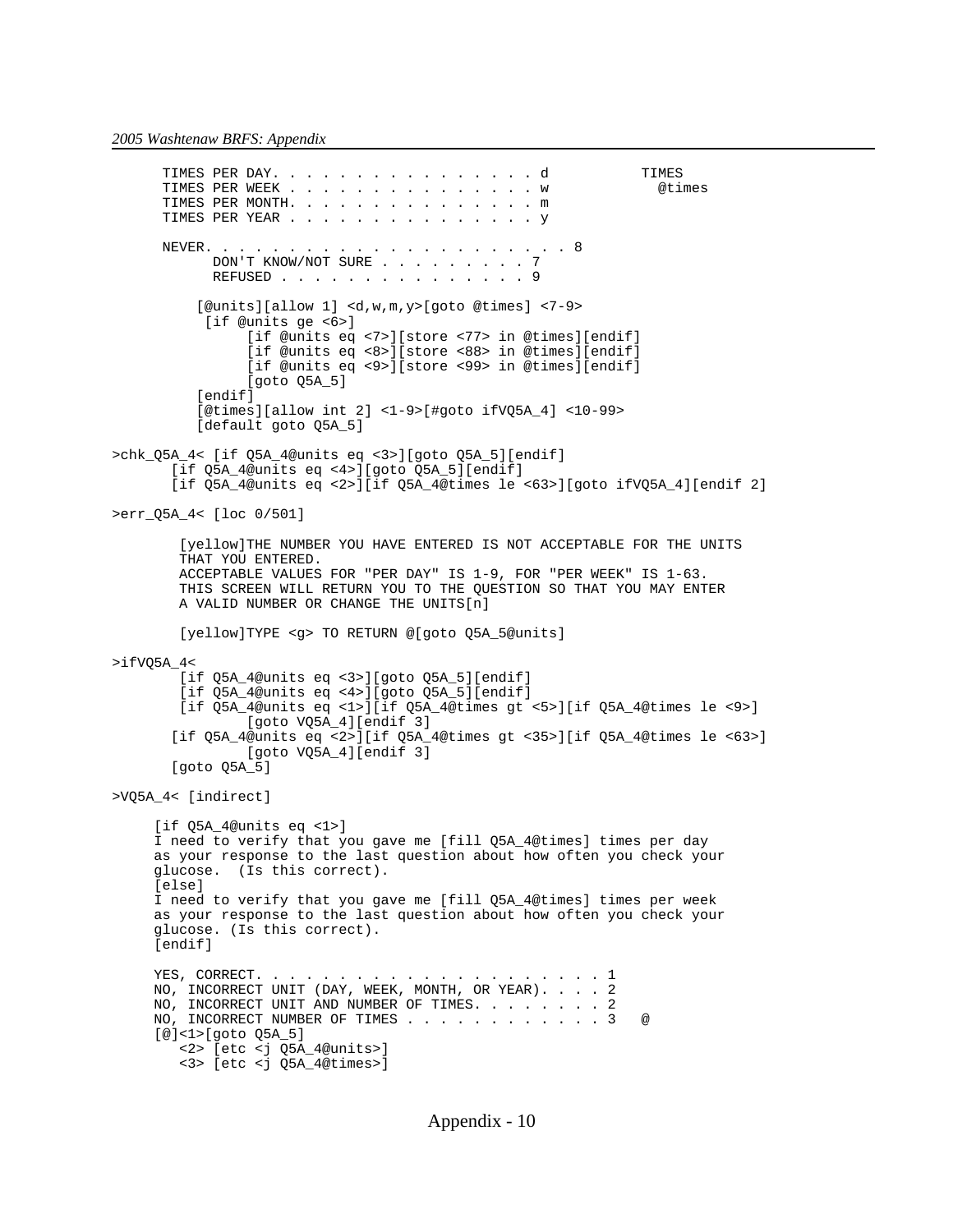```
      TIMES PER DAY. . . . . . . . . . . . . . . . d           TIMES
      TIMES PER WEEK . . . . . . . . . . . . . . . w             @times
      TIMES PER MONTH. . . . . . . . . . . . . . . m
      TIMES PER YEAR . . . . . . . . . . . . . . . y

      NEVER. . . . . . . . . . . . . . . . . . . . . 8
            DON'T KNOW/NOT SURE . . . . . . . . . 7
            REFUSED . . . . . . . . . . . . . . . 9

          [@units][allow 1] <d,w,m,y>[goto @times] <7-9>
           [if @units ge <6>]
                [if @units eq <7>][store <77> in @times][endif]
                [if @units eq <8>][store <88> in @times][endif]
                [if @units eq <9>][store <99> in @times][endif]
                [goto Q5A_5]
          [endif]
          [@times][allow int 2] <1-9>[#goto ifVQ5A_4] <10-99>
          [default goto Q5A_5]

>chk_Q5A_4< [if Q5A_4@units eq <3>][goto Q5A_5][endif]
       [if Q5A_4@units eq <4>][goto Q5A_5][endif]
       [if Q5A_4@units eq <2>][if Q5A_4@times le <63>][goto ifVQ5A_4][endif 2]

>err_Q5A_4< [loc 0/501]

        [yellow]THE NUMBER YOU HAVE ENTERED IS NOT ACCEPTABLE FOR THE UNITS
        THAT YOU ENTERED.
        ACCEPTABLE VALUES FOR "PER DAY" IS 1-9, FOR "PER WEEK" IS 1-63.
        THIS SCREEN WILL RETURN YOU TO THE QUESTION SO THAT YOU MAY ENTER
        A VALID NUMBER OR CHANGE THE UNITS[n]

        [yellow]TYPE <g> TO RETURN @[goto Q5A_5@units]

>ifVQ5A_4<
        [if Q5A_4@units eq <3>][goto Q5A_5][endif]
        [if Q5A_4@units eq <4>][goto Q5A_5][endif]
        [if Q5A_4@units eq <1>][if Q5A_4@times gt <5>][if Q5A_4@times le <9>]
                [goto VQ5A_4][endif 3]
       [if Q5A_4@units eq <2>][if Q5A_4@times gt <35>][if Q5A_4@times le <63>]
                [goto VQ5A_4][endif 3]
       [goto Q5A_5]

>VQ5A_4< [indirect]

     [if Q5A_4@units eq <1>]
     I need to verify that you gave me [fill Q5A_4@times] times per day
     as your response to the last question about how often you check your
     glucose.  (Is this correct).
     [else]
     I need to verify that you gave me [fill Q5A_4@times] times per week
     as your response to the last question about how often you check your
     glucose. (Is this correct).
     [endif]

     YES, CORRECT. . . . . . . . . . . . . . . . . . . . . 1
     NO, INCORRECT UNIT (DAY, WEEK, MONTH, OR YEAR). . . . 2
     NO, INCORRECT UNIT AND NUMBER OF TIMES. . . . . . . . 2
     NO, INCORRECT NUMBER OF TIMES . . . . . . . . . . . . 3   @
     [@]<1>[goto Q5A_5]
        <2> [etc <j Q5A_4@units>]
        <3> [etc <j Q5A_4@times>]
```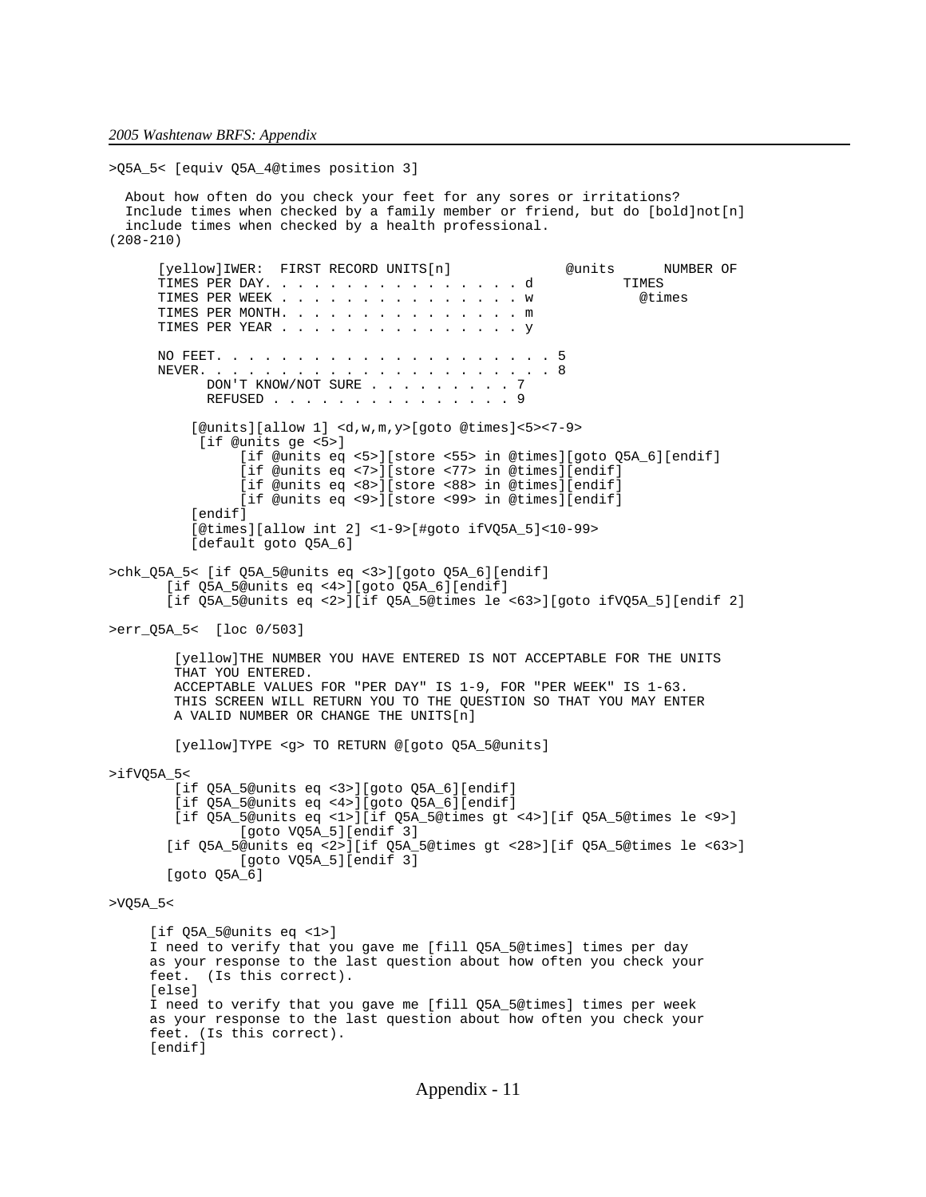```
>Q5A_5< [equiv Q5A_4@times position 3]

  About how often do you check your feet for any sores or irritations?
  Include times when checked by a family member or friend, but do [bold]not[n]
  include times when checked by a health professional.
(208-210)

      [yellow]IWER:  FIRST RECORD UNITS[n]              @units      NUMBER OF
      TIMES PER DAY. . . . . . . . . . . . . . . . d           TIMES
      TIMES PER WEEK . . . . . . . . . . . . . . . w             @times
      TIMES PER MONTH. . . . . . . . . . . . . . . m
      TIMES PER YEAR . . . . . . . . . . . . . . . y

      NO FEET. . . . . . . . . . . . . . . . . . . . . 5
      NEVER. . . . . . . . . . . . . . . . . . . . . . 8
            DON'T KNOW/NOT SURE . . . . . . . . . 7
            REFUSED . . . . . . . . . . . . . . . 9

          [@units][allow 1] <d,w,m,y>[goto @times]<5><7-9>
           [if @units ge <5>]
                [if @units eq <5>][store <55> in @times][goto Q5A_6][endif]
                [if @units eq <7>][store <77> in @times][endif]
                [if @units eq <8>][store <88> in @times][endif]
                [if @units eq <9>][store <99> in @times][endif]
          [endif]
          [@times][allow int 2] <1-9>[#goto ifVQ5A_5]<10-99>
          [default goto Q5A_6]

>chk_Q5A_5< [if Q5A_5@units eq <3>][goto Q5A_6][endif]
       [if Q5A_5@units eq <4>][goto Q5A_6][endif]
       [if Q5A_5@units eq <2>][if Q5A_5@times le <63>][goto ifVQ5A_5][endif 2]

>err_Q5A_5<  [loc 0/503]

        [yellow]THE NUMBER YOU HAVE ENTERED IS NOT ACCEPTABLE FOR THE UNITS
        THAT YOU ENTERED.
        ACCEPTABLE VALUES FOR "PER DAY" IS 1-9, FOR "PER WEEK" IS 1-63.
        THIS SCREEN WILL RETURN YOU TO THE QUESTION SO THAT YOU MAY ENTER
        A VALID NUMBER OR CHANGE THE UNITS[n]

        [yellow]TYPE <g> TO RETURN @[goto Q5A_5@units]

>ifVQ5A_5<
        [if Q5A_5@units eq <3>][goto Q5A_6][endif]
        [if Q5A_5@units eq <4>][goto Q5A_6][endif]
        [if Q5A_5@units eq <1>][if Q5A_5@times gt <4>][if Q5A_5@times le <9>]
                [goto VQ5A_5][endif 3]
       [if Q5A_5@units eq <2>][if Q5A_5@times gt <28>][if Q5A_5@times le <63>]
                [goto VQ5A_5][endif 3]
       [goto Q5A_6]

>VQ5A_5<

     [if Q5A_5@units eq <1>]
     I need to verify that you gave me [fill Q5A_5@times] times per day
     as your response to the last question about how often you check your
     feet.  (Is this correct).
     [else]
     I need to verify that you gave me [fill Q5A_5@times] times per week
     as your response to the last question about how often you check your
     feet. (Is this correct).
     [endif]
```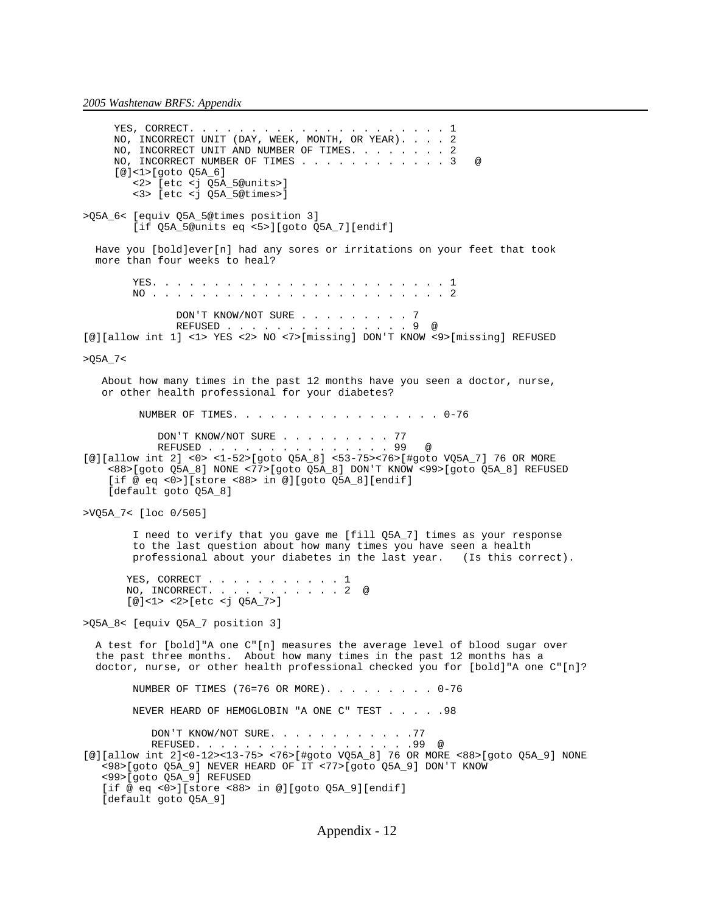```
     YES, CORRECT. . . . . . . . . . . . . . . . . . . . 1
     NO, INCORRECT UNIT (DAY, WEEK, MONTH, OR YEAR). . . . 2
     NO, INCORRECT UNIT AND NUMBER OF TIMES. . . . . . . . 2
     NO, INCORRECT NUMBER OF TIMES . . . . . . . . . . . . 3   @
     [@]<1>[goto Q5A_6]
        <2> [etc <j Q5A_5@units>]
        <3> [etc <j Q5A_5@times>]

>Q5A_6< [equiv Q5A_5@times position 3]
        [if Q5A_5@units eq <5>][goto Q5A_7][endif]

  Have you [bold]ever[n] had any sores or irritations on your feet that took
  more than four weeks to heal?

        YES. . . . . . . . . . . . . . . . . . . . . . . . 1
        NO . . . . . . . . . . . . . . . . . . . . . . . . 2

               DON'T KNOW/NOT SURE . . . . . . . . . 7
               REFUSED . . . . . . . . . . . . . . . 9  @
[@][allow int 1] <1> YES <2> NO <7>[missing] DON'T KNOW <9>[missing] REFUSED

>Q5A_7<

   About how many times in the past 12 months have you seen a doctor, nurse,
   or other health professional for your diabetes?

         NUMBER OF TIMES. . . . . . . . . . . . . . . . . 0-76

            DON'T KNOW/NOT SURE . . . . . . . . . 77
            REFUSED . . . . . . . . . . . . . . . 99   @
[@][allow int 2] <0> <1-52>[goto Q5A_8] <53-75><76>[#goto VQ5A_7] 76 OR MORE
    <88>[goto Q5A_8] NONE <77>[goto Q5A_8] DON'T KNOW <99>[goto Q5A_8] REFUSED
    [if @ eq <0>][store <88> in @][goto Q5A_8][endif]
    [default goto Q5A_8]

>VQ5A_7< [loc 0/505]

        I need to verify that you gave me [fill Q5A_7] times as your response
        to the last question about how many times you have seen a health
        professional about your diabetes in the last year.   (Is this correct).

       YES, CORRECT . . . . . . . . . . . 1
       NO, INCORRECT. . . . . . . . . . . 2  @
       [@]<1> <2>[etc <j Q5A_7>]

>Q5A_8< [equiv Q5A_7 position 3]

  A test for [bold]"A one C"[n] measures the average level of blood sugar over
  the past three months.  About how many times in the past 12 months has a
  doctor, nurse, or other health professional checked you for [bold]"A one C"[n]?

        NUMBER OF TIMES (76=76 OR MORE). . . . . . . . . 0-76

        NEVER HEARD OF HEMOGLOBIN "A ONE C" TEST . . . . .98

           DON'T KNOW/NOT SURE. . . . . . . . . . . .77
           REFUSED. . . . . . . . . . . . . . . . . .99  @
[@][allow int 2]<0-12><13-75> <76>[#goto VQ5A_8] 76 OR MORE <88>[goto Q5A_9] NONE
   <98>[goto Q5A_9] NEVER HEARD OF IT <77>[goto Q5A_9] DON'T KNOW
   <99>[goto Q5A_9] REFUSED
   [if @ eq <0>][store <88> in @][goto Q5A_9][endif]
   [default goto Q5A_9]
```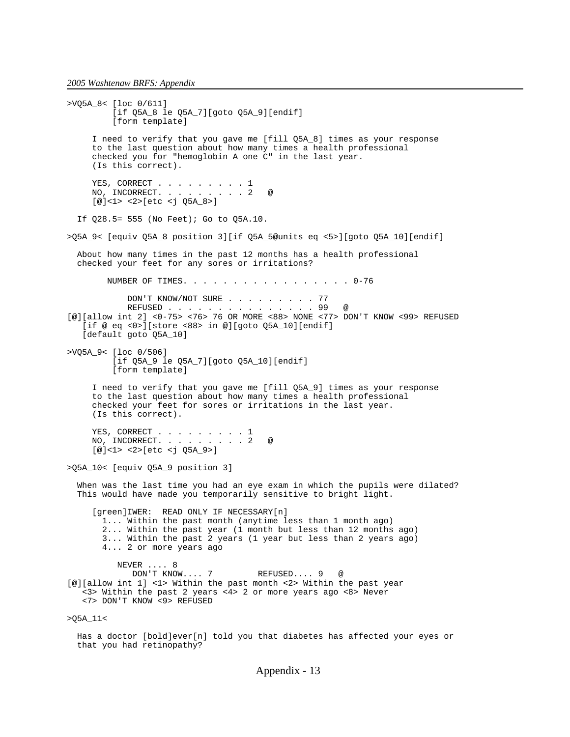```
>VQ5A_8< [loc 0/611]
         [if Q5A_8 le Q5A_7][goto Q5A_9][endif]
         [form template]

      I need to verify that you gave me [fill Q5A_8] times as your response
      to the last question about how many times a health professional
      checked you for "hemoglobin A one C" in the last year.
      (Is this correct).

      YES, CORRECT . . . . . . . . . 1
      NO, INCORRECT. . . . . . . . . 2   @
      [@]<1> <2>[etc <j Q5A_8>]

   If Q28.5= 555 (No Feet); Go to Q5A.10.

>Q5A_9< [equiv Q5A_8 position 3][if Q5A_5@units eq <5>][goto Q5A_10][endif]

   About how many times in the past 12 months has a health professional
   checked your feet for any sores or irritations?

         NUMBER OF TIMES. . . . . . . . . . . . . . . . . 0-76

             DON'T KNOW/NOT SURE . . . . . . . . . 77
             REFUSED . . . . . . . . . . . . . . . 99   @
[@][allow int 2] <0-75> <76> 76 OR MORE <88> NONE <77> DON'T KNOW <99> REFUSED
   [if @ eq <0>][store <88> in @][goto Q5A_10][endif]
   [default goto Q5A_10]

>VQ5A_9< [loc 0/506]
         [if Q5A_9 le Q5A_7][goto Q5A_10][endif]
         [form template]

      I need to verify that you gave me [fill Q5A_9] times as your response
      to the last question about how many times a health professional
      checked your feet for sores or irritations in the last year.
      (Is this correct).

      YES, CORRECT . . . . . . . . . 1
      NO, INCORRECT. . . . . . . . . 2   @
      [@]<1> <2>[etc <j Q5A_9>]

>Q5A_10< [equiv Q5A_9 position 3]

   When was the last time you had an eye exam in which the pupils were dilated?
   This would have made you temporarily sensitive to bright light.

      [green]IWER:  READ ONLY IF NECESSARY[n]
        1... Within the past month (anytime less than 1 month ago)
        2... Within the past year (1 month but less than 12 months ago)
        3... Within the past 2 years (1 year but less than 2 years ago)
        4... 2 or more years ago

           NEVER .... 8
              DON'T KNOW.... 7         REFUSED.... 9   @
[@][allow int 1] <1> Within the past month <2> Within the past year
   <3> Within the past 2 years <4> 2 or more years ago <8> Never
   <7> DON'T KNOW <9> REFUSED

>Q5A_11<

   Has a doctor [bold]ever[n] told you that diabetes has affected your eyes or
   that you had retinopathy?
```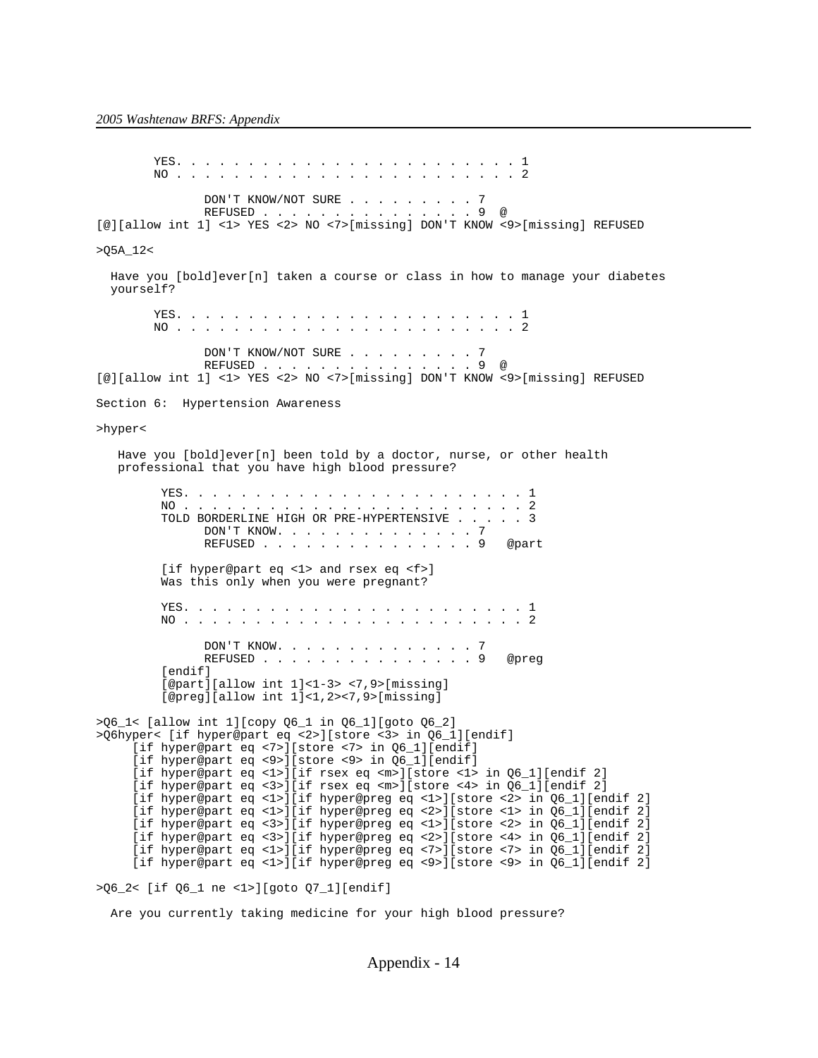```
        YES. . . . . . . . . . . . . . . . . . . . . . . . 1
        NO . . . . . . . . . . . . . . . . . . . . . . . . 2

               DON'T KNOW/NOT SURE . . . . . . . . . 7
               REFUSED . . . . . . . . . . . . . . . 9  @
[@][allow int 1] <1> YES <2> NO <7>[missing] DON'T KNOW <9>[missing] REFUSED

>Q5A_12<

  Have you [bold]ever[n] taken a course or class in how to manage your diabetes
  yourself?

        YES. . . . . . . . . . . . . . . . . . . . . . . . 1
        NO . . . . . . . . . . . . . . . . . . . . . . . . 2

               DON'T KNOW/NOT SURE . . . . . . . . . 7
               REFUSED . . . . . . . . . . . . . . . 9  @
[@][allow int 1] <1> YES <2> NO <7>[missing] DON'T KNOW <9>[missing] REFUSED

Section 6:  Hypertension Awareness

>hyper<

   Have you [bold]ever[n] been told by a doctor, nurse, or other health
   professional that you have high blood pressure?

         YES. . . . . . . . . . . . . . . . . . . . . . . . 1
         NO . . . . . . . . . . . . . . . . . . . . . . . . 2
         TOLD BORDERLINE HIGH OR PRE-HYPERTENSIVE . . . . . 3
               DON'T KNOW. . . . . . . . . . . . . . 7
               REFUSED . . . . . . . . . . . . . . . 9   @part

         [if hyper@part eq <1> and rsex eq <f>]
         Was this only when you were pregnant?

         YES. . . . . . . . . . . . . . . . . . . . . . . . 1
         NO . . . . . . . . . . . . . . . . . . . . . . . . 2

               DON'T KNOW. . . . . . . . . . . . . . 7
               REFUSED . . . . . . . . . . . . . . . 9   @preg
         [endif]
         [@part][allow int 1]<1-3> <7,9>[missing]
         [@preg][allow int 1]<1,2><7,9>[missing]

>Q6_1< [allow int 1][copy Q6_1 in Q6_1][goto Q6_2]
>Q6hyper< [if hyper@part eq <2>][store <3> in Q6_1][endif]
     [if hyper@part eq <7>][store <7> in Q6_1][endif]
     [if hyper@part eq <9>][store <9> in Q6_1][endif]
     [if hyper@part eq <1>][if rsex eq <m>][store <1> in Q6_1][endif 2]
     [if hyper@part eq <3>][if rsex eq <m>][store <4> in Q6_1][endif 2]
     [if hyper@part eq <1>][if hyper@preg eq <1>][store <2> in Q6_1][endif 2]
     [if hyper@part eq <1>][if hyper@preg eq <2>][store <1> in Q6_1][endif 2]
     [if hyper@part eq <3>][if hyper@preg eq <1>][store <2> in Q6_1][endif 2]
     [if hyper@part eq <3>][if hyper@preg eq <2>][store <4> in Q6_1][endif 2]
     [if hyper@part eq <1>][if hyper@preg eq <7>][store <7> in Q6_1][endif 2]
     [if hyper@part eq <1>][if hyper@preg eq <9>][store <9> in Q6_1][endif 2]

>Q6_2< [if Q6_1 ne <1>][goto Q7_1][endif]

  Are you currently taking medicine for your high blood pressure?
```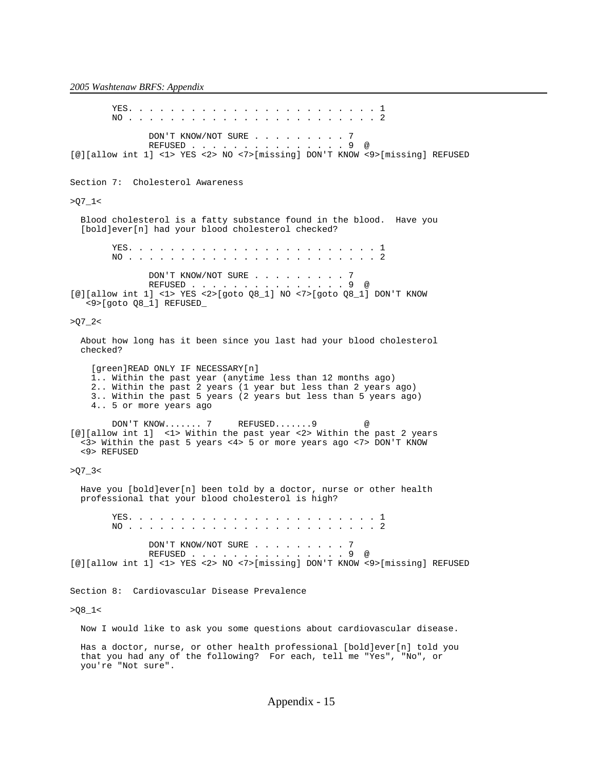YES. . . . . . . . . . . . . . . . . . . . . . . . 1
NO . . . . . . . . . . . . . . . . . . . . . . . . 2

DON'T KNOW/NOT SURE . . . . . . . . . 7
REFUSED . . . . . . . . . . . . . . . 9 @

[@][allow int 1] <1> YES <2> NO <7>[missing] DON'T KNOW <9>[missing] REFUSED

Section 7: Cholesterol Awareness

>Q7_1<

Blood cholesterol is a fatty substance found in the blood. Have you [bold]ever[n] had your blood cholesterol checked?

YES. . . . . . . . . . . . . . . . . . . . . . . . 1
NO . . . . . . . . . . . . . . . . . . . . . . . . 2

DON'T KNOW/NOT SURE . . . . . . . . . 7
REFUSED . . . . . . . . . . . . . . . 9 @

[@][allow int 1] <1> YES <2>[goto Q8_1] NO <7>[goto Q8_1] DON'T KNOW <9>[goto Q8_1] REFUSED_

>Q7_2<

About how long has it been since you last had your blood cholesterol checked?

[green]READ ONLY IF NECESSARY[n]
1.. Within the past year (anytime less than 12 months ago)
2.. Within the past 2 years (1 year but less than 2 years ago)
3.. Within the past 5 years (2 years but less than 5 years ago)
4.. 5 or more years ago

DON'T KNOW....... 7     REFUSED.......9     @

[@][allow int 1] <1> Within the past year <2> Within the past 2 years <3> Within the past 5 years <4> 5 or more years ago <7> DON'T KNOW <9> REFUSED

>Q7_3<

Have you [bold]ever[n] been told by a doctor, nurse or other health professional that your blood cholesterol is high?

YES. . . . . . . . . . . . . . . . . . . . . . . . 1
NO . . . . . . . . . . . . . . . . . . . . . . . . 2

DON'T KNOW/NOT SURE . . . . . . . . . 7
REFUSED . . . . . . . . . . . . . . . 9 @

[@][allow int 1] <1> YES <2> NO <7>[missing] DON'T KNOW <9>[missing] REFUSED

Section 8: Cardiovascular Disease Prevalence

>Q8_1<

Now I would like to ask you some questions about cardiovascular disease.

Has a doctor, nurse, or other health professional [bold]ever[n] told you that you had any of the following? For each, tell me "Yes", "No", or you're "Not sure".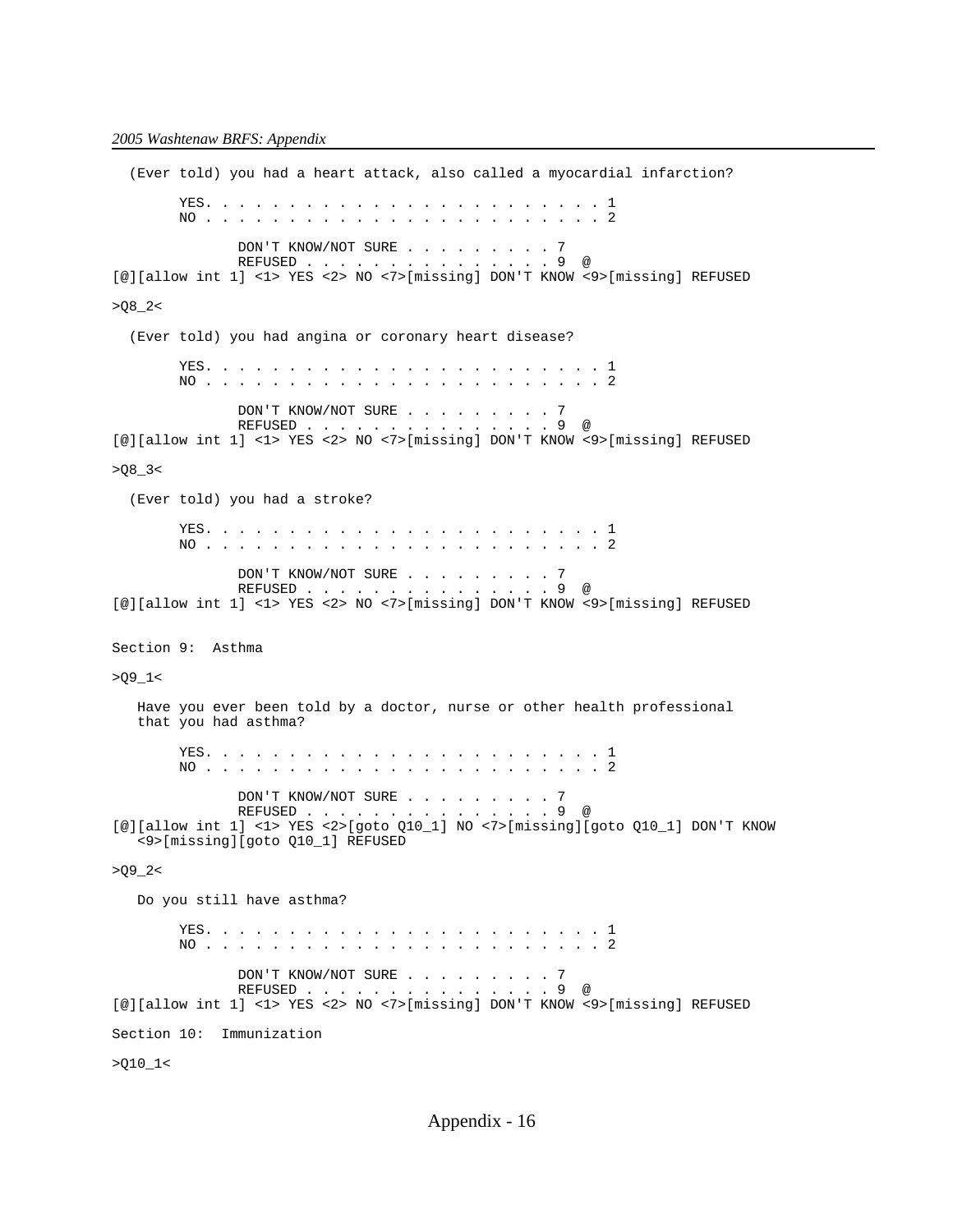```
  (Ever told) you had a heart attack, also called a myocardial infarction?

        YES. . . . . . . . . . . . . . . . . . . . . . . . . 1
        NO . . . . . . . . . . . . . . . . . . . . . . . . . 2

               DON'T KNOW/NOT SURE . . . . . . . . . 7
               REFUSED . . . . . . . . . . . . . . . 9  @
[@][allow int 1] <1> YES <2> NO <7>[missing] DON'T KNOW <9>[missing] REFUSED

>Q8_2<

  (Ever told) you had angina or coronary heart disease?

        YES. . . . . . . . . . . . . . . . . . . . . . . . . 1
        NO . . . . . . . . . . . . . . . . . . . . . . . . . 2

               DON'T KNOW/NOT SURE . . . . . . . . . 7
               REFUSED . . . . . . . . . . . . . . . 9  @
[@][allow int 1] <1> YES <2> NO <7>[missing] DON'T KNOW <9>[missing] REFUSED

>Q8_3<

  (Ever told) you had a stroke?

        YES. . . . . . . . . . . . . . . . . . . . . . . . . 1
        NO . . . . . . . . . . . . . . . . . . . . . . . . . 2

               DON'T KNOW/NOT SURE . . . . . . . . . 7
               REFUSED . . . . . . . . . . . . . . . 9  @
[@][allow int 1] <1> YES <2> NO <7>[missing] DON'T KNOW <9>[missing] REFUSED


Section 9:  Asthma

>Q9_1<

   Have you ever been told by a doctor, nurse or other health professional
   that you had asthma?

        YES. . . . . . . . . . . . . . . . . . . . . . . . . 1
        NO . . . . . . . . . . . . . . . . . . . . . . . . . 2

               DON'T KNOW/NOT SURE . . . . . . . . . 7
               REFUSED . . . . . . . . . . . . . . . 9  @
[@][allow int 1] <1> YES <2>[goto Q10_1] NO <7>[missing][goto Q10_1] DON'T KNOW
   <9>[missing][goto Q10_1] REFUSED

>Q9_2<

   Do you still have asthma?

        YES. . . . . . . . . . . . . . . . . . . . . . . . . 1
        NO . . . . . . . . . . . . . . . . . . . . . . . . . 2

               DON'T KNOW/NOT SURE . . . . . . . . . 7
               REFUSED . . . . . . . . . . . . . . . 9  @
[@][allow int 1] <1> YES <2> NO <7>[missing] DON'T KNOW <9>[missing] REFUSED

Section 10:  Immunization

>Q10_1<
```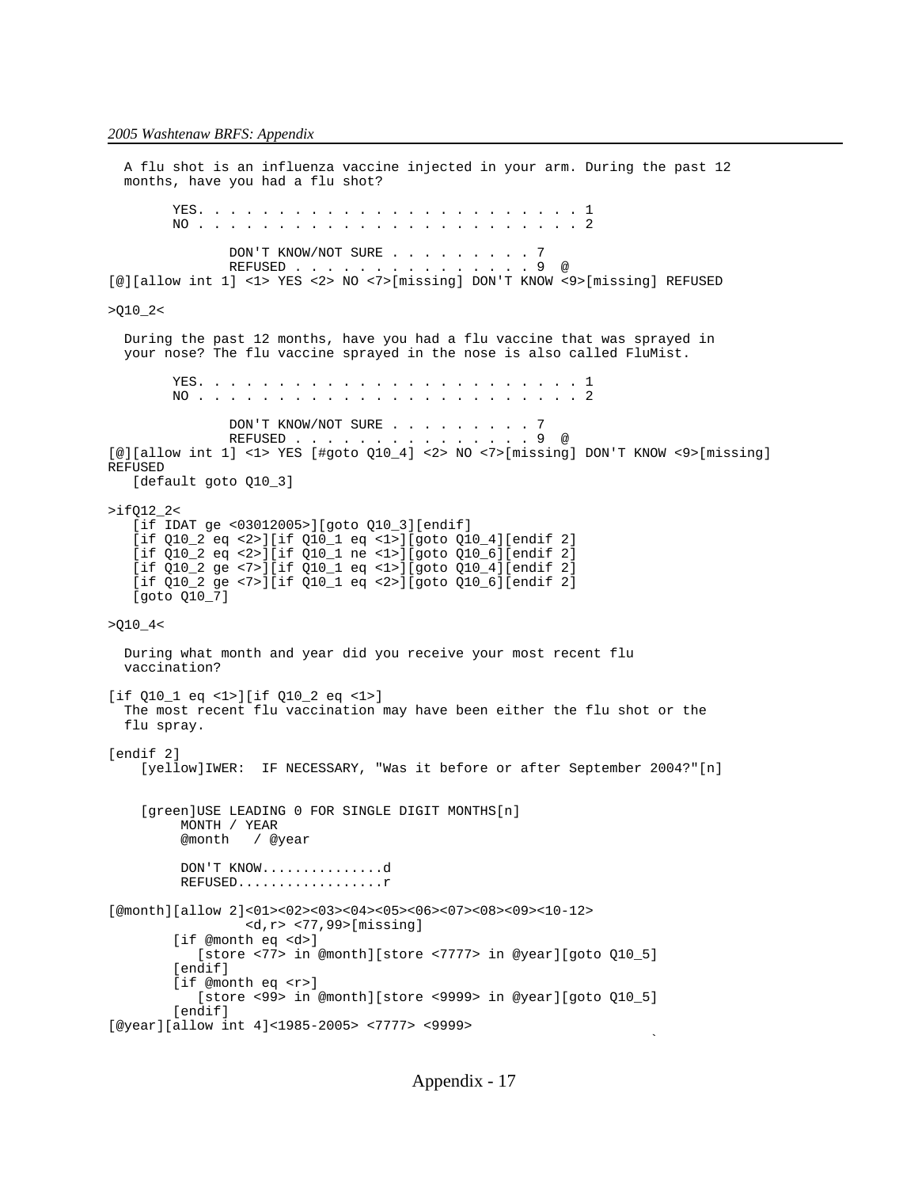```
  A flu shot is an influenza vaccine injected in your arm. During the past 12
  months, have you had a flu shot?

        YES. . . . . . . . . . . . . . . . . . . . . . . . . 1
        NO . . . . . . . . . . . . . . . . . . . . . . . . . 2

               DON'T KNOW/NOT SURE . . . . . . . . . 7
               REFUSED . . . . . . . . . . . . . . . 9  @
[@][allow int 1] <1> YES <2> NO <7>[missing] DON'T KNOW <9>[missing] REFUSED

>Q10_2<

  During the past 12 months, have you had a flu vaccine that was sprayed in
  your nose? The flu vaccine sprayed in the nose is also called FluMist.

        YES. . . . . . . . . . . . . . . . . . . . . . . . . 1
        NO . . . . . . . . . . . . . . . . . . . . . . . . . 2

               DON'T KNOW/NOT SURE . . . . . . . . . 7
               REFUSED . . . . . . . . . . . . . . . 9  @
[@][allow int 1] <1> YES [#goto Q10_4] <2> NO <7>[missing] DON'T KNOW <9>[missing]
REFUSED
   [default goto Q10_3]

>ifQ12_2<
   [if IDAT ge <03012005>][goto Q10_3][endif]
   [if Q10_2 eq <2>][if Q10_1 eq <1>][goto Q10_4][endif 2]
   [if Q10_2 eq <2>][if Q10_1 ne <1>][goto Q10_6][endif 2]
   [if Q10_2 ge <7>][if Q10_1 eq <1>][goto Q10_4][endif 2]
   [if Q10_2 ge <7>][if Q10_1 eq <2>][goto Q10_6][endif 2]
   [goto Q10_7]

>Q10_4<

  During what month and year did you receive your most recent flu
  vaccination?

[if Q10_1 eq <1>][if Q10_2 eq <1>]
  The most recent flu vaccination may have been either the flu shot or the
  flu spray.

[endif 2]
    [yellow]IWER:  IF NECESSARY, "Was it before or after September 2004?"[n]


    [green]USE LEADING 0 FOR SINGLE DIGIT MONTHS[n]
         MONTH / YEAR
         @month   / @year

         DON'T KNOW...............d
         REFUSED..................r

[@month][allow 2]<01><02><03><04><05><06><07><08><09><10-12>
                <d,r> <77,99>[missing]
        [if @month eq <d>]
           [store <77> in @month][store <7777> in @year][goto Q10_5]
        [endif]
        [if @month eq <r>]
           [store <99> in @month][store <9999> in @year][goto Q10_5]
        [endif]
[@year][allow int 4]<1985-2005> <7777> <9999>
```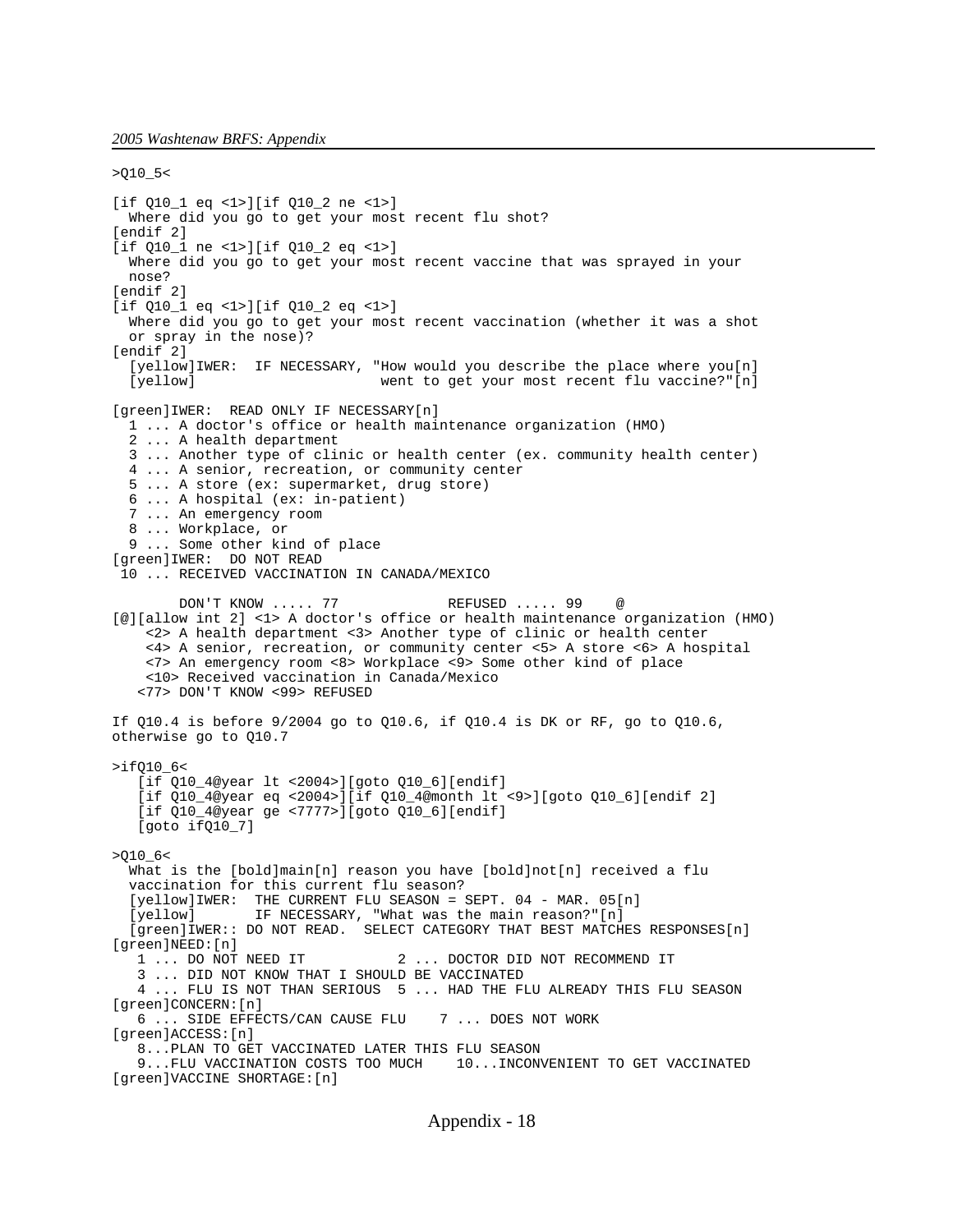```
>Q10_5<

[if Q10_1 eq <1>][if Q10_2 ne <1>]
  Where did you go to get your most recent flu shot?
[endif 2]
[if Q10_1 ne <1>][if Q10_2 eq <1>]
  Where did you go to get your most recent vaccine that was sprayed in your
  nose?
[endif 2]
[if Q10_1 eq <1>][if Q10_2 eq <1>]
  Where did you go to get your most recent vaccination (whether it was a shot
  or spray in the nose)?
[endif 2]
  [yellow]IWER:  IF NECESSARY, "How would you describe the place where you[n]
  [yellow]                      went to get your most recent flu vaccine?"[n]

[green]IWER:  READ ONLY IF NECESSARY[n]
  1 ... A doctor's office or health maintenance organization (HMO)
  2 ... A health department
  3 ... Another type of clinic or health center (ex. community health center)
  4 ... A senior, recreation, or community center
  5 ... A store (ex: supermarket, drug store)
  6 ... A hospital (ex: in-patient)
  7 ... An emergency room
  8 ... Workplace, or
  9 ... Some other kind of place
[green]IWER:  DO NOT READ
 10 ... RECEIVED VACCINATION IN CANADA/MEXICO

        DON'T KNOW ..... 77             REFUSED ..... 99    @
[@][allow int 2] <1> A doctor's office or health maintenance organization (HMO)
    <2> A health department <3> Another type of clinic or health center
    <4> A senior, recreation, or community center <5> A store <6> A hospital
    <7> An emergency room <8> Workplace <9> Some other kind of place
    <10> Received vaccination in Canada/Mexico
   <77> DON'T KNOW <99> REFUSED

If Q10.4 is before 9/2004 go to Q10.6, if Q10.4 is DK or RF, go to Q10.6,
otherwise go to Q10.7

>ifQ10_6<
   [if Q10_4@year lt <2004>][goto Q10_6][endif]
   [if Q10_4@year eq <2004>][if Q10_4@month lt <9>][goto Q10_6][endif 2]
   [if Q10_4@year ge <7777>][goto Q10_6][endif]
   [goto ifQ10_7]

>Q10_6<
  What is the [bold]main[n] reason you have [bold]not[n] received a flu
  vaccination for this current flu season?
  [yellow]IWER:  THE CURRENT FLU SEASON = SEPT. 04 - MAR. 05[n]
  [yellow]       IF NECESSARY, "What was the main reason?"[n]
  [green]IWER:: DO NOT READ.  SELECT CATEGORY THAT BEST MATCHES RESPONSES[n]
[green]NEED:[n]
   1 ... DO NOT NEED IT           2 ... DOCTOR DID NOT RECOMMEND IT
   3 ... DID NOT KNOW THAT I SHOULD BE VACCINATED
   4 ... FLU IS NOT THAN SERIOUS  5 ... HAD THE FLU ALREADY THIS FLU SEASON
[green]CONCERN:[n]
   6 ... SIDE EFFECTS/CAN CAUSE FLU    7 ... DOES NOT WORK
[green]ACCESS:[n]
   8...PLAN TO GET VACCINATED LATER THIS FLU SEASON
   9...FLU VACCINATION COSTS TOO MUCH    10...INCONVENIENT TO GET VACCINATED
[green]VACCINE SHORTAGE:[n]
```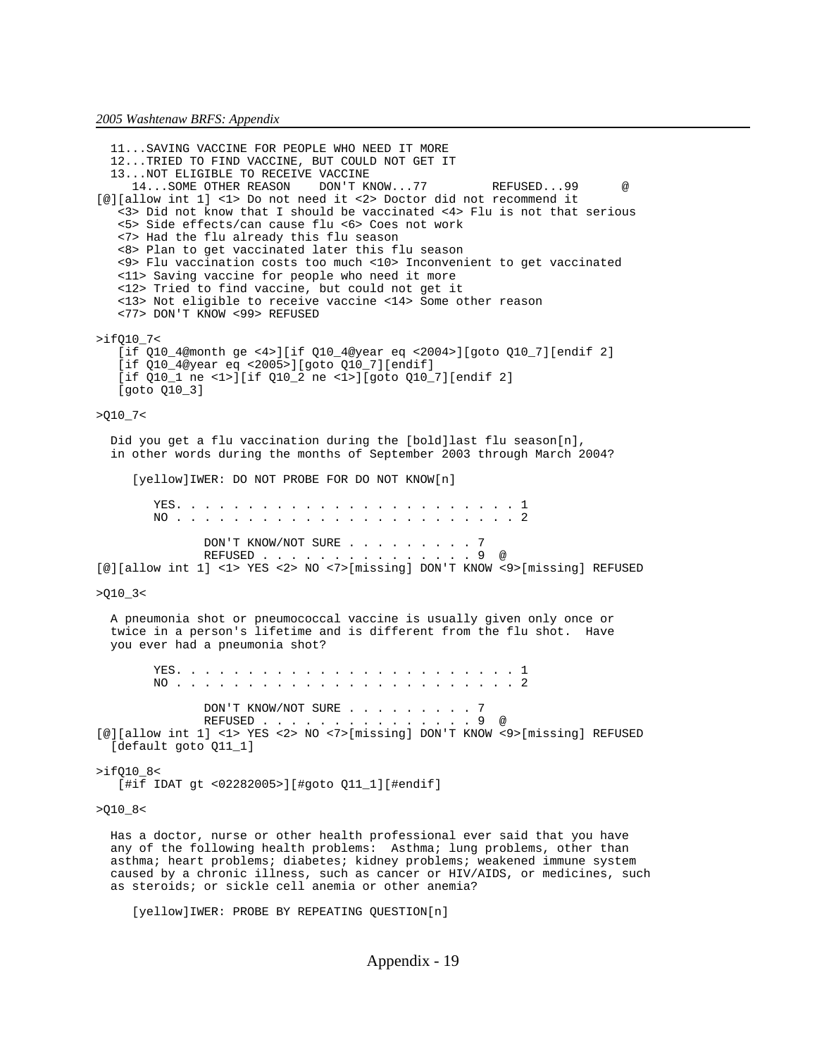```
   11...SAVING VACCINE FOR PEOPLE WHO NEED IT MORE
   12...TRIED TO FIND VACCINE, BUT COULD NOT GET IT
   13...NOT ELIGIBLE TO RECEIVE VACCINE
      14...SOME OTHER REASON    DON'T KNOW...77         REFUSED...99      @
[@][allow int 1] <1> Do not need it <2> Doctor did not recommend it
    <3> Did not know that I should be vaccinated <4> Flu is not that serious
    <5> Side effects/can cause flu <6> Coes not work
    <7> Had the flu already this flu season
    <8> Plan to get vaccinated later this flu season
    <9> Flu vaccination costs too much <10> Inconvenient to get vaccinated
    <11> Saving vaccine for people who need it more
    <12> Tried to find vaccine, but could not get it
    <13> Not eligible to receive vaccine <14> Some other reason
    <77> DON'T KNOW <99> REFUSED

>ifQ10_7<
    [if Q10_4@month ge <4>][if Q10_4@year eq <2004>][goto Q10_7][endif 2]
    [if Q10_4@year eq <2005>][goto Q10_7][endif]
    [if Q10_1 ne <1>][if Q10_2 ne <1>][goto Q10_7][endif 2]
    [goto Q10_3]

>Q10_7<

   Did you get a flu vaccination during the [bold]last flu season[n],
   in other words during the months of September 2003 through March 2004?

      [yellow]IWER: DO NOT PROBE FOR DO NOT KNOW[n]

         YES. . . . . . . . . . . . . . . . . . . . . . . . . 1
         NO . . . . . . . . . . . . . . . . . . . . . . . . . 2

                DON'T KNOW/NOT SURE . . . . . . . . . 7
                REFUSED . . . . . . . . . . . . . . . 9  @
[@][allow int 1] <1> YES <2> NO <7>[missing] DON'T KNOW <9>[missing] REFUSED

>Q10_3<

   A pneumonia shot or pneumococcal vaccine is usually given only once or
   twice in a person's lifetime and is different from the flu shot.  Have
   you ever had a pneumonia shot?

         YES. . . . . . . . . . . . . . . . . . . . . . . . . 1
         NO . . . . . . . . . . . . . . . . . . . . . . . . . 2

                DON'T KNOW/NOT SURE . . . . . . . . . 7
                REFUSED . . . . . . . . . . . . . . . 9  @
[@][allow int 1] <1> YES <2> NO <7>[missing] DON'T KNOW <9>[missing] REFUSED
  [default goto Q11_1]

>ifQ10_8<
    [#if IDAT gt <02282005>][#goto Q11_1][#endif]

>Q10_8<

   Has a doctor, nurse or other health professional ever said that you have
   any of the following health problems:  Asthma; lung problems, other than
   asthma; heart problems; diabetes; kidney problems; weakened immune system
   caused by a chronic illness, such as cancer or HIV/AIDS, or medicines, such
   as steroids; or sickle cell anemia or other anemia?

      [yellow]IWER: PROBE BY REPEATING QUESTION[n]
```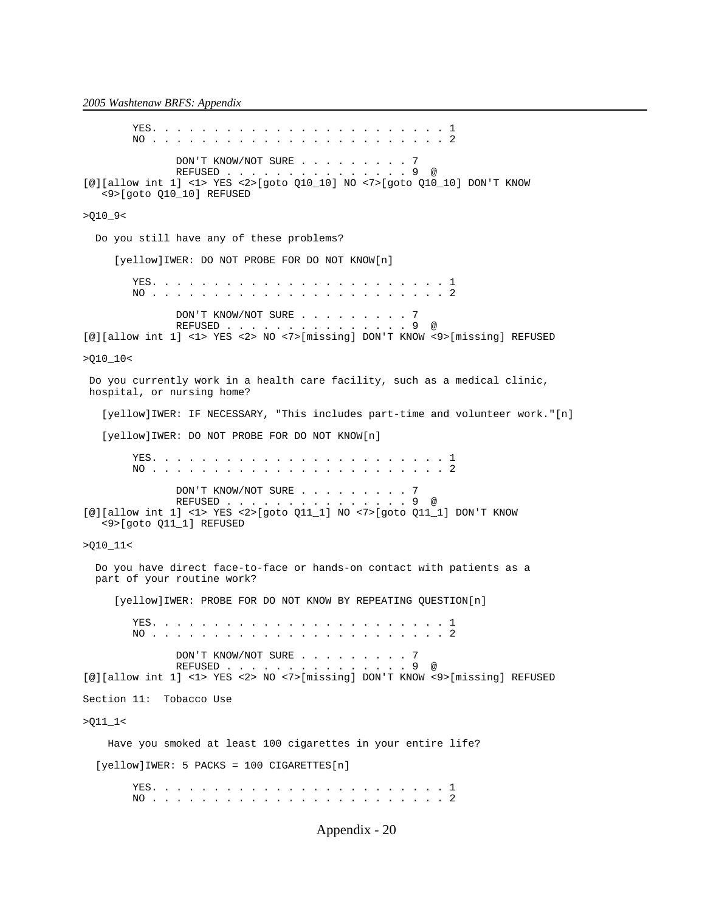```
        YES. . . . . . . . . . . . . . . . . . . . . . . . 1
        NO . . . . . . . . . . . . . . . . . . . . . . . . 2

               DON'T KNOW/NOT SURE . . . . . . . . . 7
               REFUSED . . . . . . . . . . . . . . . 9  @
[@][allow int 1] <1> YES <2>[goto Q10_10] NO <7>[goto Q10_10] DON'T KNOW
   <9>[goto Q10_10] REFUSED

>Q10_9<

  Do you still have any of these problems?

     [yellow]IWER: DO NOT PROBE FOR DO NOT KNOW[n]

        YES. . . . . . . . . . . . . . . . . . . . . . . . 1
        NO . . . . . . . . . . . . . . . . . . . . . . . . 2

               DON'T KNOW/NOT SURE . . . . . . . . . 7
               REFUSED . . . . . . . . . . . . . . . 9  @
[@][allow int 1] <1> YES <2> NO <7>[missing] DON'T KNOW <9>[missing] REFUSED

>Q10_10<

 Do you currently work in a health care facility, such as a medical clinic,
 hospital, or nursing home?

   [yellow]IWER: IF NECESSARY, "This includes part-time and volunteer work."[n]

   [yellow]IWER: DO NOT PROBE FOR DO NOT KNOW[n]

        YES. . . . . . . . . . . . . . . . . . . . . . . . 1
        NO . . . . . . . . . . . . . . . . . . . . . . . . 2

               DON'T KNOW/NOT SURE . . . . . . . . . 7
               REFUSED . . . . . . . . . . . . . . . 9  @
[@][allow int 1] <1> YES <2>[goto Q11_1] NO <7>[goto Q11_1] DON'T KNOW
   <9>[goto Q11_1] REFUSED

>Q10_11<

  Do you have direct face-to-face or hands-on contact with patients as a
  part of your routine work?

     [yellow]IWER: PROBE FOR DO NOT KNOW BY REPEATING QUESTION[n]

        YES. . . . . . . . . . . . . . . . . . . . . . . . 1
        NO . . . . . . . . . . . . . . . . . . . . . . . . 2

               DON'T KNOW/NOT SURE . . . . . . . . . 7
               REFUSED . . . . . . . . . . . . . . . 9  @
[@][allow int 1] <1> YES <2> NO <7>[missing] DON'T KNOW <9>[missing] REFUSED

Section 11:  Tobacco Use

>Q11_1<

    Have you smoked at least 100 cigarettes in your entire life?

  [yellow]IWER: 5 PACKS = 100 CIGARETTES[n]

        YES. . . . . . . . . . . . . . . . . . . . . . . . 1
        NO . . . . . . . . . . . . . . . . . . . . . . . . 2
```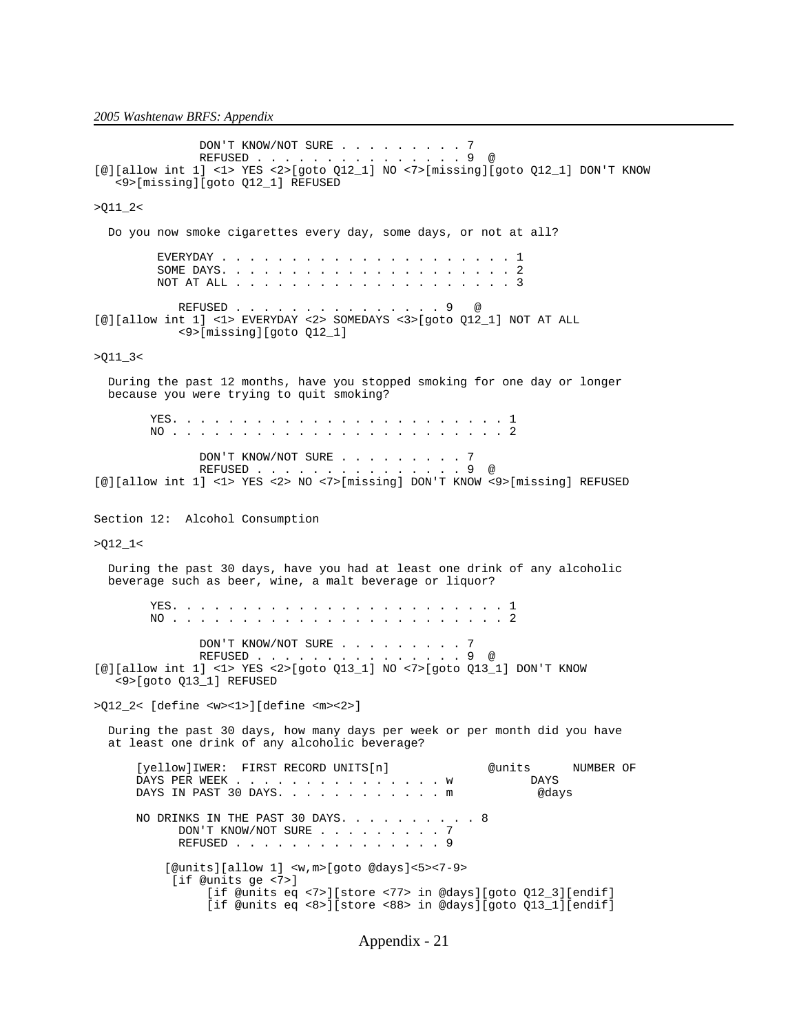```
               DON'T KNOW/NOT SURE . . . . . . . . . 7
               REFUSED . . . . . . . . . . . . . . . 9  @
[@][allow int 1] <1> YES <2>[goto Q12_1] NO <7>[missing][goto Q12_1] DON'T KNOW
   <9>[missing][goto Q12_1] REFUSED
```

```
>Q11_2<
```

Do you now smoke cigarettes every day, some days, or not at all?

```
         EVERYDAY . . . . . . . . . . . . . . . . . . . . . 1
         SOME DAYS. . . . . . . . . . . . . . . . . . . . . 2
         NOT AT ALL . . . . . . . . . . . . . . . . . . . . 3

            REFUSED . . . . . . . . . . . . . . . 9   @
[@][allow int 1] <1> EVERYDAY <2> SOMEDAYS <3>[goto Q12_1] NOT AT ALL
            <9>[missing][goto Q12_1]
```

```
>Q11_3<
```

During the past 12 months, have you stopped smoking for one day or longer because you were trying to quit smoking?

```
        YES. . . . . . . . . . . . . . . . . . . . . . . . 1
        NO . . . . . . . . . . . . . . . . . . . . . . . . 2

               DON'T KNOW/NOT SURE . . . . . . . . . 7
               REFUSED . . . . . . . . . . . . . . . 9  @
[@][allow int 1] <1> YES <2> NO <7>[missing] DON'T KNOW <9>[missing] REFUSED
```

## Section 12: Alcohol Consumption

```
>Q12_1<
```

During the past 30 days, have you had at least one drink of any alcoholic beverage such as beer, wine, a malt beverage or liquor?

```
        YES. . . . . . . . . . . . . . . . . . . . . . . . 1
        NO . . . . . . . . . . . . . . . . . . . . . . . . 2

               DON'T KNOW/NOT SURE . . . . . . . . . 7
               REFUSED . . . . . . . . . . . . . . . 9  @
[@][allow int 1] <1> YES <2>[goto Q13_1] NO <7>[goto Q13_1] DON'T KNOW
   <9>[goto Q13_1] REFUSED
```

```
>Q12_2< [define <w><1>][define <m><2>]
```

During the past 30 days, how many days per week or per month did you have at least one drink of any alcoholic beverage?

```
      [yellow]IWER:  FIRST RECORD UNITS[n]              @units      NUMBER OF
      DAYS PER WEEK . . . . . . . . . . . . . . . w           DAYS
      DAYS IN PAST 30 DAYS. . . . . . . . . . . . m            @days

      NO DRINKS IN THE PAST 30 DAYS. . . . . . . . . . 8
            DON'T KNOW/NOT SURE . . . . . . . . . 7
            REFUSED . . . . . . . . . . . . . . . 9

          [@units][allow 1] <w,m>[goto @days]<5><7-9>
           [if @units ge <7>]
                [if @units eq <7>][store <77> in @days][goto Q12_3][endif]
                [if @units eq <8>][store <88> in @days][goto Q13_1][endif]
```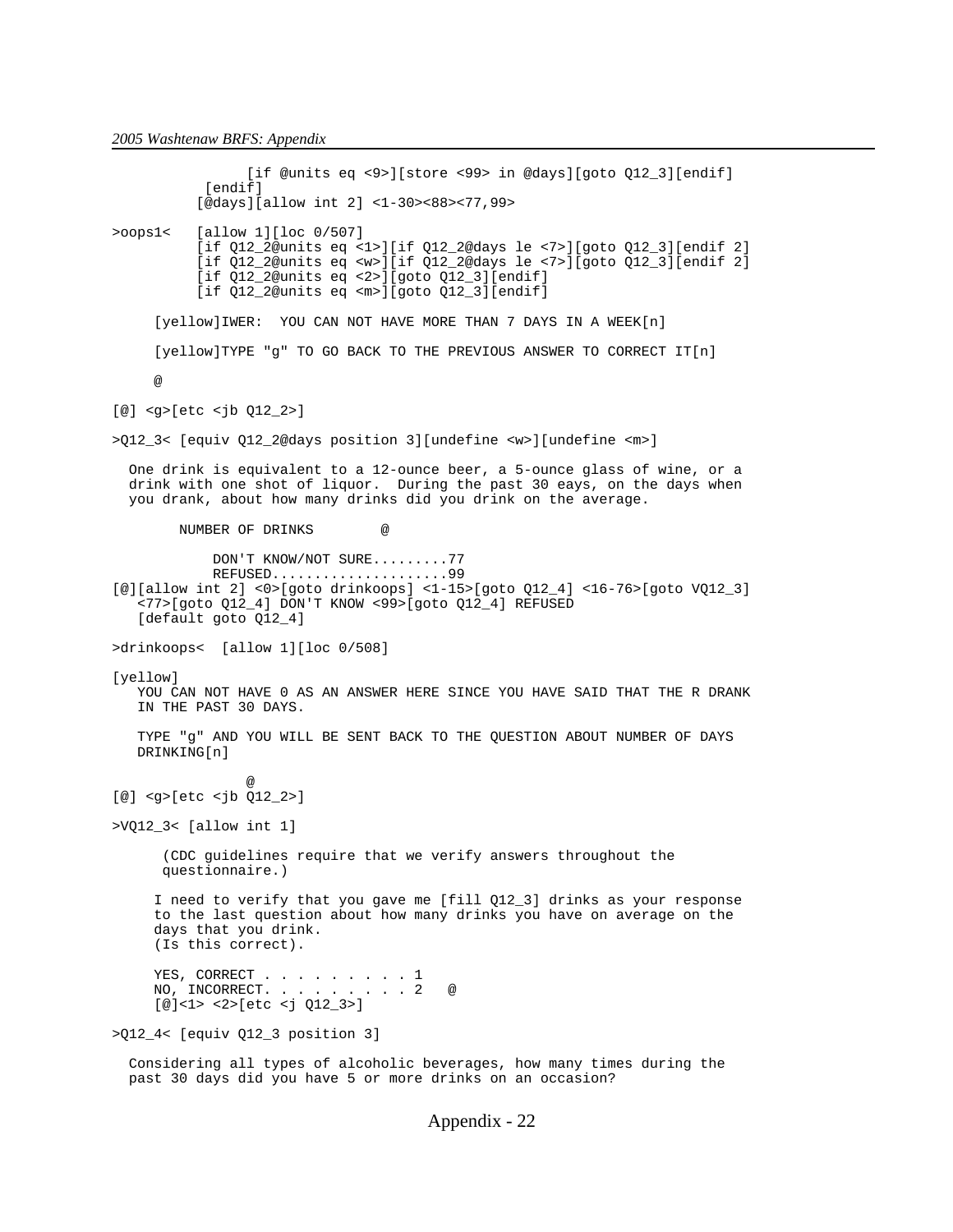```
                [if @units eq <9>][store <99> in @days][goto Q12_3][endif]
            [endif]
           [@days][allow int 2] <1-30><88><77,99>

>oops1<    [allow 1][loc 0/507]
           [if Q12_2@units eq <1>][if Q12_2@days le <7>][goto Q12_3][endif 2]
           [if Q12_2@units eq <w>][if Q12_2@days le <7>][goto Q12_3][endif 2]
           [if Q12_2@units eq <2>][goto Q12_3][endif]
           [if Q12_2@units eq <m>][goto Q12_3][endif]

     [yellow]IWER:  YOU CAN NOT HAVE MORE THAN 7 DAYS IN A WEEK[n]

     [yellow]TYPE "g" TO GO BACK TO THE PREVIOUS ANSWER TO CORRECT IT[n]

     @

[@] <g>[etc <jb Q12_2>]

>Q12_3< [equiv Q12_2@days position 3][undefine <w>][undefine <m>]

  One drink is equivalent to a 12-ounce beer, a 5-ounce glass of wine, or a
  drink with one shot of liquor.  During the past 30 eays, on the days when
  you drank, about how many drinks did you drink on the average.

        NUMBER OF DRINKS        @

            DON'T KNOW/NOT SURE.........77
            REFUSED.....................99
[@][allow int 2] <0>[goto drinkoops] <1-15>[goto Q12_4] <16-76>[goto VQ12_3]
   <77>[goto Q12_4] DON'T KNOW <99>[goto Q12_4] REFUSED
   [default goto Q12_4]

>drinkoops<  [allow 1][loc 0/508]

[yellow]
   YOU CAN NOT HAVE 0 AS AN ANSWER HERE SINCE YOU HAVE SAID THAT THE R DRANK
   IN THE PAST 30 DAYS.

   TYPE "g" AND YOU WILL BE SENT BACK TO THE QUESTION ABOUT NUMBER OF DAYS
   DRINKING[n]

                @
[@] <g>[etc <jb Q12_2>]

>VQ12_3< [allow int 1]

      (CDC guidelines require that we verify answers throughout the
      questionnaire.)

     I need to verify that you gave me [fill Q12_3] drinks as your response
     to the last question about how many drinks you have on average on the
     days that you drink.
     (Is this correct).

     YES, CORRECT . . . . . . . . . 1
     NO, INCORRECT. . . . . . . . . 2   @
     [@]<1> <2>[etc <j Q12_3>]

>Q12_4< [equiv Q12_3 position 3]

  Considering all types of alcoholic beverages, how many times during the
  past 30 days did you have 5 or more drinks on an occasion?
```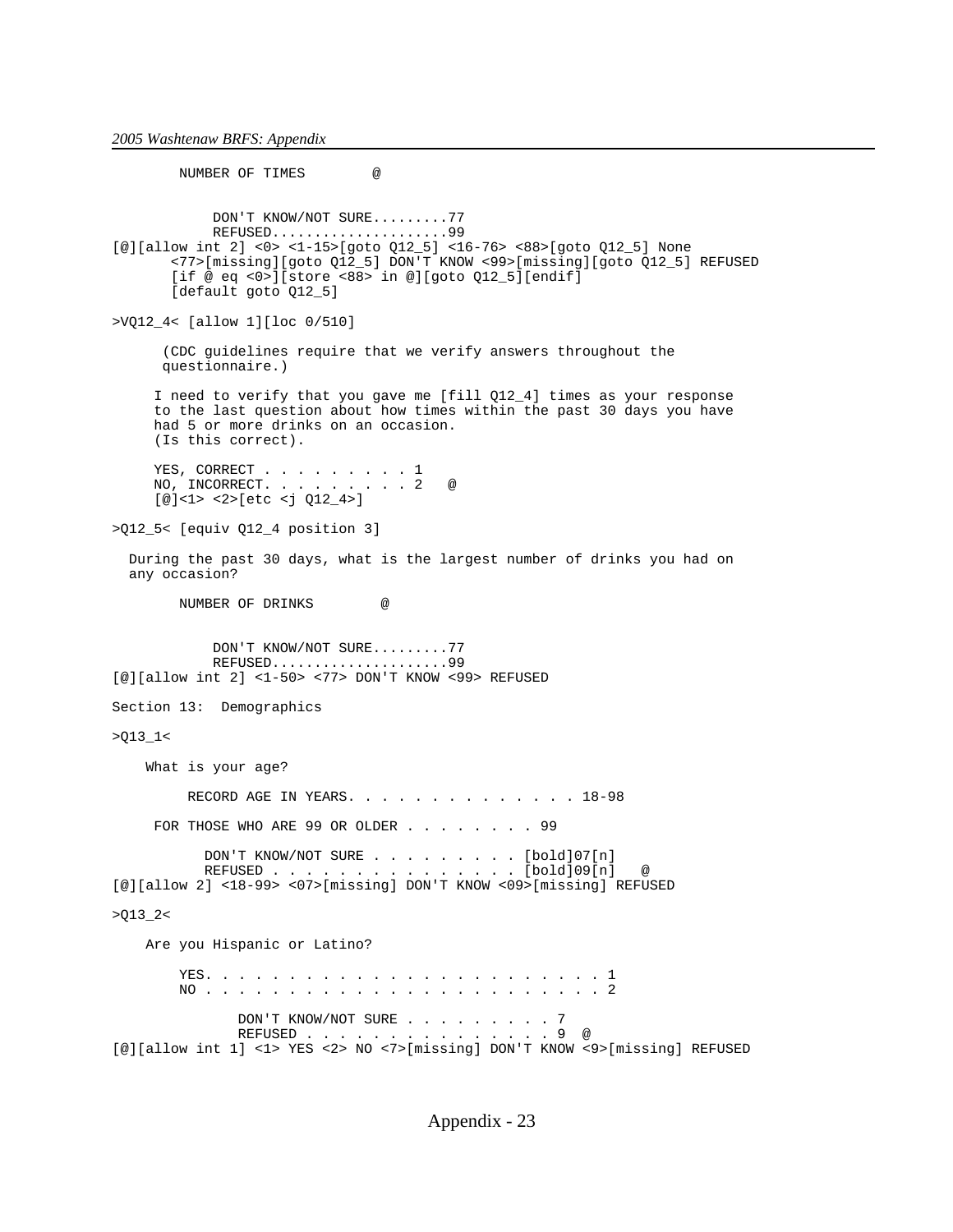```
        NUMBER OF TIMES        @


            DON'T KNOW/NOT SURE.........77
            REFUSED....................99
[@][allow int 2] <0> <1-15>[goto Q12_5] <16-76> <88>[goto Q12_5] None
       <77>[missing][goto Q12_5] DON'T KNOW <99>[missing][goto Q12_5] REFUSED
       [if @ eq <0>][store <88> in @][goto Q12_5][endif]
       [default goto Q12_5]

>VQ12_4< [allow 1][loc 0/510]

      (CDC guidelines require that we verify answers throughout the
      questionnaire.)

     I need to verify that you gave me [fill Q12_4] times as your response
     to the last question about how times within the past 30 days you have
     had 5 or more drinks on an occasion.
     (Is this correct).

     YES, CORRECT . . . . . . . . . 1
     NO, INCORRECT. . . . . . . . . 2   @
     [@]<1> <2>[etc <j Q12_4>]

>Q12_5< [equiv Q12_4 position 3]

  During the past 30 days, what is the largest number of drinks you had on
  any occasion?

        NUMBER OF DRINKS        @


            DON'T KNOW/NOT SURE.........77
            REFUSED....................99
[@][allow int 2] <1-50> <77> DON'T KNOW <99> REFUSED

Section 13:  Demographics

>Q13_1<

    What is your age?

         RECORD AGE IN YEARS. . . . . . . . . . . . . . 18-98

     FOR THOSE WHO ARE 99 OR OLDER . . . . . . . . 99

           DON'T KNOW/NOT SURE . . . . . . . . . [bold]07[n]
           REFUSED . . . . . . . . . . . . . . . [bold]09[n]   @
[@][allow 2] <18-99> <07>[missing] DON'T KNOW <09>[missing] REFUSED

>Q13_2<

    Are you Hispanic or Latino?

        YES. . . . . . . . . . . . . . . . . . . . . . . . 1
        NO . . . . . . . . . . . . . . . . . . . . . . . . 2

               DON'T KNOW/NOT SURE . . . . . . . . . 7
               REFUSED . . . . . . . . . . . . . . . 9  @
[@][allow int 1] <1> YES <2> NO <7>[missing] DON'T KNOW <9>[missing] REFUSED
```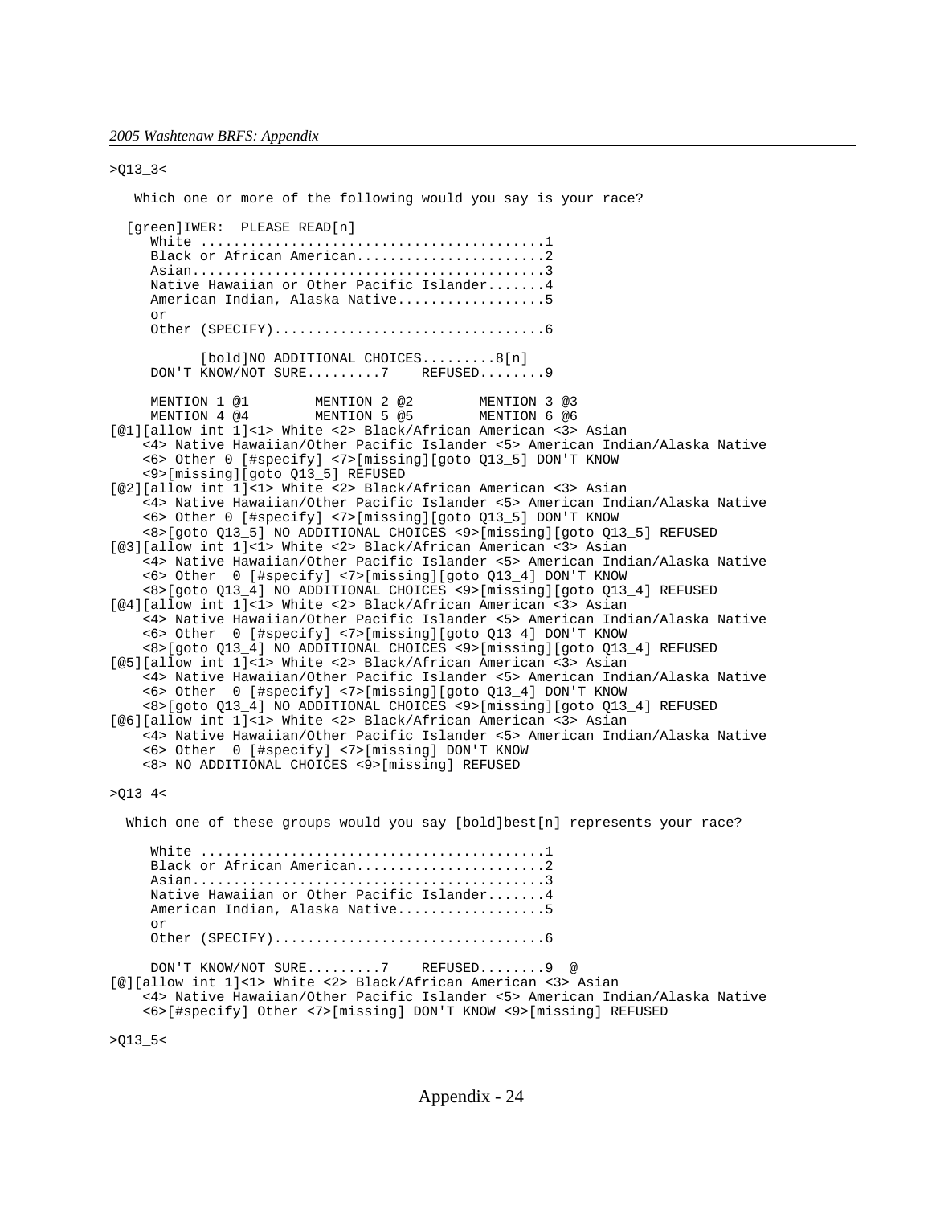```
>Q13_3<

   Which one or more of the following would you say is your race?

  [green]IWER:  PLEASE READ[n]
     White .........................................1
     Black or African American......................2
     Asian..........................................3
     Native Hawaiian or Other Pacific Islander.......4
     American Indian, Alaska Native.................5
     or
     Other (SPECIFY)................................6

          [bold]NO ADDITIONAL CHOICES.........8[n]
     DON'T KNOW/NOT SURE.........7    REFUSED........9

     MENTION 1 @1        MENTION 2 @2        MENTION 3 @3
     MENTION 4 @4        MENTION 5 @5        MENTION 6 @6
[@1][allow int 1]<1> White <2> Black/African American <3> Asian
    <4> Native Hawaiian/Other Pacific Islander <5> American Indian/Alaska Native
    <6> Other 0 [#specify] <7>[missing][goto Q13_5] DON'T KNOW
    <9>[missing][goto Q13_5] REFUSED
[@2][allow int 1]<1> White <2> Black/African American <3> Asian
    <4> Native Hawaiian/Other Pacific Islander <5> American Indian/Alaska Native
    <6> Other 0 [#specify] <7>[missing][goto Q13_5] DON'T KNOW
    <8>[goto Q13_5] NO ADDITIONAL CHOICES <9>[missing][goto Q13_5] REFUSED
[@3][allow int 1]<1> White <2> Black/African American <3> Asian
    <4> Native Hawaiian/Other Pacific Islander <5> American Indian/Alaska Native
    <6> Other  0 [#specify] <7>[missing][goto Q13_4] DON'T KNOW
    <8>[goto Q13_4] NO ADDITIONAL CHOICES <9>[missing][goto Q13_4] REFUSED
[@4][allow int 1]<1> White <2> Black/African American <3> Asian
    <4> Native Hawaiian/Other Pacific Islander <5> American Indian/Alaska Native
    <6> Other  0 [#specify] <7>[missing][goto Q13_4] DON'T KNOW
    <8>[goto Q13_4] NO ADDITIONAL CHOICES <9>[missing][goto Q13_4] REFUSED
[@5][allow int 1]<1> White <2> Black/African American <3> Asian
    <4> Native Hawaiian/Other Pacific Islander <5> American Indian/Alaska Native
    <6> Other  0 [#specify] <7>[missing][goto Q13_4] DON'T KNOW
    <8>[goto Q13_4] NO ADDITIONAL CHOICES <9>[missing][goto Q13_4] REFUSED
[@6][allow int 1]<1> White <2> Black/African American <3> Asian
    <4> Native Hawaiian/Other Pacific Islander <5> American Indian/Alaska Native
    <6> Other  0 [#specify] <7>[missing] DON'T KNOW
    <8> NO ADDITIONAL CHOICES <9>[missing] REFUSED

>Q13_4<

  Which one of these groups would you say [bold]best[n] represents your race?

     White .........................................1
     Black or African American......................2
     Asian..........................................3
     Native Hawaiian or Other Pacific Islander.......4
     American Indian, Alaska Native.................5
     or
     Other (SPECIFY)................................6

     DON'T KNOW/NOT SURE.........7    REFUSED........9  @
[@][allow int 1]<1> White <2> Black/African American <3> Asian
    <4> Native Hawaiian/Other Pacific Islander <5> American Indian/Alaska Native
    <6>[#specify] Other <7>[missing] DON'T KNOW <9>[missing] REFUSED

>Q13_5<
```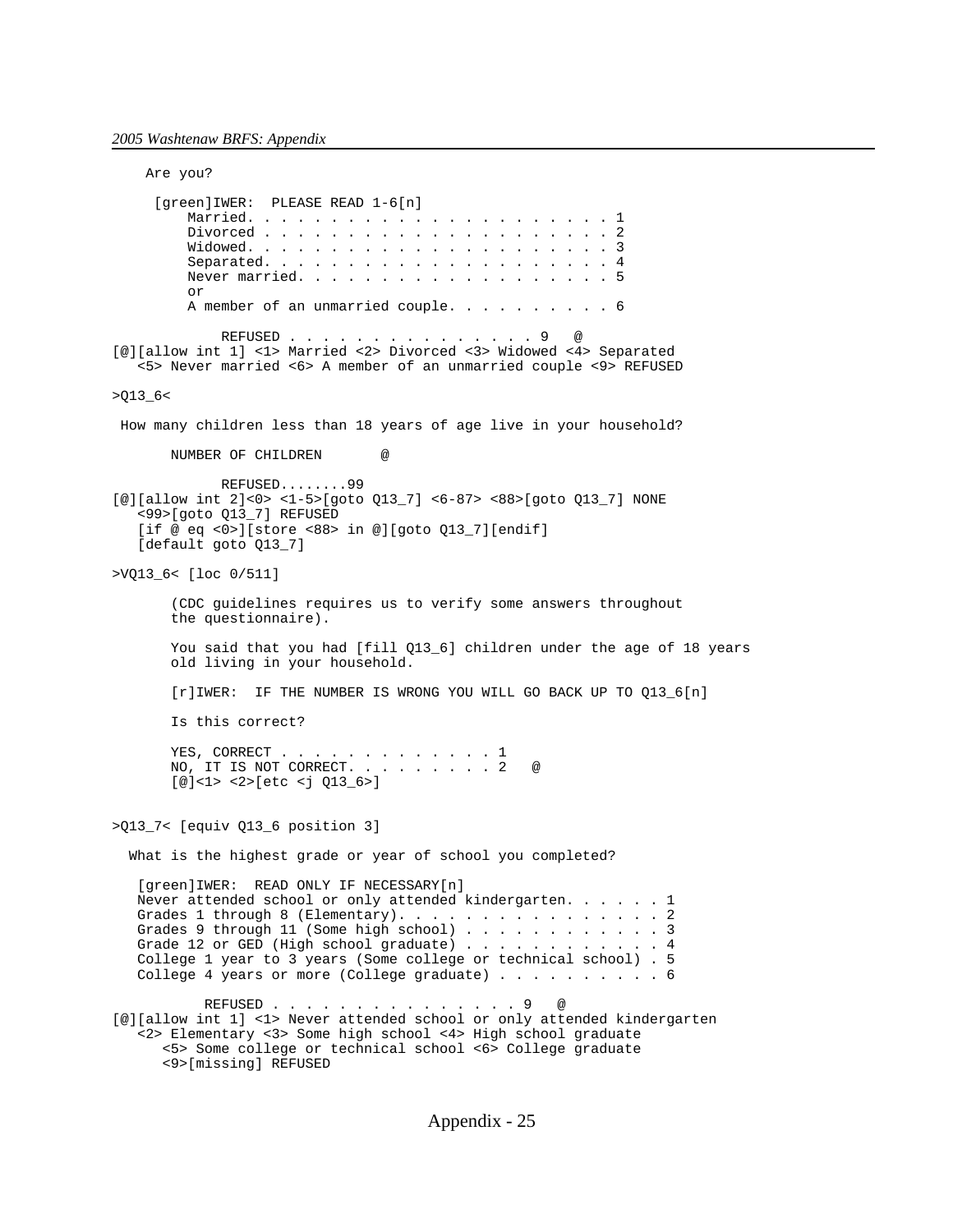```
    Are you?

     [green]IWER:  PLEASE READ 1-6[n]
         Married. . . . . . . . . . . . . . . . . . . . . . 1
         Divorced . . . . . . . . . . . . . . . . . . . . . 2
         Widowed. . . . . . . . . . . . . . . . . . . . . . 3
         Separated. . . . . . . . . . . . . . . . . . . . . 4
         Never married. . . . . . . . . . . . . . . . . . . 5
         or
         A member of an unmarried couple. . . . . . . . . . 6

             REFUSED . . . . . . . . . . . . . . . 9   @
[@][allow int 1] <1> Married <2> Divorced <3> Widowed <4> Separated
   <5> Never married <6> A member of an unmarried couple <9> REFUSED

>Q13_6<

 How many children less than 18 years of age live in your household?

       NUMBER OF CHILDREN       @

             REFUSED........99
[@][allow int 2]<0> <1-5>[goto Q13_7] <6-87> <88>[goto Q13_7] NONE
   <99>[goto Q13_7] REFUSED
   [if @ eq <0>][store <88> in @][goto Q13_7][endif]
   [default goto Q13_7]

>VQ13_6< [loc 0/511]

       (CDC guidelines requires us to verify some answers throughout
       the questionnaire).

       You said that you had [fill Q13_6] children under the age of 18 years
       old living in your household.

       [r]IWER:  IF THE NUMBER IS WRONG YOU WILL GO BACK UP TO Q13_6[n]

       Is this correct?

       YES, CORRECT . . . . . . . . . . . . . 1
       NO, IT IS NOT CORRECT. . . . . . . . . 2   @
       [@]<1> <2>[etc <j Q13_6>]


>Q13_7< [equiv Q13_6 position 3]

  What is the highest grade or year of school you completed?

   [green]IWER:  READ ONLY IF NECESSARY[n]
   Never attended school or only attended kindergarten. . . . . . 1
   Grades 1 through 8 (Elementary). . . . . . . . . . . . . . . . 2
   Grades 9 through 11 (Some high school) . . . . . . . . . . . . 3
   Grade 12 or GED (High school graduate) . . . . . . . . . . . . 4
   College 1 year to 3 years (Some college or technical school) . 5
   College 4 years or more (College graduate) . . . . . . . . . . 6

           REFUSED . . . . . . . . . . . . . . . 9   @
[@][allow int 1] <1> Never attended school or only attended kindergarten
   <2> Elementary <3> Some high school <4> High school graduate
      <5> Some college or technical school <6> College graduate
      <9>[missing] REFUSED
```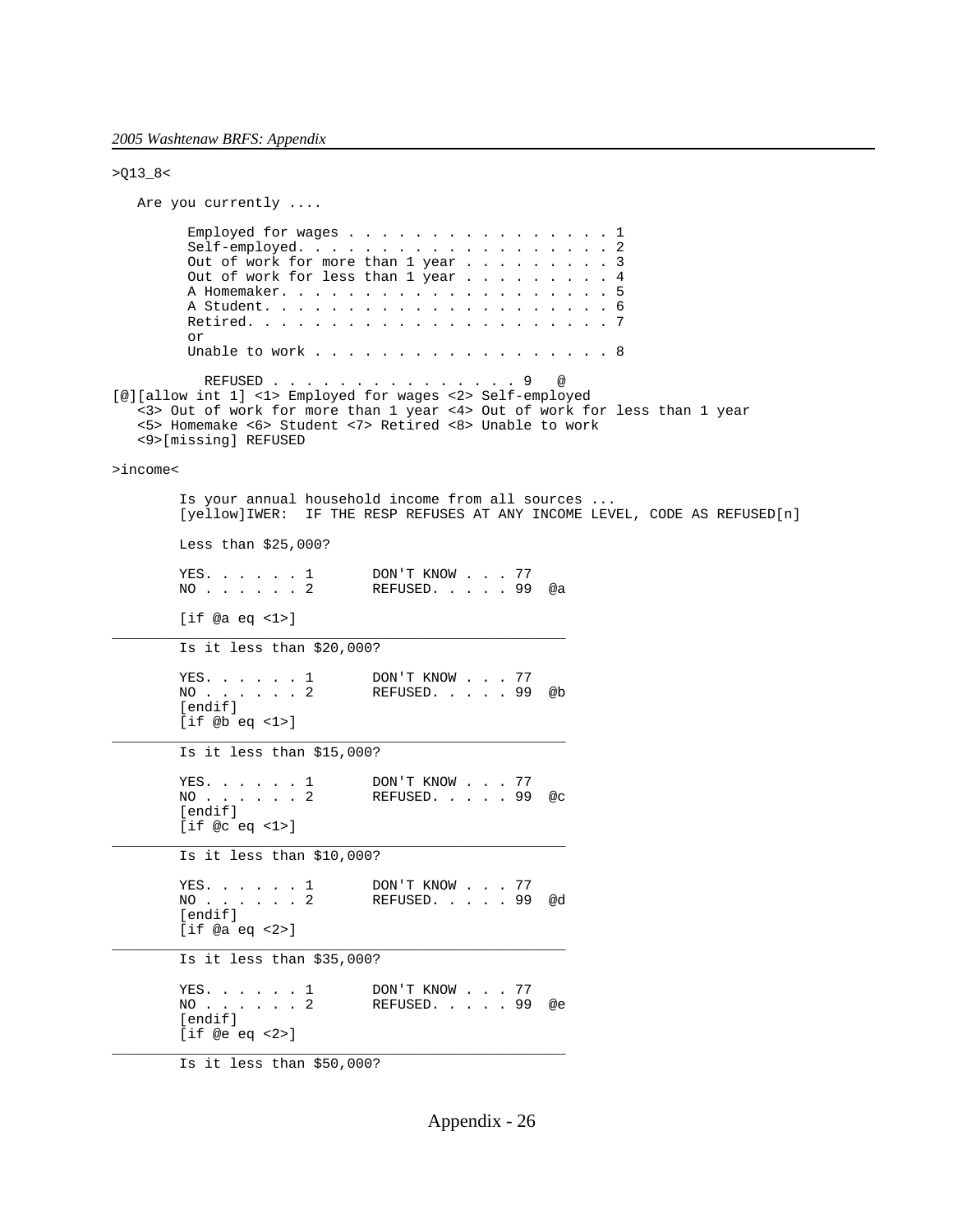```
>Q13_8<

   Are you currently ....

         Employed for wages . . . . . . . . . . . . . . . . 1
         Self-employed. . . . . . . . . . . . . . . . . . . 2
         Out of work for more than 1 year . . . . . . . . . 3
         Out of work for less than 1 year . . . . . . . . . 4
         A Homemaker. . . . . . . . . . . . . . . . . . . . 5
         A Student. . . . . . . . . . . . . . . . . . . . . 6
         Retired. . . . . . . . . . . . . . . . . . . . . . 7
         or
         Unable to work . . . . . . . . . . . . . . . . . . 8

           REFUSED . . . . . . . . . . . . . . . 9   @
[@][allow int 1] <1> Employed for wages <2> Self-employed
   <3> Out of work for more than 1 year <4> Out of work for less than 1 year
   <5> Homemake <6> Student <7> Retired <8> Unable to work
   <9>[missing] REFUSED

>income<

        Is your annual household income from all sources ...
        [yellow]IWER:  IF THE RESP REFUSES AT ANY INCOME LEVEL, CODE AS REFUSED[n]

        Less than $25,000?

        YES. . . . . . 1       DON'T KNOW . . . 77
        NO . . . . . . 2       REFUSED. . . . . 99  @a

        [if @a eq <1>]
______________________________________________________________
        Is it less than $20,000?

        YES. . . . . . 1       DON'T KNOW . . . 77
        NO . . . . . . 2       REFUSED. . . . . 99  @b
        [endif]
        [if @b eq <1>]
______________________________________________________________
        Is it less than $15,000?

        YES. . . . . . 1       DON'T KNOW . . . 77
        NO . . . . . . 2       REFUSED. . . . . 99  @c
        [endif]
        [if @c eq <1>]
______________________________________________________________
        Is it less than $10,000?

        YES. . . . . . 1       DON'T KNOW . . . 77
        NO . . . . . . 2       REFUSED. . . . . 99  @d
        [endif]
        [if @a eq <2>]
______________________________________________________________
        Is it less than $35,000?

        YES. . . . . . 1       DON'T KNOW . . . 77
        NO . . . . . . 2       REFUSED. . . . . 99  @e
        [endif]
        [if @e eq <2>]
______________________________________________________________
        Is it less than $50,000?
```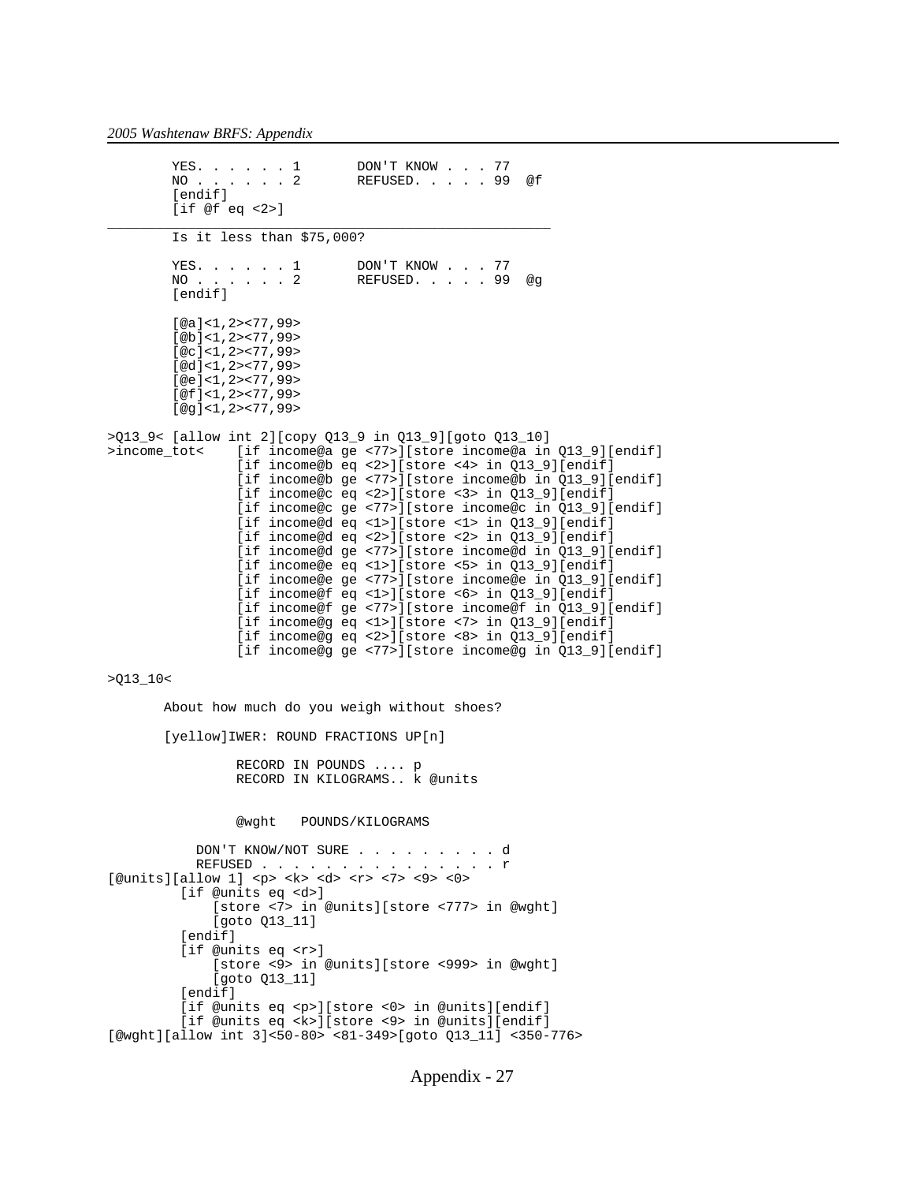```
        YES. . . . . . 1        DON'T KNOW . . . 77
        NO . . . . . . 2        REFUSED. . . . . 99  @f
        [endif]
        [if @f eq <2>]
_______________________________________________________
        Is it less than $75,000?

        YES. . . . . . 1        DON'T KNOW . . . 77
        NO . . . . . . 2        REFUSED. . . . . 99  @g
        [endif]

        [@a]<1,2><77,99>
        [@b]<1,2><77,99>
        [@c]<1,2><77,99>
        [@d]<1,2><77,99>
        [@e]<1,2><77,99>
        [@f]<1,2><77,99>
        [@g]<1,2><77,99>

>Q13_9< [allow int 2][copy Q13_9 in Q13_9][goto Q13_10]
>income_tot<    [if income@a ge <77>][store income@a in Q13_9][endif]
                [if income@b eq <2>][store <4> in Q13_9][endif]
                [if income@b ge <77>][store income@b in Q13_9][endif]
                [if income@c eq <2>][store <3> in Q13_9][endif]
                [if income@c ge <77>][store income@c in Q13_9][endif]
                [if income@d eq <1>][store <1> in Q13_9][endif]
                [if income@d eq <2>][store <2> in Q13_9][endif]
                [if income@d ge <77>][store income@d in Q13_9][endif]
                [if income@e eq <1>][store <5> in Q13_9][endif]
                [if income@e ge <77>][store income@e in Q13_9][endif]
                [if income@f eq <1>][store <6> in Q13_9][endif]
                [if income@f ge <77>][store income@f in Q13_9][endif]
                [if income@g eq <1>][store <7> in Q13_9][endif]
                [if income@g eq <2>][store <8> in Q13_9][endif]
                [if income@g ge <77>][store income@g in Q13_9][endif]

>Q13_10<

       About how much do you weigh without shoes?

       [yellow]IWER: ROUND FRACTIONS UP[n]

                RECORD IN POUNDS .... p
                RECORD IN KILOGRAMS.. k @units


                @wght   POUNDS/KILOGRAMS

            DON'T KNOW/NOT SURE . . . . . . . . . d
            REFUSED . . . . . . . . . . . . . . . r
[@units][allow 1] <p> <k> <d> <r> <7> <9> <0>
         [if @units eq <d>]
             [store <7> in @units][store <777> in @wght]
             [goto Q13_11]
         [endif]
         [if @units eq <r>]
             [store <9> in @units][store <999> in @wght]
             [goto Q13_11]
         [endif]
         [if @units eq <p>][store <0> in @units][endif]
         [if @units eq <k>][store <9> in @units][endif]
[@wght][allow int 3]<50-80> <81-349>[goto Q13_11] <350-776>
```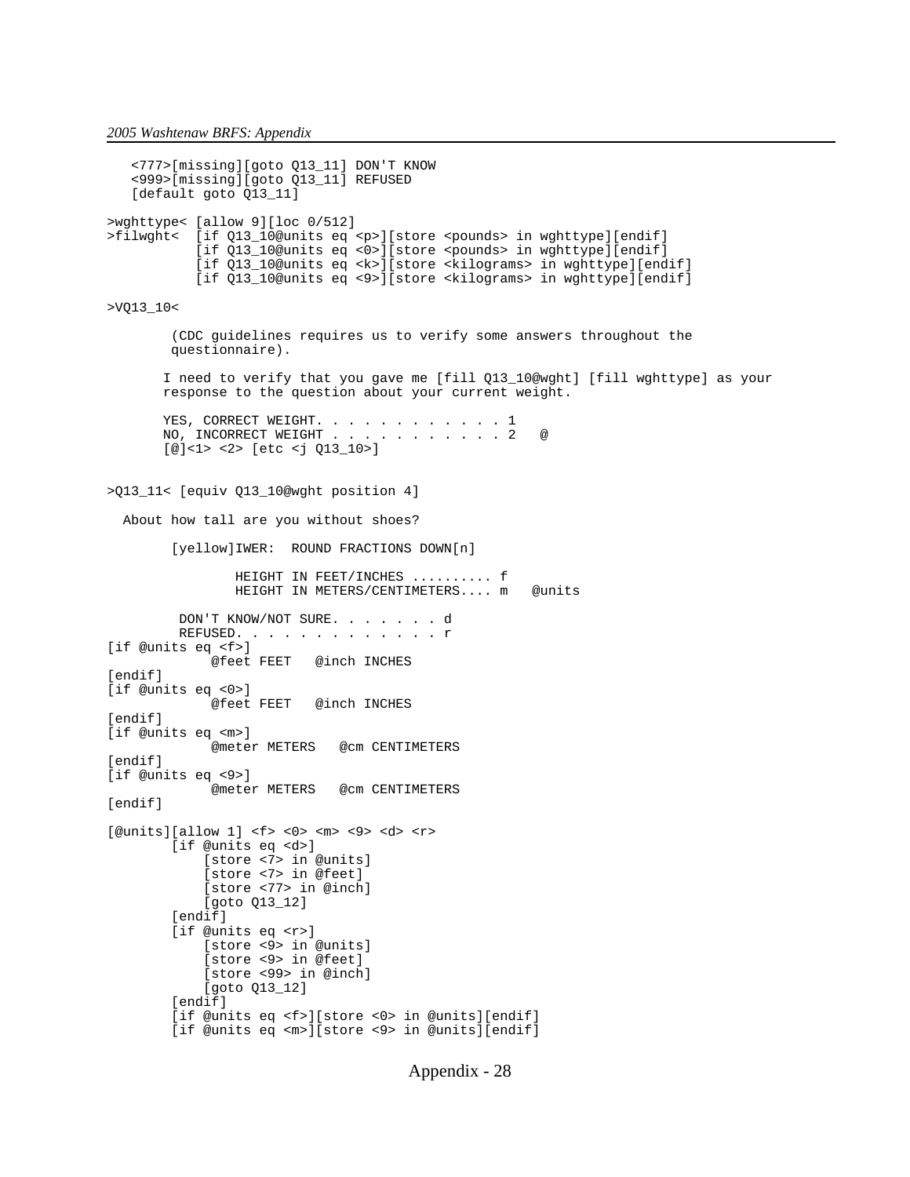```
   <777>[missing][goto Q13_11] DON'T KNOW
   <999>[missing][goto Q13_11] REFUSED
   [default goto Q13_11]

>wghttype< [allow 9][loc 0/512]
>filwght<  [if Q13_10@units eq <p>][store <pounds> in wghttype][endif]
           [if Q13_10@units eq <0>][store <pounds> in wghttype][endif]
           [if Q13_10@units eq <k>][store <kilograms> in wghttype][endif]
           [if Q13_10@units eq <9>][store <kilograms> in wghttype][endif]

>VQ13_10<

        (CDC guidelines requires us to verify some answers throughout the
        questionnaire).

       I need to verify that you gave me [fill Q13_10@wght] [fill wghttype] as your
       response to the question about your current weight.

       YES, CORRECT WEIGHT. . . . . . . . . . . . 1
       NO, INCORRECT WEIGHT . . . . . . . . . . . 2   @
       [@]<1> <2> [etc <j Q13_10>]


>Q13_11< [equiv Q13_10@wght position 4]

  About how tall are you without shoes?

        [yellow]IWER:  ROUND FRACTIONS DOWN[n]

               HEIGHT IN FEET/INCHES ......... f
               HEIGHT IN METERS/CENTIMETERS.... m   @units

         DON'T KNOW/NOT SURE. . . . . . . d
         REFUSED. . . . . . . . . . . . . r
[if @units eq <f>]
           @feet FEET   @inch INCHES
[endif]
[if @units eq <0>]
           @feet FEET   @inch INCHES
[endif]
[if @units eq <m>]
           @meter METERS   @cm CENTIMETERS
[endif]
[if @units eq <9>]
           @meter METERS   @cm CENTIMETERS
[endif]

[@units][allow 1] <f> <0> <m> <9> <d> <r>
        [if @units eq <d>]
            [store <7> in @units]
            [store <7> in @feet]
            [store <77> in @inch]
            [goto Q13_12]
        [endif]
        [if @units eq <r>]
            [store <9> in @units]
            [store <9> in @feet]
            [store <99> in @inch]
            [goto Q13_12]
        [endif]
        [if @units eq <f>][store <0> in @units][endif]
        [if @units eq <m>][store <9> in @units][endif]
```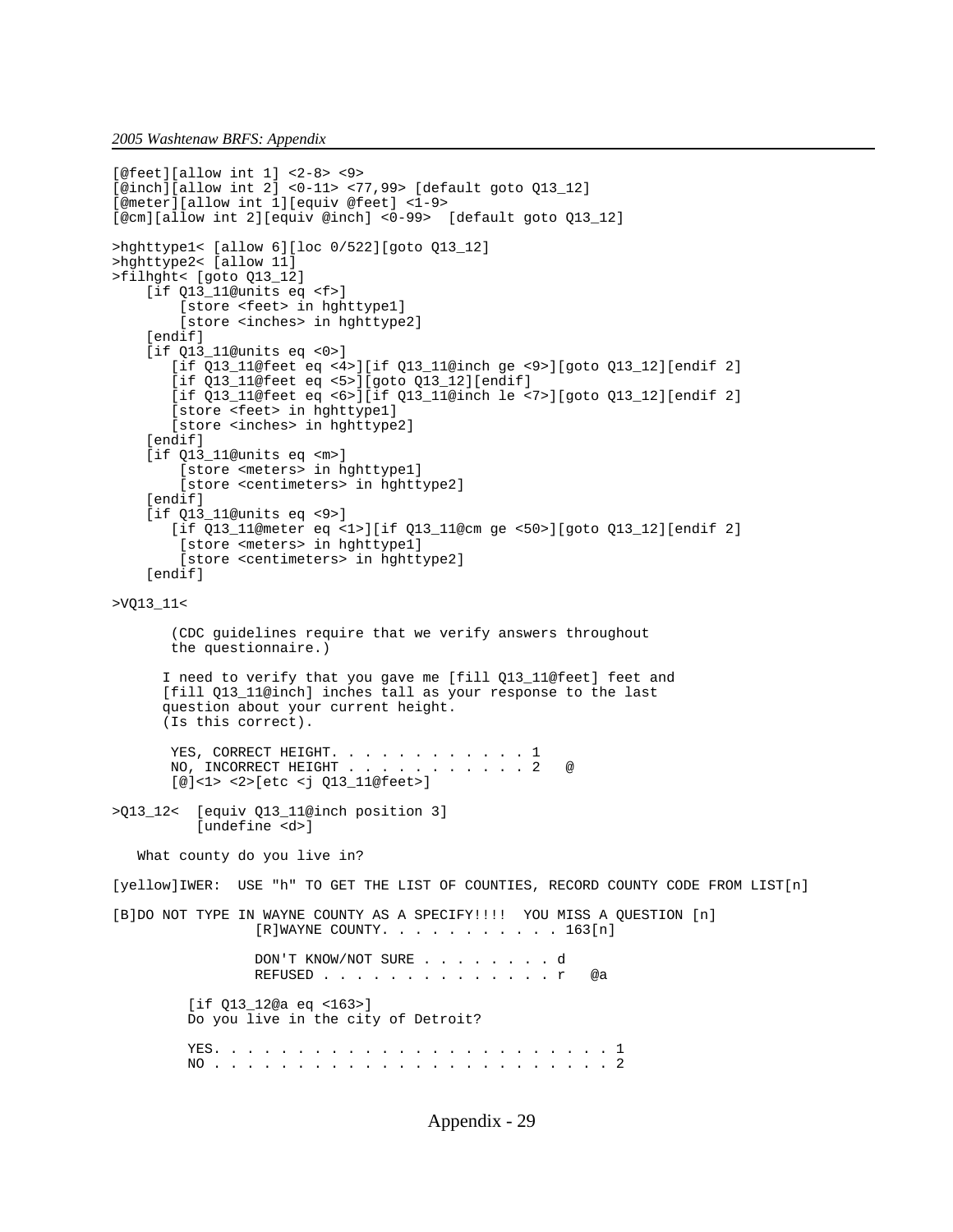```
[@feet][allow int 1] <2-8> <9>
[@inch][allow int 2] <0-11> <77,99> [default goto Q13_12]
[@meter][allow int 1][equiv @feet] <1-9>
[@cm][allow int 2][equiv @inch] <0-99>  [default goto Q13_12]

>hghttype1< [allow 6][loc 0/522][goto Q13_12]
>hghttype2< [allow 11]
>filhght< [goto Q13_12]
    [if Q13_11@units eq <f>]
        [store <feet> in hghttype1]
        [store <inches> in hghttype2]
    [endif]
    [if Q13_11@units eq <0>]
       [if Q13_11@feet eq <4>][if Q13_11@inch ge <9>][goto Q13_12][endif 2]
       [if Q13_11@feet eq <5>][goto Q13_12][endif]
       [if Q13_11@feet eq <6>][if Q13_11@inch le <7>][goto Q13_12][endif 2]
       [store <feet> in hghttype1]
       [store <inches> in hghttype2]
    [endif]
    [if Q13_11@units eq <m>]
        [store <meters> in hghttype1]
        [store <centimeters> in hghttype2]
    [endif]
    [if Q13_11@units eq <9>]
       [if Q13_11@meter eq <1>][if Q13_11@cm ge <50>][goto Q13_12][endif 2]
        [store <meters> in hghttype1]
        [store <centimeters> in hghttype2]
    [endif]

>VQ13_11<

       (CDC guidelines require that we verify answers throughout
       the questionnaire.)

      I need to verify that you gave me [fill Q13_11@feet] feet and
      [fill Q13_11@inch] inches tall as your response to the last
      question about your current height.
      (Is this correct).

       YES, CORRECT HEIGHT. . . . . . . . . . . . 1
       NO, INCORRECT HEIGHT . . . . . . . . . . . 2   @
       [@]<1> <2>[etc <j Q13_11@feet>]

>Q13_12<  [equiv Q13_11@inch position 3]
          [undefine <d>]

   What county do you live in?

[yellow]IWER:  USE "h" TO GET THE LIST OF COUNTIES, RECORD COUNTY CODE FROM LIST[n]

[B]DO NOT TYPE IN WAYNE COUNTY AS A SPECIFY!!!!  YOU MISS A QUESTION [n]
                 [R]WAYNE COUNTY. . . . . . . . . . . 163[n]

                 DON'T KNOW/NOT SURE . . . . . . . . d
                 REFUSED . . . . . . . . . . . . . . r   @a

         [if Q13_12@a eq <163>]
         Do you live in the city of Detroit?

         YES. . . . . . . . . . . . . . . . . . . . . . . 1
         NO . . . . . . . . . . . . . . . . . . . . . . . 2
```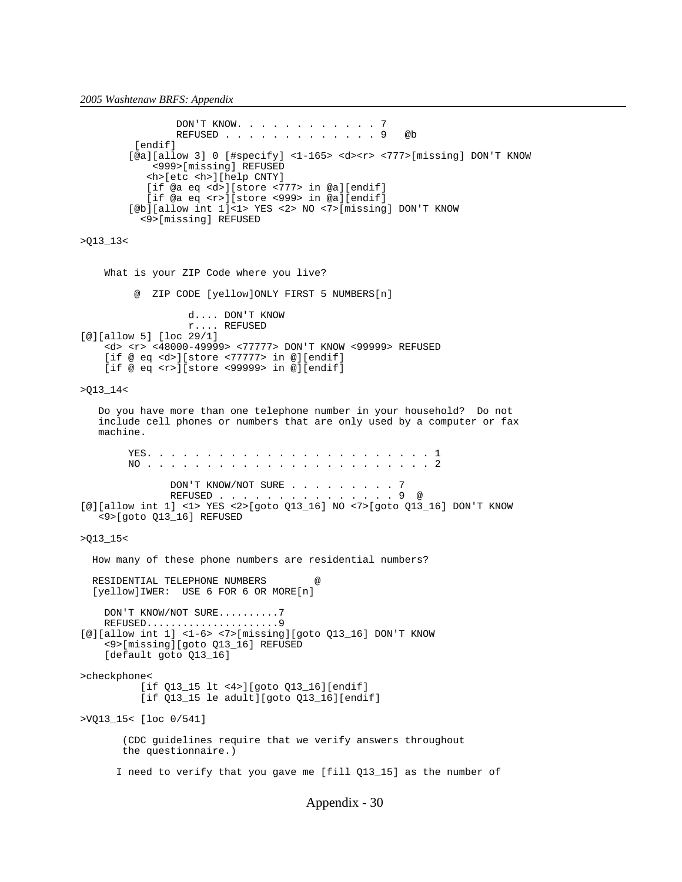```
                DON'T KNOW. . . . . . . . . . . . 7
                REFUSED . . . . . . . . . . . . . 9   @b
         [endif]
        [@a][allow 3] 0 [#specify] <1-165> <d><r> <777>[missing] DON'T KNOW
             <999>[missing] REFUSED
           <h>[etc <h>][help CNTY]
           [if @a eq <d>][store <777> in @a][endif]
           [if @a eq <r>][store <999> in @a][endif]
        [@b][allow int 1]<1> YES <2> NO <7>[missing] DON'T KNOW
          <9>[missing] REFUSED

>Q13_13<


    What is your ZIP Code where you live?

         @  ZIP CODE [yellow]ONLY FIRST 5 NUMBERS[n]

                  d.... DON'T KNOW
                  r.... REFUSED
[@][allow 5] [loc 29/1]
    <d> <r> <48000-49999> <77777> DON'T KNOW <99999> REFUSED
    [if @ eq <d>][store <77777> in @][endif]
    [if @ eq <r>][store <99999> in @][endif]

>Q13_14<

   Do you have more than one telephone number in your household?  Do not
   include cell phones or numbers that are only used by a computer or fax
   machine.

        YES. . . . . . . . . . . . . . . . . . . . . . . . 1
        NO . . . . . . . . . . . . . . . . . . . . . . . . 2

               DON'T KNOW/NOT SURE . . . . . . . . . 7
               REFUSED . . . . . . . . . . . . . . . 9  @
[@][allow int 1] <1> YES <2>[goto Q13_16] NO <7>[goto Q13_16] DON'T KNOW
   <9>[goto Q13_16] REFUSED

>Q13_15<

  How many of these phone numbers are residential numbers?

  RESIDENTIAL TELEPHONE NUMBERS        @
  [yellow]IWER:  USE 6 FOR 6 OR MORE[n]

    DON'T KNOW/NOT SURE..........7
    REFUSED......................9
[@][allow int 1] <1-6> <7>[missing][goto Q13_16] DON'T KNOW
    <9>[missing][goto Q13_16] REFUSED
    [default goto Q13_16]

>checkphone<
          [if Q13_15 lt <4>][goto Q13_16][endif]
          [if Q13_15 le adult][goto Q13_16][endif]

>VQ13_15< [loc 0/541]

       (CDC guidelines require that we verify answers throughout
       the questionnaire.)

      I need to verify that you gave me [fill Q13_15] as the number of
```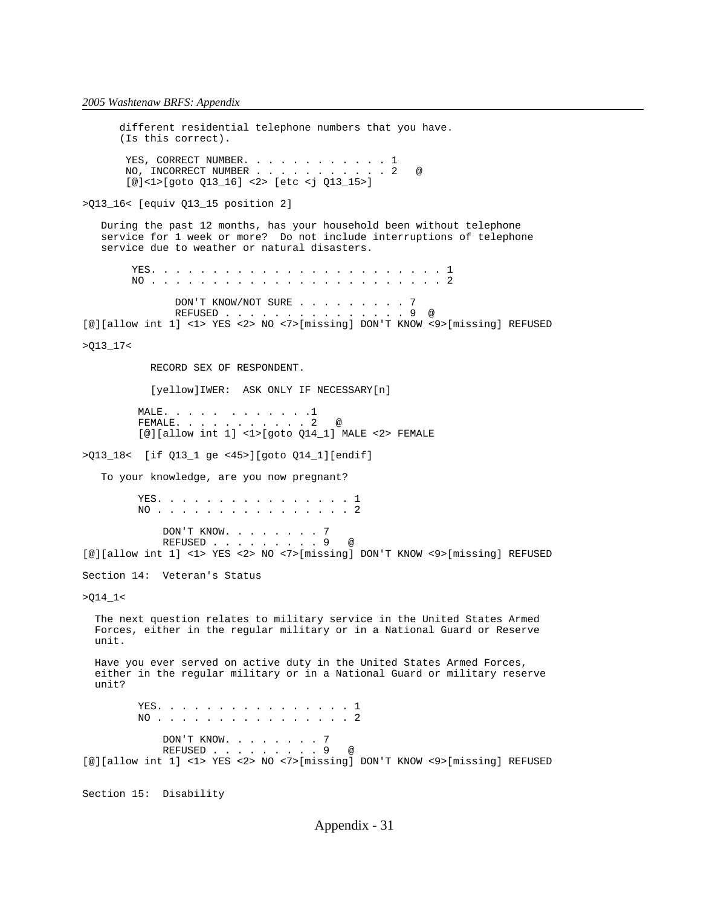```
      different residential telephone numbers that you have.
      (Is this correct).

       YES, CORRECT NUMBER. . . . . . . . . . . . 1
       NO, INCORRECT NUMBER . . . . . . . . . . . 2   @
       [@]<1>[goto Q13_16] <2> [etc <j Q13_15>]

>Q13_16< [equiv Q13_15 position 2]

   During the past 12 months, has your household been without telephone
   service for 1 week or more?  Do not include interruptions of telephone
   service due to weather or natural disasters.

        YES. . . . . . . . . . . . . . . . . . . . . . . . 1
        NO . . . . . . . . . . . . . . . . . . . . . . . . 2

               DON'T KNOW/NOT SURE . . . . . . . . . 7
               REFUSED . . . . . . . . . . . . . . . 9  @
[@][allow int 1] <1> YES <2> NO <7>[missing] DON'T KNOW <9>[missing] REFUSED

>Q13_17<

           RECORD SEX OF RESPONDENT.

           [yellow]IWER:  ASK ONLY IF NECESSARY[n]

         MALE. . . . .  . . . . . . .1
         FEMALE. . . . . . . . . . . 2   @
         [@][allow int 1] <1>[goto Q14_1] MALE <2> FEMALE

>Q13_18<  [if Q13_1 ge <45>][goto Q14_1][endif]

   To your knowledge, are you now pregnant?

         YES. . . . . . . . . . . . . . . . 1
         NO . . . . . . . . . . . . . . . . 2

             DON'T KNOW. . . . . . . . 7
             REFUSED . . . . . . . . . 9   @
[@][allow int 1] <1> YES <2> NO <7>[missing] DON'T KNOW <9>[missing] REFUSED

Section 14:  Veteran's Status

>Q14_1<

  The next question relates to military service in the United States Armed
  Forces, either in the regular military or in a National Guard or Reserve
  unit.

  Have you ever served on active duty in the United States Armed Forces,
  either in the regular military or in a National Guard or military reserve
  unit?

         YES. . . . . . . . . . . . . . . . 1
         NO . . . . . . . . . . . . . . . . 2

             DON'T KNOW. . . . . . . . 7
             REFUSED . . . . . . . . . 9   @
[@][allow int 1] <1> YES <2> NO <7>[missing] DON'T KNOW <9>[missing] REFUSED


Section 15:  Disability
```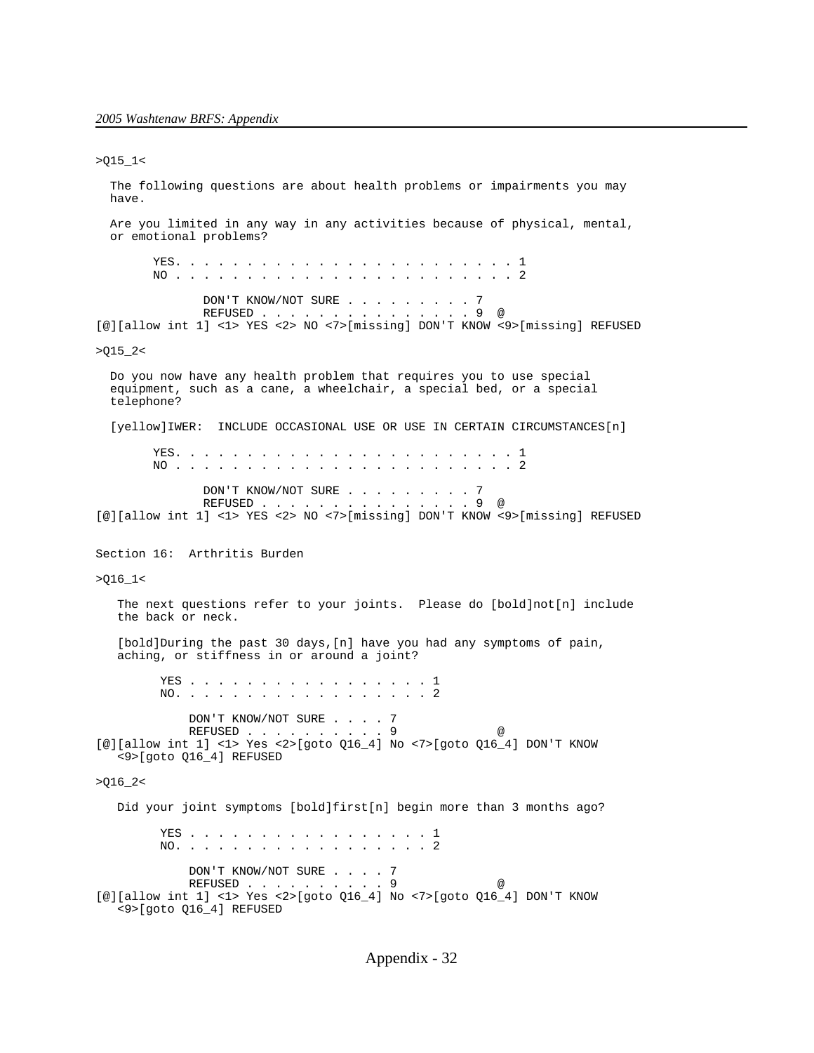```
>Q15_1<

  The following questions are about health problems or impairments you may
  have.

  Are you limited in any way in any activities because of physical, mental,
  or emotional problems?

        YES. . . . . . . . . . . . . . . . . . . . . . . . . 1
        NO . . . . . . . . . . . . . . . . . . . . . . . . . 2

               DON'T KNOW/NOT SURE . . . . . . . . . 7
               REFUSED . . . . . . . . . . . . . . . 9  @
[@][allow int 1] <1> YES <2> NO <7>[missing] DON'T KNOW <9>[missing] REFUSED

>Q15_2<

  Do you now have any health problem that requires you to use special
  equipment, such as a cane, a wheelchair, a special bed, or a special
  telephone?

  [yellow]IWER:  INCLUDE OCCASIONAL USE OR USE IN CERTAIN CIRCUMSTANCES[n]

        YES. . . . . . . . . . . . . . . . . . . . . . . . . 1
        NO . . . . . . . . . . . . . . . . . . . . . . . . . 2

               DON'T KNOW/NOT SURE . . . . . . . . . 7
               REFUSED . . . . . . . . . . . . . . . 9  @
[@][allow int 1] <1> YES <2> NO <7>[missing] DON'T KNOW <9>[missing] REFUSED


Section 16:  Arthritis Burden

>Q16_1<

   The next questions refer to your joints.  Please do [bold]not[n] include
   the back or neck.

   [bold]During the past 30 days,[n] have you had any symptoms of pain,
   aching, or stiffness in or around a joint?

         YES . . . . . . . . . . . . . . . . . 1
         NO. . . . . . . . . . . . . . . . . . 2

             DON'T KNOW/NOT SURE . . . . 7
             REFUSED . . . . . . . . . . 9             @
[@][allow int 1] <1> Yes <2>[goto Q16_4] No <7>[goto Q16_4] DON'T KNOW
   <9>[goto Q16_4] REFUSED

>Q16_2<

   Did your joint symptoms [bold]first[n] begin more than 3 months ago?

         YES . . . . . . . . . . . . . . . . . 1
         NO. . . . . . . . . . . . . . . . . . 2

             DON'T KNOW/NOT SURE . . . . 7
             REFUSED . . . . . . . . . . 9             @
[@][allow int 1] <1> Yes <2>[goto Q16_4] No <7>[goto Q16_4] DON'T KNOW
   <9>[goto Q16_4] REFUSED
```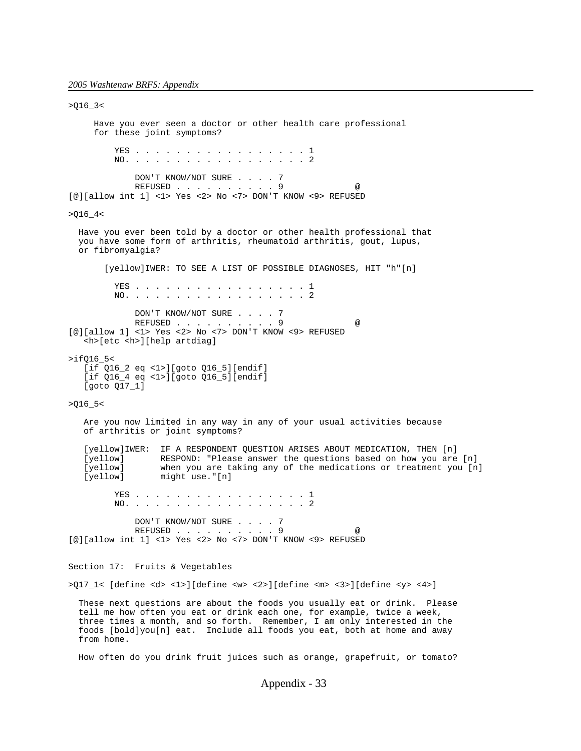```
>Q16_3<

     Have you ever seen a doctor or other health care professional
     for these joint symptoms?

         YES . . . . . . . . . . . . . . . . . . 1
         NO. . . . . . . . . . . . . . . . . . . 2

             DON'T KNOW/NOT SURE . . . . 7
             REFUSED . . . . . . . . . . 9             @
[@][allow int 1] <1> Yes <2> No <7> DON'T KNOW <9> REFUSED

>Q16_4<

  Have you ever been told by a doctor or other health professional that
  you have some form of arthritis, rheumatoid arthritis, gout, lupus,
  or fibromyalgia?

       [yellow]IWER: TO SEE A LIST OF POSSIBLE DIAGNOSES, HIT "h"[n]

         YES . . . . . . . . . . . . . . . . . . 1
         NO. . . . . . . . . . . . . . . . . . . 2

             DON'T KNOW/NOT SURE . . . . 7
             REFUSED . . . . . . . . . . 9             @
[@][allow 1] <1> Yes <2> No <7> DON'T KNOW <9> REFUSED
   <h>[etc <h>][help artdiag]

>ifQ16_5<
   [if Q16_2 eq <1>][goto Q16_5][endif]
   [if Q16_4 eq <1>][goto Q16_5][endif]
   [goto Q17_1]

>Q16_5<

   Are you now limited in any way in any of your usual activities because
   of arthritis or joint symptoms?

   [yellow]IWER:  IF A RESPONDENT QUESTION ARISES ABOUT MEDICATION, THEN [n]
   [yellow]       RESPOND: "Please answer the questions based on how you are [n]
   [yellow]       when you are taking any of the medications or treatment you [n]
   [yellow]       might use."[n]

         YES . . . . . . . . . . . . . . . . . . 1
         NO. . . . . . . . . . . . . . . . . . . 2

             DON'T KNOW/NOT SURE . . . . 7
             REFUSED . . . . . . . . . . 9             @
[@][allow int 1] <1> Yes <2> No <7> DON'T KNOW <9> REFUSED


Section 17:  Fruits & Vegetables

>Q17_1< [define <d> <1>][define <w> <2>][define <m> <3>][define <y> <4>]

  These next questions are about the foods you usually eat or drink.  Please
  tell me how often you eat or drink each one, for example, twice a week,
  three times a month, and so forth.  Remember, I am only interested in the
  foods [bold]you[n] eat.  Include all foods you eat, both at home and away
  from home.

  How often do you drink fruit juices such as orange, grapefruit, or tomato?
```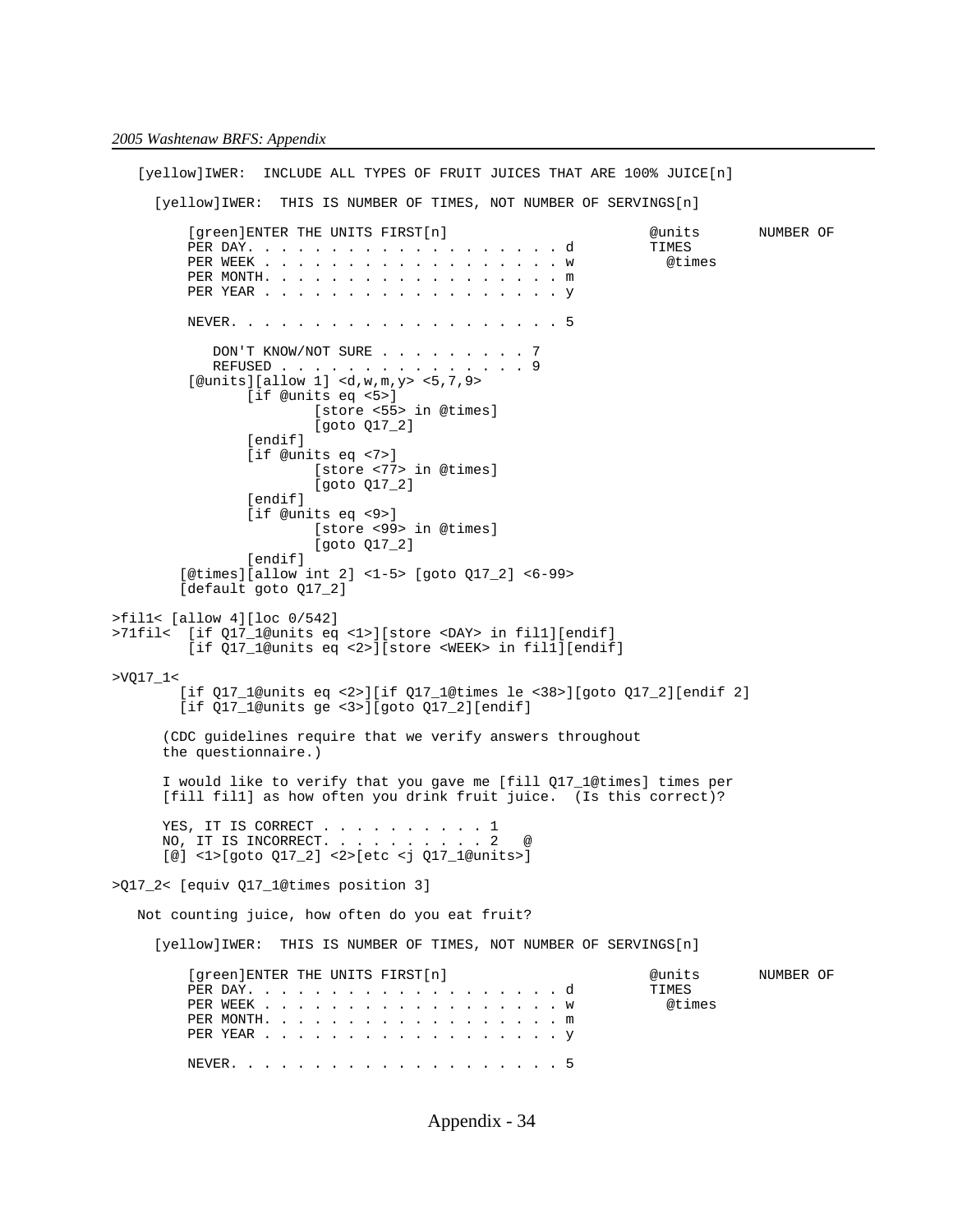```
   [yellow]IWER:  INCLUDE ALL TYPES OF FRUIT JUICES THAT ARE 100% JUICE[n]

     [yellow]IWER:  THIS IS NUMBER OF TIMES, NOT NUMBER OF SERVINGS[n]

         [green]ENTER THE UNITS FIRST[n]                          @units       NUMBER OF
         PER DAY. . . . . . . . . . . . . . . . . . . d           TIMES
         PER WEEK . . . . . . . . . . . . . . . . . . w             @times
         PER MONTH. . . . . . . . . . . . . . . . . . m
         PER YEAR . . . . . . . . . . . . . . . . . . y

         NEVER. . . . . . . . . . . . . . . . . . . . 5

            DON'T KNOW/NOT SURE . . . . . . . . . 7
            REFUSED . . . . . . . . . . . . . . . 9
         [@units][allow 1] <d,w,m,y> <5,7,9>
                [if @units eq <5>]
                        [store <55> in @times]
                        [goto Q17_2]
                [endif]
                [if @units eq <7>]
                        [store <77> in @times]
                        [goto Q17_2]
                [endif]
                [if @units eq <9>]
                        [store <99> in @times]
                        [goto Q17_2]
                [endif]
        [@times][allow int 2] <1-5> [goto Q17_2] <6-99>
        [default goto Q17_2]

>fil1< [allow 4][loc 0/542]
>71fil<  [if Q17_1@units eq <1>][store <DAY> in fil1][endif]
         [if Q17_1@units eq <2>][store <WEEK> in fil1][endif]

>VQ17_1<
        [if Q17_1@units eq <2>][if Q17_1@times le <38>][goto Q17_2][endif 2]
        [if Q17_1@units ge <3>][goto Q17_2][endif]

      (CDC guidelines require that we verify answers throughout
      the questionnaire.)

      I would like to verify that you gave me [fill Q17_1@times] times per
      [fill fil1] as how often you drink fruit juice.  (Is this correct)?

      YES, IT IS CORRECT . . . . . . . . . . 1
      NO, IT IS INCORRECT. . . . . . . . . . 2   @
      [@] <1>[goto Q17_2] <2>[etc <j Q17_1@units>]

>Q17_2< [equiv Q17_1@times position 3]

   Not counting juice, how often do you eat fruit?

     [yellow]IWER:  THIS IS NUMBER OF TIMES, NOT NUMBER OF SERVINGS[n]

         [green]ENTER THE UNITS FIRST[n]                          @units       NUMBER OF
         PER DAY. . . . . . . . . . . . . . . . . . . d           TIMES
         PER WEEK . . . . . . . . . . . . . . . . . . w             @times
         PER MONTH. . . . . . . . . . . . . . . . . . m
         PER YEAR . . . . . . . . . . . . . . . . . . y

         NEVER. . . . . . . . . . . . . . . . . . . . 5
```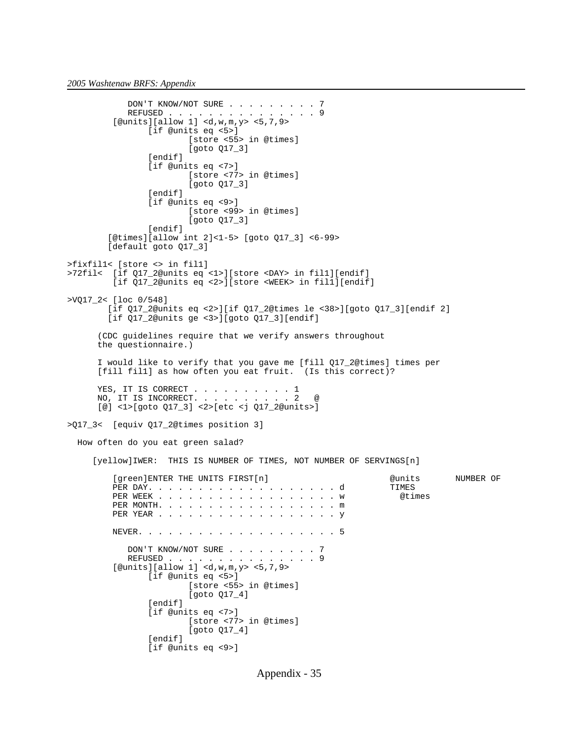```
            DON'T KNOW/NOT SURE . . . . . . . . . 7
            REFUSED . . . . . . . . . . . . . . . 9
         [@units][allow 1] <d,w,m,y> <5,7,9>
                [if @units eq <5>]
                        [store <55> in @times]
                        [goto Q17_3]
                [endif]
                [if @units eq <7>]
                        [store <77> in @times]
                        [goto Q17_3]
                [endif]
                [if @units eq <9>]
                        [store <99> in @times]
                        [goto Q17_3]
                [endif]
        [@times][allow int 2]<1-5> [goto Q17_3] <6-99>
        [default goto Q17_3]

>fixfil1< [store <> in fil1]
>72fil<  [if Q17_2@units eq <1>][store <DAY> in fil1][endif]
         [if Q17_2@units eq <2>][store <WEEK> in fil1][endif]

>VQ17_2< [loc 0/548]
        [if Q17_2@units eq <2>][if Q17_2@times le <38>][goto Q17_3][endif 2]
        [if Q17_2@units ge <3>][goto Q17_3][endif]

      (CDC guidelines require that we verify answers throughout
      the questionnaire.)

      I would like to verify that you gave me [fill Q17_2@times] times per
      [fill fil1] as how often you eat fruit.  (Is this correct)?

      YES, IT IS CORRECT . . . . . . . . . . 1
      NO, IT IS INCORRECT. . . . . . . . . . 2   @
      [@] <1>[goto Q17_3] <2>[etc <j Q17_2@units>]

>Q17_3<  [equiv Q17_2@times position 3]

  How often do you eat green salad?

     [yellow]IWER:  THIS IS NUMBER OF TIMES, NOT NUMBER OF SERVINGS[n]

         [green]ENTER THE UNITS FIRST[n]                       @units       NUMBER OF
         PER DAY. . . . . . . . . . . . . . . . . . . d         TIMES
         PER WEEK . . . . . . . . . . . . . . . . . . w           @times
         PER MONTH. . . . . . . . . . . . . . . . . . m
         PER YEAR . . . . . . . . . . . . . . . . . . y

         NEVER. . . . . . . . . . . . . . . . . . . . 5

            DON'T KNOW/NOT SURE . . . . . . . . . 7
            REFUSED . . . . . . . . . . . . . . . 9
         [@units][allow 1] <d,w,m,y> <5,7,9>
                [if @units eq <5>]
                        [store <55> in @times]
                        [goto Q17_4]
                [endif]
                [if @units eq <7>]
                        [store <77> in @times]
                        [goto Q17_4]
                [endif]
                [if @units eq <9>]
```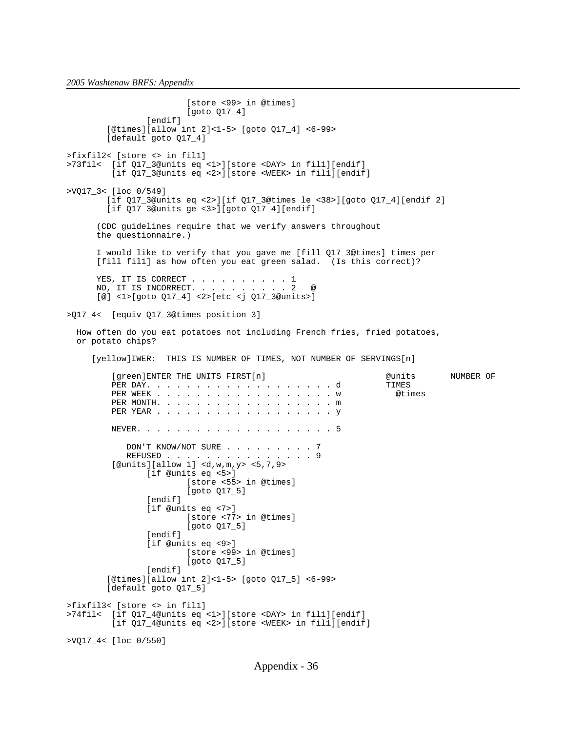```
                        [store <99> in @times]
                        [goto Q17_4]
                [endif]
        [@times][allow int 2]<1-5> [goto Q17_4] <6-99>
        [default goto Q17_4]

>fixfil2< [store <> in fil1]
>73fil<  [if Q17_3@units eq <1>][store <DAY> in fil1][endif]
         [if Q17_3@units eq <2>][store <WEEK> in fil1][endif]

>VQ17_3< [loc 0/549]
        [if Q17_3@units eq <2>][if Q17_3@times le <38>][goto Q17_4][endif 2]
        [if Q17_3@units ge <3>][goto Q17_4][endif]

      (CDC guidelines require that we verify answers throughout
      the questionnaire.)

      I would like to verify that you gave me [fill Q17_3@times] times per
      [fill fil1] as how often you eat green salad.  (Is this correct)?

      YES, IT IS CORRECT . . . . . . . . . . 1
      NO, IT IS INCORRECT. . . . . . . . . . 2   @
      [@] <1>[goto Q17_4] <2>[etc <j Q17_3@units>]

>Q17_4<  [equiv Q17_3@times position 3]

  How often do you eat potatoes not including French fries, fried potatoes,
  or potato chips?

     [yellow]IWER:  THIS IS NUMBER OF TIMES, NOT NUMBER OF SERVINGS[n]

         [green]ENTER THE UNITS FIRST[n]                         @units       NUMBER OF
         PER DAY. . . . . . . . . . . . . . . . . . . d         TIMES
         PER WEEK . . . . . . . . . . . . . . . . . . w           @times
         PER MONTH. . . . . . . . . . . . . . . . . . m
         PER YEAR . . . . . . . . . . . . . . . . . . y

         NEVER. . . . . . . . . . . . . . . . . . . . 5

            DON'T KNOW/NOT SURE . . . . . . . . . 7
            REFUSED . . . . . . . . . . . . . . . 9
         [@units][allow 1] <d,w,m,y> <5,7,9>
                [if @units eq <5>]
                        [store <55> in @times]
                        [goto Q17_5]
                [endif]
                [if @units eq <7>]
                        [store <77> in @times]
                        [goto Q17_5]
                [endif]
                [if @units eq <9>]
                        [store <99> in @times]
                        [goto Q17_5]
                [endif]
        [@times][allow int 2]<1-5> [goto Q17_5] <6-99>
        [default goto Q17_5]

>fixfil3< [store <> in fil1]
>74fil<  [if Q17_4@units eq <1>][store <DAY> in fil1][endif]
         [if Q17_4@units eq <2>][store <WEEK> in fil1][endif]

>VQ17_4< [loc 0/550]
```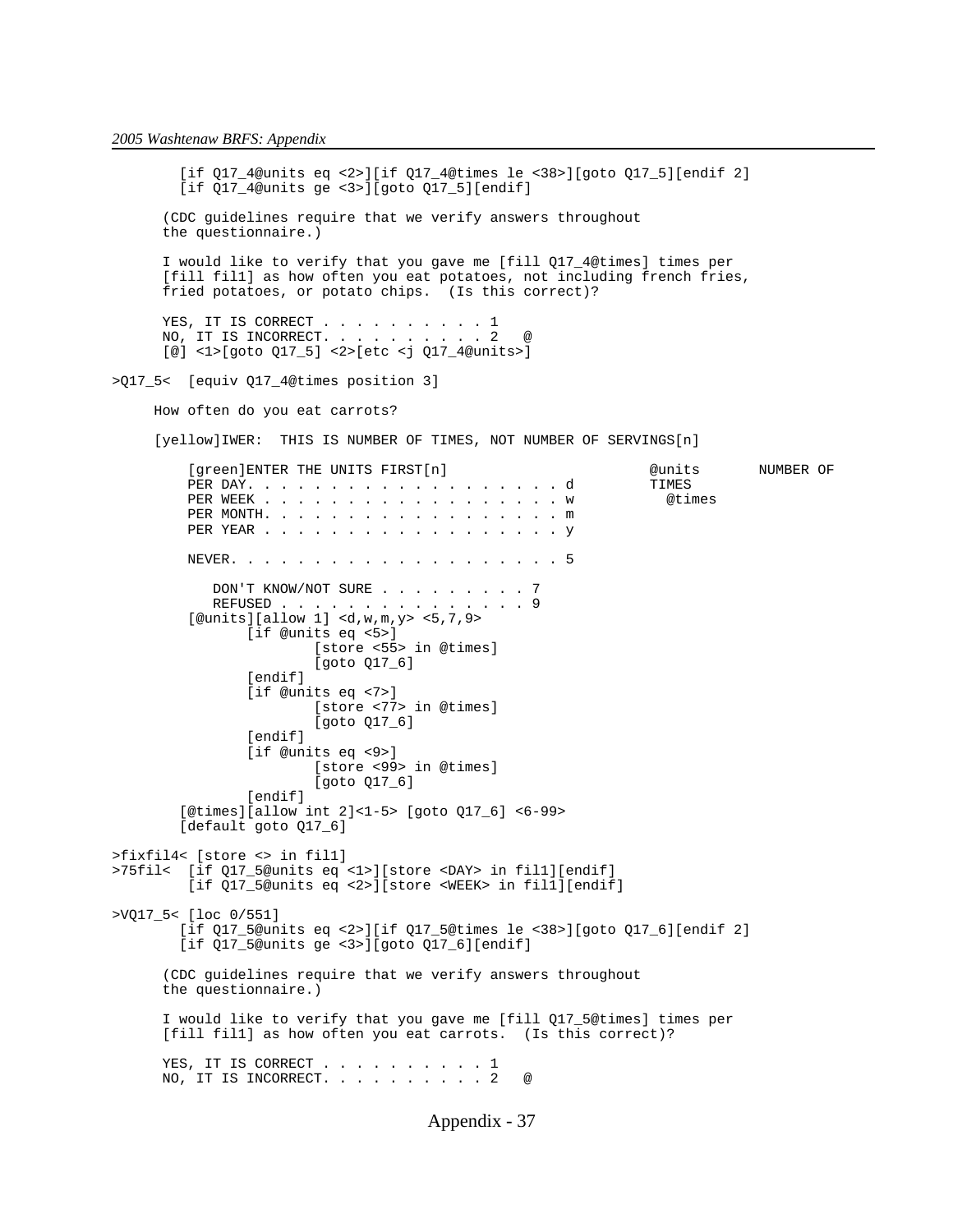```
        [if Q17_4@units eq <2>][if Q17_4@times le <38>][goto Q17_5][endif 2]
        [if Q17_4@units ge <3>][goto Q17_5][endif]

      (CDC guidelines require that we verify answers throughout
      the questionnaire.)

      I would like to verify that you gave me [fill Q17_4@times] times per
      [fill fil1] as how often you eat potatoes, not including french fries,
      fried potatoes, or potato chips.  (Is this correct)?

      YES, IT IS CORRECT . . . . . . . . . . 1
      NO, IT IS INCORRECT. . . . . . . . . . 2   @
      [@] <1>[goto Q17_5] <2>[etc <j Q17_4@units>]

>Q17_5<  [equiv Q17_4@times position 3]

     How often do you eat carrots?

     [yellow]IWER:  THIS IS NUMBER OF TIMES, NOT NUMBER OF SERVINGS[n]

         [green]ENTER THE UNITS FIRST[n]                          @units       NUMBER OF
         PER DAY. . . . . . . . . . . . . . . . . . d             TIMES
         PER WEEK . . . . . . . . . . . . . . . . . w               @times
         PER MONTH. . . . . . . . . . . . . . . . . m
         PER YEAR . . . . . . . . . . . . . . . . . y

         NEVER. . . . . . . . . . . . . . . . . . . 5

            DON'T KNOW/NOT SURE . . . . . . . . . 7
            REFUSED . . . . . . . . . . . . . . . 9
         [@units][allow 1] <d,w,m,y> <5,7,9>
                [if @units eq <5>]
                        [store <55> in @times]
                        [goto Q17_6]
                [endif]
                [if @units eq <7>]
                        [store <77> in @times]
                        [goto Q17_6]
                [endif]
                [if @units eq <9>]
                        [store <99> in @times]
                        [goto Q17_6]
                [endif]
        [@times][allow int 2]<1-5> [goto Q17_6] <6-99>
        [default goto Q17_6]

>fixfil4< [store <> in fil1]
>75fil<  [if Q17_5@units eq <1>][store <DAY> in fil1][endif]
         [if Q17_5@units eq <2>][store <WEEK> in fil1][endif]

>VQ17_5< [loc 0/551]
        [if Q17_5@units eq <2>][if Q17_5@times le <38>][goto Q17_6][endif 2]
        [if Q17_5@units ge <3>][goto Q17_6][endif]

      (CDC guidelines require that we verify answers throughout
      the questionnaire.)

      I would like to verify that you gave me [fill Q17_5@times] times per
      [fill fil1] as how often you eat carrots.  (Is this correct)?

      YES, IT IS CORRECT . . . . . . . . . . 1
      NO, IT IS INCORRECT. . . . . . . . . . 2   @
```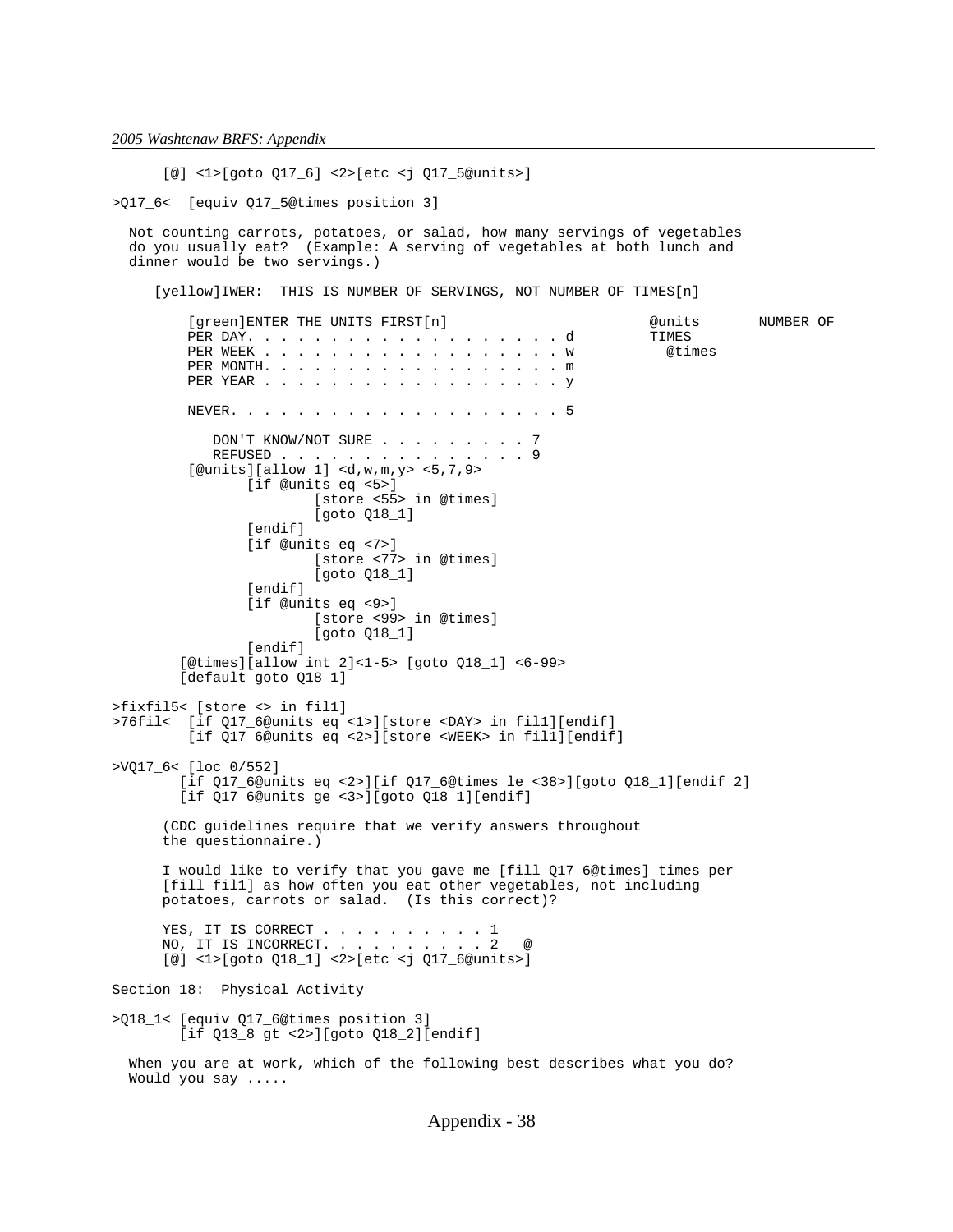```
      [@] <1>[goto Q17_6] <2>[etc <j Q17_5@units>]

>Q17_6<  [equiv Q17_5@times position 3]

  Not counting carrots, potatoes, or salad, how many servings of vegetables
  do you usually eat?  (Example: A serving of vegetables at both lunch and
  dinner would be two servings.)

     [yellow]IWER:  THIS IS NUMBER OF SERVINGS, NOT NUMBER OF TIMES[n]

        [green]ENTER THE UNITS FIRST[n]                        @units       NUMBER OF
        PER DAY. . . . . . . . . . . . . . . . . . . d         TIMES
        PER WEEK . . . . . . . . . . . . . . . . . . w           @times
        PER MONTH. . . . . . . . . . . . . . . . . . m
        PER YEAR . . . . . . . . . . . . . . . . . . y

        NEVER. . . . . . . . . . . . . . . . . . . . 5

           DON'T KNOW/NOT SURE . . . . . . . . . 7
           REFUSED . . . . . . . . . . . . . . . 9
        [@units][allow 1] <d,w,m,y> <5,7,9>
               [if @units eq <5>]
                       [store <55> in @times]
                       [goto Q18_1]
               [endif]
               [if @units eq <7>]
                       [store <77> in @times]
                       [goto Q18_1]
               [endif]
               [if @units eq <9>]
                       [store <99> in @times]
                       [goto Q18_1]
               [endif]
       [@times][allow int 2]<1-5> [goto Q18_1] <6-99>
       [default goto Q18_1]

>fixfil5< [store <> in fil1]
>76fil<  [if Q17_6@units eq <1>][store <DAY> in fil1][endif]
         [if Q17_6@units eq <2>][store <WEEK> in fil1][endif]

>VQ17_6< [loc 0/552]
       [if Q17_6@units eq <2>][if Q17_6@times le <38>][goto Q18_1][endif 2]
       [if Q17_6@units ge <3>][goto Q18_1][endif]

      (CDC guidelines require that we verify answers throughout
      the questionnaire.)

      I would like to verify that you gave me [fill Q17_6@times] times per
      [fill fil1] as how often you eat other vegetables, not including
      potatoes, carrots or salad.  (Is this correct)?

      YES, IT IS CORRECT . . . . . . . . . . 1
      NO, IT IS INCORRECT. . . . . . . . . . 2   @
      [@] <1>[goto Q18_1] <2>[etc <j Q17_6@units>]

Section 18:  Physical Activity

>Q18_1< [equiv Q17_6@times position 3]
        [if Q13_8 gt <2>][goto Q18_2][endif]

  When you are at work, which of the following best describes what you do?
  Would you say .....
```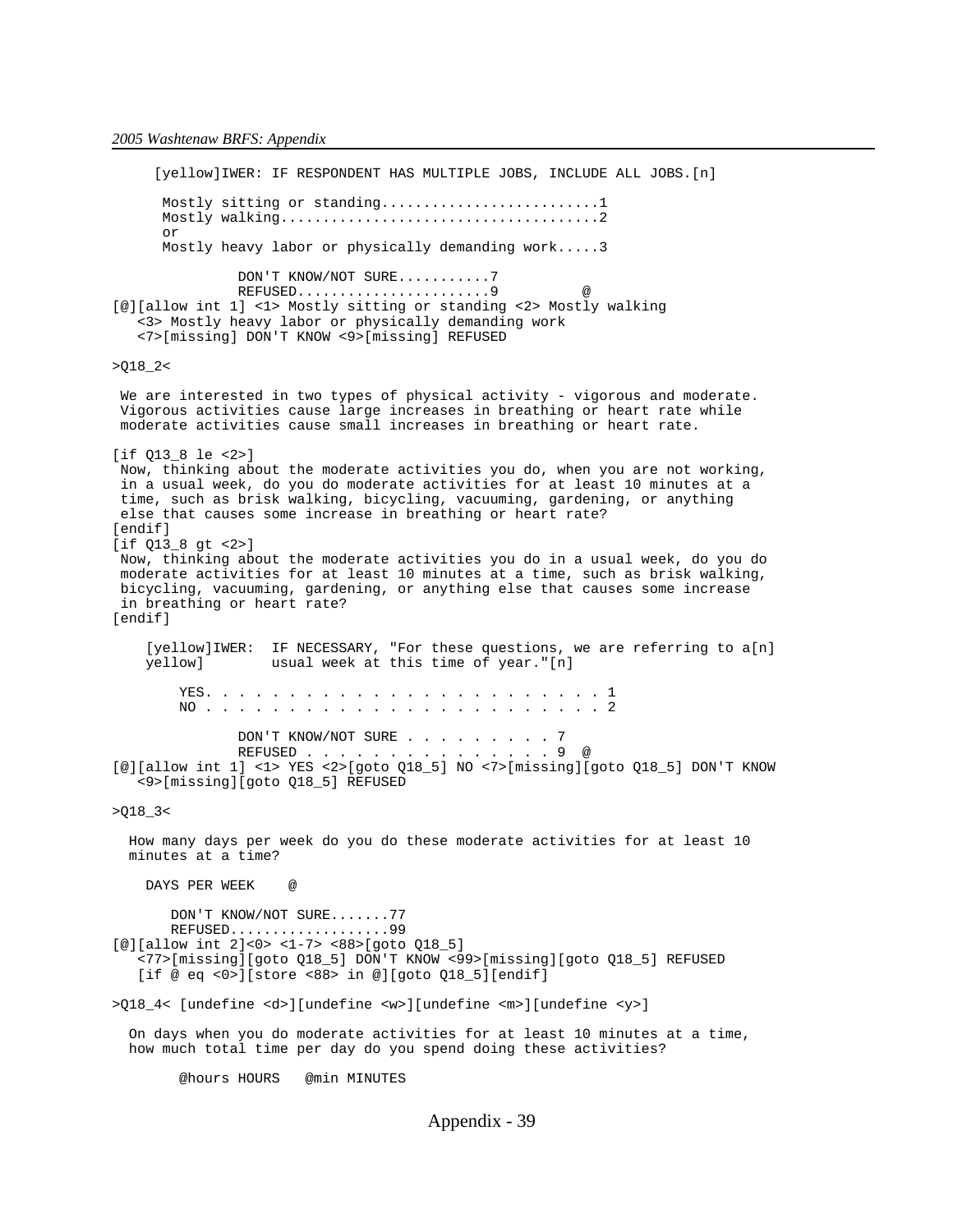```
     [yellow]IWER: IF RESPONDENT HAS MULTIPLE JOBS, INCLUDE ALL JOBS.[n]

      Mostly sitting or standing..........................1
      Mostly walking......................................2
      or
      Mostly heavy labor or physically demanding work.....3

               DON'T KNOW/NOT SURE...........7
               REFUSED.......................9          @
[@][allow int 1] <1> Mostly sitting or standing <2> Mostly walking
   <3> Mostly heavy labor or physically demanding work
   <7>[missing] DON'T KNOW <9>[missing] REFUSED

>Q18_2<

 We are interested in two types of physical activity - vigorous and moderate.
 Vigorous activities cause large increases in breathing or heart rate while
 moderate activities cause small increases in breathing or heart rate.

[if Q13_8 le <2>]
 Now, thinking about the moderate activities you do, when you are not working,
 in a usual week, do you do moderate activities for at least 10 minutes at a
 time, such as brisk walking, bicycling, vacuuming, gardening, or anything
 else that causes some increase in breathing or heart rate?
[endif]
[if Q13_8 gt <2>]
 Now, thinking about the moderate activities you do in a usual week, do you do
 moderate activities for at least 10 minutes at a time, such as brisk walking,
 bicycling, vacuuming, gardening, or anything else that causes some increase
 in breathing or heart rate?
[endif]

    [yellow]IWER:  IF NECESSARY, "For these questions, we are referring to a[n]
    yellow]        usual week at this time of year."[n]

        YES. . . . . . . . . . . . . . . . . . . . . . . . . 1
        NO . . . . . . . . . . . . . . . . . . . . . . . . . 2

               DON'T KNOW/NOT SURE . . . . . . . . . 7
               REFUSED . . . . . . . . . . . . . . . 9  @
[@][allow int 1] <1> YES <2>[goto Q18_5] NO <7>[missing][goto Q18_5] DON'T KNOW
   <9>[missing][goto Q18_5] REFUSED

>Q18_3<

  How many days per week do you do these moderate activities for at least 10
  minutes at a time?

    DAYS PER WEEK    @

       DON'T KNOW/NOT SURE.......77
       REFUSED...................99
[@][allow int 2]<0> <1-7> <88>[goto Q18_5]
   <77>[missing][goto Q18_5] DON'T KNOW <99>[missing][goto Q18_5] REFUSED
   [if @ eq <0>][store <88> in @][goto Q18_5][endif]

>Q18_4< [undefine <d>][undefine <w>][undefine <m>][undefine <y>]

  On days when you do moderate activities for at least 10 minutes at a time,
  how much total time per day do you spend doing these activities?

        @hours HOURS   @min MINUTES
```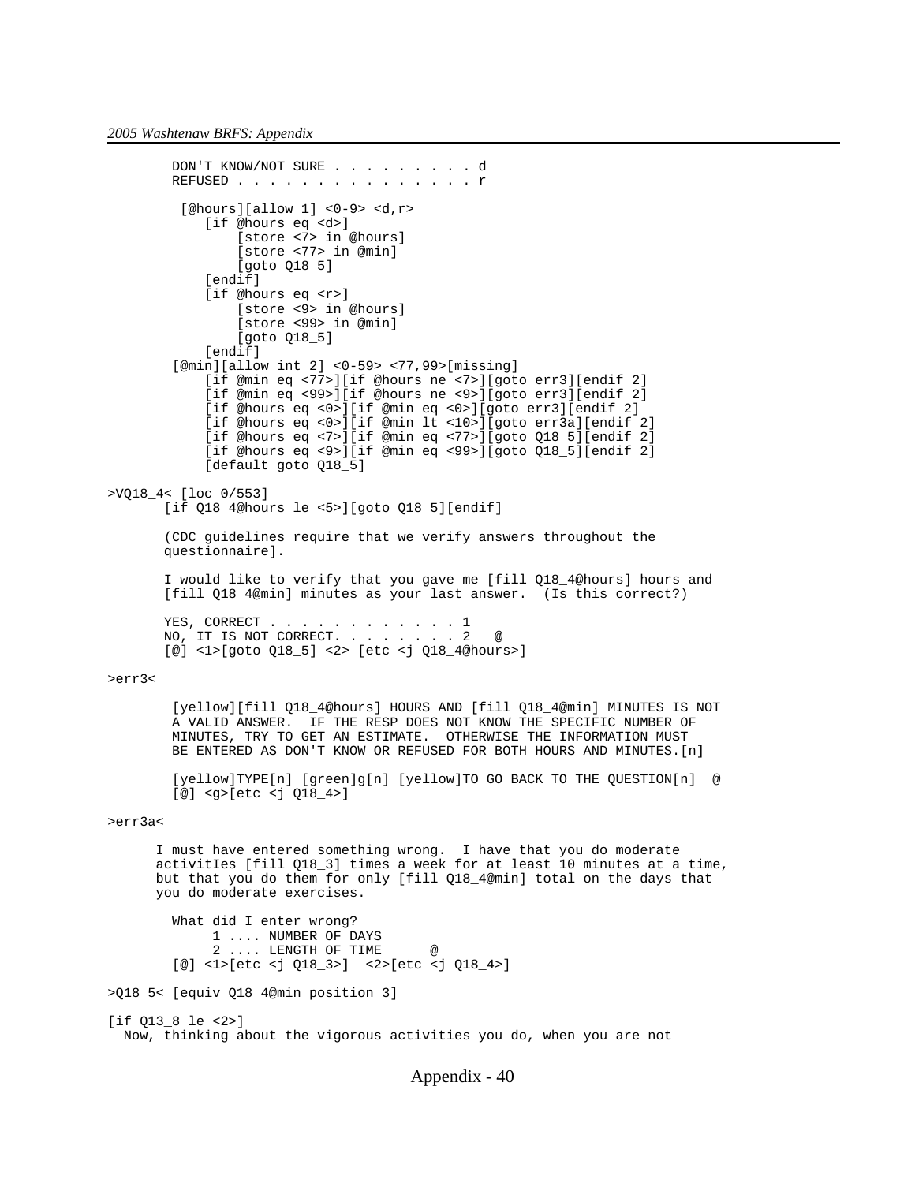```
        DON'T KNOW/NOT SURE . . . . . . . . . d
        REFUSED . . . . . . . . . . . . . . . r

         [@hours][allow 1] <0-9> <d,r>
            [if @hours eq <d>]
                [store <7> in @hours]
                [store <77> in @min]
                [goto Q18_5]
            [endif]
            [if @hours eq <r>]
                [store <9> in @hours]
                [store <99> in @min]
                [goto Q18_5]
            [endif]
        [@min][allow int 2] <0-59> <77,99>[missing]
            [if @min eq <77>][if @hours ne <7>][goto err3][endif 2]
            [if @min eq <99>][if @hours ne <9>][goto err3][endif 2]
            [if @hours eq <0>][if @min eq <0>][goto err3][endif 2]
            [if @hours eq <0>][if @min lt <10>][goto err3a][endif 2]
            [if @hours eq <7>][if @min eq <77>][goto Q18_5][endif 2]
            [if @hours eq <9>][if @min eq <99>][goto Q18_5][endif 2]
            [default goto Q18_5]

>VQ18_4< [loc 0/553]
       [if Q18_4@hours le <5>][goto Q18_5][endif]

       (CDC guidelines require that we verify answers throughout the
       questionnaire].

       I would like to verify that you gave me [fill Q18_4@hours] hours and
       [fill Q18_4@min] minutes as your last answer.  (Is this correct?)

       YES, CORRECT . . . . . . . . . . . . 1
       NO, IT IS NOT CORRECT. . . . . . . . 2   @
       [@] <1>[goto Q18_5] <2> [etc <j Q18_4@hours>]

>err3<

        [yellow][fill Q18_4@hours] HOURS AND [fill Q18_4@min] MINUTES IS NOT
        A VALID ANSWER.  IF THE RESP DOES NOT KNOW THE SPECIFIC NUMBER OF
        MINUTES, TRY TO GET AN ESTIMATE.  OTHERWISE THE INFORMATION MUST
        BE ENTERED AS DON'T KNOW OR REFUSED FOR BOTH HOURS AND MINUTES.[n]

        [yellow]TYPE[n] [green]g[n] [yellow]TO GO BACK TO THE QUESTION[n]  @
        [@] <g>[etc <j Q18_4>]

>err3a<

      I must have entered something wrong.  I have that you do moderate
      activitIes [fill Q18_3] times a week for at least 10 minutes at a time,
      but that you do them for only [fill Q18_4@min] total on the days that
      you do moderate exercises.

        What did I enter wrong?
             1 .... NUMBER OF DAYS
             2 .... LENGTH OF TIME      @
        [@] <1>[etc <j Q18_3>]  <2>[etc <j Q18_4>]

>Q18_5< [equiv Q18_4@min position 3]

[if Q13_8 le <2>]
  Now, thinking about the vigorous activities you do, when you are not
```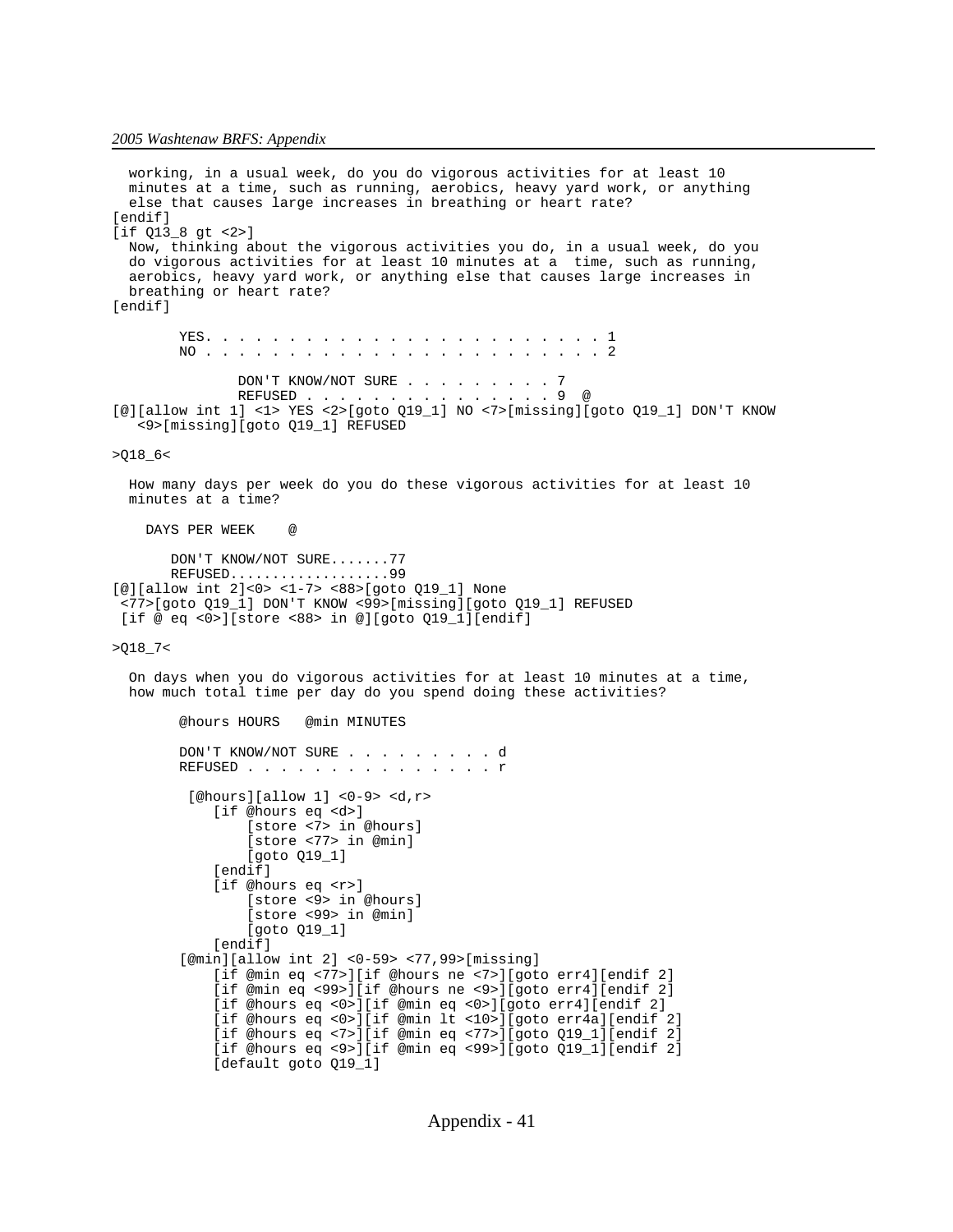```
  working, in a usual week, do you do vigorous activities for at least 10
  minutes at a time, such as running, aerobics, heavy yard work, or anything
  else that causes large increases in breathing or heart rate?
[endif]
[if Q13_8 gt <2>]
  Now, thinking about the vigorous activities you do, in a usual week, do you
  do vigorous activities for at least 10 minutes at a  time, such as running,
  aerobics, heavy yard work, or anything else that causes large increases in
  breathing or heart rate?
[endif]

        YES. . . . . . . . . . . . . . . . . . . . . . . . 1
        NO . . . . . . . . . . . . . . . . . . . . . . . . 2

               DON'T KNOW/NOT SURE . . . . . . . . . 7
               REFUSED . . . . . . . . . . . . . . . 9  @
[@][allow int 1] <1> YES <2>[goto Q19_1] NO <7>[missing][goto Q19_1] DON'T KNOW
   <9>[missing][goto Q19_1] REFUSED

>Q18_6<

  How many days per week do you do these vigorous activities for at least 10
  minutes at a time?

    DAYS PER WEEK    @

       DON'T KNOW/NOT SURE.......77
       REFUSED...................99
[@][allow int 2]<0> <1-7> <88>[goto Q19_1] None
 <77>[goto Q19_1] DON'T KNOW <99>[missing][goto Q19_1] REFUSED
 [if @ eq <0>][store <88> in @][goto Q19_1][endif]

>Q18_7<

  On days when you do vigorous activities for at least 10 minutes at a time,
  how much total time per day do you spend doing these activities?

        @hours HOURS   @min MINUTES

        DON'T KNOW/NOT SURE . . . . . . . . . d
        REFUSED . . . . . . . . . . . . . . . r

         [@hours][allow 1] <0-9> <d,r>
            [if @hours eq <d>]
                [store <7> in @hours]
                [store <77> in @min]
                [goto Q19_1]
            [endif]
            [if @hours eq <r>]
                [store <9> in @hours]
                [store <99> in @min]
                [goto Q19_1]
            [endif]
        [@min][allow int 2] <0-59> <77,99>[missing]
            [if @min eq <77>][if @hours ne <7>][goto err4][endif 2]
            [if @min eq <99>][if @hours ne <9>][goto err4][endif 2]
            [if @hours eq <0>][if @min eq <0>][goto err4][endif 2]
            [if @hours eq <0>][if @min lt <10>][goto err4a][endif 2]
            [if @hours eq <7>][if @min eq <77>][goto Q19_1][endif 2]
            [if @hours eq <9>][if @min eq <99>][goto Q19_1][endif 2]
            [default goto Q19_1]
```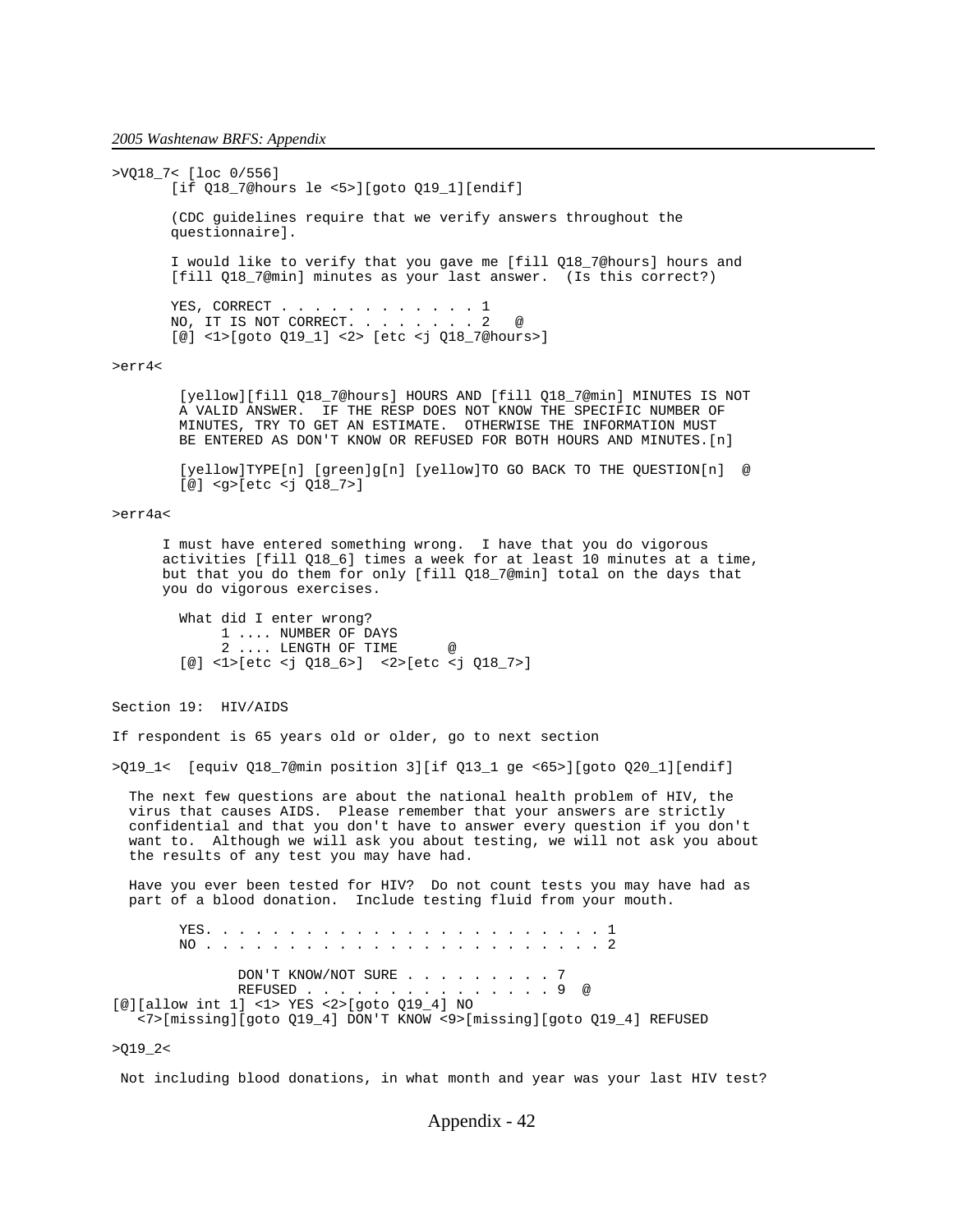```
>VQ18_7< [loc 0/556]
       [if Q18_7@hours le <5>][goto Q19_1][endif]

       (CDC guidelines require that we verify answers throughout the
       questionnaire].

       I would like to verify that you gave me [fill Q18_7@hours] hours and
       [fill Q18_7@min] minutes as your last answer.  (Is this correct?)

       YES, CORRECT . . . . . . . . . . . . 1
       NO, IT IS NOT CORRECT. . . . . . . . 2   @
       [@] <1>[goto Q19_1] <2> [etc <j Q18_7@hours>]

>err4<

        [yellow][fill Q18_7@hours] HOURS AND [fill Q18_7@min] MINUTES IS NOT
        A VALID ANSWER.  IF THE RESP DOES NOT KNOW THE SPECIFIC NUMBER OF
        MINUTES, TRY TO GET AN ESTIMATE.  OTHERWISE THE INFORMATION MUST
        BE ENTERED AS DON'T KNOW OR REFUSED FOR BOTH HOURS AND MINUTES.[n]

        [yellow]TYPE[n] [green]g[n] [yellow]TO GO BACK TO THE QUESTION[n]  @
        [@] <g>[etc <j Q18_7>]

>err4a<

      I must have entered something wrong.  I have that you do vigorous
      activities [fill Q18_6] times a week for at least 10 minutes at a time,
      but that you do them for only [fill Q18_7@min] total on the days that
      you do vigorous exercises.

        What did I enter wrong?
             1 .... NUMBER OF DAYS
             2 .... LENGTH OF TIME      @
        [@] <1>[etc <j Q18_6>]  <2>[etc <j Q18_7>]


Section 19:  HIV/AIDS

If respondent is 65 years old or older, go to next section

>Q19_1<  [equiv Q18_7@min position 3][if Q13_1 ge <65>][goto Q20_1][endif]

  The next few questions are about the national health problem of HIV, the
  virus that causes AIDS.  Please remember that your answers are strictly
  confidential and that you don't have to answer every question if you don't
  want to.  Although we will ask you about testing, we will not ask you about
  the results of any test you may have had.

  Have you ever been tested for HIV?  Do not count tests you may have had as
  part of a blood donation.  Include testing fluid from your mouth.

        YES. . . . . . . . . . . . . . . . . . . . . . . . 1
        NO . . . . . . . . . . . . . . . . . . . . . . . . 2

               DON'T KNOW/NOT SURE . . . . . . . . . 7
               REFUSED . . . . . . . . . . . . . . . 9  @
[@][allow int 1] <1> YES <2>[goto Q19_4] NO
   <7>[missing][goto Q19_4] DON'T KNOW <9>[missing][goto Q19_4] REFUSED

>Q19_2<

 Not including blood donations, in what month and year was your last HIV test?
```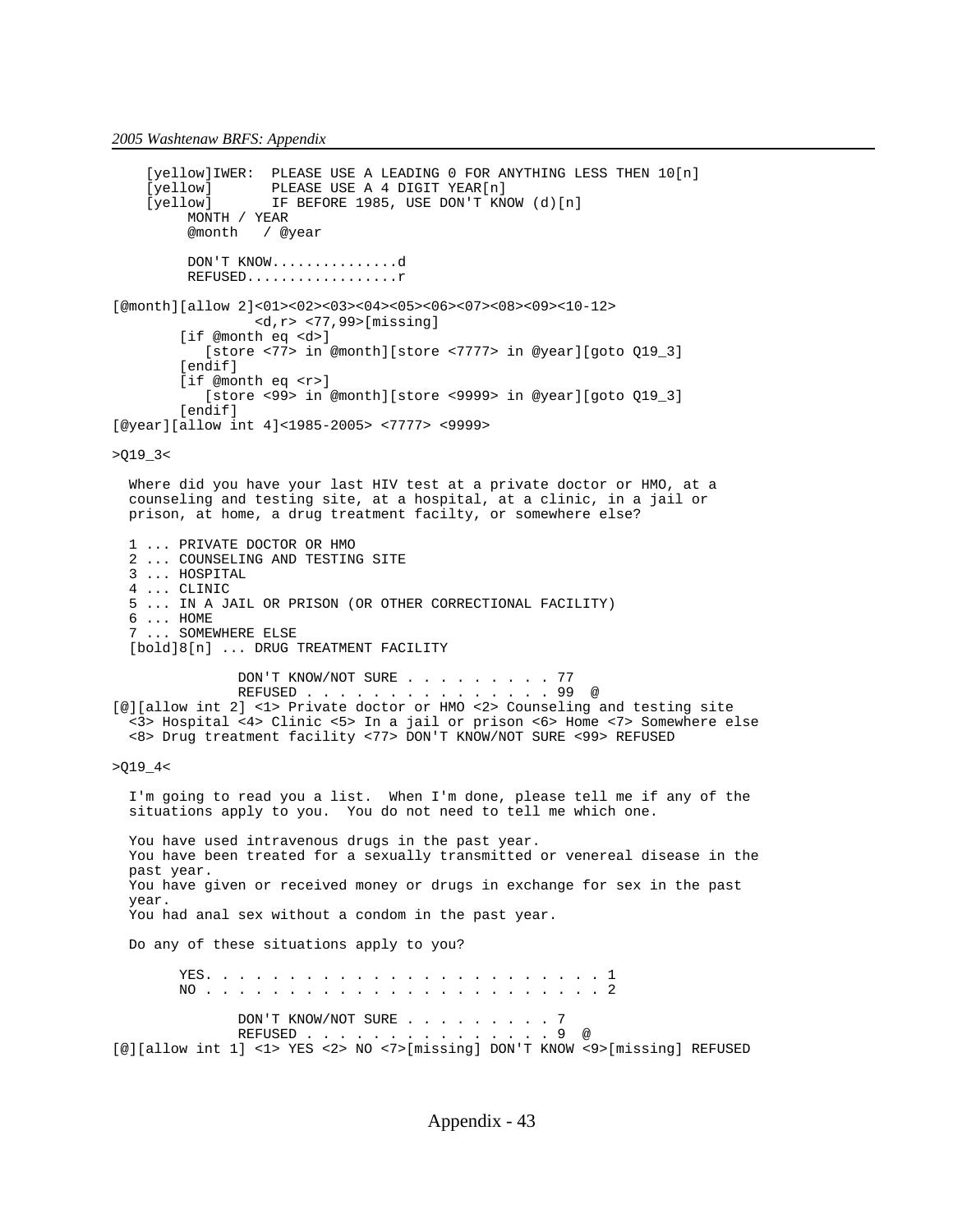```
    [yellow]IWER:  PLEASE USE A LEADING 0 FOR ANYTHING LESS THEN 10[n]
    [yellow]       PLEASE USE A 4 DIGIT YEAR[n]
    [yellow]       IF BEFORE 1985, USE DON'T KNOW (d)[n]
         MONTH / YEAR
         @month   / @year

         DON'T KNOW...............d
         REFUSED..................r

[@month][allow 2]<01><02><03><04><05><06><07><08><09><10-12>
                 <d,r> <77,99>[missing]
        [if @month eq <d>]
           [store <77> in @month][store <7777> in @year][goto Q19_3]
        [endif]
        [if @month eq <r>]
           [store <99> in @month][store <9999> in @year][goto Q19_3]
        [endif]
[@year][allow int 4]<1985-2005> <7777> <9999>

>Q19_3<

  Where did you have your last HIV test at a private doctor or HMO, at a
  counseling and testing site, at a hospital, at a clinic, in a jail or
  prison, at home, a drug treatment facilty, or somewhere else?

  1 ... PRIVATE DOCTOR OR HMO
  2 ... COUNSELING AND TESTING SITE
  3 ... HOSPITAL
  4 ... CLINIC
  5 ... IN A JAIL OR PRISON (OR OTHER CORRECTIONAL FACILITY)
  6 ... HOME
  7 ... SOMEWHERE ELSE
  [bold]8[n] ... DRUG TREATMENT FACILITY

              DON'T KNOW/NOT SURE . . . . . . . . . 77
              REFUSED . . . . . . . . . . . . . . . 99  @
[@][allow int 2] <1> Private doctor or HMO <2> Counseling and testing site
  <3> Hospital <4> Clinic <5> In a jail or prison <6> Home <7> Somewhere else
  <8> Drug treatment facility <77> DON'T KNOW/NOT SURE <99> REFUSED

>Q19_4<

  I'm going to read you a list.  When I'm done, please tell me if any of the
  situations apply to you.  You do not need to tell me which one.

  You have used intravenous drugs in the past year.
  You have been treated for a sexually transmitted or venereal disease in the
  past year.
  You have given or received money or drugs in exchange for sex in the past
  year.
  You had anal sex without a condom in the past year.

  Do any of these situations apply to you?

        YES. . . . . . . . . . . . . . . . . . . . . . . . . 1
        NO . . . . . . . . . . . . . . . . . . . . . . . . . 2

              DON'T KNOW/NOT SURE . . . . . . . . . 7
              REFUSED . . . . . . . . . . . . . . . 9  @
[@][allow int 1] <1> YES <2> NO <7>[missing] DON'T KNOW <9>[missing] REFUSED
```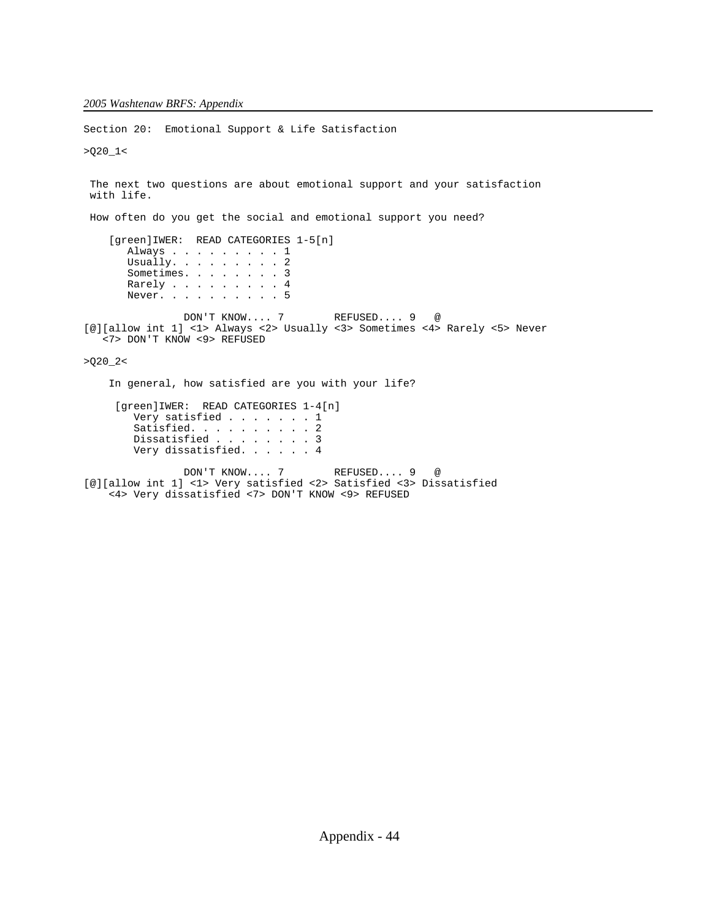Section 20: Emotional Support & Life Satisfaction

```
>Q20_1<


 The next two questions are about emotional support and your satisfaction
 with life.

 How often do you get the social and emotional support you need?

    [green]IWER:  READ CATEGORIES 1-5[n]
       Always . . . . . . . . . 1
       Usually. . . . . . . . . 2
       Sometimes. . . . . . . . 3
       Rarely . . . . . . . . . 4
       Never. . . . . . . . . . 5

                DON'T KNOW.... 7        REFUSED.... 9   @
[@][allow int 1] <1> Always <2> Usually <3> Sometimes <4> Rarely <5> Never
   <7> DON'T KNOW <9> REFUSED

>Q20_2<

    In general, how satisfied are you with your life?

     [green]IWER:  READ CATEGORIES 1-4[n]
        Very satisfied . . . . . . . 1
        Satisfied. . . . . . . . . . 2
        Dissatisfied . . . . . . . . 3
        Very dissatisfied. . . . . . 4

                DON'T KNOW.... 7        REFUSED.... 9   @
[@][allow int 1] <1> Very satisfied <2> Satisfied <3> Dissatisfied
    <4> Very dissatisfied <7> DON'T KNOW <9> REFUSED
```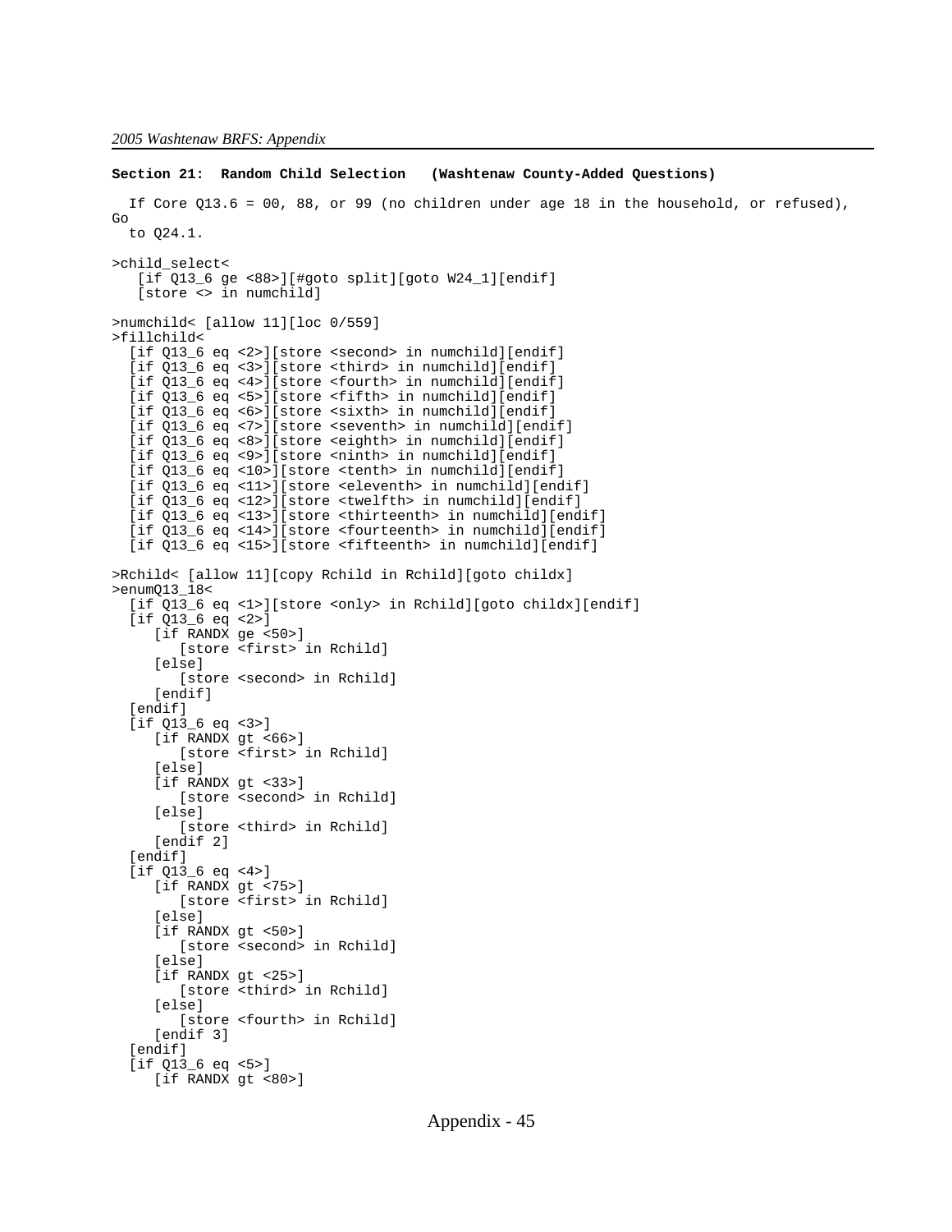**Section 21:  Random Child Selection   (Washtenaw County-Added Questions)**

```
  If Core Q13.6 = 00, 88, or 99 (no children under age 18 in the household, or refused), 
Go 
  to Q24.1.

>child_select<
   [if Q13_6 ge <88>][#goto split][goto W24_1][endif]
   [store <> in numchild]

>numchild< [allow 11][loc 0/559]
>fillchild<
  [if Q13_6 eq <2>][store <second> in numchild][endif]
  [if Q13_6 eq <3>][store <third> in numchild][endif]
  [if Q13_6 eq <4>][store <fourth> in numchild][endif]
  [if Q13_6 eq <5>][store <fifth> in numchild][endif]
  [if Q13_6 eq <6>][store <sixth> in numchild][endif]
  [if Q13_6 eq <7>][store <seventh> in numchild][endif]
  [if Q13_6 eq <8>][store <eighth> in numchild][endif]
  [if Q13_6 eq <9>][store <ninth> in numchild][endif]
  [if Q13_6 eq <10>][store <tenth> in numchild][endif]
  [if Q13_6 eq <11>][store <eleventh> in numchild][endif]
  [if Q13_6 eq <12>][store <twelfth> in numchild][endif]
  [if Q13_6 eq <13>][store <thirteenth> in numchild][endif]
  [if Q13_6 eq <14>][store <fourteenth> in numchild][endif]
  [if Q13_6 eq <15>][store <fifteenth> in numchild][endif]

>Rchild< [allow 11][copy Rchild in Rchild][goto childx]
>enumQ13_18<
  [if Q13_6 eq <1>][store <only> in Rchild][goto childx][endif]
  [if Q13_6 eq <2>]
     [if RANDX ge <50>]
        [store <first> in Rchild]
     [else]
        [store <second> in Rchild]
     [endif]
  [endif]
  [if Q13_6 eq <3>]
     [if RANDX gt <66>]
        [store <first> in Rchild]
     [else]
     [if RANDX gt <33>]
        [store <second> in Rchild]
     [else]
        [store <third> in Rchild]
     [endif 2]
  [endif]
  [if Q13_6 eq <4>]
     [if RANDX gt <75>]
        [store <first> in Rchild]
     [else]
     [if RANDX gt <50>]
        [store <second> in Rchild]
     [else]
     [if RANDX gt <25>]
        [store <third> in Rchild]
     [else]
        [store <fourth> in Rchild]
     [endif 3]
  [endif]
  [if Q13_6 eq <5>]
     [if RANDX gt <80>]
```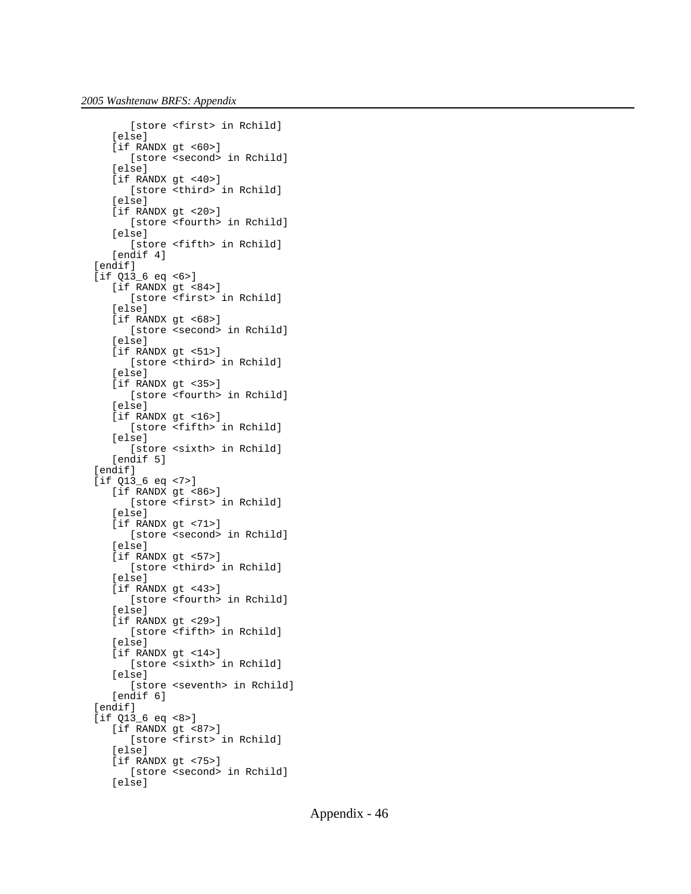```
         [store <first> in Rchild]
      [else]
      [if RANDX gt <60>]
         [store <second> in Rchild]
      [else]
      [if RANDX gt <40>]
         [store <third> in Rchild]
      [else]
      [if RANDX gt <20>]
         [store <fourth> in Rchild]
      [else]
         [store <fifth> in Rchild]
      [endif 4]
   [endif]
   [if Q13_6 eq <6>]
      [if RANDX gt <84>]
         [store <first> in Rchild]
      [else]
      [if RANDX gt <68>]
         [store <second> in Rchild]
      [else]
      [if RANDX gt <51>]
         [store <third> in Rchild]
      [else]
      [if RANDX gt <35>]
         [store <fourth> in Rchild]
      [else]
      [if RANDX gt <16>]
         [store <fifth> in Rchild]
      [else]
         [store <sixth> in Rchild]
      [endif 5]
   [endif]
   [if Q13_6 eq <7>]
      [if RANDX gt <86>]
         [store <first> in Rchild]
      [else]
      [if RANDX gt <71>]
         [store <second> in Rchild]
      [else]
      [if RANDX gt <57>]
         [store <third> in Rchild]
      [else]
      [if RANDX gt <43>]
         [store <fourth> in Rchild]
      [else]
      [if RANDX gt <29>]
         [store <fifth> in Rchild]
      [else]
      [if RANDX gt <14>]
         [store <sixth> in Rchild]
      [else]
         [store <seventh> in Rchild]
      [endif 6]
   [endif]
   [if Q13_6 eq <8>]
      [if RANDX gt <87>]
         [store <first> in Rchild]
      [else]
      [if RANDX gt <75>]
         [store <second> in Rchild]
      [else]
```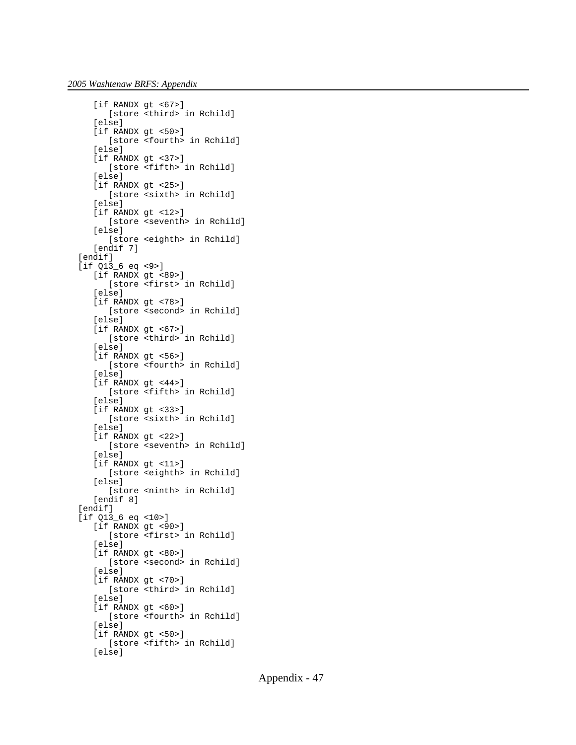```
    [if RANDX gt <67>]
       [store <third> in Rchild]
    [else]
    [if RANDX gt <50>]
       [store <fourth> in Rchild]
    [else]
    [if RANDX gt <37>]
       [store <fifth> in Rchild]
    [else]
    [if RANDX gt <25>]
       [store <sixth> in Rchild]
    [else]
    [if RANDX gt <12>]
       [store <seventh> in Rchild]
    [else]
       [store <eighth> in Rchild]
    [endif 7]
 [endif]
 [if Q13_6 eq <9>]
    [if RANDX gt <89>]
       [store <first> in Rchild]
    [else]
    [if RANDX gt <78>]
       [store <second> in Rchild]
    [else]
    [if RANDX gt <67>]
       [store <third> in Rchild]
    [else]
    [if RANDX gt <56>]
       [store <fourth> in Rchild]
    [else]
    [if RANDX gt <44>]
       [store <fifth> in Rchild]
    [else]
    [if RANDX gt <33>]
       [store <sixth> in Rchild]
    [else]
    [if RANDX gt <22>]
       [store <seventh> in Rchild]
    [else]
    [if RANDX gt <11>]
       [store <eighth> in Rchild]
    [else]
       [store <ninth> in Rchild]
    [endif 8]
 [endif]
 [if Q13_6 eq <10>]
    [if RANDX gt <90>]
       [store <first> in Rchild]
    [else]
    [if RANDX gt <80>]
       [store <second> in Rchild]
    [else]
    [if RANDX gt <70>]
       [store <third> in Rchild]
    [else]
    [if RANDX gt <60>]
       [store <fourth> in Rchild]
    [else]
    [if RANDX gt <50>]
       [store <fifth> in Rchild]
    [else]
```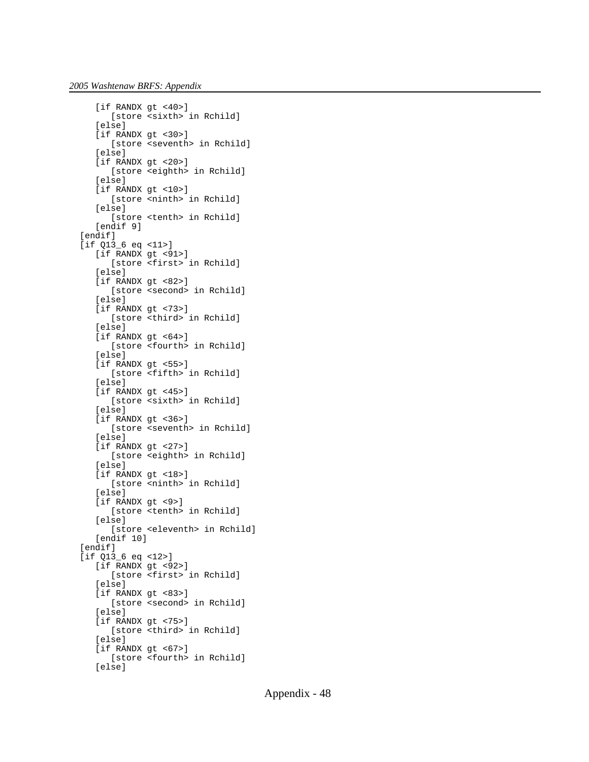```
      [if RANDX gt <40>]
         [store <sixth> in Rchild]
      [else]
      [if RANDX gt <30>]
         [store <seventh> in Rchild]
      [else]
      [if RANDX gt <20>]
         [store <eighth> in Rchild]
      [else]
      [if RANDX gt <10>]
         [store <ninth> in Rchild]
      [else]
         [store <tenth> in Rchild]
      [endif 9]
   [endif]
   [if Q13_6 eq <11>]
      [if RANDX gt <91>]
         [store <first> in Rchild]
      [else]
      [if RANDX gt <82>]
         [store <second> in Rchild]
      [else]
      [if RANDX gt <73>]
         [store <third> in Rchild]
      [else]
      [if RANDX gt <64>]
         [store <fourth> in Rchild]
      [else]
      [if RANDX gt <55>]
         [store <fifth> in Rchild]
      [else]
      [if RANDX gt <45>]
         [store <sixth> in Rchild]
      [else]
      [if RANDX gt <36>]
         [store <seventh> in Rchild]
      [else]
      [if RANDX gt <27>]
         [store <eighth> in Rchild]
      [else]
      [if RANDX gt <18>]
         [store <ninth> in Rchild]
      [else]
      [if RANDX gt <9>]
         [store <tenth> in Rchild]
      [else]
         [store <eleventh> in Rchild]
      [endif 10]
   [endif]
   [if Q13_6 eq <12>]
      [if RANDX gt <92>]
         [store <first> in Rchild]
      [else]
      [if RANDX gt <83>]
         [store <second> in Rchild]
      [else]
      [if RANDX gt <75>]
         [store <third> in Rchild]
      [else]
      [if RANDX gt <67>]
         [store <fourth> in Rchild]
      [else]
```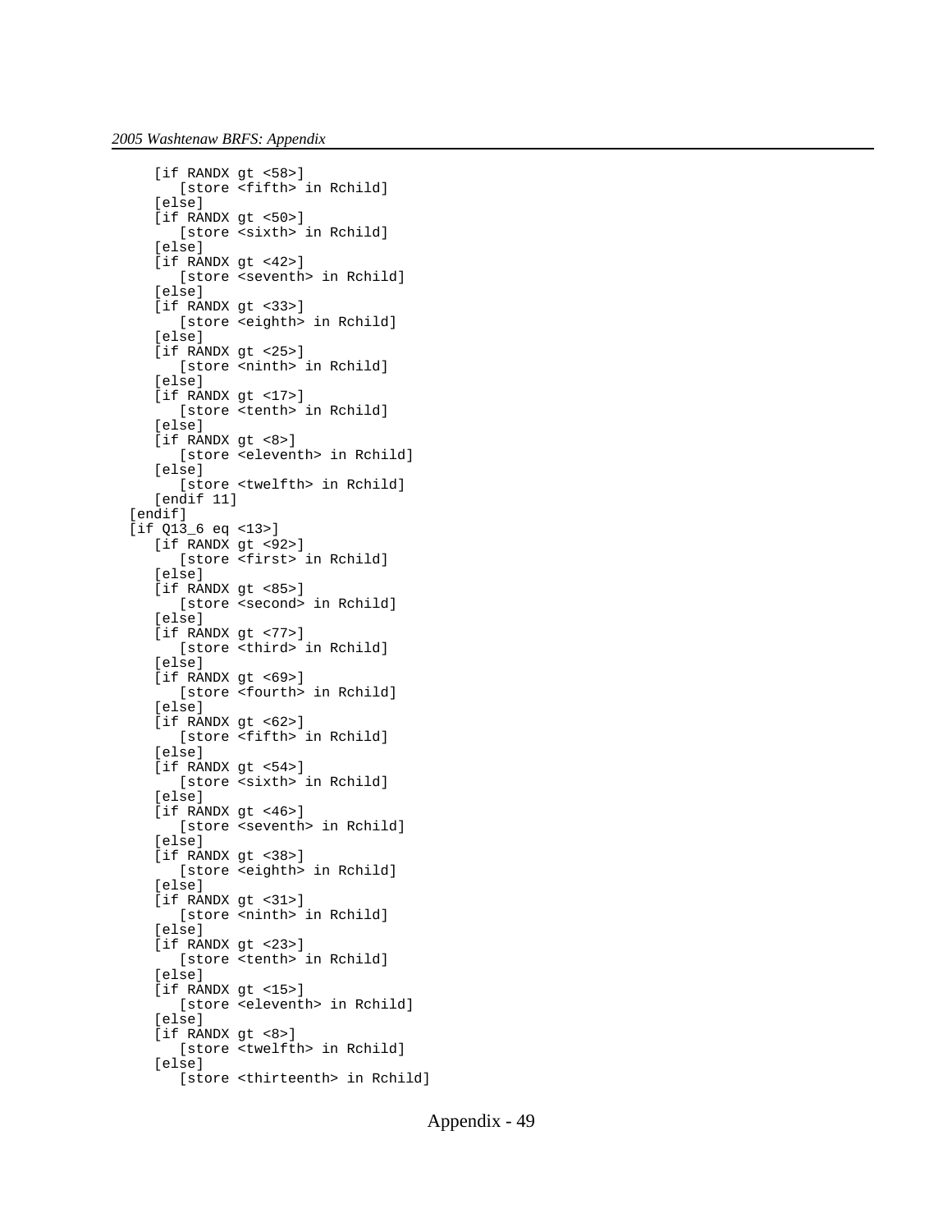```
      [if RANDX gt <58>]
         [store <fifth> in Rchild]
      [else]
      [if RANDX gt <50>]
         [store <sixth> in Rchild]
      [else]
      [if RANDX gt <42>]
         [store <seventh> in Rchild]
      [else]
      [if RANDX gt <33>]
         [store <eighth> in Rchild]
      [else]
      [if RANDX gt <25>]
         [store <ninth> in Rchild]
      [else]
      [if RANDX gt <17>]
         [store <tenth> in Rchild]
      [else]
      [if RANDX gt <8>]
         [store <eleventh> in Rchild]
      [else]
         [store <twelfth> in Rchild]
      [endif 11]
   [endif]
   [if Q13_6 eq <13>]
      [if RANDX gt <92>]
         [store <first> in Rchild]
      [else]
      [if RANDX gt <85>]
         [store <second> in Rchild]
      [else]
      [if RANDX gt <77>]
         [store <third> in Rchild]
      [else]
      [if RANDX gt <69>]
         [store <fourth> in Rchild]
      [else]
      [if RANDX gt <62>]
         [store <fifth> in Rchild]
      [else]
      [if RANDX gt <54>]
         [store <sixth> in Rchild]
      [else]
      [if RANDX gt <46>]
         [store <seventh> in Rchild]
      [else]
      [if RANDX gt <38>]
         [store <eighth> in Rchild]
      [else]
      [if RANDX gt <31>]
         [store <ninth> in Rchild]
      [else]
      [if RANDX gt <23>]
         [store <tenth> in Rchild]
      [else]
      [if RANDX gt <15>]
         [store <eleventh> in Rchild]
      [else]
      [if RANDX gt <8>]
         [store <twelfth> in Rchild]
      [else]
         [store <thirteenth> in Rchild]
```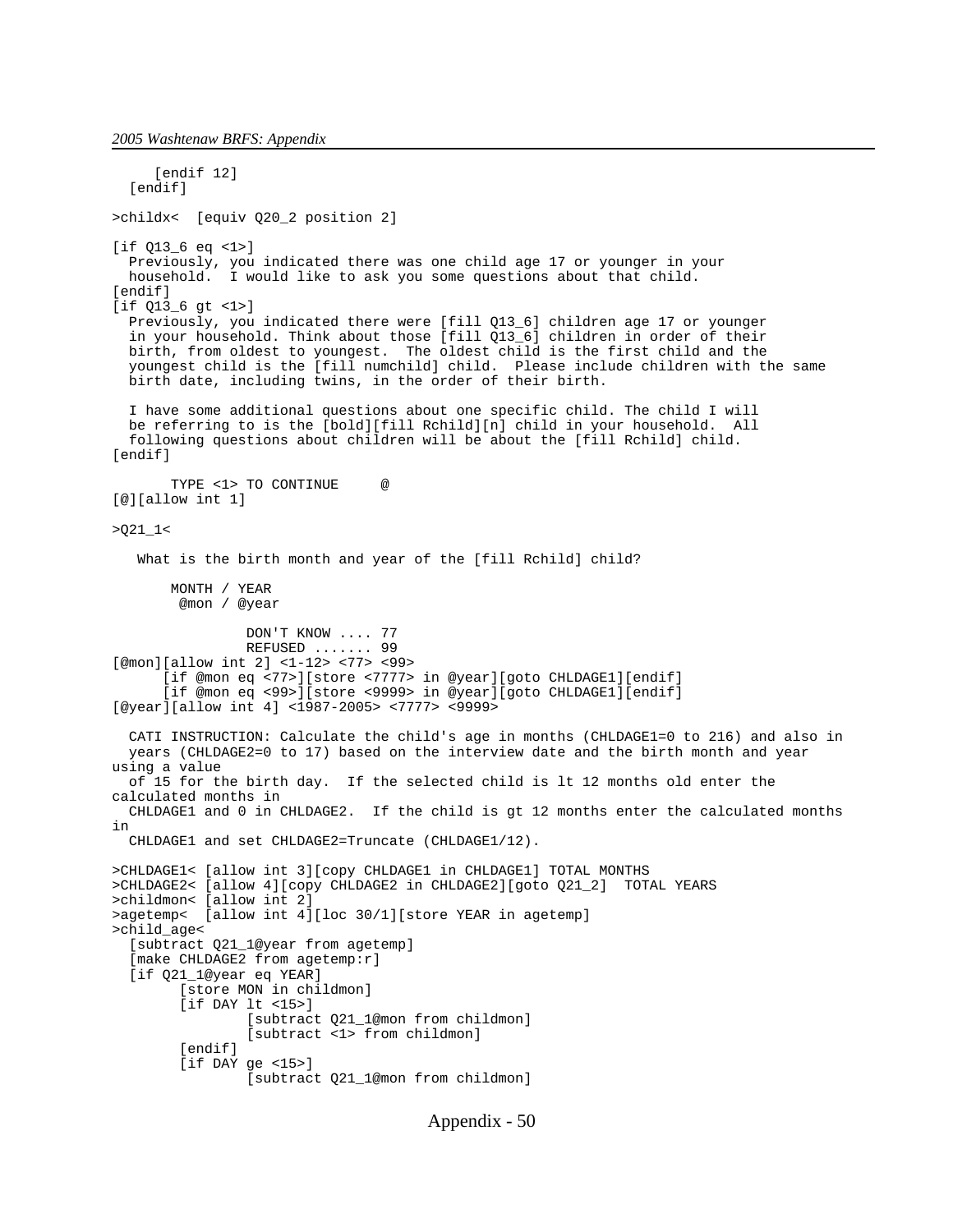```
     [endif 12]
  [endif]

>childx<  [equiv Q20_2 position 2]

[if Q13_6 eq <1>]
  Previously, you indicated there was one child age 17 or younger in your
  household.  I would like to ask you some questions about that child.
[endif]
[if Q13_6 gt <1>]
  Previously, you indicated there were [fill Q13_6] children age 17 or younger
  in your household. Think about those [fill Q13_6] children in order of their
  birth, from oldest to youngest.  The oldest child is the first child and the
  youngest child is the [fill numchild] child.  Please include children with the same
  birth date, including twins, in the order of their birth.

  I have some additional questions about one specific child. The child I will
  be referring to is the [bold][fill Rchild][n] child in your household.  All
  following questions about children will be about the [fill Rchild] child.
[endif]

       TYPE <1> TO CONTINUE     @
[@][allow int 1]

>Q21_1<

   What is the birth month and year of the [fill Rchild] child?

       MONTH / YEAR
        @mon / @year

                DON'T KNOW .... 77
                REFUSED ....... 99
[@mon][allow int 2] <1-12> <77> <99>
      [if @mon eq <77>][store <7777> in @year][goto CHLDAGE1][endif]
      [if @mon eq <99>][store <9999> in @year][goto CHLDAGE1][endif]
[@year][allow int 4] <1987-2005> <7777> <9999>

  CATI INSTRUCTION: Calculate the child's age in months (CHLDAGE1=0 to 216) and also in
  years (CHLDAGE2=0 to 17) based on the interview date and the birth month and year
using a value
  of 15 for the birth day.  If the selected child is lt 12 months old enter the
calculated months in
  CHLDAGE1 and 0 in CHLDAGE2.  If the child is gt 12 months enter the calculated months
in
  CHLDAGE1 and set CHLDAGE2=Truncate (CHLDAGE1/12).

>CHLDAGE1< [allow int 3][copy CHLDAGE1 in CHLDAGE1] TOTAL MONTHS
>CHLDAGE2< [allow 4][copy CHLDAGE2 in CHLDAGE2][goto Q21_2]  TOTAL YEARS
>childmon< [allow int 2]
>agetemp<  [allow int 4][loc 30/1][store YEAR in agetemp]
>child_age<
  [subtract Q21_1@year from agetemp]
  [make CHLDAGE2 from agetemp:r]
  [if Q21_1@year eq YEAR]
        [store MON in childmon]
        [if DAY lt <15>]
                [subtract Q21_1@mon from childmon]
                [subtract <1> from childmon]
        [endif]
        [if DAY ge <15>]
                [subtract Q21_1@mon from childmon]
```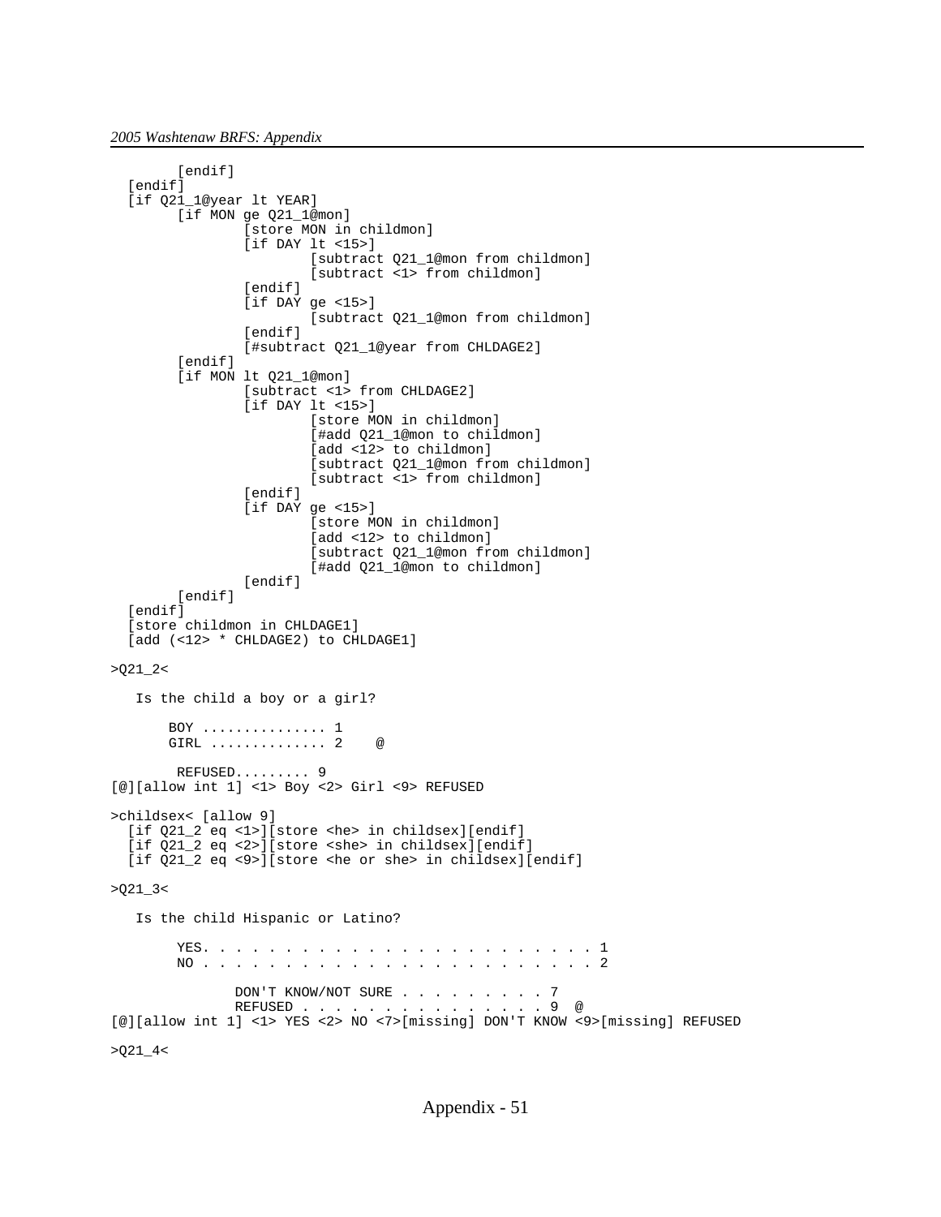```
        [endif]
  [endif]
  [if Q21_1@year lt YEAR]
        [if MON ge Q21_1@mon]
                [store MON in childmon]
                [if DAY lt <15>]
                        [subtract Q21_1@mon from childmon]
                        [subtract <1> from childmon]
                [endif]
                [if DAY ge <15>]
                        [subtract Q21_1@mon from childmon]
                [endif]
                [#subtract Q21_1@year from CHLDAGE2]
        [endif]
        [if MON lt Q21_1@mon]
                [subtract <1> from CHLDAGE2]
                [if DAY lt <15>]
                        [store MON in childmon]
                        [#add Q21_1@mon to childmon]
                        [add <12> to childmon]
                        [subtract Q21_1@mon from childmon]
                        [subtract <1> from childmon]
                [endif]
                [if DAY ge <15>]
                        [store MON in childmon]
                        [add <12> to childmon]
                        [subtract Q21_1@mon from childmon]
                        [#add Q21_1@mon to childmon]
                [endif]
        [endif]
  [endif]
  [store childmon in CHLDAGE1]
  [add (<12> * CHLDAGE2) to CHLDAGE1]

>Q21_2<

   Is the child a boy or a girl?

       BOY ............... 1
       GIRL .............. 2    @

        REFUSED......... 9
[@][allow int 1] <1> Boy <2> Girl <9> REFUSED

>childsex< [allow 9]
  [if Q21_2 eq <1>][store <he> in childsex][endif]
  [if Q21_2 eq <2>][store <she> in childsex][endif]
  [if Q21_2 eq <9>][store <he or she> in childsex][endif]

>Q21_3<

   Is the child Hispanic or Latino?

        YES. . . . . . . . . . . . . . . . . . . . . . . . 1
        NO . . . . . . . . . . . . . . . . . . . . . . . . 2

               DON'T KNOW/NOT SURE . . . . . . . . . 7
               REFUSED . . . . . . . . . . . . . . . 9  @
[@][allow int 1] <1> YES <2> NO <7>[missing] DON'T KNOW <9>[missing] REFUSED

>Q21_4<
```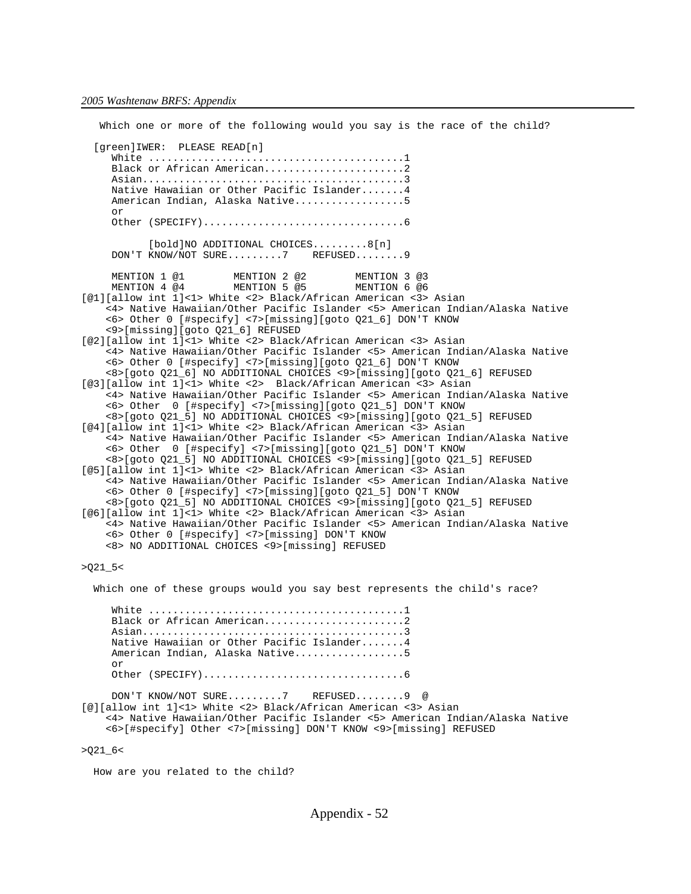```
 Which one or more of the following would you say is the race of the child?

  [green]IWER:  PLEASE READ[n]
     White .........................................1
     Black or African American......................2
     Asian..........................................3
     Native Hawaiian or Other Pacific Islander.......4
     American Indian, Alaska Native.................5
     or
     Other (SPECIFY)................................6

           [bold]NO ADDITIONAL CHOICES.........8[n]
     DON'T KNOW/NOT SURE.........7    REFUSED........9

     MENTION 1 @1        MENTION 2 @2        MENTION 3 @3
     MENTION 4 @4        MENTION 5 @5        MENTION 6 @6
[@1][allow int 1]<1> White <2> Black/African American <3> Asian
    <4> Native Hawaiian/Other Pacific Islander <5> American Indian/Alaska Native
    <6> Other 0 [#specify] <7>[missing][goto Q21_6] DON'T KNOW
    <9>[missing][goto Q21_6] REFUSED
[@2][allow int 1]<1> White <2> Black/African American <3> Asian
    <4> Native Hawaiian/Other Pacific Islander <5> American Indian/Alaska Native
    <6> Other 0 [#specify] <7>[missing][goto Q21_6] DON'T KNOW
    <8>[goto Q21_6] NO ADDITIONAL CHOICES <9>[missing][goto Q21_6] REFUSED
[@3][allow int 1]<1> White <2>  Black/African American <3> Asian
    <4> Native Hawaiian/Other Pacific Islander <5> American Indian/Alaska Native
    <6> Other  0 [#specify] <7>[missing][goto Q21_5] DON'T KNOW
    <8>[goto Q21_5] NO ADDITIONAL CHOICES <9>[missing][goto Q21_5] REFUSED
[@4][allow int 1]<1> White <2> Black/African American <3> Asian
    <4> Native Hawaiian/Other Pacific Islander <5> American Indian/Alaska Native
    <6> Other  0 [#specify] <7>[missing][goto Q21_5] DON'T KNOW
    <8>[goto Q21_5] NO ADDITIONAL CHOICES <9>[missing][goto Q21_5] REFUSED
[@5][allow int 1]<1> White <2> Black/African American <3> Asian
    <4> Native Hawaiian/Other Pacific Islander <5> American Indian/Alaska Native
    <6> Other 0 [#specify] <7>[missing][goto Q21_5] DON'T KNOW
    <8>[goto Q21_5] NO ADDITIONAL CHOICES <9>[missing][goto Q21_5] REFUSED
[@6][allow int 1]<1> White <2> Black/African American <3> Asian
    <4> Native Hawaiian/Other Pacific Islander <5> American Indian/Alaska Native
    <6> Other 0 [#specify] <7>[missing] DON'T KNOW
    <8> NO ADDITIONAL CHOICES <9>[missing] REFUSED

>Q21_5<

  Which one of these groups would you say best represents the child's race?

     White .........................................1
     Black or African American......................2
     Asian..........................................3
     Native Hawaiian or Other Pacific Islander.......4
     American Indian, Alaska Native.................5
     or
     Other (SPECIFY)................................6

     DON'T KNOW/NOT SURE.........7    REFUSED........9  @
[@][allow int 1]<1> White <2> Black/African American <3> Asian
    <4> Native Hawaiian/Other Pacific Islander <5> American Indian/Alaska Native
    <6>[#specify] Other <7>[missing] DON'T KNOW <9>[missing] REFUSED

>Q21_6<

  How are you related to the child?
```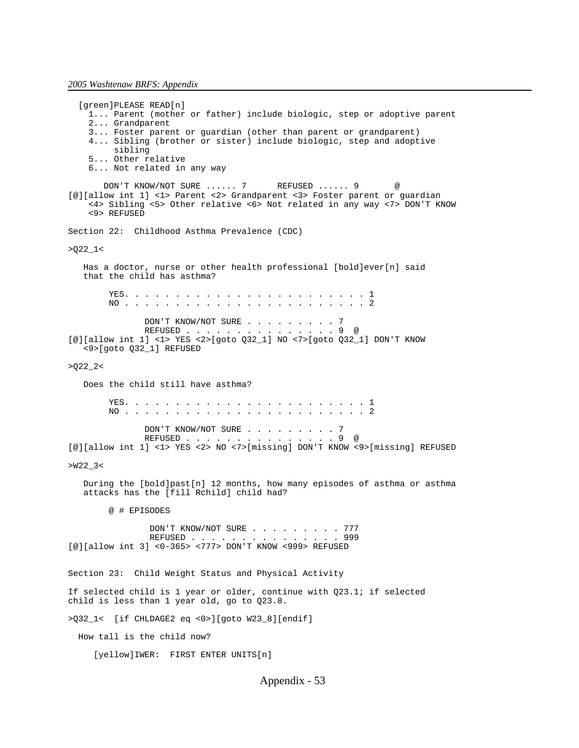```
  [green]PLEASE READ[n]
    1... Parent (mother or father) include biologic, step or adoptive parent
    2... Grandparent
    3... Foster parent or guardian (other than parent or grandparent)
    4... Sibling (brother or sister) include biologic, step and adoptive
         sibling
    5... Other relative
    6... Not related in any way

       DON'T KNOW/NOT SURE ...... 7      REFUSED ...... 9       @
[@][allow int 1] <1> Parent <2> Grandparent <3> Foster parent or guardian
    <4> Sibling <5> Other relative <6> Not related in any way <7> DON'T KNOW
    <9> REFUSED
```

Section 22: Childhood Asthma Prevalence (CDC)

```
>Q22_1<

   Has a doctor, nurse or other health professional [bold]ever[n] said
   that the child has asthma?

        YES. . . . . . . . . . . . . . . . . . . . . . . . . 1
        NO . . . . . . . . . . . . . . . . . . . . . . . . . 2

               DON'T KNOW/NOT SURE . . . . . . . . . 7
               REFUSED . . . . . . . . . . . . . . . 9  @
[@][allow int 1] <1> YES <2>[goto Q32_1] NO <7>[goto Q32_1] DON'T KNOW
   <9>[goto Q32_1] REFUSED

>Q22_2<

   Does the child still have asthma?

        YES. . . . . . . . . . . . . . . . . . . . . . . . . 1
        NO . . . . . . . . . . . . . . . . . . . . . . . . . 2

               DON'T KNOW/NOT SURE . . . . . . . . . 7
               REFUSED . . . . . . . . . . . . . . . 9  @
[@][allow int 1] <1> YES <2> NO <7>[missing] DON'T KNOW <9>[missing] REFUSED

>W22_3<

   During the [bold]past[n] 12 months, how many episodes of asthma or asthma
   attacks has the [fill Rchild] child had?

        @ # EPISODES

                DON'T KNOW/NOT SURE . . . . . . . . . 777
                REFUSED . . . . . . . . . . . . . . . 999
[@][allow int 3] <0-365> <777> DON'T KNOW <999> REFUSED
```

Section 23: Child Weight Status and Physical Activity

If selected child is 1 year or older, continue with Q23.1; if selected child is less than 1 year old, go to Q23.8.

```
>Q32_1<  [if CHLDAGE2 eq <0>][goto W23_8][endif]

  How tall is the child now?

     [yellow]IWER:  FIRST ENTER UNITS[n]
```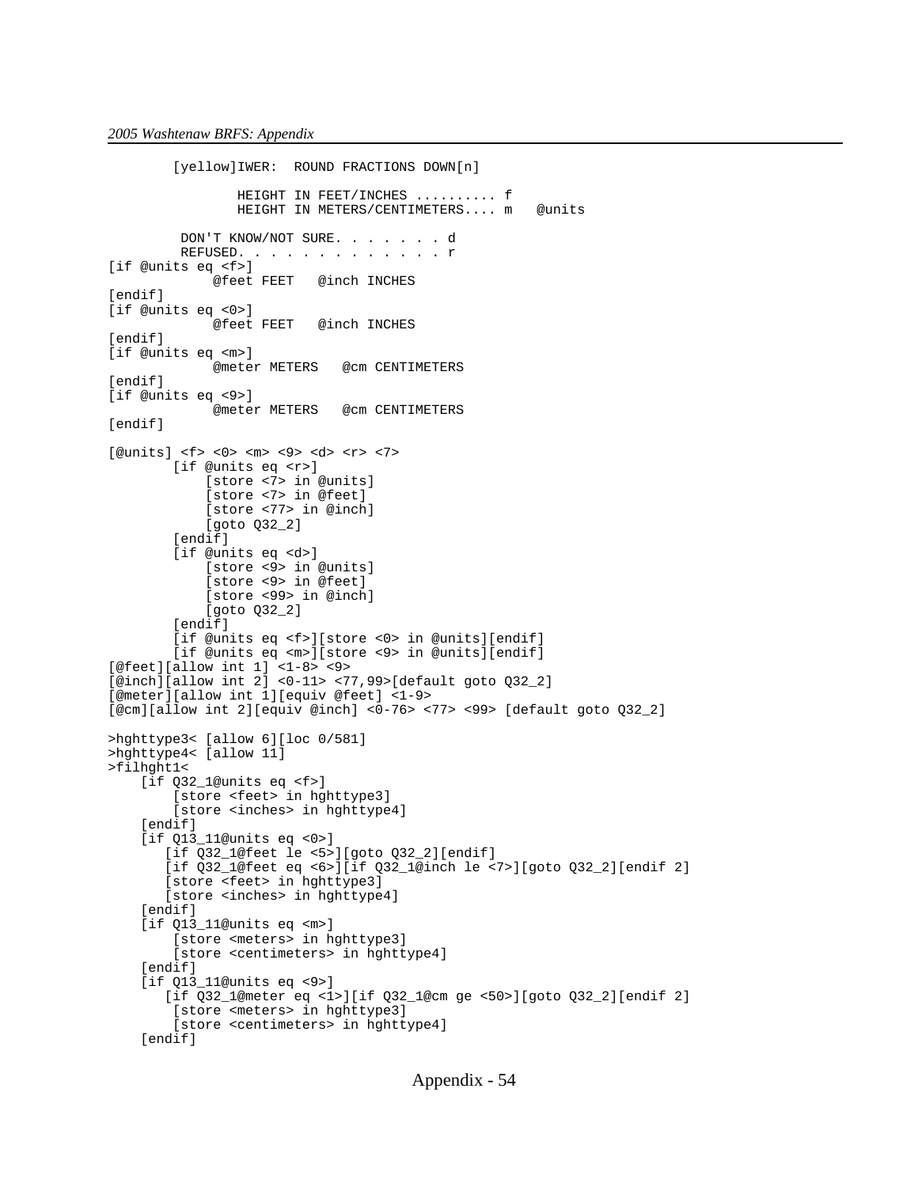```
        [yellow]IWER:  ROUND FRACTIONS DOWN[n]

                HEIGHT IN FEET/INCHES .......... f
                HEIGHT IN METERS/CENTIMETERS.... m   @units

         DON'T KNOW/NOT SURE. . . . . . . d
         REFUSED. . . . . . . . . . . . . r
[if @units eq <f>]
            @feet FEET   @inch INCHES
[endif]
[if @units eq <0>]
            @feet FEET   @inch INCHES
[endif]
[if @units eq <m>]
            @meter METERS   @cm CENTIMETERS
[endif]
[if @units eq <9>]
            @meter METERS   @cm CENTIMETERS
[endif]

[@units] <f> <0> <m> <9> <d> <r> <7>
        [if @units eq <r>]
            [store <7> in @units]
            [store <7> in @feet]
            [store <77> in @inch]
            [goto Q32_2]
        [endif]
        [if @units eq <d>]
            [store <9> in @units]
            [store <9> in @feet]
            [store <99> in @inch]
            [goto Q32_2]
        [endif]
        [if @units eq <f>][store <0> in @units][endif]
        [if @units eq <m>][store <9> in @units][endif]
[@feet][allow int 1] <1-8> <9>
[@inch][allow int 2] <0-11> <77,99>[default goto Q32_2]
[@meter][allow int 1][equiv @feet] <1-9>
[@cm][allow int 2][equiv @inch] <0-76> <77> <99> [default goto Q32_2]

>hghttype3< [allow 6][loc 0/581]
>hghttype4< [allow 11]
>filhght1<
    [if Q32_1@units eq <f>]
        [store <feet> in hghttype3]
        [store <inches> in hghttype4]
    [endif]
    [if Q13_11@units eq <0>]
       [if Q32_1@feet le <5>][goto Q32_2][endif]
       [if Q32_1@feet eq <6>][if Q32_1@inch le <7>][goto Q32_2][endif 2]
       [store <feet> in hghttype3]
       [store <inches> in hghttype4]
    [endif]
    [if Q13_11@units eq <m>]
        [store <meters> in hghttype3]
        [store <centimeters> in hghttype4]
    [endif]
    [if Q13_11@units eq <9>]
       [if Q32_1@meter eq <1>][if Q32_1@cm ge <50>][goto Q32_2][endif 2]
        [store <meters> in hghttype3]
        [store <centimeters> in hghttype4]
    [endif]
```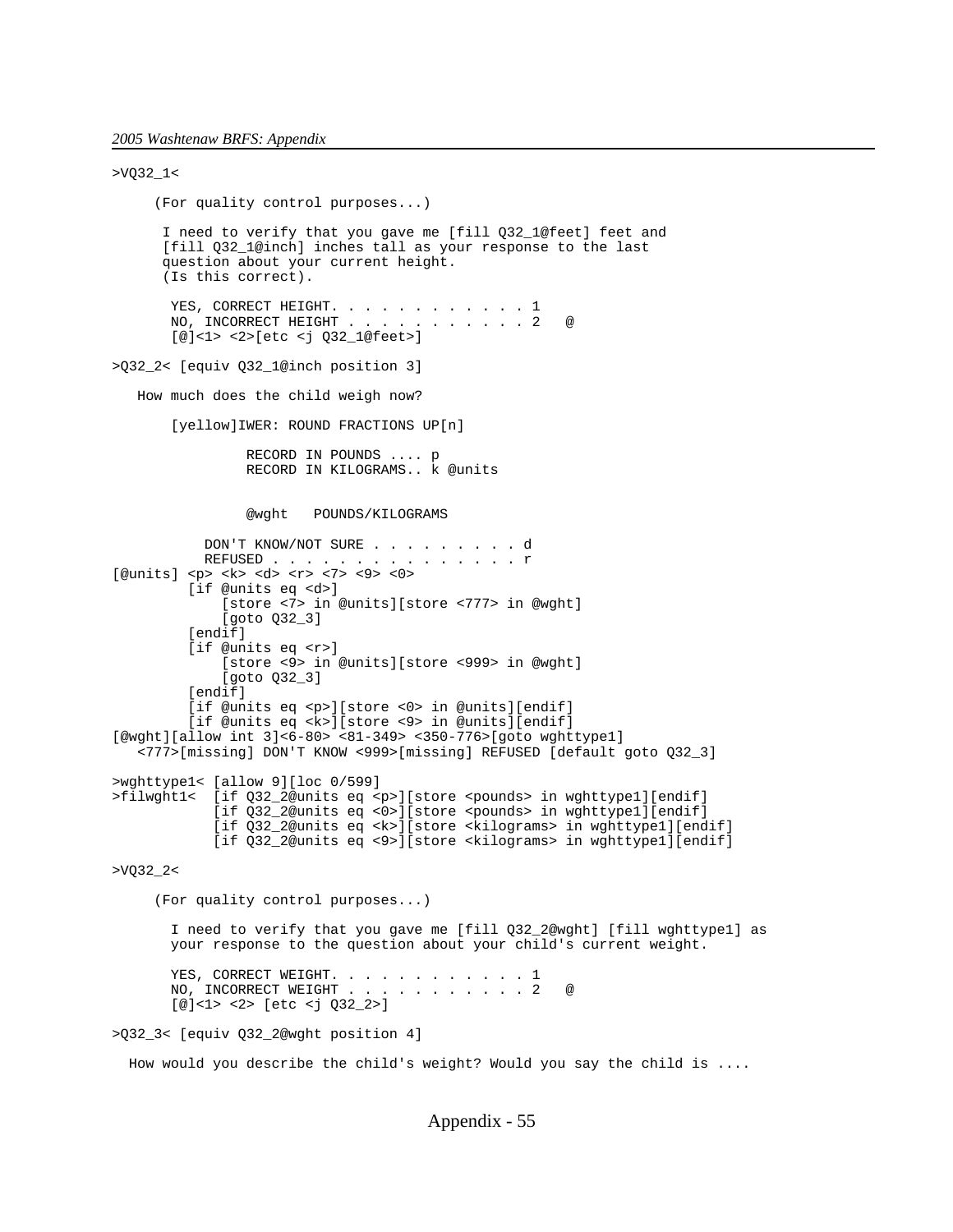```
>VQ32_1<

     (For quality control purposes...)

      I need to verify that you gave me [fill Q32_1@feet] feet and
      [fill Q32_1@inch] inches tall as your response to the last
      question about your current height.
      (Is this correct).

       YES, CORRECT HEIGHT. . . . . . . . . . . . . 1
       NO, INCORRECT HEIGHT . . . . . . . . . . . . 2   @
       [@]<1> <2>[etc <j Q32_1@feet>]

>Q32_2< [equiv Q32_1@inch position 3]

   How much does the child weigh now?

       [yellow]IWER: ROUND FRACTIONS UP[n]

                RECORD IN POUNDS .... p
                RECORD IN KILOGRAMS.. k @units


                @wght   POUNDS/KILOGRAMS

          DON'T KNOW/NOT SURE . . . . . . . . . d
          REFUSED . . . . . . . . . . . . . . . r
[@units] <p> <k> <d> <r> <7> <9> <0>
         [if @units eq <d>]
             [store <7> in @units][store <777> in @wght]
             [goto Q32_3]
         [endif]
         [if @units eq <r>]
             [store <9> in @units][store <999> in @wght]
             [goto Q32_3]
         [endif]
         [if @units eq <p>][store <0> in @units][endif]
         [if @units eq <k>][store <9> in @units][endif]
[@wght][allow int 3]<6-80> <81-349> <350-776>[goto wghttype1]
   <777>[missing] DON'T KNOW <999>[missing] REFUSED [default goto Q32_3]

>wghttype1< [allow 9][loc 0/599]
>filwght1<  [if Q32_2@units eq <p>][store <pounds> in wghttype1][endif]
            [if Q32_2@units eq <0>][store <pounds> in wghttype1][endif]
            [if Q32_2@units eq <k>][store <kilograms> in wghttype1][endif]
            [if Q32_2@units eq <9>][store <kilograms> in wghttype1][endif]

>VQ32_2<

     (For quality control purposes...)

       I need to verify that you gave me [fill Q32_2@wght] [fill wghttype1] as
       your response to the question about your child's current weight.

       YES, CORRECT WEIGHT. . . . . . . . . . . . . 1
       NO, INCORRECT WEIGHT . . . . . . . . . . . . 2   @
       [@]<1> <2> [etc <j Q32_2>]

>Q32_3< [equiv Q32_2@wght position 4]

  How would you describe the child's weight? Would you say the child is ....
```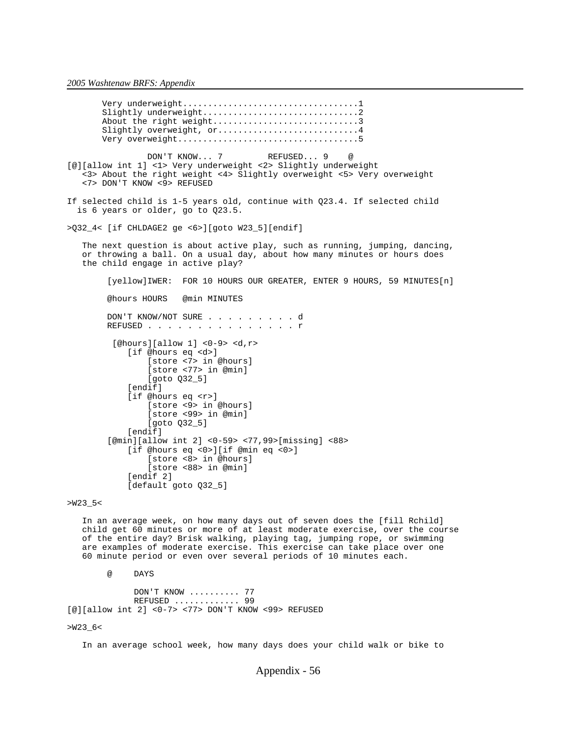```
       Very underweight..................................1
       Slightly underweight..............................2
       About the right weight............................3
       Slightly overweight, or...........................4
       Very overweight...................................5

                DON'T KNOW... 7         REFUSED... 9    @
[@][allow int 1] <1> Very underweight <2> Slightly underweight
   <3> About the right weight <4> Slightly overweight <5> Very overweight
   <7> DON'T KNOW <9> REFUSED

If selected child is 1-5 years old, continue with Q23.4. If selected child
  is 6 years or older, go to Q23.5.

>Q32_4< [if CHLDAGE2 ge <6>][goto W23_5][endif]

   The next question is about active play, such as running, jumping, dancing,
   or throwing a ball. On a usual day, about how many minutes or hours does
   the child engage in active play?

        [yellow]IWER:  FOR 10 HOURS OUR GREATER, ENTER 9 HOURS, 59 MINUTES[n]

        @hours HOURS   @min MINUTES

        DON'T KNOW/NOT SURE . . . . . . . . . d
        REFUSED . . . . . . . . . . . . . . . r

         [@hours][allow 1] <0-9> <d,r>
            [if @hours eq <d>]
                [store <7> in @hours]
                [store <77> in @min]
                [goto Q32_5]
            [endif]
            [if @hours eq <r>]
                [store <9> in @hours]
                [store <99> in @min]
                [goto Q32_5]
            [endif]
        [@min][allow int 2] <0-59> <77,99>[missing] <88>
            [if @hours eq <0>][if @min eq <0>]
                [store <8> in @hours]
                [store <88> in @min]
            [endif 2]
            [default goto Q32_5]

>W23_5<

   In an average week, on how many days out of seven does the [fill Rchild]
   child get 60 minutes or more of at least moderate exercise, over the course
   of the entire day? Brisk walking, playing tag, jumping rope, or swimming
   are examples of moderate exercise. This exercise can take place over one
   60 minute period or even over several periods of 10 minutes each.

        @     DAYS

              DON'T KNOW .......... 77
              REFUSED ............ 99
[@][allow int 2] <0-7> <77> DON'T KNOW <99> REFUSED

>W23_6<

   In an average school week, how many days does your child walk or bike to
```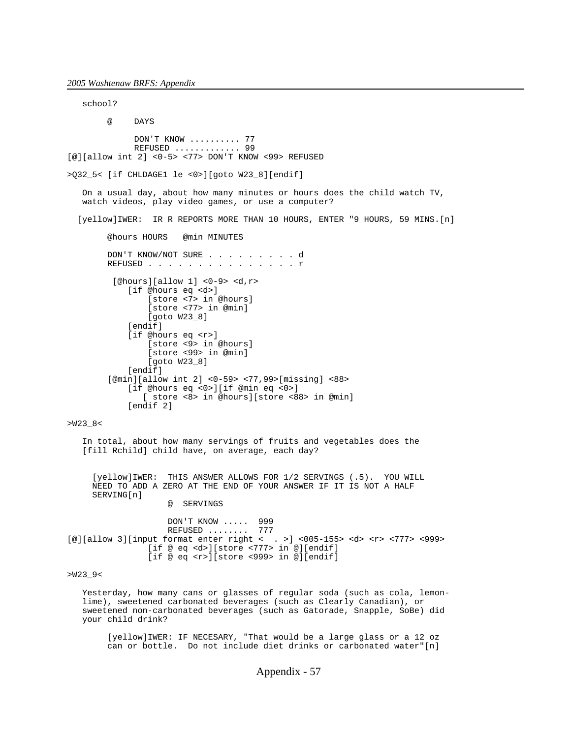```
   school?

        @     DAYS

              DON'T KNOW .......... 77
              REFUSED ............. 99
[@][allow int 2] <0-5> <77> DON'T KNOW <99> REFUSED

>Q32_5< [if CHLDAGE1 le <0>][goto W23_8][endif]

   On a usual day, about how many minutes or hours does the child watch TV,
   watch videos, play video games, or use a computer?

  [yellow]IWER:  IR R REPORTS MORE THAN 10 HOURS, ENTER "9 HOURS, 59 MINS.[n]

        @hours HOURS   @min MINUTES

        DON'T KNOW/NOT SURE . . . . . . . . . d
        REFUSED . . . . . . . . . . . . . . . r

         [@hours][allow 1] <0-9> <d,r>
            [if @hours eq <d>]
                [store <7> in @hours]
                [store <77> in @min]
                [goto W23_8]
            [endif]
            [if @hours eq <r>]
                [store <9> in @hours]
                [store <99> in @min]
                [goto W23_8]
            [endif]
        [@min][allow int 2] <0-59> <77,99>[missing] <88>
            [if @hours eq <0>][if @min eq <0>]
               [ store <8> in @hours][store <88> in @min]
            [endif 2]

>W23_8<

   In total, about how many servings of fruits and vegetables does the
   [fill Rchild] child have, on average, each day?


     [yellow]IWER:  THIS ANSWER ALLOWS FOR 1/2 SERVINGS (.5).  YOU WILL
     NEED TO ADD A ZERO AT THE END OF YOUR ANSWER IF IT IS NOT A HALF
     SERVING[n]
                    @  SERVINGS

                    DON'T KNOW .....  999
                    REFUSED ........  777
[@][allow 3][input format enter right <  . >] <005-155> <d> <r> <777> <999>
                [if @ eq <d>][store <777> in @][endif]
                [if @ eq <r>][store <999> in @][endif]

>W23_9<

   Yesterday, how many cans or glasses of regular soda (such as cola, lemon-
   lime), sweetened carbonated beverages (such as Clearly Canadian), or
   sweetened non-carbonated beverages (such as Gatorade, Snapple, SoBe) did
   your child drink?

        [yellow]IWER: IF NECESARY, "That would be a large glass or a 12 oz
        can or bottle.  Do not include diet drinks or carbonated water"[n]
```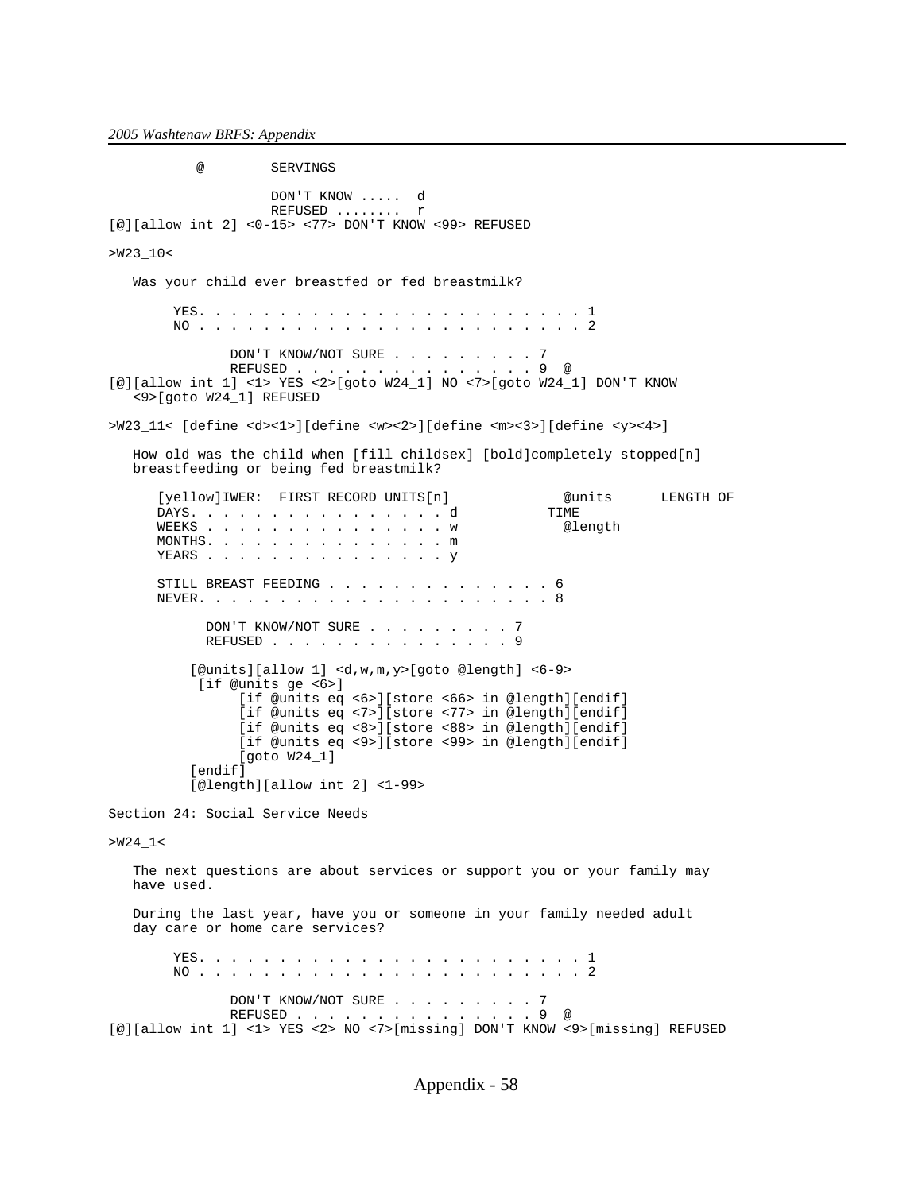```
          @        SERVINGS

                   DON'T KNOW .....  d
                   REFUSED ........  r
[@][allow int 2] <0-15> <77> DON'T KNOW <99> REFUSED

>W23_10<

   Was your child ever breastfed or fed breastmilk?

        YES. . . . . . . . . . . . . . . . . . . . . . . . . 1
        NO . . . . . . . . . . . . . . . . . . . . . . . . . 2

               DON'T KNOW/NOT SURE . . . . . . . . . 7
               REFUSED . . . . . . . . . . . . . . . 9  @
[@][allow int 1] <1> YES <2>[goto W24_1] NO <7>[goto W24_1] DON'T KNOW
   <9>[goto W24_1] REFUSED

>W23_11< [define <d><1>][define <w><2>][define <m><3>][define <y><4>]

   How old was the child when [fill childsex] [bold]completely stopped[n]
   breastfeeding or being fed breastmilk?

      [yellow]IWER:  FIRST RECORD UNITS[n]              @units      LENGTH OF
      DAYS. . . . . . . . . . . . . . . . d           TIME
      WEEKS . . . . . . . . . . . . . . . w             @length
      MONTHS. . . . . . . . . . . . . . . m
      YEARS . . . . . . . . . . . . . . . y

      STILL BREAST FEEDING . . . . . . . . . . . . . . 6
      NEVER. . . . . . . . . . . . . . . . . . . . . . 8

            DON'T KNOW/NOT SURE . . . . . . . . . 7
            REFUSED . . . . . . . . . . . . . . . 9

          [@units][allow 1] <d,w,m,y>[goto @length] <6-9>
           [if @units ge <6>]
                [if @units eq <6>][store <66> in @length][endif]
                [if @units eq <7>][store <77> in @length][endif]
                [if @units eq <8>][store <88> in @length][endif]
                [if @units eq <9>][store <99> in @length][endif]
                [goto W24_1]
          [endif]
          [@length][allow int 2] <1-99>

Section 24: Social Service Needs

>W24_1<

   The next questions are about services or support you or your family may
   have used.

   During the last year, have you or someone in your family needed adult
   day care or home care services?

        YES. . . . . . . . . . . . . . . . . . . . . . . . . 1
        NO . . . . . . . . . . . . . . . . . . . . . . . . . 2

               DON'T KNOW/NOT SURE . . . . . . . . . 7
               REFUSED . . . . . . . . . . . . . . . 9  @
[@][allow int 1] <1> YES <2> NO <7>[missing] DON'T KNOW <9>[missing] REFUSED
```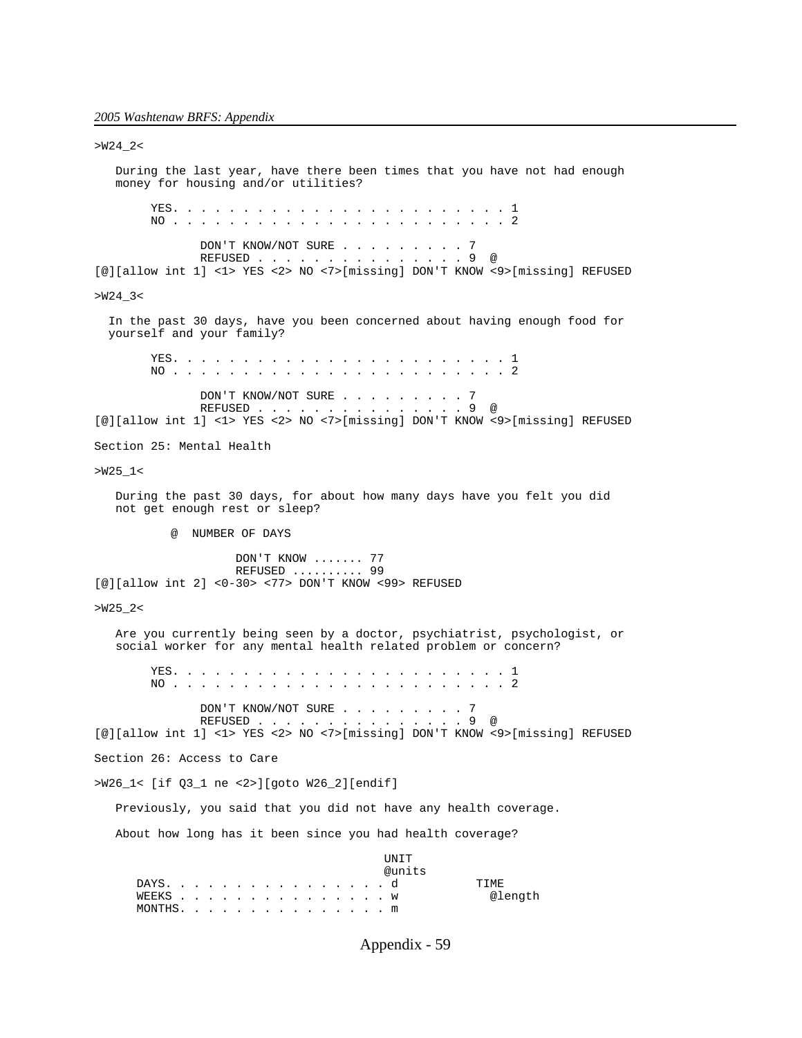```
>W24_2<

   During the last year, have there been times that you have not had enough
   money for housing and/or utilities?

        YES. . . . . . . . . . . . . . . . . . . . . . . . 1
        NO . . . . . . . . . . . . . . . . . . . . . . . . 2

               DON'T KNOW/NOT SURE . . . . . . . . . 7
               REFUSED . . . . . . . . . . . . . . . 9  @
[@][allow int 1] <1> YES <2> NO <7>[missing] DON'T KNOW <9>[missing] REFUSED

>W24_3<

  In the past 30 days, have you been concerned about having enough food for
  yourself and your family?

        YES. . . . . . . . . . . . . . . . . . . . . . . . 1
        NO . . . . . . . . . . . . . . . . . . . . . . . . 2

               DON'T KNOW/NOT SURE . . . . . . . . . 7
               REFUSED . . . . . . . . . . . . . . . 9  @
[@][allow int 1] <1> YES <2> NO <7>[missing] DON'T KNOW <9>[missing] REFUSED

Section 25: Mental Health

>W25_1<

   During the past 30 days, for about how many days have you felt you did
   not get enough rest or sleep?

           @  NUMBER OF DAYS

                    DON'T KNOW ....... 77
                    REFUSED .......... 99
[@][allow int 2] <0-30> <77> DON'T KNOW <99> REFUSED

>W25_2<

   Are you currently being seen by a doctor, psychiatrist, psychologist, or
   social worker for any mental health related problem or concern?

        YES. . . . . . . . . . . . . . . . . . . . . . . . 1
        NO . . . . . . . . . . . . . . . . . . . . . . . . 2

               DON'T KNOW/NOT SURE . . . . . . . . . 7
               REFUSED . . . . . . . . . . . . . . . 9  @
[@][allow int 1] <1> YES <2> NO <7>[missing] DON'T KNOW <9>[missing] REFUSED

Section 26: Access to Care

>W26_1< [if Q3_1 ne <2>][goto W26_2][endif]

   Previously, you said that you did not have any health coverage.

   About how long has it been since you had health coverage?

                                         UNIT
                                         @units
      DAYS. . . . . . . . . . . . . . . . d            TIME
      WEEKS . . . . . . . . . . . . . . . w              @length
      MONTHS. . . . . . . . . . . . . . . m
```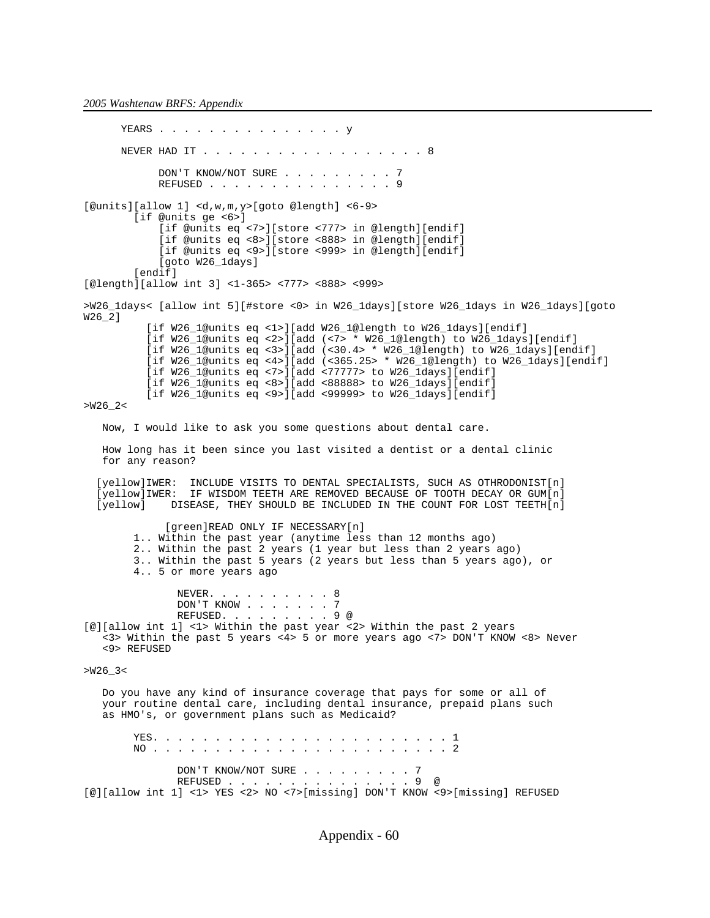```
      YEARS . . . . . . . . . . . . . . . . y

      NEVER HAD IT . . . . . . . . . . . . . . . . . . 8

            DON'T KNOW/NOT SURE . . . . . . . . . 7
            REFUSED . . . . . . . . . . . . . . . 9

[@units][allow 1] <d,w,m,y>[goto @length] <6-9>
        [if @units ge <6>]
            [if @units eq <7>][store <777> in @length][endif]
            [if @units eq <8>][store <888> in @length][endif]
            [if @units eq <9>][store <999> in @length][endif]
            [goto W26_1days]
        [endif]
[@length][allow int 3] <1-365> <777> <888> <999>

>W26_1days< [allow int 5][#store <0> in W26_1days][store W26_1days in W26_1days][goto
W26_2]
          [if W26_1@units eq <1>][add W26_1@length to W26_1days][endif]
          [if W26_1@units eq <2>][add (<7> * W26_1@length) to W26_1days][endif]
          [if W26_1@units eq <3>][add (<30.4> * W26_1@length) to W26_1days][endif]
          [if W26_1@units eq <4>][add (<365.25> * W26_1@length) to W26_1days][endif]
          [if W26_1@units eq <7>][add <77777> to W26_1days][endif]
          [if W26_1@units eq <8>][add <88888> to W26_1days][endif]
          [if W26_1@units eq <9>][add <99999> to W26_1days][endif]
>W26_2<

   Now, I would like to ask you some questions about dental care.

   How long has it been since you last visited a dentist or a dental clinic
   for any reason?

  [yellow]IWER:  INCLUDE VISITS TO DENTAL SPECIALISTS, SUCH AS OTHRODONIST[n]
  [yellow]IWER:  IF WISDOM TEETH ARE REMOVED BECAUSE OF TOOTH DECAY OR GUM[n]
  [yellow]     DISEASE, THEY SHOULD BE INCLUDED IN THE COUNT FOR LOST TEETH[n]

            [green]READ ONLY IF NECESSARY[n]
        1.. Within the past year (anytime less than 12 months ago)
        2.. Within the past 2 years (1 year but less than 2 years ago)
        3.. Within the past 5 years (2 years but less than 5 years ago), or
        4.. 5 or more years ago

              NEVER. . . . . . . . . . 8
              DON'T KNOW . . . . . . . 7
              REFUSED. . . . . . . . . 9 @
[@][allow int 1] <1> Within the past year <2> Within the past 2 years
   <3> Within the past 5 years <4> 5 or more years ago <7> DON'T KNOW <8> Never
   <9> REFUSED

>W26_3<

   Do you have any kind of insurance coverage that pays for some or all of
   your routine dental care, including dental insurance, prepaid plans such
   as HMO's, or government plans such as Medicaid?

        YES. . . . . . . . . . . . . . . . . . . . . . . . . 1
        NO . . . . . . . . . . . . . . . . . . . . . . . . . 2

              DON'T KNOW/NOT SURE . . . . . . . . . 7
              REFUSED . . . . . . . . . . . . . . . 9  @
[@][allow int 1] <1> YES <2> NO <7>[missing] DON'T KNOW <9>[missing] REFUSED
```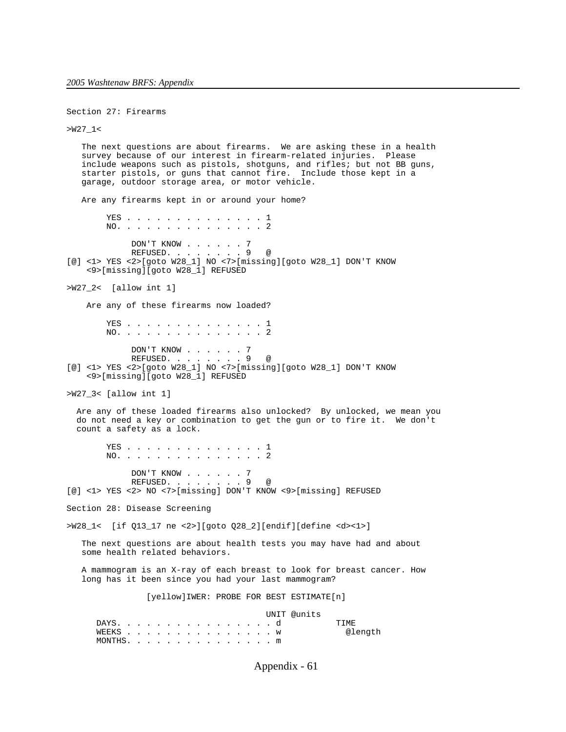Section 27: Firearms

```
>W27_1<

   The next questions are about firearms.  We are asking these in a health
   survey because of our interest in firearm-related injuries.  Please
   include weapons such as pistols, shotguns, and rifles; but not BB guns,
   starter pistols, or guns that cannot fire.  Include those kept in a
   garage, outdoor storage area, or motor vehicle.

   Are any firearms kept in or around your home?

        YES . . . . . . . . . . . . . . . 1
        NO. . . . . . . . . . . . . . . . 2

             DON'T KNOW . . . . . . 7
             REFUSED. . . . . . . . 9   @
[@] <1> YES <2>[goto W28_1] NO <7>[missing][goto W28_1] DON'T KNOW
    <9>[missing][goto W28_1] REFUSED

>W27_2<  [allow int 1]

    Are any of these firearms now loaded?

        YES . . . . . . . . . . . . . . . 1
        NO. . . . . . . . . . . . . . . . 2

             DON'T KNOW . . . . . . 7
             REFUSED. . . . . . . . 9   @
[@] <1> YES <2>[goto W28_1] NO <7>[missing][goto W28_1] DON'T KNOW
    <9>[missing][goto W28_1] REFUSED

>W27_3< [allow int 1]

  Are any of these loaded firearms also unlocked?  By unlocked, we mean you
  do not need a key or combination to get the gun or to fire it.  We don't
  count a safety as a lock.

        YES . . . . . . . . . . . . . . . 1
        NO. . . . . . . . . . . . . . . . 2

             DON'T KNOW . . . . . . 7
             REFUSED. . . . . . . . 9   @
[@] <1> YES <2> NO <7>[missing] DON'T KNOW <9>[missing] REFUSED
```

Section 28: Disease Screening

```
>W28_1<  [if Q13_17 ne <2>][goto Q28_2][endif][define <d><1>]

   The next questions are about health tests you may have had and about
   some health related behaviors.

   A mammogram is an X-ray of each breast to look for breast cancer. How
   long has it been since you had your last mammogram?

             [yellow]IWER: PROBE FOR BEST ESTIMATE[n]

                                     UNIT @units
      DAYS. . . . . . . . . . . . . . . . d          TIME
      WEEKS . . . . . . . . . . . . . . . w            @length
      MONTHS. . . . . . . . . . . . . . . m
```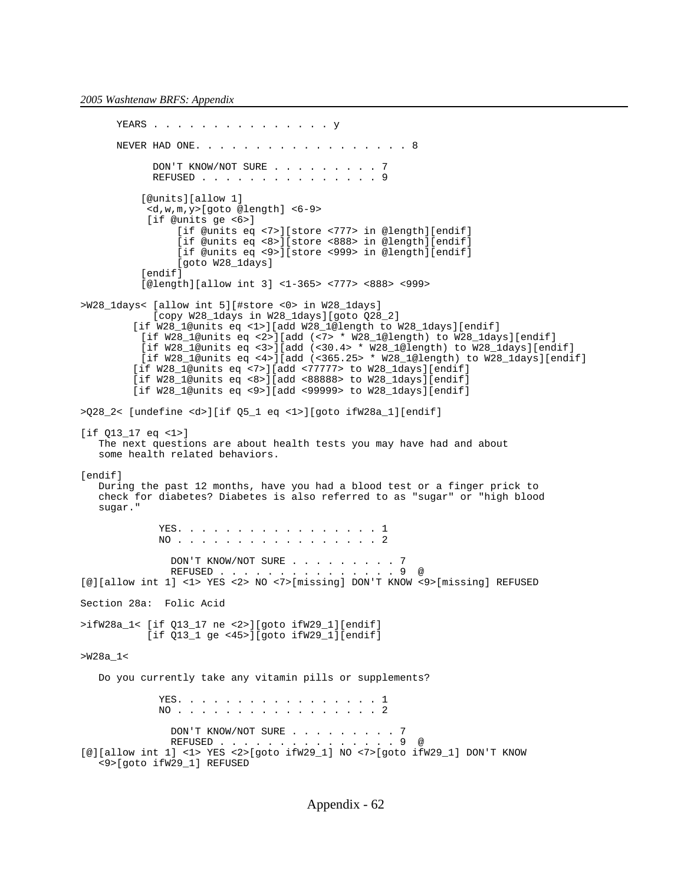```
      YEARS . . . . . . . . . . . . . . . y

      NEVER HAD ONE. . . . . . . . . . . . . . . . . . 8

            DON'T KNOW/NOT SURE . . . . . . . . . 7
            REFUSED . . . . . . . . . . . . . . . 9

          [@units][allow 1]
           <d,w,m,y>[goto @length] <6-9>
           [if @units ge <6>]
                [if @units eq <7>][store <777> in @length][endif]
                [if @units eq <8>][store <888> in @length][endif]
                [if @units eq <9>][store <999> in @length][endif]
                [goto W28_1days]
          [endif]
          [@length][allow int 3] <1-365> <777> <888> <999>

>W28_1days< [allow int 5][#store <0> in W28_1days]
            [copy W28_1days in W28_1days][goto Q28_2]
         [if W28_1@units eq <1>][add W28_1@length to W28_1days][endif]
          [if W28_1@units eq <2>][add (<7> * W28_1@length) to W28_1days][endif]
          [if W28_1@units eq <3>][add (<30.4> * W28_1@length) to W28_1days][endif]
          [if W28_1@units eq <4>][add (<365.25> * W28_1@length) to W28_1days][endif]
         [if W28_1@units eq <7>][add <77777> to W28_1days][endif]
         [if W28_1@units eq <8>][add <88888> to W28_1days][endif]
         [if W28_1@units eq <9>][add <99999> to W28_1days][endif]

>Q28_2< [undefine <d>][if Q5_1 eq <1>][goto ifW28a_1][endif]

[if Q13_17 eq <1>]
   The next questions are about health tests you may have had and about
   some health related behaviors.

[endif]
   During the past 12 months, have you had a blood test or a finger prick to
   check for diabetes? Diabetes is also referred to as "sugar" or "high blood
   sugar."

             YES. . . . . . . . . . . . . . . . . 1
             NO . . . . . . . . . . . . . . . . . 2

               DON'T KNOW/NOT SURE . . . . . . . . . 7
               REFUSED . . . . . . . . . . . . . . . 9  @
[@][allow int 1] <1> YES <2> NO <7>[missing] DON'T KNOW <9>[missing] REFUSED

Section 28a:  Folic Acid

>ifW28a_1< [if Q13_17 ne <2>][goto ifW29_1][endif]
           [if Q13_1 ge <45>][goto ifW29_1][endif]

>W28a_1<

   Do you currently take any vitamin pills or supplements?

             YES. . . . . . . . . . . . . . . . . 1
             NO . . . . . . . . . . . . . . . . . 2

               DON'T KNOW/NOT SURE . . . . . . . . . 7
               REFUSED . . . . . . . . . . . . . . . 9  @
[@][allow int 1] <1> YES <2>[goto ifW29_1] NO <7>[goto ifW29_1] DON'T KNOW
   <9>[goto ifW29_1] REFUSED
```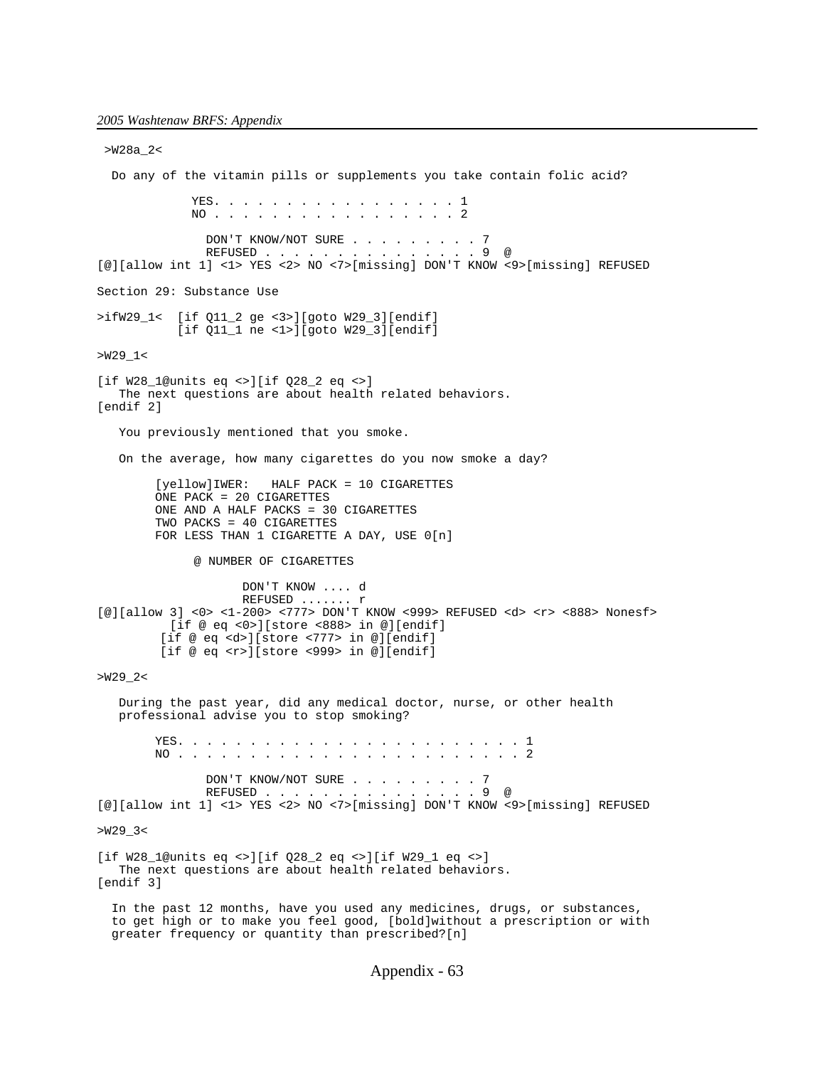```
 >W28a_2<

  Do any of the vitamin pills or supplements you take contain folic acid?

             YES. . . . . . . . . . . . . . . . . 1
             NO . . . . . . . . . . . . . . . . . 2

               DON'T KNOW/NOT SURE . . . . . . . . . 7
               REFUSED . . . . . . . . . . . . . . . 9  @
[@][allow int 1] <1> YES <2> NO <7>[missing] DON'T KNOW <9>[missing] REFUSED

Section 29: Substance Use

>ifW29_1<  [if Q11_2 ge <3>][goto W29_3][endif]
           [if Q11_1 ne <1>][goto W29_3][endif]

>W29_1<

[if W28_1@units eq <>][if Q28_2 eq <>]
   The next questions are about health related behaviors.
[endif 2]

   You previously mentioned that you smoke.

   On the average, how many cigarettes do you now smoke a day?

        [yellow]IWER:   HALF PACK = 10 CIGARETTES
        ONE PACK = 20 CIGARETTES
        ONE AND A HALF PACKS = 30 CIGARETTES
        TWO PACKS = 40 CIGARETTES
        FOR LESS THAN 1 CIGARETTE A DAY, USE 0[n]

             @ NUMBER OF CIGARETTES

                    DON'T KNOW .... d
                    REFUSED ....... r
[@][allow 3] <0> <1-200> <777> DON'T KNOW <999> REFUSED <d> <r> <888> Nonesf>
          [if @ eq <0>][store <888> in @][endif]
         [if @ eq <d>][store <777> in @][endif]
         [if @ eq <r>][store <999> in @][endif]

>W29_2<

   During the past year, did any medical doctor, nurse, or other health
   professional advise you to stop smoking?

        YES. . . . . . . . . . . . . . . . . . . . . . . . 1
        NO . . . . . . . . . . . . . . . . . . . . . . . . 2

               DON'T KNOW/NOT SURE . . . . . . . . . 7
               REFUSED . . . . . . . . . . . . . . . 9  @
[@][allow int 1] <1> YES <2> NO <7>[missing] DON'T KNOW <9>[missing] REFUSED

>W29_3<

[if W28_1@units eq <>][if Q28_2 eq <>][if W29_1 eq <>]
   The next questions are about health related behaviors.
[endif 3]

  In the past 12 months, have you used any medicines, drugs, or substances,
  to get high or to make you feel good, [bold]without a prescription or with
  greater frequency or quantity than prescribed?[n]
```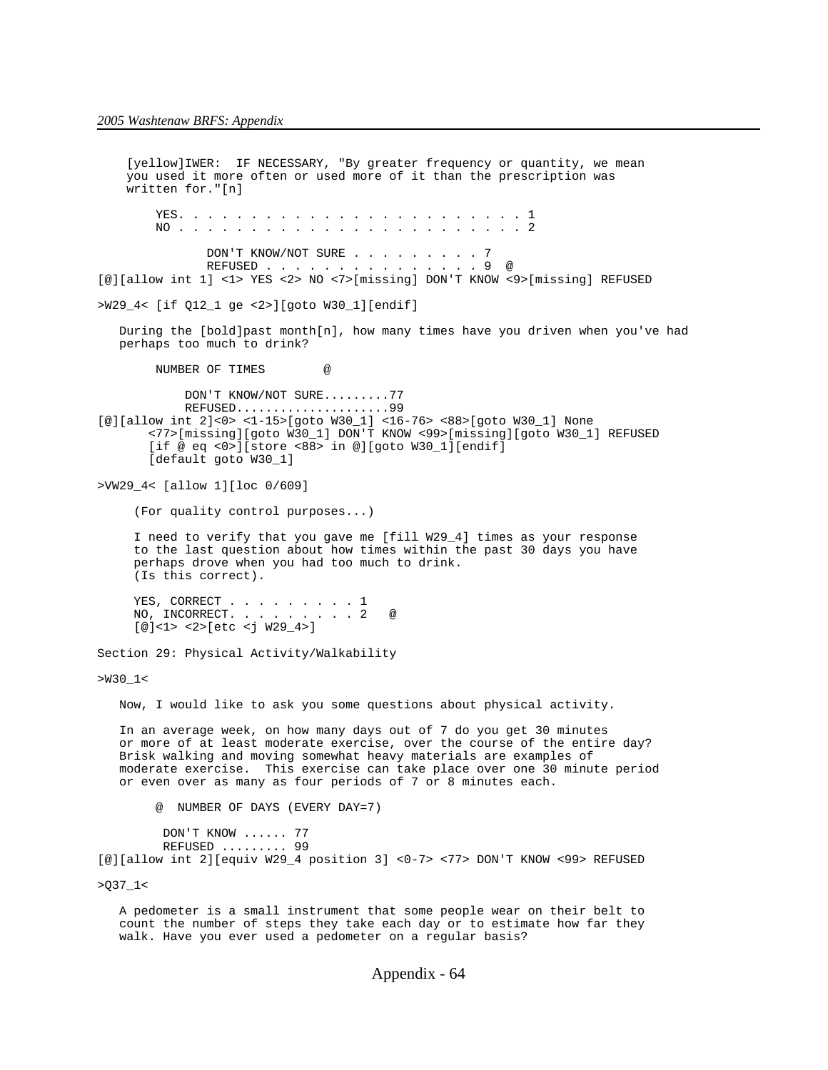```
    [yellow]IWER:  IF NECESSARY, "By greater frequency or quantity, we mean
    you used it more often or used more of it than the prescription was
    written for."[n]

        YES. . . . . . . . . . . . . . . . . . . . . . . . . 1
        NO . . . . . . . . . . . . . . . . . . . . . . . . . 2

               DON'T KNOW/NOT SURE . . . . . . . . . 7
               REFUSED . . . . . . . . . . . . . . . . 9  @
[@][allow int 1] <1> YES <2> NO <7>[missing] DON'T KNOW <9>[missing] REFUSED

>W29_4< [if Q12_1 ge <2>][goto W30_1][endif]

   During the [bold]past month[n], how many times have you driven when you've had
   perhaps too much to drink?

        NUMBER OF TIMES        @

            DON'T KNOW/NOT SURE.........77
            REFUSED.....................99
[@][allow int 2]<0> <1-15>[goto W30_1] <16-76> <88>[goto W30_1] None
      <77>[missing][goto W30_1] DON'T KNOW <99>[missing][goto W30_1] REFUSED
      [if @ eq <0>][store <88> in @][goto W30_1][endif]
      [default goto W30_1]

>VW29_4< [allow 1][loc 0/609]

     (For quality control purposes...)

     I need to verify that you gave me [fill W29_4] times as your response
     to the last question about how times within the past 30 days you have
     perhaps drove when you had too much to drink.
     (Is this correct).

     YES, CORRECT . . . . . . . . . 1
     NO, INCORRECT. . . . . . . . . 2   @
     [@]<1> <2>[etc <j W29_4>]

Section 29: Physical Activity/Walkability

>W30_1<

   Now, I would like to ask you some questions about physical activity.

   In an average week, on how many days out of 7 do you get 30 minutes
   or more of at least moderate exercise, over the course of the entire day?
   Brisk walking and moving somewhat heavy materials are examples of
   moderate exercise.  This exercise can take place over one 30 minute period
   or even over as many as four periods of 7 or 8 minutes each.

        @  NUMBER OF DAYS (EVERY DAY=7)

         DON'T KNOW ...... 77
         REFUSED ......... 99
[@][allow int 2][equiv W29_4 position 3] <0-7> <77> DON'T KNOW <99> REFUSED

>Q37_1<

   A pedometer is a small instrument that some people wear on their belt to
   count the number of steps they take each day or to estimate how far they
   walk. Have you ever used a pedometer on a regular basis?
```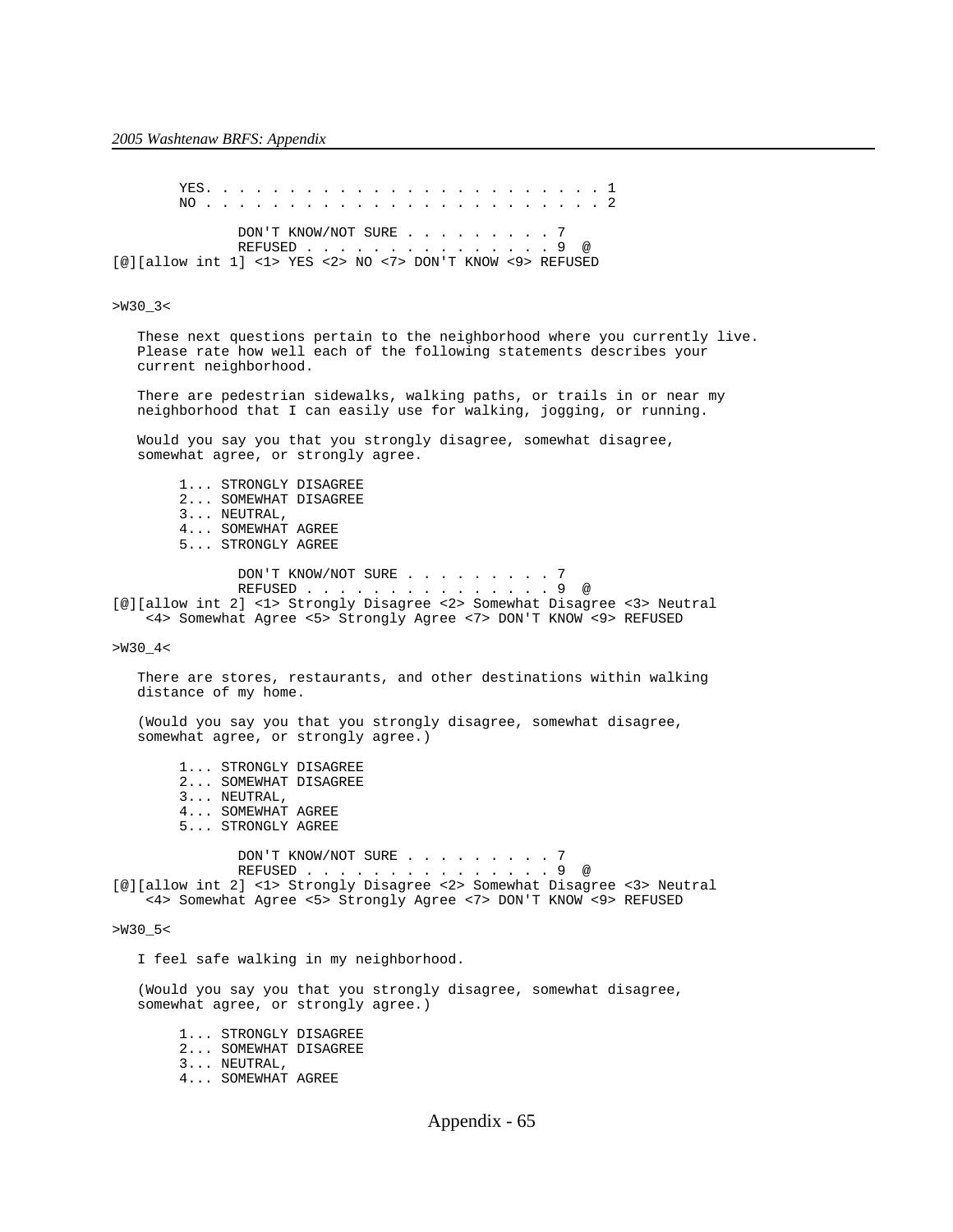```
        YES. . . . . . . . . . . . . . . . . . . . . . . . 1
        NO . . . . . . . . . . . . . . . . . . . . . . . . 2

               DON'T KNOW/NOT SURE . . . . . . . . . 7
               REFUSED . . . . . . . . . . . . . . . 9  @
[@][allow int 1] <1> YES <2> NO <7> DON'T KNOW <9> REFUSED


>W30_3<

   These next questions pertain to the neighborhood where you currently live.
   Please rate how well each of the following statements describes your
   current neighborhood.

   There are pedestrian sidewalks, walking paths, or trails in or near my
   neighborhood that I can easily use for walking, jogging, or running.

   Would you say you that you strongly disagree, somewhat disagree,
   somewhat agree, or strongly agree.

        1... STRONGLY DISAGREE
        2... SOMEWHAT DISAGREE
        3... NEUTRAL,
        4... SOMEWHAT AGREE
        5... STRONGLY AGREE

               DON'T KNOW/NOT SURE . . . . . . . . . 7
               REFUSED . . . . . . . . . . . . . . . 9  @
[@][allow int 2] <1> Strongly Disagree <2> Somewhat Disagree <3> Neutral
    <4> Somewhat Agree <5> Strongly Agree <7> DON'T KNOW <9> REFUSED

>W30_4<

   There are stores, restaurants, and other destinations within walking
   distance of my home.

   (Would you say you that you strongly disagree, somewhat disagree,
   somewhat agree, or strongly agree.)

        1... STRONGLY DISAGREE
        2... SOMEWHAT DISAGREE
        3... NEUTRAL,
        4... SOMEWHAT AGREE
        5... STRONGLY AGREE

               DON'T KNOW/NOT SURE . . . . . . . . . 7
               REFUSED . . . . . . . . . . . . . . . 9  @
[@][allow int 2] <1> Strongly Disagree <2> Somewhat Disagree <3> Neutral
    <4> Somewhat Agree <5> Strongly Agree <7> DON'T KNOW <9> REFUSED

>W30_5<

   I feel safe walking in my neighborhood.

   (Would you say you that you strongly disagree, somewhat disagree,
   somewhat agree, or strongly agree.)

        1... STRONGLY DISAGREE
        2... SOMEWHAT DISAGREE
        3... NEUTRAL,
        4... SOMEWHAT AGREE
```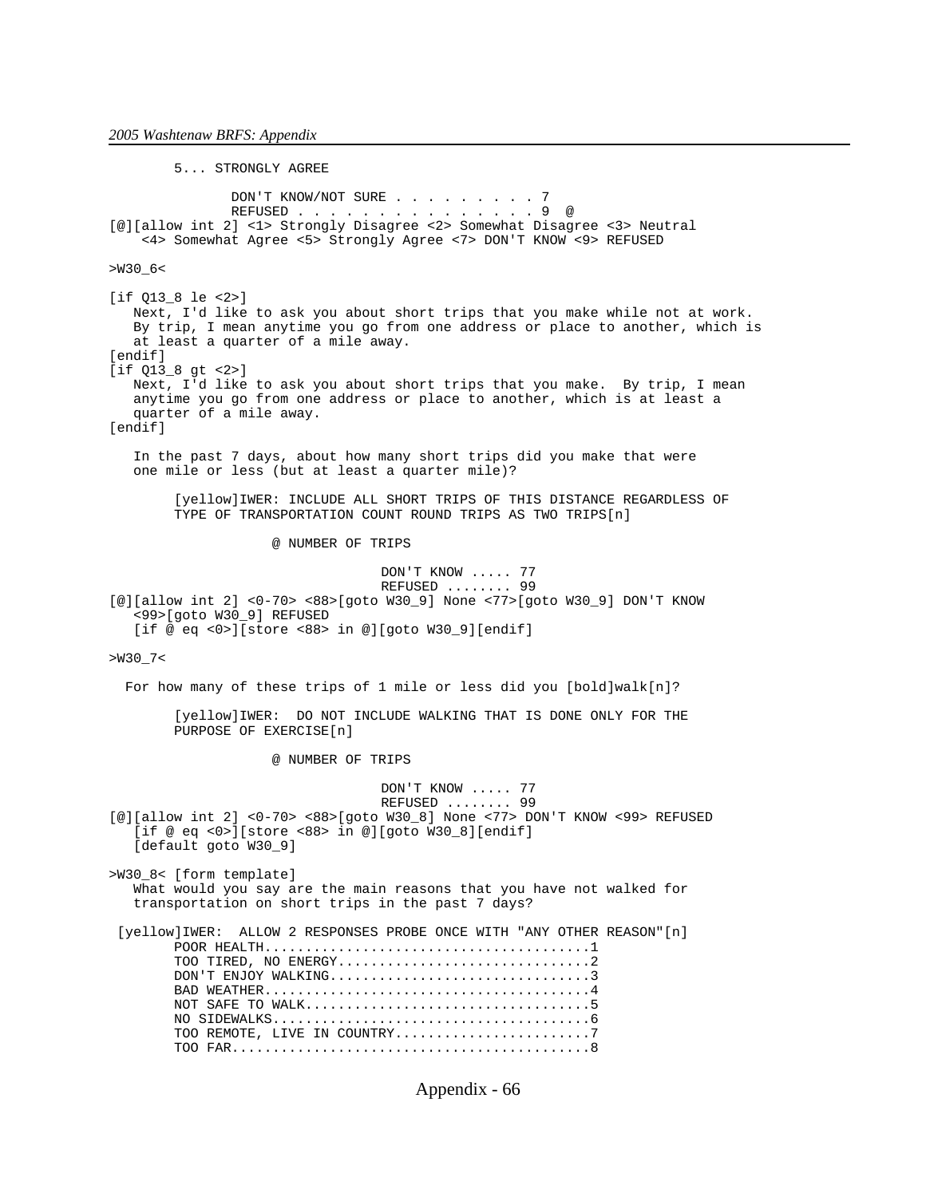```
        5... STRONGLY AGREE

               DON'T KNOW/NOT SURE . . . . . . . . . 7
               REFUSED . . . . . . . . . . . . . . . 9  @
[@][allow int 2] <1> Strongly Disagree <2> Somewhat Disagree <3> Neutral
    <4> Somewhat Agree <5> Strongly Agree <7> DON'T KNOW <9> REFUSED

>W30_6<

[if Q13_8 le <2>]
   Next, I'd like to ask you about short trips that you make while not at work.
   By trip, I mean anytime you go from one address or place to another, which is
   at least a quarter of a mile away.
[endif]
[if Q13_8 gt <2>]
   Next, I'd like to ask you about short trips that you make.  By trip, I mean
   anytime you go from one address or place to another, which is at least a
   quarter of a mile away.
[endif]

   In the past 7 days, about how many short trips did you make that were
   one mile or less (but at least a quarter mile)?

        [yellow]IWER: INCLUDE ALL SHORT TRIPS OF THIS DISTANCE REGARDLESS OF
        TYPE OF TRANSPORTATION COUNT ROUND TRIPS AS TWO TRIPS[n]

                  @ NUMBER OF TRIPS

                                   DON'T KNOW ..... 77
                                   REFUSED ........ 99
[@][allow int 2] <0-70> <88>[goto W30_9] None <77>[goto W30_9] DON'T KNOW
   <99>[goto W30_9] REFUSED
   [if @ eq <0>][store <88> in @][goto W30_9][endif]

>W30_7<

  For how many of these trips of 1 mile or less did you [bold]walk[n]?

        [yellow]IWER:  DO NOT INCLUDE WALKING THAT IS DONE ONLY FOR THE
        PURPOSE OF EXERCISE[n]

                  @ NUMBER OF TRIPS

                                   DON'T KNOW ..... 77
                                   REFUSED ........ 99
[@][allow int 2] <0-70> <88>[goto W30_8] None <77> DON'T KNOW <99> REFUSED
   [if @ eq <0>][store <88> in @][goto W30_8][endif]
   [default goto W30_9]

>W30_8< [form template]
   What would you say are the main reasons that you have not walked for
   transportation on short trips in the past 7 days?

 [yellow]IWER:  ALLOW 2 RESPONSES PROBE ONCE WITH "ANY OTHER REASON"[n]
        POOR HEALTH........................................1
        TOO TIRED, NO ENERGY...............................2
        DON'T ENJOY WALKING................................3
        BAD WEATHER........................................4
        NOT SAFE TO WALK...................................5
        NO SIDEWALKS.......................................6
        TOO REMOTE, LIVE IN COUNTRY........................7
        TOO FAR............................................8
```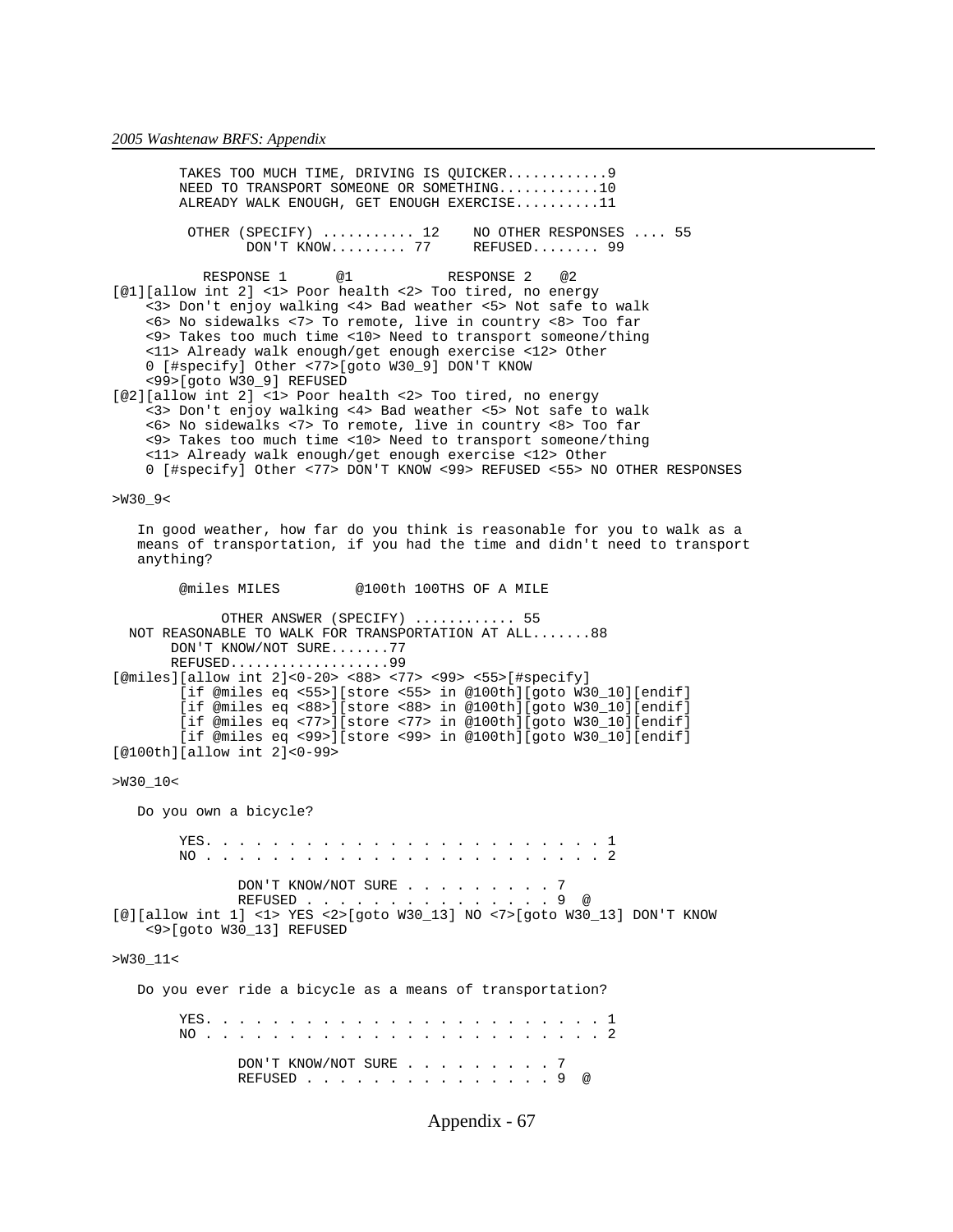```
        TAKES TOO MUCH TIME, DRIVING IS QUICKER............9
        NEED TO TRANSPORT SOMEONE OR SOMETHING............10
        ALREADY WALK ENOUGH, GET ENOUGH EXERCISE..........11

         OTHER (SPECIFY) ........... 12    NO OTHER RESPONSES .... 55
                DON'T KNOW......... 77     REFUSED........ 99

          RESPONSE 1      @1           RESPONSE 2   @2
[@1][allow int 2] <1> Poor health <2> Too tired, no energy
    <3> Don't enjoy walking <4> Bad weather <5> Not safe to walk
    <6> No sidewalks <7> To remote, live in country <8> Too far
    <9> Takes too much time <10> Need to transport someone/thing
    <11> Already walk enough/get enough exercise <12> Other
    0 [#specify] Other <77>[goto W30_9] DON'T KNOW
    <99>[goto W30_9] REFUSED
[@2][allow int 2] <1> Poor health <2> Too tired, no energy
    <3> Don't enjoy walking <4> Bad weather <5> Not safe to walk
    <6> No sidewalks <7> To remote, live in country <8> Too far
    <9> Takes too much time <10> Need to transport someone/thing
    <11> Already walk enough/get enough exercise <12> Other
    0 [#specify] Other <77> DON'T KNOW <99> REFUSED <55> NO OTHER RESPONSES

>W30_9<

   In good weather, how far do you think is reasonable for you to walk as a
   means of transportation, if you had the time and didn't need to transport
   anything?

        @miles MILES         @100th 100THS OF A MILE

             OTHER ANSWER (SPECIFY) ............ 55
  NOT REASONABLE TO WALK FOR TRANSPORTATION AT ALL.......88
       DON'T KNOW/NOT SURE.......77
       REFUSED...................99
[@miles][allow int 2]<0-20> <88> <77> <99> <55>[#specify]
        [if @miles eq <55>][store <55> in @100th][goto W30_10][endif]
        [if @miles eq <88>][store <88> in @100th][goto W30_10][endif]
        [if @miles eq <77>][store <77> in @100th][goto W30_10][endif]
        [if @miles eq <99>][store <99> in @100th][goto W30_10][endif]
[@100th][allow int 2]<0-99>

>W30_10<

   Do you own a bicycle?

        YES. . . . . . . . . . . . . . . . . . . . . . . . . 1
        NO . . . . . . . . . . . . . . . . . . . . . . . . . 2

               DON'T KNOW/NOT SURE . . . . . . . . . 7
               REFUSED . . . . . . . . . . . . . . . 9  @
[@][allow int 1] <1> YES <2>[goto W30_13] NO <7>[goto W30_13] DON'T KNOW
    <9>[goto W30_13] REFUSED

>W30_11<

   Do you ever ride a bicycle as a means of transportation?

        YES. . . . . . . . . . . . . . . . . . . . . . . . . 1
        NO . . . . . . . . . . . . . . . . . . . . . . . . . 2

               DON'T KNOW/NOT SURE . . . . . . . . . 7
               REFUSED . . . . . . . . . . . . . . . 9  @
```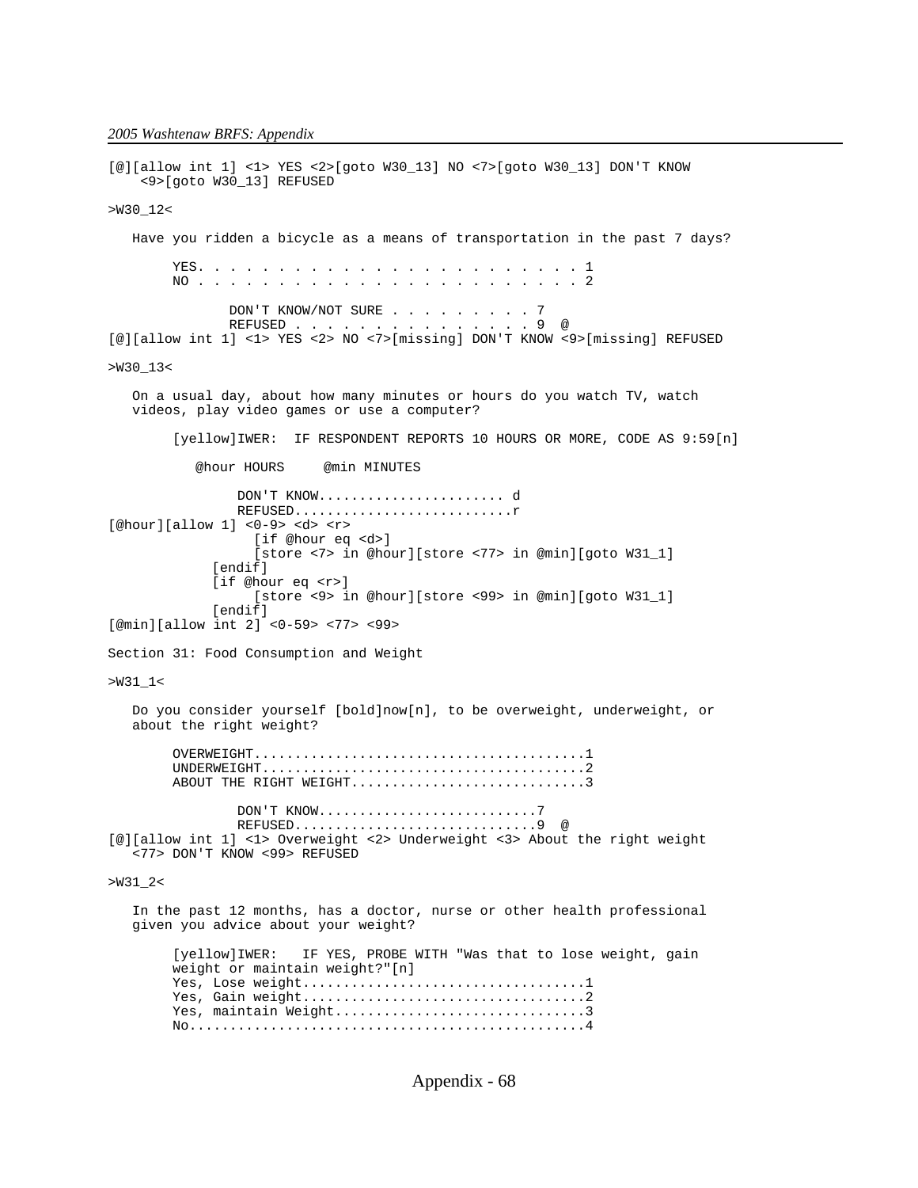```
[@][allow int 1] <1> YES <2>[goto W30_13] NO <7>[goto W30_13] DON'T KNOW
    <9>[goto W30_13] REFUSED

>W30_12<

   Have you ridden a bicycle as a means of transportation in the past 7 days?

        YES. . . . . . . . . . . . . . . . . . . . . . . . . 1
        NO . . . . . . . . . . . . . . . . . . . . . . . . . 2

               DON'T KNOW/NOT SURE . . . . . . . . . 7
               REFUSED . . . . . . . . . . . . . . . 9  @
[@][allow int 1] <1> YES <2> NO <7>[missing] DON'T KNOW <9>[missing] REFUSED

>W30_13<

   On a usual day, about how many minutes or hours do you watch TV, watch
   videos, play video games or use a computer?

        [yellow]IWER:  IF RESPONDENT REPORTS 10 HOURS OR MORE, CODE AS 9:59[n]

            @hour HOURS     @min MINUTES

                DON'T KNOW...................... d
                REFUSED..........................r
[@hour][allow 1] <0-9> <d> <r>
                  [if @hour eq <d>]
                  [store <7> in @hour][store <77> in @min][goto W31_1]
             [endif]
             [if @hour eq <r>]
                  [store <9> in @hour][store <99> in @min][goto W31_1]
             [endif]
[@min][allow int 2] <0-59> <77> <99>

Section 31: Food Consumption and Weight

>W31_1<

   Do you consider yourself [bold]now[n], to be overweight, underweight, or
   about the right weight?

        OVERWEIGHT.......................................1
        UNDERWEIGHT......................................2
        ABOUT THE RIGHT WEIGHT...........................3

                DON'T KNOW.........................7
                REFUSED............................9  @
[@][allow int 1] <1> Overweight <2> Underweight <3> About the right weight
   <77> DON'T KNOW <99> REFUSED

>W31_2<

   In the past 12 months, has a doctor, nurse or other health professional
   given you advice about your weight?

        [yellow]IWER:   IF YES, PROBE WITH "Was that to lose weight, gain
        weight or maintain weight?"[n]
        Yes, Lose weight.................................1
        Yes, Gain weight.................................2
        Yes, maintain Weight.............................3
        No...............................................4
```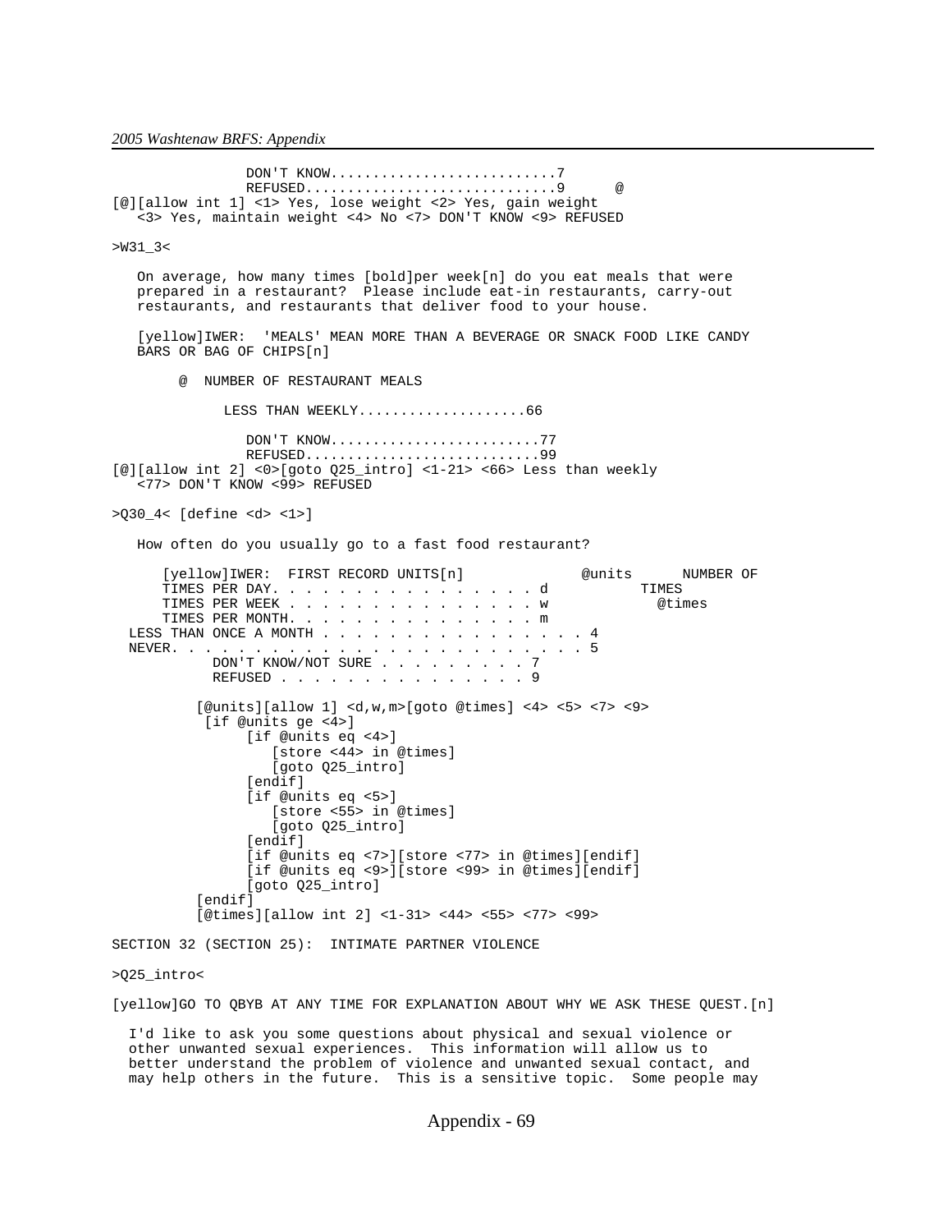```
                DON'T KNOW..........................7
                REFUSED.............................9      @
[@][allow int 1] <1> Yes, lose weight <2> Yes, gain weight
   <3> Yes, maintain weight <4> No <7> DON'T KNOW <9> REFUSED

>W31_3<

   On average, how many times [bold]per week[n] do you eat meals that were
   prepared in a restaurant?  Please include eat-in restaurants, carry-out
   restaurants, and restaurants that deliver food to your house.

   [yellow]IWER:  'MEALS' MEAN MORE THAN A BEVERAGE OR SNACK FOOD LIKE CANDY
   BARS OR BAG OF CHIPS[n]

        @  NUMBER OF RESTAURANT MEALS

             LESS THAN WEEKLY....................66

                DON'T KNOW.........................77
                REFUSED............................99
[@][allow int 2] <0>[goto Q25_intro] <1-21> <66> Less than weekly
   <77> DON'T KNOW <99> REFUSED

>Q30_4< [define <d> <1>]

   How often do you usually go to a fast food restaurant?

      [yellow]IWER:  FIRST RECORD UNITS[n]              @units      NUMBER OF
      TIMES PER DAY. . . . . . . . . . . . . . . . d           TIMES
      TIMES PER WEEK . . . . . . . . . . . . . . . w             @times
      TIMES PER MONTH. . . . . . . . . . . . . . . m
  LESS THAN ONCE A MONTH . . . . . . . . . . . . . . . . 4
  NEVER. . . . . . . . . . . . . . . . . . . . . . . . . 5
            DON'T KNOW/NOT SURE . . . . . . . . . 7
            REFUSED . . . . . . . . . . . . . . . 9

          [@units][allow 1] <d,w,m>[goto @times] <4> <5> <7> <9>
           [if @units ge <4>]
                [if @units eq <4>]
                   [store <44> in @times]
                   [goto Q25_intro]
                [endif]
                [if @units eq <5>]
                   [store <55> in @times]
                   [goto Q25_intro]
                [endif]
                [if @units eq <7>][store <77> in @times][endif]
                [if @units eq <9>][store <99> in @times][endif]
                [goto Q25_intro]
          [endif]
          [@times][allow int 2] <1-31> <44> <55> <77> <99>
```

SECTION 32 (SECTION 25): INTIMATE PARTNER VIOLENCE

```
>Q25_intro<

[yellow]GO TO QBYB AT ANY TIME FOR EXPLANATION ABOUT WHY WE ASK THESE QUEST.[n]

  I'd like to ask you some questions about physical and sexual violence or
  other unwanted sexual experiences.  This information will allow us to
  better understand the problem of violence and unwanted sexual contact, and
  may help others in the future.  This is a sensitive topic.  Some people may
```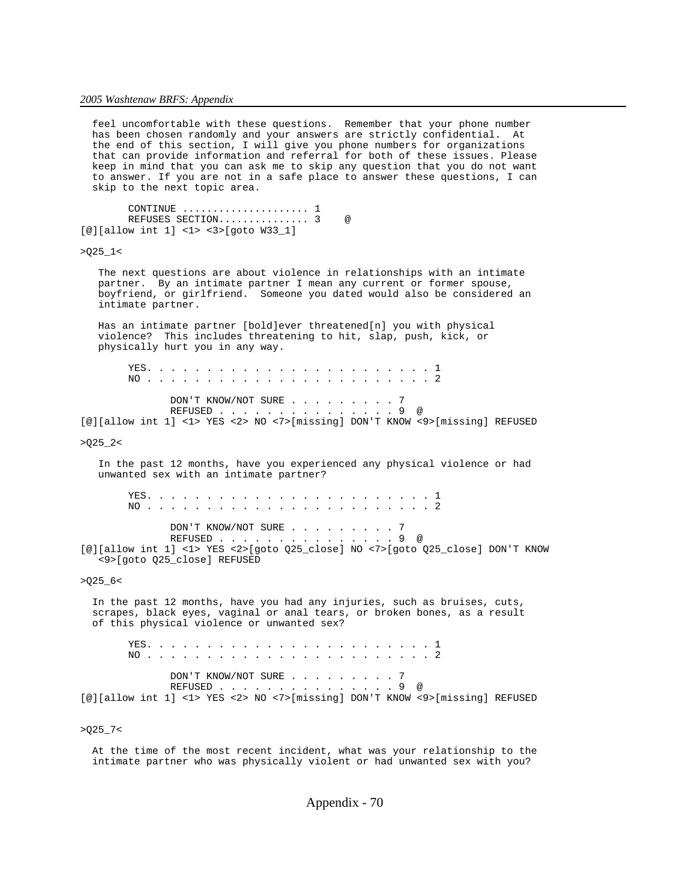feel uncomfortable with these questions. Remember that your phone number has been chosen randomly and your answers are strictly confidential. At the end of this section, I will give you phone numbers for organizations that can provide information and referral for both of these issues. Please keep in mind that you can ask me to skip any question that you do not want to answer. If you are not in a safe place to answer these questions, I can skip to the next topic area.

```
        CONTINUE .................... 1
        REFUSES SECTION.............. 3    @
[@][allow int 1] <1> <3>[goto W33_1]
```

>Q25_1<

The next questions are about violence in relationships with an intimate partner. By an intimate partner I mean any current or former spouse, boyfriend, or girlfriend. Someone you dated would also be considered an intimate partner.

Has an intimate partner [bold]ever threatened[n] you with physical violence? This includes threatening to hit, slap, push, kick, or physically hurt you in any way.

```
        YES. . . . . . . . . . . . . . . . . . . . . . . . 1
        NO . . . . . . . . . . . . . . . . . . . . . . . . 2

               DON'T KNOW/NOT SURE . . . . . . . . . 7
               REFUSED . . . . . . . . . . . . . . . 9  @
[@][allow int 1] <1> YES <2> NO <7>[missing] DON'T KNOW <9>[missing] REFUSED
```

>Q25_2<

In the past 12 months, have you experienced any physical violence or had unwanted sex with an intimate partner?

```
        YES. . . . . . . . . . . . . . . . . . . . . . . . 1
        NO . . . . . . . . . . . . . . . . . . . . . . . . 2

               DON'T KNOW/NOT SURE . . . . . . . . . 7
               REFUSED . . . . . . . . . . . . . . . 9  @
[@][allow int 1] <1> YES <2>[goto Q25_close] NO <7>[goto Q25_close] DON'T KNOW
   <9>[goto Q25_close] REFUSED
```

>Q25_6<

In the past 12 months, have you had any injuries, such as bruises, cuts, scrapes, black eyes, vaginal or anal tears, or broken bones, as a result of this physical violence or unwanted sex?

```
        YES. . . . . . . . . . . . . . . . . . . . . . . . 1
        NO . . . . . . . . . . . . . . . . . . . . . . . . 2

               DON'T KNOW/NOT SURE . . . . . . . . . 7
               REFUSED . . . . . . . . . . . . . . . 9  @
[@][allow int 1] <1> YES <2> NO <7>[missing] DON'T KNOW <9>[missing] REFUSED
```

>Q25_7<

At the time of the most recent incident, what was your relationship to the intimate partner who was physically violent or had unwanted sex with you?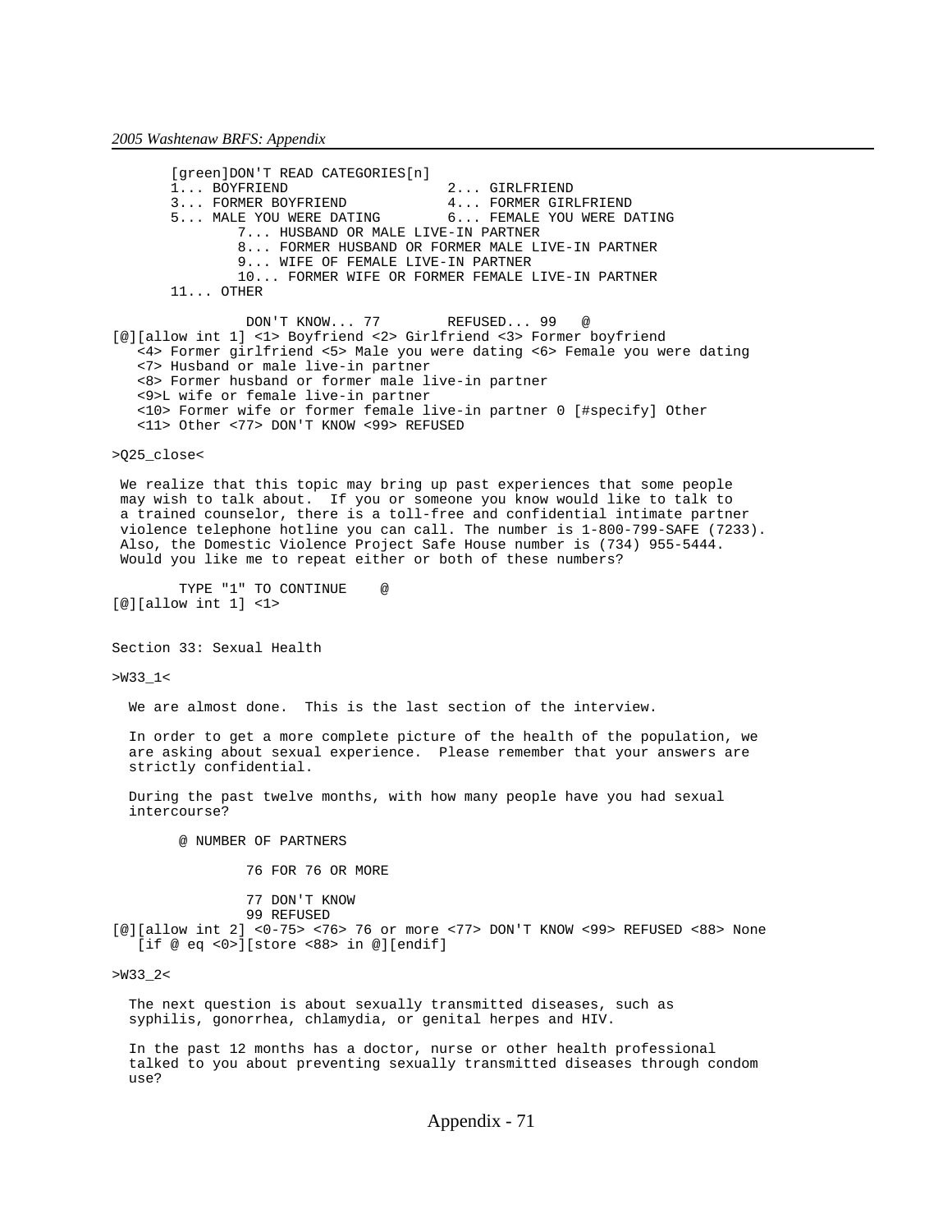```
       [green]DON'T READ CATEGORIES[n]
       1... BOYFRIEND                     2... GIRLFRIEND
       3... FORMER BOYFRIEND              4... FORMER GIRLFRIEND
       5... MALE YOU WERE DATING          6... FEMALE YOU WERE DATING
               7... HUSBAND OR MALE LIVE-IN PARTNER
               8... FORMER HUSBAND OR FORMER MALE LIVE-IN PARTNER
               9... WIFE OF FEMALE LIVE-IN PARTNER
               10... FORMER WIFE OR FORMER FEMALE LIVE-IN PARTNER
       11... OTHER

                DON'T KNOW... 77        REFUSED... 99   @
[@][allow int 1] <1> Boyfriend <2> Girlfriend <3> Former boyfriend
   <4> Former girlfriend <5> Male you were dating <6> Female you were dating
   <7> Husband or male live-in partner
   <8> Former husband or former male live-in partner
   <9>L wife or female live-in partner
   <10> Former wife or former female live-in partner 0 [#specify] Other
   <11> Other <77> DON'T KNOW <99> REFUSED

>Q25_close<

 We realize that this topic may bring up past experiences that some people
 may wish to talk about.  If you or someone you know would like to talk to
 a trained counselor, there is a toll-free and confidential intimate partner
 violence telephone hotline you can call. The number is 1-800-799-SAFE (7233).
 Also, the Domestic Violence Project Safe House number is (734) 955-5444.
 Would you like me to repeat either or both of these numbers?

        TYPE "1" TO CONTINUE    @
[@][allow int 1] <1>
```

## Section 33: Sexual Health

```
>W33_1<

  We are almost done.  This is the last section of the interview.

  In order to get a more complete picture of the health of the population, we
  are asking about sexual experience.  Please remember that your answers are
  strictly confidential.

  During the past twelve months, with how many people have you had sexual
  intercourse?

        @ NUMBER OF PARTNERS

                76 FOR 76 OR MORE

                77 DON'T KNOW
                99 REFUSED
[@][allow int 2] <0-75> <76> 76 or more <77> DON'T KNOW <99> REFUSED <88> None
   [if @ eq <0>][store <88> in @][endif]

>W33_2<

  The next question is about sexually transmitted diseases, such as
  syphilis, gonorrhea, chlamydia, or genital herpes and HIV.

  In the past 12 months has a doctor, nurse or other health professional
  talked to you about preventing sexually transmitted diseases through condom
  use?
```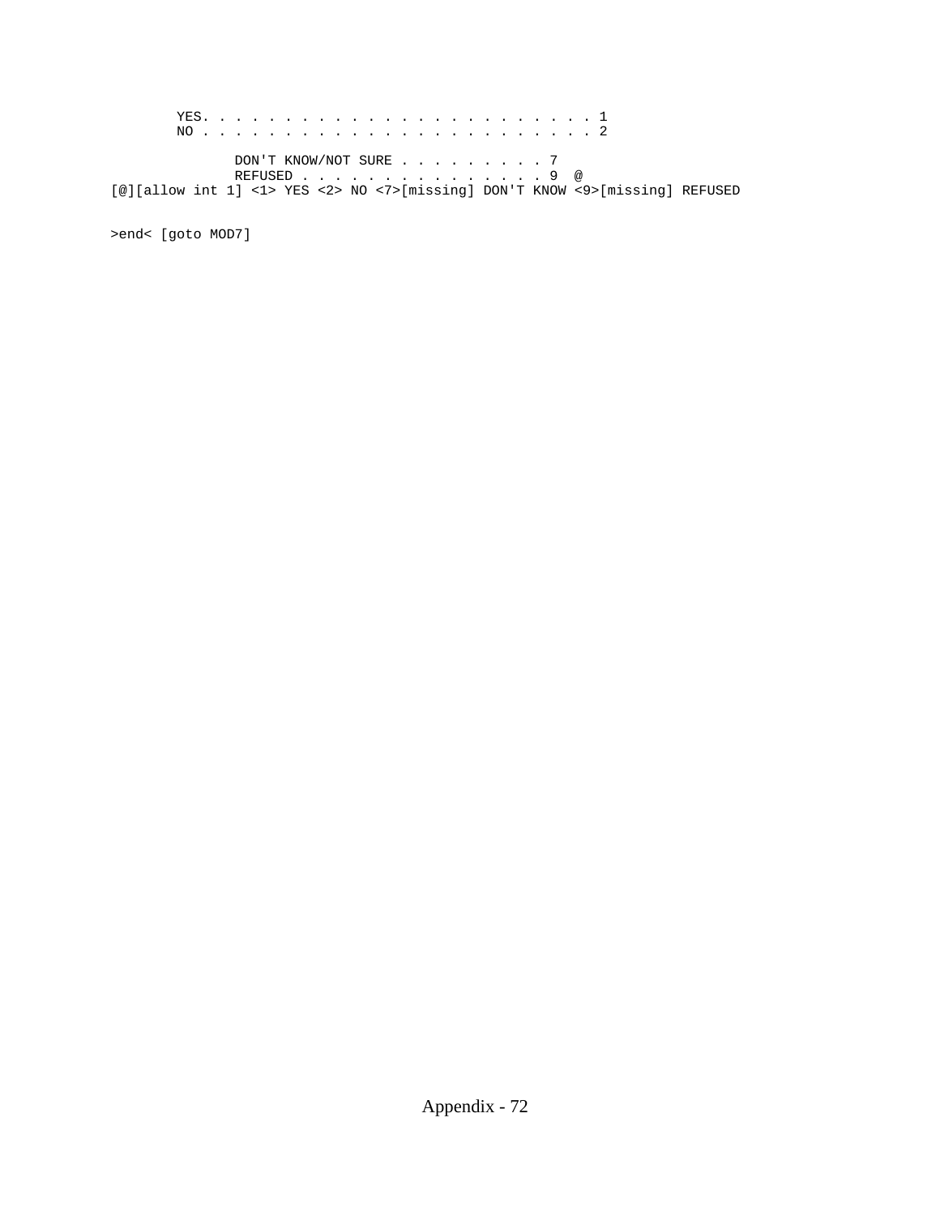```
        YES. . . . . . . . . . . . . . . . . . . . . . . . 1
        NO . . . . . . . . . . . . . . . . . . . . . . . . 2

               DON'T KNOW/NOT SURE . . . . . . . . . 7
               REFUSED . . . . . . . . . . . . . . . 9  @
[@][allow int 1] <1> YES <2> NO <7>[missing] DON'T KNOW <9>[missing] REFUSED


>end< [goto MOD7]
```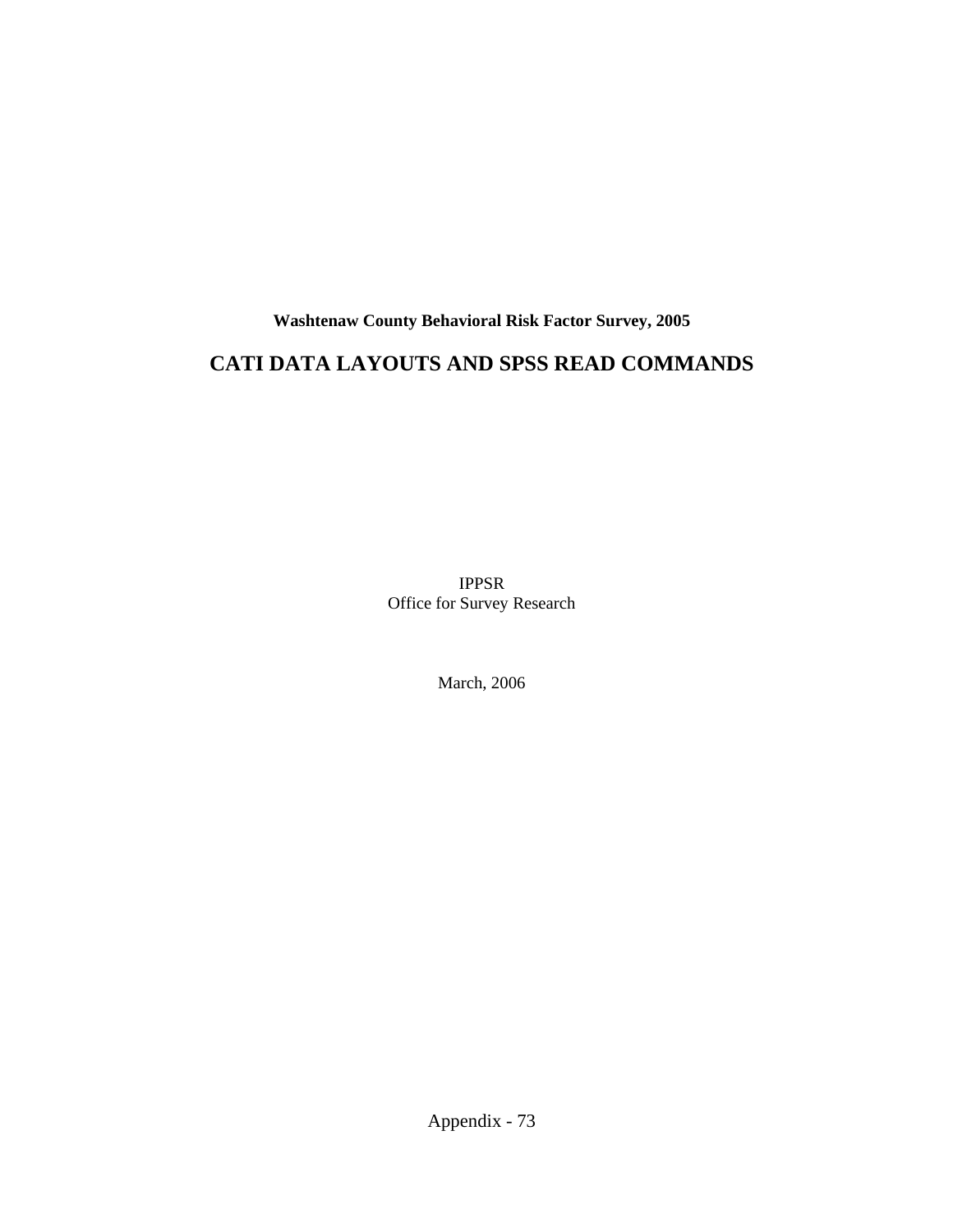**Washtenaw County Behavioral Risk Factor Survey, 2005**

# CATI DATA LAYOUTS AND SPSS READ COMMANDS

IPPSR
Office for Survey Research

March, 2006

Appendix - 73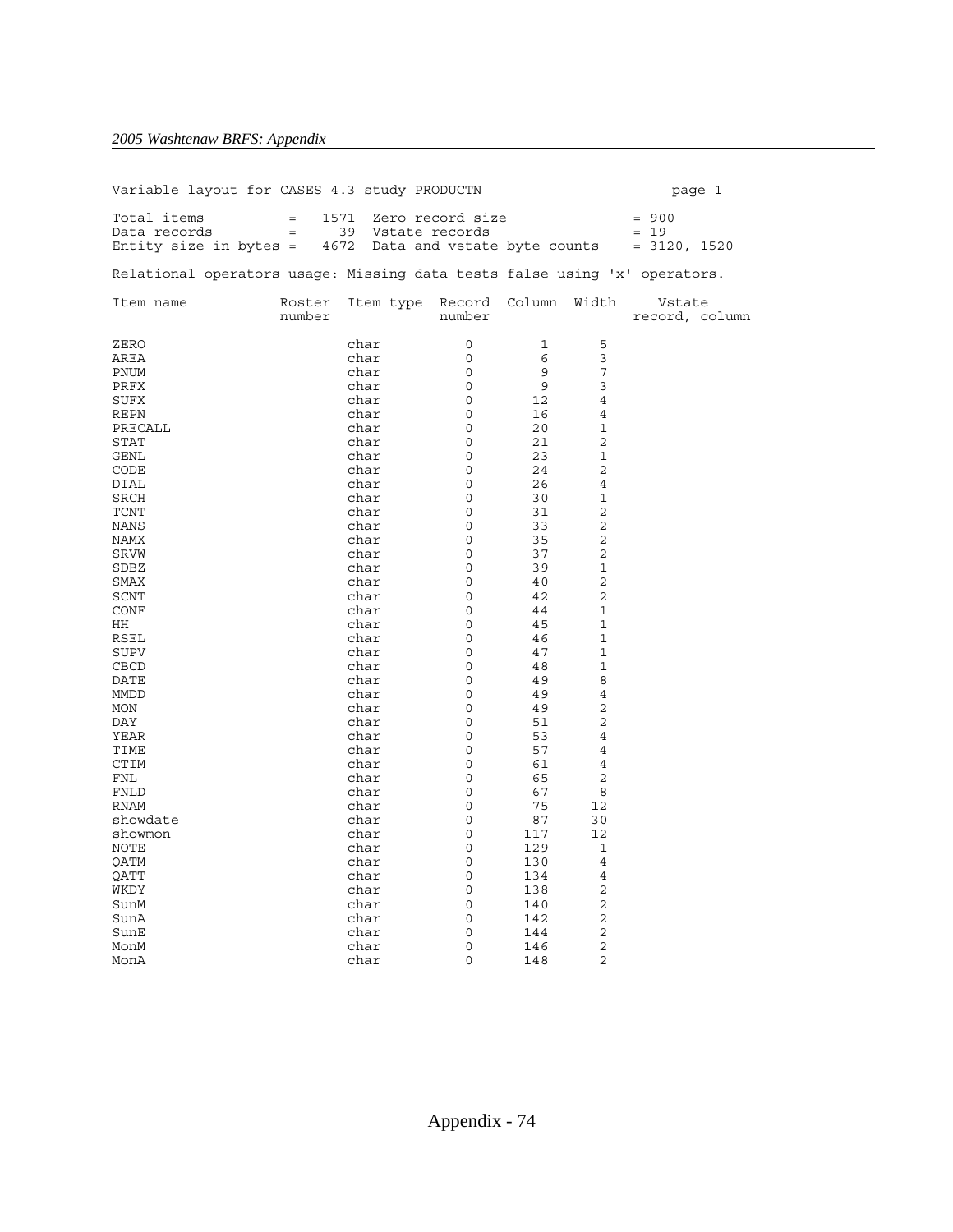Variable layout for CASES 4.3 study PRODUCTN page 1

```
Total items          =   1571  Zero record size              = 900
Data records         =     39  Vstate records                = 19
Entity size in bytes =   4672  Data and vstate byte counts   = 3120, 1520
```

Relational operators usage: Missing data tests false using 'x' operators.

| Item name | Roster number | Item type | Record number | Column | Width | Vstate record, column |
|---|---|---|---|---|---|---|
| ZERO | | char | 0 | 1 | 5 | |
| AREA | | char | 0 | 6 | 3 | |
| PNUM | | char | 0 | 9 | 7 | |
| PRFX | | char | 0 | 9 | 3 | |
| SUFX | | char | 0 | 12 | 4 | |
| REPN | | char | 0 | 16 | 4 | |
| PRECALL | | char | 0 | 20 | 1 | |
| STAT | | char | 0 | 21 | 2 | |
| GENL | | char | 0 | 23 | 1 | |
| CODE | | char | 0 | 24 | 2 | |
| DIAL | | char | 0 | 26 | 4 | |
| SRCH | | char | 0 | 30 | 1 | |
| TCNT | | char | 0 | 31 | 2 | |
| NANS | | char | 0 | 33 | 2 | |
| NAMX | | char | 0 | 35 | 2 | |
| SRVW | | char | 0 | 37 | 2 | |
| SDBZ | | char | 0 | 39 | 1 | |
| SMAX | | char | 0 | 40 | 2 | |
| SCNT | | char | 0 | 42 | 2 | |
| CONF | | char | 0 | 44 | 1 | |
| HH | | char | 0 | 45 | 1 | |
| RSEL | | char | 0 | 46 | 1 | |
| SUPV | | char | 0 | 47 | 1 | |
| CBCD | | char | 0 | 48 | 1 | |
| DATE | | char | 0 | 49 | 8 | |
| MMDD | | char | 0 | 49 | 4 | |
| MON | | char | 0 | 49 | 2 | |
| DAY | | char | 0 | 51 | 2 | |
| YEAR | | char | 0 | 53 | 4 | |
| TIME | | char | 0 | 57 | 4 | |
| CTIM | | char | 0 | 61 | 4 | |
| FNL | | char | 0 | 65 | 2 | |
| FNLD | | char | 0 | 67 | 8 | |
| RNAM | | char | 0 | 75 | 12 | |
| showdate | | char | 0 | 87 | 30 | |
| showmon | | char | 0 | 117 | 12 | |
| NOTE | | char | 0 | 129 | 1 | |
| QATM | | char | 0 | 130 | 4 | |
| QATT | | char | 0 | 134 | 4 | |
| WKDY | | char | 0 | 138 | 2 | |
| SunM | | char | 0 | 140 | 2 | |
| SunA | | char | 0 | 142 | 2 | |
| SunE | | char | 0 | 144 | 2 | |
| MonM | | char | 0 | 146 | 2 | |
| MonA | | char | 0 | 148 | 2 | |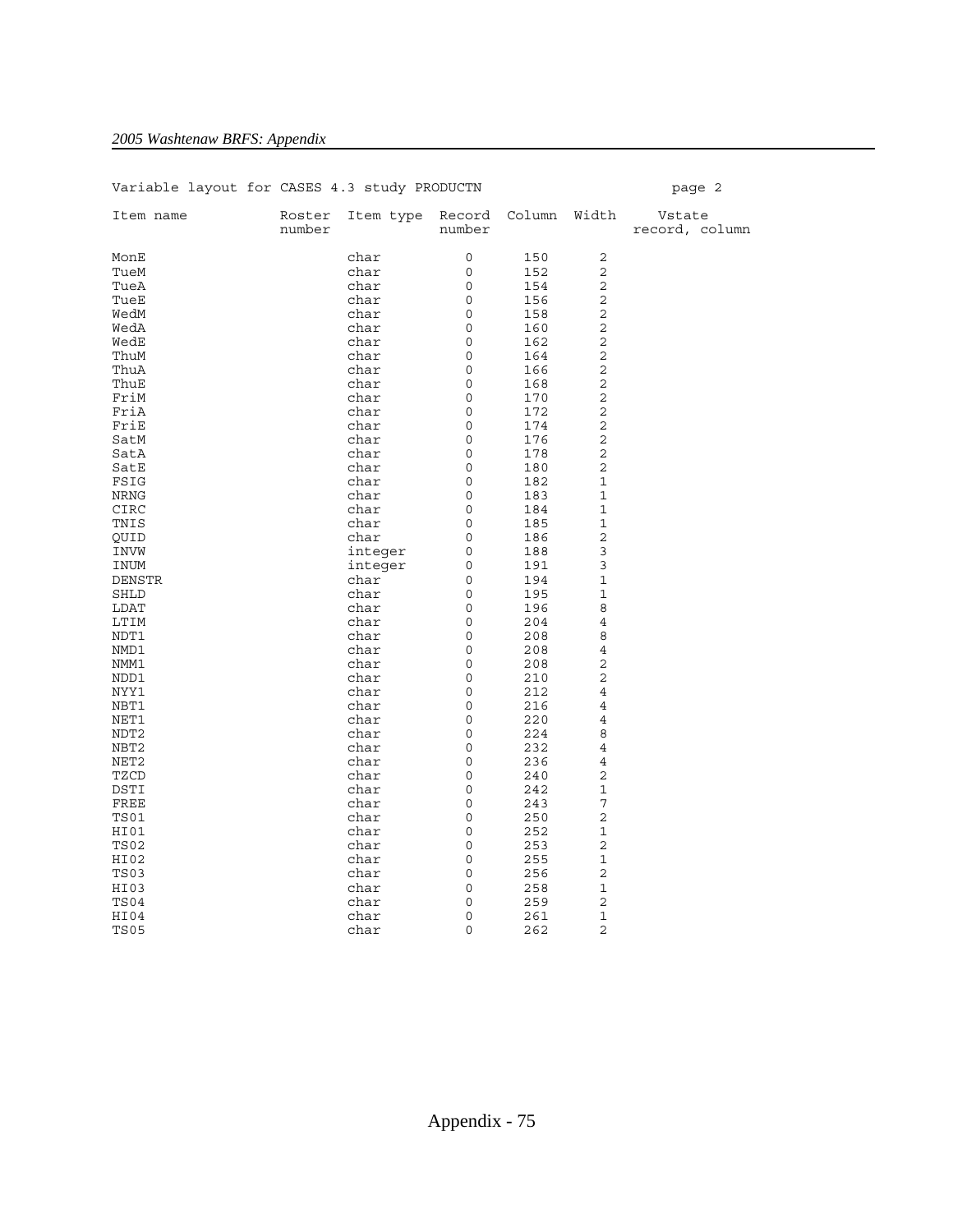Variable layout for CASES 4.3 study PRODUCTN

page 2

| Item name | Roster number | Item type | Record number | Column | Width | Vstate record, column |
|---|---|---|---|---|---|---|
| MonE | | char | 0 | 150 | 2 | |
| TueM | | char | 0 | 152 | 2 | |
| TueA | | char | 0 | 154 | 2 | |
| TueE | | char | 0 | 156 | 2 | |
| WedM | | char | 0 | 158 | 2 | |
| WedA | | char | 0 | 160 | 2 | |
| WedE | | char | 0 | 162 | 2 | |
| ThuM | | char | 0 | 164 | 2 | |
| ThuA | | char | 0 | 166 | 2 | |
| ThuE | | char | 0 | 168 | 2 | |
| FriM | | char | 0 | 170 | 2 | |
| FriA | | char | 0 | 172 | 2 | |
| FriE | | char | 0 | 174 | 2 | |
| SatM | | char | 0 | 176 | 2 | |
| SatA | | char | 0 | 178 | 2 | |
| SatE | | char | 0 | 180 | 2 | |
| FSIG | | char | 0 | 182 | 1 | |
| NRNG | | char | 0 | 183 | 1 | |
| CIRC | | char | 0 | 184 | 1 | |
| TNIS | | char | 0 | 185 | 1 | |
| QUID | | char | 0 | 186 | 2 | |
| INVW | | integer | 0 | 188 | 3 | |
| INUM | | integer | 0 | 191 | 3 | |
| DENSTR | | char | 0 | 194 | 1 | |
| SHLD | | char | 0 | 195 | 1 | |
| LDAT | | char | 0 | 196 | 8 | |
| LTIM | | char | 0 | 204 | 4 | |
| NDT1 | | char | 0 | 208 | 8 | |
| NMD1 | | char | 0 | 208 | 4 | |
| NMM1 | | char | 0 | 208 | 2 | |
| NDD1 | | char | 0 | 210 | 2 | |
| NYY1 | | char | 0 | 212 | 4 | |
| NBT1 | | char | 0 | 216 | 4 | |
| NET1 | | char | 0 | 220 | 4 | |
| NDT2 | | char | 0 | 224 | 8 | |
| NBT2 | | char | 0 | 232 | 4 | |
| NET2 | | char | 0 | 236 | 4 | |
| TZCD | | char | 0 | 240 | 2 | |
| DSTI | | char | 0 | 242 | 1 | |
| FREE | | char | 0 | 243 | 7 | |
| TS01 | | char | 0 | 250 | 2 | |
| HI01 | | char | 0 | 252 | 1 | |
| TS02 | | char | 0 | 253 | 2 | |
| HI02 | | char | 0 | 255 | 1 | |
| TS03 | | char | 0 | 256 | 2 | |
| HI03 | | char | 0 | 258 | 1 | |
| TS04 | | char | 0 | 259 | 2 | |
| HI04 | | char | 0 | 261 | 1 | |
| TS05 | | char | 0 | 262 | 2 | |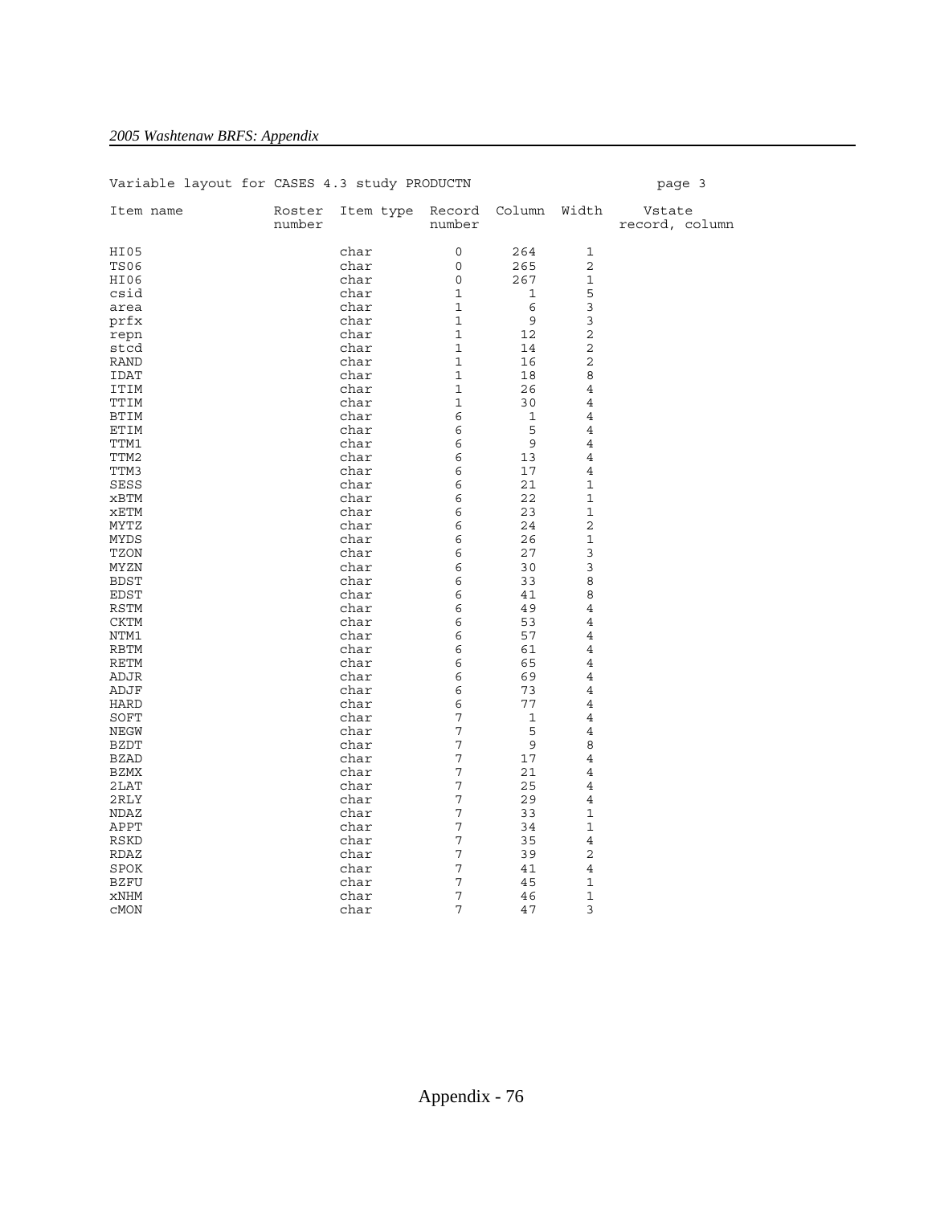Variable layout for CASES 4.3 study PRODUCTN page 3

| Item name | Roster number | Item type | Record number | Column | Width | Vstate record, column |
|---|---|---|---|---|---|---|
| HI05 | | char | 0 | 264 | 1 | |
| TS06 | | char | 0 | 265 | 2 | |
| HI06 | | char | 0 | 267 | 1 | |
| csid | | char | 1 | 1 | 5 | |
| area | | char | 1 | 6 | 3 | |
| prfx | | char | 1 | 9 | 3 | |
| repn | | char | 1 | 12 | 2 | |
| stcd | | char | 1 | 14 | 2 | |
| RAND | | char | 1 | 16 | 2 | |
| IDAT | | char | 1 | 18 | 8 | |
| ITIM | | char | 1 | 26 | 4 | |
| TTIM | | char | 1 | 30 | 4 | |
| BTIM | | char | 6 | 1 | 4 | |
| ETIM | | char | 6 | 5 | 4 | |
| TTM1 | | char | 6 | 9 | 4 | |
| TTM2 | | char | 6 | 13 | 4 | |
| TTM3 | | char | 6 | 17 | 4 | |
| SESS | | char | 6 | 21 | 1 | |
| xBTM | | char | 6 | 22 | 1 | |
| xETM | | char | 6 | 23 | 1 | |
| MYTZ | | char | 6 | 24 | 2 | |
| MYDS | | char | 6 | 26 | 1 | |
| TZON | | char | 6 | 27 | 3 | |
| MYZN | | char | 6 | 30 | 3 | |
| BDST | | char | 6 | 33 | 8 | |
| EDST | | char | 6 | 41 | 8 | |
| RSTM | | char | 6 | 49 | 4 | |
| CKTM | | char | 6 | 53 | 4 | |
| NTM1 | | char | 6 | 57 | 4 | |
| RBTM | | char | 6 | 61 | 4 | |
| RETM | | char | 6 | 65 | 4 | |
| ADJR | | char | 6 | 69 | 4 | |
| ADJF | | char | 6 | 73 | 4 | |
| HARD | | char | 6 | 77 | 4 | |
| SOFT | | char | 7 | 1 | 4 | |
| NEGW | | char | 7 | 5 | 4 | |
| BZDT | | char | 7 | 9 | 8 | |
| BZAD | | char | 7 | 17 | 4 | |
| BZMX | | char | 7 | 21 | 4 | |
| 2LAT | | char | 7 | 25 | 4 | |
| 2RLY | | char | 7 | 29 | 4 | |
| NDAZ | | char | 7 | 33 | 1 | |
| APPT | | char | 7 | 34 | 1 | |
| RSKD | | char | 7 | 35 | 4 | |
| RDAZ | | char | 7 | 39 | 2 | |
| SPOK | | char | 7 | 41 | 4 | |
| BZFU | | char | 7 | 45 | 1 | |
| xNHM | | char | 7 | 46 | 1 | |
| cMON | | char | 7 | 47 | 3 | |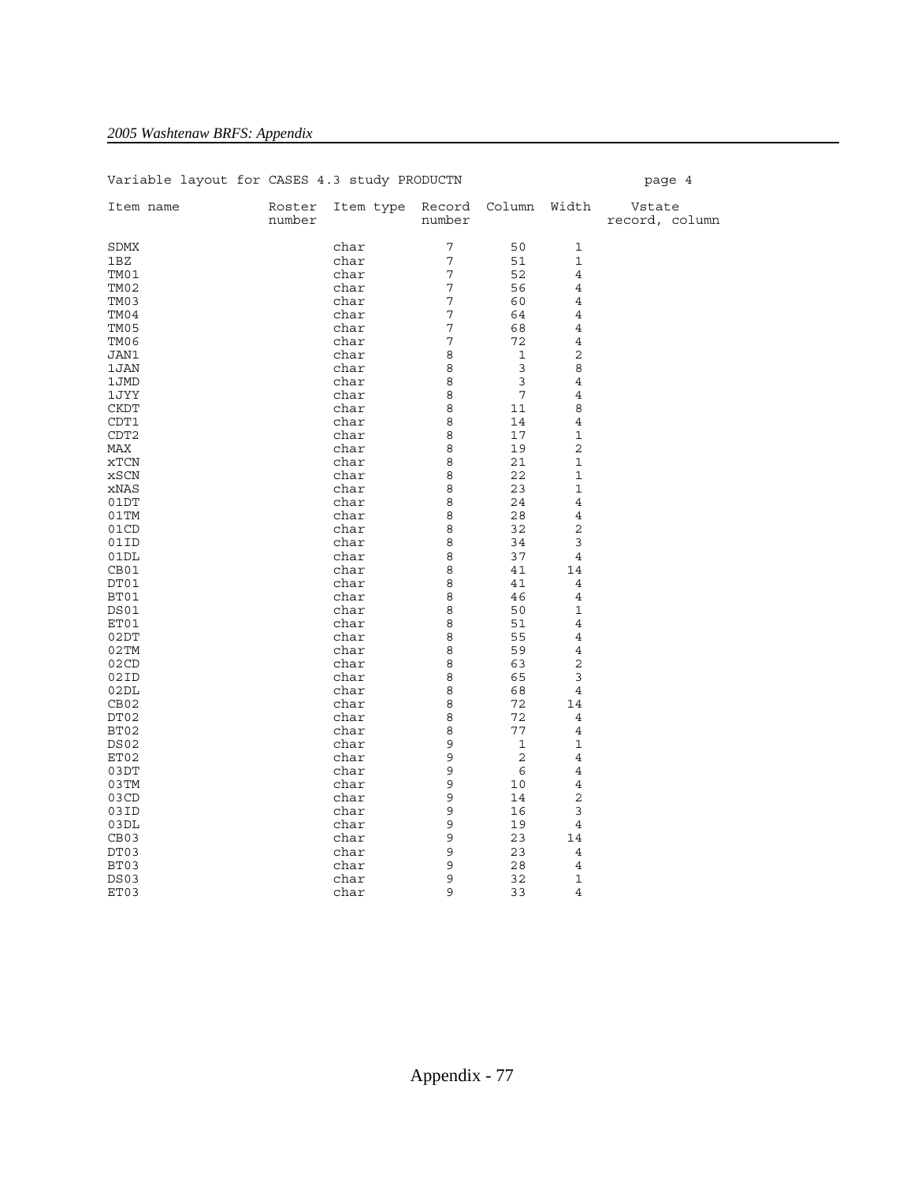Variable layout for CASES 4.3 study PRODUCTN　　　　page 4

| Item name | Roster number | Item type | Record number | Column | Width | Vstate record, column |
|---|---|---|---|---|---|---|
| SDMX | | char | 7 | 50 | 1 | |
| 1BZ | | char | 7 | 51 | 1 | |
| TM01 | | char | 7 | 52 | 4 | |
| TM02 | | char | 7 | 56 | 4 | |
| TM03 | | char | 7 | 60 | 4 | |
| TM04 | | char | 7 | 64 | 4 | |
| TM05 | | char | 7 | 68 | 4 | |
| TM06 | | char | 7 | 72 | 4 | |
| JAN1 | | char | 8 | 1 | 2 | |
| 1JAN | | char | 8 | 3 | 8 | |
| 1JMD | | char | 8 | 3 | 4 | |
| 1JYY | | char | 8 | 7 | 4 | |
| CKDT | | char | 8 | 11 | 8 | |
| CDT1 | | char | 8 | 14 | 4 | |
| CDT2 | | char | 8 | 17 | 1 | |
| MAX | | char | 8 | 19 | 2 | |
| xTCN | | char | 8 | 21 | 1 | |
| xSCN | | char | 8 | 22 | 1 | |
| xNAS | | char | 8 | 23 | 1 | |
| 01DT | | char | 8 | 24 | 4 | |
| 01TM | | char | 8 | 28 | 4 | |
| 01CD | | char | 8 | 32 | 2 | |
| 01ID | | char | 8 | 34 | 3 | |
| 01DL | | char | 8 | 37 | 4 | |
| CB01 | | char | 8 | 41 | 14 | |
| DT01 | | char | 8 | 41 | 4 | |
| BT01 | | char | 8 | 46 | 4 | |
| DS01 | | char | 8 | 50 | 1 | |
| ET01 | | char | 8 | 51 | 4 | |
| 02DT | | char | 8 | 55 | 4 | |
| 02TM | | char | 8 | 59 | 4 | |
| 02CD | | char | 8 | 63 | 2 | |
| 02ID | | char | 8 | 65 | 3 | |
| 02DL | | char | 8 | 68 | 4 | |
| CB02 | | char | 8 | 72 | 14 | |
| DT02 | | char | 8 | 72 | 4 | |
| BT02 | | char | 8 | 77 | 4 | |
| DS02 | | char | 9 | 1 | 1 | |
| ET02 | | char | 9 | 2 | 4 | |
| 03DT | | char | 9 | 6 | 4 | |
| 03TM | | char | 9 | 10 | 4 | |
| 03CD | | char | 9 | 14 | 2 | |
| 03ID | | char | 9 | 16 | 3 | |
| 03DL | | char | 9 | 19 | 4 | |
| CB03 | | char | 9 | 23 | 14 | |
| DT03 | | char | 9 | 23 | 4 | |
| BT03 | | char | 9 | 28 | 4 | |
| DS03 | | char | 9 | 32 | 1 | |
| ET03 | | char | 9 | 33 | 4 | |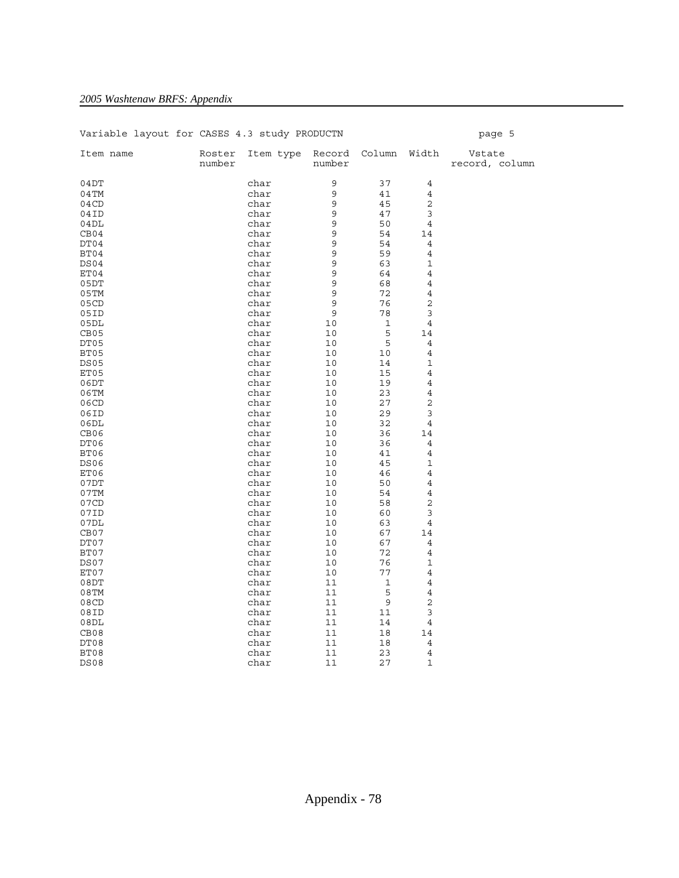Variable layout for CASES 4.3 study PRODUCTN page 5

| Item name | Roster number | Item type | Record number | Column | Width | Vstate record, column |
|---|---|---|---|---|---|---|
| 04DT | | char | 9 | 37 | 4 | |
| 04TM | | char | 9 | 41 | 4 | |
| 04CD | | char | 9 | 45 | 2 | |
| 04ID | | char | 9 | 47 | 3 | |
| 04DL | | char | 9 | 50 | 4 | |
| CB04 | | char | 9 | 54 | 14 | |
| DT04 | | char | 9 | 54 | 4 | |
| BT04 | | char | 9 | 59 | 4 | |
| DS04 | | char | 9 | 63 | 1 | |
| ET04 | | char | 9 | 64 | 4 | |
| 05DT | | char | 9 | 68 | 4 | |
| 05TM | | char | 9 | 72 | 4 | |
| 05CD | | char | 9 | 76 | 2 | |
| 05ID | | char | 9 | 78 | 3 | |
| 05DL | | char | 10 | 1 | 4 | |
| CB05 | | char | 10 | 5 | 14 | |
| DT05 | | char | 10 | 5 | 4 | |
| BT05 | | char | 10 | 10 | 4 | |
| DS05 | | char | 10 | 14 | 1 | |
| ET05 | | char | 10 | 15 | 4 | |
| 06DT | | char | 10 | 19 | 4 | |
| 06TM | | char | 10 | 23 | 4 | |
| 06CD | | char | 10 | 27 | 2 | |
| 06ID | | char | 10 | 29 | 3 | |
| 06DL | | char | 10 | 32 | 4 | |
| CB06 | | char | 10 | 36 | 14 | |
| DT06 | | char | 10 | 36 | 4 | |
| BT06 | | char | 10 | 41 | 4 | |
| DS06 | | char | 10 | 45 | 1 | |
| ET06 | | char | 10 | 46 | 4 | |
| 07DT | | char | 10 | 50 | 4 | |
| 07TM | | char | 10 | 54 | 4 | |
| 07CD | | char | 10 | 58 | 2 | |
| 07ID | | char | 10 | 60 | 3 | |
| 07DL | | char | 10 | 63 | 4 | |
| CB07 | | char | 10 | 67 | 14 | |
| DT07 | | char | 10 | 67 | 4 | |
| BT07 | | char | 10 | 72 | 4 | |
| DS07 | | char | 10 | 76 | 1 | |
| ET07 | | char | 10 | 77 | 4 | |
| 08DT | | char | 11 | 1 | 4 | |
| 08TM | | char | 11 | 5 | 4 | |
| 08CD | | char | 11 | 9 | 2 | |
| 08ID | | char | 11 | 11 | 3 | |
| 08DL | | char | 11 | 14 | 4 | |
| CB08 | | char | 11 | 18 | 14 | |
| DT08 | | char | 11 | 18 | 4 | |
| BT08 | | char | 11 | 23 | 4 | |
| DS08 | | char | 11 | 27 | 1 | |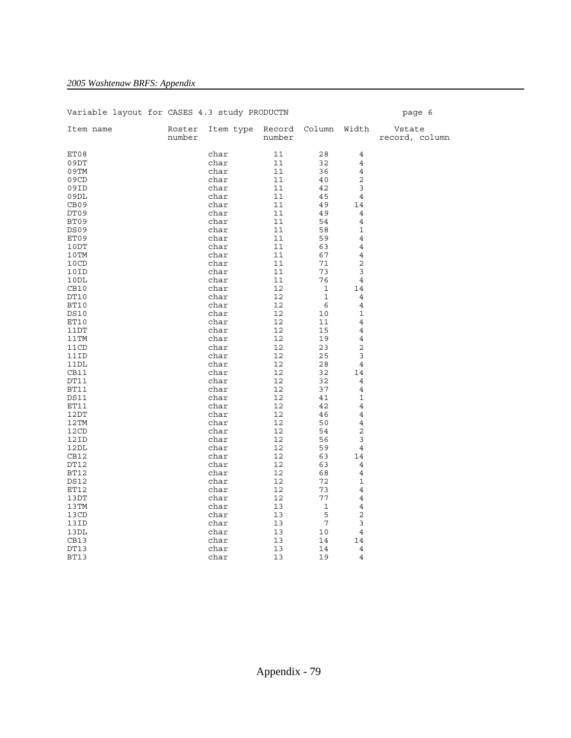Variable layout for CASES 4.3 study PRODUCTN page 6

| Item name | Roster number | Item type | Record number | Column | Width | Vstate record, column |
|---|---|---|---|---|---|---|
| ET08 | | char | 11 | 28 | 4 | |
| 09DT | | char | 11 | 32 | 4 | |
| 09TM | | char | 11 | 36 | 4 | |
| 09CD | | char | 11 | 40 | 2 | |
| 09ID | | char | 11 | 42 | 3 | |
| 09DL | | char | 11 | 45 | 4 | |
| CB09 | | char | 11 | 49 | 14 | |
| DT09 | | char | 11 | 49 | 4 | |
| BT09 | | char | 11 | 54 | 4 | |
| DS09 | | char | 11 | 58 | 1 | |
| ET09 | | char | 11 | 59 | 4 | |
| 10DT | | char | 11 | 63 | 4 | |
| 10TM | | char | 11 | 67 | 4 | |
| 10CD | | char | 11 | 71 | 2 | |
| 10ID | | char | 11 | 73 | 3 | |
| 10DL | | char | 11 | 76 | 4 | |
| CB10 | | char | 12 | 1 | 14 | |
| DT10 | | char | 12 | 1 | 4 | |
| BT10 | | char | 12 | 6 | 4 | |
| DS10 | | char | 12 | 10 | 1 | |
| ET10 | | char | 12 | 11 | 4 | |
| 11DT | | char | 12 | 15 | 4 | |
| 11TM | | char | 12 | 19 | 4 | |
| 11CD | | char | 12 | 23 | 2 | |
| 11ID | | char | 12 | 25 | 3 | |
| 11DL | | char | 12 | 28 | 4 | |
| CB11 | | char | 12 | 32 | 14 | |
| DT11 | | char | 12 | 32 | 4 | |
| BT11 | | char | 12 | 37 | 4 | |
| DS11 | | char | 12 | 41 | 1 | |
| ET11 | | char | 12 | 42 | 4 | |
| 12DT | | char | 12 | 46 | 4 | |
| 12TM | | char | 12 | 50 | 4 | |
| 12CD | | char | 12 | 54 | 2 | |
| 12ID | | char | 12 | 56 | 3 | |
| 12DL | | char | 12 | 59 | 4 | |
| CB12 | | char | 12 | 63 | 14 | |
| DT12 | | char | 12 | 63 | 4 | |
| BT12 | | char | 12 | 68 | 4 | |
| DS12 | | char | 12 | 72 | 1 | |
| ET12 | | char | 12 | 73 | 4 | |
| 13DT | | char | 12 | 77 | 4 | |
| 13TM | | char | 13 | 1 | 4 | |
| 13CD | | char | 13 | 5 | 2 | |
| 13ID | | char | 13 | 7 | 3 | |
| 13DL | | char | 13 | 10 | 4 | |
| CB13 | | char | 13 | 14 | 14 | |
| DT13 | | char | 13 | 14 | 4 | |
| BT13 | | char | 13 | 19 | 4 | |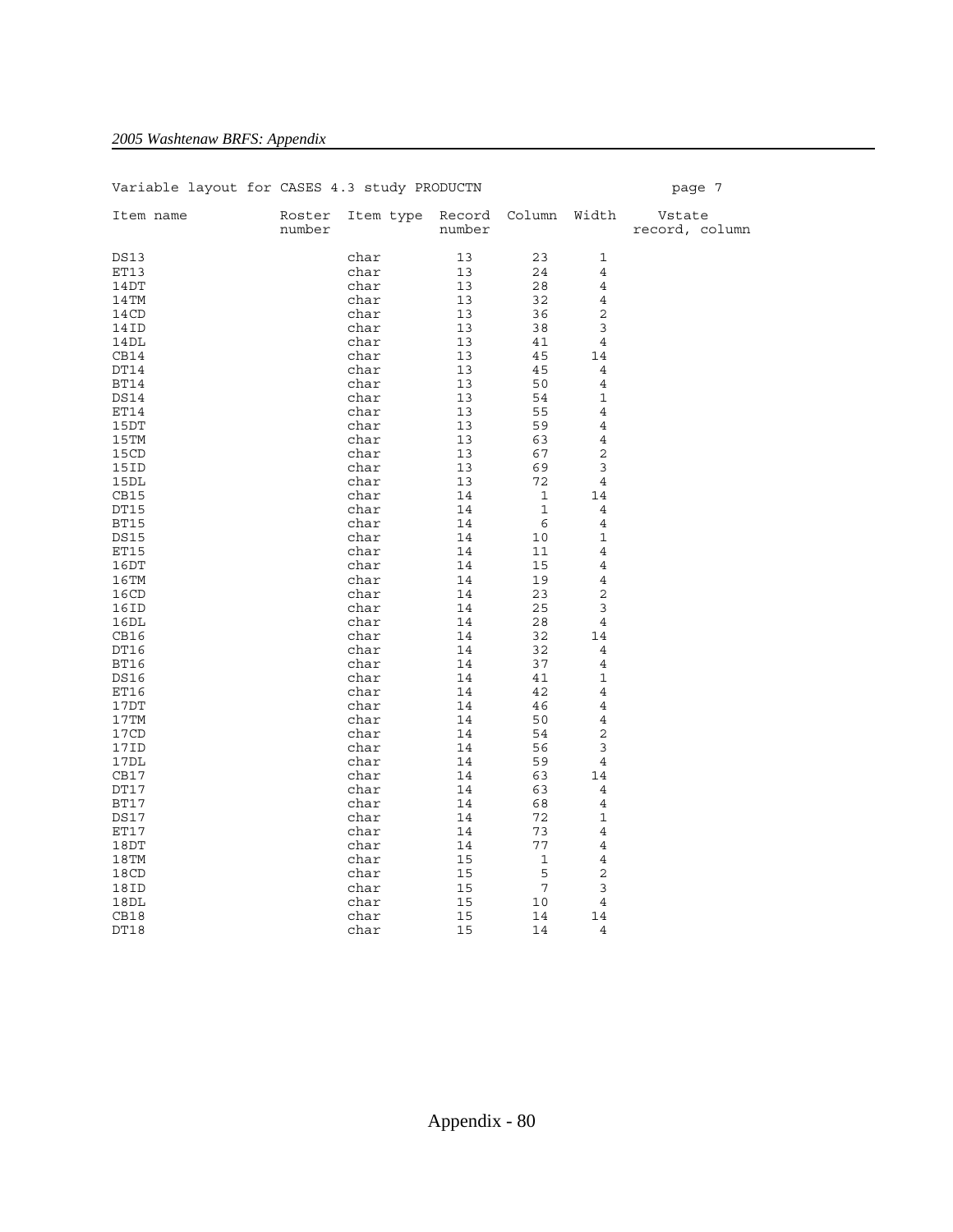Variable layout for CASES 4.3 study PRODUCTN page 7

| Item name | Roster number | Item type | Record number | Column | Width | Vstate record, column |
|---|---|---|---|---|---|---|
| DS13 | | char | 13 | 23 | 1 | |
| ET13 | | char | 13 | 24 | 4 | |
| 14DT | | char | 13 | 28 | 4 | |
| 14TM | | char | 13 | 32 | 4 | |
| 14CD | | char | 13 | 36 | 2 | |
| 14ID | | char | 13 | 38 | 3 | |
| 14DL | | char | 13 | 41 | 4 | |
| CB14 | | char | 13 | 45 | 14 | |
| DT14 | | char | 13 | 45 | 4 | |
| BT14 | | char | 13 | 50 | 4 | |
| DS14 | | char | 13 | 54 | 1 | |
| ET14 | | char | 13 | 55 | 4 | |
| 15DT | | char | 13 | 59 | 4 | |
| 15TM | | char | 13 | 63 | 4 | |
| 15CD | | char | 13 | 67 | 2 | |
| 15ID | | char | 13 | 69 | 3 | |
| 15DL | | char | 13 | 72 | 4 | |
| CB15 | | char | 14 | 1 | 14 | |
| DT15 | | char | 14 | 1 | 4 | |
| BT15 | | char | 14 | 6 | 4 | |
| DS15 | | char | 14 | 10 | 1 | |
| ET15 | | char | 14 | 11 | 4 | |
| 16DT | | char | 14 | 15 | 4 | |
| 16TM | | char | 14 | 19 | 4 | |
| 16CD | | char | 14 | 23 | 2 | |
| 16ID | | char | 14 | 25 | 3 | |
| 16DL | | char | 14 | 28 | 4 | |
| CB16 | | char | 14 | 32 | 14 | |
| DT16 | | char | 14 | 32 | 4 | |
| BT16 | | char | 14 | 37 | 4 | |
| DS16 | | char | 14 | 41 | 1 | |
| ET16 | | char | 14 | 42 | 4 | |
| 17DT | | char | 14 | 46 | 4 | |
| 17TM | | char | 14 | 50 | 4 | |
| 17CD | | char | 14 | 54 | 2 | |
| 17ID | | char | 14 | 56 | 3 | |
| 17DL | | char | 14 | 59 | 4 | |
| CB17 | | char | 14 | 63 | 14 | |
| DT17 | | char | 14 | 63 | 4 | |
| BT17 | | char | 14 | 68 | 4 | |
| DS17 | | char | 14 | 72 | 1 | |
| ET17 | | char | 14 | 73 | 4 | |
| 18DT | | char | 14 | 77 | 4 | |
| 18TM | | char | 15 | 1 | 4 | |
| 18CD | | char | 15 | 5 | 2 | |
| 18ID | | char | 15 | 7 | 3 | |
| 18DL | | char | 15 | 10 | 4 | |
| CB18 | | char | 15 | 14 | 14 | |
| DT18 | | char | 15 | 14 | 4 | |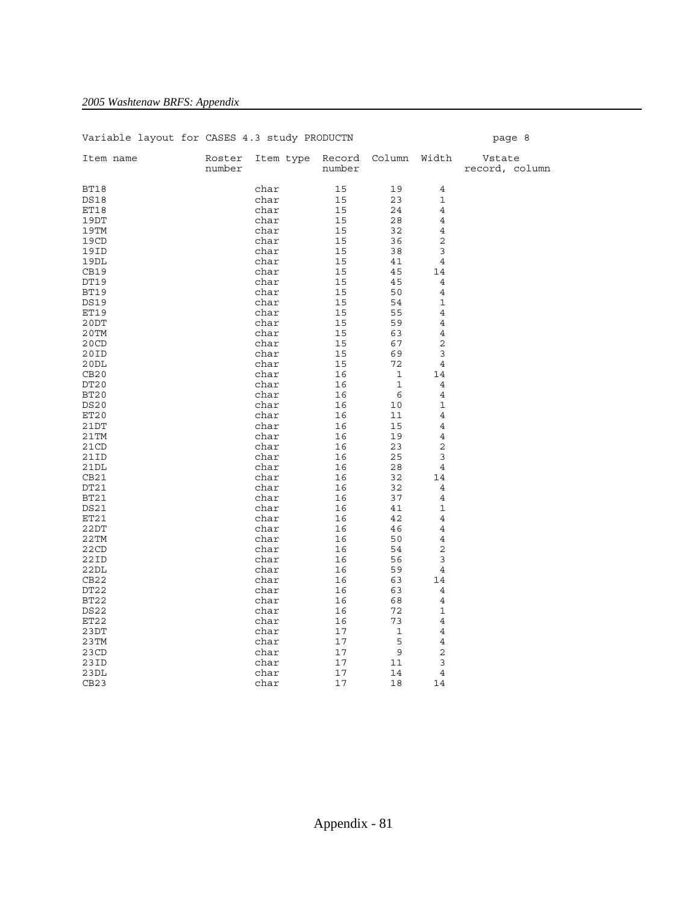Variable layout for CASES 4.3 study PRODUCTN page 8

| Item name | Roster number | Item type | Record number | Column | Width | Vstate record, column |
|---|---|---|---|---|---|---|
| BT18 | | char | 15 | 19 | 4 | |
| DS18 | | char | 15 | 23 | 1 | |
| ET18 | | char | 15 | 24 | 4 | |
| 19DT | | char | 15 | 28 | 4 | |
| 19TM | | char | 15 | 32 | 4 | |
| 19CD | | char | 15 | 36 | 2 | |
| 19ID | | char | 15 | 38 | 3 | |
| 19DL | | char | 15 | 41 | 4 | |
| CB19 | | char | 15 | 45 | 14 | |
| DT19 | | char | 15 | 45 | 4 | |
| BT19 | | char | 15 | 50 | 4 | |
| DS19 | | char | 15 | 54 | 1 | |
| ET19 | | char | 15 | 55 | 4 | |
| 20DT | | char | 15 | 59 | 4 | |
| 20TM | | char | 15 | 63 | 4 | |
| 20CD | | char | 15 | 67 | 2 | |
| 20ID | | char | 15 | 69 | 3 | |
| 20DL | | char | 15 | 72 | 4 | |
| CB20 | | char | 16 | 1 | 14 | |
| DT20 | | char | 16 | 1 | 4 | |
| BT20 | | char | 16 | 6 | 4 | |
| DS20 | | char | 16 | 10 | 1 | |
| ET20 | | char | 16 | 11 | 4 | |
| 21DT | | char | 16 | 15 | 4 | |
| 21TM | | char | 16 | 19 | 4 | |
| 21CD | | char | 16 | 23 | 2 | |
| 21ID | | char | 16 | 25 | 3 | |
| 21DL | | char | 16 | 28 | 4 | |
| CB21 | | char | 16 | 32 | 14 | |
| DT21 | | char | 16 | 32 | 4 | |
| BT21 | | char | 16 | 37 | 4 | |
| DS21 | | char | 16 | 41 | 1 | |
| ET21 | | char | 16 | 42 | 4 | |
| 22DT | | char | 16 | 46 | 4 | |
| 22TM | | char | 16 | 50 | 4 | |
| 22CD | | char | 16 | 54 | 2 | |
| 22ID | | char | 16 | 56 | 3 | |
| 22DL | | char | 16 | 59 | 4 | |
| CB22 | | char | 16 | 63 | 14 | |
| DT22 | | char | 16 | 63 | 4 | |
| BT22 | | char | 16 | 68 | 4 | |
| DS22 | | char | 16 | 72 | 1 | |
| ET22 | | char | 16 | 73 | 4 | |
| 23DT | | char | 17 | 1 | 4 | |
| 23TM | | char | 17 | 5 | 4 | |
| 23CD | | char | 17 | 9 | 2 | |
| 23ID | | char | 17 | 11 | 3 | |
| 23DL | | char | 17 | 14 | 4 | |
| CB23 | | char | 17 | 18 | 14 | |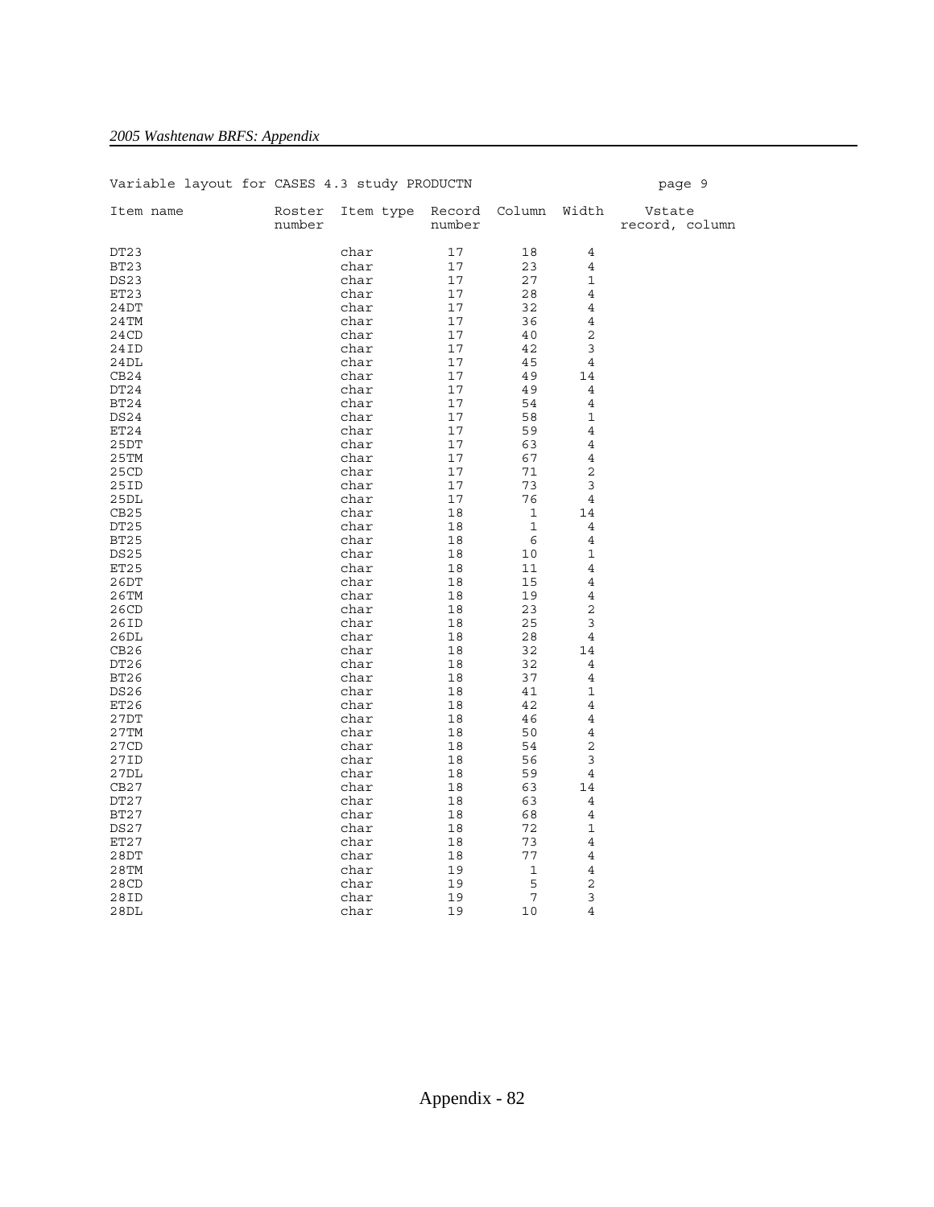Variable layout for CASES 4.3 study PRODUCTN page 9

| Item name | Roster number | Item type | Record number | Column | Width | Vstate record, column |
|---|---|---|---|---|---|---|
| DT23 | | char | 17 | 18 | 4 | |
| BT23 | | char | 17 | 23 | 4 | |
| DS23 | | char | 17 | 27 | 1 | |
| ET23 | | char | 17 | 28 | 4 | |
| 24DT | | char | 17 | 32 | 4 | |
| 24TM | | char | 17 | 36 | 4 | |
| 24CD | | char | 17 | 40 | 2 | |
| 24ID | | char | 17 | 42 | 3 | |
| 24DL | | char | 17 | 45 | 4 | |
| CB24 | | char | 17 | 49 | 14 | |
| DT24 | | char | 17 | 49 | 4 | |
| BT24 | | char | 17 | 54 | 4 | |
| DS24 | | char | 17 | 58 | 1 | |
| ET24 | | char | 17 | 59 | 4 | |
| 25DT | | char | 17 | 63 | 4 | |
| 25TM | | char | 17 | 67 | 4 | |
| 25CD | | char | 17 | 71 | 2 | |
| 25ID | | char | 17 | 73 | 3 | |
| 25DL | | char | 17 | 76 | 4 | |
| CB25 | | char | 18 | 1 | 14 | |
| DT25 | | char | 18 | 1 | 4 | |
| BT25 | | char | 18 | 6 | 4 | |
| DS25 | | char | 18 | 10 | 1 | |
| ET25 | | char | 18 | 11 | 4 | |
| 26DT | | char | 18 | 15 | 4 | |
| 26TM | | char | 18 | 19 | 4 | |
| 26CD | | char | 18 | 23 | 2 | |
| 26ID | | char | 18 | 25 | 3 | |
| 26DL | | char | 18 | 28 | 4 | |
| CB26 | | char | 18 | 32 | 14 | |
| DT26 | | char | 18 | 32 | 4 | |
| BT26 | | char | 18 | 37 | 4 | |
| DS26 | | char | 18 | 41 | 1 | |
| ET26 | | char | 18 | 42 | 4 | |
| 27DT | | char | 18 | 46 | 4 | |
| 27TM | | char | 18 | 50 | 4 | |
| 27CD | | char | 18 | 54 | 2 | |
| 27ID | | char | 18 | 56 | 3 | |
| 27DL | | char | 18 | 59 | 4 | |
| CB27 | | char | 18 | 63 | 14 | |
| DT27 | | char | 18 | 63 | 4 | |
| BT27 | | char | 18 | 68 | 4 | |
| DS27 | | char | 18 | 72 | 1 | |
| ET27 | | char | 18 | 73 | 4 | |
| 28DT | | char | 18 | 77 | 4 | |
| 28TM | | char | 19 | 1 | 4 | |
| 28CD | | char | 19 | 5 | 2 | |
| 28ID | | char | 19 | 7 | 3 | |
| 28DL | | char | 19 | 10 | 4 | |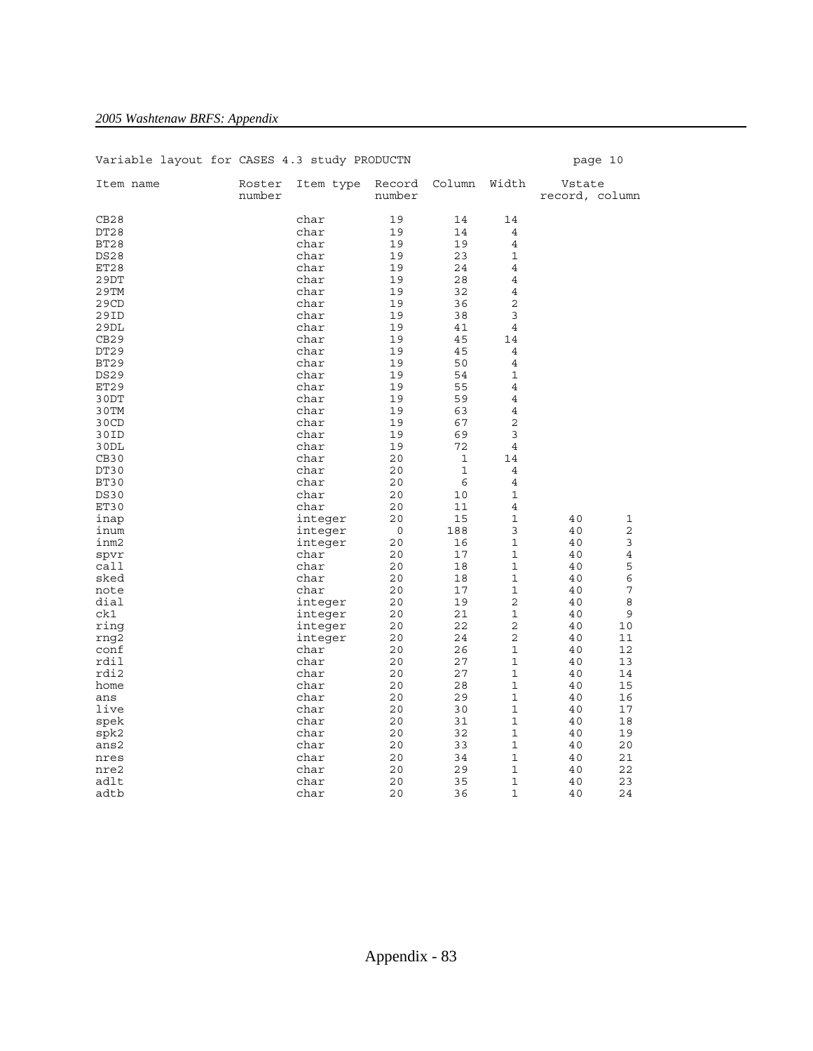Variable layout for CASES 4.3 study PRODUCTN page 10

| Item name | Roster number | Item type | Record number | Column | Width | Vstate record | Vstate column |
|---|---|---|---|---|---|---|---|
| CB28 | | char | 19 | 14 | 14 | | |
| DT28 | | char | 19 | 14 | 4 | | |
| BT28 | | char | 19 | 19 | 4 | | |
| DS28 | | char | 19 | 23 | 1 | | |
| ET28 | | char | 19 | 24 | 4 | | |
| 29DT | | char | 19 | 28 | 4 | | |
| 29TM | | char | 19 | 32 | 4 | | |
| 29CD | | char | 19 | 36 | 2 | | |
| 29ID | | char | 19 | 38 | 3 | | |
| 29DL | | char | 19 | 41 | 4 | | |
| CB29 | | char | 19 | 45 | 14 | | |
| DT29 | | char | 19 | 45 | 4 | | |
| BT29 | | char | 19 | 50 | 4 | | |
| DS29 | | char | 19 | 54 | 1 | | |
| ET29 | | char | 19 | 55 | 4 | | |
| 30DT | | char | 19 | 59 | 4 | | |
| 30TM | | char | 19 | 63 | 4 | | |
| 30CD | | char | 19 | 67 | 2 | | |
| 30ID | | char | 19 | 69 | 3 | | |
| 30DL | | char | 19 | 72 | 4 | | |
| CB30 | | char | 20 | 1 | 14 | | |
| DT30 | | char | 20 | 1 | 4 | | |
| BT30 | | char | 20 | 6 | 4 | | |
| DS30 | | char | 20 | 10 | 1 | | |
| ET30 | | char | 20 | 11 | 4 | | |
| inap | | integer | 20 | 15 | 1 | 40 | 1 |
| inum | | integer | 0 | 188 | 3 | 40 | 2 |
| inm2 | | integer | 20 | 16 | 1 | 40 | 3 |
| spvr | | char | 20 | 17 | 1 | 40 | 4 |
| call | | char | 20 | 18 | 1 | 40 | 5 |
| sked | | char | 20 | 18 | 1 | 40 | 6 |
| note | | char | 20 | 17 | 1 | 40 | 7 |
| dial | | integer | 20 | 19 | 2 | 40 | 8 |
| ck1 | | integer | 20 | 21 | 1 | 40 | 9 |
| ring | | integer | 20 | 22 | 2 | 40 | 10 |
| rng2 | | integer | 20 | 24 | 2 | 40 | 11 |
| conf | | char | 20 | 26 | 1 | 40 | 12 |
| rdil | | char | 20 | 27 | 1 | 40 | 13 |
| rdi2 | | char | 20 | 27 | 1 | 40 | 14 |
| home | | char | 20 | 28 | 1 | 40 | 15 |
| ans | | char | 20 | 29 | 1 | 40 | 16 |
| live | | char | 20 | 30 | 1 | 40 | 17 |
| spek | | char | 20 | 31 | 1 | 40 | 18 |
| spk2 | | char | 20 | 32 | 1 | 40 | 19 |
| ans2 | | char | 20 | 33 | 1 | 40 | 20 |
| nres | | char | 20 | 34 | 1 | 40 | 21 |
| nre2 | | char | 20 | 29 | 1 | 40 | 22 |
| adlt | | char | 20 | 35 | 1 | 40 | 23 |
| adtb | | char | 20 | 36 | 1 | 40 | 24 |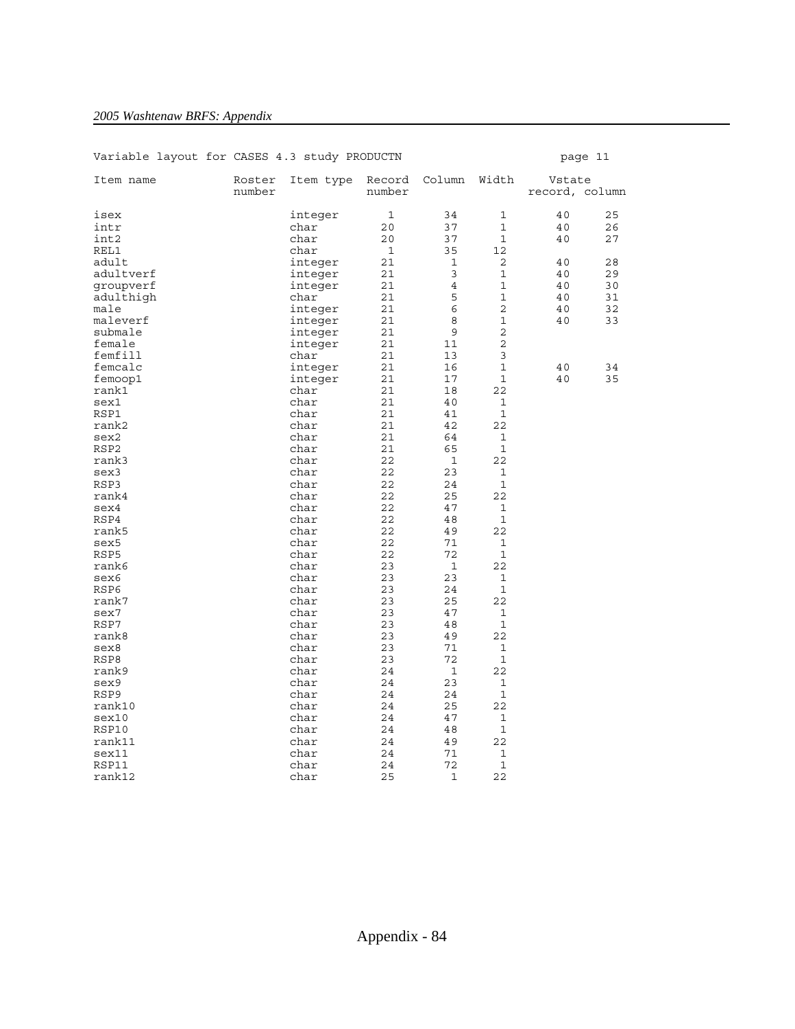Variable layout for CASES 4.3 study PRODUCTN page 11

| Item name | Roster number | Item type | Record number | Column | Width | Vstate record, | column |
|---|---|---|---|---|---|---|---|
| isex | | integer | 1 | 34 | 1 | 40 | 25 |
| intr | | char | 20 | 37 | 1 | 40 | 26 |
| int2 | | char | 20 | 37 | 1 | 40 | 27 |
| REL1 | | char | 1 | 35 | 12 | | |
| adult | | integer | 21 | 1 | 2 | 40 | 28 |
| adultverf | | integer | 21 | 3 | 1 | 40 | 29 |
| groupverf | | integer | 21 | 4 | 1 | 40 | 30 |
| adulthigh | | char | 21 | 5 | 1 | 40 | 31 |
| male | | integer | 21 | 6 | 2 | 40 | 32 |
| maleverf | | integer | 21 | 8 | 1 | 40 | 33 |
| submale | | integer | 21 | 9 | 2 | | |
| female | | integer | 21 | 11 | 2 | | |
| femfill | | char | 21 | 13 | 3 | | |
| femcalc | | integer | 21 | 16 | 1 | 40 | 34 |
| femoop1 | | integer | 21 | 17 | 1 | 40 | 35 |
| rank1 | | char | 21 | 18 | 22 | | |
| sex1 | | char | 21 | 40 | 1 | | |
| RSP1 | | char | 21 | 41 | 1 | | |
| rank2 | | char | 21 | 42 | 22 | | |
| sex2 | | char | 21 | 64 | 1 | | |
| RSP2 | | char | 21 | 65 | 1 | | |
| rank3 | | char | 22 | 1 | 22 | | |
| sex3 | | char | 22 | 23 | 1 | | |
| RSP3 | | char | 22 | 24 | 1 | | |
| rank4 | | char | 22 | 25 | 22 | | |
| sex4 | | char | 22 | 47 | 1 | | |
| RSP4 | | char | 22 | 48 | 1 | | |
| rank5 | | char | 22 | 49 | 22 | | |
| sex5 | | char | 22 | 71 | 1 | | |
| RSP5 | | char | 22 | 72 | 1 | | |
| rank6 | | char | 23 | 1 | 22 | | |
| sex6 | | char | 23 | 23 | 1 | | |
| RSP6 | | char | 23 | 24 | 1 | | |
| rank7 | | char | 23 | 25 | 22 | | |
| sex7 | | char | 23 | 47 | 1 | | |
| RSP7 | | char | 23 | 48 | 1 | | |
| rank8 | | char | 23 | 49 | 22 | | |
| sex8 | | char | 23 | 71 | 1 | | |
| RSP8 | | char | 23 | 72 | 1 | | |
| rank9 | | char | 24 | 1 | 22 | | |
| sex9 | | char | 24 | 23 | 1 | | |
| RSP9 | | char | 24 | 24 | 1 | | |
| rank10 | | char | 24 | 25 | 22 | | |
| sex10 | | char | 24 | 47 | 1 | | |
| RSP10 | | char | 24 | 48 | 1 | | |
| rank11 | | char | 24 | 49 | 22 | | |
| sex11 | | char | 24 | 71 | 1 | | |
| RSP11 | | char | 24 | 72 | 1 | | |
| rank12 | | char | 25 | 1 | 22 | | |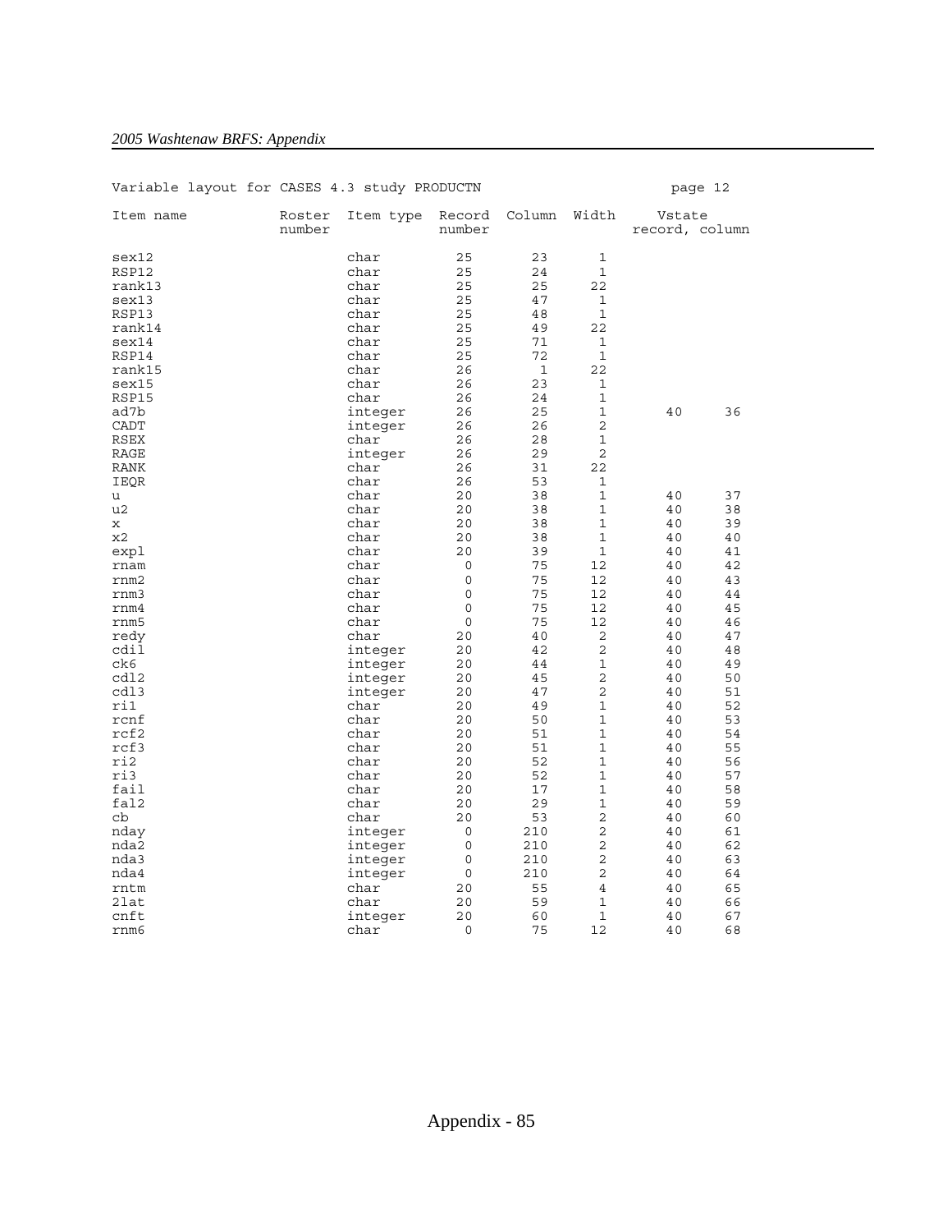Variable layout for CASES 4.3 study PRODUCTN

page 12

| Item name | Roster number | Item type | Record number | Column | Width | Vstate record, column | |
|---|---|---|---|---|---|---|---|
| sex12 | | char | 25 | 23 | 1 | | |
| RSP12 | | char | 25 | 24 | 1 | | |
| rank13 | | char | 25 | 25 | 22 | | |
| sex13 | | char | 25 | 47 | 1 | | |
| RSP13 | | char | 25 | 48 | 1 | | |
| rank14 | | char | 25 | 49 | 22 | | |
| sex14 | | char | 25 | 71 | 1 | | |
| RSP14 | | char | 25 | 72 | 1 | | |
| rank15 | | char | 26 | 1 | 22 | | |
| sex15 | | char | 26 | 23 | 1 | | |
| RSP15 | | char | 26 | 24 | 1 | | |
| ad7b | | integer | 26 | 25 | 1 | 40 | 36 |
| CADT | | integer | 26 | 26 | 2 | | |
| RSEX | | char | 26 | 28 | 1 | | |
| RAGE | | integer | 26 | 29 | 2 | | |
| RANK | | char | 26 | 31 | 22 | | |
| IEQR | | char | 26 | 53 | 1 | | |
| u | | char | 20 | 38 | 1 | 40 | 37 |
| u2 | | char | 20 | 38 | 1 | 40 | 38 |
| x | | char | 20 | 38 | 1 | 40 | 39 |
| x2 | | char | 20 | 38 | 1 | 40 | 40 |
| expl | | char | 20 | 39 | 1 | 40 | 41 |
| rnam | | char | 0 | 75 | 12 | 40 | 42 |
| rnm2 | | char | 0 | 75 | 12 | 40 | 43 |
| rnm3 | | char | 0 | 75 | 12 | 40 | 44 |
| rnm4 | | char | 0 | 75 | 12 | 40 | 45 |
| rnm5 | | char | 0 | 75 | 12 | 40 | 46 |
| redy | | char | 20 | 40 | 2 | 40 | 47 |
| cdil | | integer | 20 | 42 | 2 | 40 | 48 |
| ck6 | | integer | 20 | 44 | 1 | 40 | 49 |
| cdl2 | | integer | 20 | 45 | 2 | 40 | 50 |
| cdl3 | | integer | 20 | 47 | 2 | 40 | 51 |
| ri1 | | char | 20 | 49 | 1 | 40 | 52 |
| rcnf | | char | 20 | 50 | 1 | 40 | 53 |
| rcf2 | | char | 20 | 51 | 1 | 40 | 54 |
| rcf3 | | char | 20 | 51 | 1 | 40 | 55 |
| ri2 | | char | 20 | 52 | 1 | 40 | 56 |
| ri3 | | char | 20 | 52 | 1 | 40 | 57 |
| fail | | char | 20 | 17 | 1 | 40 | 58 |
| fal2 | | char | 20 | 29 | 1 | 40 | 59 |
| cb | | char | 20 | 53 | 2 | 40 | 60 |
| nday | | integer | 0 | 210 | 2 | 40 | 61 |
| nda2 | | integer | 0 | 210 | 2 | 40 | 62 |
| nda3 | | integer | 0 | 210 | 2 | 40 | 63 |
| nda4 | | integer | 0 | 210 | 2 | 40 | 64 |
| rntm | | char | 20 | 55 | 4 | 40 | 65 |
| 2lat | | char | 20 | 59 | 1 | 40 | 66 |
| cnft | | integer | 20 | 60 | 1 | 40 | 67 |
| rnm6 | | char | 0 | 75 | 12 | 40 | 68 |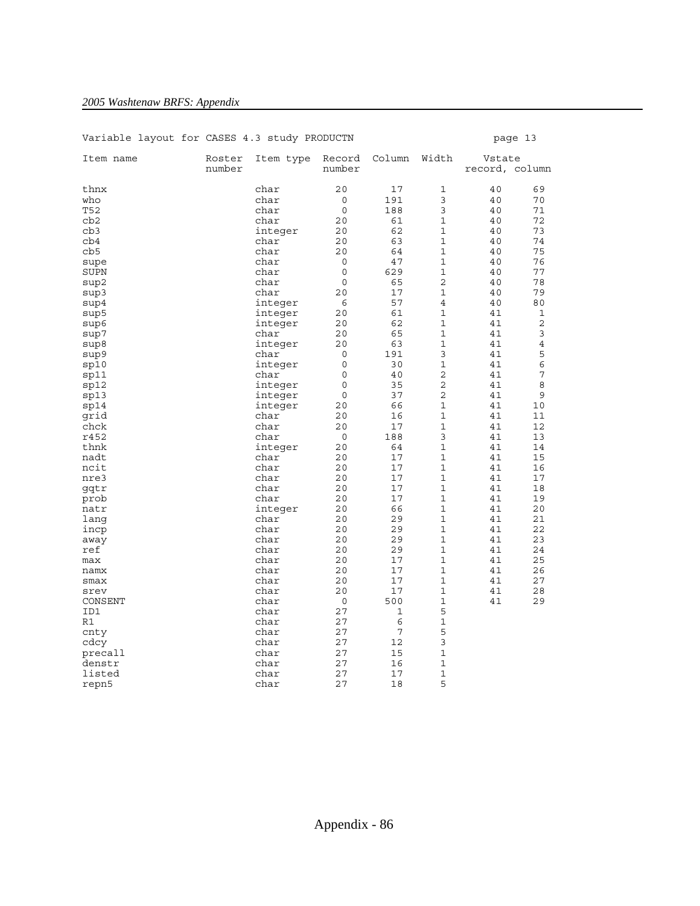Variable layout for CASES 4.3 study PRODUCTN page 13

| Item name | Roster number | Item type | Record number | Column | Width | Vstate record | Vstate column |
|---|---|---|---|---|---|---|---|
| thnx | | char | 20 | 17 | 1 | 40 | 69 |
| who | | char | 0 | 191 | 3 | 40 | 70 |
| T52 | | char | 0 | 188 | 3 | 40 | 71 |
| cb2 | | char | 20 | 61 | 1 | 40 | 72 |
| cb3 | | integer | 20 | 62 | 1 | 40 | 73 |
| cb4 | | char | 20 | 63 | 1 | 40 | 74 |
| cb5 | | char | 20 | 64 | 1 | 40 | 75 |
| supe | | char | 0 | 47 | 1 | 40 | 76 |
| SUPN | | char | 0 | 629 | 1 | 40 | 77 |
| sup2 | | char | 0 | 65 | 2 | 40 | 78 |
| sup3 | | char | 20 | 17 | 1 | 40 | 79 |
| sup4 | | integer | 6 | 57 | 4 | 40 | 80 |
| sup5 | | integer | 20 | 61 | 1 | 41 | 1 |
| sup6 | | integer | 20 | 62 | 1 | 41 | 2 |
| sup7 | | char | 20 | 65 | 1 | 41 | 3 |
| sup8 | | integer | 20 | 63 | 1 | 41 | 4 |
| sup9 | | char | 0 | 191 | 3 | 41 | 5 |
| sp10 | | integer | 0 | 30 | 1 | 41 | 6 |
| sp11 | | char | 0 | 40 | 2 | 41 | 7 |
| sp12 | | integer | 0 | 35 | 2 | 41 | 8 |
| sp13 | | integer | 0 | 37 | 2 | 41 | 9 |
| sp14 | | integer | 20 | 66 | 1 | 41 | 10 |
| grid | | char | 20 | 16 | 1 | 41 | 11 |
| chck | | char | 20 | 17 | 1 | 41 | 12 |
| r452 | | char | 0 | 188 | 3 | 41 | 13 |
| thnk | | integer | 20 | 64 | 1 | 41 | 14 |
| nadt | | char | 20 | 17 | 1 | 41 | 15 |
| ncit | | char | 20 | 17 | 1 | 41 | 16 |
| nre3 | | char | 20 | 17 | 1 | 41 | 17 |
| gqtr | | char | 20 | 17 | 1 | 41 | 18 |
| prob | | char | 20 | 17 | 1 | 41 | 19 |
| natr | | integer | 20 | 66 | 1 | 41 | 20 |
| lang | | char | 20 | 29 | 1 | 41 | 21 |
| incp | | char | 20 | 29 | 1 | 41 | 22 |
| away | | char | 20 | 29 | 1 | 41 | 23 |
| ref | | char | 20 | 29 | 1 | 41 | 24 |
| max | | char | 20 | 17 | 1 | 41 | 25 |
| namx | | char | 20 | 17 | 1 | 41 | 26 |
| smax | | char | 20 | 17 | 1 | 41 | 27 |
| srev | | char | 20 | 17 | 1 | 41 | 28 |
| CONSENT | | char | 0 | 500 | 1 | 41 | 29 |
| ID1 | | char | 27 | 1 | 5 | | |
| R1 | | char | 27 | 6 | 1 | | |
| cnty | | char | 27 | 7 | 5 | | |
| cdcy | | char | 27 | 12 | 3 | | |
| precall | | char | 27 | 15 | 1 | | |
| denstr | | char | 27 | 16 | 1 | | |
| listed | | char | 27 | 17 | 1 | | |
| repn5 | | char | 27 | 18 | 5 | | |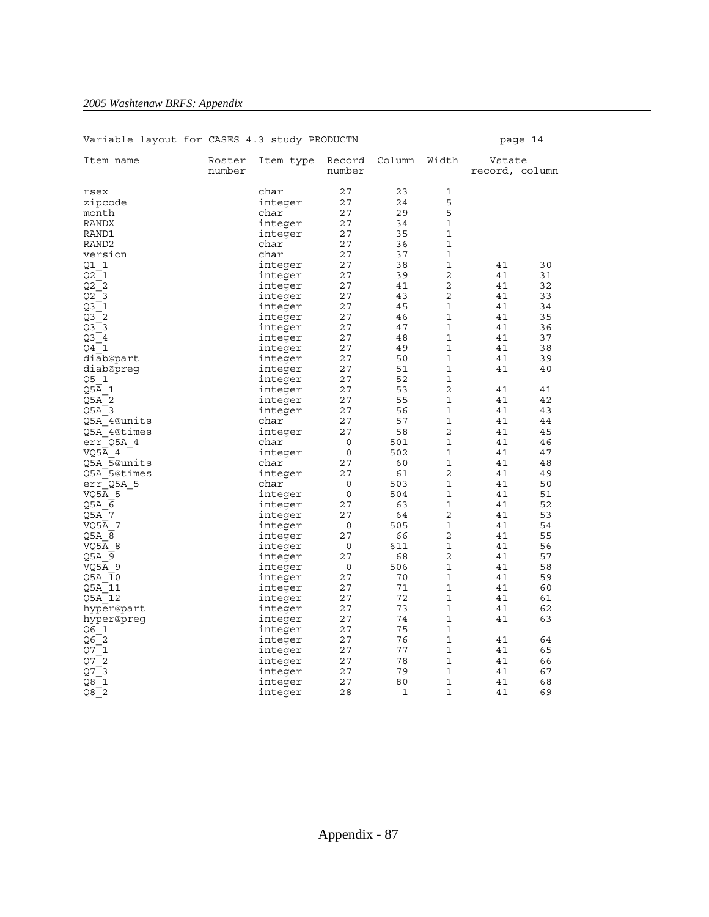Variable layout for CASES 4.3 study PRODUCTN page 14

| Item name | Roster number | Item type | Record number | Column | Width | Vstate record, column | |
|---|---|---|---|---|---|---|---|
| rsex | | char | 27 | 23 | 1 | | |
| zipcode | | integer | 27 | 24 | 5 | | |
| month | | char | 27 | 29 | 5 | | |
| RANDX | | integer | 27 | 34 | 1 | | |
| RAND1 | | integer | 27 | 35 | 1 | | |
| RAND2 | | char | 27 | 36 | 1 | | |
| version | | char | 27 | 37 | 1 | | |
| Q1_1 | | integer | 27 | 38 | 1 | 41 | 30 |
| Q2_1 | | integer | 27 | 39 | 2 | 41 | 31 |
| Q2_2 | | integer | 27 | 41 | 2 | 41 | 32 |
| Q2_3 | | integer | 27 | 43 | 2 | 41 | 33 |
| Q3_1 | | integer | 27 | 45 | 1 | 41 | 34 |
| Q3_2 | | integer | 27 | 46 | 1 | 41 | 35 |
| Q3_3 | | integer | 27 | 47 | 1 | 41 | 36 |
| Q3_4 | | integer | 27 | 48 | 1 | 41 | 37 |
| Q4_1 | | integer | 27 | 49 | 1 | 41 | 38 |
| diab@part | | integer | 27 | 50 | 1 | 41 | 39 |
| diab@preg | | integer | 27 | 51 | 1 | 41 | 40 |
| Q5_1 | | integer | 27 | 52 | 1 | | |
| Q5A_1 | | integer | 27 | 53 | 2 | 41 | 41 |
| Q5A_2 | | integer | 27 | 55 | 1 | 41 | 42 |
| Q5A_3 | | integer | 27 | 56 | 1 | 41 | 43 |
| Q5A_4@units | | char | 27 | 57 | 1 | 41 | 44 |
| Q5A_4@times | | integer | 27 | 58 | 2 | 41 | 45 |
| err_Q5A_4 | | char | 0 | 501 | 1 | 41 | 46 |
| VQ5A_4 | | integer | 0 | 502 | 1 | 41 | 47 |
| Q5A_5@units | | char | 27 | 60 | 1 | 41 | 48 |
| Q5A_5@times | | integer | 27 | 61 | 2 | 41 | 49 |
| err_Q5A_5 | | char | 0 | 503 | 1 | 41 | 50 |
| VQ5A_5 | | integer | 0 | 504 | 1 | 41 | 51 |
| Q5A_6 | | integer | 27 | 63 | 1 | 41 | 52 |
| Q5A_7 | | integer | 27 | 64 | 2 | 41 | 53 |
| VQ5A_7 | | integer | 0 | 505 | 1 | 41 | 54 |
| Q5A_8 | | integer | 27 | 66 | 2 | 41 | 55 |
| VQ5A_8 | | integer | 0 | 611 | 1 | 41 | 56 |
| Q5A_9 | | integer | 27 | 68 | 2 | 41 | 57 |
| VQ5A_9 | | integer | 0 | 506 | 1 | 41 | 58 |
| Q5A_10 | | integer | 27 | 70 | 1 | 41 | 59 |
| Q5A_11 | | integer | 27 | 71 | 1 | 41 | 60 |
| Q5A_12 | | integer | 27 | 72 | 1 | 41 | 61 |
| hyper@part | | integer | 27 | 73 | 1 | 41 | 62 |
| hyper@preg | | integer | 27 | 74 | 1 | 41 | 63 |
| Q6_1 | | integer | 27 | 75 | 1 | | |
| Q6_2 | | integer | 27 | 76 | 1 | 41 | 64 |
| Q7_1 | | integer | 27 | 77 | 1 | 41 | 65 |
| Q7_2 | | integer | 27 | 78 | 1 | 41 | 66 |
| Q7_3 | | integer | 27 | 79 | 1 | 41 | 67 |
| Q8_1 | | integer | 27 | 80 | 1 | 41 | 68 |
| Q8_2 | | integer | 28 | 1 | 1 | 41 | 69 |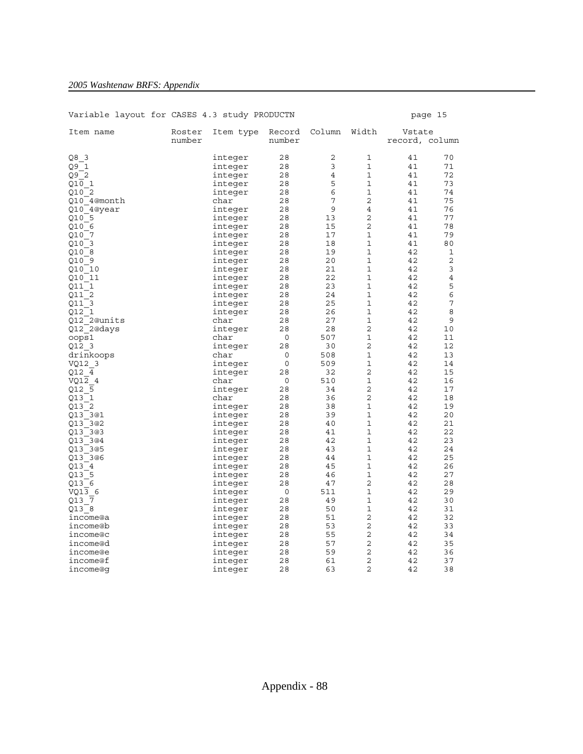Variable layout for CASES 4.3 study PRODUCTN page 15

| Item name | Roster number | Item type | Record number | Column | Width | Vstate record | Vstate column |
|---|---|---|---|---|---|---|---|
| Q8_3 | | integer | 28 | 2 | 1 | 41 | 70 |
| Q9_1 | | integer | 28 | 3 | 1 | 41 | 71 |
| Q9_2 | | integer | 28 | 4 | 1 | 41 | 72 |
| Q10_1 | | integer | 28 | 5 | 1 | 41 | 73 |
| Q10_2 | | integer | 28 | 6 | 1 | 41 | 74 |
| Q10_4@month | | char | 28 | 7 | 2 | 41 | 75 |
| Q10_4@year | | integer | 28 | 9 | 4 | 41 | 76 |
| Q10_5 | | integer | 28 | 13 | 2 | 41 | 77 |
| Q10_6 | | integer | 28 | 15 | 2 | 41 | 78 |
| Q10_7 | | integer | 28 | 17 | 1 | 41 | 79 |
| Q10_3 | | integer | 28 | 18 | 1 | 41 | 80 |
| Q10_8 | | integer | 28 | 19 | 1 | 42 | 1 |
| Q10_9 | | integer | 28 | 20 | 1 | 42 | 2 |
| Q10_10 | | integer | 28 | 21 | 1 | 42 | 3 |
| Q10_11 | | integer | 28 | 22 | 1 | 42 | 4 |
| Q11_1 | | integer | 28 | 23 | 1 | 42 | 5 |
| Q11_2 | | integer | 28 | 24 | 1 | 42 | 6 |
| Q11_3 | | integer | 28 | 25 | 1 | 42 | 7 |
| Q12_1 | | integer | 28 | 26 | 1 | 42 | 8 |
| Q12_2@units | | char | 28 | 27 | 1 | 42 | 9 |
| Q12_2@days | | integer | 28 | 28 | 2 | 42 | 10 |
| oops1 | | char | 0 | 507 | 1 | 42 | 11 |
| Q12_3 | | integer | 28 | 30 | 2 | 42 | 12 |
| drinkoops | | char | 0 | 508 | 1 | 42 | 13 |
| VQ12_3 | | integer | 0 | 509 | 1 | 42 | 14 |
| Q12_4 | | integer | 28 | 32 | 2 | 42 | 15 |
| VQ12_4 | | char | 0 | 510 | 1 | 42 | 16 |
| Q12_5 | | integer | 28 | 34 | 2 | 42 | 17 |
| Q13_1 | | char | 28 | 36 | 2 | 42 | 18 |
| Q13_2 | | integer | 28 | 38 | 1 | 42 | 19 |
| Q13_3@1 | | integer | 28 | 39 | 1 | 42 | 20 |
| Q13_3@2 | | integer | 28 | 40 | 1 | 42 | 21 |
| Q13_3@3 | | integer | 28 | 41 | 1 | 42 | 22 |
| Q13_3@4 | | integer | 28 | 42 | 1 | 42 | 23 |
| Q13_3@5 | | integer | 28 | 43 | 1 | 42 | 24 |
| Q13_3@6 | | integer | 28 | 44 | 1 | 42 | 25 |
| Q13_4 | | integer | 28 | 45 | 1 | 42 | 26 |
| Q13_5 | | integer | 28 | 46 | 1 | 42 | 27 |
| Q13_6 | | integer | 28 | 47 | 2 | 42 | 28 |
| VQ13_6 | | integer | 0 | 511 | 1 | 42 | 29 |
| Q13_7 | | integer | 28 | 49 | 1 | 42 | 30 |
| Q13_8 | | integer | 28 | 50 | 1 | 42 | 31 |
| income@a | | integer | 28 | 51 | 2 | 42 | 32 |
| income@b | | integer | 28 | 53 | 2 | 42 | 33 |
| income@c | | integer | 28 | 55 | 2 | 42 | 34 |
| income@d | | integer | 28 | 57 | 2 | 42 | 35 |
| income@e | | integer | 28 | 59 | 2 | 42 | 36 |
| income@f | | integer | 28 | 61 | 2 | 42 | 37 |
| income@g | | integer | 28 | 63 | 2 | 42 | 38 |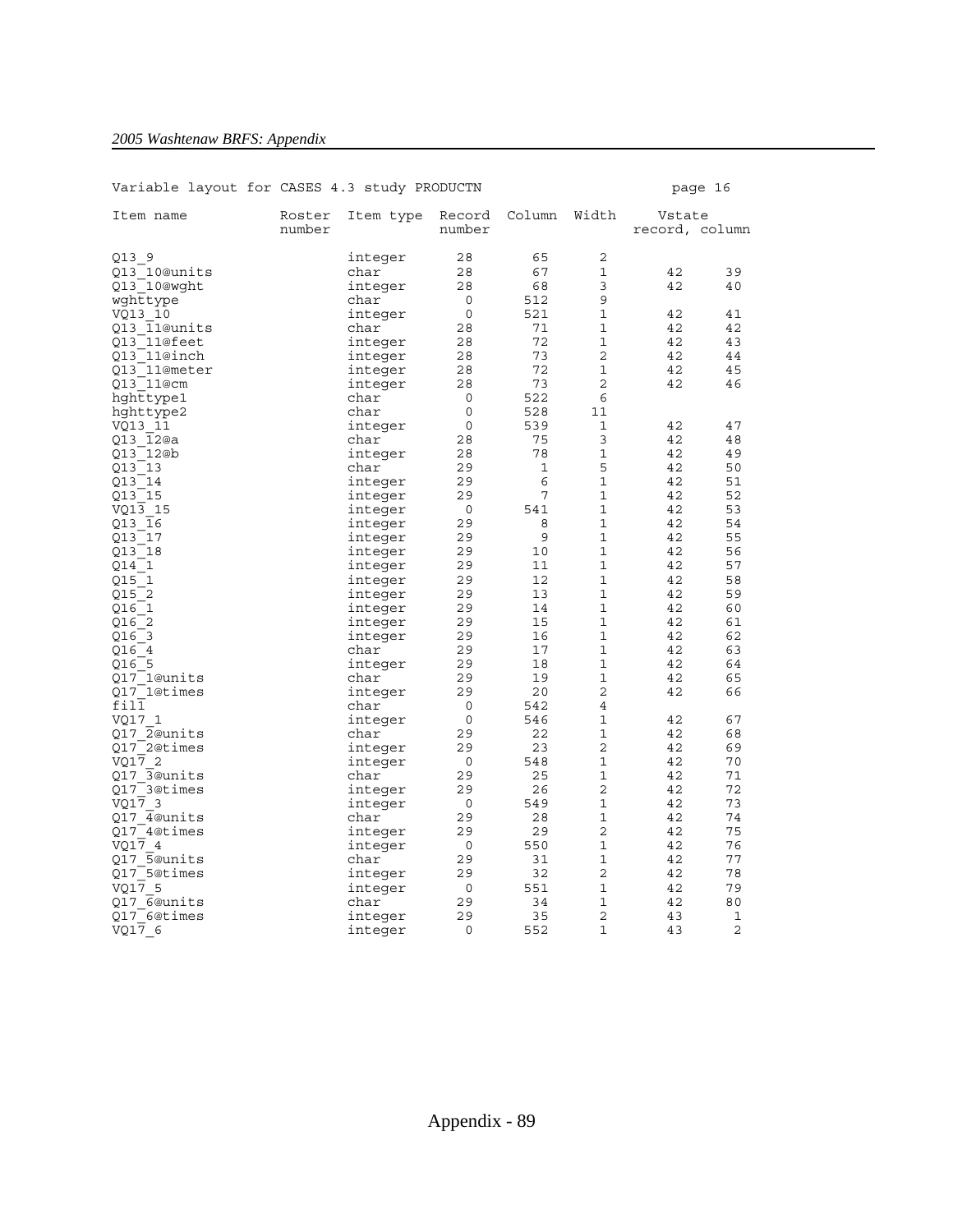Variable layout for CASES 4.3 study PRODUCTN

page 16

| Item name | Roster number | Item type | Record number | Column | Width | Vstate record | Vstate column |
|---|---|---|---|---|---|---|---|
| Q13_9 | | integer | 28 | 65 | 2 | | |
| Q13_10@units | | char | 28 | 67 | 1 | 42 | 39 |
| Q13_10@wght | | integer | 28 | 68 | 3 | 42 | 40 |
| wghttype | | char | 0 | 512 | 9 | | |
| VQ13_10 | | integer | 0 | 521 | 1 | 42 | 41 |
| Q13_11@units | | char | 28 | 71 | 1 | 42 | 42 |
| Q13_11@feet | | integer | 28 | 72 | 1 | 42 | 43 |
| Q13_11@inch | | integer | 28 | 73 | 2 | 42 | 44 |
| Q13_11@meter | | integer | 28 | 72 | 1 | 42 | 45 |
| Q13_11@cm | | integer | 28 | 73 | 2 | 42 | 46 |
| hghttype1 | | char | 0 | 522 | 6 | | |
| hghttype2 | | char | 0 | 528 | 11 | | |
| VQ13_11 | | integer | 0 | 539 | 1 | 42 | 47 |
| Q13_12@a | | char | 28 | 75 | 3 | 42 | 48 |
| Q13_12@b | | integer | 28 | 78 | 1 | 42 | 49 |
| Q13_13 | | char | 29 | 1 | 5 | 42 | 50 |
| Q13_14 | | integer | 29 | 6 | 1 | 42 | 51 |
| Q13_15 | | integer | 29 | 7 | 1 | 42 | 52 |
| VQ13_15 | | integer | 0 | 541 | 1 | 42 | 53 |
| Q13_16 | | integer | 29 | 8 | 1 | 42 | 54 |
| Q13_17 | | integer | 29 | 9 | 1 | 42 | 55 |
| Q13_18 | | integer | 29 | 10 | 1 | 42 | 56 |
| Q14_1 | | integer | 29 | 11 | 1 | 42 | 57 |
| Q15_1 | | integer | 29 | 12 | 1 | 42 | 58 |
| Q15_2 | | integer | 29 | 13 | 1 | 42 | 59 |
| Q16_1 | | integer | 29 | 14 | 1 | 42 | 60 |
| Q16_2 | | integer | 29 | 15 | 1 | 42 | 61 |
| Q16_3 | | integer | 29 | 16 | 1 | 42 | 62 |
| Q16_4 | | char | 29 | 17 | 1 | 42 | 63 |
| Q16_5 | | integer | 29 | 18 | 1 | 42 | 64 |
| Q17_1@units | | char | 29 | 19 | 1 | 42 | 65 |
| Q17_1@times | | integer | 29 | 20 | 2 | 42 | 66 |
| fill | | char | 0 | 542 | 4 | | |
| VQ17_1 | | integer | 0 | 546 | 1 | 42 | 67 |
| Q17_2@units | | char | 29 | 22 | 1 | 42 | 68 |
| Q17_2@times | | integer | 29 | 23 | 2 | 42 | 69 |
| VQ17_2 | | integer | 0 | 548 | 1 | 42 | 70 |
| Q17_3@units | | char | 29 | 25 | 1 | 42 | 71 |
| Q17_3@times | | integer | 29 | 26 | 2 | 42 | 72 |
| VQ17_3 | | integer | 0 | 549 | 1 | 42 | 73 |
| Q17_4@units | | char | 29 | 28 | 1 | 42 | 74 |
| Q17_4@times | | integer | 29 | 29 | 2 | 42 | 75 |
| VQ17_4 | | integer | 0 | 550 | 1 | 42 | 76 |
| Q17_5@units | | char | 29 | 31 | 1 | 42 | 77 |
| Q17_5@times | | integer | 29 | 32 | 2 | 42 | 78 |
| VQ17_5 | | integer | 0 | 551 | 1 | 42 | 79 |
| Q17_6@units | | char | 29 | 34 | 1 | 42 | 80 |
| Q17_6@times | | integer | 29 | 35 | 2 | 43 | 1 |
| VQ17_6 | | integer | 0 | 552 | 1 | 43 | 2 |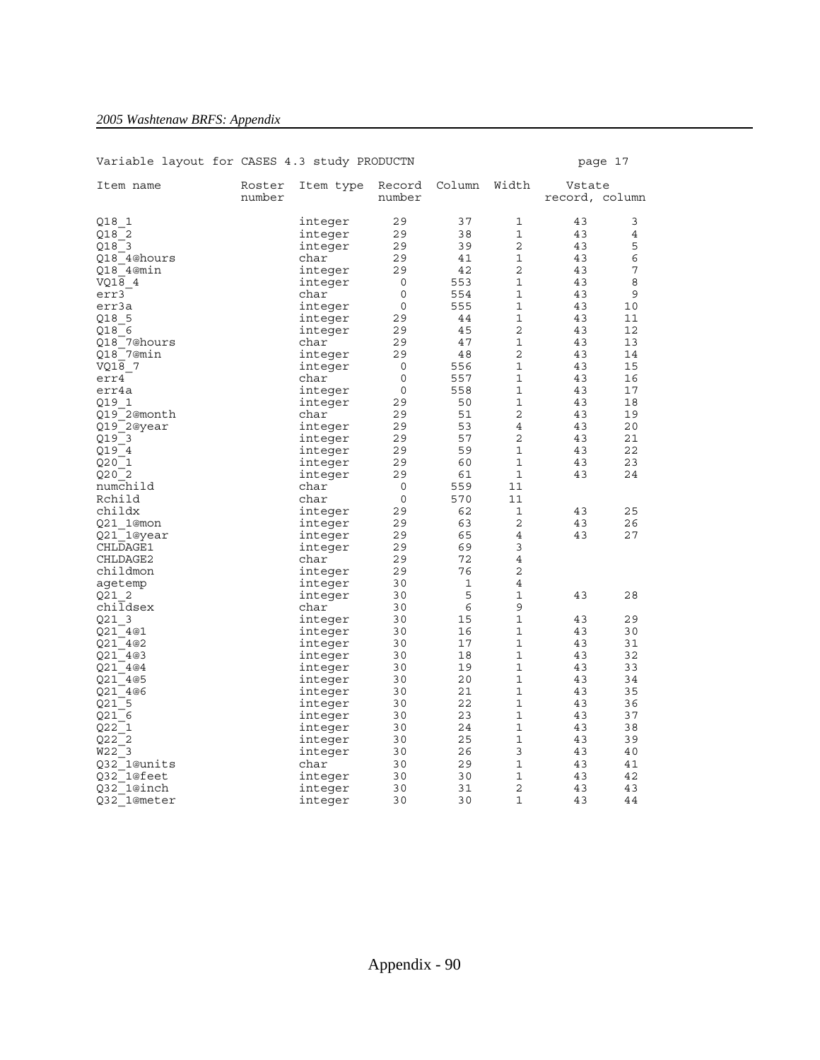Variable layout for CASES 4.3 study PRODUCTN                                page 17

| Item name | Roster number | Item type | Record number | Column | Width | Vstate record, | column |
|---|---|---|---|---|---|---|---|
| Q18_1 | | integer | 29 | 37 | 1 | 43 | 3 |
| Q18_2 | | integer | 29 | 38 | 1 | 43 | 4 |
| Q18_3 | | integer | 29 | 39 | 2 | 43 | 5 |
| Q18_4@hours | | char | 29 | 41 | 1 | 43 | 6 |
| Q18_4@min | | integer | 29 | 42 | 2 | 43 | 7 |
| VQ18_4 | | integer | 0 | 553 | 1 | 43 | 8 |
| err3 | | char | 0 | 554 | 1 | 43 | 9 |
| err3a | | integer | 0 | 555 | 1 | 43 | 10 |
| Q18_5 | | integer | 29 | 44 | 1 | 43 | 11 |
| Q18_6 | | integer | 29 | 45 | 2 | 43 | 12 |
| Q18_7@hours | | char | 29 | 47 | 1 | 43 | 13 |
| Q18_7@min | | integer | 29 | 48 | 2 | 43 | 14 |
| VQ18_7 | | integer | 0 | 556 | 1 | 43 | 15 |
| err4 | | char | 0 | 557 | 1 | 43 | 16 |
| err4a | | integer | 0 | 558 | 1 | 43 | 17 |
| Q19_1 | | integer | 29 | 50 | 1 | 43 | 18 |
| Q19_2@month | | char | 29 | 51 | 2 | 43 | 19 |
| Q19_2@year | | integer | 29 | 53 | 4 | 43 | 20 |
| Q19_3 | | integer | 29 | 57 | 2 | 43 | 21 |
| Q19_4 | | integer | 29 | 59 | 1 | 43 | 22 |
| Q20_1 | | integer | 29 | 60 | 1 | 43 | 23 |
| Q20_2 | | integer | 29 | 61 | 1 | 43 | 24 |
| numchild | | char | 0 | 559 | 11 | | |
| Rchild | | char | 0 | 570 | 11 | | |
| childx | | integer | 29 | 62 | 1 | 43 | 25 |
| Q21_1@mon | | integer | 29 | 63 | 2 | 43 | 26 |
| Q21_1@year | | integer | 29 | 65 | 4 | 43 | 27 |
| CHLDAGE1 | | integer | 29 | 69 | 3 | | |
| CHLDAGE2 | | char | 29 | 72 | 4 | | |
| childmon | | integer | 29 | 76 | 2 | | |
| agetemp | | integer | 30 | 1 | 4 | | |
| Q21_2 | | integer | 30 | 5 | 1 | 43 | 28 |
| childsex | | char | 30 | 6 | 9 | | |
| Q21_3 | | integer | 30 | 15 | 1 | 43 | 29 |
| Q21_4@1 | | integer | 30 | 16 | 1 | 43 | 30 |
| Q21_4@2 | | integer | 30 | 17 | 1 | 43 | 31 |
| Q21_4@3 | | integer | 30 | 18 | 1 | 43 | 32 |
| Q21_4@4 | | integer | 30 | 19 | 1 | 43 | 33 |
| Q21_4@5 | | integer | 30 | 20 | 1 | 43 | 34 |
| Q21_4@6 | | integer | 30 | 21 | 1 | 43 | 35 |
| Q21_5 | | integer | 30 | 22 | 1 | 43 | 36 |
| Q21_6 | | integer | 30 | 23 | 1 | 43 | 37 |
| Q22_1 | | integer | 30 | 24 | 1 | 43 | 38 |
| Q22_2 | | integer | 30 | 25 | 1 | 43 | 39 |
| W22_3 | | integer | 30 | 26 | 3 | 43 | 40 |
| Q32_1@units | | char | 30 | 29 | 1 | 43 | 41 |
| Q32_1@feet | | integer | 30 | 30 | 1 | 43 | 42 |
| Q32_1@inch | | integer | 30 | 31 | 2 | 43 | 43 |
| Q32_1@meter | | integer | 30 | 30 | 1 | 43 | 44 |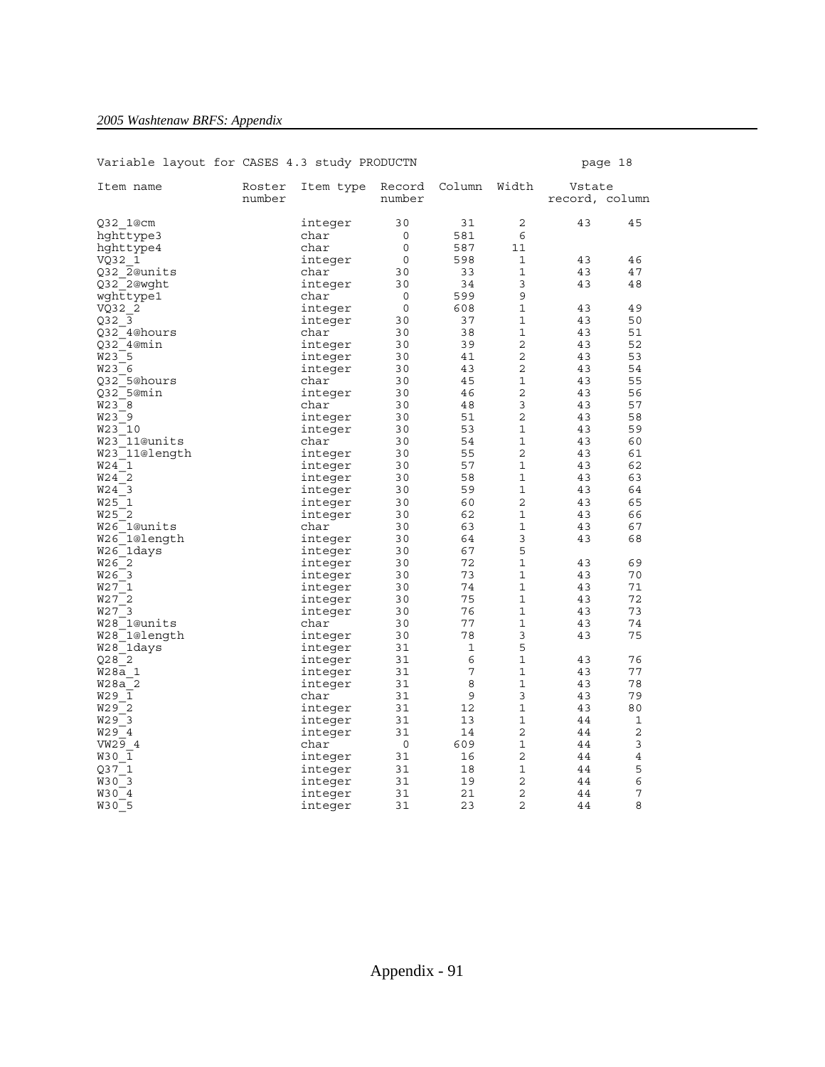Variable layout for CASES 4.3 study PRODUCTN page 18

| Item name | Roster number | Item type | Record number | Column | Width | Vstate record, | column |
|---|---|---|---|---|---|---|---|
| Q32_1@cm | | integer | 30 | 31 | 2 | 43 | 45 |
| hghttype3 | | char | 0 | 581 | 6 | | |
| hghttype4 | | char | 0 | 587 | 11 | | |
| VQ32_1 | | integer | 0 | 598 | 1 | 43 | 46 |
| Q32_2@units | | char | 30 | 33 | 1 | 43 | 47 |
| Q32_2@wght | | integer | 30 | 34 | 3 | 43 | 48 |
| wghttype1 | | char | 0 | 599 | 9 | | |
| VQ32_2 | | integer | 0 | 608 | 1 | 43 | 49 |
| Q32_3 | | integer | 30 | 37 | 1 | 43 | 50 |
| Q32_4@hours | | char | 30 | 38 | 1 | 43 | 51 |
| Q32_4@min | | integer | 30 | 39 | 2 | 43 | 52 |
| W23_5 | | integer | 30 | 41 | 2 | 43 | 53 |
| W23_6 | | integer | 30 | 43 | 2 | 43 | 54 |
| Q32_5@hours | | char | 30 | 45 | 1 | 43 | 55 |
| Q32_5@min | | integer | 30 | 46 | 2 | 43 | 56 |
| W23_8 | | char | 30 | 48 | 3 | 43 | 57 |
| W23_9 | | integer | 30 | 51 | 2 | 43 | 58 |
| W23_10 | | integer | 30 | 53 | 1 | 43 | 59 |
| W23_11@units | | char | 30 | 54 | 1 | 43 | 60 |
| W23_11@length | | integer | 30 | 55 | 2 | 43 | 61 |
| W24_1 | | integer | 30 | 57 | 1 | 43 | 62 |
| W24_2 | | integer | 30 | 58 | 1 | 43 | 63 |
| W24_3 | | integer | 30 | 59 | 1 | 43 | 64 |
| W25_1 | | integer | 30 | 60 | 2 | 43 | 65 |
| W25_2 | | integer | 30 | 62 | 1 | 43 | 66 |
| W26_1@units | | char | 30 | 63 | 1 | 43 | 67 |
| W26_1@length | | integer | 30 | 64 | 3 | 43 | 68 |
| W26_1days | | integer | 30 | 67 | 5 | | |
| W26_2 | | integer | 30 | 72 | 1 | 43 | 69 |
| W26_3 | | integer | 30 | 73 | 1 | 43 | 70 |
| W27_1 | | integer | 30 | 74 | 1 | 43 | 71 |
| W27_2 | | integer | 30 | 75 | 1 | 43 | 72 |
| W27_3 | | integer | 30 | 76 | 1 | 43 | 73 |
| W28_1@units | | char | 30 | 77 | 1 | 43 | 74 |
| W28_1@length | | integer | 30 | 78 | 3 | 43 | 75 |
| W28_1days | | integer | 31 | 1 | 5 | | |
| Q28_2 | | integer | 31 | 6 | 1 | 43 | 76 |
| W28a_1 | | integer | 31 | 7 | 1 | 43 | 77 |
| W28a_2 | | integer | 31 | 8 | 1 | 43 | 78 |
| W29_1 | | char | 31 | 9 | 3 | 43 | 79 |
| W29_2 | | integer | 31 | 12 | 1 | 43 | 80 |
| W29_3 | | integer | 31 | 13 | 1 | 44 | 1 |
| W29_4 | | integer | 31 | 14 | 2 | 44 | 2 |
| VW29_4 | | char | 0 | 609 | 1 | 44 | 3 |
| W30_1 | | integer | 31 | 16 | 2 | 44 | 4 |
| Q37_1 | | integer | 31 | 18 | 1 | 44 | 5 |
| W30_3 | | integer | 31 | 19 | 2 | 44 | 6 |
| W30_4 | | integer | 31 | 21 | 2 | 44 | 7 |
| W30_5 | | integer | 31 | 23 | 2 | 44 | 8 |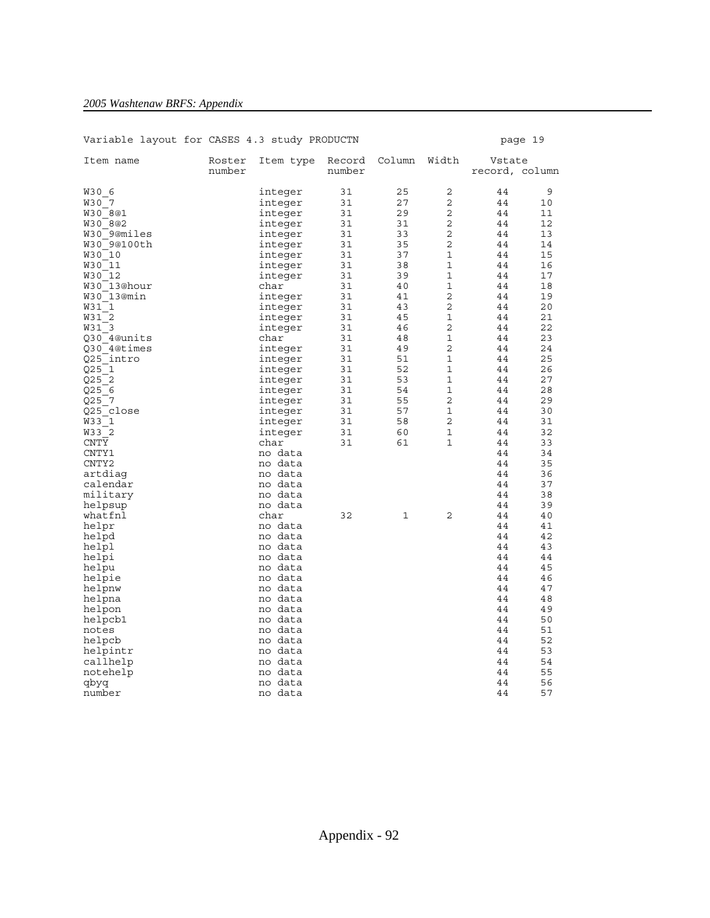Variable layout for CASES 4.3 study PRODUCTN

page 19

| Item name | Roster number | Item type | Record number | Column | Width | Vstate record, | column |
|---|---|---|---|---|---|---|---|
| W30_6 | | integer | 31 | 25 | 2 | 44 | 9 |
| W30_7 | | integer | 31 | 27 | 2 | 44 | 10 |
| W30_8@1 | | integer | 31 | 29 | 2 | 44 | 11 |
| W30_8@2 | | integer | 31 | 31 | 2 | 44 | 12 |
| W30_9@miles | | integer | 31 | 33 | 2 | 44 | 13 |
| W30_9@100th | | integer | 31 | 35 | 2 | 44 | 14 |
| W30_10 | | integer | 31 | 37 | 1 | 44 | 15 |
| W30_11 | | integer | 31 | 38 | 1 | 44 | 16 |
| W30_12 | | integer | 31 | 39 | 1 | 44 | 17 |
| W30_13@hour | | char | 31 | 40 | 1 | 44 | 18 |
| W30_13@min | | integer | 31 | 41 | 2 | 44 | 19 |
| W31_1 | | integer | 31 | 43 | 2 | 44 | 20 |
| W31_2 | | integer | 31 | 45 | 1 | 44 | 21 |
| W31_3 | | integer | 31 | 46 | 2 | 44 | 22 |
| Q30_4@units | | char | 31 | 48 | 1 | 44 | 23 |
| Q30_4@times | | integer | 31 | 49 | 2 | 44 | 24 |
| Q25_intro | | integer | 31 | 51 | 1 | 44 | 25 |
| Q25_1 | | integer | 31 | 52 | 1 | 44 | 26 |
| Q25_2 | | integer | 31 | 53 | 1 | 44 | 27 |
| Q25_6 | | integer | 31 | 54 | 1 | 44 | 28 |
| Q25_7 | | integer | 31 | 55 | 2 | 44 | 29 |
| Q25_close | | integer | 31 | 57 | 1 | 44 | 30 |
| W33_1 | | integer | 31 | 58 | 2 | 44 | 31 |
| W33_2 | | integer | 31 | 60 | 1 | 44 | 32 |
| CNTY | | char | 31 | 61 | 1 | 44 | 33 |
| CNTY1 | | no data | | | | 44 | 34 |
| CNTY2 | | no data | | | | 44 | 35 |
| artdiag | | no data | | | | 44 | 36 |
| calendar | | no data | | | | 44 | 37 |
| military | | no data | | | | 44 | 38 |
| helpsup | | no data | | | | 44 | 39 |
| whatfnl | | char | 32 | 1 | 2 | 44 | 40 |
| helpr | | no data | | | | 44 | 41 |
| helpd | | no data | | | | 44 | 42 |
| helpl | | no data | | | | 44 | 43 |
| helpi | | no data | | | | 44 | 44 |
| helpu | | no data | | | | 44 | 45 |
| helpie | | no data | | | | 44 | 46 |
| helpnw | | no data | | | | 44 | 47 |
| helpna | | no data | | | | 44 | 48 |
| helpon | | no data | | | | 44 | 49 |
| helpcb1 | | no data | | | | 44 | 50 |
| notes | | no data | | | | 44 | 51 |
| helpcb | | no data | | | | 44 | 52 |
| helpintr | | no data | | | | 44 | 53 |
| callhelp | | no data | | | | 44 | 54 |
| notehelp | | no data | | | | 44 | 55 |
| qbyq | | no data | | | | 44 | 56 |
| number | | no data | | | | 44 | 57 |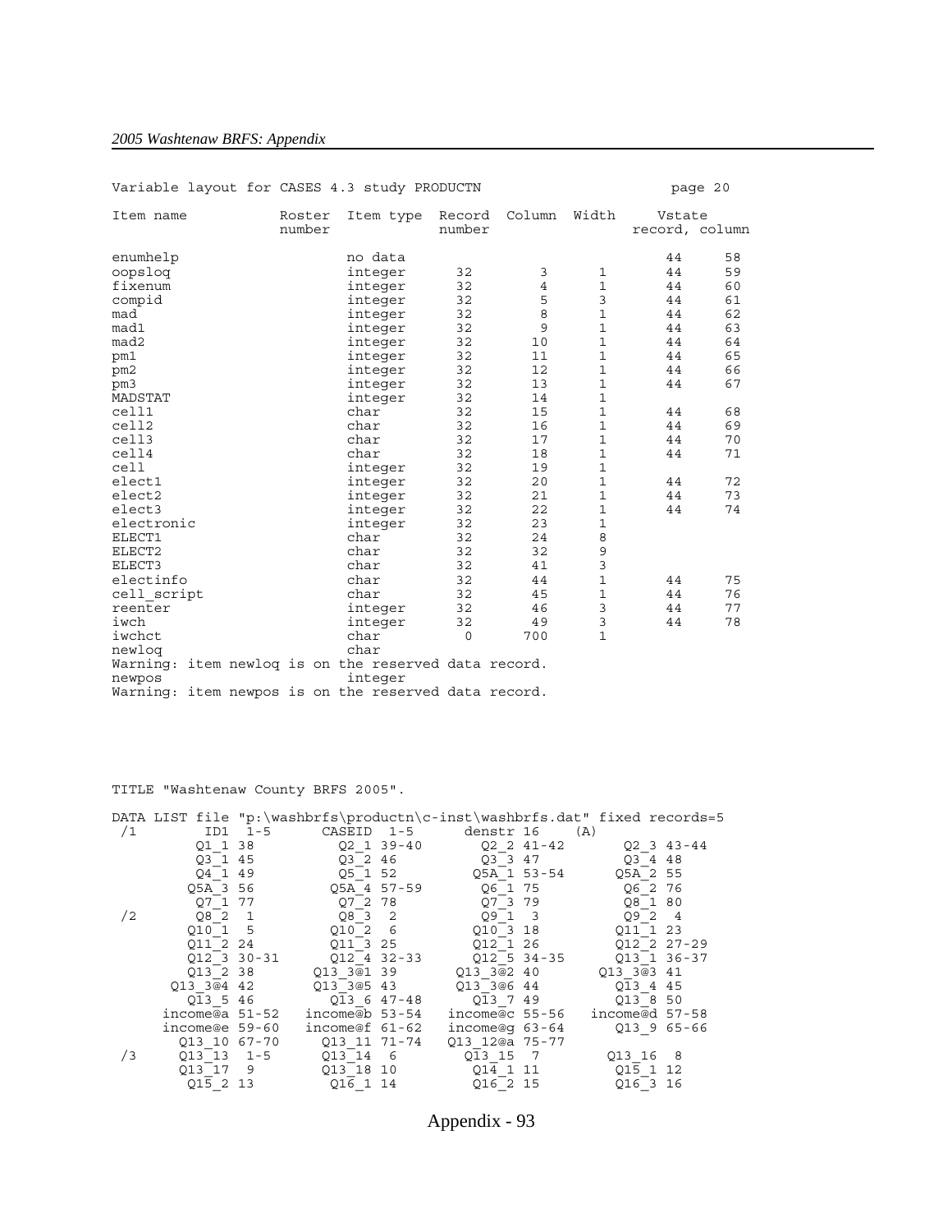Variable layout for CASES 4.3 study PRODUCTN

| Item name | Roster number | Item type | Record number | Column | Width | Vstate record | Vstate column |
|---|---|---|---|---|---|---|---|
| enumhelp | | no data | | | | 44 | 58 |
| oopsloq | | integer | 32 | 3 | 1 | 44 | 59 |
| fixenum | | integer | 32 | 4 | 1 | 44 | 60 |
| compid | | integer | 32 | 5 | 3 | 44 | 61 |
| mad | | integer | 32 | 8 | 1 | 44 | 62 |
| mad1 | | integer | 32 | 9 | 1 | 44 | 63 |
| mad2 | | integer | 32 | 10 | 1 | 44 | 64 |
| pm1 | | integer | 32 | 11 | 1 | 44 | 65 |
| pm2 | | integer | 32 | 12 | 1 | 44 | 66 |
| pm3 | | integer | 32 | 13 | 1 | 44 | 67 |
| MADSTAT | | integer | 32 | 14 | 1 | | |
| cell1 | | char | 32 | 15 | 1 | 44 | 68 |
| cell2 | | char | 32 | 16 | 1 | 44 | 69 |
| cell3 | | char | 32 | 17 | 1 | 44 | 70 |
| cell4 | | char | 32 | 18 | 1 | 44 | 71 |
| cell | | integer | 32 | 19 | 1 | | |
| elect1 | | integer | 32 | 20 | 1 | 44 | 72 |
| elect2 | | integer | 32 | 21 | 1 | 44 | 73 |
| elect3 | | integer | 32 | 22 | 1 | 44 | 74 |
| electronic | | integer | 32 | 23 | 1 | | |
| ELECT1 | | char | 32 | 24 | 8 | | |
| ELECT2 | | char | 32 | 32 | 9 | | |
| ELECT3 | | char | 32 | 41 | 3 | | |
| electinfo | | char | 32 | 44 | 1 | 44 | 75 |
| cell_script | | char | 32 | 45 | 1 | 44 | 76 |
| reenter | | integer | 32 | 46 | 3 | 44 | 77 |
| iwch | | integer | 32 | 49 | 3 | 44 | 78 |
| iwchct | | char | 0 | 700 | 1 | | |
| newloq | | char | | | | | |

Warning: item newloq is on the reserved data record.

| Item name | Roster number | Item type | Record number | Column | Width | Vstate record | Vstate column |
|---|---|---|---|---|---|---|---|
| newpos | | integer | | | | | |

Warning: item newpos is on the reserved data record.

```
TITLE "Washtenaw County BRFS 2005".

DATA LIST file "p:\washbrfs\productn\c-inst\washbrfs.dat" fixed records=5
 /1        ID1  1-5      CASEID  1-5      denstr 16     (A)
        Q1_1 38          Q2_1 39-40        Q2_2 41-42       Q2_3 43-44
        Q3_1 45          Q3_2 46           Q3_3 47          Q3_4 48
        Q4_1 49          Q5_1 52          Q5A_1 53-54      Q5A_2 55
       Q5A_3 56         Q5A_4 57-59        Q6_1 75          Q6_2 76
        Q7_1 77          Q7_2 78           Q7_3 79          Q8_1 80
 /2     Q8_2  1          Q8_3  2           Q9_1  3          Q9_2  4
       Q10_1  5         Q10_2  6          Q10_3 18         Q11_1 23
       Q11_2 24         Q11_3 25          Q12_1 26         Q12_2 27-29
       Q12_3 30-31      Q12_4 32-33       Q12_5 34-35      Q13_1 36-37
       Q13_2 38       Q13_3@1 39        Q13_3@2 40       Q13_3@3 41
     Q13_3@4 42       Q13_3@5 43        Q13_3@6 44         Q13_4 45
       Q13_5 46         Q13_6 47-48       Q13_7 49         Q13_8 50
    income@a 51-52   income@b 53-54    income@c 55-56   income@d 57-58
    income@e 59-60   income@f 61-62    income@g 63-64      Q13_9 65-66
      Q13_10 67-70     Q13_11 71-74    Q13_12@a 75-77
 /3   Q13_13  1-5      Q13_14  6         Q13_15  7        Q13_16  8
      Q13_17  9        Q13_18 10          Q14_1 11         Q15_1 12
       Q15_2 13         Q16_1 14          Q16_2 15         Q16_3 16
```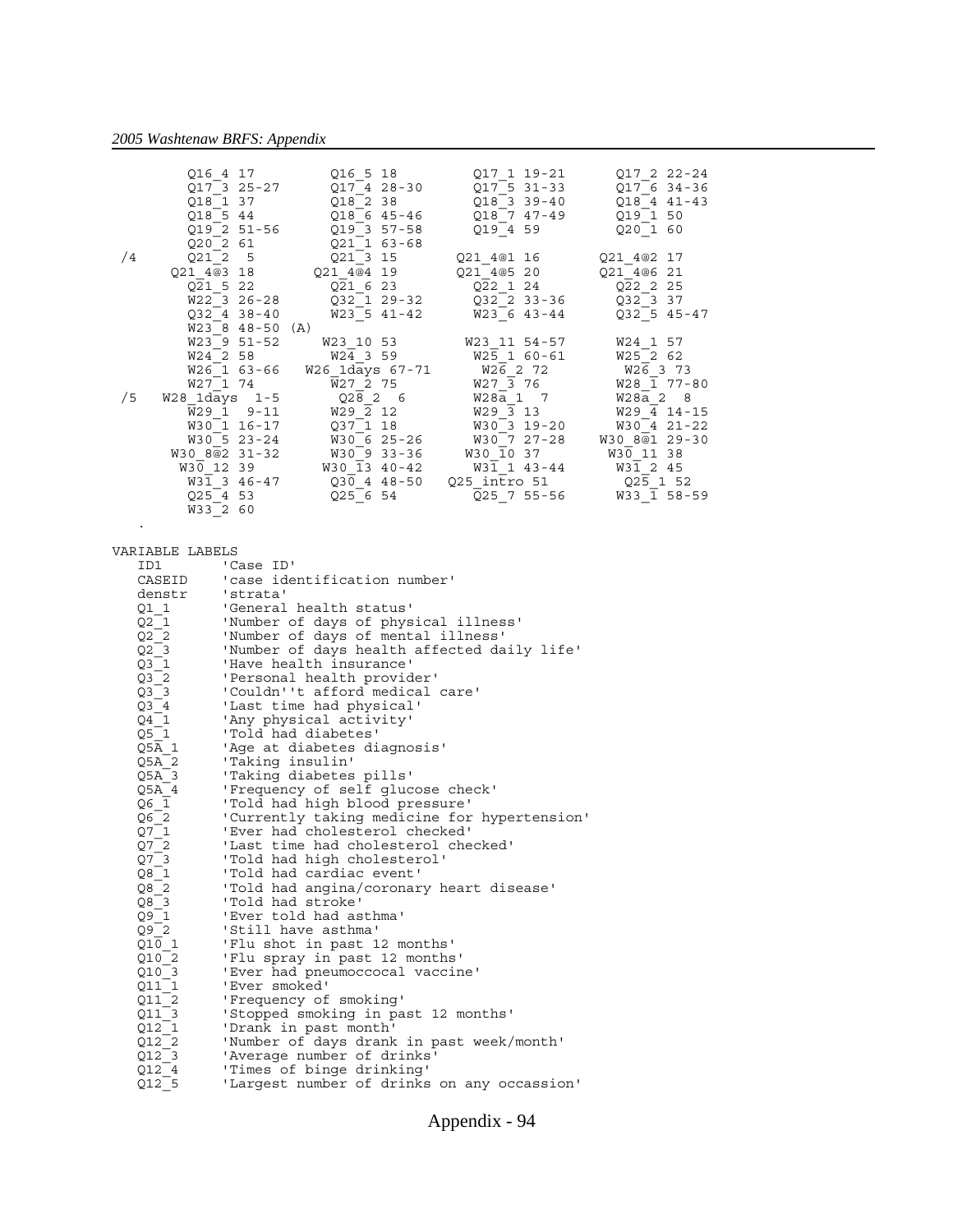```
        Q16_4 17          Q16_5 18          Q17_1 19-21       Q17_2 22-24
        Q17_3 25-27       Q17_4 28-30       Q17_5 31-33       Q17_6 34-36
        Q18_1 37          Q18_2 38          Q18_3 39-40       Q18_4 41-43
        Q18_5 44          Q18_6 45-46       Q18_7 47-49       Q19_1 50
        Q19_2 51-56       Q19_3 57-58       Q19_4 59          Q20_1 60
        Q20_2 61          Q21_1 63-68
 /4     Q21_2  5          Q21_3 15          Q21_4@1 16        Q21_4@2 17
      Q21_4@3 18        Q21_4@4 19        Q21_4@5 20        Q21_4@6 21
        Q21_5 22          Q21_6 23          Q22_1 24          Q22_2 25
        W22_3 26-28       Q32_1 29-32       Q32_2 33-36       Q32_3 37
        Q32_4 38-40       W23_5 41-42       W23_6 43-44       Q32_5 45-47
        W23_8 48-50 (A)
        W23_9 51-52     W23_10 53         W23_11 54-57       W24_1 57
        W24_2 58          W24_3 59          W25_1 60-61       W25_2 62
        W26_1 63-66    W26_1days 67-71      W26_2 72          W26_3 73
        W27_1 74          W27_2 75          W27_3 76          W28_1 77-80
 /5   W28_1days  1-5      Q28_2  6          W28a_1  7         W28a_2  8
        W29_1  9-11       W29_2 12          W29_3 13          W29_4 14-15
        W30_1 16-17       Q37_1 18          W30_3 19-20       W30_4 21-22
        W30_5 23-24       W30_6 25-26       W30_7 27-28     W30_8@1 29-30
      W30_8@2 31-32       W30_9 33-36      W30_10 37         W30_11 38
       W30_12 39         W30_13 40-42       W31_1 43-44       W31_2 45
        W31_3 46-47       Q30_4 48-50    Q25_intro 51         Q25_1 52
        Q25_4 53          Q25_6 54          Q25_7 55-56       W33_1 58-59
        W33_2 60
   .

VARIABLE LABELS
   ID1       'Case ID'
   CASEID    'case identification number'
   denstr    'strata'
   Q1_1      'General health status'
   Q2_1      'Number of days of physical illness'
   Q2_2      'Number of days of mental illness'
   Q2_3      'Number of days health affected daily life'
   Q3_1      'Have health insurance'
   Q3_2      'Personal health provider'
   Q3_3      'Couldn''t afford medical care'
   Q3_4      'Last time had physical'
   Q4_1      'Any physical activity'
   Q5_1      'Told had diabetes'
   Q5A_1     'Age at diabetes diagnosis'
   Q5A_2     'Taking insulin'
   Q5A_3     'Taking diabetes pills'
   Q5A_4     'Frequency of self glucose check'
   Q6_1      'Told had high blood pressure'
   Q6_2      'Currently taking medicine for hypertension'
   Q7_1      'Ever had cholesterol checked'
   Q7_2      'Last time had cholesterol checked'
   Q7_3      'Told had high cholesterol'
   Q8_1      'Told had cardiac event'
   Q8_2      'Told had angina/coronary heart disease'
   Q8_3      'Told had stroke'
   Q9_1      'Ever told had asthma'
   Q9_2      'Still have asthma'
   Q10_1     'Flu shot in past 12 months'
   Q10_2     'Flu spray in past 12 months'
   Q10_3     'Ever had pneumoccocal vaccine'
   Q11_1     'Ever smoked'
   Q11_2     'Frequency of smoking'
   Q11_3     'Stopped smoking in past 12 months'
   Q12_1     'Drank in past month'
   Q12_2     'Number of days drank in past week/month'
   Q12_3     'Average number of drinks'
   Q12_4     'Times of binge drinking'
   Q12_5     'Largest number of drinks on any occassion'
```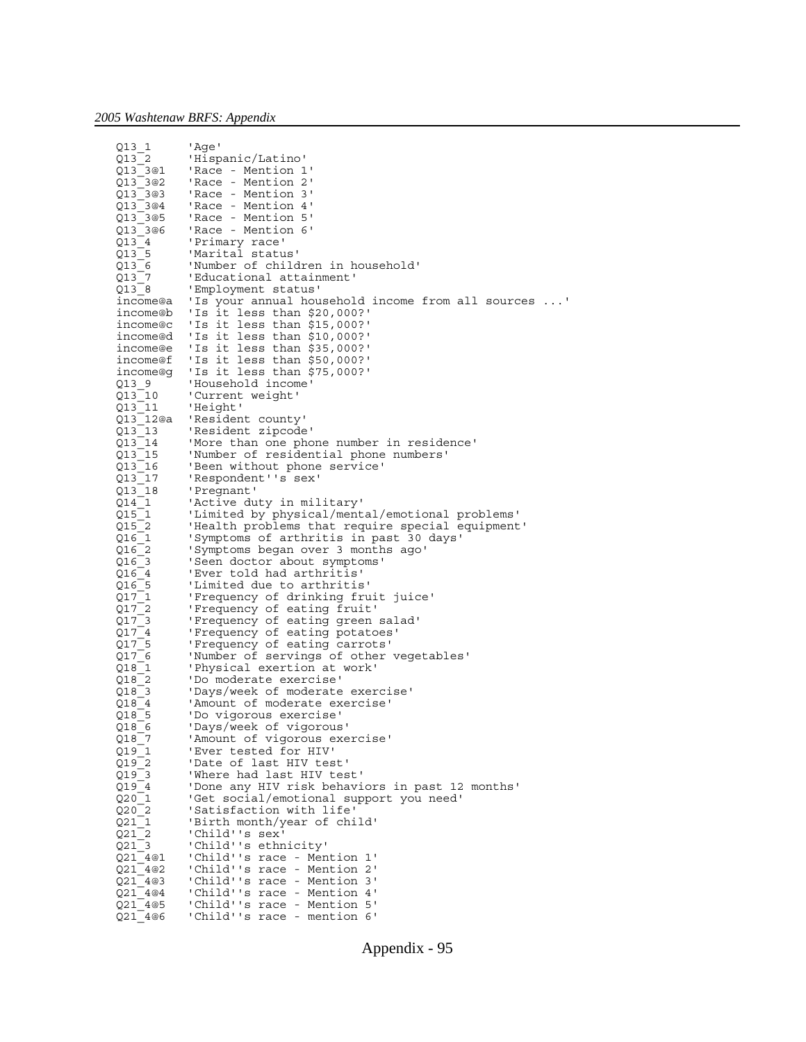```
Q13_1      'Age'
Q13_2      'Hispanic/Latino'
Q13_3@1    'Race - Mention 1'
Q13_3@2    'Race - Mention 2'
Q13_3@3    'Race - Mention 3'
Q13_3@4    'Race - Mention 4'
Q13_3@5    'Race - Mention 5'
Q13_3@6    'Race - Mention 6'
Q13_4      'Primary race'
Q13_5      'Marital status'
Q13_6      'Number of children in household'
Q13_7      'Educational attainment'
Q13_8      'Employment status'
income@a   'Is your annual household income from all sources ...'
income@b   'Is it less than $20,000?'
income@c   'Is it less than $15,000?'
income@d   'Is it less than $10,000?'
income@e   'Is it less than $35,000?'
income@f   'Is it less than $50,000?'
income@g   'Is it less than $75,000?'
Q13_9      'Household income'
Q13_10     'Current weight'
Q13_11     'Height'
Q13_12@a   'Resident county'
Q13_13     'Resident zipcode'
Q13_14     'More than one phone number in residence'
Q13_15     'Number of residential phone numbers'
Q13_16     'Been without phone service'
Q13_17     'Respondent''s sex'
Q13_18     'Pregnant'
Q14_1      'Active duty in military'
Q15_1      'Limited by physical/mental/emotional problems'
Q15_2      'Health problems that require special equipment'
Q16_1      'Symptoms of arthritis in past 30 days'
Q16_2      'Symptoms began over 3 months ago'
Q16_3      'Seen doctor about symptoms'
Q16_4      'Ever told had arthritis'
Q16_5      'Limited due to arthritis'
Q17_1      'Frequency of drinking fruit juice'
Q17_2      'Frequency of eating fruit'
Q17_3      'Frequency of eating green salad'
Q17_4      'Frequency of eating potatoes'
Q17_5      'Frequency of eating carrots'
Q17_6      'Number of servings of other vegetables'
Q18_1      'Physical exertion at work'
Q18_2      'Do moderate exercise'
Q18_3      'Days/week of moderate exercise'
Q18_4      'Amount of moderate exercise'
Q18_5      'Do vigorous exercise'
Q18_6      'Days/week of vigorous'
Q18_7      'Amount of vigorous exercise'
Q19_1      'Ever tested for HIV'
Q19_2      'Date of last HIV test'
Q19_3      'Where had last HIV test'
Q19_4      'Done any HIV risk behaviors in past 12 months'
Q20_1      'Get social/emotional support you need'
Q20_2      'Satisfaction with life'
Q21_1      'Birth month/year of child'
Q21_2      'Child''s sex'
Q21_3      'Child''s ethnicity'
Q21_4@1    'Child''s race - Mention 1'
Q21_4@2    'Child''s race - Mention 2'
Q21_4@3    'Child''s race - Mention 3'
Q21_4@4    'Child''s race - Mention 4'
Q21_4@5    'Child''s race - Mention 5'
Q21_4@6    'Child''s race - mention 6'
```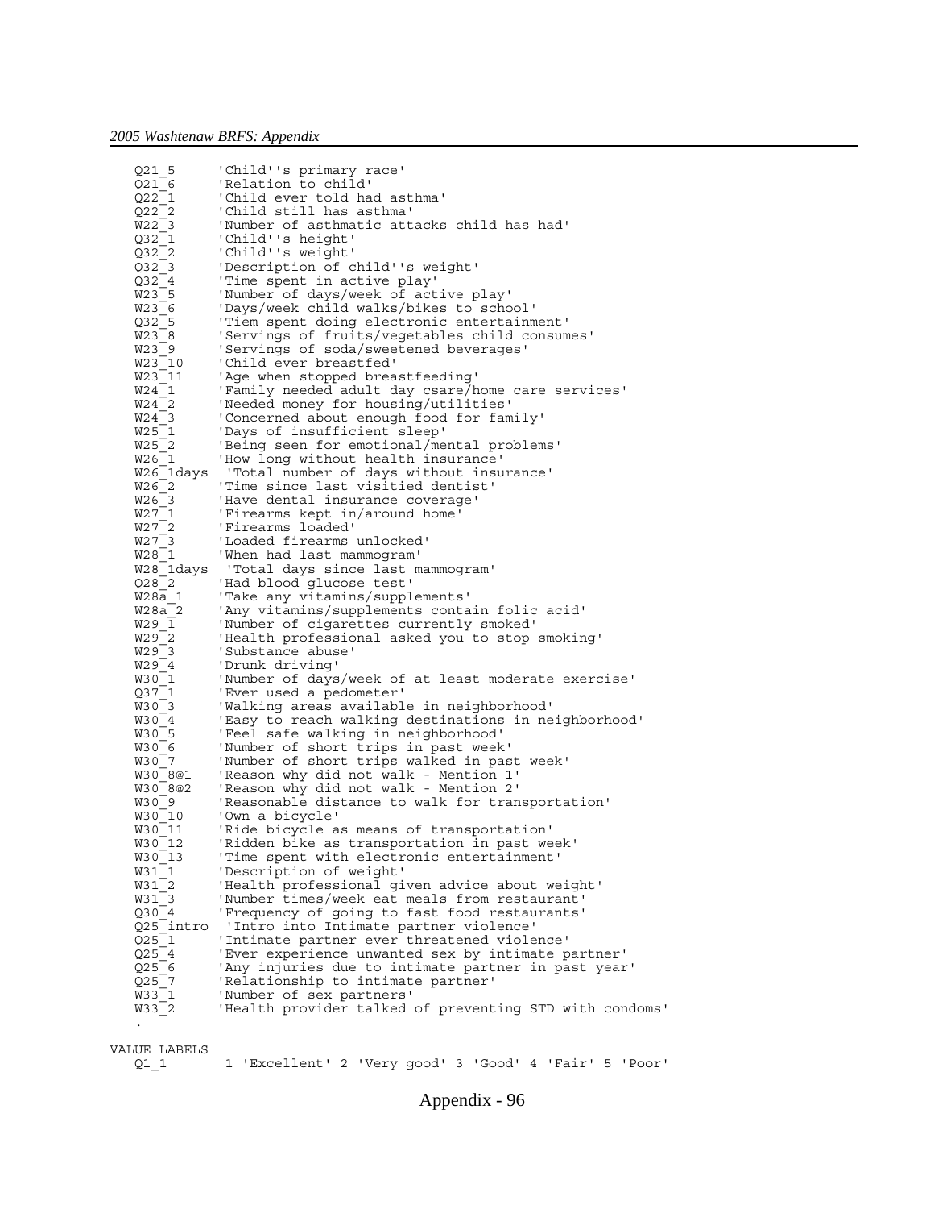```
   Q21_5      'Child''s primary race'
   Q21_6      'Relation to child'
   Q22_1      'Child ever told had asthma'
   Q22_2      'Child still has asthma'
   W22_3      'Number of asthmatic attacks child has had'
   Q32_1      'Child''s height'
   Q32_2      'Child''s weight'
   Q32_3      'Description of child''s weight'
   Q32_4      'Time spent in active play'
   W23_5      'Number of days/week of active play'
   W23_6      'Days/week child walks/bikes to school'
   Q32_5      'Tiem spent doing electronic entertainment'
   W23_8      'Servings of fruits/vegetables child consumes'
   W23_9      'Servings of soda/sweetened beverages'
   W23_10     'Child ever breastfed'
   W23_11     'Age when stopped breastfeeding'
   W24_1      'Family needed adult day csare/home care services'
   W24_2      'Needed money for housing/utilities'
   W24_3      'Concerned about enough food for family'
   W25_1      'Days of insufficient sleep'
   W25_2      'Being seen for emotional/mental problems'
   W26_1      'How long without health insurance'
   W26_1days  'Total number of days without insurance'
   W26_2      'Time since last visitied dentist'
   W26_3      'Have dental insurance coverage'
   W27_1      'Firearms kept in/around home'
   W27_2      'Firearms loaded'
   W27_3      'Loaded firearms unlocked'
   W28_1      'When had last mammogram'
   W28_1days  'Total days since last mammogram'
   Q28_2      'Had blood glucose test'
   W28a_1     'Take any vitamins/supplements'
   W28a_2     'Any vitamins/supplements contain folic acid'
   W29_1      'Number of cigarettes currently smoked'
   W29_2      'Health professional asked you to stop smoking'
   W29_3      'Substance abuse'
   W29_4      'Drunk driving'
   W30_1      'Number of days/week of at least moderate exercise'
   Q37_1      'Ever used a pedometer'
   W30_3      'Walking areas available in neighborhood'
   W30_4      'Easy to reach walking destinations in neighborhood'
   W30_5      'Feel safe walking in neighborhood'
   W30_6      'Number of short trips in past week'
   W30_7      'Number of short trips walked in past week'
   W30_8@1    'Reason why did not walk - Mention 1'
   W30_8@2    'Reason why did not walk - Mention 2'
   W30_9      'Reasonable distance to walk for transportation'
   W30_10     'Own a bicycle'
   W30_11     'Ride bicycle as means of transportation'
   W30_12     'Ridden bike as transportation in past week'
   W30_13     'Time spent with electronic entertainment'
   W31_1      'Description of weight'
   W31_2      'Health professional given advice about weight'
   W31_3      'Number times/week eat meals from restaurant'
   Q30_4      'Frequency of going to fast food restaurants'
   Q25_intro  'Intro into Intimate partner violence'
   Q25_1      'Intimate partner ever threatened violence'
   Q25_4      'Ever experience unwanted sex by intimate partner'
   Q25_6      'Any injuries due to intimate partner in past year'
   Q25_7      'Relationship to intimate partner'
   W33_1      'Number of sex partners'
   W33_2      'Health provider talked of preventing STD with condoms'
   .

VALUE LABELS
   Q1_1       1 'Excellent' 2 'Very good' 3 'Good' 4 'Fair' 5 'Poor'
```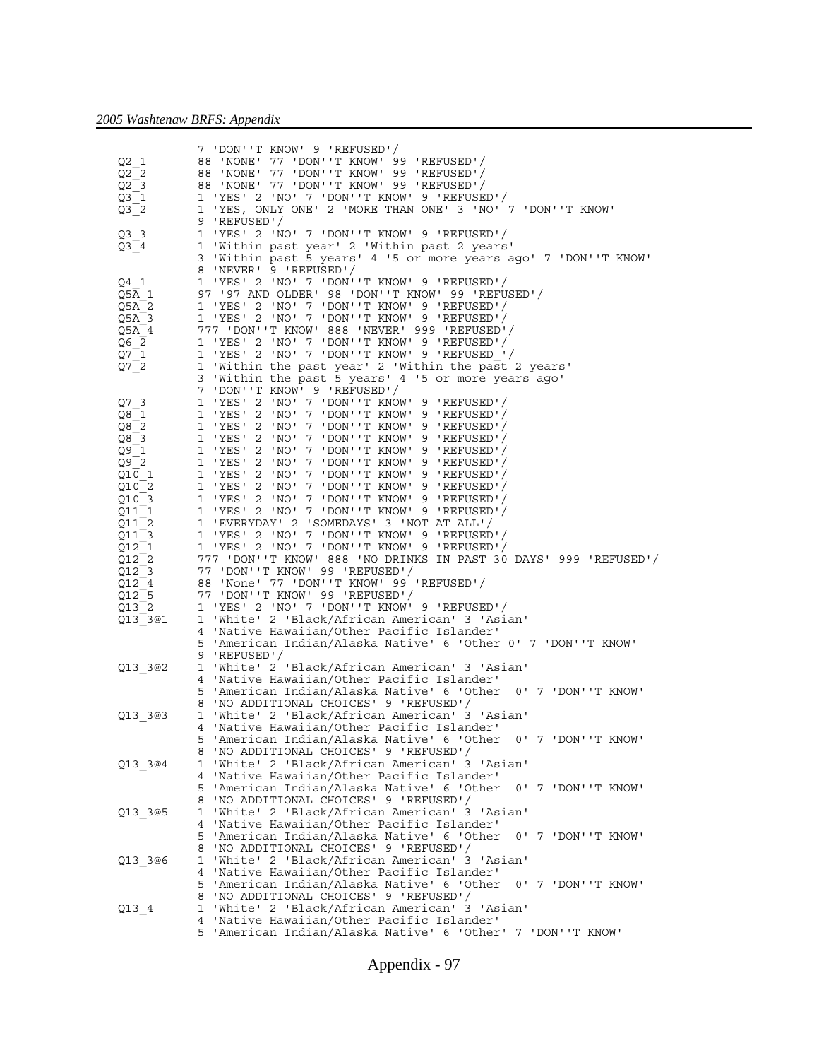```
            7 'DON''T KNOW' 9 'REFUSED'/
Q2_1        88 'NONE' 77 'DON''T KNOW' 99 'REFUSED'/
Q2_2        88 'NONE' 77 'DON''T KNOW' 99 'REFUSED'/
Q2_3        88 'NONE' 77 'DON''T KNOW' 99 'REFUSED'/
Q3_1        1 'YES' 2 'NO' 7 'DON''T KNOW' 9 'REFUSED'/
Q3_2        1 'YES, ONLY ONE' 2 'MORE THAN ONE' 3 'NO' 7 'DON''T KNOW'
            9 'REFUSED'/
Q3_3        1 'YES' 2 'NO' 7 'DON''T KNOW' 9 'REFUSED'/
Q3_4        1 'Within past year' 2 'Within past 2 years'
            3 'Within past 5 years' 4 '5 or more years ago' 7 'DON''T KNOW'
            8 'NEVER' 9 'REFUSED'/
Q4_1        1 'YES' 2 'NO' 7 'DON''T KNOW' 9 'REFUSED'/
Q5A_1       97 '97 AND OLDER' 98 'DON''T KNOW' 99 'REFUSED'/
Q5A_2       1 'YES' 2 'NO' 7 'DON''T KNOW' 9 'REFUSED'/
Q5A_3       1 'YES' 2 'NO' 7 'DON''T KNOW' 9 'REFUSED'/
Q5A_4       777 'DON''T KNOW' 888 'NEVER' 999 'REFUSED'/
Q6_2        1 'YES' 2 'NO' 7 'DON''T KNOW' 9 'REFUSED'/
Q7_1        1 'YES' 2 'NO' 7 'DON''T KNOW' 9 'REFUSED_'/
Q7_2        1 'Within the past year' 2 'Within the past 2 years'
            3 'Within the past 5 years' 4 '5 or more years ago'
            7 'DON''T KNOW' 9 'REFUSED'/
Q7_3        1 'YES' 2 'NO' 7 'DON''T KNOW' 9 'REFUSED'/
Q8_1        1 'YES' 2 'NO' 7 'DON''T KNOW' 9 'REFUSED'/
Q8_2        1 'YES' 2 'NO' 7 'DON''T KNOW' 9 'REFUSED'/
Q8_3        1 'YES' 2 'NO' 7 'DON''T KNOW' 9 'REFUSED'/
Q9_1        1 'YES' 2 'NO' 7 'DON''T KNOW' 9 'REFUSED'/
Q9_2        1 'YES' 2 'NO' 7 'DON''T KNOW' 9 'REFUSED'/
Q10_1       1 'YES' 2 'NO' 7 'DON''T KNOW' 9 'REFUSED'/
Q10_2       1 'YES' 2 'NO' 7 'DON''T KNOW' 9 'REFUSED'/
Q10_3       1 'YES' 2 'NO' 7 'DON''T KNOW' 9 'REFUSED'/
Q11_1       1 'YES' 2 'NO' 7 'DON''T KNOW' 9 'REFUSED'/
Q11_2       1 'EVERYDAY' 2 'SOMEDAYS' 3 'NOT AT ALL'/
Q11_3       1 'YES' 2 'NO' 7 'DON''T KNOW' 9 'REFUSED'/
Q12_1       1 'YES' 2 'NO' 7 'DON''T KNOW' 9 'REFUSED'/
Q12_2       777 'DON''T KNOW' 888 'NO DRINKS IN PAST 30 DAYS' 999 'REFUSED'/
Q12_3       77 'DON''T KNOW' 99 'REFUSED'/
Q12_4       88 'None' 77 'DON''T KNOW' 99 'REFUSED'/
Q12_5       77 'DON''T KNOW' 99 'REFUSED'/
Q13_2       1 'YES' 2 'NO' 7 'DON''T KNOW' 9 'REFUSED'/
Q13_3@1     1 'White' 2 'Black/African American' 3 'Asian'
            4 'Native Hawaiian/Other Pacific Islander'
            5 'American Indian/Alaska Native' 6 'Other 0' 7 'DON''T KNOW'
            9 'REFUSED'/
Q13_3@2     1 'White' 2 'Black/African American' 3 'Asian'
            4 'Native Hawaiian/Other Pacific Islander'
            5 'American Indian/Alaska Native' 6 'Other  0' 7 'DON''T KNOW'
            8 'NO ADDITIONAL CHOICES' 9 'REFUSED'/
Q13_3@3     1 'White' 2 'Black/African American' 3 'Asian'
            4 'Native Hawaiian/Other Pacific Islander'
            5 'American Indian/Alaska Native' 6 'Other  0' 7 'DON''T KNOW'
            8 'NO ADDITIONAL CHOICES' 9 'REFUSED'/
Q13_3@4     1 'White' 2 'Black/African American' 3 'Asian'
            4 'Native Hawaiian/Other Pacific Islander'
            5 'American Indian/Alaska Native' 6 'Other  0' 7 'DON''T KNOW'
            8 'NO ADDITIONAL CHOICES' 9 'REFUSED'/
Q13_3@5     1 'White' 2 'Black/African American' 3 'Asian'
            4 'Native Hawaiian/Other Pacific Islander'
            5 'American Indian/Alaska Native' 6 'Other  0' 7 'DON''T KNOW'
            8 'NO ADDITIONAL CHOICES' 9 'REFUSED'/
Q13_3@6     1 'White' 2 'Black/African American' 3 'Asian'
            4 'Native Hawaiian/Other Pacific Islander'
            5 'American Indian/Alaska Native' 6 'Other  0' 7 'DON''T KNOW'
            8 'NO ADDITIONAL CHOICES' 9 'REFUSED'/
Q13_4       1 'White' 2 'Black/African American' 3 'Asian'
            4 'Native Hawaiian/Other Pacific Islander'
            5 'American Indian/Alaska Native' 6 'Other' 7 'DON''T KNOW'
```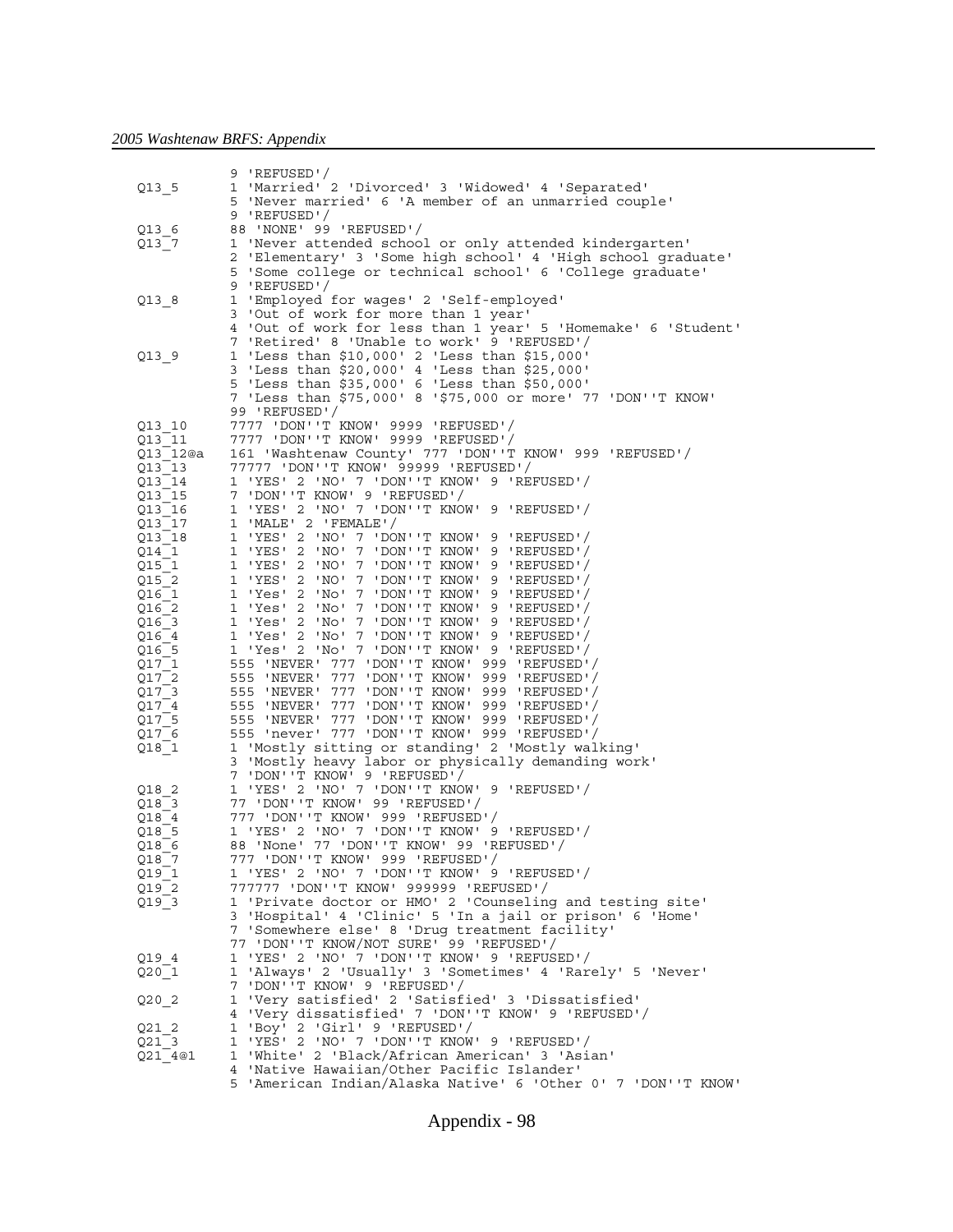```
            9 'REFUSED'/
Q13_5       1 'Married' 2 'Divorced' 3 'Widowed' 4 'Separated'
            5 'Never married' 6 'A member of an unmarried couple'
            9 'REFUSED'/
Q13_6       88 'NONE' 99 'REFUSED'/
Q13_7       1 'Never attended school or only attended kindergarten'
            2 'Elementary' 3 'Some high school' 4 'High school graduate'
            5 'Some college or technical school' 6 'College graduate'
            9 'REFUSED'/
Q13_8       1 'Employed for wages' 2 'Self-employed'
            3 'Out of work for more than 1 year'
            4 'Out of work for less than 1 year' 5 'Homemake' 6 'Student'
            7 'Retired' 8 'Unable to work' 9 'REFUSED'/
Q13_9       1 'Less than $10,000' 2 'Less than $15,000'
            3 'Less than $20,000' 4 'Less than $25,000'
            5 'Less than $35,000' 6 'Less than $50,000'
            7 'Less than $75,000' 8 '$75,000 or more' 77 'DON''T KNOW'
            99 'REFUSED'/
Q13_10      7777 'DON''T KNOW' 9999 'REFUSED'/
Q13_11      7777 'DON''T KNOW' 9999 'REFUSED'/
Q13_12@a    161 'Washtenaw County' 777 'DON''T KNOW' 999 'REFUSED'/
Q13_13      77777 'DON''T KNOW' 99999 'REFUSED'/
Q13_14      1 'YES' 2 'NO' 7 'DON''T KNOW' 9 'REFUSED'/
Q13_15      7 'DON''T KNOW' 9 'REFUSED'/
Q13_16      1 'YES' 2 'NO' 7 'DON''T KNOW' 9 'REFUSED'/
Q13_17      1 'MALE' 2 'FEMALE'/
Q13_18      1 'YES' 2 'NO' 7 'DON''T KNOW' 9 'REFUSED'/
Q14_1       1 'YES' 2 'NO' 7 'DON''T KNOW' 9 'REFUSED'/
Q15_1       1 'YES' 2 'NO' 7 'DON''T KNOW' 9 'REFUSED'/
Q15_2       1 'YES' 2 'NO' 7 'DON''T KNOW' 9 'REFUSED'/
Q16_1       1 'Yes' 2 'No' 7 'DON''T KNOW' 9 'REFUSED'/
Q16_2       1 'Yes' 2 'No' 7 'DON''T KNOW' 9 'REFUSED'/
Q16_3       1 'Yes' 2 'No' 7 'DON''T KNOW' 9 'REFUSED'/
Q16_4       1 'Yes' 2 'No' 7 'DON''T KNOW' 9 'REFUSED'/
Q16_5       1 'Yes' 2 'No' 7 'DON''T KNOW' 9 'REFUSED'/
Q17_1       555 'NEVER' 777 'DON''T KNOW' 999 'REFUSED'/
Q17_2       555 'NEVER' 777 'DON''T KNOW' 999 'REFUSED'/
Q17_3       555 'NEVER' 777 'DON''T KNOW' 999 'REFUSED'/
Q17_4       555 'NEVER' 777 'DON''T KNOW' 999 'REFUSED'/
Q17_5       555 'NEVER' 777 'DON''T KNOW' 999 'REFUSED'/
Q17_6       555 'never' 777 'DON''T KNOW' 999 'REFUSED'/
Q18_1       1 'Mostly sitting or standing' 2 'Mostly walking'
            3 'Mostly heavy labor or physically demanding work'
            7 'DON''T KNOW' 9 'REFUSED'/
Q18_2       1 'YES' 2 'NO' 7 'DON''T KNOW' 9 'REFUSED'/
Q18_3       77 'DON''T KNOW' 99 'REFUSED'/
Q18_4       777 'DON''T KNOW' 999 'REFUSED'/
Q18_5       1 'YES' 2 'NO' 7 'DON''T KNOW' 9 'REFUSED'/
Q18_6       88 'None' 77 'DON''T KNOW' 99 'REFUSED'/
Q18_7       777 'DON''T KNOW' 999 'REFUSED'/
Q19_1       1 'YES' 2 'NO' 7 'DON''T KNOW' 9 'REFUSED'/
Q19_2       777777 'DON''T KNOW' 999999 'REFUSED'/
Q19_3       1 'Private doctor or HMO' 2 'Counseling and testing site'
            3 'Hospital' 4 'Clinic' 5 'In a jail or prison' 6 'Home'
            7 'Somewhere else' 8 'Drug treatment facility'
            77 'DON''T KNOW/NOT SURE' 99 'REFUSED'/
Q19_4       1 'YES' 2 'NO' 7 'DON''T KNOW' 9 'REFUSED'/
Q20_1       1 'Always' 2 'Usually' 3 'Sometimes' 4 'Rarely' 5 'Never'
            7 'DON''T KNOW' 9 'REFUSED'/
Q20_2       1 'Very satisfied' 2 'Satisfied' 3 'Dissatisfied'
            4 'Very dissatisfied' 7 'DON''T KNOW' 9 'REFUSED'/
Q21_2       1 'Boy' 2 'Girl' 9 'REFUSED'/
Q21_3       1 'YES' 2 'NO' 7 'DON''T KNOW' 9 'REFUSED'/
Q21_4@1     1 'White' 2 'Black/African American' 3 'Asian'
            4 'Native Hawaiian/Other Pacific Islander'
            5 'American Indian/Alaska Native' 6 'Other 0' 7 'DON''T KNOW'
```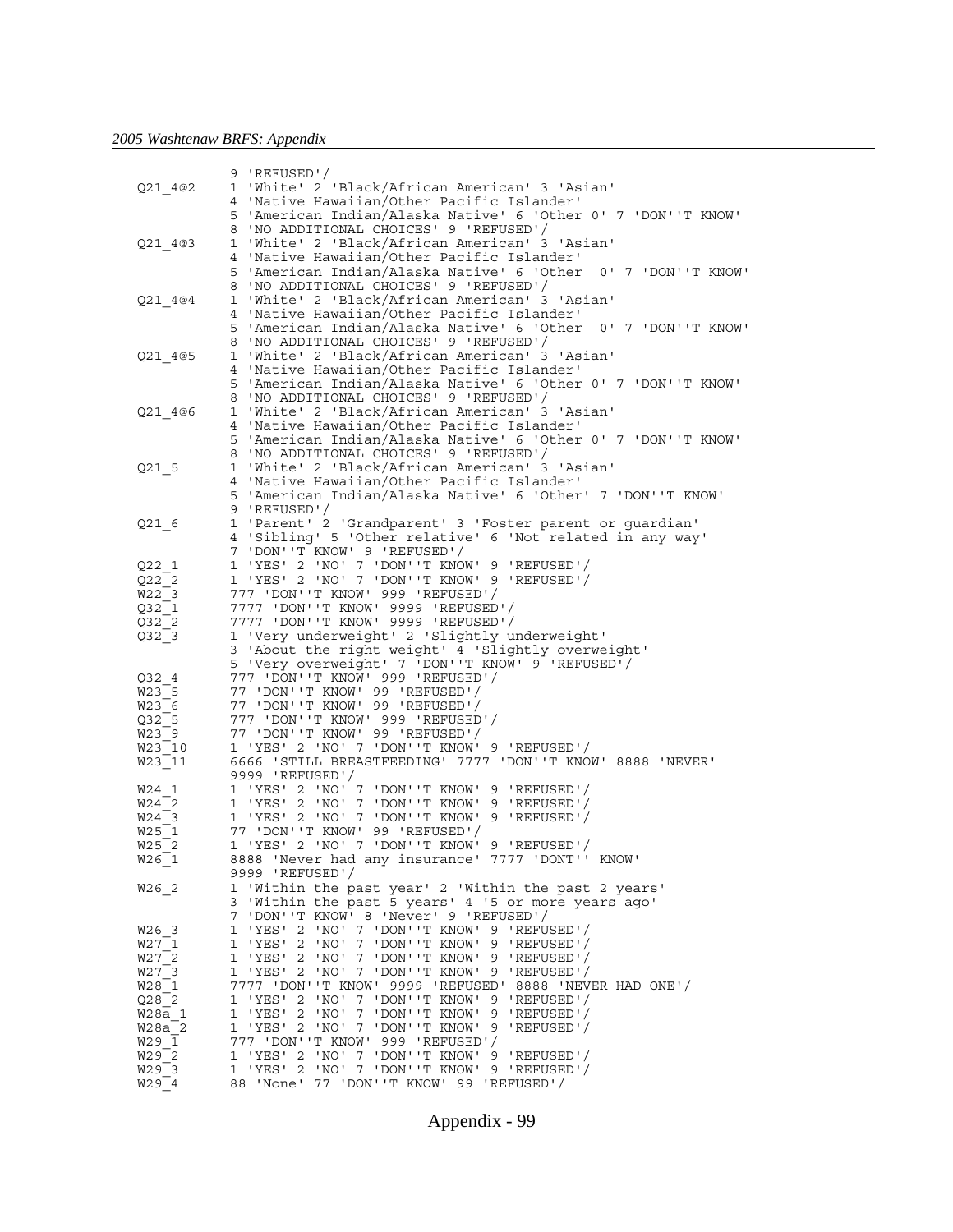```
          9 'REFUSED'/
Q21_4@2   1 'White' 2 'Black/African American' 3 'Asian'
          4 'Native Hawaiian/Other Pacific Islander'
          5 'American Indian/Alaska Native' 6 'Other 0' 7 'DON''T KNOW'
          8 'NO ADDITIONAL CHOICES' 9 'REFUSED'/
Q21_4@3   1 'White' 2 'Black/African American' 3 'Asian'
          4 'Native Hawaiian/Other Pacific Islander'
          5 'American Indian/Alaska Native' 6 'Other  0' 7 'DON''T KNOW'
          8 'NO ADDITIONAL CHOICES' 9 'REFUSED'/
Q21_4@4   1 'White' 2 'Black/African American' 3 'Asian'
          4 'Native Hawaiian/Other Pacific Islander'
          5 'American Indian/Alaska Native' 6 'Other  0' 7 'DON''T KNOW'
          8 'NO ADDITIONAL CHOICES' 9 'REFUSED'/
Q21_4@5   1 'White' 2 'Black/African American' 3 'Asian'
          4 'Native Hawaiian/Other Pacific Islander'
          5 'American Indian/Alaska Native' 6 'Other 0' 7 'DON''T KNOW'
          8 'NO ADDITIONAL CHOICES' 9 'REFUSED'/
Q21_4@6   1 'White' 2 'Black/African American' 3 'Asian'
          4 'Native Hawaiian/Other Pacific Islander'
          5 'American Indian/Alaska Native' 6 'Other 0' 7 'DON''T KNOW'
          8 'NO ADDITIONAL CHOICES' 9 'REFUSED'/
Q21_5     1 'White' 2 'Black/African American' 3 'Asian'
          4 'Native Hawaiian/Other Pacific Islander'
          5 'American Indian/Alaska Native' 6 'Other' 7 'DON''T KNOW'
          9 'REFUSED'/
Q21_6     1 'Parent' 2 'Grandparent' 3 'Foster parent or guardian'
          4 'Sibling' 5 'Other relative' 6 'Not related in any way'
          7 'DON''T KNOW' 9 'REFUSED'/
Q22_1     1 'YES' 2 'NO' 7 'DON''T KNOW' 9 'REFUSED'/
Q22_2     1 'YES' 2 'NO' 7 'DON''T KNOW' 9 'REFUSED'/
W22_3     777 'DON''T KNOW' 999 'REFUSED'/
Q32_1     7777 'DON''T KNOW' 9999 'REFUSED'/
Q32_2     7777 'DON''T KNOW' 9999 'REFUSED'/
Q32_3     1 'Very underweight' 2 'Slightly underweight'
          3 'About the right weight' 4 'Slightly overweight'
          5 'Very overweight' 7 'DON''T KNOW' 9 'REFUSED'/
Q32_4     777 'DON''T KNOW' 999 'REFUSED'/
W23_5     77 'DON''T KNOW' 99 'REFUSED'/
W23_6     77 'DON''T KNOW' 99 'REFUSED'/
Q32_5     777 'DON''T KNOW' 999 'REFUSED'/
W23_9     77 'DON''T KNOW' 99 'REFUSED'/
W23_10    1 'YES' 2 'NO' 7 'DON''T KNOW' 9 'REFUSED'/
W23_11    6666 'STILL BREASTFEEDING' 7777 'DON''T KNOW' 8888 'NEVER'
          9999 'REFUSED'/
W24_1     1 'YES' 2 'NO' 7 'DON''T KNOW' 9 'REFUSED'/
W24_2     1 'YES' 2 'NO' 7 'DON''T KNOW' 9 'REFUSED'/
W24_3     1 'YES' 2 'NO' 7 'DON''T KNOW' 9 'REFUSED'/
W25_1     77 'DON''T KNOW' 99 'REFUSED'/
W25_2     1 'YES' 2 'NO' 7 'DON''T KNOW' 9 'REFUSED'/
W26_1     8888 'Never had any insurance' 7777 'DONT'' KNOW'
          9999 'REFUSED'/
W26_2     1 'Within the past year' 2 'Within the past 2 years'
          3 'Within the past 5 years' 4 '5 or more years ago'
          7 'DON''T KNOW' 8 'Never' 9 'REFUSED'/
W26_3     1 'YES' 2 'NO' 7 'DON''T KNOW' 9 'REFUSED'/
W27_1     1 'YES' 2 'NO' 7 'DON''T KNOW' 9 'REFUSED'/
W27_2     1 'YES' 2 'NO' 7 'DON''T KNOW' 9 'REFUSED'/
W27_3     1 'YES' 2 'NO' 7 'DON''T KNOW' 9 'REFUSED'/
W28_1     7777 'DON''T KNOW' 9999 'REFUSED' 8888 'NEVER HAD ONE'/
Q28_2     1 'YES' 2 'NO' 7 'DON''T KNOW' 9 'REFUSED'/
W28a_1    1 'YES' 2 'NO' 7 'DON''T KNOW' 9 'REFUSED'/
W28a_2    1 'YES' 2 'NO' 7 'DON''T KNOW' 9 'REFUSED'/
W29_1     777 'DON''T KNOW' 999 'REFUSED'/
W29_2     1 'YES' 2 'NO' 7 'DON''T KNOW' 9 'REFUSED'/
W29_3     1 'YES' 2 'NO' 7 'DON''T KNOW' 9 'REFUSED'/
W29_4     88 'None' 77 'DON''T KNOW' 99 'REFUSED'/
```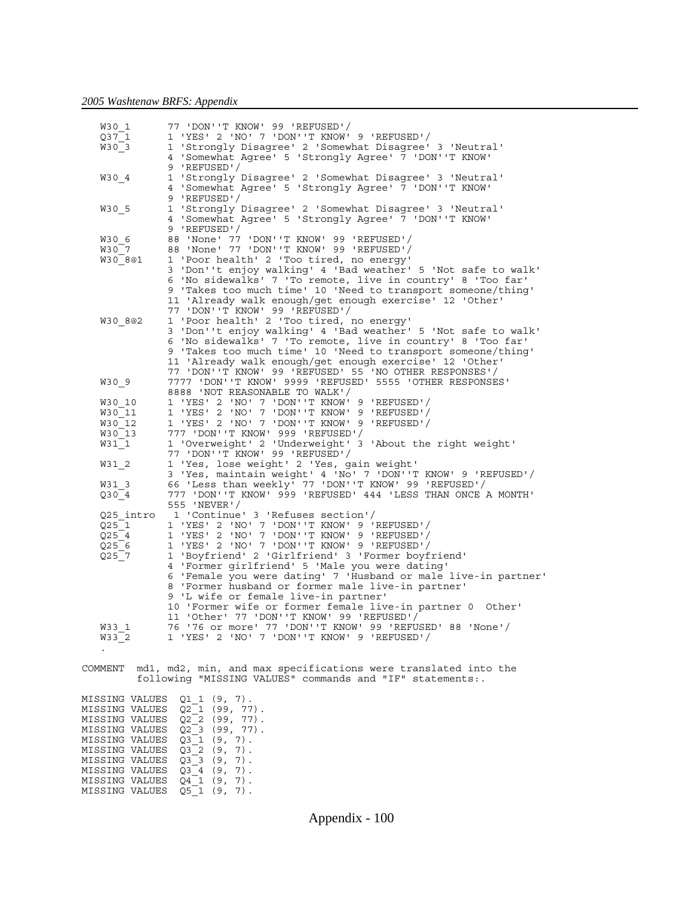```
   W30_1       77 'DON''T KNOW' 99 'REFUSED'/
   Q37_1       1 'YES' 2 'NO' 7 'DON''T KNOW' 9 'REFUSED'/
   W30_3       1 'Strongly Disagree' 2 'Somewhat Disagree' 3 'Neutral'
               4 'Somewhat Agree' 5 'Strongly Agree' 7 'DON''T KNOW'
               9 'REFUSED'/
   W30_4       1 'Strongly Disagree' 2 'Somewhat Disagree' 3 'Neutral'
               4 'Somewhat Agree' 5 'Strongly Agree' 7 'DON''T KNOW'
               9 'REFUSED'/
   W30_5       1 'Strongly Disagree' 2 'Somewhat Disagree' 3 'Neutral'
               4 'Somewhat Agree' 5 'Strongly Agree' 7 'DON''T KNOW'
               9 'REFUSED'/
   W30_6       88 'None' 77 'DON''T KNOW' 99 'REFUSED'/
   W30_7       88 'None' 77 'DON''T KNOW' 99 'REFUSED'/
   W30_8@1     1 'Poor health' 2 'Too tired, no energy'
               3 'Don''t enjoy walking' 4 'Bad weather' 5 'Not safe to walk'
               6 'No sidewalks' 7 'To remote, live in country' 8 'Too far'
               9 'Takes too much time' 10 'Need to transport someone/thing'
               11 'Already walk enough/get enough exercise' 12 'Other'
               77 'DON''T KNOW' 99 'REFUSED'/
   W30_8@2     1 'Poor health' 2 'Too tired, no energy'
               3 'Don''t enjoy walking' 4 'Bad weather' 5 'Not safe to walk'
               6 'No sidewalks' 7 'To remote, live in country' 8 'Too far'
               9 'Takes too much time' 10 'Need to transport someone/thing'
               11 'Already walk enough/get enough exercise' 12 'Other'
               77 'DON''T KNOW' 99 'REFUSED' 55 'NO OTHER RESPONSES'/
   W30_9       7777 'DON''T KNOW' 9999 'REFUSED' 5555 'OTHER RESPONSES'
               8888 'NOT REASONABLE TO WALK'/
   W30_10      1 'YES' 2 'NO' 7 'DON''T KNOW' 9 'REFUSED'/
   W30_11      1 'YES' 2 'NO' 7 'DON''T KNOW' 9 'REFUSED'/
   W30_12      1 'YES' 2 'NO' 7 'DON''T KNOW' 9 'REFUSED'/
   W30_13      777 'DON''T KNOW' 999 'REFUSED'/
   W31_1       1 'Overweight' 2 'Underweight' 3 'About the right weight'
               77 'DON''T KNOW' 99 'REFUSED'/
   W31_2       1 'Yes, lose weight' 2 'Yes, gain weight'
               3 'Yes, maintain weight' 4 'No' 7 'DON''T KNOW' 9 'REFUSED'/
   W31_3       66 'Less than weekly' 77 'DON''T KNOW' 99 'REFUSED'/
   Q30_4       777 'DON''T KNOW' 999 'REFUSED' 444 'LESS THAN ONCE A MONTH'
               555 'NEVER'/
   Q25_intro    1 'Continue' 3 'Refuses section'/
   Q25_1       1 'YES' 2 'NO' 7 'DON''T KNOW' 9 'REFUSED'/
   Q25_4       1 'YES' 2 'NO' 7 'DON''T KNOW' 9 'REFUSED'/
   Q25_6       1 'YES' 2 'NO' 7 'DON''T KNOW' 9 'REFUSED'/
   Q25_7       1 'Boyfriend' 2 'Girlfriend' 3 'Former boyfriend'
               4 'Former girlfriend' 5 'Male you were dating'
               6 'Female you were dating' 7 'Husband or male live-in partner'
               8 'Former husband or former male live-in partner'
               9 'L wife or female live-in partner'
               10 'Former wife or former female live-in partner 0  Other'
               11 'Other' 77 'DON''T KNOW' 99 'REFUSED'/
   W33_1       76 '76 or more' 77 'DON''T KNOW' 99 'REFUSED' 88 'None'/
   W33_2       1 'YES' 2 'NO' 7 'DON''T KNOW' 9 'REFUSED'/
   .

COMMENT  md1, md2, min, and max specifications were translated into the
         following "MISSING VALUES" commands and "IF" statements:.

MISSING VALUES  Q1_1 (9, 7).
MISSING VALUES  Q2_1 (99, 77).
MISSING VALUES  Q2_2 (99, 77).
MISSING VALUES  Q2_3 (99, 77).
MISSING VALUES  Q3_1 (9, 7).
MISSING VALUES  Q3_2 (9, 7).
MISSING VALUES  Q3_3 (9, 7).
MISSING VALUES  Q3_4 (9, 7).
MISSING VALUES  Q4_1 (9, 7).
MISSING VALUES  Q5_1 (9, 7).
```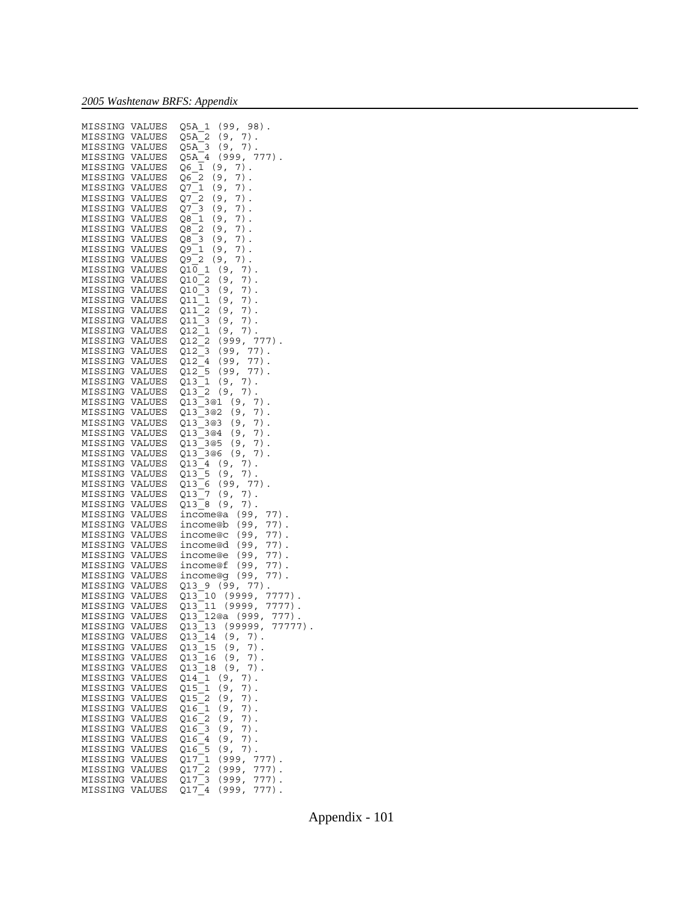```
MISSING VALUES  Q5A_1 (99, 98).
MISSING VALUES  Q5A_2 (9, 7).
MISSING VALUES  Q5A_3 (9, 7).
MISSING VALUES  Q5A_4 (999, 777).
MISSING VALUES  Q6_1 (9, 7).
MISSING VALUES  Q6_2 (9, 7).
MISSING VALUES  Q7_1 (9, 7).
MISSING VALUES  Q7_2 (9, 7).
MISSING VALUES  Q7_3 (9, 7).
MISSING VALUES  Q8_1 (9, 7).
MISSING VALUES  Q8_2 (9, 7).
MISSING VALUES  Q8_3 (9, 7).
MISSING VALUES  Q9_1 (9, 7).
MISSING VALUES  Q9_2 (9, 7).
MISSING VALUES  Q10_1 (9, 7).
MISSING VALUES  Q10_2 (9, 7).
MISSING VALUES  Q10_3 (9, 7).
MISSING VALUES  Q11_1 (9, 7).
MISSING VALUES  Q11_2 (9, 7).
MISSING VALUES  Q11_3 (9, 7).
MISSING VALUES  Q12_1 (9, 7).
MISSING VALUES  Q12_2 (999, 777).
MISSING VALUES  Q12_3 (99, 77).
MISSING VALUES  Q12_4 (99, 77).
MISSING VALUES  Q12_5 (99, 77).
MISSING VALUES  Q13_1 (9, 7).
MISSING VALUES  Q13_2 (9, 7).
MISSING VALUES  Q13_3@1 (9, 7).
MISSING VALUES  Q13_3@2 (9, 7).
MISSING VALUES  Q13_3@3 (9, 7).
MISSING VALUES  Q13_3@4 (9, 7).
MISSING VALUES  Q13_3@5 (9, 7).
MISSING VALUES  Q13_3@6 (9, 7).
MISSING VALUES  Q13_4 (9, 7).
MISSING VALUES  Q13_5 (9, 7).
MISSING VALUES  Q13_6 (99, 77).
MISSING VALUES  Q13_7 (9, 7).
MISSING VALUES  Q13_8 (9, 7).
MISSING VALUES  income@a (99, 77).
MISSING VALUES  income@b (99, 77).
MISSING VALUES  income@c (99, 77).
MISSING VALUES  income@d (99, 77).
MISSING VALUES  income@e (99, 77).
MISSING VALUES  income@f (99, 77).
MISSING VALUES  income@g (99, 77).
MISSING VALUES  Q13_9 (99, 77).
MISSING VALUES  Q13_10 (9999, 7777).
MISSING VALUES  Q13_11 (9999, 7777).
MISSING VALUES  Q13_12@a (999, 777).
MISSING VALUES  Q13_13 (99999, 77777).
MISSING VALUES  Q13_14 (9, 7).
MISSING VALUES  Q13_15 (9, 7).
MISSING VALUES  Q13_16 (9, 7).
MISSING VALUES  Q13_18 (9, 7).
MISSING VALUES  Q14_1 (9, 7).
MISSING VALUES  Q15_1 (9, 7).
MISSING VALUES  Q15_2 (9, 7).
MISSING VALUES  Q16_1 (9, 7).
MISSING VALUES  Q16_2 (9, 7).
MISSING VALUES  Q16_3 (9, 7).
MISSING VALUES  Q16_4 (9, 7).
MISSING VALUES  Q16_5 (9, 7).
MISSING VALUES  Q17_1 (999, 777).
MISSING VALUES  Q17_2 (999, 777).
MISSING VALUES  Q17_3 (999, 777).
MISSING VALUES  Q17_4 (999, 777).
```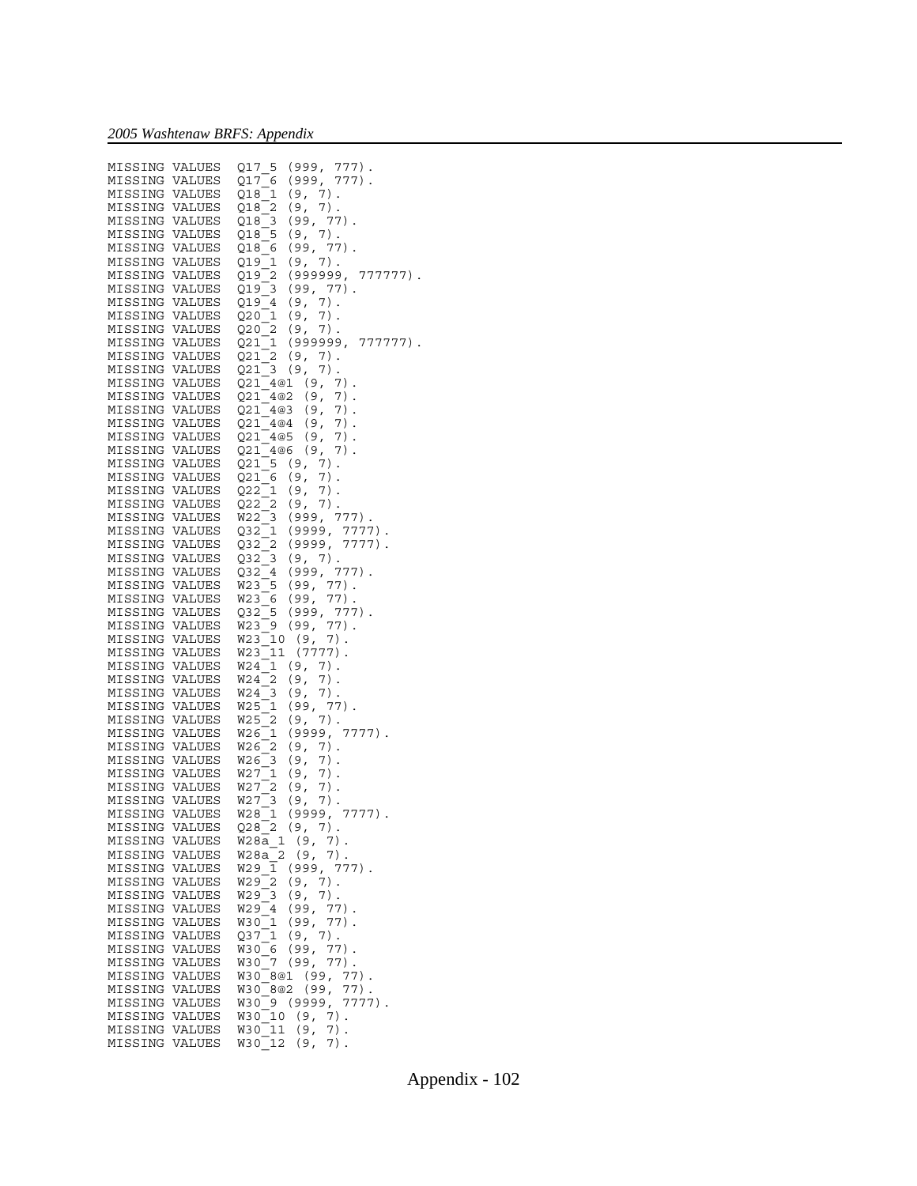```
MISSING VALUES  Q17_5 (999, 777).
MISSING VALUES  Q17_6 (999, 777).
MISSING VALUES  Q18_1 (9, 7).
MISSING VALUES  Q18_2 (9, 7).
MISSING VALUES  Q18_3 (99, 77).
MISSING VALUES  Q18_5 (9, 7).
MISSING VALUES  Q18_6 (99, 77).
MISSING VALUES  Q19_1 (9, 7).
MISSING VALUES  Q19_2 (999999, 777777).
MISSING VALUES  Q19_3 (99, 77).
MISSING VALUES  Q19_4 (9, 7).
MISSING VALUES  Q20_1 (9, 7).
MISSING VALUES  Q20_2 (9, 7).
MISSING VALUES  Q21_1 (999999, 777777).
MISSING VALUES  Q21_2 (9, 7).
MISSING VALUES  Q21_3 (9, 7).
MISSING VALUES  Q21_4@1 (9, 7).
MISSING VALUES  Q21_4@2 (9, 7).
MISSING VALUES  Q21_4@3 (9, 7).
MISSING VALUES  Q21_4@4 (9, 7).
MISSING VALUES  Q21_4@5 (9, 7).
MISSING VALUES  Q21_4@6 (9, 7).
MISSING VALUES  Q21_5 (9, 7).
MISSING VALUES  Q21_6 (9, 7).
MISSING VALUES  Q22_1 (9, 7).
MISSING VALUES  Q22_2 (9, 7).
MISSING VALUES  W22_3 (999, 777).
MISSING VALUES  Q32_1 (9999, 7777).
MISSING VALUES  Q32_2 (9999, 7777).
MISSING VALUES  Q32_3 (9, 7).
MISSING VALUES  Q32_4 (999, 777).
MISSING VALUES  W23_5 (99, 77).
MISSING VALUES  W23_6 (99, 77).
MISSING VALUES  Q32_5 (999, 777).
MISSING VALUES  W23_9 (99, 77).
MISSING VALUES  W23_10 (9, 7).
MISSING VALUES  W23_11 (7777).
MISSING VALUES  W24_1 (9, 7).
MISSING VALUES  W24_2 (9, 7).
MISSING VALUES  W24_3 (9, 7).
MISSING VALUES  W25_1 (99, 77).
MISSING VALUES  W25_2 (9, 7).
MISSING VALUES  W26_1 (9999, 7777).
MISSING VALUES  W26_2 (9, 7).
MISSING VALUES  W26_3 (9, 7).
MISSING VALUES  W27_1 (9, 7).
MISSING VALUES  W27_2 (9, 7).
MISSING VALUES  W27_3 (9, 7).
MISSING VALUES  W28_1 (9999, 7777).
MISSING VALUES  Q28_2 (9, 7).
MISSING VALUES  W28a_1 (9, 7).
MISSING VALUES  W28a_2 (9, 7).
MISSING VALUES  W29_1 (999, 777).
MISSING VALUES  W29_2 (9, 7).
MISSING VALUES  W29_3 (9, 7).
MISSING VALUES  W29_4 (99, 77).
MISSING VALUES  W30_1 (99, 77).
MISSING VALUES  Q37_1 (9, 7).
MISSING VALUES  W30_6 (99, 77).
MISSING VALUES  W30_7 (99, 77).
MISSING VALUES  W30_8@1 (99, 77).
MISSING VALUES  W30_8@2 (99, 77).
MISSING VALUES  W30_9 (9999, 7777).
MISSING VALUES  W30_10 (9, 7).
MISSING VALUES  W30_11 (9, 7).
MISSING VALUES  W30_12 (9, 7).
```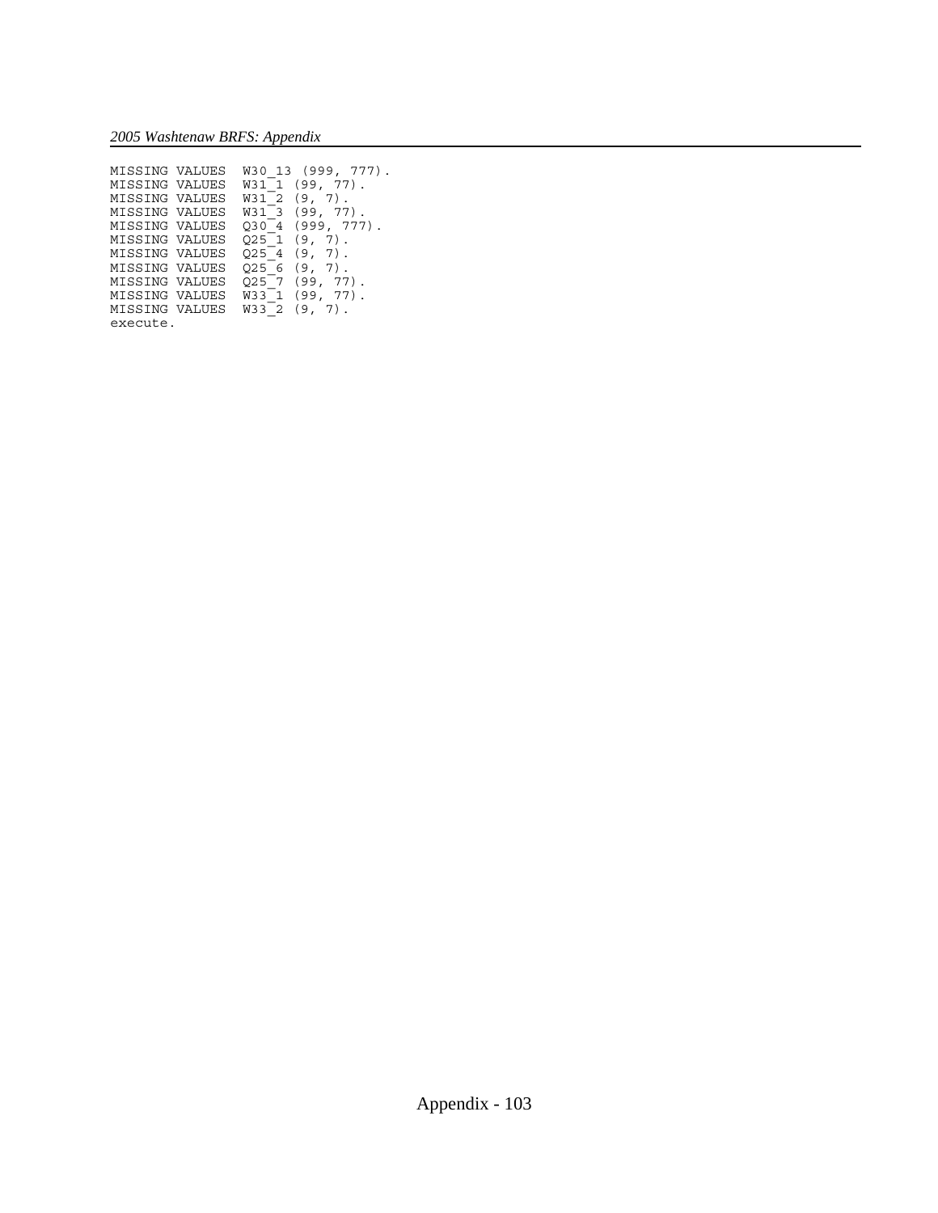```
MISSING VALUES  W30_13 (999, 777).
MISSING VALUES  W31_1 (99, 77).
MISSING VALUES  W31_2 (9, 7).
MISSING VALUES  W31_3 (99, 77).
MISSING VALUES  Q30_4 (999, 777).
MISSING VALUES  Q25_1 (9, 7).
MISSING VALUES  Q25_4 (9, 7).
MISSING VALUES  Q25_6 (9, 7).
MISSING VALUES  Q25_7 (99, 77).
MISSING VALUES  W33_1 (99, 77).
MISSING VALUES  W33_2 (9, 7).
execute.
```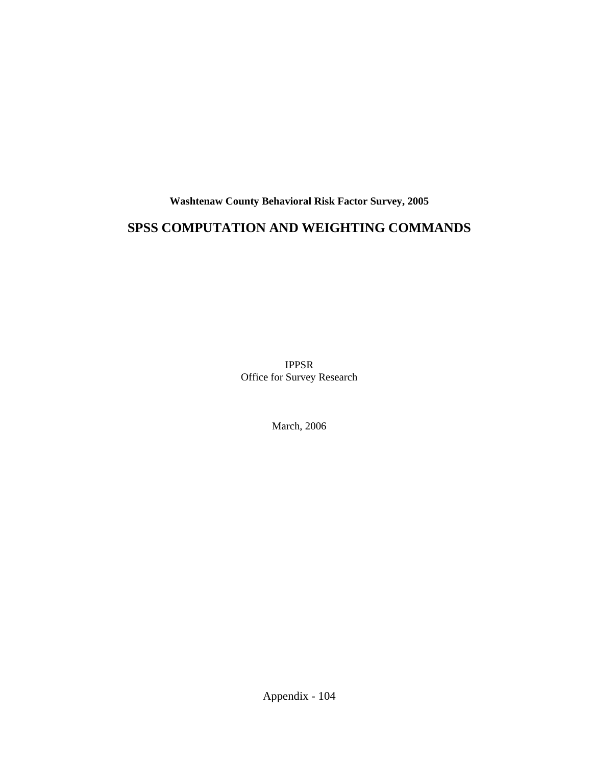**Washtenaw County Behavioral Risk Factor Survey, 2005**

# SPSS COMPUTATION AND WEIGHTING COMMANDS

IPPSR
Office for Survey Research

March, 2006

Appendix - 104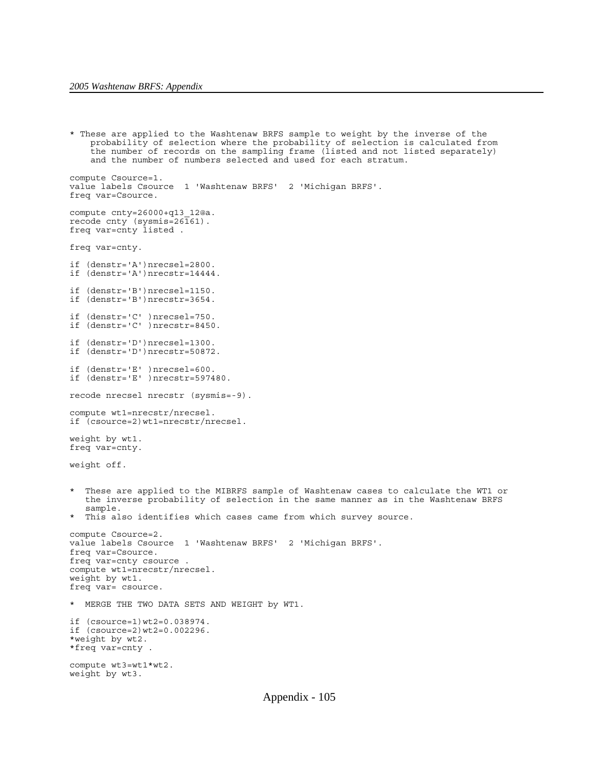```
* These are applied to the Washtenaw BRFS sample to weight by the inverse of the
    probability of selection where the probability of selection is calculated from
    the number of records on the sampling frame (listed and not listed separately)
    and the number of numbers selected and used for each stratum.

compute Csource=1.
value labels Csource  1 'Washtenaw BRFS'  2 'Michigan BRFS'.
freq var=Csource.

compute cnty=26000+q13_12@a.
recode cnty (sysmis=26161).
freq var=cnty listed .

freq var=cnty.

if (denstr='A')nrecsel=2800.
if (denstr='A')nrecstr=14444.

if (denstr='B')nrecsel=1150.
if (denstr='B')nrecstr=3654.

if (denstr='C' )nrecsel=750.
if (denstr='C' )nrecstr=8450.

if (denstr='D')nrecsel=1300.
if (denstr='D')nrecstr=50872.

if (denstr='E' )nrecsel=600.
if (denstr='E' )nrecstr=597480.

recode nrecsel nrecstr (sysmis=-9).

compute wt1=nrecstr/nrecsel.
if (csource=2)wt1=nrecstr/nrecsel.

weight by wt1.
freq var=cnty.

weight off.

*  These are applied to the MIBRFS sample of Washtenaw cases to calculate the WT1 or
   the inverse probability of selection in the same manner as in the Washtenaw BRFS
   sample.
*  This also identifies which cases came from which survey source.

compute Csource=2.
value labels Csource  1 'Washtenaw BRFS'  2 'Michigan BRFS'.
freq var=Csource.
freq var=cnty csource .
compute wt1=nrecstr/nrecsel.
weight by wt1.
freq var= csource.

*  MERGE THE TWO DATA SETS AND WEIGHT by WT1.

if (csource=1)wt2=0.038974.
if (csource=2)wt2=0.002296.
*weight by wt2.
*freq var=cnty .

compute wt3=wt1*wt2.
weight by wt3.
```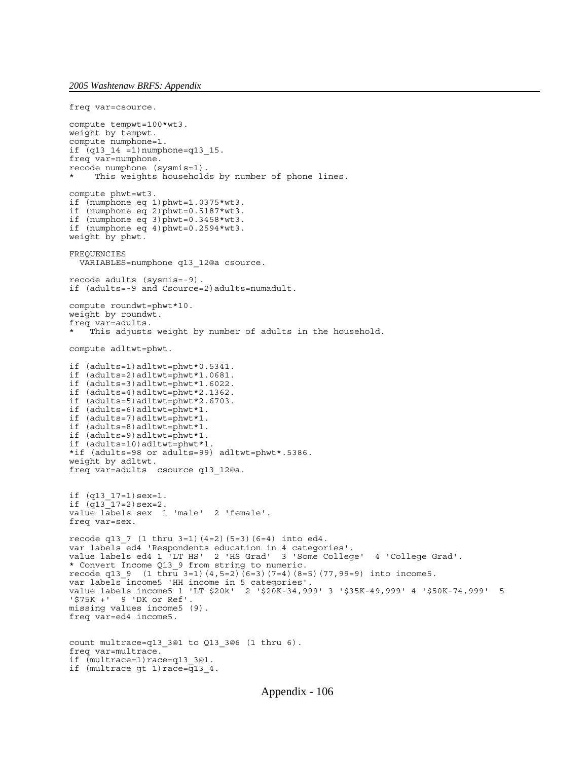```
freq var=csource.

compute tempwt=100*wt3.
weight by tempwt.
compute numphone=1.
if (q13_14 =1)numphone=q13_15.
freq var=numphone.
recode numphone (sysmis=1).
*    This weights households by number of phone lines.

compute phwt=wt3.
if (numphone eq 1)phwt=1.0375*wt3.
if (numphone eq 2)phwt=0.5187*wt3.
if (numphone eq 3)phwt=0.3458*wt3.
if (numphone eq 4)phwt=0.2594*wt3.
weight by phwt.

FREQUENCIES
  VARIABLES=numphone q13_12@a csource.

recode adults (sysmis=-9).
if (adults=-9 and Csource=2)adults=numadult.

compute roundwt=phwt*10.
weight by roundwt.
freq var=adults.
*   This adjusts weight by number of adults in the household.

compute adltwt=phwt.

if (adults=1)adltwt=phwt*0.5341.
if (adults=2)adltwt=phwt*1.0681.
if (adults=3)adltwt=phwt*1.6022.
if (adults=4)adltwt=phwt*2.1362.
if (adults=5)adltwt=phwt*2.6703.
if (adults=6)adltwt=phwt*1.
if (adults=7)adltwt=phwt*1.
if (adults=8)adltwt=phwt*1.
if (adults=9)adltwt=phwt*1.
if (adults=10)adltwt=phwt*1.
*if (adults=98 or adults=99) adltwt=phwt*.5386.
weight by adltwt.
freq var=adults  csource q13_12@a.


if (q13_17=1)sex=1.
if (q13_17=2)sex=2.
value labels sex  1 'male'  2 'female'.
freq var=sex.

recode q13_7 (1 thru 3=1)(4=2)(5=3)(6=4) into ed4.
var labels ed4 'Respondents education in 4 categories'.
value labels ed4 1 'LT HS'  2 'HS Grad'  3 'Some College'  4 'College Grad'.
* Convert Income Q13_9 from string to numeric.
recode q13_9  (1 thru 3=1)(4,5=2)(6=3)(7=4)(8=5)(77,99=9) into income5.
var labels income5 'HH income in 5 categories'.
value labels income5 1 'LT $20k'  2 '$20K-34,999' 3 '$35K-49,999' 4 '$50K-74,999'  5
'$75K +'  9 'DK or Ref'.
missing values income5 (9).
freq var=ed4 income5.


count multrace=q13_3@1 to Q13_3@6 (1 thru 6).
freq var=multrace.
if (multrace=1)race=q13_3@1.
if (multrace gt 1)race=q13_4.
```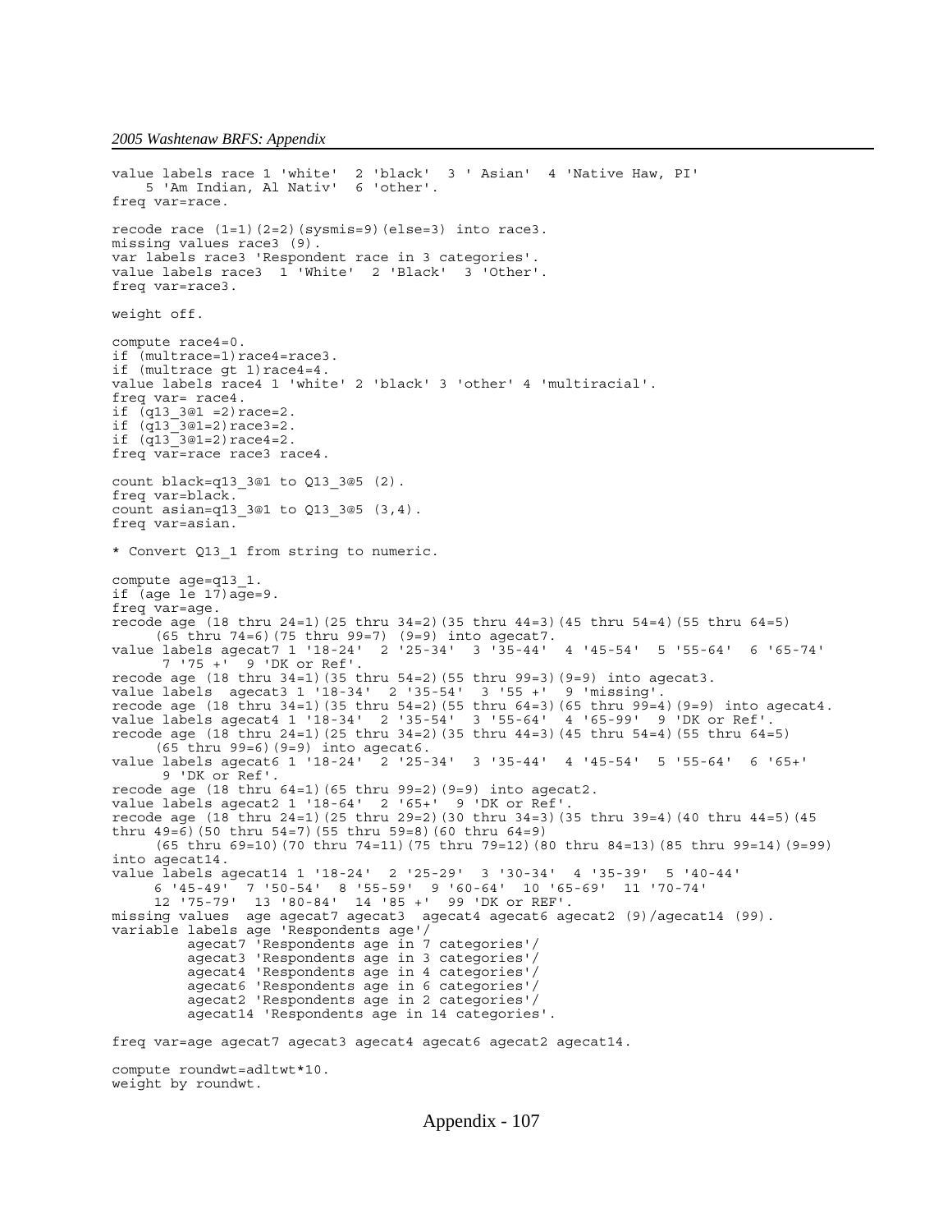```
value labels race 1 'white'  2 'black'  3 ' Asian'  4 'Native Haw, PI'
    5 'Am Indian, Al Nativ'  6 'other'.
freq var=race.

recode race (1=1)(2=2)(sysmis=9)(else=3) into race3.
missing values race3 (9).
var labels race3 'Respondent race in 3 categories'.
value labels race3  1 'White'  2 'Black'  3 'Other'.
freq var=race3.

weight off.

compute race4=0.
if (multrace=1)race4=race3.
if (multrace gt 1)race4=4.
value labels race4 1 'white' 2 'black' 3 'other' 4 'multiracial'.
freq var= race4.
if (q13_3@1 =2)race=2.
if (q13_3@1=2)race3=2.
if (q13_3@1=2)race4=2.
freq var=race race3 race4.

count black=q13_3@1 to Q13_3@5 (2).
freq var=black.
count asian=q13_3@1 to Q13_3@5 (3,4).
freq var=asian.

* Convert Q13_1 from string to numeric.

compute age=q13_1.
if (age le 17)age=9.
freq var=age.
recode age (18 thru 24=1)(25 thru 34=2)(35 thru 44=3)(45 thru 54=4)(55 thru 64=5)
     (65 thru 74=6)(75 thru 99=7) (9=9) into agecat7.
value labels agecat7 1 '18-24'  2 '25-34'  3 '35-44'  4 '45-54'  5 '55-64'  6 '65-74'
      7 '75 +'  9 'DK or Ref'.
recode age (18 thru 34=1)(35 thru 54=2)(55 thru 99=3)(9=9) into agecat3.
value labels  agecat3 1 '18-34'  2 '35-54'  3 '55 +'  9 'missing'.
recode age (18 thru 34=1)(35 thru 54=2)(55 thru 64=3)(65 thru 99=4)(9=9) into agecat4.
value labels agecat4 1 '18-34'  2 '35-54'  3 '55-64'  4 '65-99'  9 'DK or Ref'.
recode age (18 thru 24=1)(25 thru 34=2)(35 thru 44=3)(45 thru 54=4)(55 thru 64=5)
     (65 thru 99=6)(9=9) into agecat6.
value labels agecat6 1 '18-24'  2 '25-34'  3 '35-44'  4 '45-54'  5 '55-64'  6 '65+'
      9 'DK or Ref'.
recode age (18 thru 64=1)(65 thru 99=2)(9=9) into agecat2.
value labels agecat2 1 '18-64'  2 '65+'  9 'DK or Ref'.
recode age (18 thru 24=1)(25 thru 29=2)(30 thru 34=3)(35 thru 39=4)(40 thru 44=5)(45
thru 49=6)(50 thru 54=7)(55 thru 59=8)(60 thru 64=9)
     (65 thru 69=10)(70 thru 74=11)(75 thru 79=12)(80 thru 84=13)(85 thru 99=14)(9=99)
into agecat14.
value labels agecat14 1 '18-24'  2 '25-29'  3 '30-34'  4 '35-39'  5 '40-44'
     6 '45-49'  7 '50-54'  8 '55-59'  9 '60-64'  10 '65-69'  11 '70-74'
     12 '75-79'  13 '80-84'  14 '85 +'  99 'DK or REF'.
missing values  age agecat7 agecat3  agecat4 agecat6 agecat2 (9)/agecat14 (99).
variable labels age 'Respondents age'/
         agecat7 'Respondents age in 7 categories'/
         agecat3 'Respondents age in 3 categories'/
         agecat4 'Respondents age in 4 categories'/
         agecat6 'Respondents age in 6 categories'/
         agecat2 'Respondents age in 2 categories'/
         agecat14 'Respondents age in 14 categories'.

freq var=age agecat7 agecat3 agecat4 agecat6 agecat2 agecat14.

compute roundwt=adltwt*10.
weight by roundwt.
```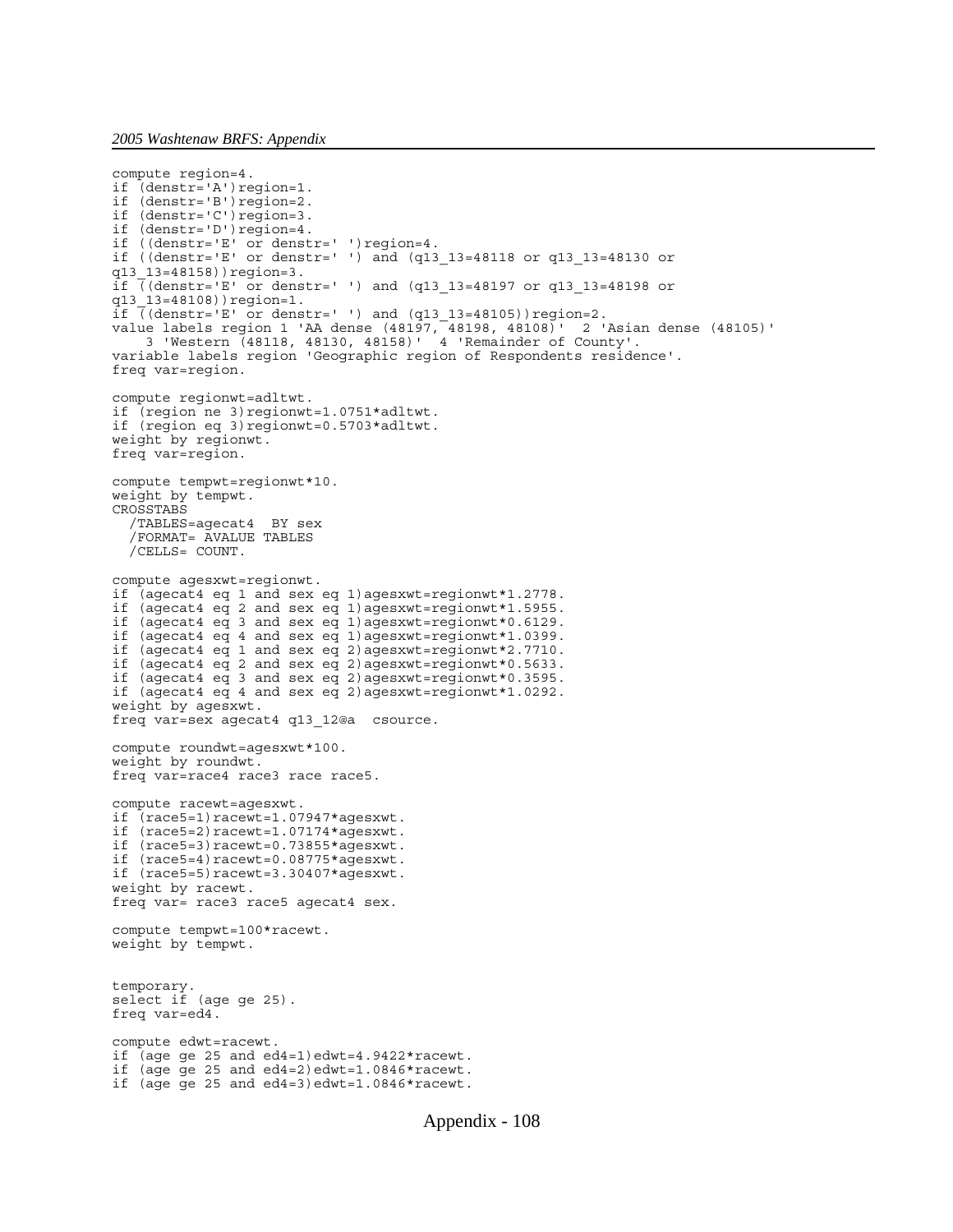```
compute region=4.
if (denstr='A')region=1.
if (denstr='B')region=2.
if (denstr='C')region=3.
if (denstr='D')region=4.
if ((denstr='E' or denstr=' ')region=4.
if ((denstr='E' or denstr=' ') and (q13_13=48118 or q13_13=48130 or
q13_13=48158))region=3.
if ((denstr='E' or denstr=' ') and (q13_13=48197 or q13_13=48198 or
q13_13=48108))region=1.
if ((denstr='E' or denstr=' ') and (q13_13=48105))region=2.
value labels region 1 'AA dense (48197, 48198, 48108)'  2 'Asian dense (48105)'
    3 'Western (48118, 48130, 48158)'  4 'Remainder of County'.
variable labels region 'Geographic region of Respondents residence'.
freq var=region.

compute regionwt=adltwt.
if (region ne 3)regionwt=1.0751*adltwt.
if (region eq 3)regionwt=0.5703*adltwt.
weight by regionwt.
freq var=region.

compute tempwt=regionwt*10.
weight by tempwt.
CROSSTABS
  /TABLES=agecat4  BY sex
  /FORMAT= AVALUE TABLES
  /CELLS= COUNT.

compute agesxwt=regionwt.
if (agecat4 eq 1 and sex eq 1)agesxwt=regionwt*1.2778.
if (agecat4 eq 2 and sex eq 1)agesxwt=regionwt*1.5955.
if (agecat4 eq 3 and sex eq 1)agesxwt=regionwt*0.6129.
if (agecat4 eq 4 and sex eq 1)agesxwt=regionwt*1.0399.
if (agecat4 eq 1 and sex eq 2)agesxwt=regionwt*2.7710.
if (agecat4 eq 2 and sex eq 2)agesxwt=regionwt*0.5633.
if (agecat4 eq 3 and sex eq 2)agesxwt=regionwt*0.3595.
if (agecat4 eq 4 and sex eq 2)agesxwt=regionwt*1.0292.
weight by agesxwt.
freq var=sex agecat4 q13_12@a  csource.

compute roundwt=agesxwt*100.
weight by roundwt.
freq var=race4 race3 race race5.

compute racewt=agesxwt.
if (race5=1)racewt=1.07947*agesxwt.
if (race5=2)racewt=1.07174*agesxwt.
if (race5=3)racewt=0.73855*agesxwt.
if (race5=4)racewt=0.08775*agesxwt.
if (race5=5)racewt=3.30407*agesxwt.
weight by racewt.
freq var= race3 race5 agecat4 sex.

compute tempwt=100*racewt.
weight by tempwt.


temporary.
select if (age ge 25).
freq var=ed4.

compute edwt=racewt.
if (age ge 25 and ed4=1)edwt=4.9422*racewt.
if (age ge 25 and ed4=2)edwt=1.0846*racewt.
if (age ge 25 and ed4=3)edwt=1.0846*racewt.
```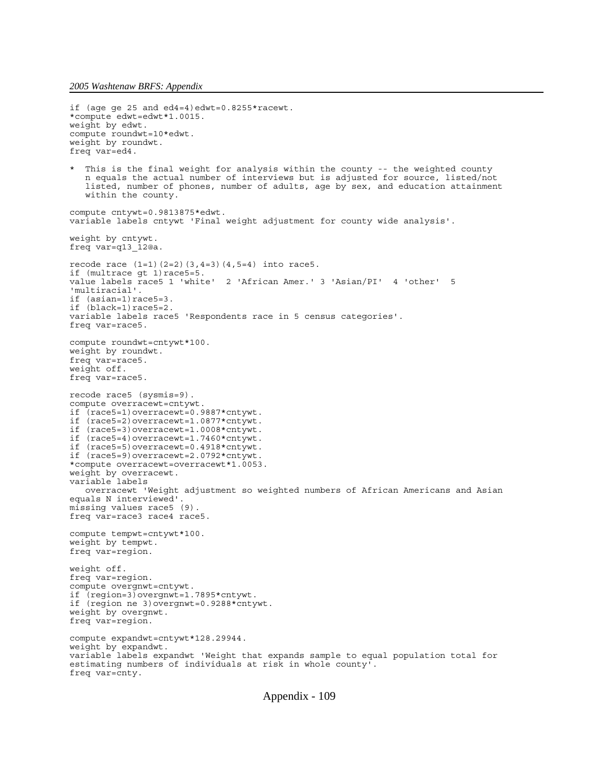```
if (age ge 25 and ed4=4)edwt=0.8255*racewt.
*compute edwt=edwt*1.0015.
weight by edwt.
compute roundwt=10*edwt.
weight by roundwt.
freq var=ed4.

*  This is the final weight for analysis within the county -- the weighted county
   n equals the actual number of interviews but is adjusted for source, listed/not
   listed, number of phones, number of adults, age by sex, and education attainment
   within the county.

compute cntywt=0.9813875*edwt.
variable labels cntywt 'Final weight adjustment for county wide analysis'.

weight by cntywt.
freq var=q13_12@a.

recode race (1=1)(2=2)(3,4=3)(4,5=4) into race5.
if (multrace gt 1)race5=5.
value labels race5 1 'white'  2 'African Amer.' 3 'Asian/PI'  4 'other'  5
'multiracial'.
if (asian=1)race5=3.
if (black=1)race5=2.
variable labels race5 'Respondents race in 5 census categories'.
freq var=race5.

compute roundwt=cntywt*100.
weight by roundwt.
freq var=race5.
weight off.
freq var=race5.

recode race5 (sysmis=9).
compute overracewt=cntywt.
if (race5=1)overracewt=0.9887*cntywt.
if (race5=2)overracewt=1.0877*cntywt.
if (race5=3)overracewt=1.0008*cntywt.
if (race5=4)overracewt=1.7460*cntywt.
if (race5=5)overracewt=0.4918*cntywt.
if (race5=9)overracewt=2.0792*cntywt.
*compute overracewt=overracewt*1.0053.
weight by overracewt.
variable labels
   overracewt 'Weight adjustment so weighted numbers of African Americans and Asian
equals N interviewed'.
missing values race5 (9).
freq var=race3 race4 race5.

compute tempwt=cntywt*100.
weight by tempwt.
freq var=region.

weight off.
freq var=region.
compute overgnwt=cntywt.
if (region=3)overgnwt=1.7895*cntywt.
if (region ne 3)overgnwt=0.9288*cntywt.
weight by overgnwt.
freq var=region.

compute expandwt=cntywt*128.29944.
weight by expandwt.
variable labels expandwt 'Weight that expands sample to equal population total for
estimating numbers of individuals at risk in whole county'.
freq var=cnty.
```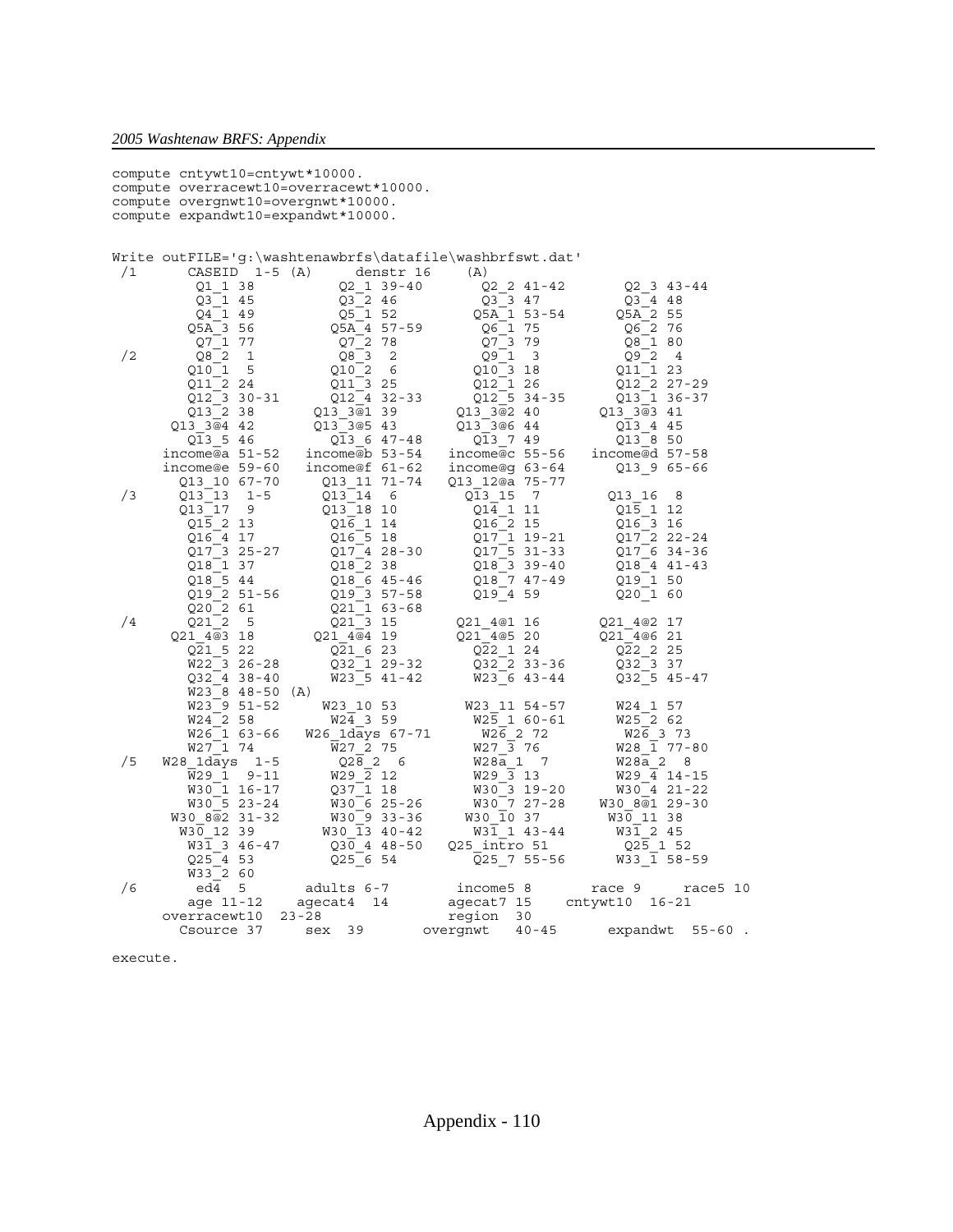```
compute cntywt10=cntywt*10000.
compute overracewt10=overracewt*10000.
compute overgnwt10=overgnwt*10000.
compute expandwt10=expandwt*10000.


Write outFILE='g:\washtenawbrfs\datafile\washbrfswt.dat'
 /1      CASEID  1-5 (A)      denstr 16     (A)
          Q1_1 38           Q2_1 39-40       Q2_2 41-42       Q2_3 43-44
          Q3_1 45           Q3_2 46          Q3_3 47          Q3_4 48
          Q4_1 49           Q5_1 52          Q5A_1 53-54      Q5A_2 55
         Q5A_3 56          Q5A_4 57-59       Q6_1 75          Q6_2 76
          Q7_1 77           Q7_2 78          Q7_3 79          Q8_1 80
 /2       Q8_2  1           Q8_3  2          Q9_1  3          Q9_2  4
         Q10_1  5          Q10_2  6          Q10_3 18         Q11_1 23
         Q11_2 24          Q11_3 25          Q12_1 26         Q12_2 27-29
         Q12_3 30-31       Q12_4 32-33       Q12_5 34-35      Q13_1 36-37
         Q13_2 38         Q13_3@1 39       Q13_3@2 40       Q13_3@3 41
       Q13_3@4 42         Q13_3@5 43       Q13_3@6 44         Q13_4 45
         Q13_5 46          Q13_6 47-48       Q13_7 49         Q13_8 50
      income@a 51-52    income@b 53-54    income@c 55-56   income@d 57-58
      income@e 59-60    income@f 61-62    income@g 63-64     Q13_9 65-66
        Q13_10 67-70      Q13_11 71-74    Q13_12@a 75-77
 /3     Q13_13  1-5       Q13_14  6         Q13_15  7         Q13_16  8
        Q13_17  9         Q13_18 10          Q14_1 11          Q15_1 12
         Q15_2 13          Q16_1 14          Q16_2 15          Q16_3 16
         Q16_4 17          Q16_5 18          Q17_1 19-21       Q17_2 22-24
         Q17_3 25-27       Q17_4 28-30       Q17_5 31-33       Q17_6 34-36
         Q18_1 37          Q18_2 38          Q18_3 39-40       Q18_4 41-43
         Q18_5 44          Q18_6 45-46       Q18_7 47-49       Q19_1 50
         Q19_2 51-56       Q19_3 57-58       Q19_4 59          Q20_1 60
         Q20_2 61          Q21_1 63-68
 /4      Q21_2  5          Q21_3 15        Q21_4@1 16        Q21_4@2 17
       Q21_4@3 18        Q21_4@4 19        Q21_4@5 20        Q21_4@6 21
         Q21_5 22          Q21_6 23          Q22_1 24          Q22_2 25
         W22_3 26-28       Q32_1 29-32       Q32_2 33-36       Q32_3 37
         Q32_4 38-40       W23_5 41-42       W23_6 43-44       Q32_5 45-47
         W23_8 48-50 (A)
         W23_9 51-52      W23_10 53         W23_11 54-57       W24_1 57
         W24_2 58          W24_3 59          W25_1 60-61       W25_2 62
         W26_1 63-66    W26_1days 67-71      W26_2 72          W26_3 73
         W27_1 74          W27_2 75          W27_3 76          W28_1 77-80
 /5   W28_1days  1-5       Q28_2  6         W28a_1  7         W28a_2  8
         W29_1  9-11       W29_2 12          W29_3 13          W29_4 14-15
         W30_1 16-17       Q37_1 18          W30_3 19-20       W30_4 21-22
         W30_5 23-24       W30_6 25-26       W30_7 27-28     W30_8@1 29-30
       W30_8@2 31-32       W30_9 33-36      W30_10 37         W30_11 38
        W30_12 39         W30_13 40-42       W31_1 43-44       W31_2 45
         W31_3 46-47       Q30_4 48-50    Q25_intro 51         Q25_1 52
         Q25_4 53          Q25_6 54          Q25_7 55-56       W33_1 58-59
         W33_2 60
 /6        ed4  5        adults 6-7        income5 8        race 9      race5 10
        age 11-12      agecat4  14        agecat7 15     cntywt10  16-21
      overracewt10  23-28                 region  30
       Csource 37       sex  39         overgnwt   40-45      expandwt  55-60 .

execute.
```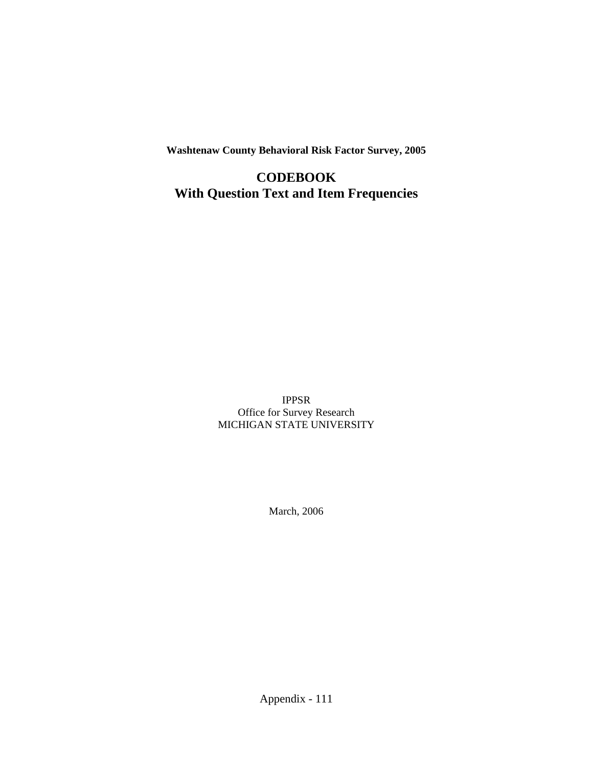**Washtenaw County Behavioral Risk Factor Survey, 2005**

# CODEBOOK
# With Question Text and Item Frequencies

IPPSR
Office for Survey Research
MICHIGAN STATE UNIVERSITY

March, 2006

Appendix - 111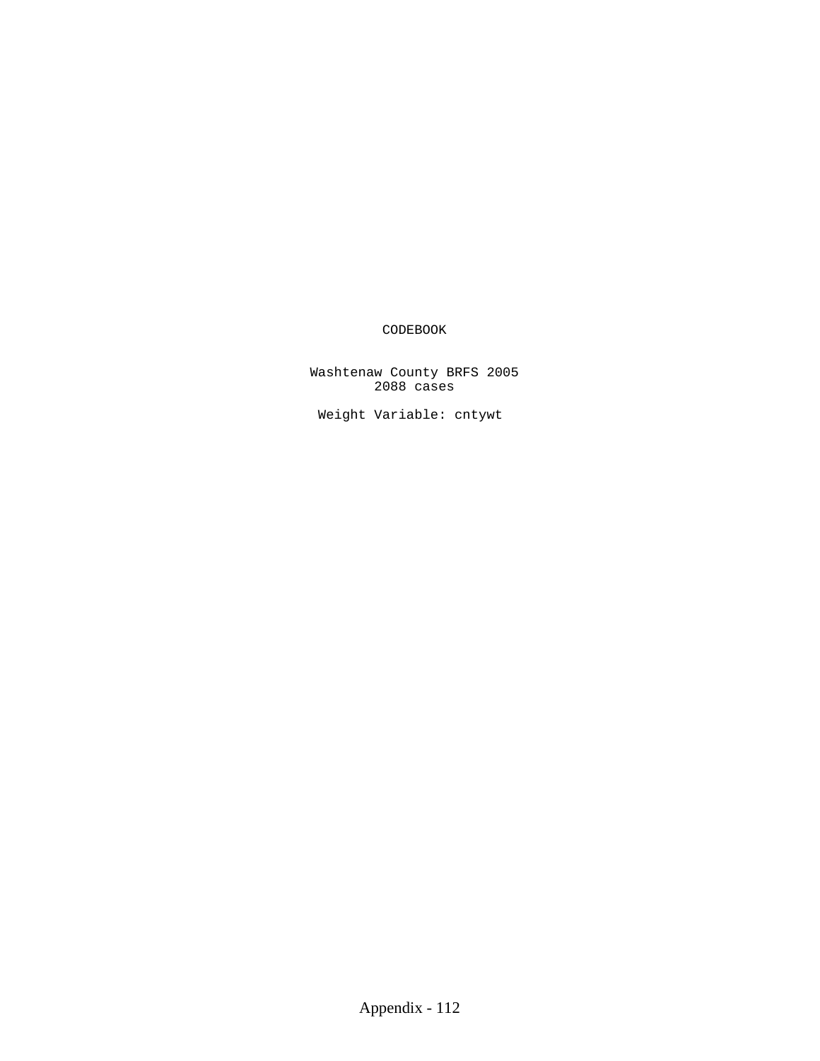# CODEBOOK

Washtenaw County BRFS 2005
2088 cases

Weight Variable: cntywt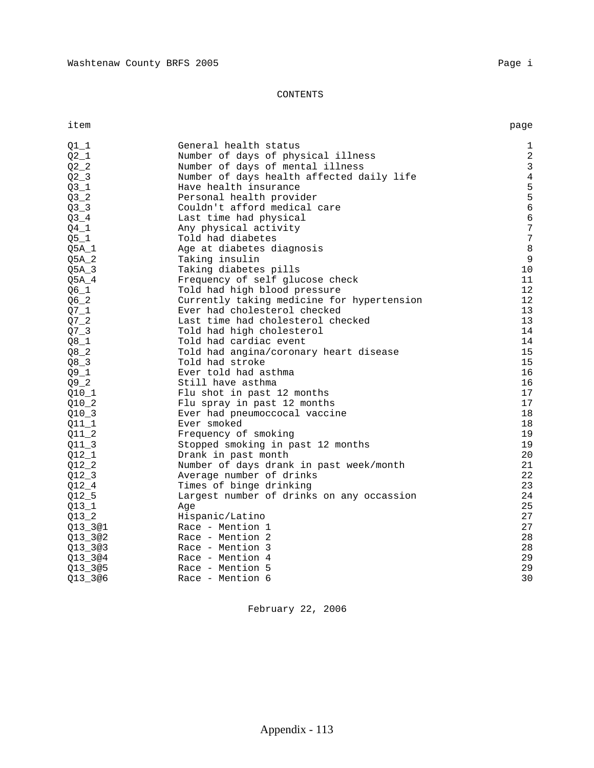# CONTENTS

| item | | page |
|---|---|---|
| Q1_1 | General health status | 1 |
| Q2_1 | Number of days of physical illness | 2 |
| Q2_2 | Number of days of mental illness | 3 |
| Q2_3 | Number of days health affected daily life | 4 |
| Q3_1 | Have health insurance | 5 |
| Q3_2 | Personal health provider | 5 |
| Q3_3 | Couldn't afford medical care | 6 |
| Q3_4 | Last time had physical | 6 |
| Q4_1 | Any physical activity | 7 |
| Q5_1 | Told had diabetes | 7 |
| Q5A_1 | Age at diabetes diagnosis | 8 |
| Q5A_2 | Taking insulin | 9 |
| Q5A_3 | Taking diabetes pills | 10 |
| Q5A_4 | Frequency of self glucose check | 11 |
| Q6_1 | Told had high blood pressure | 12 |
| Q6_2 | Currently taking medicine for hypertension | 12 |
| Q7_1 | Ever had cholesterol checked | 13 |
| Q7_2 | Last time had cholesterol checked | 13 |
| Q7_3 | Told had high cholesterol | 14 |
| Q8_1 | Told had cardiac event | 14 |
| Q8_2 | Told had angina/coronary heart disease | 15 |
| Q8_3 | Told had stroke | 15 |
| Q9_1 | Ever told had asthma | 16 |
| Q9_2 | Still have asthma | 16 |
| Q10_1 | Flu shot in past 12 months | 17 |
| Q10_2 | Flu spray in past 12 months | 17 |
| Q10_3 | Ever had pneumoccocal vaccine | 18 |
| Q11_1 | Ever smoked | 18 |
| Q11_2 | Frequency of smoking | 19 |
| Q11_3 | Stopped smoking in past 12 months | 19 |
| Q12_1 | Drank in past month | 20 |
| Q12_2 | Number of days drank in past week/month | 21 |
| Q12_3 | Average number of drinks | 22 |
| Q12_4 | Times of binge drinking | 23 |
| Q12_5 | Largest number of drinks on any occassion | 24 |
| Q13_1 | Age | 25 |
| Q13_2 | Hispanic/Latino | 27 |
| Q13_3@1 | Race - Mention 1 | 27 |
| Q13_3@2 | Race - Mention 2 | 28 |
| Q13_3@3 | Race - Mention 3 | 28 |
| Q13_3@4 | Race - Mention 4 | 29 |
| Q13_3@5 | Race - Mention 5 | 29 |
| Q13_3@6 | Race - Mention 6 | 30 |

February 22, 2006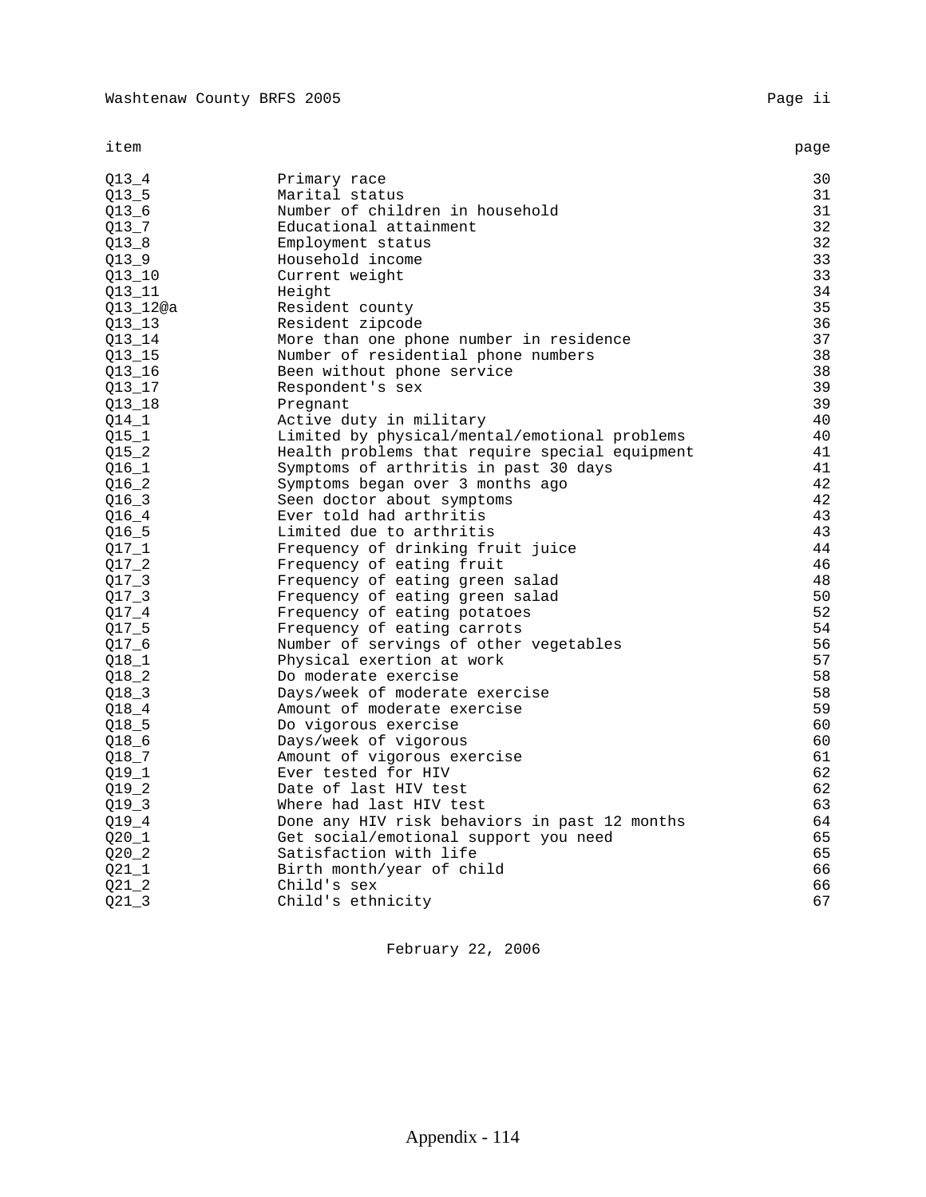| item | | page |
|---|---|---|
| Q13_4 | Primary race | 30 |
| Q13_5 | Marital status | 31 |
| Q13_6 | Number of children in household | 31 |
| Q13_7 | Educational attainment | 32 |
| Q13_8 | Employment status | 32 |
| Q13_9 | Household income | 33 |
| Q13_10 | Current weight | 33 |
| Q13_11 | Height | 34 |
| Q13_12@a | Resident county | 35 |
| Q13_13 | Resident zipcode | 36 |
| Q13_14 | More than one phone number in residence | 37 |
| Q13_15 | Number of residential phone numbers | 38 |
| Q13_16 | Been without phone service | 38 |
| Q13_17 | Respondent's sex | 39 |
| Q13_18 | Pregnant | 39 |
| Q14_1 | Active duty in military | 40 |
| Q15_1 | Limited by physical/mental/emotional problems | 40 |
| Q15_2 | Health problems that require special equipment | 41 |
| Q16_1 | Symptoms of arthritis in past 30 days | 41 |
| Q16_2 | Symptoms began over 3 months ago | 42 |
| Q16_3 | Seen doctor about symptoms | 42 |
| Q16_4 | Ever told had arthritis | 43 |
| Q16_5 | Limited due to arthritis | 43 |
| Q17_1 | Frequency of drinking fruit juice | 44 |
| Q17_2 | Frequency of eating fruit | 46 |
| Q17_3 | Frequency of eating green salad | 48 |
| Q17_3 | Frequency of eating green salad | 50 |
| Q17_4 | Frequency of eating potatoes | 52 |
| Q17_5 | Frequency of eating carrots | 54 |
| Q17_6 | Number of servings of other vegetables | 56 |
| Q18_1 | Physical exertion at work | 57 |
| Q18_2 | Do moderate exercise | 58 |
| Q18_3 | Days/week of moderate exercise | 58 |
| Q18_4 | Amount of moderate exercise | 59 |
| Q18_5 | Do vigorous exercise | 60 |
| Q18_6 | Days/week of vigorous | 60 |
| Q18_7 | Amount of vigorous exercise | 61 |
| Q19_1 | Ever tested for HIV | 62 |
| Q19_2 | Date of last HIV test | 62 |
| Q19_3 | Where had last HIV test | 63 |
| Q19_4 | Done any HIV risk behaviors in past 12 months | 64 |
| Q20_1 | Get social/emotional support you need | 65 |
| Q20_2 | Satisfaction with life | 65 |
| Q21_1 | Birth month/year of child | 66 |
| Q21_2 | Child's sex | 66 |
| Q21_3 | Child's ethnicity | 67 |

February 22, 2006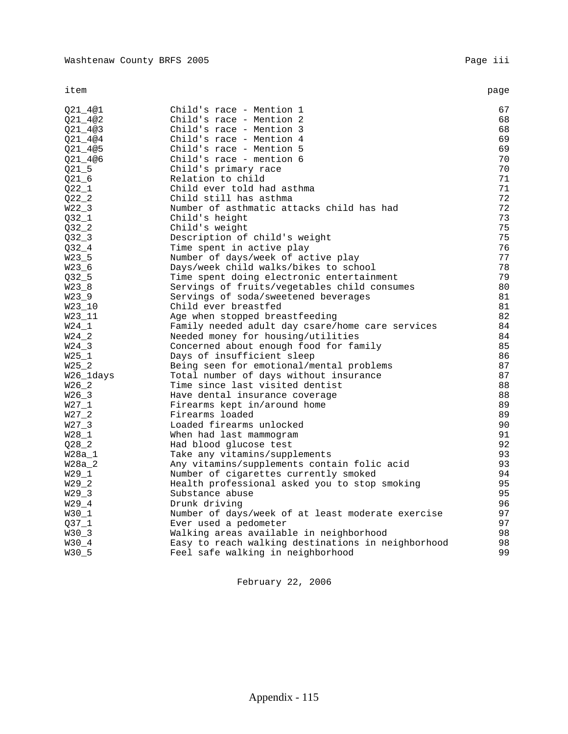| item | | page |
|---|---|---|
| Q21_4@1 | Child's race - Mention 1 | 67 |
| Q21_4@2 | Child's race - Mention 2 | 68 |
| Q21_4@3 | Child's race - Mention 3 | 68 |
| Q21_4@4 | Child's race - Mention 4 | 69 |
| Q21_4@5 | Child's race - Mention 5 | 69 |
| Q21_4@6 | Child's race - mention 6 | 70 |
| Q21_5 | Child's primary race | 70 |
| Q21_6 | Relation to child | 71 |
| Q22_1 | Child ever told had asthma | 71 |
| Q22_2 | Child still has asthma | 72 |
| W22_3 | Number of asthmatic attacks child has had | 72 |
| Q32_1 | Child's height | 73 |
| Q32_2 | Child's weight | 75 |
| Q32_3 | Description of child's weight | 75 |
| Q32_4 | Time spent in active play | 76 |
| W23_5 | Number of days/week of active play | 77 |
| W23_6 | Days/week child walks/bikes to school | 78 |
| Q32_5 | Time spent doing electronic entertainment | 79 |
| W23_8 | Servings of fruits/vegetables child consumes | 80 |
| W23_9 | Servings of soda/sweetened beverages | 81 |
| W23_10 | Child ever breastfed | 81 |
| W23_11 | Age when stopped breastfeeding | 82 |
| W24_1 | Family needed adult day csare/home care services | 84 |
| W24_2 | Needed money for housing/utilities | 84 |
| W24_3 | Concerned about enough food for family | 85 |
| W25_1 | Days of insufficient sleep | 86 |
| W25_2 | Being seen for emotional/mental problems | 87 |
| W26_1days | Total number of days without insurance | 87 |
| W26_2 | Time since last visited dentist | 88 |
| W26_3 | Have dental insurance coverage | 88 |
| W27_1 | Firearms kept in/around home | 89 |
| W27_2 | Firearms loaded | 89 |
| W27_3 | Loaded firearms unlocked | 90 |
| W28_1 | When had last mammogram | 91 |
| Q28_2 | Had blood glucose test | 92 |
| W28a_1 | Take any vitamins/supplements | 93 |
| W28a_2 | Any vitamins/supplements contain folic acid | 93 |
| W29_1 | Number of cigarettes currently smoked | 94 |
| W29_2 | Health professional asked you to stop smoking | 95 |
| W29_3 | Substance abuse | 95 |
| W29_4 | Drunk driving | 96 |
| W30_1 | Number of days/week of at least moderate exercise | 97 |
| Q37_1 | Ever used a pedometer | 97 |
| W30_3 | Walking areas available in neighborhood | 98 |
| W30_4 | Easy to reach walking destinations in neighborhood | 98 |
| W30_5 | Feel safe walking in neighborhood | 99 |

February 22, 2006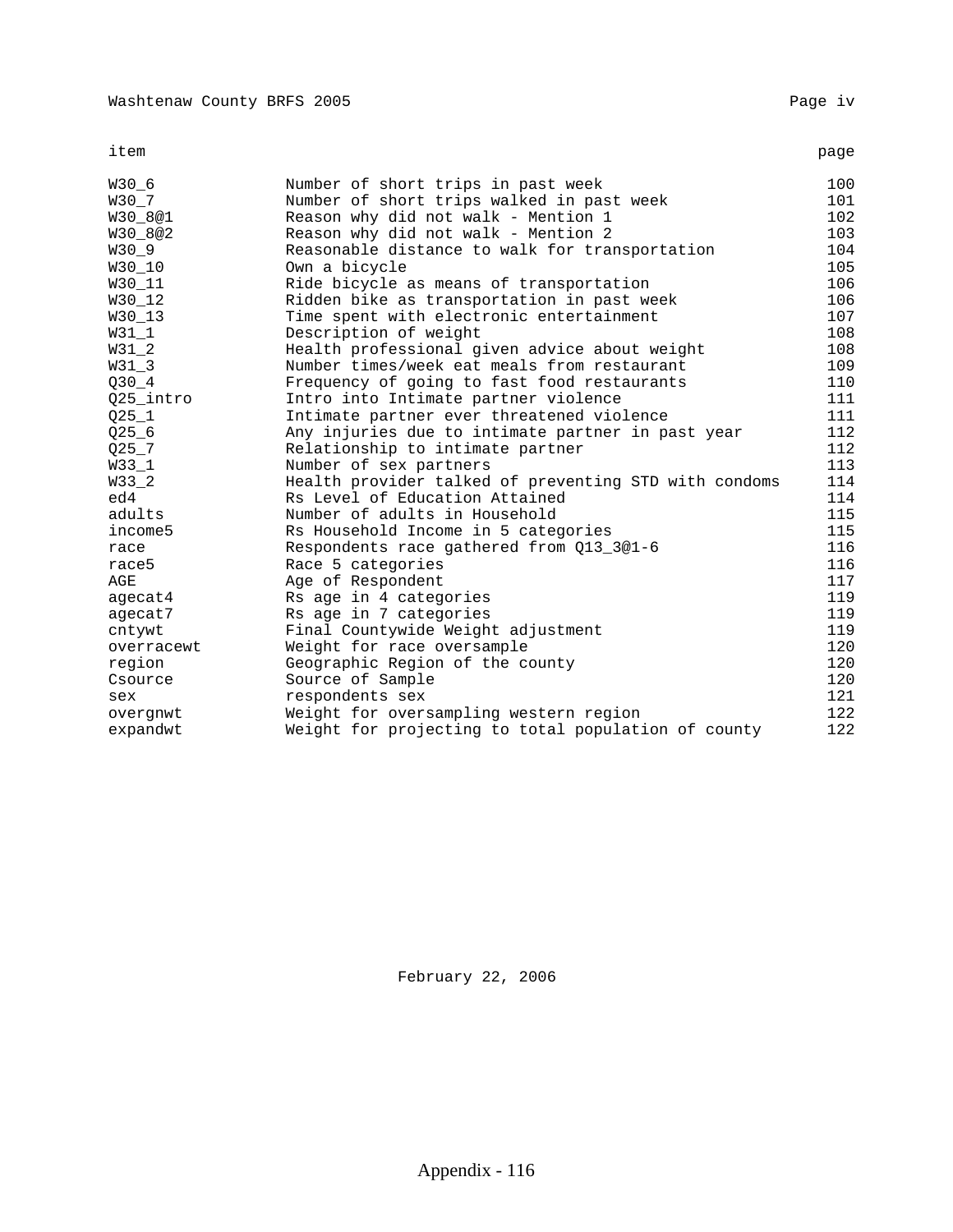| item | | page |
|---|---|---|
| W30_6 | Number of short trips in past week | 100 |
| W30_7 | Number of short trips walked in past week | 101 |
| W30_8@1 | Reason why did not walk - Mention 1 | 102 |
| W30_8@2 | Reason why did not walk - Mention 2 | 103 |
| W30_9 | Reasonable distance to walk for transportation | 104 |
| W30_10 | Own a bicycle | 105 |
| W30_11 | Ride bicycle as means of transportation | 106 |
| W30_12 | Ridden bike as transportation in past week | 106 |
| W30_13 | Time spent with electronic entertainment | 107 |
| W31_1 | Description of weight | 108 |
| W31_2 | Health professional given advice about weight | 108 |
| W31_3 | Number times/week eat meals from restaurant | 109 |
| Q30_4 | Frequency of going to fast food restaurants | 110 |
| Q25_intro | Intro into Intimate partner violence | 111 |
| Q25_1 | Intimate partner ever threatened violence | 111 |
| Q25_6 | Any injuries due to intimate partner in past year | 112 |
| Q25_7 | Relationship to intimate partner | 112 |
| W33_1 | Number of sex partners | 113 |
| W33_2 | Health provider talked of preventing STD with condoms | 114 |
| ed4 | Rs Level of Education Attained | 114 |
| adults | Number of adults in Household | 115 |
| income5 | Rs Household Income in 5 categories | 115 |
| race | Respondents race gathered from Q13_3@1-6 | 116 |
| race5 | Race 5 categories | 116 |
| AGE | Age of Respondent | 117 |
| agecat4 | Rs age in 4 categories | 119 |
| agecat7 | Rs age in 7 categories | 119 |
| cntywt | Final Countywide Weight adjustment | 119 |
| overracewt | Weight for race oversample | 120 |
| region | Geographic Region of the county | 120 |
| Csource | Source of Sample | 120 |
| sex | respondents sex | 121 |
| overgnwt | Weight for oversampling western region | 122 |
| expandwt | Weight for projecting to total population of county | 122 |

February 22, 2006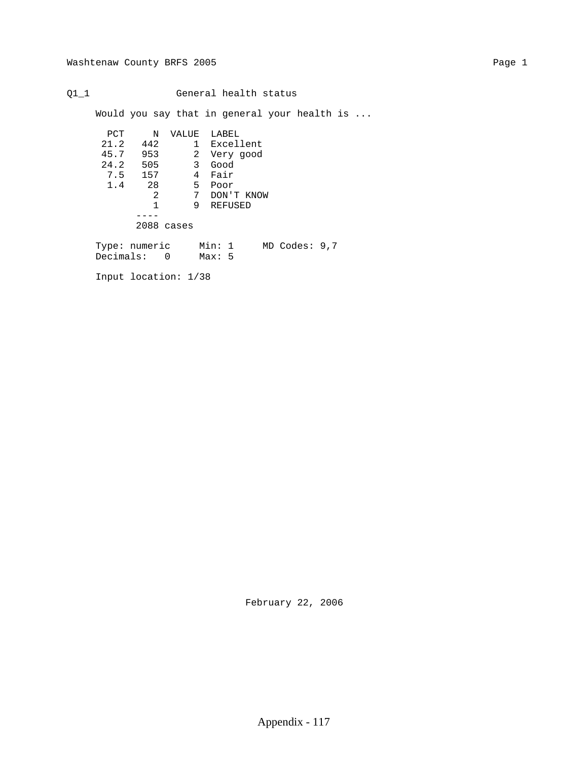Q1_1 General health status

Would you say that in general your health is ...

| PCT | N | VALUE | LABEL |
|---|---|---|---|
| 21.2 | 442 | 1 | Excellent |
| 45.7 | 953 | 2 | Very good |
| 24.2 | 505 | 3 | Good |
| 7.5 | 157 | 4 | Fair |
| 1.4 | 28 | 5 | Poor |
| | 2 | 7 | DON'T KNOW |
| | 1 | 9 | REFUSED |
| | 2088 cases | | |

Type: numeric Min: 1 MD Codes: 9,7
Decimals: 0 Max: 5

Input location: 1/38

February 22, 2006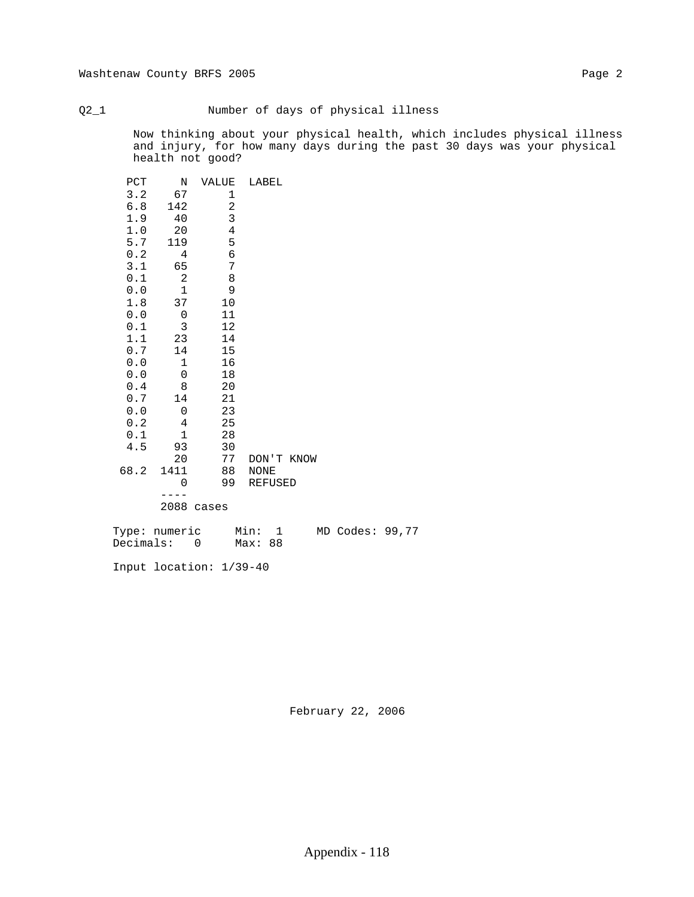Q2_1 Number of days of physical illness

Now thinking about your physical health, which includes physical illness and injury, for how many days during the past 30 days was your physical health not good?

| PCT | N | VALUE | LABEL |
|---|---|---|---|
| 3.2 | 67 | 1 | |
| 6.8 | 142 | 2 | |
| 1.9 | 40 | 3 | |
| 1.0 | 20 | 4 | |
| 5.7 | 119 | 5 | |
| 0.2 | 4 | 6 | |
| 3.1 | 65 | 7 | |
| 0.1 | 2 | 8 | |
| 0.0 | 1 | 9 | |
| 1.8 | 37 | 10 | |
| 0.0 | 0 | 11 | |
| 0.1 | 3 | 12 | |
| 1.1 | 23 | 14 | |
| 0.7 | 14 | 15 | |
| 0.0 | 1 | 16 | |
| 0.0 | 0 | 18 | |
| 0.4 | 8 | 20 | |
| 0.7 | 14 | 21 | |
| 0.0 | 0 | 23 | |
| 0.2 | 4 | 25 | |
| 0.1 | 1 | 28 | |
| 4.5 | 93 | 30 | |
| | 20 | 77 | DON'T KNOW |
| 68.2 | 1411 | 88 | NONE |
| | 0 | 99 | REFUSED |
| | ---- | | |
| | 2088 cases | | |

Type: numeric    Min: 1    MD Codes: 99,77
Decimals: 0    Max: 88

Input location: 1/39-40

February 22, 2006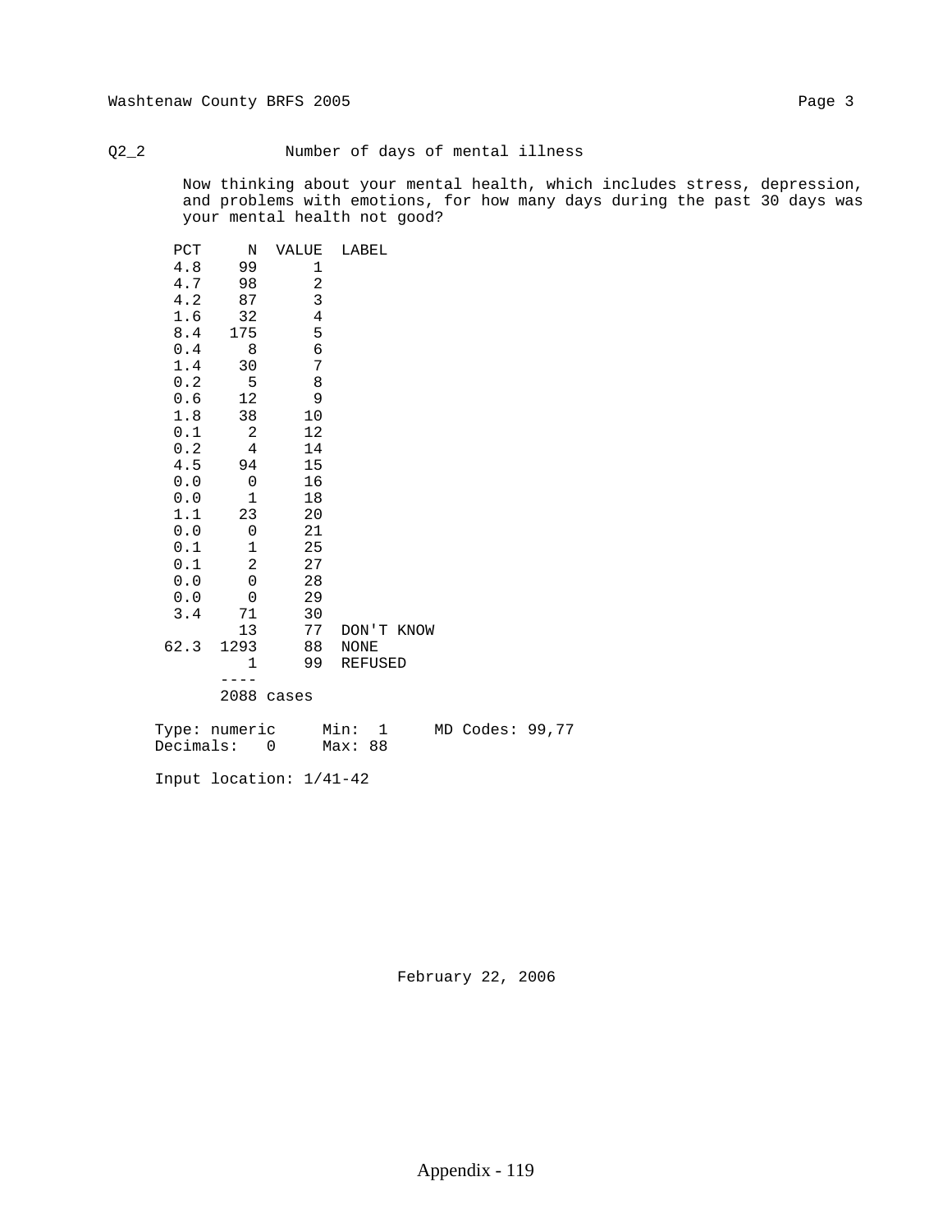Q2_2 Number of days of mental illness

Now thinking about your mental health, which includes stress, depression, and problems with emotions, for how many days during the past 30 days was your mental health not good?

| PCT | N | VALUE | LABEL |
|---|---|---|---|
| 4.8 | 99 | 1 | |
| 4.7 | 98 | 2 | |
| 4.2 | 87 | 3 | |
| 1.6 | 32 | 4 | |
| 8.4 | 175 | 5 | |
| 0.4 | 8 | 6 | |
| 1.4 | 30 | 7 | |
| 0.2 | 5 | 8 | |
| 0.6 | 12 | 9 | |
| 1.8 | 38 | 10 | |
| 0.1 | 2 | 12 | |
| 0.2 | 4 | 14 | |
| 4.5 | 94 | 15 | |
| 0.0 | 0 | 16 | |
| 0.0 | 1 | 18 | |
| 1.1 | 23 | 20 | |
| 0.0 | 0 | 21 | |
| 0.1 | 1 | 25 | |
| 0.1 | 2 | 27 | |
| 0.0 | 0 | 28 | |
| 0.0 | 0 | 29 | |
| 3.4 | 71 | 30 | |
| | 13 | 77 | DON'T KNOW |
| 62.3 | 1293 | 88 | NONE |
| | 1 | 99 | REFUSED |
| | ---- | | |
| | 2088 cases | | |

Type: numeric Min: 1 MD Codes: 99,77
Decimals: 0 Max: 88

Input location: 1/41-42

February 22, 2006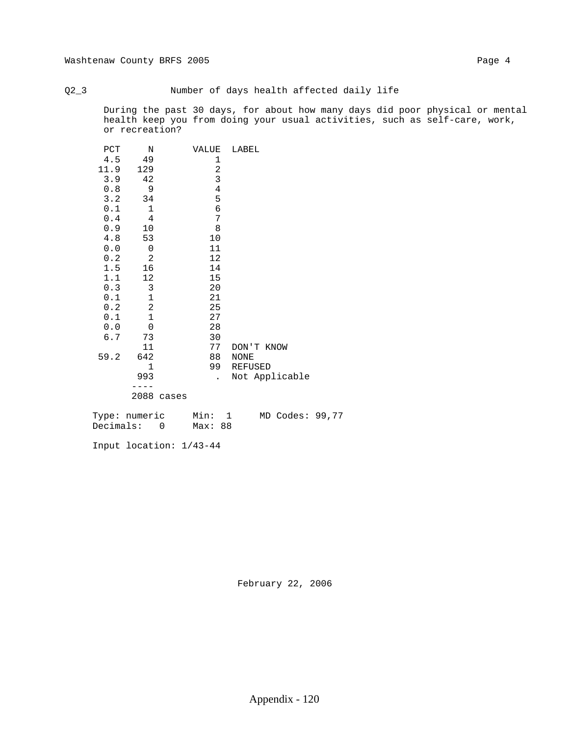## Q2_3 Number of days health affected daily life

During the past 30 days, for about how many days did poor physical or mental health keep you from doing your usual activities, such as self-care, work, or recreation?

| PCT | N | VALUE | LABEL |
|---|---|---|---|
| 4.5 | 49 | 1 | |
| 11.9 | 129 | 2 | |
| 3.9 | 42 | 3 | |
| 0.8 | 9 | 4 | |
| 3.2 | 34 | 5 | |
| 0.1 | 1 | 6 | |
| 0.4 | 4 | 7 | |
| 0.9 | 10 | 8 | |
| 4.8 | 53 | 10 | |
| 0.0 | 0 | 11 | |
| 0.2 | 2 | 12 | |
| 1.5 | 16 | 14 | |
| 1.1 | 12 | 15 | |
| 0.3 | 3 | 20 | |
| 0.1 | 1 | 21 | |
| 0.2 | 2 | 25 | |
| 0.1 | 1 | 27 | |
| 0.0 | 0 | 28 | |
| 6.7 | 73 | 30 | |
| | 11 | 77 | DON'T KNOW |
| 59.2 | 642 | 88 | NONE |
| | 1 | 99 | REFUSED |
| | 993 | . | Not Applicable |
| | 2088 cases | | |

Type: numeric Min: 1 MD Codes: 99,77
Decimals: 0 Max: 88

Input location: 1/43-44

February 22, 2006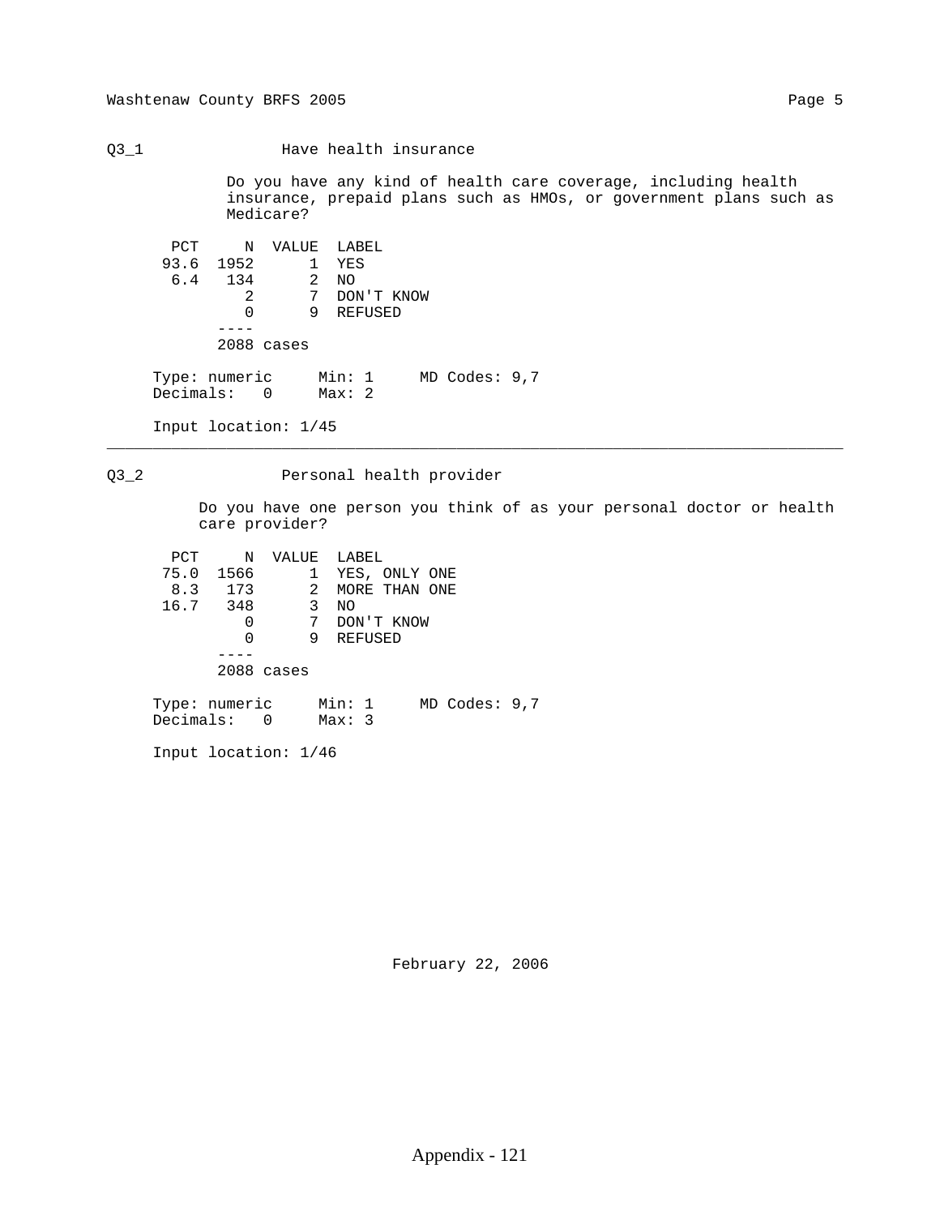## Q3_1 Have health insurance

Do you have any kind of health care coverage, including health insurance, prepaid plans such as HMOs, or government plans such as Medicare?

| PCT | N | VALUE | LABEL |
|---|---|---|---|
| 93.6 | 1952 | 1 | YES |
| 6.4 | 134 | 2 | NO |
| | 2 | 7 | DON'T KNOW |
| | 0 | 9 | REFUSED |
| | 2088 cases | | |

Type: numeric     Min: 1     MD Codes: 9,7
Decimals: 0     Max: 2

Input location: 1/45

---

## Q3_2 Personal health provider

Do you have one person you think of as your personal doctor or health care provider?

| PCT | N | VALUE | LABEL |
|---|---|---|---|
| 75.0 | 1566 | 1 | YES, ONLY ONE |
| 8.3 | 173 | 2 | MORE THAN ONE |
| 16.7 | 348 | 3 | NO |
| | 0 | 7 | DON'T KNOW |
| | 0 | 9 | REFUSED |
| | 2088 cases | | |

Type: numeric     Min: 1     MD Codes: 9,7
Decimals: 0     Max: 3

Input location: 1/46

February 22, 2006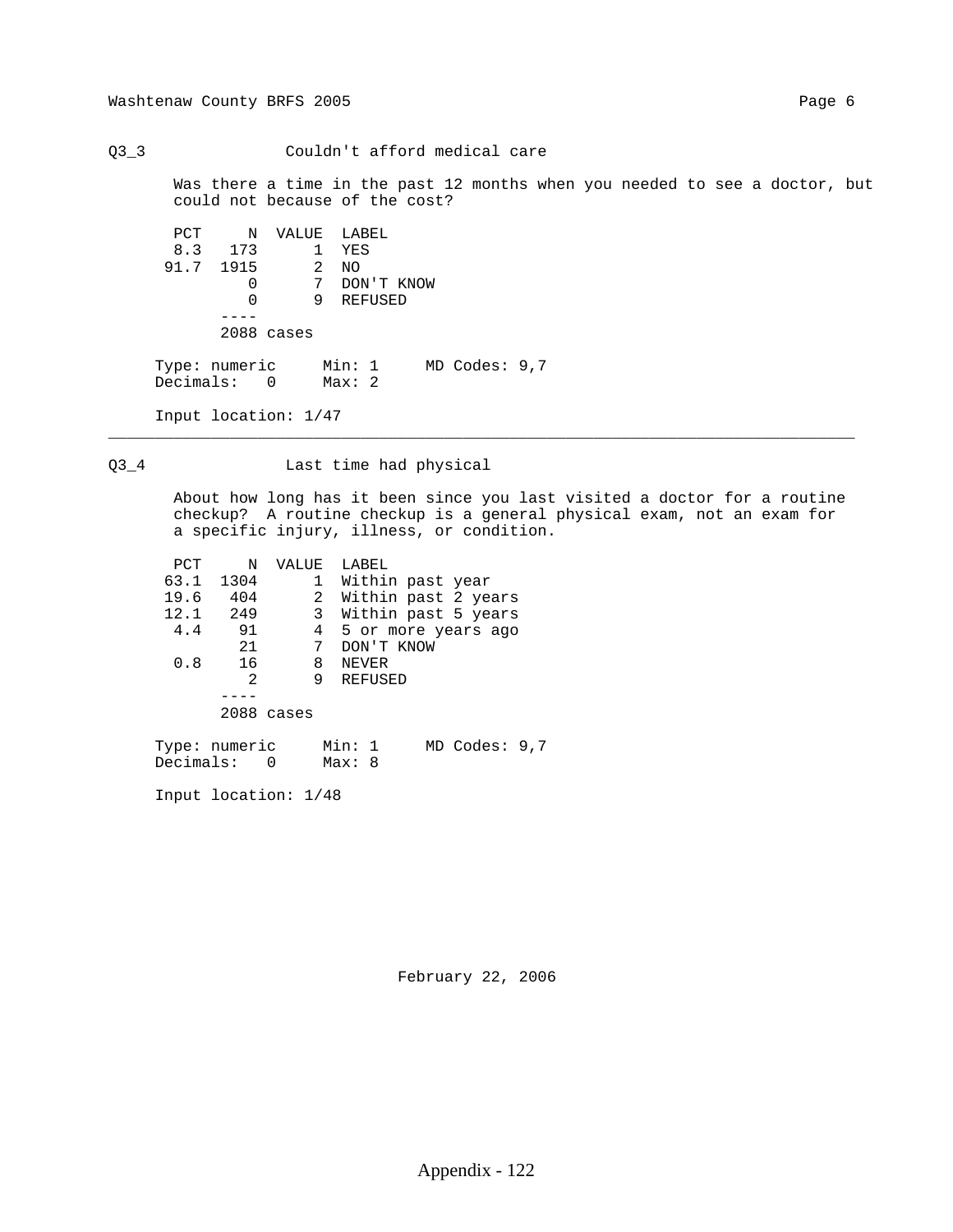## Q3_3 Couldn't afford medical care

Was there a time in the past 12 months when you needed to see a doctor, but could not because of the cost?

| PCT | N | VALUE | LABEL |
|---|---|---|---|
| 8.3 | 173 | 1 | YES |
| 91.7 | 1915 | 2 | NO |
| | 0 | 7 | DON'T KNOW |
| | 0 | 9 | REFUSED |
| | 2088 cases | | |

Type: numeric    Min: 1    MD Codes: 9,7
Decimals: 0    Max: 2

Input location: 1/47

---

## Q3_4 Last time had physical

About how long has it been since you last visited a doctor for a routine checkup? A routine checkup is a general physical exam, not an exam for a specific injury, illness, or condition.

| PCT | N | VALUE | LABEL |
|---|---|---|---|
| 63.1 | 1304 | 1 | Within past year |
| 19.6 | 404 | 2 | Within past 2 years |
| 12.1 | 249 | 3 | Within past 5 years |
| 4.4 | 91 | 4 | 5 or more years ago |
| | 21 | 7 | DON'T KNOW |
| 0.8 | 16 | 8 | NEVER |
| | 2 | 9 | REFUSED |
| | 2088 cases | | |

Type: numeric    Min: 1    MD Codes: 9,7
Decimals: 0    Max: 8

Input location: 1/48

February 22, 2006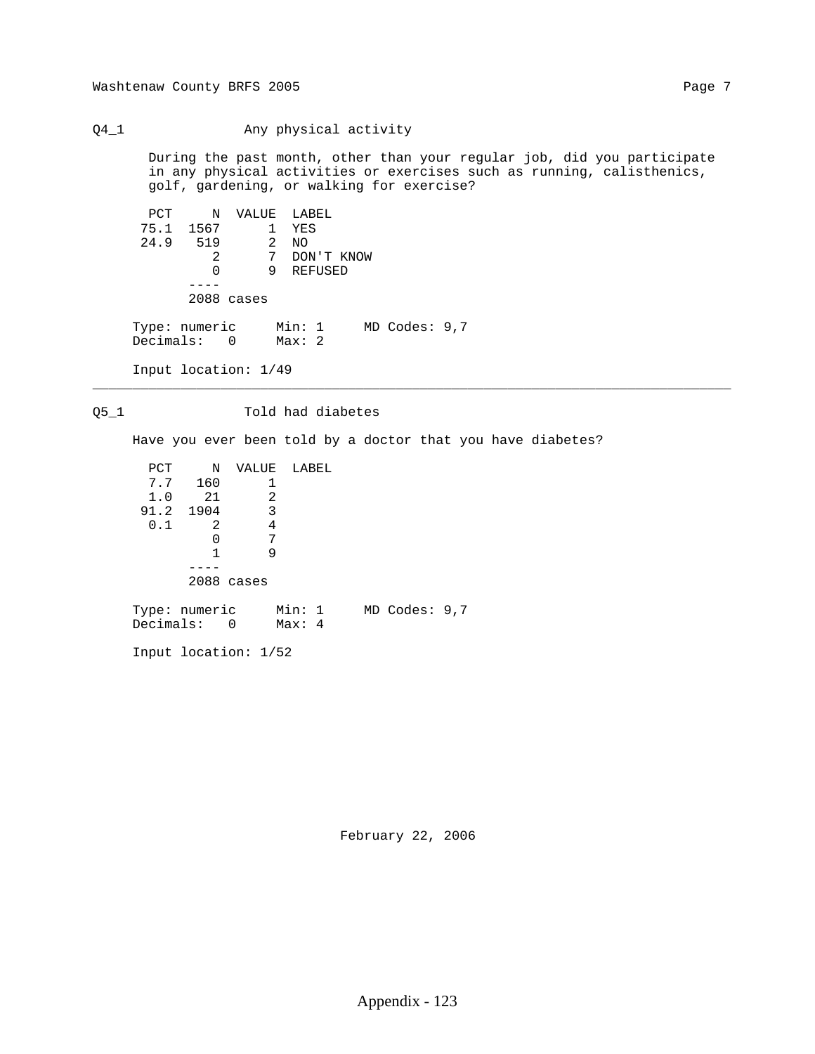## Q4_1 Any physical activity

During the past month, other than your regular job, did you participate in any physical activities or exercises such as running, calisthenics, golf, gardening, or walking for exercise?

| PCT | N | VALUE | LABEL |
|---|---|---|---|
| 75.1 | 1567 | 1 | YES |
| 24.9 | 519 | 2 | NO |
| | 2 | 7 | DON'T KNOW |
| | 0 | 9 | REFUSED |
| | ---- | | |
| | 2088 cases | | |

Type: numeric Min: 1 MD Codes: 9,7
Decimals: 0 Max: 2

Input location: 1/49

---

## Q5_1 Told had diabetes

Have you ever been told by a doctor that you have diabetes?

| PCT | N | VALUE | LABEL |
|---|---|---|---|
| 7.7 | 160 | 1 | |
| 1.0 | 21 | 2 | |
| 91.2 | 1904 | 3 | |
| 0.1 | 2 | 4 | |
| | 0 | 7 | |
| | 1 | 9 | |
| | ---- | | |
| | 2088 cases | | |

Type: numeric Min: 1 MD Codes: 9,7
Decimals: 0 Max: 4

Input location: 1/52

February 22, 2006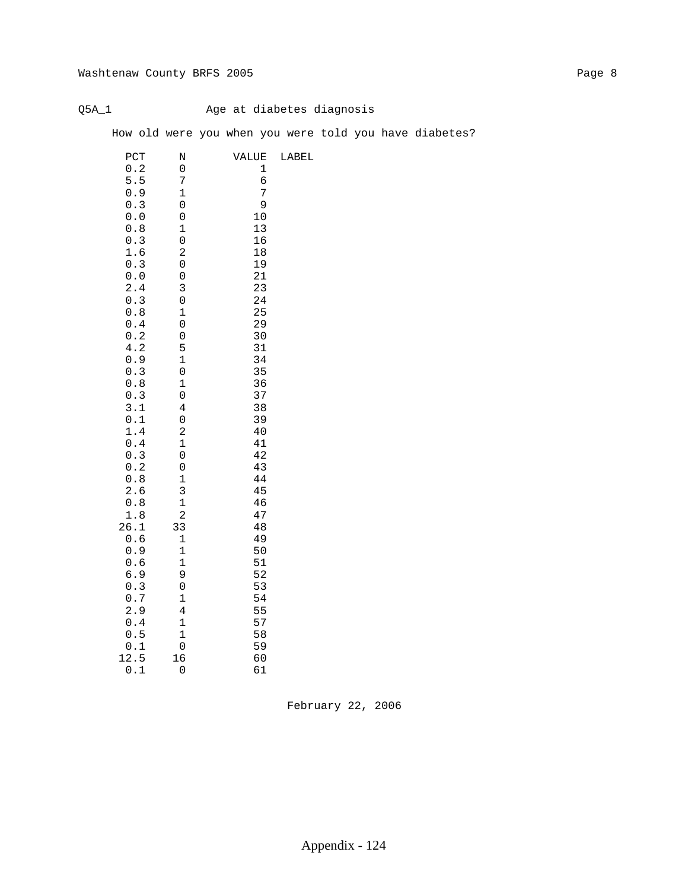Q5A_1 Age at diabetes diagnosis

How old were you when you were told you have diabetes?

| PCT | N | VALUE | LABEL |
|---|---|---|---|
| 0.2 | 0 | 1 | |
| 5.5 | 7 | 6 | |
| 0.9 | 1 | 7 | |
| 0.3 | 0 | 9 | |
| 0.0 | 0 | 10 | |
| 0.8 | 1 | 13 | |
| 0.3 | 0 | 16 | |
| 1.6 | 2 | 18 | |
| 0.3 | 0 | 19 | |
| 0.0 | 0 | 21 | |
| 2.4 | 3 | 23 | |
| 0.3 | 0 | 24 | |
| 0.8 | 1 | 25 | |
| 0.4 | 0 | 29 | |
| 0.2 | 0 | 30 | |
| 4.2 | 5 | 31 | |
| 0.9 | 1 | 34 | |
| 0.3 | 0 | 35 | |
| 0.8 | 1 | 36 | |
| 0.3 | 0 | 37 | |
| 3.1 | 4 | 38 | |
| 0.1 | 0 | 39 | |
| 1.4 | 2 | 40 | |
| 0.4 | 1 | 41 | |
| 0.3 | 0 | 42 | |
| 0.2 | 0 | 43 | |
| 0.8 | 1 | 44 | |
| 2.6 | 3 | 45 | |
| 0.8 | 1 | 46 | |
| 1.8 | 2 | 47 | |
| 26.1 | 33 | 48 | |
| 0.6 | 1 | 49 | |
| 0.9 | 1 | 50 | |
| 0.6 | 1 | 51 | |
| 6.9 | 9 | 52 | |
| 0.3 | 0 | 53 | |
| 0.7 | 1 | 54 | |
| 2.9 | 4 | 55 | |
| 0.4 | 1 | 57 | |
| 0.5 | 1 | 58 | |
| 0.1 | 0 | 59 | |
| 12.5 | 16 | 60 | |
| 0.1 | 0 | 61 | |

February 22, 2006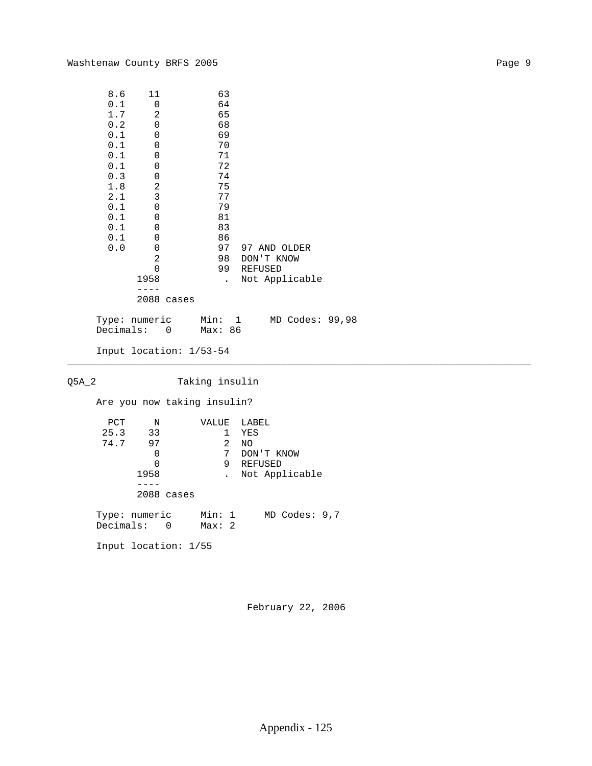| PCT | N | VALUE | LABEL |
|---|---|---|---|
| 8.6 | 11 | 63 | |
| 0.1 | 0 | 64 | |
| 1.7 | 2 | 65 | |
| 0.2 | 0 | 68 | |
| 0.1 | 0 | 69 | |
| 0.1 | 0 | 70 | |
| 0.1 | 0 | 71 | |
| 0.1 | 0 | 72 | |
| 0.3 | 0 | 74 | |
| 1.8 | 2 | 75 | |
| 2.1 | 3 | 77 | |
| 0.1 | 0 | 79 | |
| 0.1 | 0 | 81 | |
| 0.1 | 0 | 83 | |
| 0.1 | 0 | 86 | |
| 0.0 | 0 | 97 | 97 AND OLDER |
| | 2 | 98 | DON'T KNOW |
| | 0 | 99 | REFUSED |
| | 1958 | . | Not Applicable |
| | ---- | | |
| | 2088 cases | | |

Type: numeric  Min: 1  MD Codes: 99,98
Decimals: 0  Max: 86

Input location: 1/53-54

---

## Q5A_2 Taking insulin

Are you now taking insulin?

| PCT | N | VALUE | LABEL |
|---|---|---|---|
| 25.3 | 33 | 1 | YES |
| 74.7 | 97 | 2 | NO |
| | 0 | 7 | DON'T KNOW |
| | 0 | 9 | REFUSED |
| | 1958 | . | Not Applicable |
| | ---- | | |
| | 2088 cases | | |

Type: numeric  Min: 1  MD Codes: 9,7
Decimals: 0  Max: 2

Input location: 1/55

February 22, 2006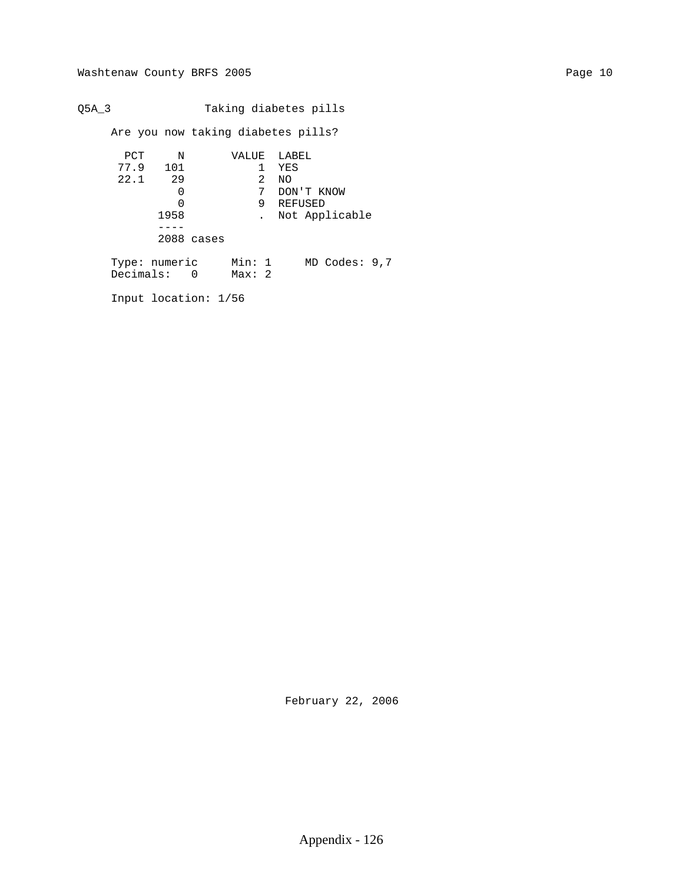Q5A_3 Taking diabetes pills

Are you now taking diabetes pills?

| PCT | N | VALUE | LABEL |
|---|---|---|---|
| 77.9 | 101 | 1 | YES |
| 22.1 | 29 | 2 | NO |
| | 0 | 7 | DON'T KNOW |
| | 0 | 9 | REFUSED |
| | 1958 | . | Not Applicable |
| | ---- | | |
| | 2088 cases | | |

Type: numeric Min: 1 MD Codes: 9,7
Decimals: 0 Max: 2

Input location: 1/56

February 22, 2006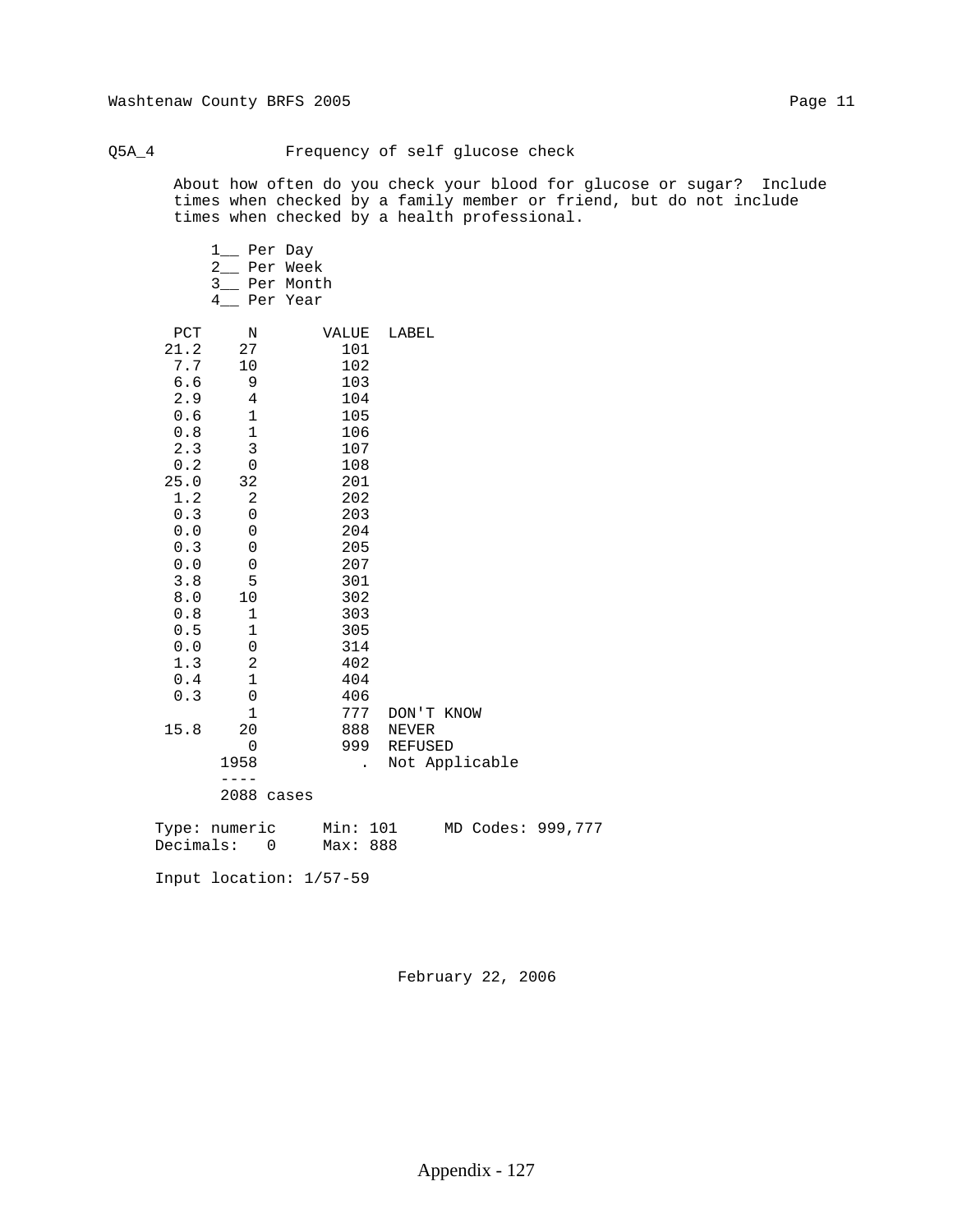Q5A_4 Frequency of self glucose check

About how often do you check your blood for glucose or sugar? Include times when checked by a family member or friend, but do not include times when checked by a health professional.

1__ Per Day
2__ Per Week
3__ Per Month
4__ Per Year

| PCT | N | VALUE | LABEL |
|---|---|---|---|
| 21.2 | 27 | 101 | |
| 7.7 | 10 | 102 | |
| 6.6 | 9 | 103 | |
| 2.9 | 4 | 104 | |
| 0.6 | 1 | 105 | |
| 0.8 | 1 | 106 | |
| 2.3 | 3 | 107 | |
| 0.2 | 0 | 108 | |
| 25.0 | 32 | 201 | |
| 1.2 | 2 | 202 | |
| 0.3 | 0 | 203 | |
| 0.0 | 0 | 204 | |
| 0.3 | 0 | 205 | |
| 0.0 | 0 | 207 | |
| 3.8 | 5 | 301 | |
| 8.0 | 10 | 302 | |
| 0.8 | 1 | 303 | |
| 0.5 | 1 | 305 | |
| 0.0 | 0 | 314 | |
| 1.3 | 2 | 402 | |
| 0.4 | 1 | 404 | |
| 0.3 | 0 | 406 | |
| | 1 | 777 | DON'T KNOW |
| 15.8 | 20 | 888 | NEVER |
| | 0 | 999 | REFUSED |
| | 1958 | . | Not Applicable |
| | ---- | | |
| | 2088 cases | | |

Type: numeric  Min: 101  MD Codes: 999,777
Decimals: 0  Max: 888

Input location: 1/57-59

February 22, 2006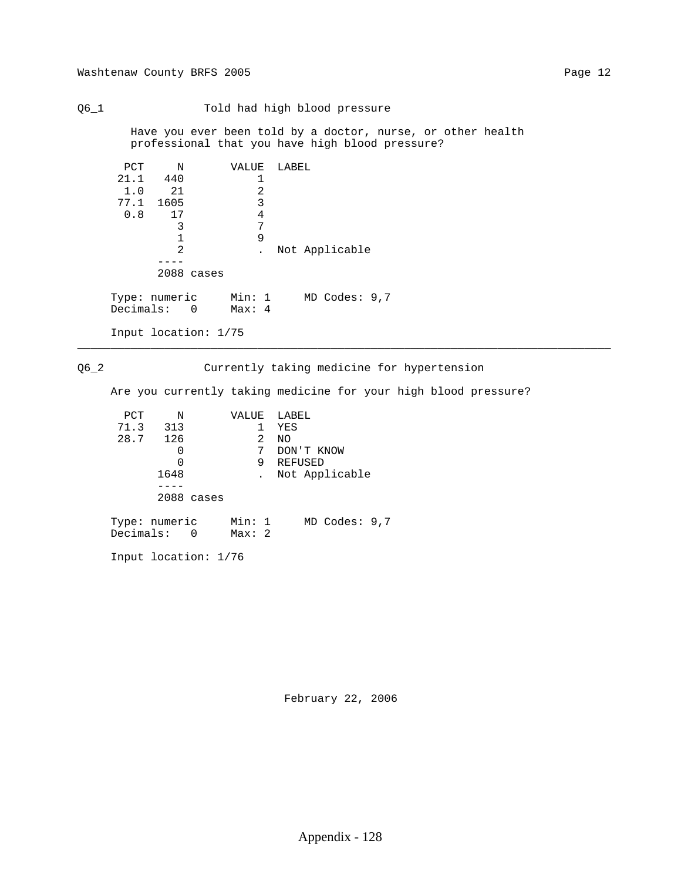## Q6_1 Told had high blood pressure

Have you ever been told by a doctor, nurse, or other health professional that you have high blood pressure?

| PCT | N | VALUE | LABEL |
|---|---|---|---|
| 21.1 | 440 | 1 | |
| 1.0 | 21 | 2 | |
| 77.1 | 1605 | 3 | |
| 0.8 | 17 | 4 | |
| | 3 | 7 | |
| | 1 | 9 | |
| | 2 | . | Not Applicable |
| | ---- | | |
| | 2088 cases | | |

Type: numeric Min: 1 MD Codes: 9,7
Decimals: 0 Max: 4

Input location: 1/75

---

## Q6_2 Currently taking medicine for hypertension

Are you currently taking medicine for your high blood pressure?

| PCT | N | VALUE | LABEL |
|---|---|---|---|
| 71.3 | 313 | 1 | YES |
| 28.7 | 126 | 2 | NO |
| | 0 | 7 | DON'T KNOW |
| | 0 | 9 | REFUSED |
| | 1648 | . | Not Applicable |
| | ---- | | |
| | 2088 cases | | |

Type: numeric Min: 1 MD Codes: 9,7
Decimals: 0 Max: 2

Input location: 1/76

February 22, 2006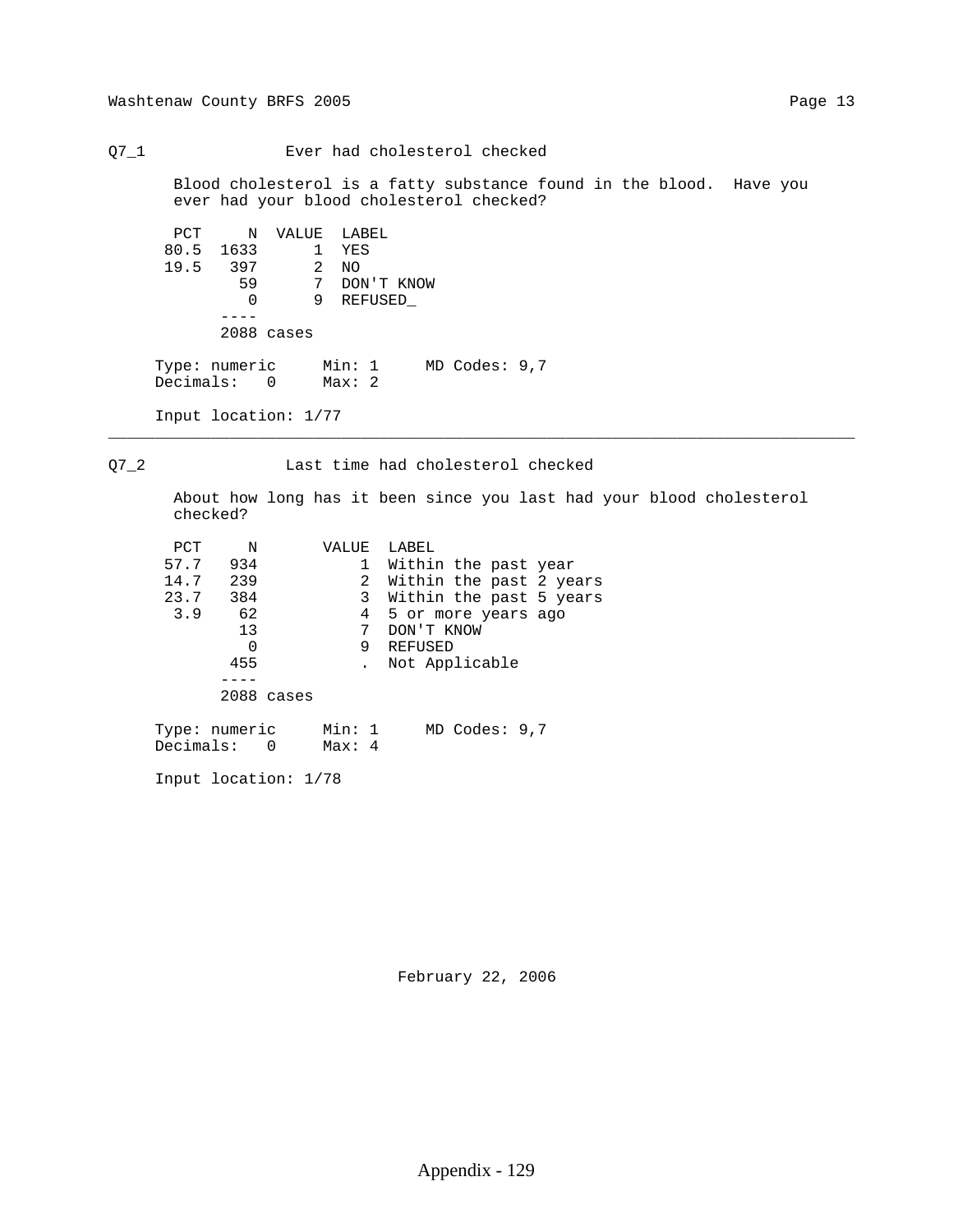## Q7_1 Ever had cholesterol checked

Blood cholesterol is a fatty substance found in the blood. Have you ever had your blood cholesterol checked?

| PCT | N | VALUE | LABEL |
|---|---|---|---|
| 80.5 | 1633 | 1 | YES |
| 19.5 | 397 | 2 | NO |
| | 59 | 7 | DON'T KNOW |
| | 0 | 9 | REFUSED_ |
| | ---- | | |
| | 2088 cases | | |

Type: numeric Min: 1 MD Codes: 9,7
Decimals: 0 Max: 2

Input location: 1/77

---

## Q7_2 Last time had cholesterol checked

About how long has it been since you last had your blood cholesterol checked?

| PCT | N | VALUE | LABEL |
|---|---|---|---|
| 57.7 | 934 | 1 | Within the past year |
| 14.7 | 239 | 2 | Within the past 2 years |
| 23.7 | 384 | 3 | Within the past 5 years |
| 3.9 | 62 | 4 | 5 or more years ago |
| | 13 | 7 | DON'T KNOW |
| | 0 | 9 | REFUSED |
| | 455 | . | Not Applicable |
| | ---- | | |
| | 2088 cases | | |

Type: numeric Min: 1 MD Codes: 9,7
Decimals: 0 Max: 4

Input location: 1/78

February 22, 2006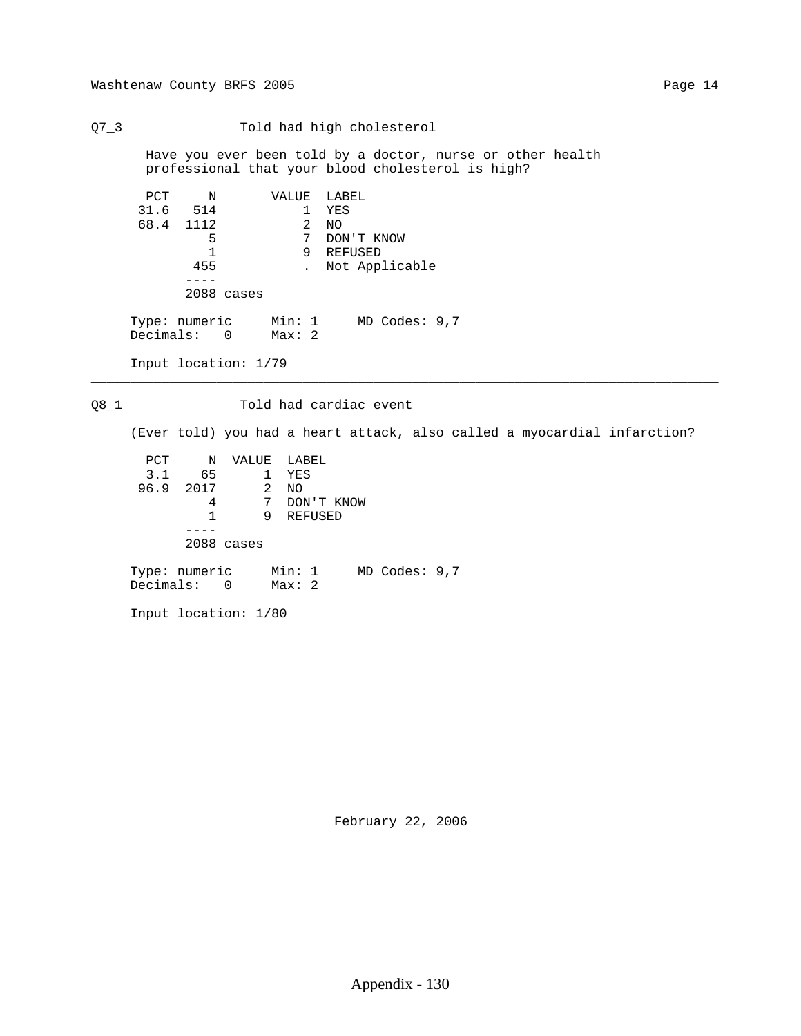## Q7_3 Told had high cholesterol

Have you ever been told by a doctor, nurse or other health professional that your blood cholesterol is high?

| PCT | N | VALUE | LABEL |
|---|---|---|---|
| 31.6 | 514 | 1 | YES |
| 68.4 | 1112 | 2 | NO |
| | 5 | 7 | DON'T KNOW |
| | 1 | 9 | REFUSED |
| | 455 | . | Not Applicable |
| | ---- | | |
| | 2088 cases | | |

Type: numeric  Min: 1  MD Codes: 9,7
Decimals: 0  Max: 2

Input location: 1/79

---

## Q8_1 Told had cardiac event

(Ever told) you had a heart attack, also called a myocardial infarction?

| PCT | N | VALUE | LABEL |
|---|---|---|---|
| 3.1 | 65 | 1 | YES |
| 96.9 | 2017 | 2 | NO |
| | 4 | 7 | DON'T KNOW |
| | 1 | 9 | REFUSED |
| | ---- | | |
| | 2088 cases | | |

Type: numeric  Min: 1  MD Codes: 9,7
Decimals: 0  Max: 2

Input location: 1/80

February 22, 2006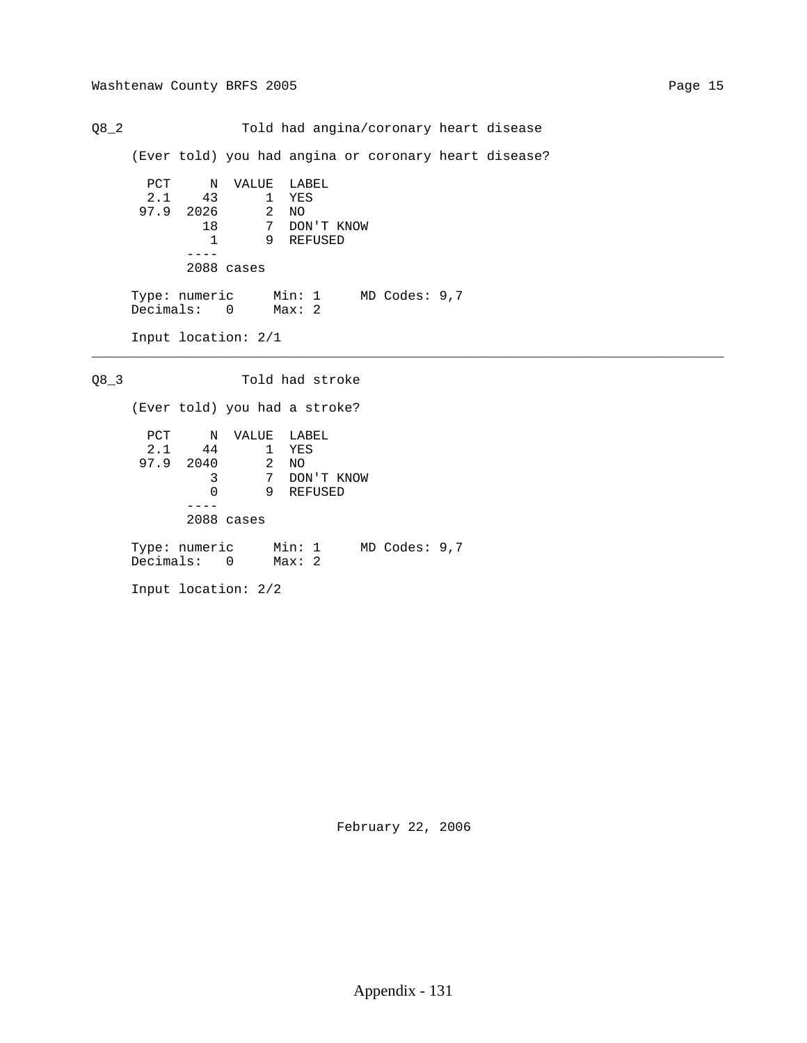## Q8_2 Told had angina/coronary heart disease

(Ever told) you had angina or coronary heart disease?

| PCT | N | VALUE | LABEL |
|---|---|---|---|
| 2.1 | 43 | 1 | YES |
| 97.9 | 2026 | 2 | NO |
| | 18 | 7 | DON'T KNOW |
| | 1 | 9 | REFUSED |
| | ---- | | |
| | 2088 cases | | |

Type: numeric     Min: 1     MD Codes: 9,7
Decimals: 0     Max: 2

Input location: 2/1

---

## Q8_3 Told had stroke

(Ever told) you had a stroke?

| PCT | N | VALUE | LABEL |
|---|---|---|---|
| 2.1 | 44 | 1 | YES |
| 97.9 | 2040 | 2 | NO |
| | 3 | 7 | DON'T KNOW |
| | 0 | 9 | REFUSED |
| | ---- | | |
| | 2088 cases | | |

Type: numeric     Min: 1     MD Codes: 9,7
Decimals: 0     Max: 2

Input location: 2/2

February 22, 2006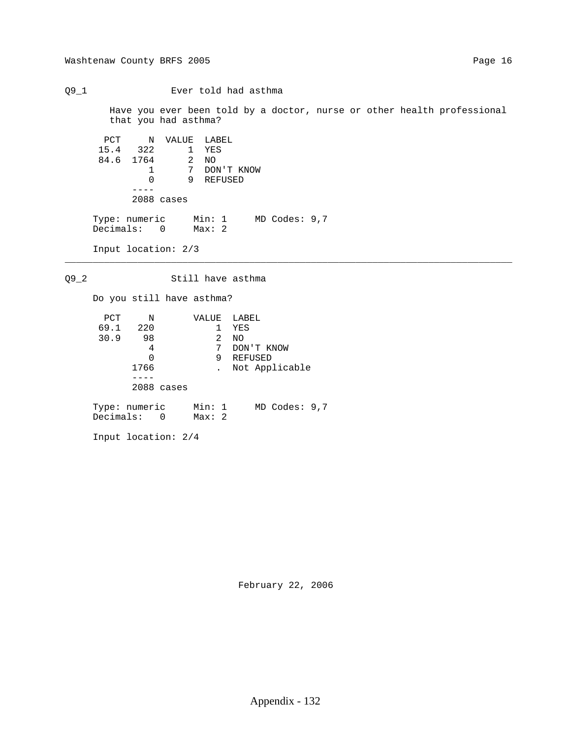## Q9_1 Ever told had asthma

Have you ever been told by a doctor, nurse or other health professional that you had asthma?

| PCT | N | VALUE | LABEL |
|---|---|---|---|
| 15.4 | 322 | 1 | YES |
| 84.6 | 1764 | 2 | NO |
| | 1 | 7 | DON'T KNOW |
| | 0 | 9 | REFUSED |
| | 2088 cases | | |

Type: numeric Min: 1 MD Codes: 9,7
Decimals: 0 Max: 2

Input location: 2/3

---

## Q9_2 Still have asthma

Do you still have asthma?

| PCT | N | VALUE | LABEL |
|---|---|---|---|
| 69.1 | 220 | 1 | YES |
| 30.9 | 98 | 2 | NO |
| | 4 | 7 | DON'T KNOW |
| | 0 | 9 | REFUSED |
| | 1766 | . | Not Applicable |
| | 2088 cases | | |

Type: numeric Min: 1 MD Codes: 9,7
Decimals: 0 Max: 2

Input location: 2/4

February 22, 2006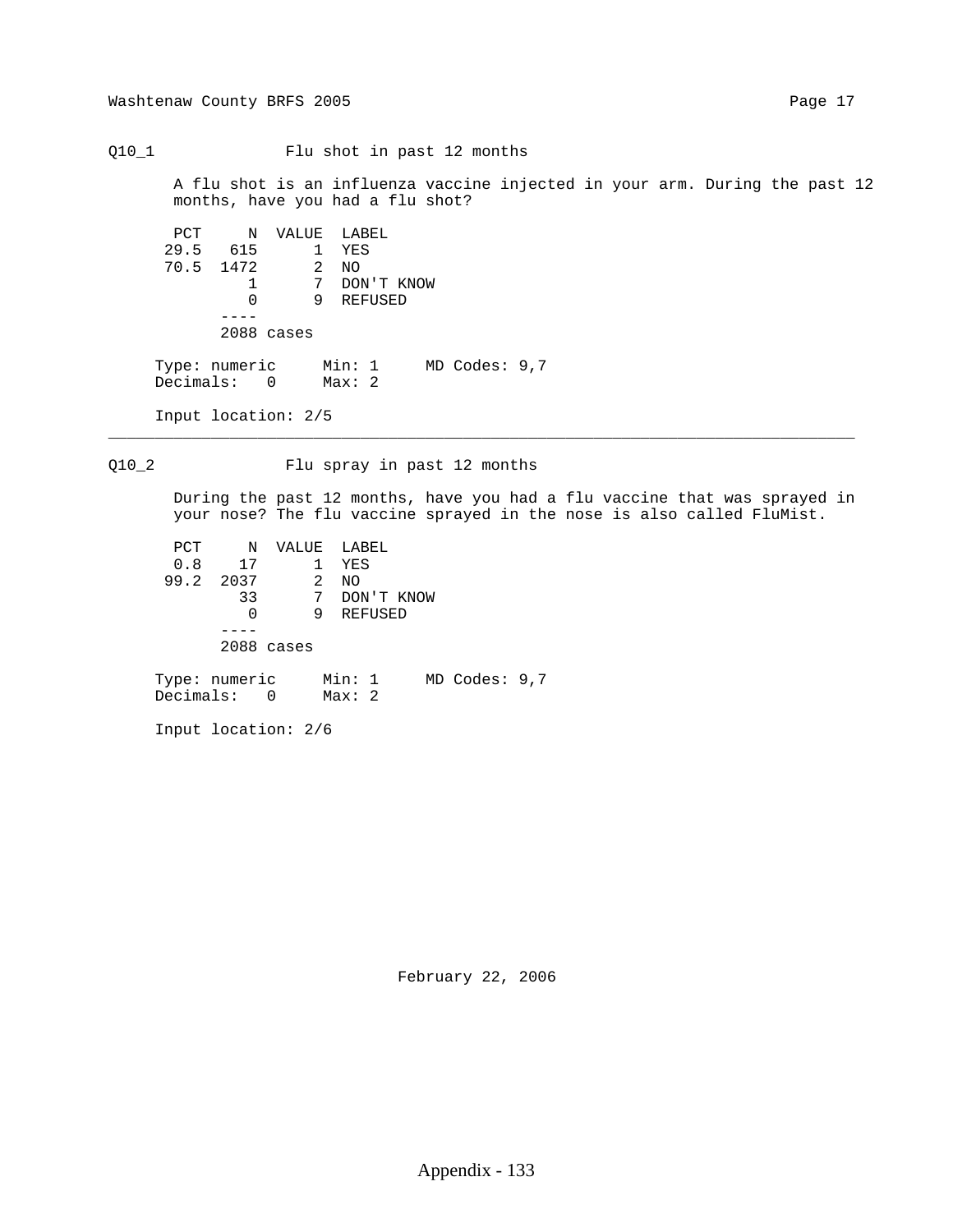## Q10_1 Flu shot in past 12 months

A flu shot is an influenza vaccine injected in your arm. During the past 12 months, have you had a flu shot?

| PCT | N | VALUE | LABEL |
|---|---|---|---|
| 29.5 | 615 | 1 | YES |
| 70.5 | 1472 | 2 | NO |
| | 1 | 7 | DON'T KNOW |
| | 0 | 9 | REFUSED |
| | 2088 cases | | |

Type: numeric   Min: 1   MD Codes: 9,7
Decimals: 0   Max: 2

Input location: 2/5

---

## Q10_2 Flu spray in past 12 months

During the past 12 months, have you had a flu vaccine that was sprayed in your nose? The flu vaccine sprayed in the nose is also called FluMist.

| PCT | N | VALUE | LABEL |
|---|---|---|---|
| 0.8 | 17 | 1 | YES |
| 99.2 | 2037 | 2 | NO |
| | 33 | 7 | DON'T KNOW |
| | 0 | 9 | REFUSED |
| | 2088 cases | | |

Type: numeric   Min: 1   MD Codes: 9,7
Decimals: 0   Max: 2

Input location: 2/6

February 22, 2006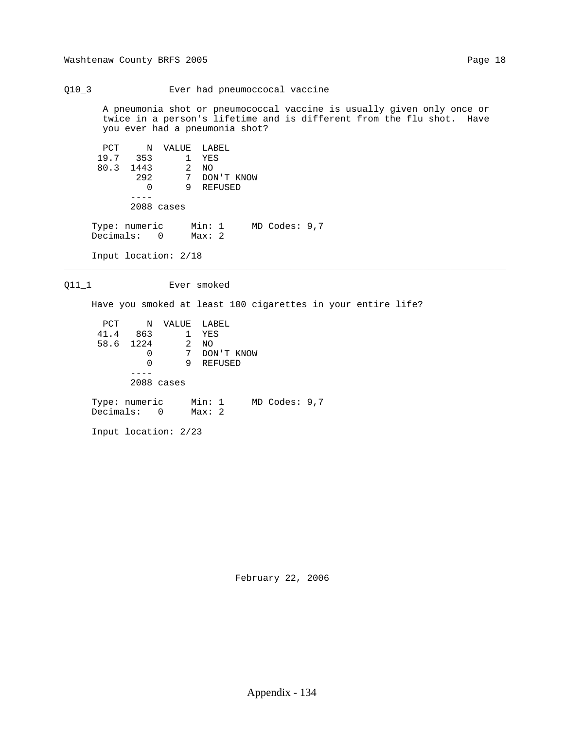## Q10_3 Ever had pneumoccocal vaccine

A pneumonia shot or pneumococcal vaccine is usually given only once or twice in a person's lifetime and is different from the flu shot. Have you ever had a pneumonia shot?

| PCT | N | VALUE | LABEL |
|---|---|---|---|
| 19.7 | 353 | 1 | YES |
| 80.3 | 1443 | 2 | NO |
| | 292 | 7 | DON'T KNOW |
| | 0 | 9 | REFUSED |
| | 2088 cases | | |

Type: numeric Min: 1 MD Codes: 9,7
Decimals: 0 Max: 2

Input location: 2/18

---

## Q11_1 Ever smoked

Have you smoked at least 100 cigarettes in your entire life?

| PCT | N | VALUE | LABEL |
|---|---|---|---|
| 41.4 | 863 | 1 | YES |
| 58.6 | 1224 | 2 | NO |
| | 0 | 7 | DON'T KNOW |
| | 0 | 9 | REFUSED |
| | 2088 cases | | |

Type: numeric Min: 1 MD Codes: 9,7
Decimals: 0 Max: 2

Input location: 2/23

February 22, 2006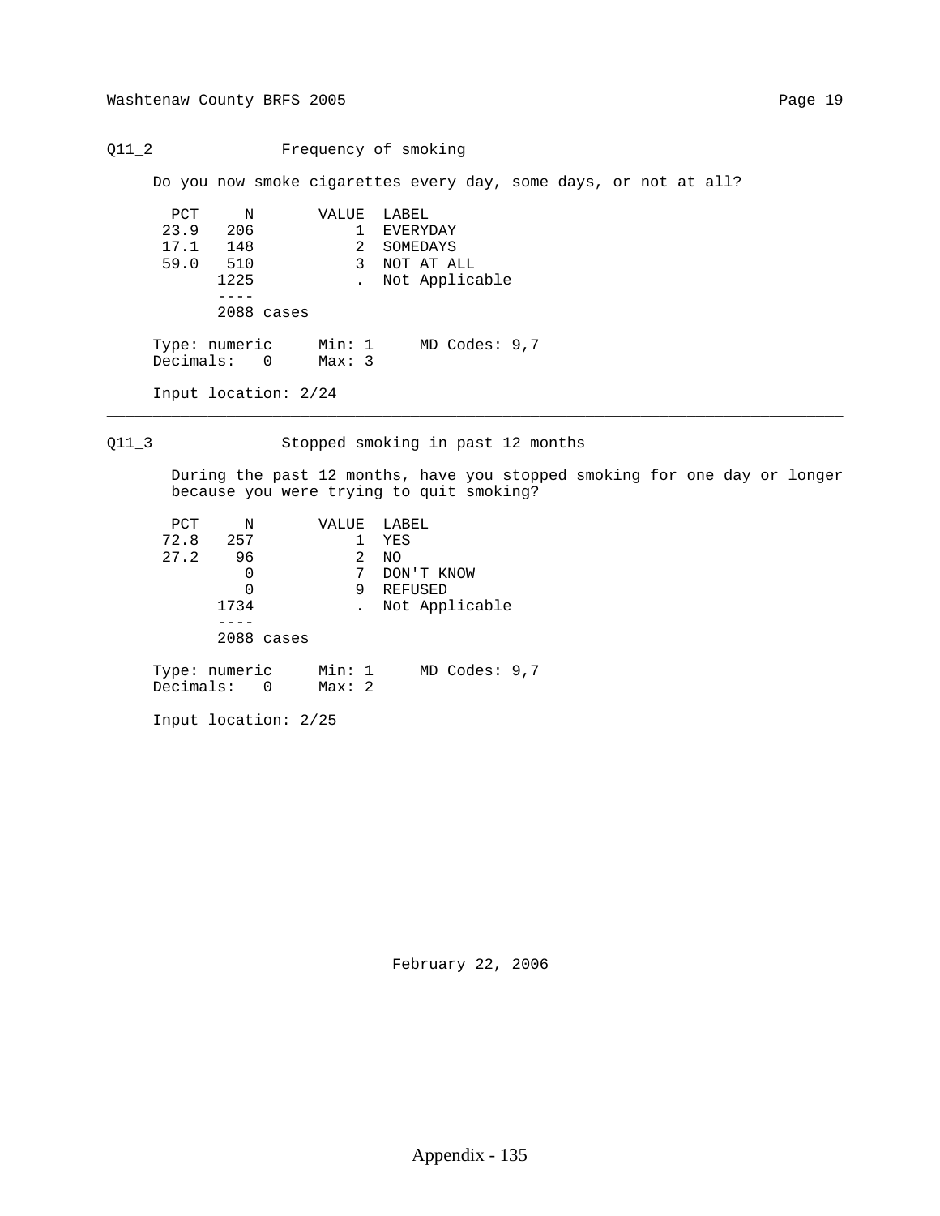## Q11_2 Frequency of smoking

Do you now smoke cigarettes every day, some days, or not at all?

| PCT | N | VALUE | LABEL |
|---|---|---|---|
| 23.9 | 206 | 1 | EVERYDAY |
| 17.1 | 148 | 2 | SOMEDAYS |
| 59.0 | 510 | 3 | NOT AT ALL |
| | 1225 | . | Not Applicable |
| | ---- | | |
| | 2088 cases | | |

Type: numeric   Min: 1   MD Codes: 9,7
Decimals: 0   Max: 3

Input location: 2/24

---

## Q11_3 Stopped smoking in past 12 months

During the past 12 months, have you stopped smoking for one day or longer because you were trying to quit smoking?

| PCT | N | VALUE | LABEL |
|---|---|---|---|
| 72.8 | 257 | 1 | YES |
| 27.2 | 96 | 2 | NO |
| | 0 | 7 | DON'T KNOW |
| | 0 | 9 | REFUSED |
| | 1734 | . | Not Applicable |
| | ---- | | |
| | 2088 cases | | |

Type: numeric   Min: 1   MD Codes: 9,7
Decimals: 0   Max: 2

Input location: 2/25

February 22, 2006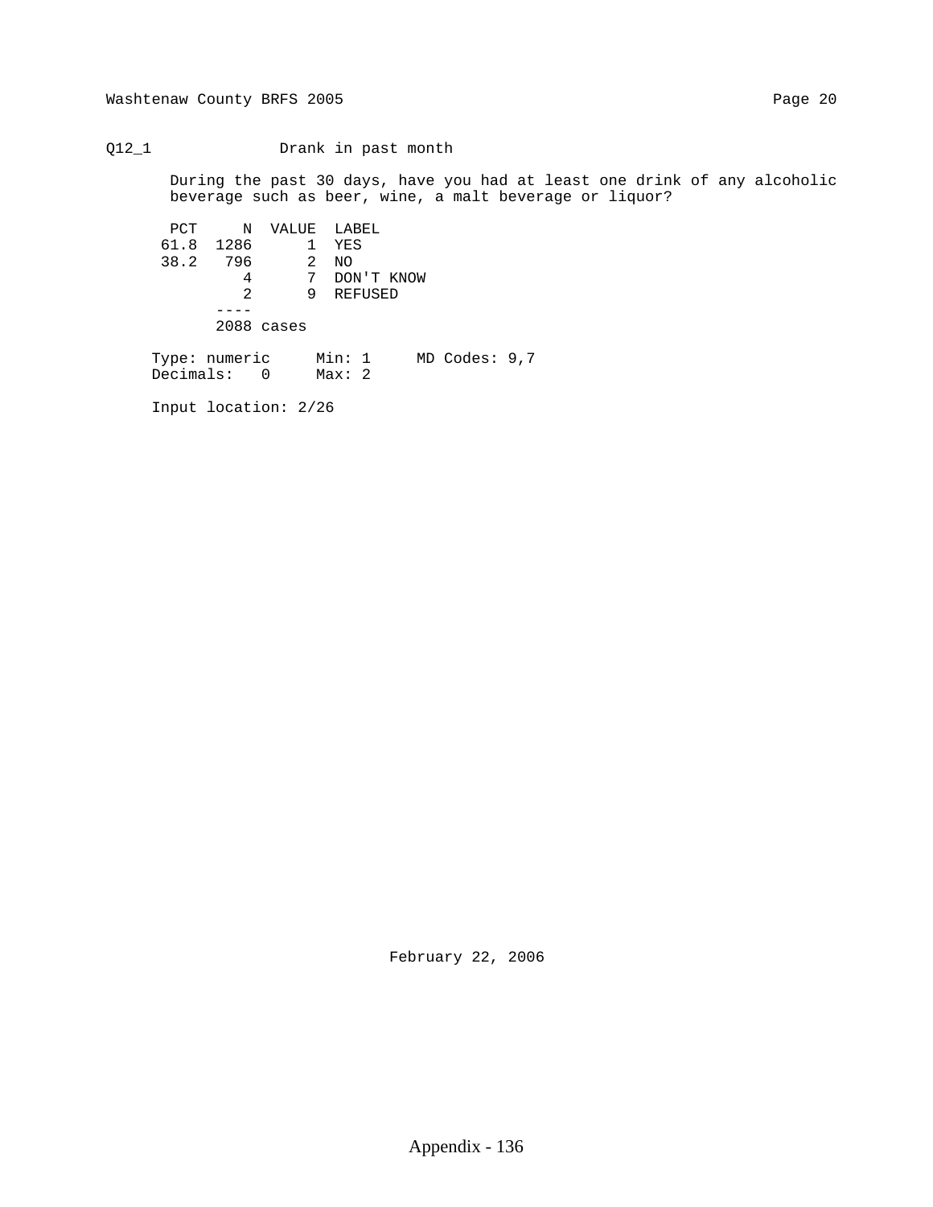Q12_1 Drank in past month

During the past 30 days, have you had at least one drink of any alcoholic beverage such as beer, wine, a malt beverage or liquor?

| PCT | N | VALUE | LABEL |
|---|---|---|---|
| 61.8 | 1286 | 1 | YES |
| 38.2 | 796 | 2 | NO |
| | 4 | 7 | DON'T KNOW |
| | 2 | 9 | REFUSED |
| | ---- | | |
| | 2088 cases | | |

Type: numeric Min: 1 MD Codes: 9,7
Decimals: 0 Max: 2

Input location: 2/26

February 22, 2006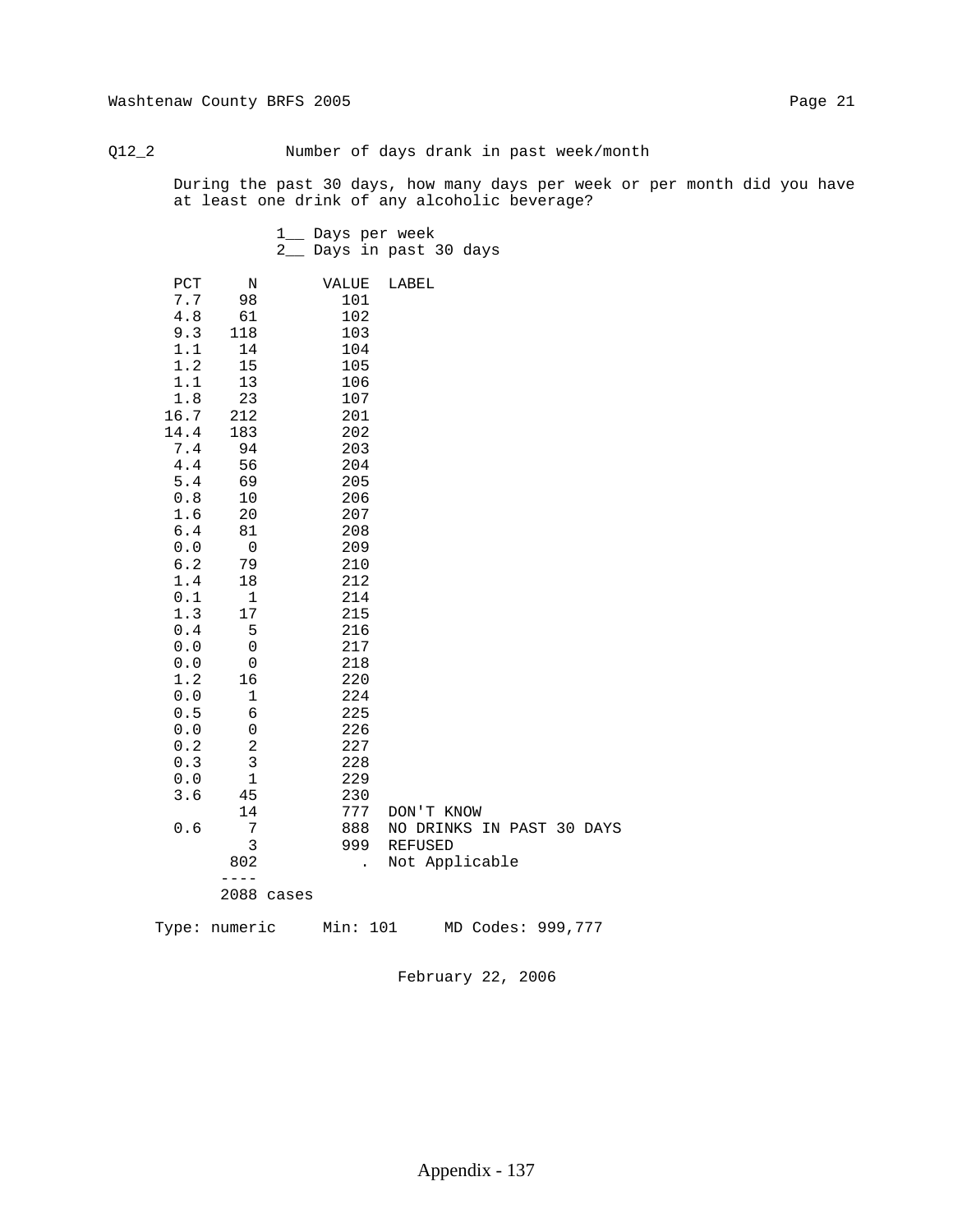Q12_2 Number of days drank in past week/month

During the past 30 days, how many days per week or per month did you have at least one drink of any alcoholic beverage?

1__ Days per week
2__ Days in past 30 days

| PCT | N | VALUE | LABEL |
|---|---|---|---|
| 7.7 | 98 | 101 | |
| 4.8 | 61 | 102 | |
| 9.3 | 118 | 103 | |
| 1.1 | 14 | 104 | |
| 1.2 | 15 | 105 | |
| 1.1 | 13 | 106 | |
| 1.8 | 23 | 107 | |
| 16.7 | 212 | 201 | |
| 14.4 | 183 | 202 | |
| 7.4 | 94 | 203 | |
| 4.4 | 56 | 204 | |
| 5.4 | 69 | 205 | |
| 0.8 | 10 | 206 | |
| 1.6 | 20 | 207 | |
| 6.4 | 81 | 208 | |
| 0.0 | 0 | 209 | |
| 6.2 | 79 | 210 | |
| 1.4 | 18 | 212 | |
| 0.1 | 1 | 214 | |
| 1.3 | 17 | 215 | |
| 0.4 | 5 | 216 | |
| 0.0 | 0 | 217 | |
| 0.0 | 0 | 218 | |
| 1.2 | 16 | 220 | |
| 0.0 | 1 | 224 | |
| 0.5 | 6 | 225 | |
| 0.0 | 0 | 226 | |
| 0.2 | 2 | 227 | |
| 0.3 | 3 | 228 | |
| 0.0 | 1 | 229 | |
| 3.6 | 45 | 230 | |
| | 14 | 777 | DON'T KNOW |
| 0.6 | 7 | 888 | NO DRINKS IN PAST 30 DAYS |
| | 3 | 999 | REFUSED |
| | 802 | . | Not Applicable |
| | ---- | | |
| | 2088 cases | | |

Type: numeric Min: 101 MD Codes: 999,777

February 22, 2006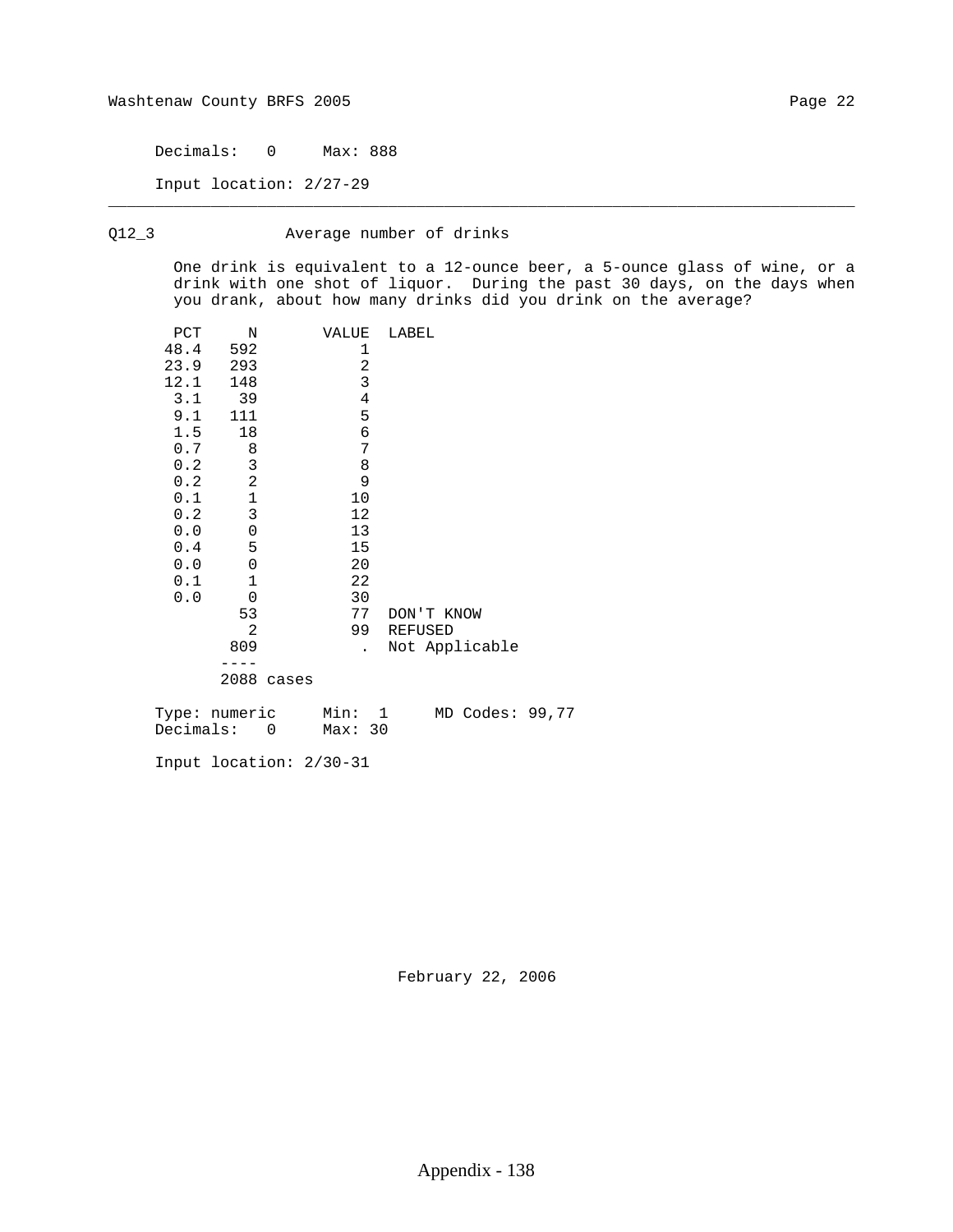Decimals: 0     Max: 888

Input location: 2/27-29

---

## Q12_3     Average number of drinks

One drink is equivalent to a 12-ounce beer, a 5-ounce glass of wine, or a drink with one shot of liquor. During the past 30 days, on the days when you drank, about how many drinks did you drink on the average?

| PCT | N | VALUE | LABEL |
|---|---|---|---|
| 48.4 | 592 | 1 | |
| 23.9 | 293 | 2 | |
| 12.1 | 148 | 3 | |
| 3.1 | 39 | 4 | |
| 9.1 | 111 | 5 | |
| 1.5 | 18 | 6 | |
| 0.7 | 8 | 7 | |
| 0.2 | 3 | 8 | |
| 0.2 | 2 | 9 | |
| 0.1 | 1 | 10 | |
| 0.2 | 3 | 12 | |
| 0.0 | 0 | 13 | |
| 0.4 | 5 | 15 | |
| 0.0 | 0 | 20 | |
| 0.1 | 1 | 22 | |
| 0.0 | 0 | 30 | |
| | 53 | 77 | DON'T KNOW |
| | 2 | 99 | REFUSED |
| | 809 | . | Not Applicable |
| | ---- | | |
| | 2088 cases | | |

Type: numeric     Min: 1     MD Codes: 99,77
Decimals: 0     Max: 30

Input location: 2/30-31

February 22, 2006

Appendix - 138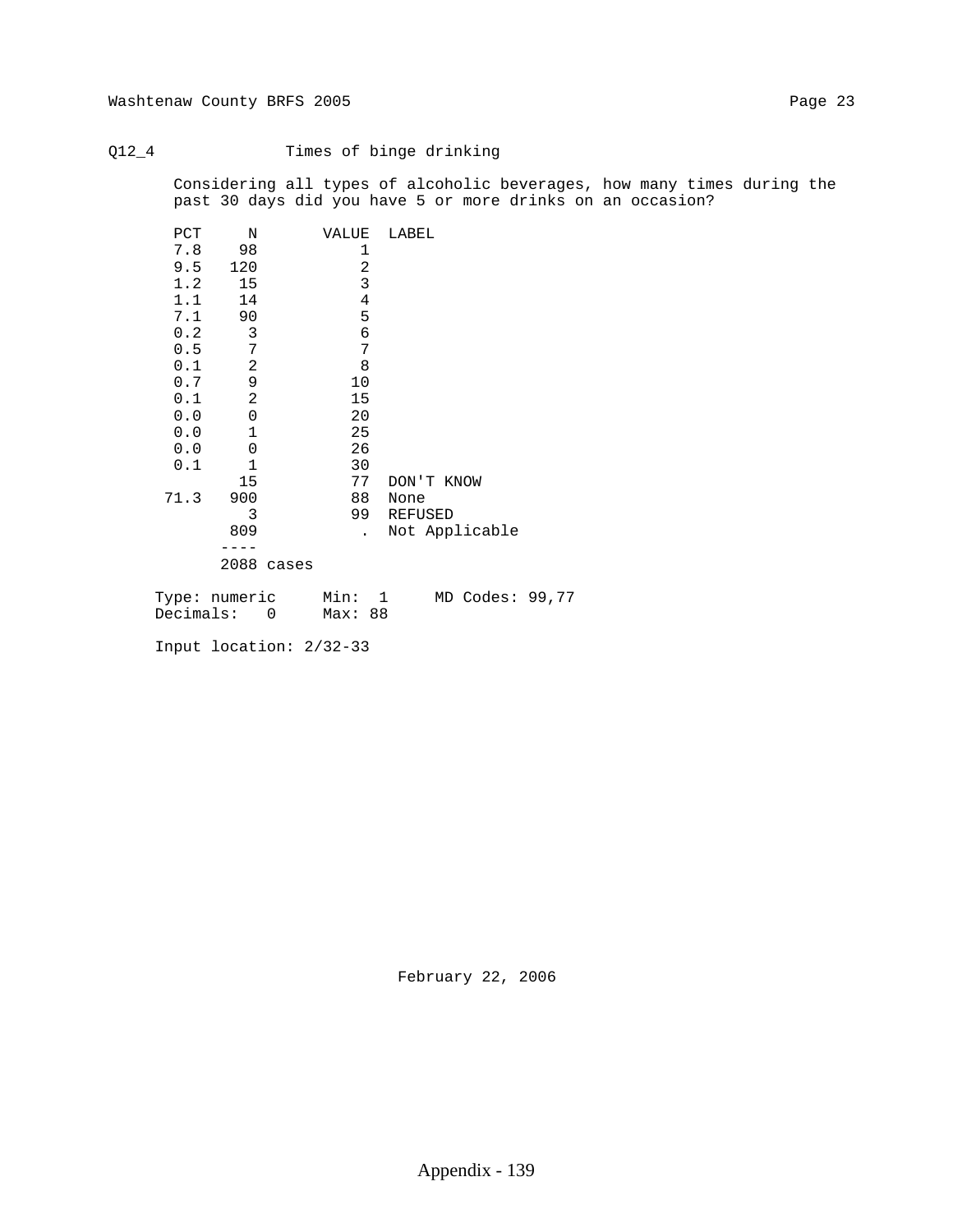Q12_4 Times of binge drinking

Considering all types of alcoholic beverages, how many times during the past 30 days did you have 5 or more drinks on an occasion?

| PCT | N | VALUE | LABEL |
|---|---|---|---|
| 7.8 | 98 | 1 | |
| 9.5 | 120 | 2 | |
| 1.2 | 15 | 3 | |
| 1.1 | 14 | 4 | |
| 7.1 | 90 | 5 | |
| 0.2 | 3 | 6 | |
| 0.5 | 7 | 7 | |
| 0.1 | 2 | 8 | |
| 0.7 | 9 | 10 | |
| 0.1 | 2 | 15 | |
| 0.0 | 0 | 20 | |
| 0.0 | 1 | 25 | |
| 0.0 | 0 | 26 | |
| 0.1 | 1 | 30 | |
| | 15 | 77 | DON'T KNOW |
| 71.3 | 900 | 88 | None |
| | 3 | 99 | REFUSED |
| | 809 | . | Not Applicable |
| | 2088 cases | | |

Type: numeric Min: 1 MD Codes: 99,77
Decimals: 0 Max: 88

Input location: 2/32-33

February 22, 2006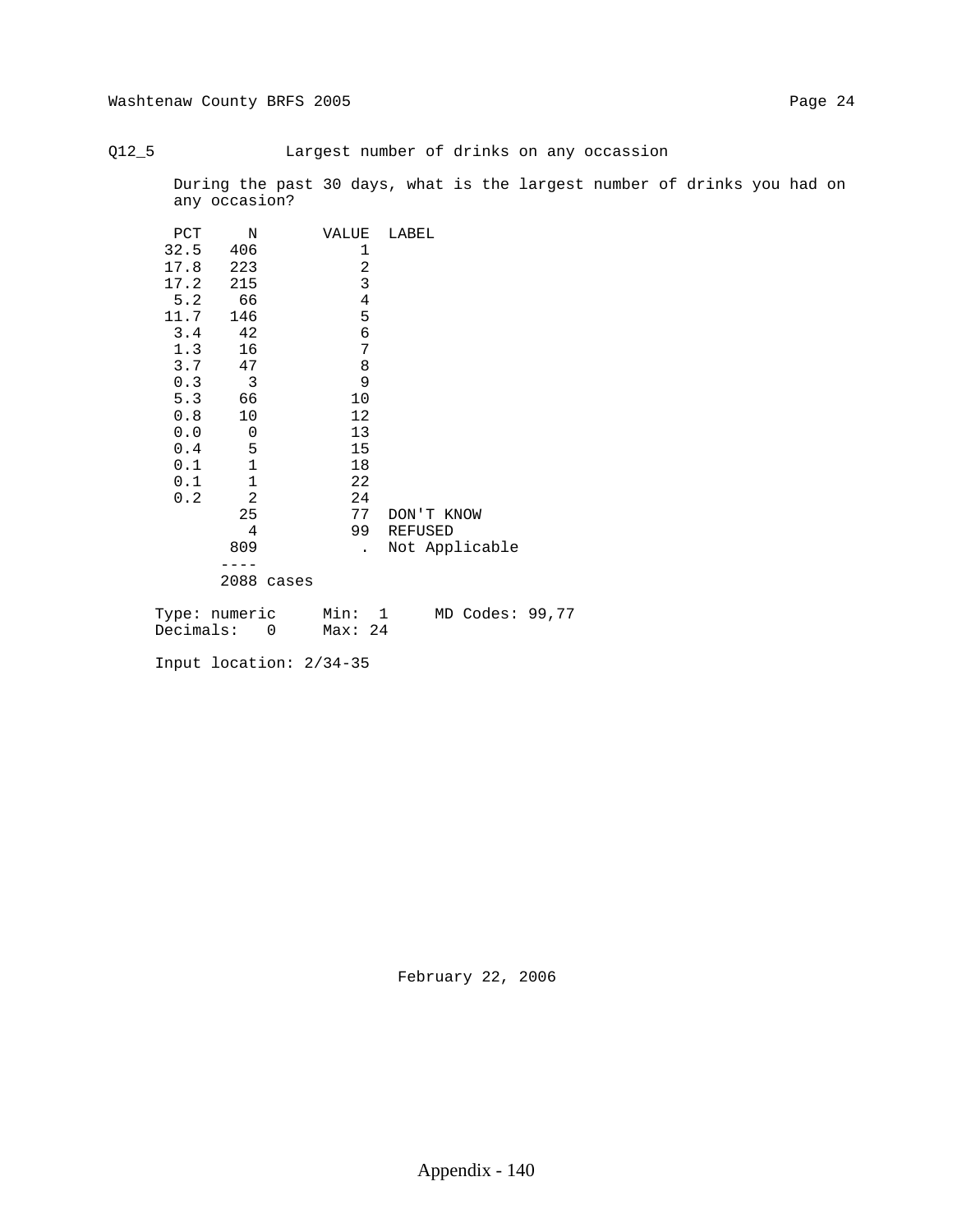Q12_5 Largest number of drinks on any occassion

During the past 30 days, what is the largest number of drinks you had on any occasion?

| PCT | N | VALUE | LABEL |
|---|---|---|---|
| 32.5 | 406 | 1 | |
| 17.8 | 223 | 2 | |
| 17.2 | 215 | 3 | |
| 5.2 | 66 | 4 | |
| 11.7 | 146 | 5 | |
| 3.4 | 42 | 6 | |
| 1.3 | 16 | 7 | |
| 3.7 | 47 | 8 | |
| 0.3 | 3 | 9 | |
| 5.3 | 66 | 10 | |
| 0.8 | 10 | 12 | |
| 0.0 | 0 | 13 | |
| 0.4 | 5 | 15 | |
| 0.1 | 1 | 18 | |
| 0.1 | 1 | 22 | |
| 0.2 | 2 | 24 | |
| | 25 | 77 | DON'T KNOW |
| | 4 | 99 | REFUSED |
| | 809 | . | Not Applicable |
| | 2088 cases | | |

Type: numeric    Min: 1    MD Codes: 99,77
Decimals: 0    Max: 24

Input location: 2/34-35

February 22, 2006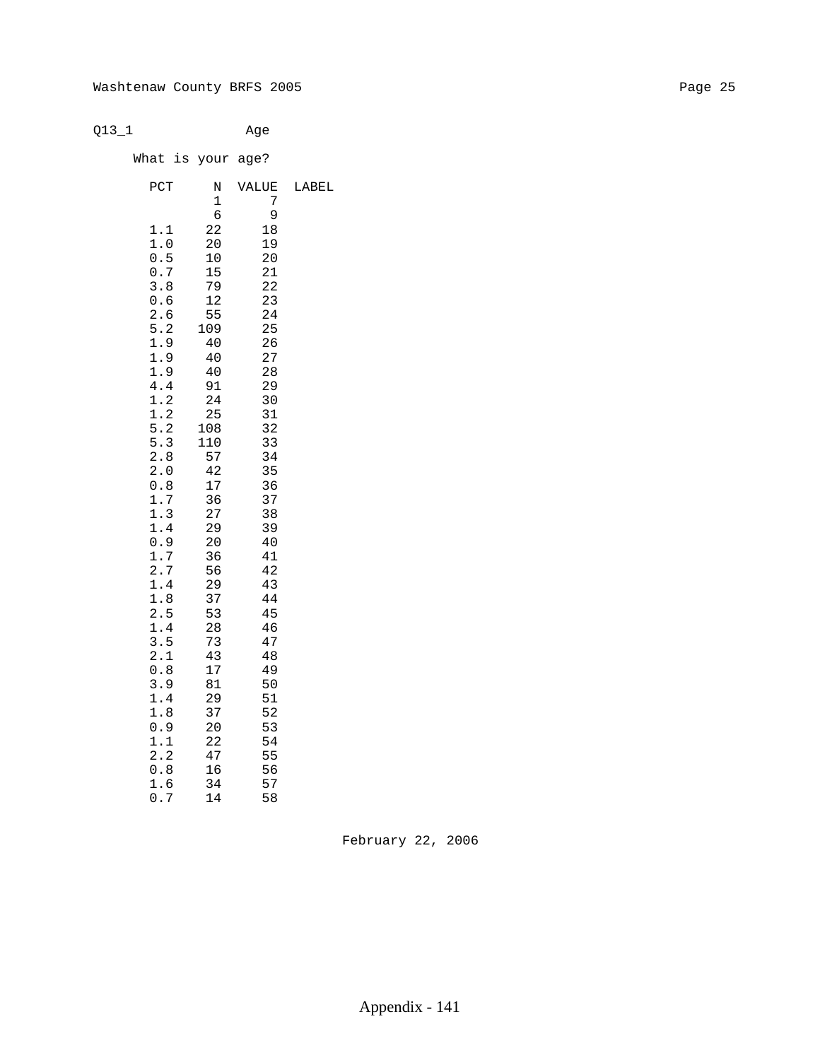Q13_1 Age

What is your age?

| PCT | N | VALUE | LABEL |
|---|---|---|---|
| | 1 | 7 | |
| | 6 | 9 | |
| 1.1 | 22 | 18 | |
| 1.0 | 20 | 19 | |
| 0.5 | 10 | 20 | |
| 0.7 | 15 | 21 | |
| 3.8 | 79 | 22 | |
| 0.6 | 12 | 23 | |
| 2.6 | 55 | 24 | |
| 5.2 | 109 | 25 | |
| 1.9 | 40 | 26 | |
| 1.9 | 40 | 27 | |
| 1.9 | 40 | 28 | |
| 4.4 | 91 | 29 | |
| 1.2 | 24 | 30 | |
| 1.2 | 25 | 31 | |
| 5.2 | 108 | 32 | |
| 5.3 | 110 | 33 | |
| 2.8 | 57 | 34 | |
| 2.0 | 42 | 35 | |
| 0.8 | 17 | 36 | |
| 1.7 | 36 | 37 | |
| 1.3 | 27 | 38 | |
| 1.4 | 29 | 39 | |
| 0.9 | 20 | 40 | |
| 1.7 | 36 | 41 | |
| 2.7 | 56 | 42 | |
| 1.4 | 29 | 43 | |
| 1.8 | 37 | 44 | |
| 2.5 | 53 | 45 | |
| 1.4 | 28 | 46 | |
| 3.5 | 73 | 47 | |
| 2.1 | 43 | 48 | |
| 0.8 | 17 | 49 | |
| 3.9 | 81 | 50 | |
| 1.4 | 29 | 51 | |
| 1.8 | 37 | 52 | |
| 0.9 | 20 | 53 | |
| 1.1 | 22 | 54 | |
| 2.2 | 47 | 55 | |
| 0.8 | 16 | 56 | |
| 1.6 | 34 | 57 | |
| 0.7 | 14 | 58 | |

February 22, 2006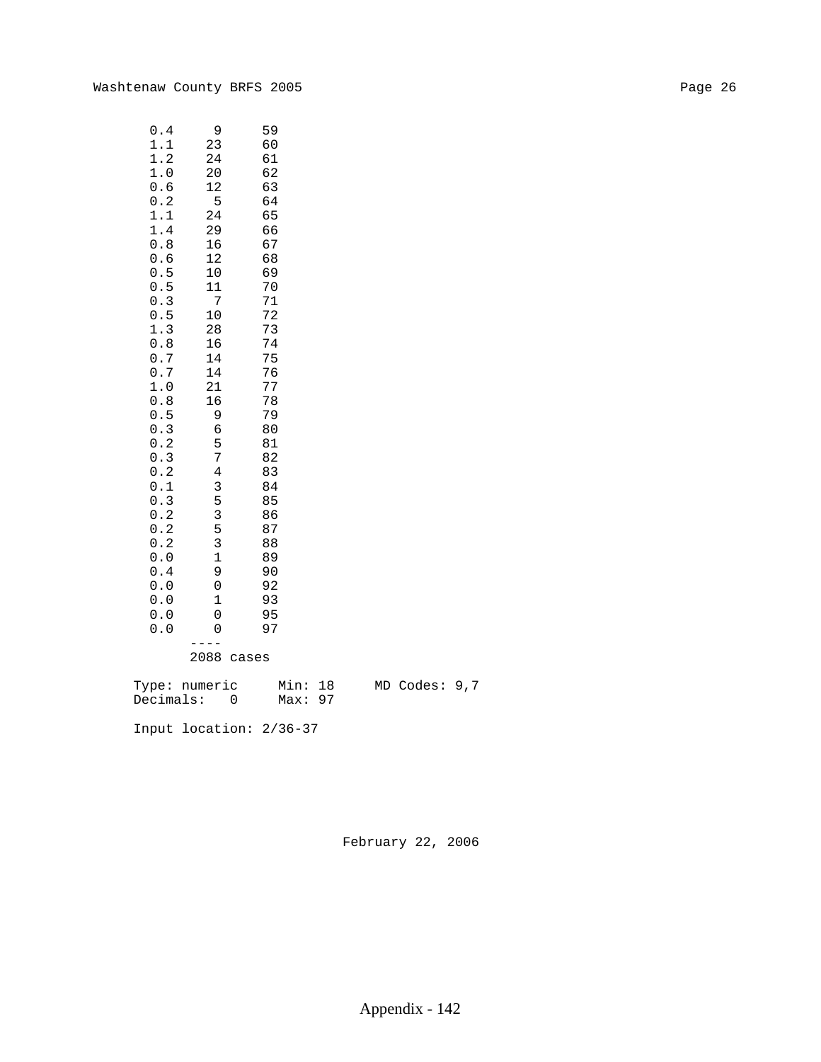| | | |
|---|---|---|
| 0.4 | 9 | 59 |
| 1.1 | 23 | 60 |
| 1.2 | 24 | 61 |
| 1.0 | 20 | 62 |
| 0.6 | 12 | 63 |
| 0.2 | 5 | 64 |
| 1.1 | 24 | 65 |
| 1.4 | 29 | 66 |
| 0.8 | 16 | 67 |
| 0.6 | 12 | 68 |
| 0.5 | 10 | 69 |
| 0.5 | 11 | 70 |
| 0.3 | 7 | 71 |
| 0.5 | 10 | 72 |
| 1.3 | 28 | 73 |
| 0.8 | 16 | 74 |
| 0.7 | 14 | 75 |
| 0.7 | 14 | 76 |
| 1.0 | 21 | 77 |
| 0.8 | 16 | 78 |
| 0.5 | 9 | 79 |
| 0.3 | 6 | 80 |
| 0.2 | 5 | 81 |
| 0.3 | 7 | 82 |
| 0.2 | 4 | 83 |
| 0.1 | 3 | 84 |
| 0.3 | 5 | 85 |
| 0.2 | 3 | 86 |
| 0.2 | 5 | 87 |
| 0.2 | 3 | 88 |
| 0.0 | 1 | 89 |
| 0.4 | 9 | 90 |
| 0.0 | 0 | 92 |
| 0.0 | 1 | 93 |
| 0.0 | 0 | 95 |
| 0.0 | 0 | 97 |
| | ---- | |
| | 2088 cases | |

```
Type: numeric      Min: 18     MD Codes: 9,7
Decimals:   0      Max: 97

Input location: 2/36-37
```

February 22, 2006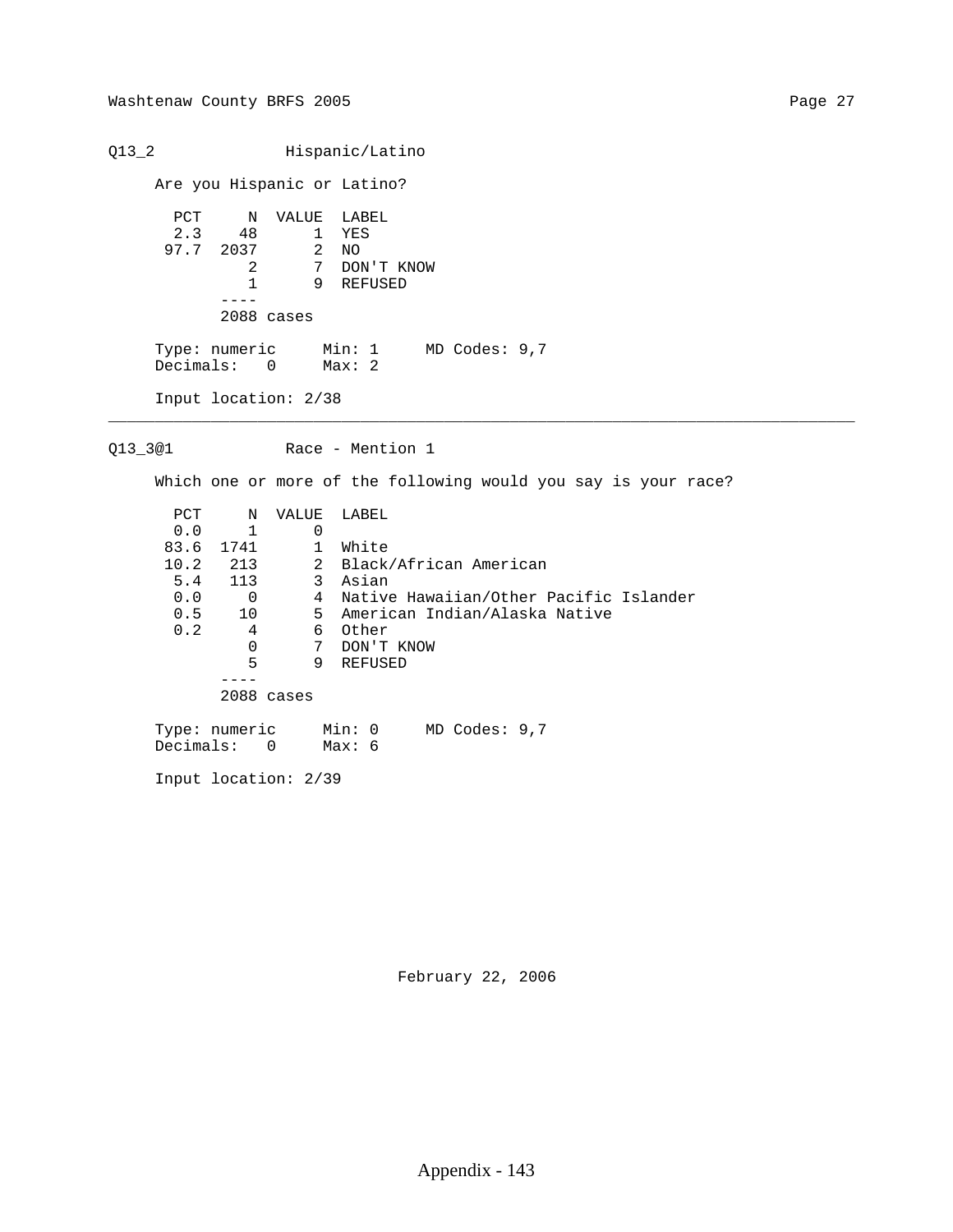## Q13_2 Hispanic/Latino

Are you Hispanic or Latino?

| PCT | N | VALUE | LABEL |
|---|---|---|---|
| 2.3 | 48 | 1 | YES |
| 97.7 | 2037 | 2 | NO |
| | 2 | 7 | DON'T KNOW |
| | 1 | 9 | REFUSED |
| | ---- | | |
| | 2088 cases | | |

Type: numeric Min: 1 MD Codes: 9,7
Decimals: 0 Max: 2

Input location: 2/38

---

## Q13_3@1 Race - Mention 1

Which one or more of the following would you say is your race?

| PCT | N | VALUE | LABEL |
|---|---|---|---|
| 0.0 | 1 | 0 | |
| 83.6 | 1741 | 1 | White |
| 10.2 | 213 | 2 | Black/African American |
| 5.4 | 113 | 3 | Asian |
| 0.0 | 0 | 4 | Native Hawaiian/Other Pacific Islander |
| 0.5 | 10 | 5 | American Indian/Alaska Native |
| 0.2 | 4 | 6 | Other |
| | 0 | 7 | DON'T KNOW |
| | 5 | 9 | REFUSED |
| | ---- | | |
| | 2088 cases | | |

Type: numeric Min: 0 MD Codes: 9,7
Decimals: 0 Max: 6

Input location: 2/39

February 22, 2006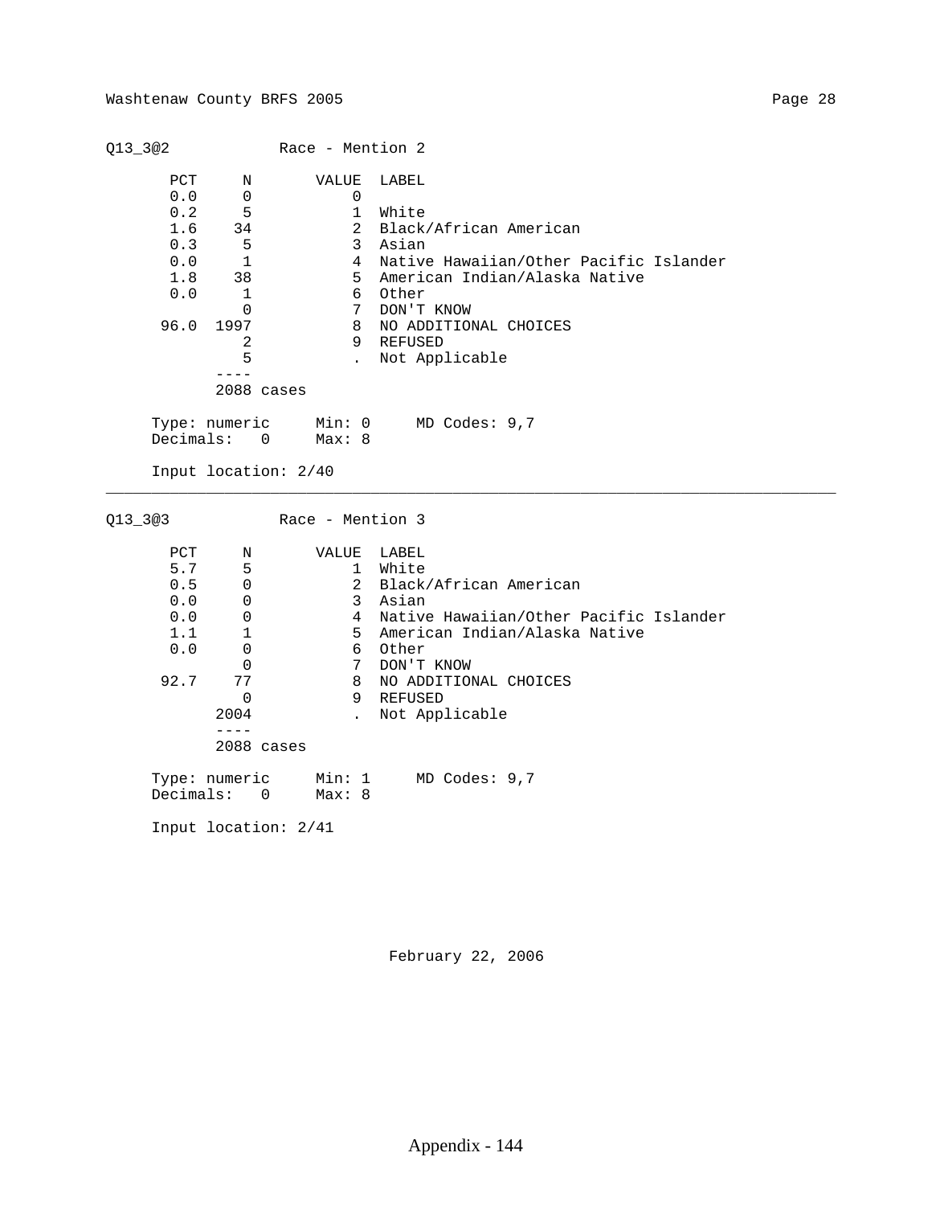## Q13_3@2 Race - Mention 2

| PCT | N | VALUE | LABEL |
|---|---|---|---|
| 0.0 | 0 | 0 | |
| 0.2 | 5 | 1 | White |
| 1.6 | 34 | 2 | Black/African American |
| 0.3 | 5 | 3 | Asian |
| 0.0 | 1 | 4 | Native Hawaiian/Other Pacific Islander |
| 1.8 | 38 | 5 | American Indian/Alaska Native |
| 0.0 | 1 | 6 | Other |
| | 0 | 7 | DON'T KNOW |
| 96.0 | 1997 | 8 | NO ADDITIONAL CHOICES |
| | 2 | 9 | REFUSED |
| | 5 | . | Not Applicable |
| | 2088 cases | | |

Type: numeric Min: 0 MD Codes: 9,7
Decimals: 0 Max: 8

Input location: 2/40

---

## Q13_3@3 Race - Mention 3

| PCT | N | VALUE | LABEL |
|---|---|---|---|
| 5.7 | 5 | 1 | White |
| 0.5 | 0 | 2 | Black/African American |
| 0.0 | 0 | 3 | Asian |
| 0.0 | 0 | 4 | Native Hawaiian/Other Pacific Islander |
| 1.1 | 1 | 5 | American Indian/Alaska Native |
| 0.0 | 0 | 6 | Other |
| | 0 | 7 | DON'T KNOW |
| 92.7 | 77 | 8 | NO ADDITIONAL CHOICES |
| | 0 | 9 | REFUSED |
| | 2004 | . | Not Applicable |
| | 2088 cases | | |

Type: numeric Min: 1 MD Codes: 9,7
Decimals: 0 Max: 8

Input location: 2/41

February 22, 2006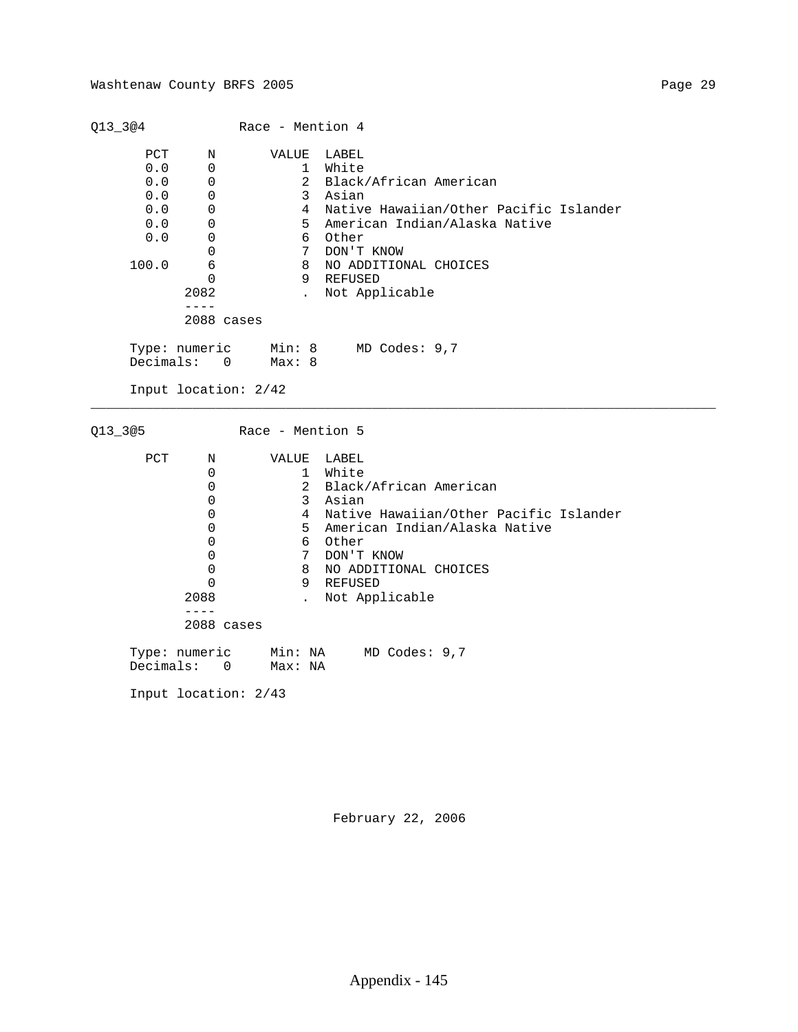## Q13_3@4 Race - Mention 4

| PCT | N | VALUE | LABEL |
|---|---|---|---|
| 0.0 | 0 | 1 | White |
| 0.0 | 0 | 2 | Black/African American |
| 0.0 | 0 | 3 | Asian |
| 0.0 | 0 | 4 | Native Hawaiian/Other Pacific Islander |
| 0.0 | 0 | 5 | American Indian/Alaska Native |
| 0.0 | 0 | 6 | Other |
| | 0 | 7 | DON'T KNOW |
| 100.0 | 6 | 8 | NO ADDITIONAL CHOICES |
| | 0 | 9 | REFUSED |
| | 2082 | . | Not Applicable |
| | 2088 cases | | |

Type: numeric    Min: 8    MD Codes: 9,7
Decimals: 0    Max: 8

Input location: 2/42

---

## Q13_3@5 Race - Mention 5

| PCT | N | VALUE | LABEL |
|---|---|---|---|
| | 0 | 1 | White |
| | 0 | 2 | Black/African American |
| | 0 | 3 | Asian |
| | 0 | 4 | Native Hawaiian/Other Pacific Islander |
| | 0 | 5 | American Indian/Alaska Native |
| | 0 | 6 | Other |
| | 0 | 7 | DON'T KNOW |
| | 0 | 8 | NO ADDITIONAL CHOICES |
| | 0 | 9 | REFUSED |
| | 2088 | . | Not Applicable |
| | 2088 cases | | |

Type: numeric    Min: NA    MD Codes: 9,7
Decimals: 0    Max: NA

Input location: 2/43

February 22, 2006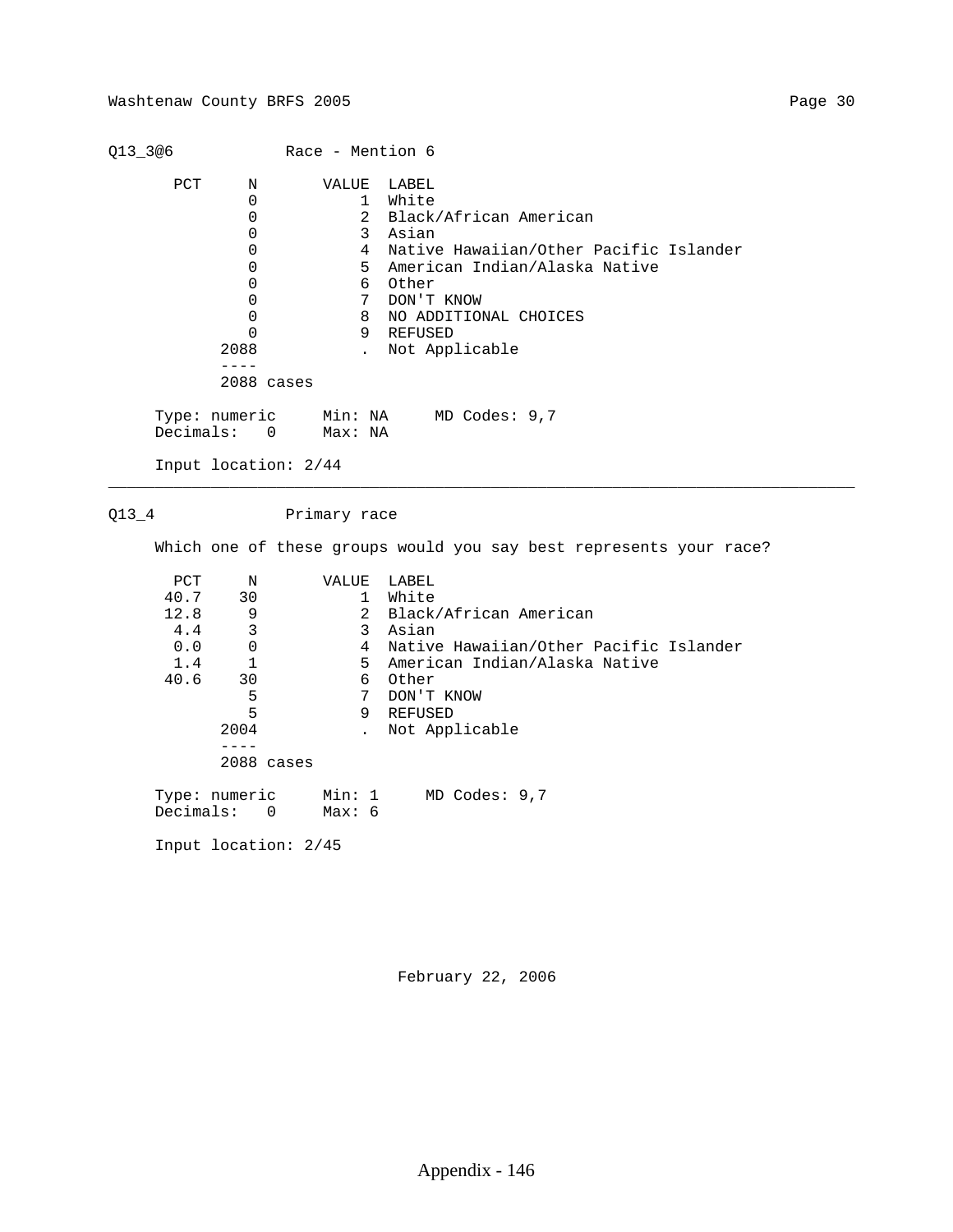## Q13_3@6 Race - Mention 6

| PCT | N | VALUE | LABEL |
|---|---|---|---|
| | 0 | 1 | White |
| | 0 | 2 | Black/African American |
| | 0 | 3 | Asian |
| | 0 | 4 | Native Hawaiian/Other Pacific Islander |
| | 0 | 5 | American Indian/Alaska Native |
| | 0 | 6 | Other |
| | 0 | 7 | DON'T KNOW |
| | 0 | 8 | NO ADDITIONAL CHOICES |
| | 0 | 9 | REFUSED |
| | 2088 | . | Not Applicable |
| | 2088 cases | | |

Type: numeric Min: NA MD Codes: 9,7
Decimals: 0 Max: NA

Input location: 2/44

---

## Q13_4 Primary race

Which one of these groups would you say best represents your race?

| PCT | N | VALUE | LABEL |
|---|---|---|---|
| 40.7 | 30 | 1 | White |
| 12.8 | 9 | 2 | Black/African American |
| 4.4 | 3 | 3 | Asian |
| 0.0 | 0 | 4 | Native Hawaiian/Other Pacific Islander |
| 1.4 | 1 | 5 | American Indian/Alaska Native |
| 40.6 | 30 | 6 | Other |
| | 5 | 7 | DON'T KNOW |
| | 5 | 9 | REFUSED |
| | 2004 | . | Not Applicable |
| | 2088 cases | | |

Type: numeric Min: 1 MD Codes: 9,7
Decimals: 0 Max: 6

Input location: 2/45

February 22, 2006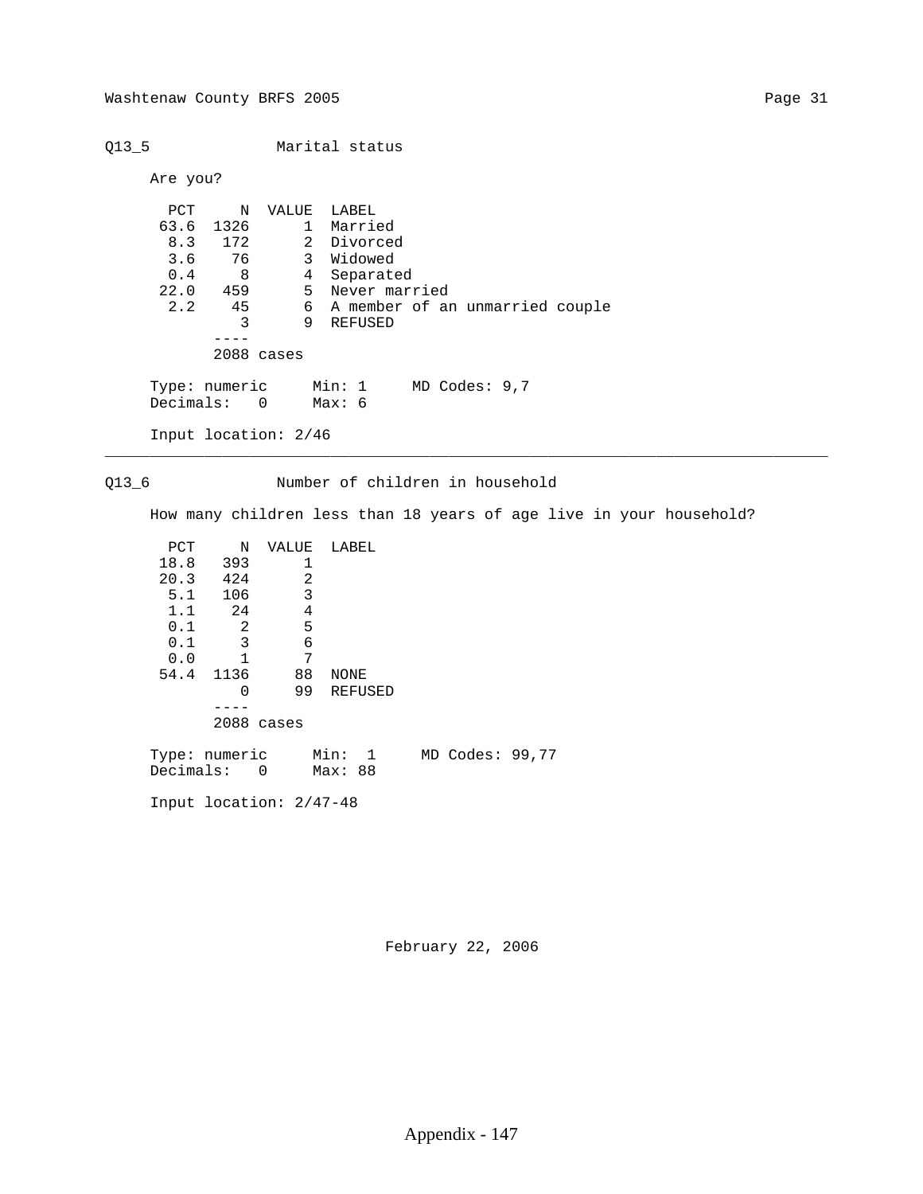## Q13_5 Marital status

Are you?

| PCT | N | VALUE | LABEL |
|---|---|---|---|
| 63.6 | 1326 | 1 | Married |
| 8.3 | 172 | 2 | Divorced |
| 3.6 | 76 | 3 | Widowed |
| 0.4 | 8 | 4 | Separated |
| 22.0 | 459 | 5 | Never married |
| 2.2 | 45 | 6 | A member of an unmarried couple |
| | 3 | 9 | REFUSED |
| | 2088 cases | | |

Type: numeric  Min: 1  MD Codes: 9,7
Decimals: 0  Max: 6

Input location: 2/46

---

## Q13_6 Number of children in household

How many children less than 18 years of age live in your household?

| PCT | N | VALUE | LABEL |
|---|---|---|---|
| 18.8 | 393 | 1 | |
| 20.3 | 424 | 2 | |
| 5.1 | 106 | 3 | |
| 1.1 | 24 | 4 | |
| 0.1 | 2 | 5 | |
| 0.1 | 3 | 6 | |
| 0.0 | 1 | 7 | |
| 54.4 | 1136 | 88 | NONE |
| | 0 | 99 | REFUSED |
| | 2088 cases | | |

Type: numeric  Min: 1  MD Codes: 99,77
Decimals: 0  Max: 88

Input location: 2/47-48

February 22, 2006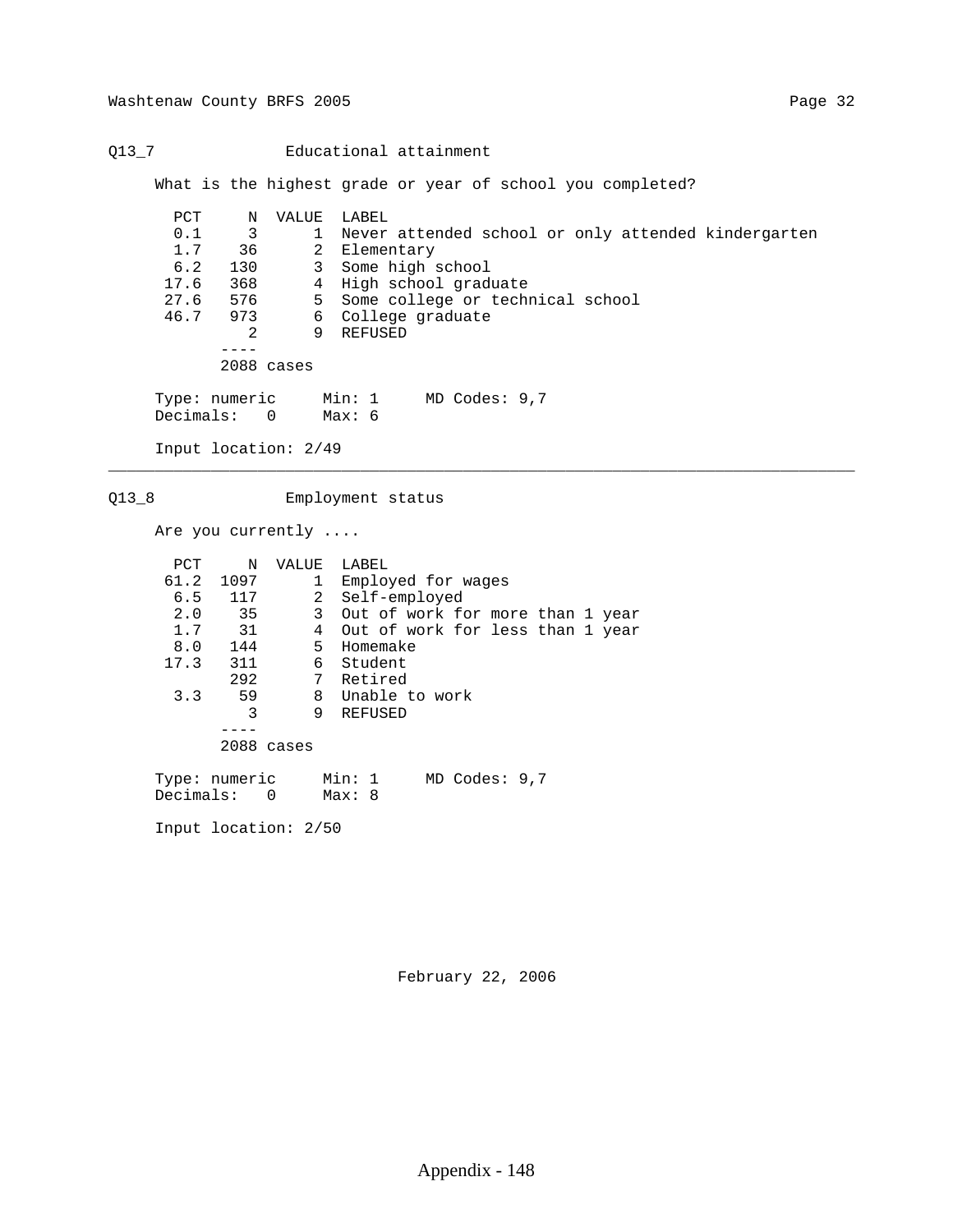## Q13_7 Educational attainment

What is the highest grade or year of school you completed?

| PCT | N | VALUE | LABEL |
|---|---|---|---|
| 0.1 | 3 | 1 | Never attended school or only attended kindergarten |
| 1.7 | 36 | 2 | Elementary |
| 6.2 | 130 | 3 | Some high school |
| 17.6 | 368 | 4 | High school graduate |
| 27.6 | 576 | 5 | Some college or technical school |
| 46.7 | 973 | 6 | College graduate |
| | 2 | 9 | REFUSED |
| | 2088 cases | | |

Type: numeric    Min: 1    MD Codes: 9,7
Decimals: 0    Max: 6

Input location: 2/49

---

## Q13_8 Employment status

Are you currently ....

| PCT | N | VALUE | LABEL |
|---|---|---|---|
| 61.2 | 1097 | 1 | Employed for wages |
| 6.5 | 117 | 2 | Self-employed |
| 2.0 | 35 | 3 | Out of work for more than 1 year |
| 1.7 | 31 | 4 | Out of work for less than 1 year |
| 8.0 | 144 | 5 | Homemake |
| 17.3 | 311 | 6 | Student |
| | 292 | 7 | Retired |
| 3.3 | 59 | 8 | Unable to work |
| | 3 | 9 | REFUSED |
| | 2088 cases | | |

Type: numeric    Min: 1    MD Codes: 9,7
Decimals: 0    Max: 8

Input location: 2/50

February 22, 2006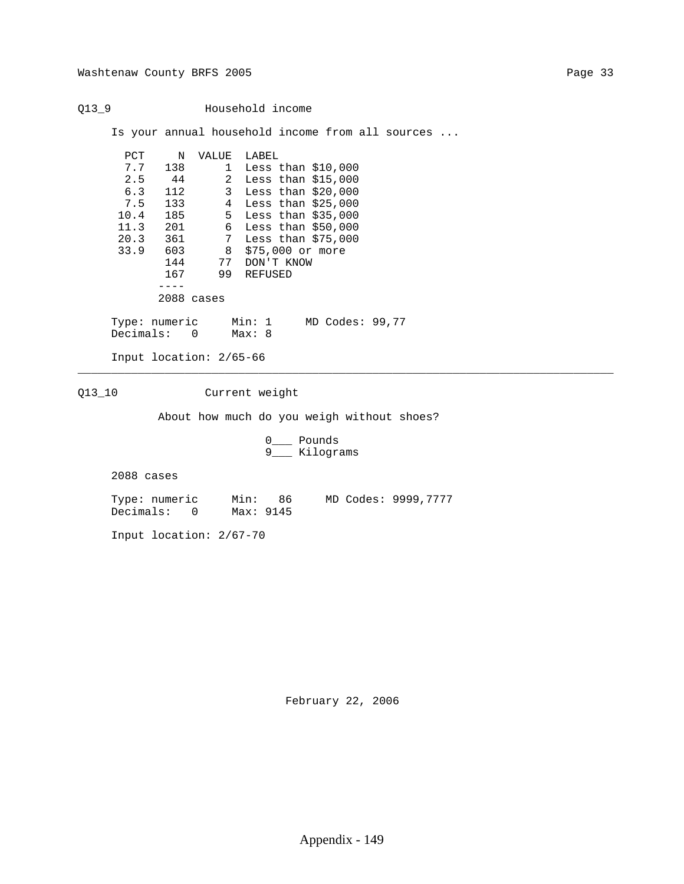## Q13_9 Household income

Is your annual household income from all sources ...

| PCT | N | VALUE | LABEL |
|---|---|---|---|
| 7.7 | 138 | 1 | Less than $10,000 |
| 2.5 | 44 | 2 | Less than $15,000 |
| 6.3 | 112 | 3 | Less than $20,000 |
| 7.5 | 133 | 4 | Less than $25,000 |
| 10.4 | 185 | 5 | Less than $35,000 |
| 11.3 | 201 | 6 | Less than $50,000 |
| 20.3 | 361 | 7 | Less than $75,000 |
| 33.9 | 603 | 8 | $75,000 or more |
| | 144 | 77 | DON'T KNOW |
| | 167 | 99 | REFUSED |
| | 2088 cases | | |

```
Type: numeric     Min: 1     MD Codes: 99,77
Decimals:   0     Max: 8
```

Input location: 2/65-66

---

## Q13_10 Current weight

About how much do you weigh without shoes?

0___ Pounds
9___ Kilograms

2088 cases

```
Type: numeric     Min:   86     MD Codes: 9999,7777
Decimals:   0     Max: 9145
```

Input location: 2/67-70

February 22, 2006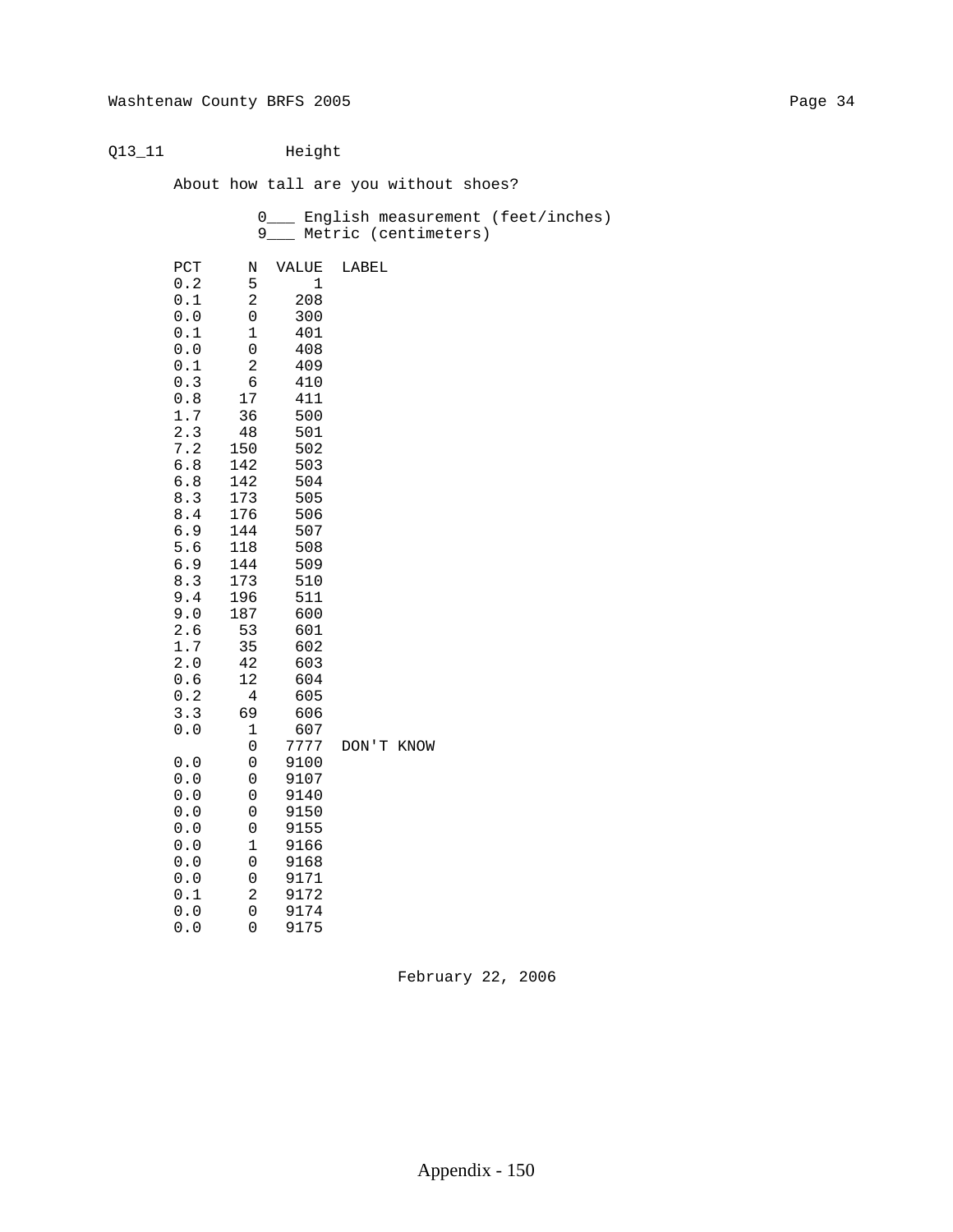Q13_11 Height

About how tall are you without shoes?

0___ English measurement (feet/inches)
9___ Metric (centimeters)

| PCT | N | VALUE | LABEL |
|---|---|---|---|
| 0.2 | 5 | 1 | |
| 0.1 | 2 | 208 | |
| 0.0 | 0 | 300 | |
| 0.1 | 1 | 401 | |
| 0.0 | 0 | 408 | |
| 0.1 | 2 | 409 | |
| 0.3 | 6 | 410 | |
| 0.8 | 17 | 411 | |
| 1.7 | 36 | 500 | |
| 2.3 | 48 | 501 | |
| 7.2 | 150 | 502 | |
| 6.8 | 142 | 503 | |
| 6.8 | 142 | 504 | |
| 8.3 | 173 | 505 | |
| 8.4 | 176 | 506 | |
| 6.9 | 144 | 507 | |
| 5.6 | 118 | 508 | |
| 6.9 | 144 | 509 | |
| 8.3 | 173 | 510 | |
| 9.4 | 196 | 511 | |
| 9.0 | 187 | 600 | |
| 2.6 | 53 | 601 | |
| 1.7 | 35 | 602 | |
| 2.0 | 42 | 603 | |
| 0.6 | 12 | 604 | |
| 0.2 | 4 | 605 | |
| 3.3 | 69 | 606 | |
| 0.0 | 1 | 607 | |
| | 0 | 7777 | DON'T KNOW |
| 0.0 | 0 | 9100 | |
| 0.0 | 0 | 9107 | |
| 0.0 | 0 | 9140 | |
| 0.0 | 0 | 9150 | |
| 0.0 | 0 | 9155 | |
| 0.0 | 1 | 9166 | |
| 0.0 | 0 | 9168 | |
| 0.0 | 0 | 9171 | |
| 0.1 | 2 | 9172 | |
| 0.0 | 0 | 9174 | |
| 0.0 | 0 | 9175 | |

February 22, 2006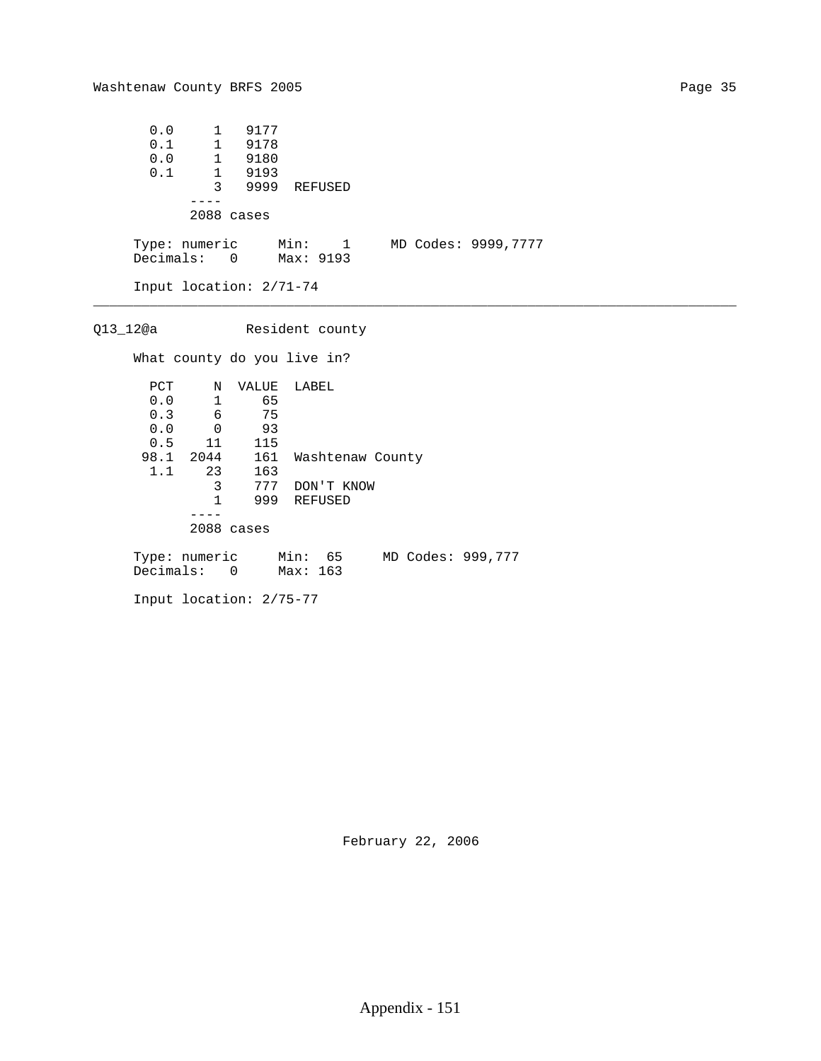| PCT | N | VALUE | LABEL |
|---|---|---|---|
| 0.0 | 1 | 9177 | |
| 0.1 | 1 | 9178 | |
| 0.0 | 1 | 9180 | |
| 0.1 | 1 | 9193 | |
| | 3 | 9999 | REFUSED |

----
2088 cases

Type: numeric  Min: 1  MD Codes: 9999,7777
Decimals: 0  Max: 9193

Input location: 2/71-74

---

Q13_12@a  Resident county

What county do you live in?

| PCT | N | VALUE | LABEL |
|---|---|---|---|
| 0.0 | 1 | 65 | |
| 0.3 | 6 | 75 | |
| 0.0 | 0 | 93 | |
| 0.5 | 11 | 115 | |
| 98.1 | 2044 | 161 | Washtenaw County |
| 1.1 | 23 | 163 | |
| | 3 | 777 | DON'T KNOW |
| | 1 | 999 | REFUSED |

----
2088 cases

Type: numeric  Min: 65  MD Codes: 999,777
Decimals: 0  Max: 163

Input location: 2/75-77

February 22, 2006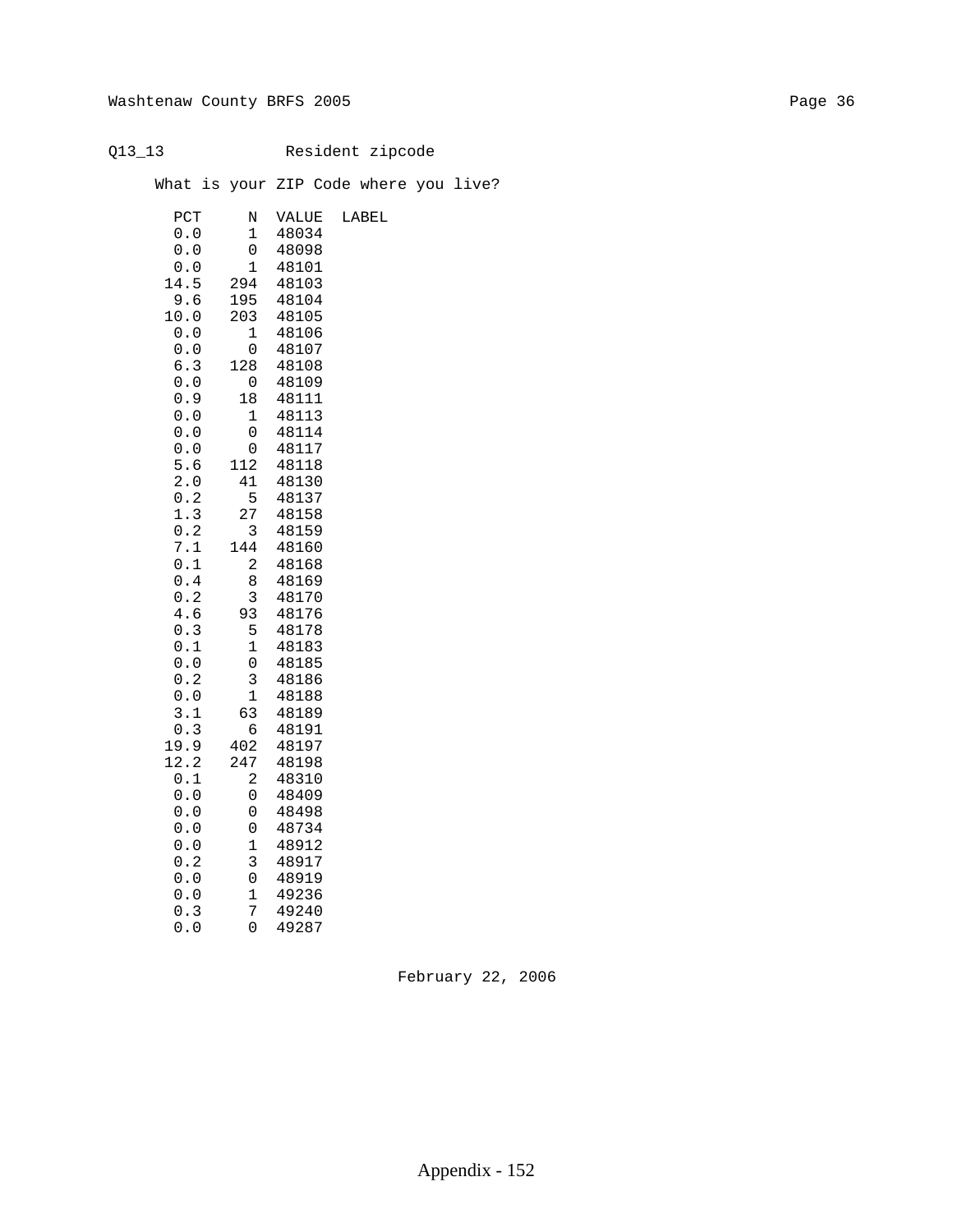Q13_13 Resident zipcode

What is your ZIP Code where you live?

| PCT | N | VALUE | LABEL |
|---|---|---|---|
| 0.0 | 1 | 48034 | |
| 0.0 | 0 | 48098 | |
| 0.0 | 1 | 48101 | |
| 14.5 | 294 | 48103 | |
| 9.6 | 195 | 48104 | |
| 10.0 | 203 | 48105 | |
| 0.0 | 1 | 48106 | |
| 0.0 | 0 | 48107 | |
| 6.3 | 128 | 48108 | |
| 0.0 | 0 | 48109 | |
| 0.9 | 18 | 48111 | |
| 0.0 | 1 | 48113 | |
| 0.0 | 0 | 48114 | |
| 0.0 | 0 | 48117 | |
| 5.6 | 112 | 48118 | |
| 2.0 | 41 | 48130 | |
| 0.2 | 5 | 48137 | |
| 1.3 | 27 | 48158 | |
| 0.2 | 3 | 48159 | |
| 7.1 | 144 | 48160 | |
| 0.1 | 2 | 48168 | |
| 0.4 | 8 | 48169 | |
| 0.2 | 3 | 48170 | |
| 4.6 | 93 | 48176 | |
| 0.3 | 5 | 48178 | |
| 0.1 | 1 | 48183 | |
| 0.0 | 0 | 48185 | |
| 0.2 | 3 | 48186 | |
| 0.0 | 1 | 48188 | |
| 3.1 | 63 | 48189 | |
| 0.3 | 6 | 48191 | |
| 19.9 | 402 | 48197 | |
| 12.2 | 247 | 48198 | |
| 0.1 | 2 | 48310 | |
| 0.0 | 0 | 48409 | |
| 0.0 | 0 | 48498 | |
| 0.0 | 0 | 48734 | |
| 0.0 | 1 | 48912 | |
| 0.2 | 3 | 48917 | |
| 0.0 | 0 | 48919 | |
| 0.0 | 1 | 49236 | |
| 0.3 | 7 | 49240 | |
| 0.0 | 0 | 49287 | |

February 22, 2006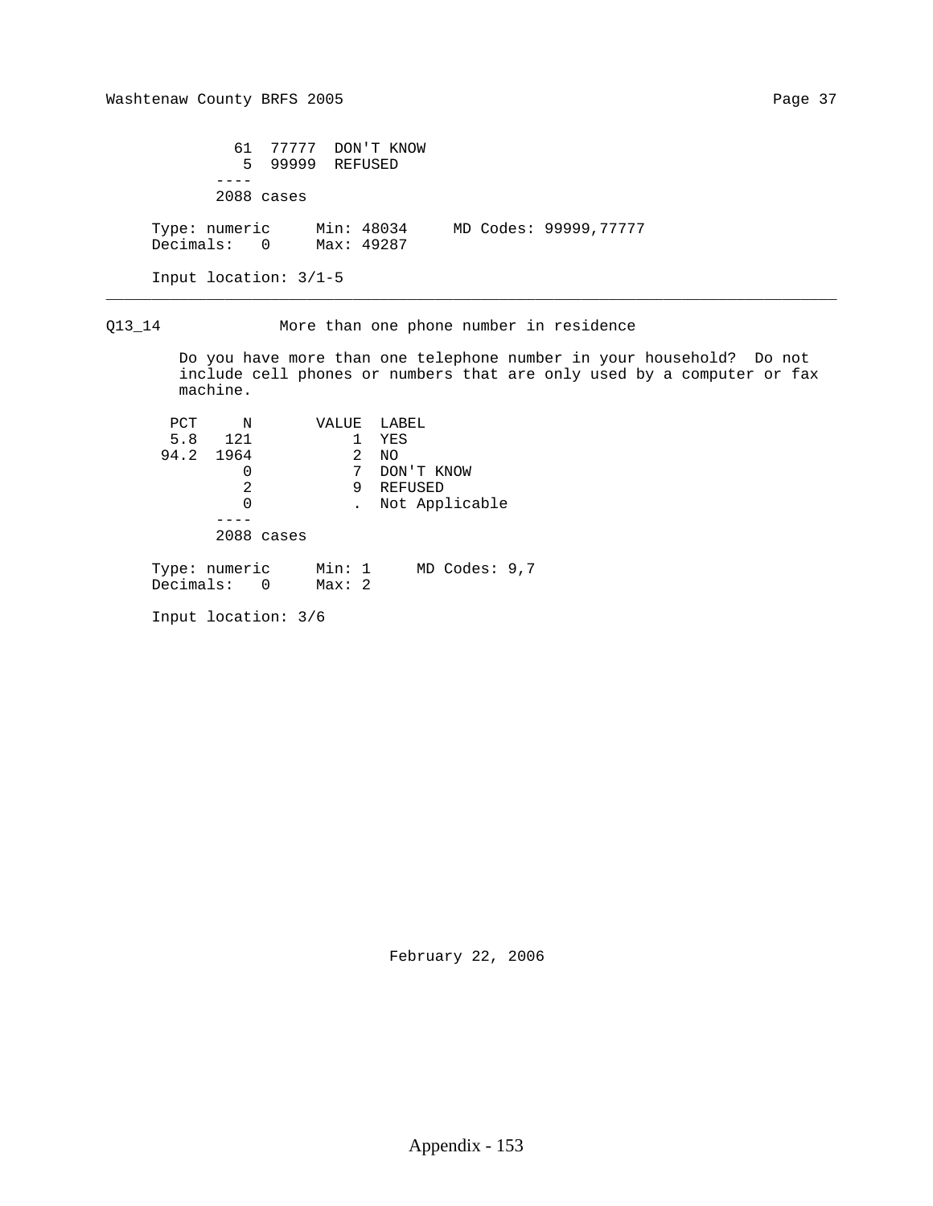| N | VALUE | LABEL |
|---|---|---|
| 61 | 77777 | DON'T KNOW |
| 5 | 99999 | REFUSED |
| ---- | | |
| 2088 cases | | |

Type: numeric     Min: 48034     MD Codes: 99999,77777
Decimals:   0     Max: 49287

Input location: 3/1-5

---

## Q13_14  More than one phone number in residence

Do you have more than one telephone number in your household? Do not include cell phones or numbers that are only used by a computer or fax machine.

| PCT | N | VALUE | LABEL |
|---|---|---|---|
| 5.8 | 121 | 1 | YES |
| 94.2 | 1964 | 2 | NO |
| | 0 | 7 | DON'T KNOW |
| | 2 | 9 | REFUSED |
| | 0 | . | Not Applicable |
| | ---- | | |
| | 2088 cases | | |

Type: numeric     Min: 1     MD Codes: 9,7
Decimals:   0     Max: 2

Input location: 3/6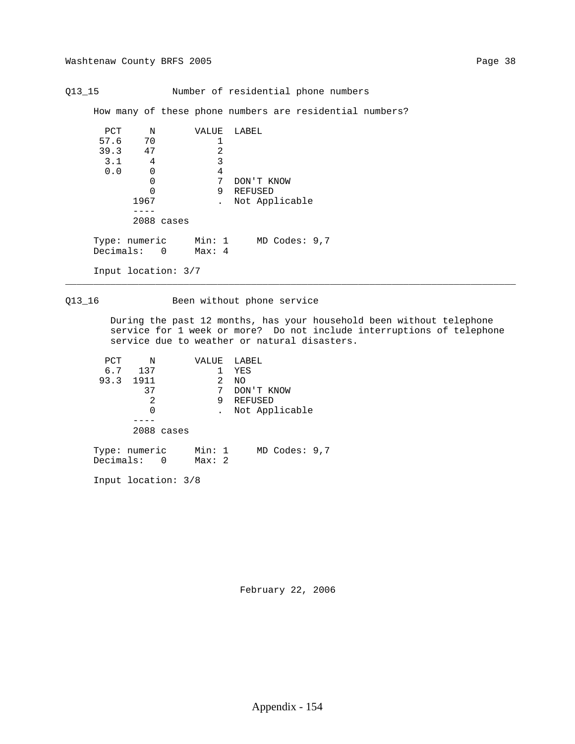## Q13_15 Number of residential phone numbers

How many of these phone numbers are residential numbers?

| PCT | N | VALUE | LABEL |
|---|---|---|---|
| 57.6 | 70 | 1 | |
| 39.3 | 47 | 2 | |
| 3.1 | 4 | 3 | |
| 0.0 | 0 | 4 | |
| | 0 | 7 | DON'T KNOW |
| | 0 | 9 | REFUSED |
| | 1967 | . | Not Applicable |
| | 2088 cases | | |

Type: numeric Min: 1 MD Codes: 9,7
Decimals: 0 Max: 4

Input location: 3/7

---

## Q13_16 Been without phone service

During the past 12 months, has your household been without telephone service for 1 week or more? Do not include interruptions of telephone service due to weather or natural disasters.

| PCT | N | VALUE | LABEL |
|---|---|---|---|
| 6.7 | 137 | 1 | YES |
| 93.3 | 1911 | 2 | NO |
| | 37 | 7 | DON'T KNOW |
| | 2 | 9 | REFUSED |
| | 0 | . | Not Applicable |
| | 2088 cases | | |

Type: numeric Min: 1 MD Codes: 9,7
Decimals: 0 Max: 2

Input location: 3/8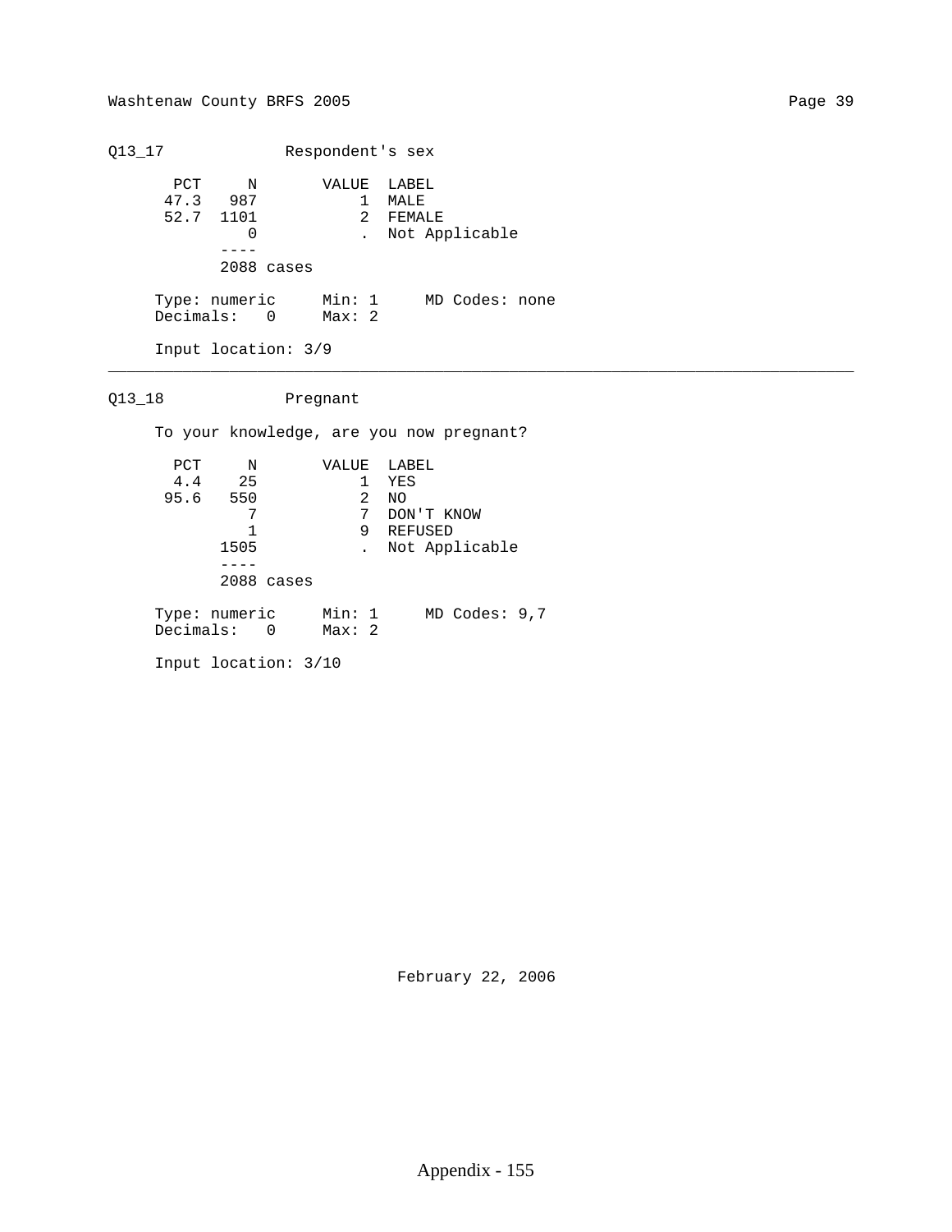## Q13_17 Respondent's sex

| PCT | N | VALUE | LABEL |
|---|---|---|---|
| 47.3 | 987 | 1 | MALE |
| 52.7 | 1101 | 2 | FEMALE |
| | 0 | . | Not Applicable |
| | ---- | | |
| | 2088 cases | | |

Type: numeric     Min: 1     MD Codes: none
Decimals: 0     Max: 2

Input location: 3/9

---

## Q13_18 Pregnant

To your knowledge, are you now pregnant?

| PCT | N | VALUE | LABEL |
|---|---|---|---|
| 4.4 | 25 | 1 | YES |
| 95.6 | 550 | 2 | NO |
| | 7 | 7 | DON'T KNOW |
| | 1 | 9 | REFUSED |
| | 1505 | . | Not Applicable |
| | ---- | | |
| | 2088 cases | | |

Type: numeric     Min: 1     MD Codes: 9,7
Decimals: 0     Max: 2

Input location: 3/10

February 22, 2006

Appendix - 155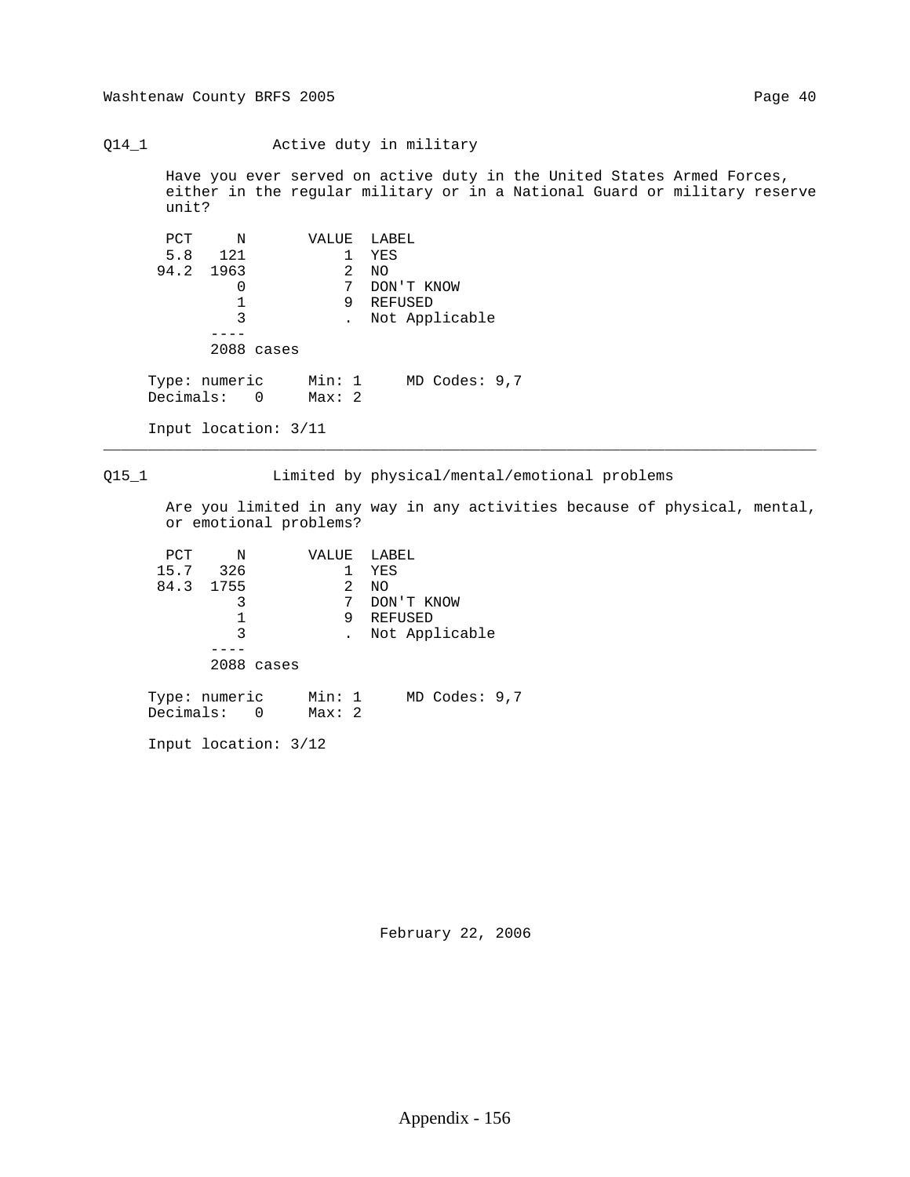## Q14_1 Active duty in military

Have you ever served on active duty in the United States Armed Forces, either in the regular military or in a National Guard or military reserve unit?

| PCT | N | VALUE | LABEL |
|---|---|---|---|
| 5.8 | 121 | 1 | YES |
| 94.2 | 1963 | 2 | NO |
| | 0 | 7 | DON'T KNOW |
| | 1 | 9 | REFUSED |
| | 3 | . | Not Applicable |
| | 2088 cases | | |

Type: numeric Min: 1 MD Codes: 9,7
Decimals: 0 Max: 2

Input location: 3/11

---

## Q15_1 Limited by physical/mental/emotional problems

Are you limited in any way in any activities because of physical, mental, or emotional problems?

| PCT | N | VALUE | LABEL |
|---|---|---|---|
| 15.7 | 326 | 1 | YES |
| 84.3 | 1755 | 2 | NO |
| | 3 | 7 | DON'T KNOW |
| | 1 | 9 | REFUSED |
| | 3 | . | Not Applicable |
| | 2088 cases | | |

Type: numeric Min: 1 MD Codes: 9,7
Decimals: 0 Max: 2

Input location: 3/12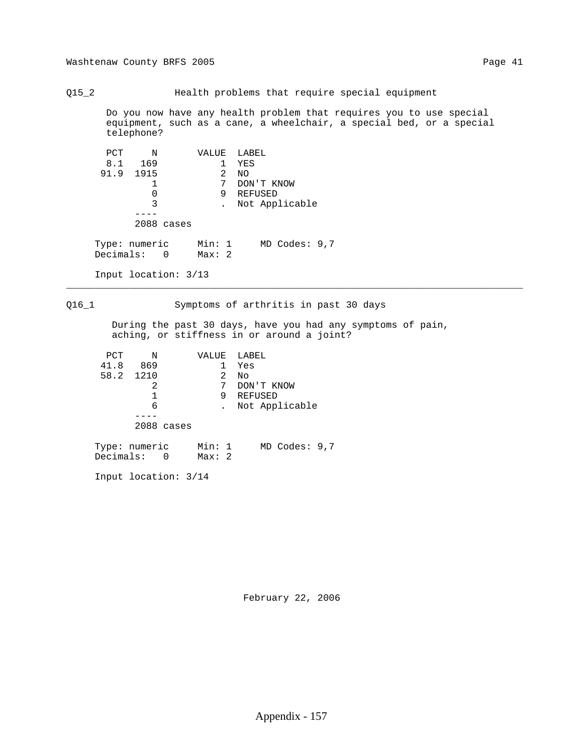## Q15_2 Health problems that require special equipment

Do you now have any health problem that requires you to use special equipment, such as a cane, a wheelchair, a special bed, or a special telephone?

| PCT | N | VALUE | LABEL |
|---|---|---|---|
| 8.1 | 169 | 1 | YES |
| 91.9 | 1915 | 2 | NO |
| | 1 | 7 | DON'T KNOW |
| | 0 | 9 | REFUSED |
| | 3 | . | Not Applicable |
| | 2088 cases | | |

Type: numeric    Min: 1    MD Codes: 9,7
Decimals: 0    Max: 2

Input location: 3/13

---

## Q16_1 Symptoms of arthritis in past 30 days

During the past 30 days, have you had any symptoms of pain, aching, or stiffness in or around a joint?

| PCT | N | VALUE | LABEL |
|---|---|---|---|
| 41.8 | 869 | 1 | Yes |
| 58.2 | 1210 | 2 | No |
| | 2 | 7 | DON'T KNOW |
| | 1 | 9 | REFUSED |
| | 6 | . | Not Applicable |
| | 2088 cases | | |

Type: numeric    Min: 1    MD Codes: 9,7
Decimals: 0    Max: 2

Input location: 3/14

February 22, 2006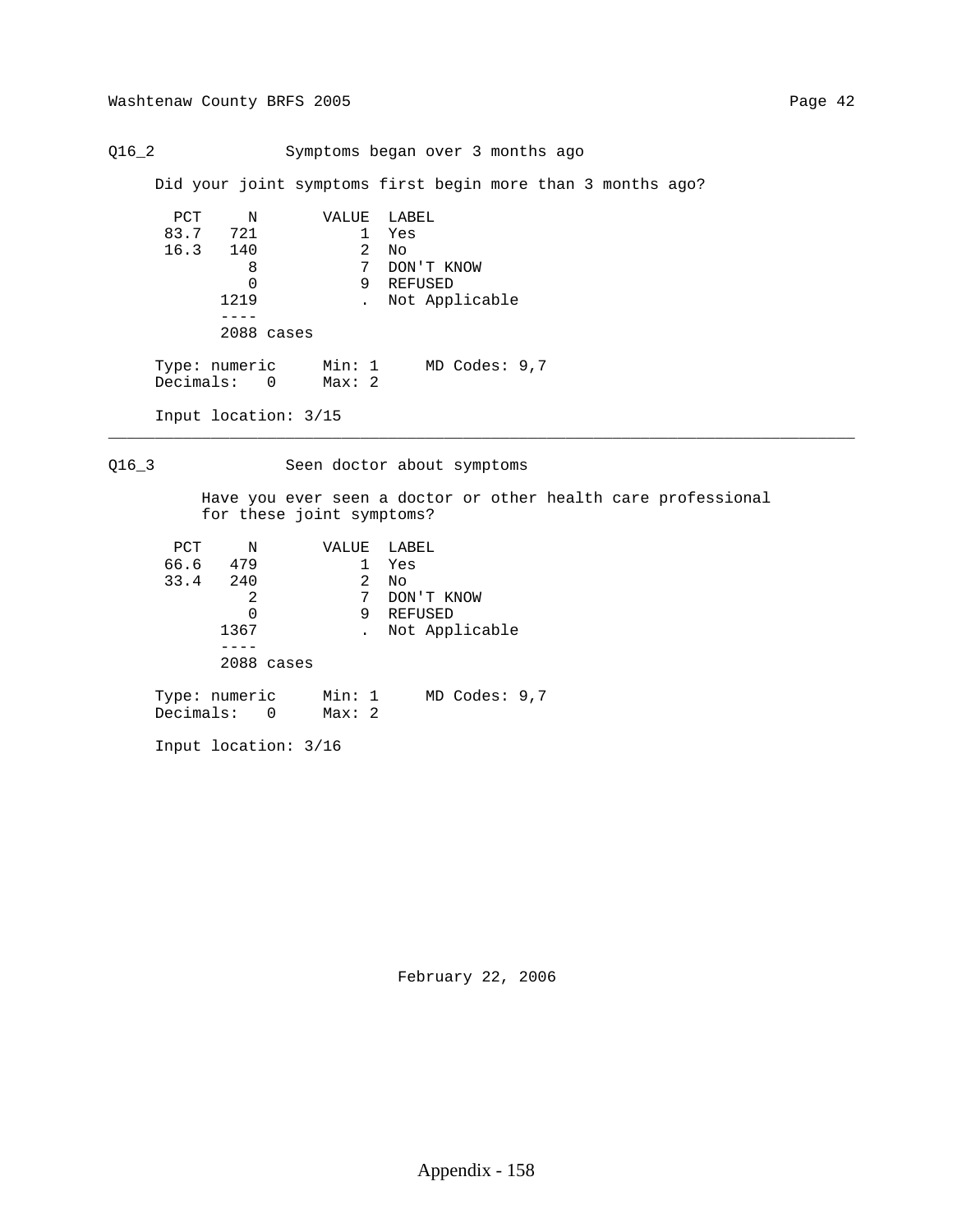## Q16_2 Symptoms began over 3 months ago

Did your joint symptoms first begin more than 3 months ago?

| PCT | N | VALUE | LABEL |
|---|---|---|---|
| 83.7 | 721 | 1 | Yes |
| 16.3 | 140 | 2 | No |
| | 8 | 7 | DON'T KNOW |
| | 0 | 9 | REFUSED |
| | 1219 | . | Not Applicable |
| | ---- | | |
| | 2088 cases | | |

Type: numeric  Min: 1  MD Codes: 9,7
Decimals: 0  Max: 2

Input location: 3/15

---

## Q16_3 Seen doctor about symptoms

Have you ever seen a doctor or other health care professional for these joint symptoms?

| PCT | N | VALUE | LABEL |
|---|---|---|---|
| 66.6 | 479 | 1 | Yes |
| 33.4 | 240 | 2 | No |
| | 2 | 7 | DON'T KNOW |
| | 0 | 9 | REFUSED |
| | 1367 | . | Not Applicable |
| | ---- | | |
| | 2088 cases | | |

Type: numeric  Min: 1  MD Codes: 9,7
Decimals: 0  Max: 2

Input location: 3/16

February 22, 2006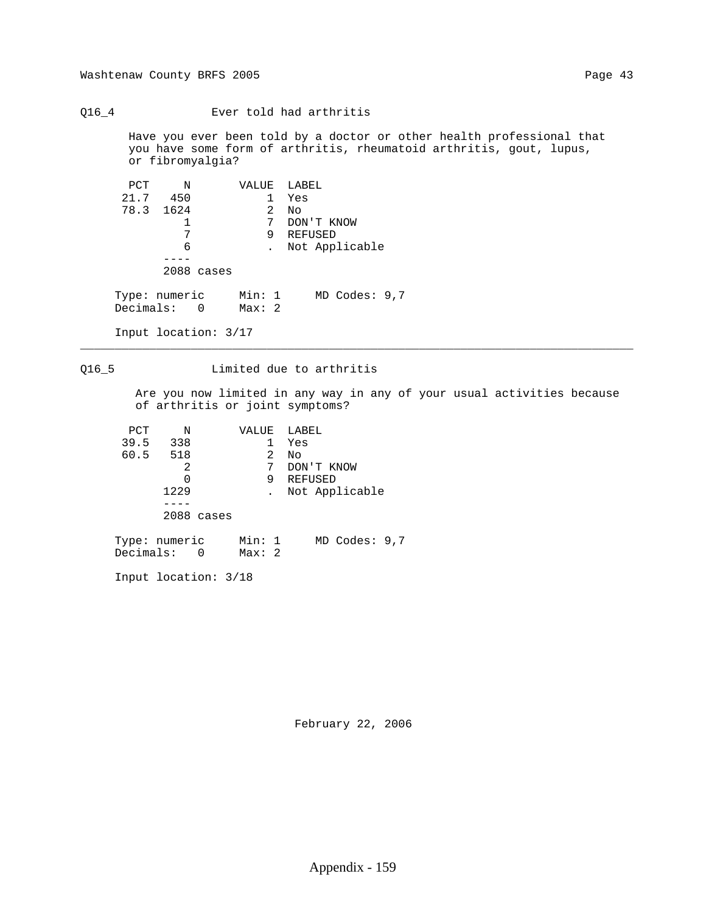## Q16_4 Ever told had arthritis

Have you ever been told by a doctor or other health professional that you have some form of arthritis, rheumatoid arthritis, gout, lupus, or fibromyalgia?

| PCT | N | VALUE | LABEL |
|---|---|---|---|
| 21.7 | 450 | 1 | Yes |
| 78.3 | 1624 | 2 | No |
| | 1 | 7 | DON'T KNOW |
| | 7 | 9 | REFUSED |
| | 6 | . | Not Applicable |
| | ---- | | |
| | 2088 cases | | |

Type: numeric    Min: 1    MD Codes: 9,7
Decimals: 0    Max: 2

Input location: 3/17

---

## Q16_5 Limited due to arthritis

Are you now limited in any way in any of your usual activities because of arthritis or joint symptoms?

| PCT | N | VALUE | LABEL |
|---|---|---|---|
| 39.5 | 338 | 1 | Yes |
| 60.5 | 518 | 2 | No |
| | 2 | 7 | DON'T KNOW |
| | 0 | 9 | REFUSED |
| | 1229 | . | Not Applicable |
| | ---- | | |
| | 2088 cases | | |

Type: numeric    Min: 1    MD Codes: 9,7
Decimals: 0    Max: 2

Input location: 3/18

February 22, 2006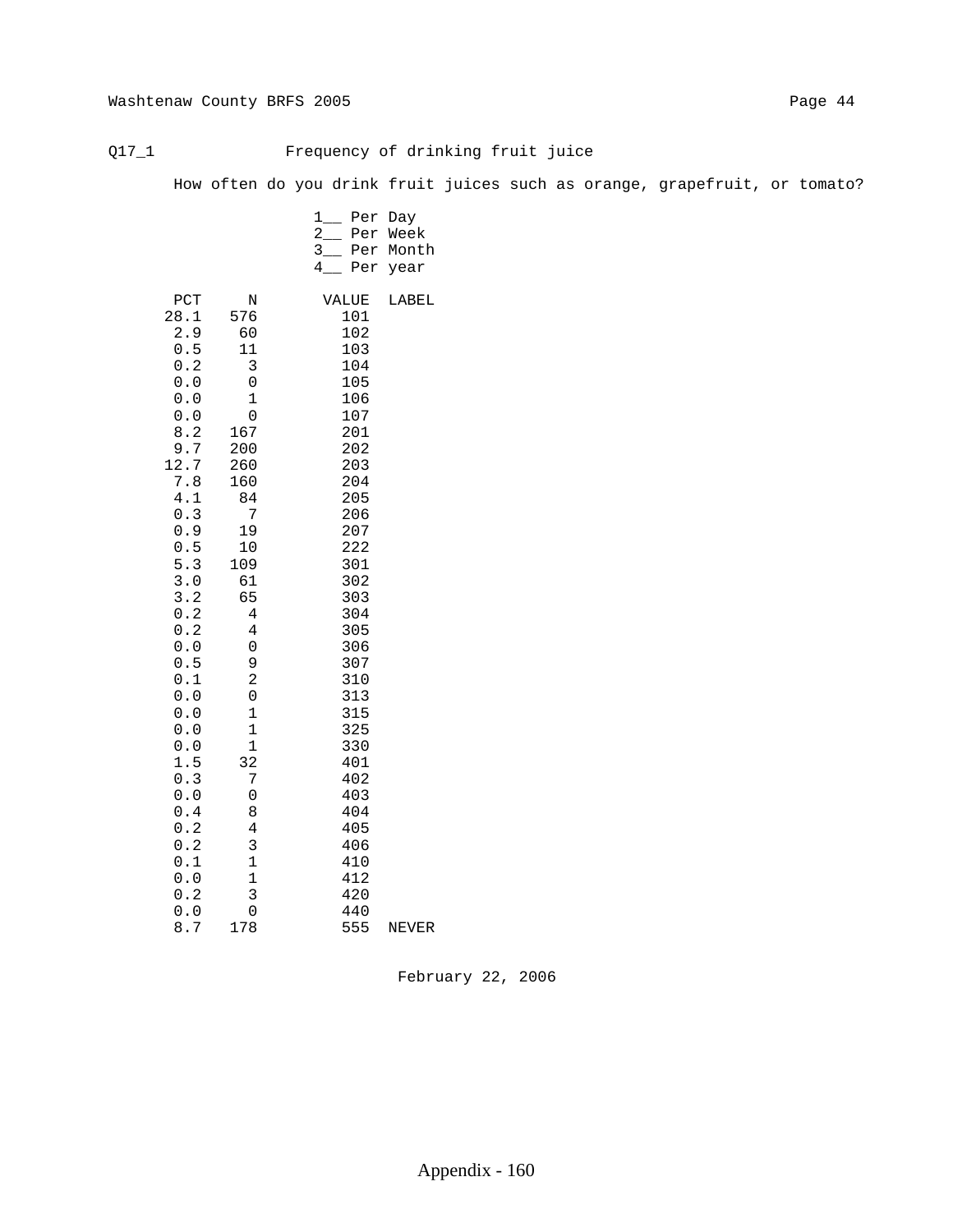Q17_1 Frequency of drinking fruit juice

How often do you drink fruit juices such as orange, grapefruit, or tomato?

1__ Per Day
2__ Per Week
3__ Per Month
4__ Per year

| PCT | N | VALUE | LABEL |
|---|---|---|---|
| 28.1 | 576 | 101 | |
| 2.9 | 60 | 102 | |
| 0.5 | 11 | 103 | |
| 0.2 | 3 | 104 | |
| 0.0 | 0 | 105 | |
| 0.0 | 1 | 106 | |
| 0.0 | 0 | 107 | |
| 8.2 | 167 | 201 | |
| 9.7 | 200 | 202 | |
| 12.7 | 260 | 203 | |
| 7.8 | 160 | 204 | |
| 4.1 | 84 | 205 | |
| 0.3 | 7 | 206 | |
| 0.9 | 19 | 207 | |
| 0.5 | 10 | 222 | |
| 5.3 | 109 | 301 | |
| 3.0 | 61 | 302 | |
| 3.2 | 65 | 303 | |
| 0.2 | 4 | 304 | |
| 0.2 | 4 | 305 | |
| 0.0 | 0 | 306 | |
| 0.5 | 9 | 307 | |
| 0.1 | 2 | 310 | |
| 0.0 | 0 | 313 | |
| 0.0 | 1 | 315 | |
| 0.0 | 1 | 325 | |
| 0.0 | 1 | 330 | |
| 1.5 | 32 | 401 | |
| 0.3 | 7 | 402 | |
| 0.0 | 0 | 403 | |
| 0.4 | 8 | 404 | |
| 0.2 | 4 | 405 | |
| 0.2 | 3 | 406 | |
| 0.1 | 1 | 410 | |
| 0.0 | 1 | 412 | |
| 0.2 | 3 | 420 | |
| 0.0 | 0 | 440 | |
| 8.7 | 178 | 555 | NEVER |

February 22, 2006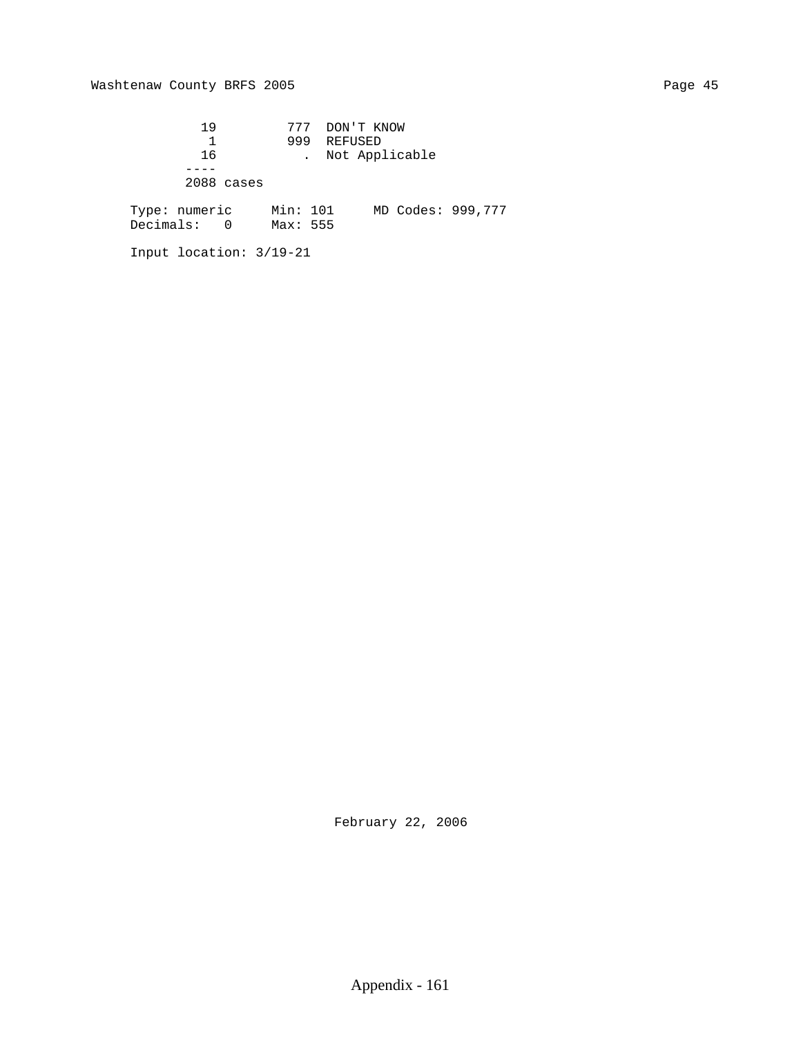```
           19         777  DON'T KNOW
            1         999  REFUSED
           16           .  Not Applicable
         ----
         2088 cases

     Type: numeric     Min: 101     MD Codes: 999,777
     Decimals:   0     Max: 555

     Input location: 3/19-21
```

February 22, 2006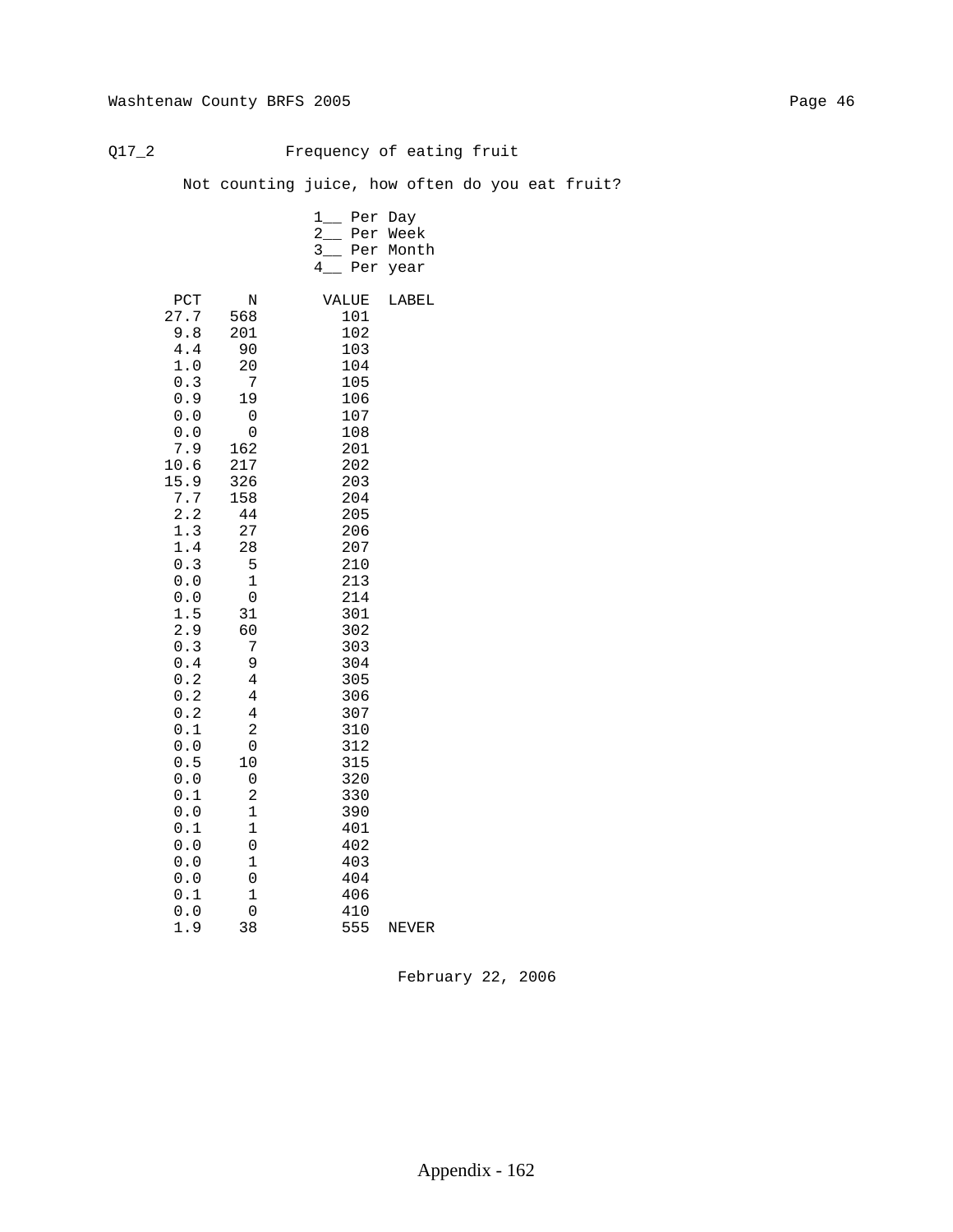Q17_2 Frequency of eating fruit

Not counting juice, how often do you eat fruit?

1__ Per Day
2__ Per Week
3__ Per Month
4__ Per year

| PCT | N | VALUE | LABEL |
|---|---|---|---|
| 27.7 | 568 | 101 | |
| 9.8 | 201 | 102 | |
| 4.4 | 90 | 103 | |
| 1.0 | 20 | 104 | |
| 0.3 | 7 | 105 | |
| 0.9 | 19 | 106 | |
| 0.0 | 0 | 107 | |
| 0.0 | 0 | 108 | |
| 7.9 | 162 | 201 | |
| 10.6 | 217 | 202 | |
| 15.9 | 326 | 203 | |
| 7.7 | 158 | 204 | |
| 2.2 | 44 | 205 | |
| 1.3 | 27 | 206 | |
| 1.4 | 28 | 207 | |
| 0.3 | 5 | 210 | |
| 0.0 | 1 | 213 | |
| 0.0 | 0 | 214 | |
| 1.5 | 31 | 301 | |
| 2.9 | 60 | 302 | |
| 0.3 | 7 | 303 | |
| 0.4 | 9 | 304 | |
| 0.2 | 4 | 305 | |
| 0.2 | 4 | 306 | |
| 0.2 | 4 | 307 | |
| 0.1 | 2 | 310 | |
| 0.0 | 0 | 312 | |
| 0.5 | 10 | 315 | |
| 0.0 | 0 | 320 | |
| 0.1 | 2 | 330 | |
| 0.0 | 1 | 390 | |
| 0.1 | 1 | 401 | |
| 0.0 | 0 | 402 | |
| 0.0 | 1 | 403 | |
| 0.0 | 0 | 404 | |
| 0.1 | 1 | 406 | |
| 0.0 | 0 | 410 | |
| 1.9 | 38 | 555 | NEVER |

February 22, 2006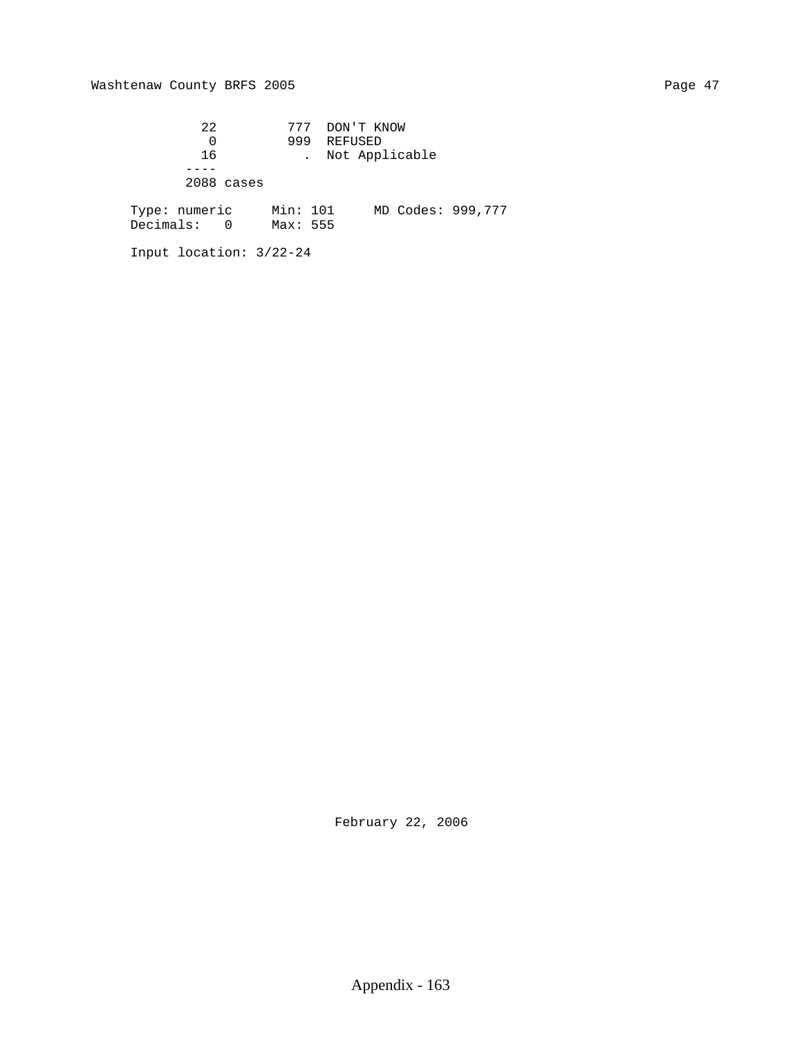```
      22         777  DON'T KNOW
       0         999  REFUSED
      16           .  Not Applicable
    ----
    2088 cases

Type: numeric     Min: 101     MD Codes: 999,777
Decimals:   0     Max: 555

Input location: 3/22-24
```

February 22, 2006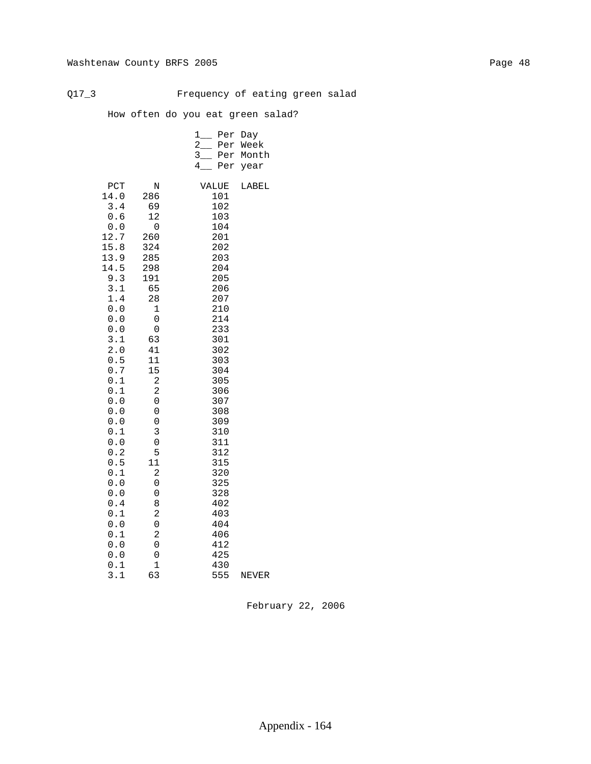Q17_3 Frequency of eating green salad

How often do you eat green salad?

1__ Per Day
2__ Per Week
3__ Per Month
4__ Per year

| PCT | N | VALUE | LABEL |
|---|---|---|---|
| 14.0 | 286 | 101 | |
| 3.4 | 69 | 102 | |
| 0.6 | 12 | 103 | |
| 0.0 | 0 | 104 | |
| 12.7 | 260 | 201 | |
| 15.8 | 324 | 202 | |
| 13.9 | 285 | 203 | |
| 14.5 | 298 | 204 | |
| 9.3 | 191 | 205 | |
| 3.1 | 65 | 206 | |
| 1.4 | 28 | 207 | |
| 0.0 | 1 | 210 | |
| 0.0 | 0 | 214 | |
| 0.0 | 0 | 233 | |
| 3.1 | 63 | 301 | |
| 2.0 | 41 | 302 | |
| 0.5 | 11 | 303 | |
| 0.7 | 15 | 304 | |
| 0.1 | 2 | 305 | |
| 0.1 | 2 | 306 | |
| 0.0 | 0 | 307 | |
| 0.0 | 0 | 308 | |
| 0.0 | 0 | 309 | |
| 0.1 | 3 | 310 | |
| 0.0 | 0 | 311 | |
| 0.2 | 5 | 312 | |
| 0.5 | 11 | 315 | |
| 0.1 | 2 | 320 | |
| 0.0 | 0 | 325 | |
| 0.0 | 0 | 328 | |
| 0.4 | 8 | 402 | |
| 0.1 | 2 | 403 | |
| 0.0 | 0 | 404 | |
| 0.1 | 2 | 406 | |
| 0.0 | 0 | 412 | |
| 0.0 | 0 | 425 | |
| 0.1 | 1 | 430 | |
| 3.1 | 63 | 555 | NEVER |

February 22, 2006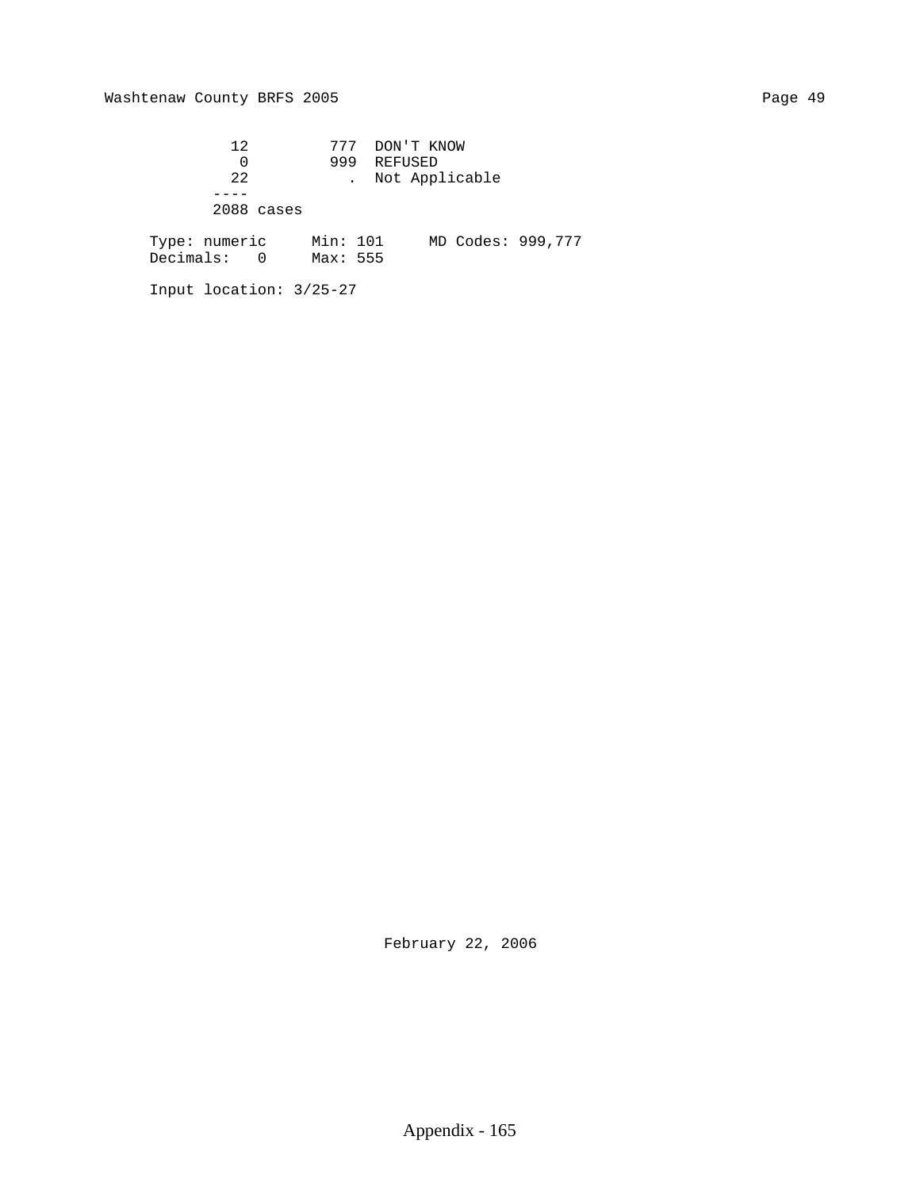```
      12         777  DON'T KNOW
       0         999  REFUSED
      22           .  Not Applicable
    ----
    2088 cases

Type: numeric     Min: 101     MD Codes: 999,777
Decimals:   0     Max: 555

Input location: 3/25-27
```

February 22, 2006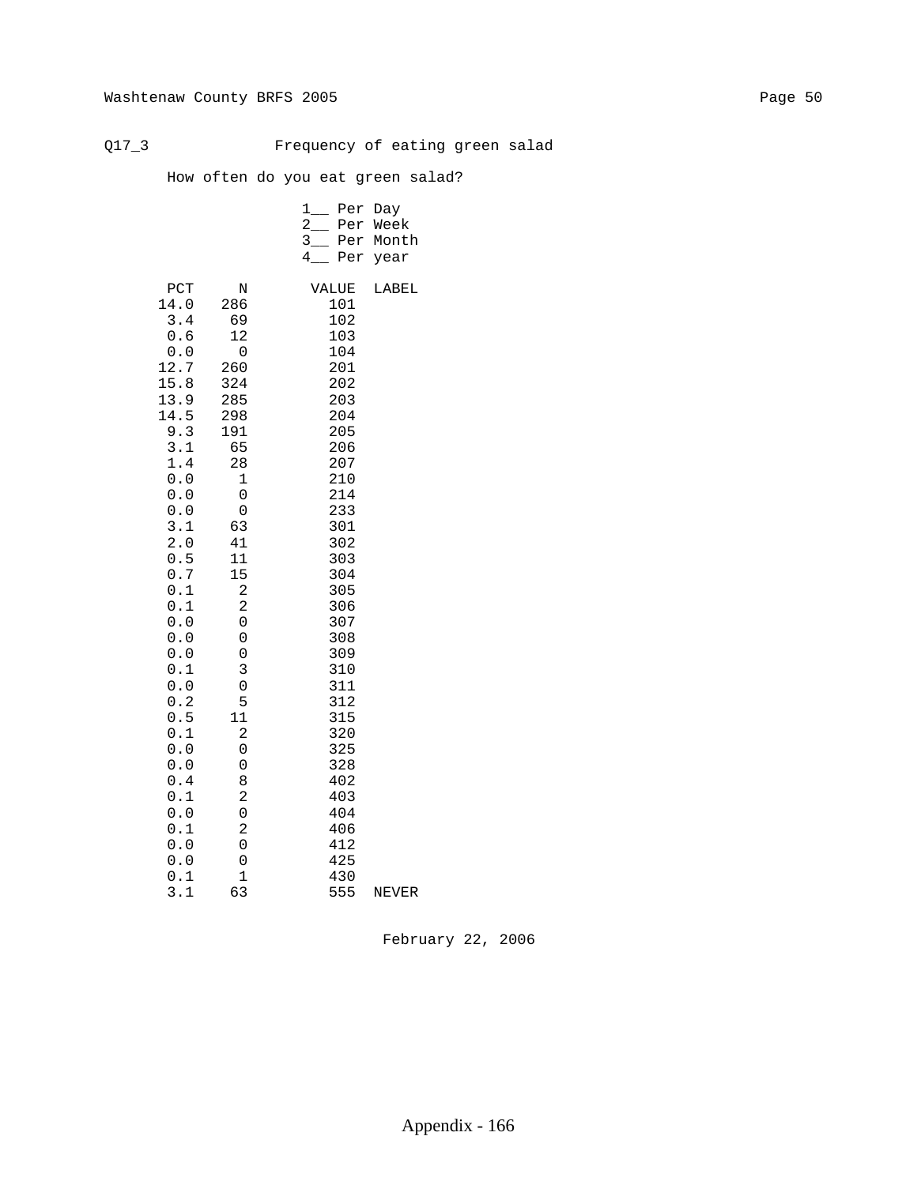Q17_3 Frequency of eating green salad

How often do you eat green salad?

1__ Per Day
2__ Per Week
3__ Per Month
4__ Per year

| PCT | N | VALUE | LABEL |
|---|---|---|---|
| 14.0 | 286 | 101 | |
| 3.4 | 69 | 102 | |
| 0.6 | 12 | 103 | |
| 0.0 | 0 | 104 | |
| 12.7 | 260 | 201 | |
| 15.8 | 324 | 202 | |
| 13.9 | 285 | 203 | |
| 14.5 | 298 | 204 | |
| 9.3 | 191 | 205 | |
| 3.1 | 65 | 206 | |
| 1.4 | 28 | 207 | |
| 0.0 | 1 | 210 | |
| 0.0 | 0 | 214 | |
| 0.0 | 0 | 233 | |
| 3.1 | 63 | 301 | |
| 2.0 | 41 | 302 | |
| 0.5 | 11 | 303 | |
| 0.7 | 15 | 304 | |
| 0.1 | 2 | 305 | |
| 0.1 | 2 | 306 | |
| 0.0 | 0 | 307 | |
| 0.0 | 0 | 308 | |
| 0.0 | 0 | 309 | |
| 0.1 | 3 | 310 | |
| 0.0 | 0 | 311 | |
| 0.2 | 5 | 312 | |
| 0.5 | 11 | 315 | |
| 0.1 | 2 | 320 | |
| 0.0 | 0 | 325 | |
| 0.0 | 0 | 328 | |
| 0.4 | 8 | 402 | |
| 0.1 | 2 | 403 | |
| 0.0 | 0 | 404 | |
| 0.1 | 2 | 406 | |
| 0.0 | 0 | 412 | |
| 0.0 | 0 | 425 | |
| 0.1 | 1 | 430 | |
| 3.1 | 63 | 555 | NEVER |

February 22, 2006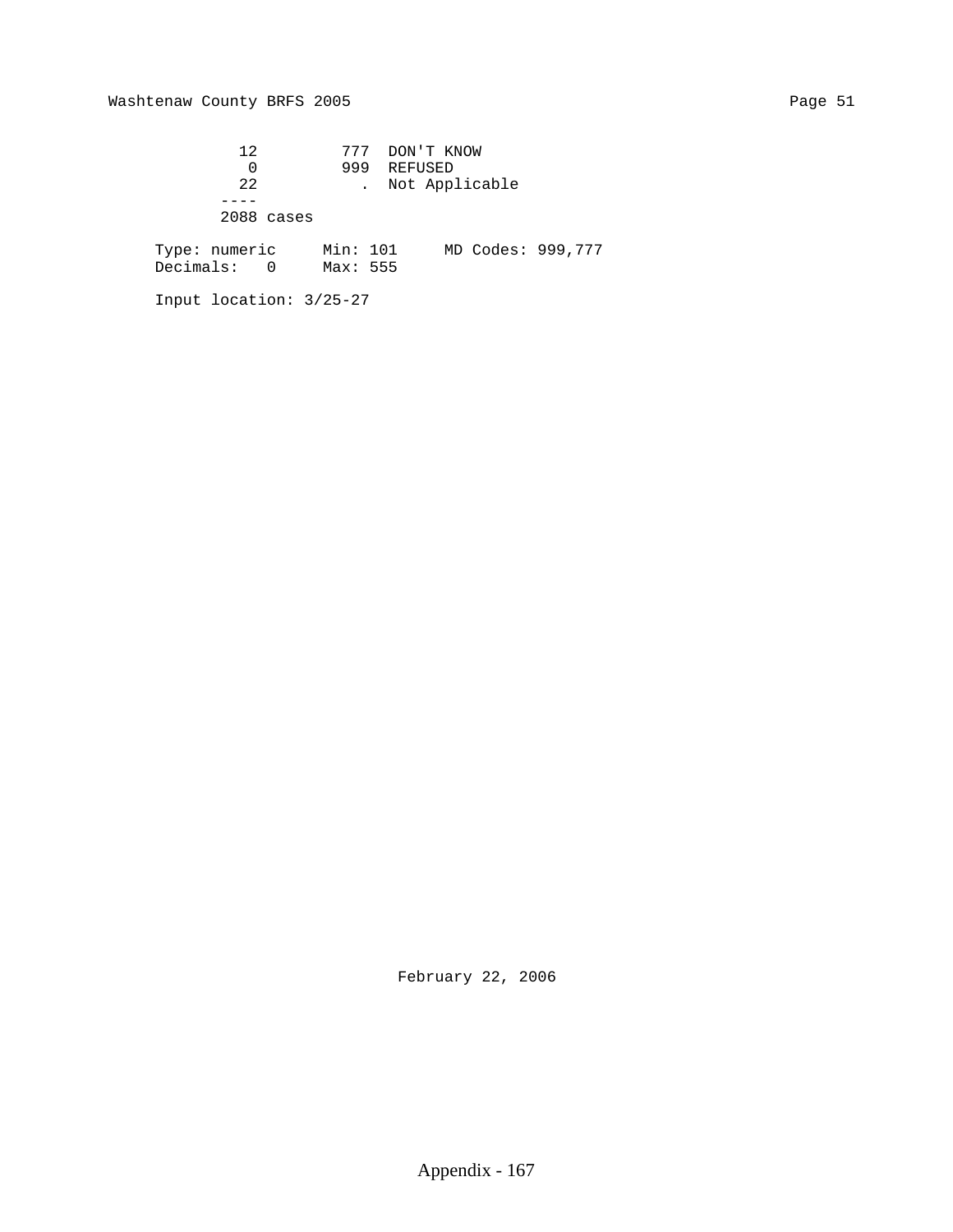```
     12         777  DON'T KNOW
      0         999  REFUSED
     22           .  Not Applicable
   ----
   2088 cases

Type: numeric     Min: 101     MD Codes: 999,777
Decimals:   0     Max: 555

Input location: 3/25-27
```

February 22, 2006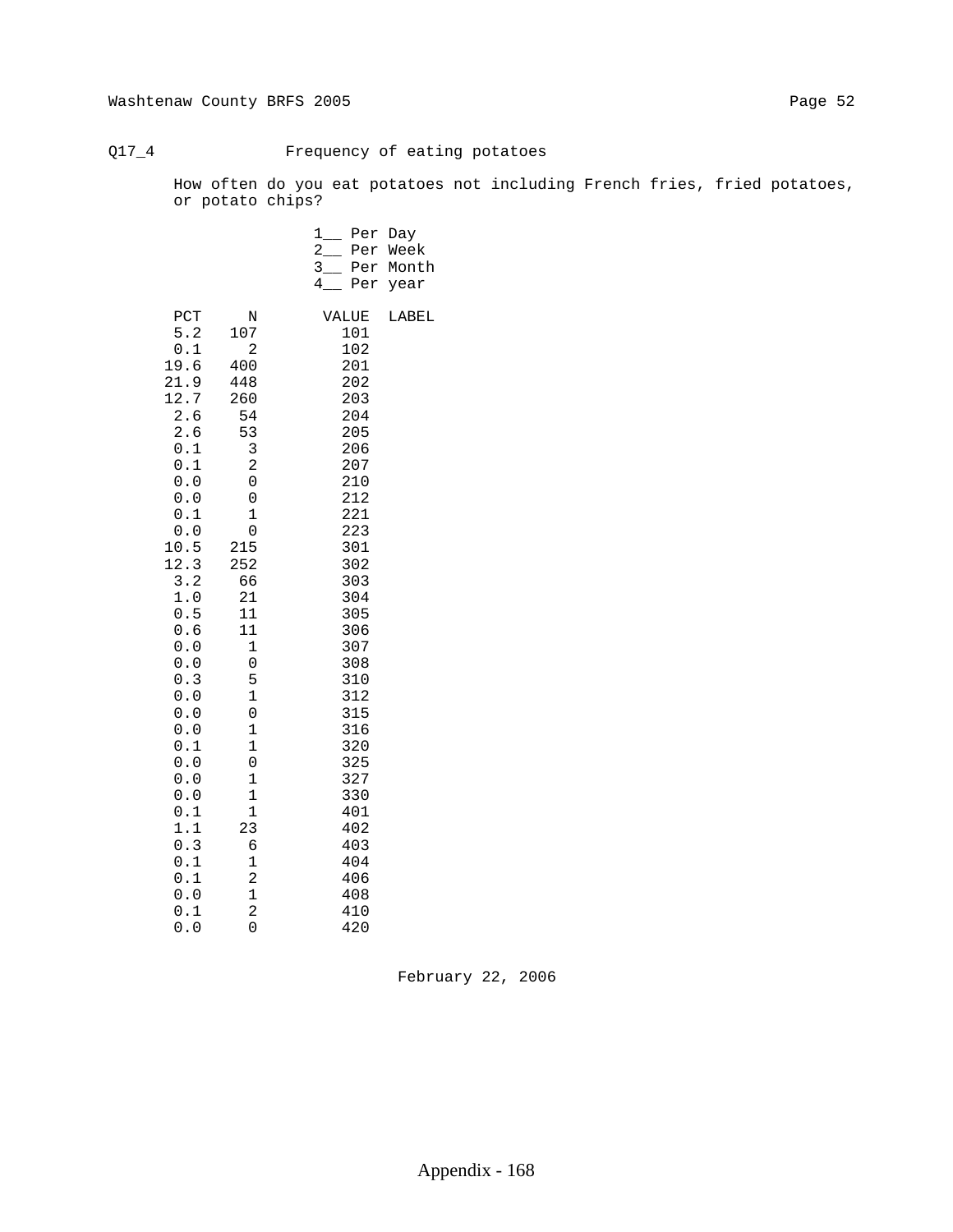Q17_4 Frequency of eating potatoes

How often do you eat potatoes not including French fries, fried potatoes, or potato chips?

1__ Per Day
2__ Per Week
3__ Per Month
4__ Per year

| PCT | N | VALUE | LABEL |
|---|---|---|---|
| 5.2 | 107 | 101 | |
| 0.1 | 2 | 102 | |
| 19.6 | 400 | 201 | |
| 21.9 | 448 | 202 | |
| 12.7 | 260 | 203 | |
| 2.6 | 54 | 204 | |
| 2.6 | 53 | 205 | |
| 0.1 | 3 | 206 | |
| 0.1 | 2 | 207 | |
| 0.0 | 0 | 210 | |
| 0.0 | 0 | 212 | |
| 0.1 | 1 | 221 | |
| 0.0 | 0 | 223 | |
| 10.5 | 215 | 301 | |
| 12.3 | 252 | 302 | |
| 3.2 | 66 | 303 | |
| 1.0 | 21 | 304 | |
| 0.5 | 11 | 305 | |
| 0.6 | 11 | 306 | |
| 0.0 | 1 | 307 | |
| 0.0 | 0 | 308 | |
| 0.3 | 5 | 310 | |
| 0.0 | 1 | 312 | |
| 0.0 | 0 | 315 | |
| 0.0 | 1 | 316 | |
| 0.1 | 1 | 320 | |
| 0.0 | 0 | 325 | |
| 0.0 | 1 | 327 | |
| 0.0 | 1 | 330 | |
| 0.1 | 1 | 401 | |
| 1.1 | 23 | 402 | |
| 0.3 | 6 | 403 | |
| 0.1 | 1 | 404 | |
| 0.1 | 2 | 406 | |
| 0.0 | 1 | 408 | |
| 0.1 | 2 | 410 | |
| 0.0 | 0 | 420 | |

February 22, 2006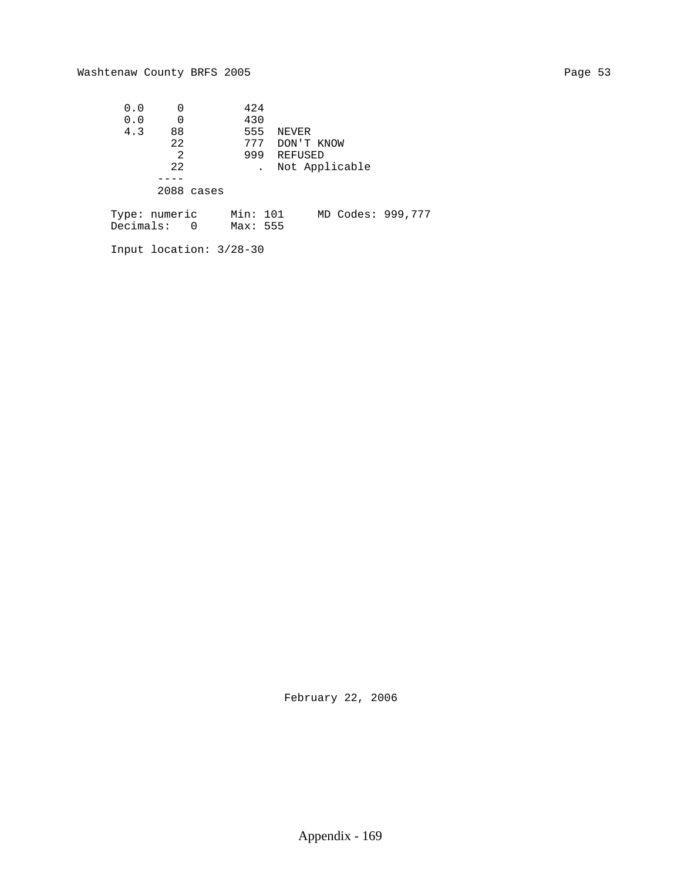| | | | |
|---|---|---|---|
| 0.0 | 0 | 424 | |
| 0.0 | 0 | 430 | |
| 4.3 | 88 | 555 | NEVER |
| | 22 | 777 | DON'T KNOW |
| | 2 | 999 | REFUSED |
| | 22 | . | Not Applicable |
| | ---- | | |
| | 2088 cases | | |

```
Type: numeric     Min: 101     MD Codes: 999,777
Decimals:   0     Max: 555

Input location: 3/28-30
```

February 22, 2006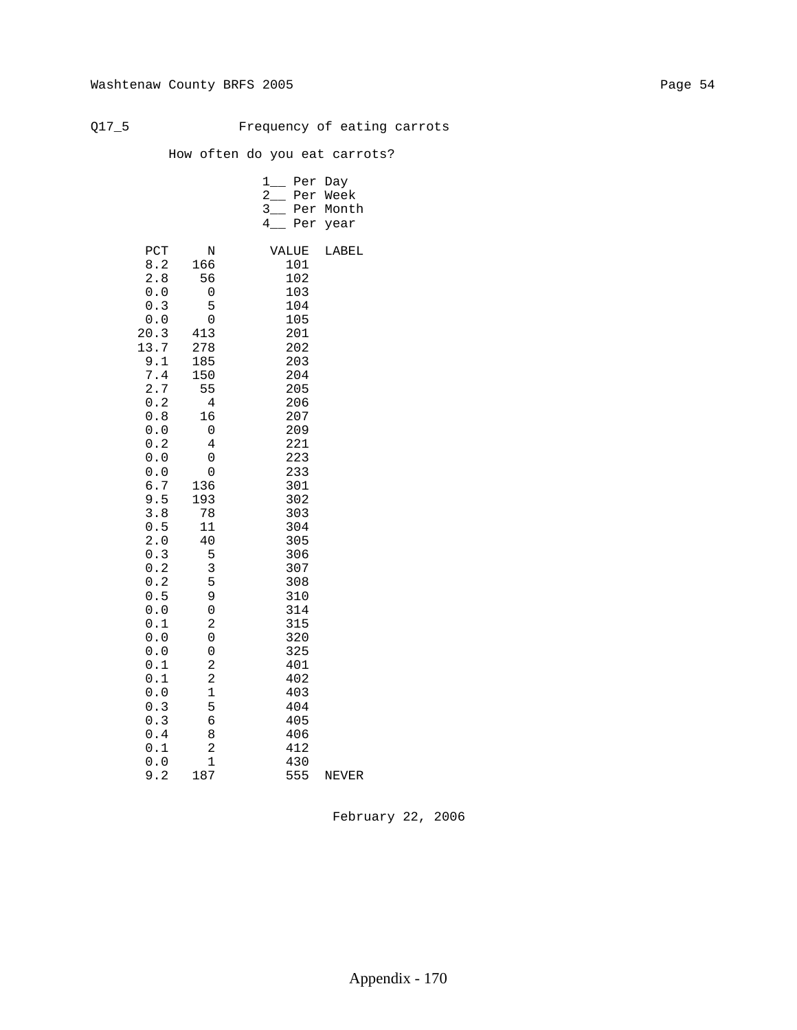Q17_5 Frequency of eating carrots

How often do you eat carrots?

1__ Per Day
2__ Per Week
3__ Per Month
4__ Per year

| PCT | N | VALUE | LABEL |
|---|---|---|---|
| 8.2 | 166 | 101 | |
| 2.8 | 56 | 102 | |
| 0.0 | 0 | 103 | |
| 0.3 | 5 | 104 | |
| 0.0 | 0 | 105 | |
| 20.3 | 413 | 201 | |
| 13.7 | 278 | 202 | |
| 9.1 | 185 | 203 | |
| 7.4 | 150 | 204 | |
| 2.7 | 55 | 205 | |
| 0.2 | 4 | 206 | |
| 0.8 | 16 | 207 | |
| 0.0 | 0 | 209 | |
| 0.2 | 4 | 221 | |
| 0.0 | 0 | 223 | |
| 0.0 | 0 | 233 | |
| 6.7 | 136 | 301 | |
| 9.5 | 193 | 302 | |
| 3.8 | 78 | 303 | |
| 0.5 | 11 | 304 | |
| 2.0 | 40 | 305 | |
| 0.3 | 5 | 306 | |
| 0.2 | 3 | 307 | |
| 0.2 | 5 | 308 | |
| 0.5 | 9 | 310 | |
| 0.0 | 0 | 314 | |
| 0.1 | 2 | 315 | |
| 0.0 | 0 | 320 | |
| 0.0 | 0 | 325 | |
| 0.1 | 2 | 401 | |
| 0.1 | 2 | 402 | |
| 0.0 | 1 | 403 | |
| 0.3 | 5 | 404 | |
| 0.3 | 6 | 405 | |
| 0.4 | 8 | 406 | |
| 0.1 | 2 | 412 | |
| 0.0 | 1 | 430 | |
| 9.2 | 187 | 555 | NEVER |

February 22, 2006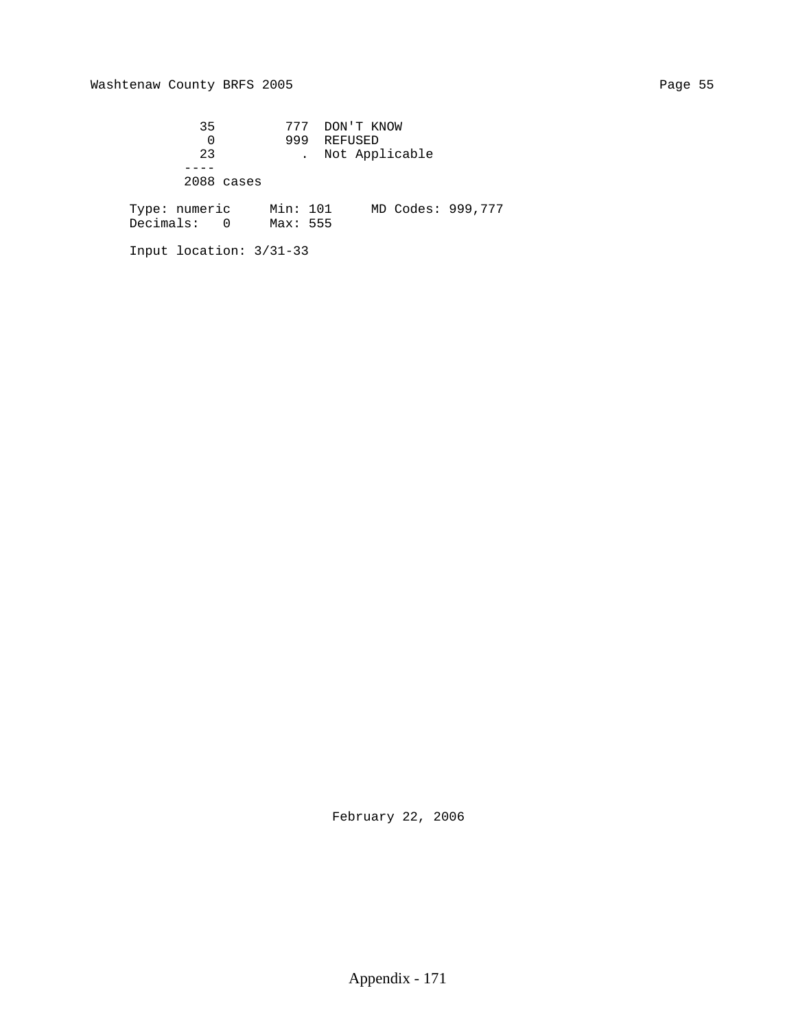```
          35         777  DON'T KNOW
           0         999  REFUSED
          23           .  Not Applicable
        ----
        2088 cases

     Type: numeric     Min: 101     MD Codes: 999,777
     Decimals:   0     Max: 555

     Input location: 3/31-33
```

February 22, 2006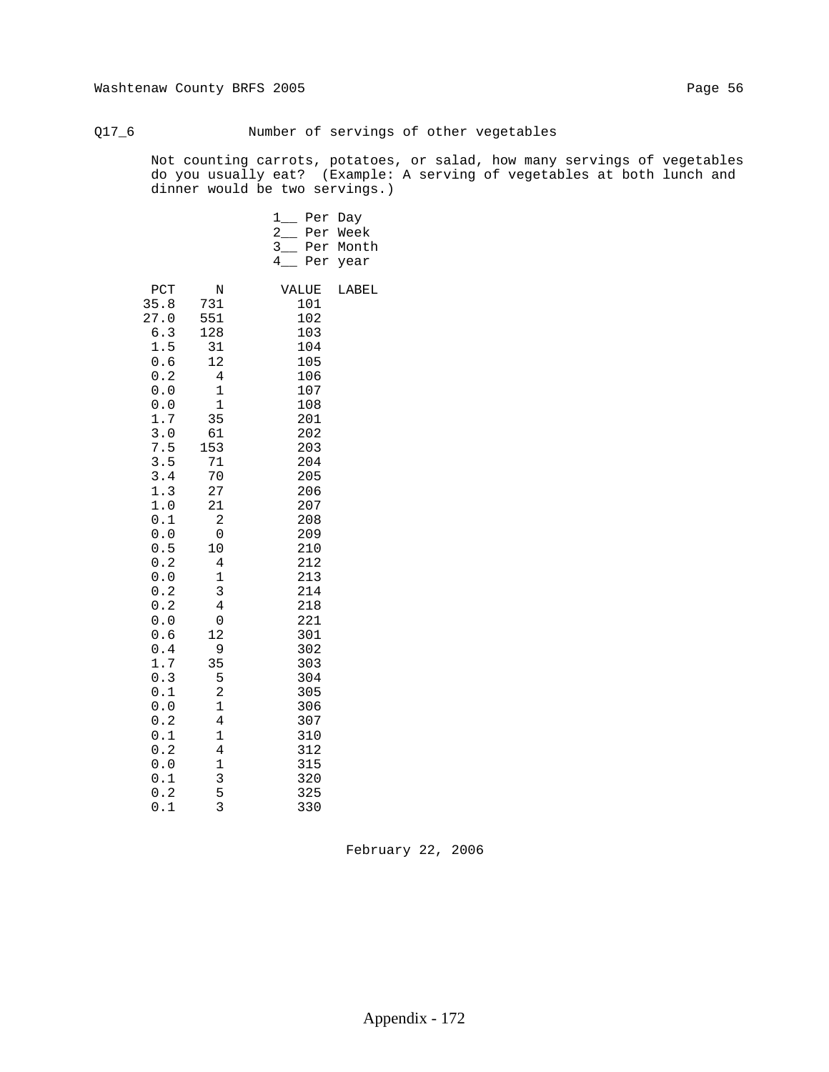## Q17_6 Number of servings of other vegetables

Not counting carrots, potatoes, or salad, how many servings of vegetables do you usually eat? (Example: A serving of vegetables at both lunch and dinner would be two servings.)

1__ Per Day
2__ Per Week
3__ Per Month
4__ Per year

| PCT | N | VALUE | LABEL |
|---|---|---|---|
| 35.8 | 731 | 101 | |
| 27.0 | 551 | 102 | |
| 6.3 | 128 | 103 | |
| 1.5 | 31 | 104 | |
| 0.6 | 12 | 105 | |
| 0.2 | 4 | 106 | |
| 0.0 | 1 | 107 | |
| 0.0 | 1 | 108 | |
| 1.7 | 35 | 201 | |
| 3.0 | 61 | 202 | |
| 7.5 | 153 | 203 | |
| 3.5 | 71 | 204 | |
| 3.4 | 70 | 205 | |
| 1.3 | 27 | 206 | |
| 1.0 | 21 | 207 | |
| 0.1 | 2 | 208 | |
| 0.0 | 0 | 209 | |
| 0.5 | 10 | 210 | |
| 0.2 | 4 | 212 | |
| 0.0 | 1 | 213 | |
| 0.2 | 3 | 214 | |
| 0.2 | 4 | 218 | |
| 0.0 | 0 | 221 | |
| 0.6 | 12 | 301 | |
| 0.4 | 9 | 302 | |
| 1.7 | 35 | 303 | |
| 0.3 | 5 | 304 | |
| 0.1 | 2 | 305 | |
| 0.0 | 1 | 306 | |
| 0.2 | 4 | 307 | |
| 0.1 | 1 | 310 | |
| 0.2 | 4 | 312 | |
| 0.0 | 1 | 315 | |
| 0.1 | 3 | 320 | |
| 0.2 | 5 | 325 | |
| 0.1 | 3 | 330 | |

February 22, 2006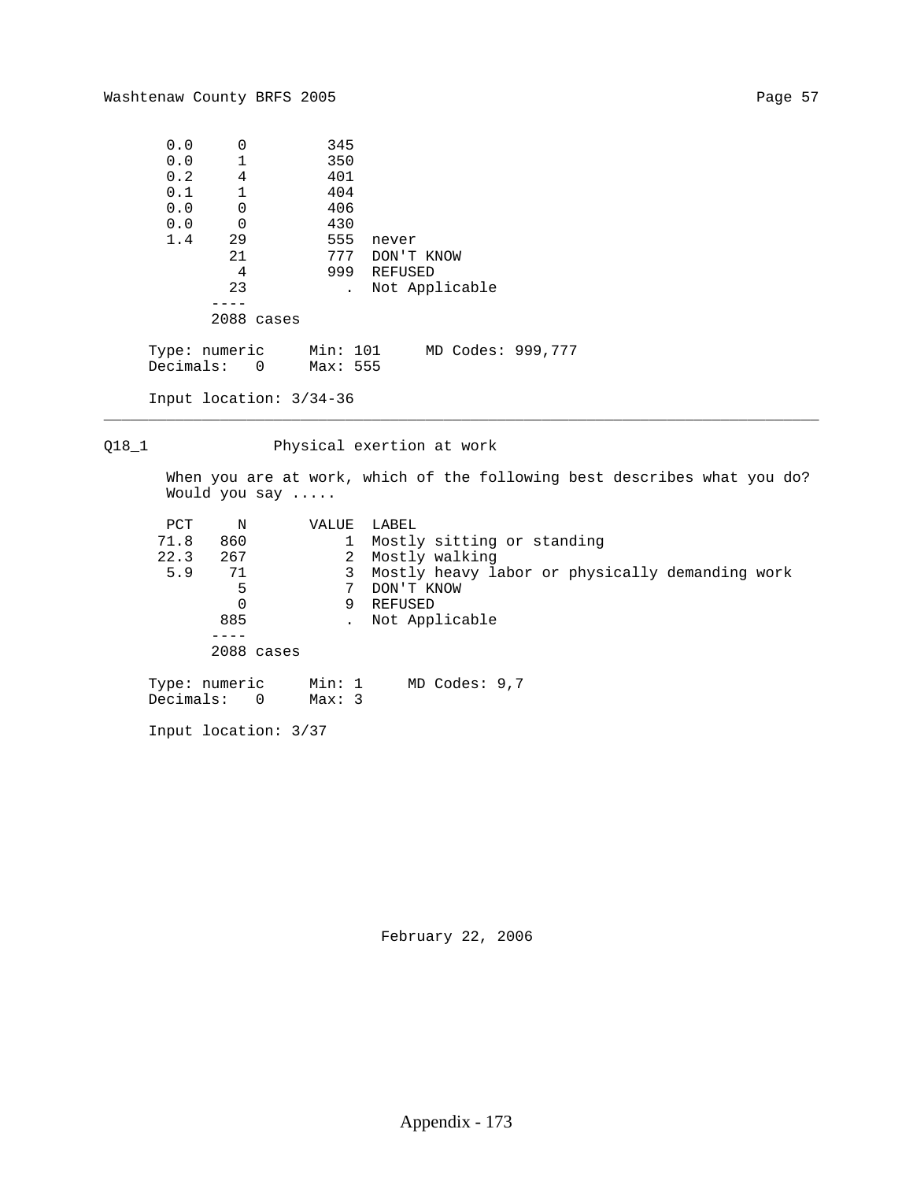| PCT | N | VALUE | LABEL |
|---|---|---|---|
| 0.0 | 0 | 345 | |
| 0.0 | 1 | 350 | |
| 0.2 | 4 | 401 | |
| 0.1 | 1 | 404 | |
| 0.0 | 0 | 406 | |
| 0.0 | 0 | 430 | |
| 1.4 | 29 | 555 | never |
| | 21 | 777 | DON'T KNOW |
| | 4 | 999 | REFUSED |
| | 23 | . | Not Applicable |
| | ---- | | |
| | 2088 cases | | |

Type: numeric     Min: 101     MD Codes: 999,777
Decimals:   0     Max: 555

Input location: 3/34-36

---

## Q18_1 Physical exertion at work

When you are at work, which of the following best describes what you do? Would you say .....

| PCT | N | VALUE | LABEL |
|---|---|---|---|
| 71.8 | 860 | 1 | Mostly sitting or standing |
| 22.3 | 267 | 2 | Mostly walking |
| 5.9 | 71 | 3 | Mostly heavy labor or physically demanding work |
| | 5 | 7 | DON'T KNOW |
| | 0 | 9 | REFUSED |
| | 885 | . | Not Applicable |
| | ---- | | |
| | 2088 cases | | |

Type: numeric     Min: 1     MD Codes: 9,7
Decimals:   0     Max: 3

Input location: 3/37

February 22, 2006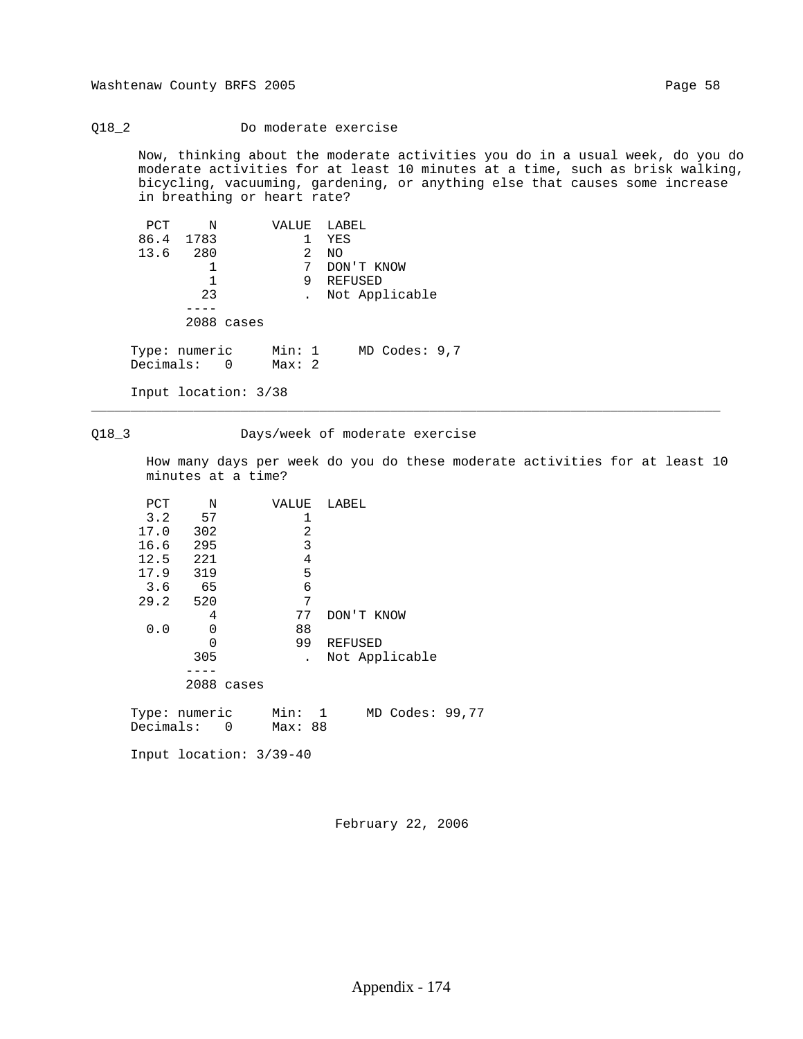## Q18_2 Do moderate exercise

Now, thinking about the moderate activities you do in a usual week, do you do moderate activities for at least 10 minutes at a time, such as brisk walking, bicycling, vacuuming, gardening, or anything else that causes some increase in breathing or heart rate?

| PCT | N | VALUE | LABEL |
|---|---|---|---|
| 86.4 | 1783 | 1 | YES |
| 13.6 | 280 | 2 | NO |
| | 1 | 7 | DON'T KNOW |
| | 1 | 9 | REFUSED |
| | 23 | . | Not Applicable |
| | 2088 cases | | |

Type: numeric  Min: 1  MD Codes: 9,7
Decimals: 0  Max: 2

Input location: 3/38

---

## Q18_3 Days/week of moderate exercise

How many days per week do you do these moderate activities for at least 10 minutes at a time?

| PCT | N | VALUE | LABEL |
|---|---|---|---|
| 3.2 | 57 | 1 | |
| 17.0 | 302 | 2 | |
| 16.6 | 295 | 3 | |
| 12.5 | 221 | 4 | |
| 17.9 | 319 | 5 | |
| 3.6 | 65 | 6 | |
| 29.2 | 520 | 7 | |
| | 4 | 77 | DON'T KNOW |
| 0.0 | 0 | 88 | |
| | 0 | 99 | REFUSED |
| | 305 | . | Not Applicable |
| | 2088 cases | | |

Type: numeric  Min: 1  MD Codes: 99,77
Decimals: 0  Max: 88

Input location: 3/39-40

February 22, 2006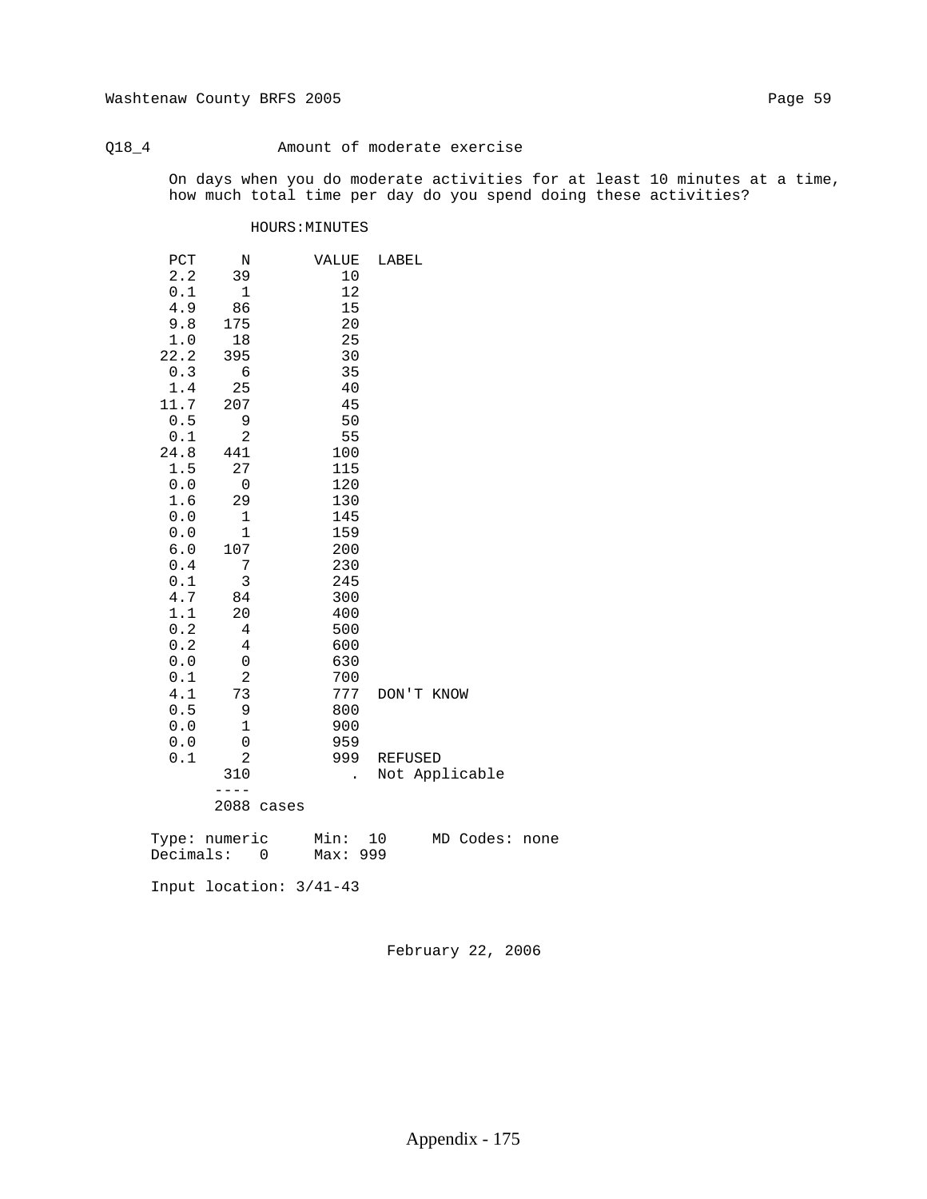Q18_4 Amount of moderate exercise

On days when you do moderate activities for at least 10 minutes at a time, how much total time per day do you spend doing these activities?

HOURS:MINUTES

| PCT | N | VALUE | LABEL |
|---|---|---|---|
| 2.2 | 39 | 10 | |
| 0.1 | 1 | 12 | |
| 4.9 | 86 | 15 | |
| 9.8 | 175 | 20 | |
| 1.0 | 18 | 25 | |
| 22.2 | 395 | 30 | |
| 0.3 | 6 | 35 | |
| 1.4 | 25 | 40 | |
| 11.7 | 207 | 45 | |
| 0.5 | 9 | 50 | |
| 0.1 | 2 | 55 | |
| 24.8 | 441 | 100 | |
| 1.5 | 27 | 115 | |
| 0.0 | 0 | 120 | |
| 1.6 | 29 | 130 | |
| 0.0 | 1 | 145 | |
| 0.0 | 1 | 159 | |
| 6.0 | 107 | 200 | |
| 0.4 | 7 | 230 | |
| 0.1 | 3 | 245 | |
| 4.7 | 84 | 300 | |
| 1.1 | 20 | 400 | |
| 0.2 | 4 | 500 | |
| 0.2 | 4 | 600 | |
| 0.0 | 0 | 630 | |
| 0.1 | 2 | 700 | |
| 4.1 | 73 | 777 | DON'T KNOW |
| 0.5 | 9 | 800 | |
| 0.0 | 1 | 900 | |
| 0.0 | 0 | 959 | |
| 0.1 | 2 | 999 | REFUSED |
| | 310 | . | Not Applicable |
| | ---- | | |
| | 2088 cases | | |

Type: numeric  Min: 10  MD Codes: none
Decimals: 0  Max: 999

Input location: 3/41-43

February 22, 2006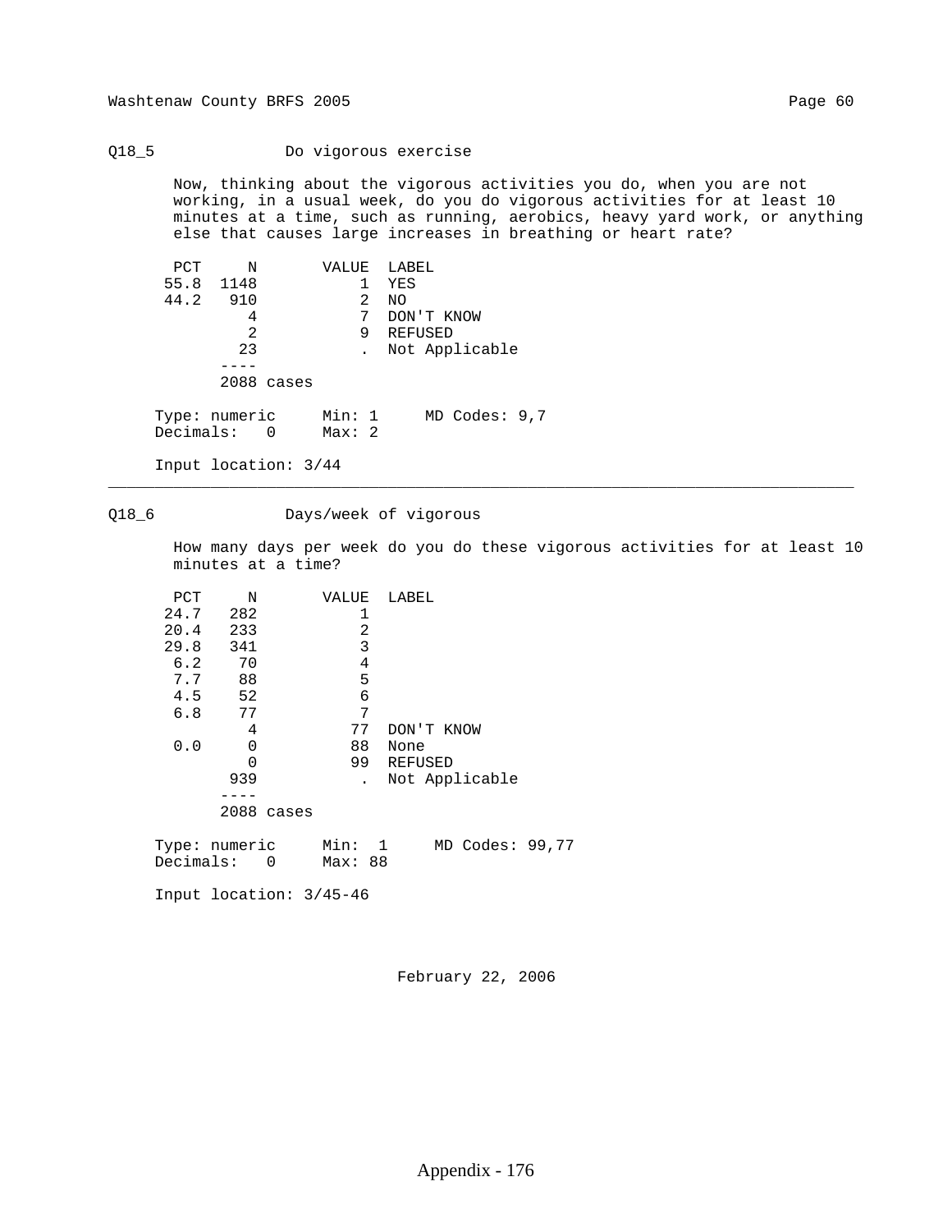## Q18_5 Do vigorous exercise

Now, thinking about the vigorous activities you do, when you are not working, in a usual week, do you do vigorous activities for at least 10 minutes at a time, such as running, aerobics, heavy yard work, or anything else that causes large increases in breathing or heart rate?

| PCT | N | VALUE | LABEL |
|---|---|---|---|
| 55.8 | 1148 | 1 | YES |
| 44.2 | 910 | 2 | NO |
| | 4 | 7 | DON'T KNOW |
| | 2 | 9 | REFUSED |
| | 23 | . | Not Applicable |
| | ---- | | |
| | 2088 cases | | |

Type: numeric    Min: 1    MD Codes: 9,7
Decimals: 0    Max: 2

Input location: 3/44

---

## Q18_6 Days/week of vigorous

How many days per week do you do these vigorous activities for at least 10 minutes at a time?

| PCT | N | VALUE | LABEL |
|---|---|---|---|
| 24.7 | 282 | 1 | |
| 20.4 | 233 | 2 | |
| 29.8 | 341 | 3 | |
| 6.2 | 70 | 4 | |
| 7.7 | 88 | 5 | |
| 4.5 | 52 | 6 | |
| 6.8 | 77 | 7 | |
| | 4 | 77 | DON'T KNOW |
| 0.0 | 0 | 88 | None |
| | 0 | 99 | REFUSED |
| | 939 | . | Not Applicable |
| | ---- | | |
| | 2088 cases | | |

Type: numeric    Min: 1    MD Codes: 99,77
Decimals: 0    Max: 88

Input location: 3/45-46

February 22, 2006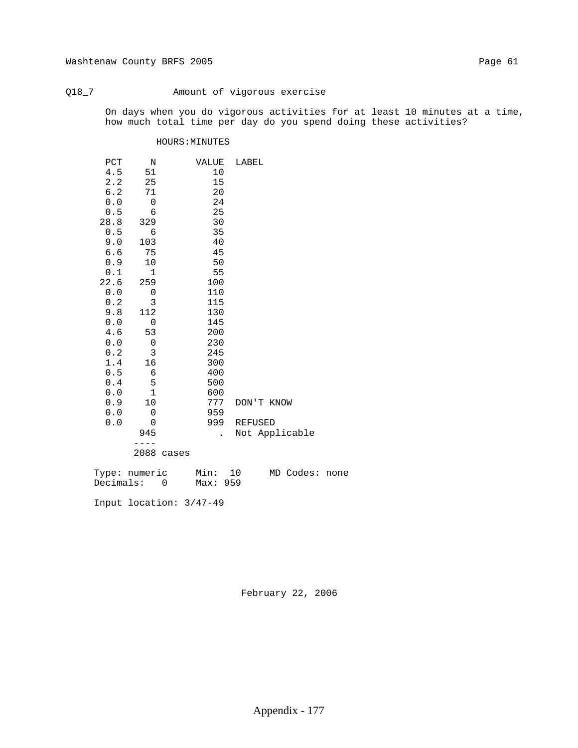Q18_7 Amount of vigorous exercise

On days when you do vigorous activities for at least 10 minutes at a time, how much total time per day do you spend doing these activities?

HOURS:MINUTES

| PCT | N | VALUE | LABEL |
|---|---|---|---|
| 4.5 | 51 | 10 | |
| 2.2 | 25 | 15 | |
| 6.2 | 71 | 20 | |
| 0.0 | 0 | 24 | |
| 0.5 | 6 | 25 | |
| 28.8 | 329 | 30 | |
| 0.5 | 6 | 35 | |
| 9.0 | 103 | 40 | |
| 6.6 | 75 | 45 | |
| 0.9 | 10 | 50 | |
| 0.1 | 1 | 55 | |
| 22.6 | 259 | 100 | |
| 0.0 | 0 | 110 | |
| 0.2 | 3 | 115 | |
| 9.8 | 112 | 130 | |
| 0.0 | 0 | 145 | |
| 4.6 | 53 | 200 | |
| 0.0 | 0 | 230 | |
| 0.2 | 3 | 245 | |
| 1.4 | 16 | 300 | |
| 0.5 | 6 | 400 | |
| 0.4 | 5 | 500 | |
| 0.0 | 1 | 600 | |
| 0.9 | 10 | 777 | DON'T KNOW |
| 0.0 | 0 | 959 | |
| 0.0 | 0 | 999 | REFUSED |
| | 945 | . | Not Applicable |
| | 2088 cases | | |

Type: numeric Min: 10 MD Codes: none
Decimals: 0 Max: 959

Input location: 3/47-49

February 22, 2006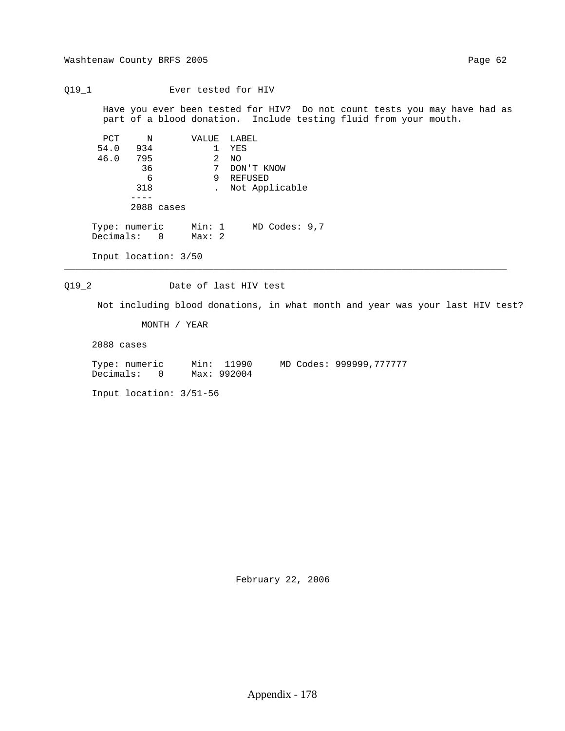## Q19_1 Ever tested for HIV

Have you ever been tested for HIV? Do not count tests you may have had as part of a blood donation. Include testing fluid from your mouth.

| PCT | N | VALUE | LABEL |
|---|---|---|---|
| 54.0 | 934 | 1 | YES |
| 46.0 | 795 | 2 | NO |
| | 36 | 7 | DON'T KNOW |
| | 6 | 9 | REFUSED |
| | 318 | . | Not Applicable |
| | ---- | | |
| | 2088 cases | | |

Type: numeric    Min: 1    MD Codes: 9,7
Decimals: 0    Max: 2

Input location: 3/50

---

## Q19_2 Date of last HIV test

Not including blood donations, in what month and year was your last HIV test?

MONTH / YEAR

2088 cases

Type: numeric    Min: 11990    MD Codes: 999999,777777
Decimals: 0    Max: 992004

Input location: 3/51-56

February 22, 2006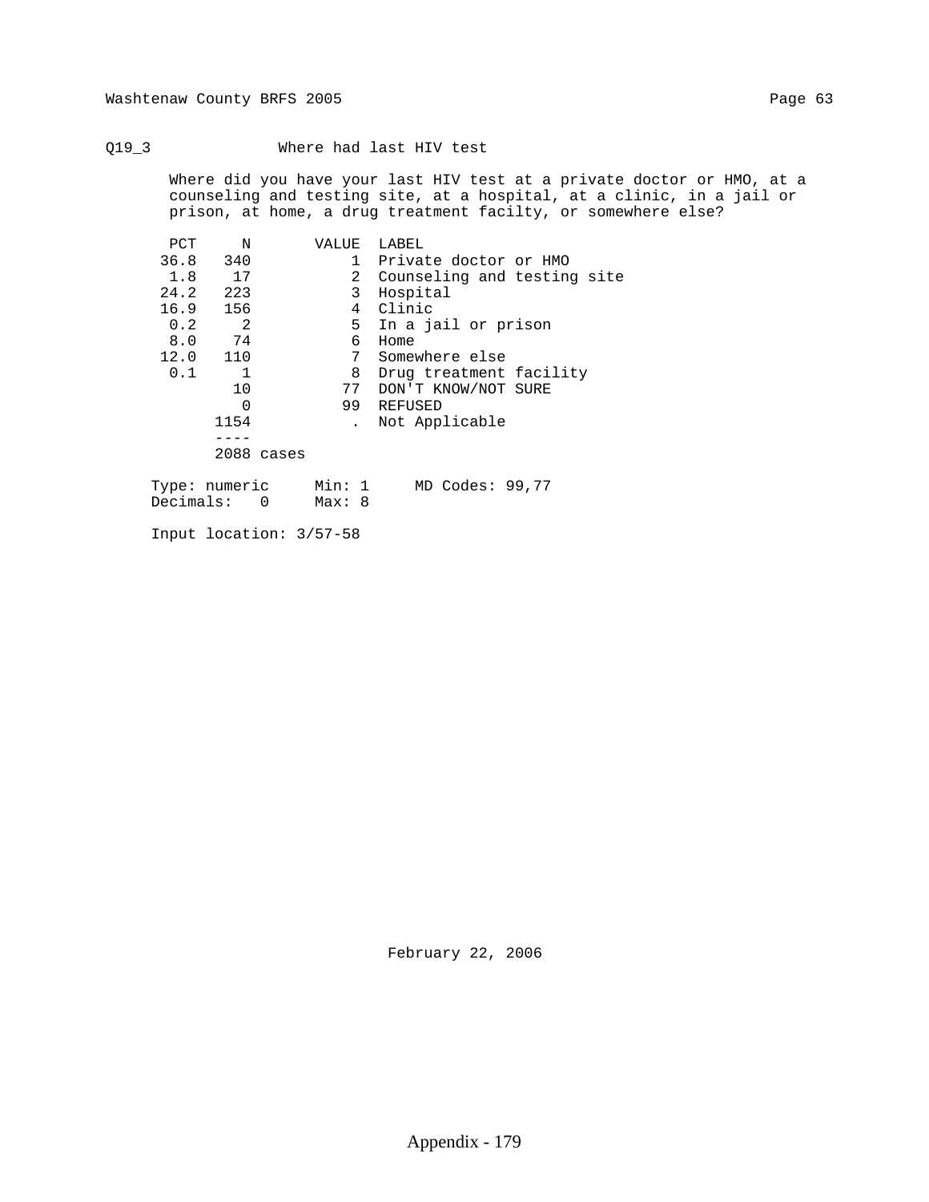Q19_3 Where had last HIV test

Where did you have your last HIV test at a private doctor or HMO, at a counseling and testing site, at a hospital, at a clinic, in a jail or prison, at home, a drug treatment facilty, or somewhere else?

| PCT | N | VALUE | LABEL |
|---|---|---|---|
| 36.8 | 340 | 1 | Private doctor or HMO |
| 1.8 | 17 | 2 | Counseling and testing site |
| 24.2 | 223 | 3 | Hospital |
| 16.9 | 156 | 4 | Clinic |
| 0.2 | 2 | 5 | In a jail or prison |
| 8.0 | 74 | 6 | Home |
| 12.0 | 110 | 7 | Somewhere else |
| 0.1 | 1 | 8 | Drug treatment facility |
| | 10 | 77 | DON'T KNOW/NOT SURE |
| | 0 | 99 | REFUSED |
| | 1154 | . | Not Applicable |
| | ---- | | |
| | 2088 cases | | |

Type: numeric    Min: 1    MD Codes: 99,77
Decimals: 0    Max: 8

Input location: 3/57-58

February 22, 2006

Appendix - 179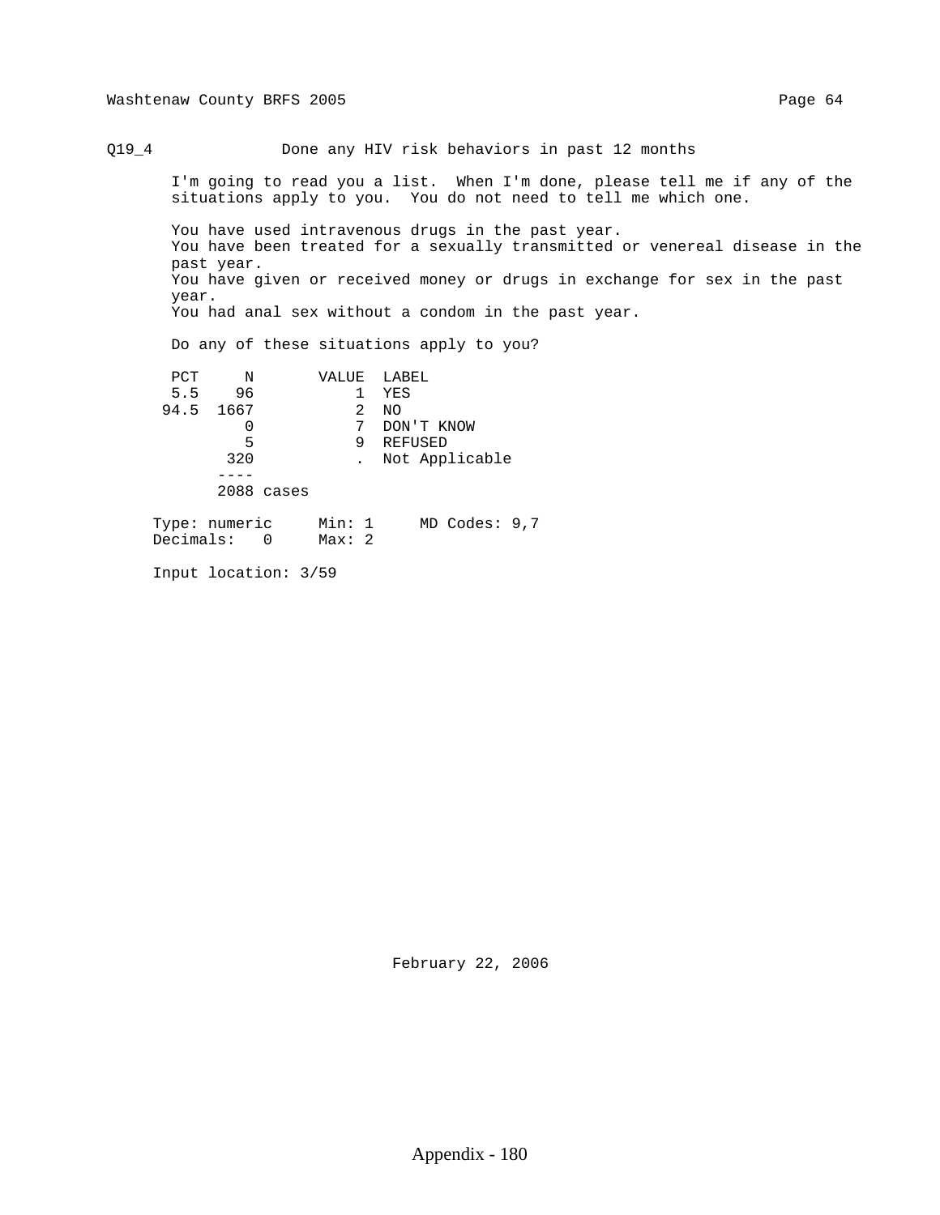Q19_4 Done any HIV risk behaviors in past 12 months

I'm going to read you a list. When I'm done, please tell me if any of the situations apply to you. You do not need to tell me which one.

You have used intravenous drugs in the past year.
You have been treated for a sexually transmitted or venereal disease in the past year.
You have given or received money or drugs in exchange for sex in the past year.
You had anal sex without a condom in the past year.

Do any of these situations apply to you?

| PCT | N | VALUE | LABEL |
|---|---|---|---|
| 5.5 | 96 | 1 | YES |
| 94.5 | 1667 | 2 | NO |
| | 0 | 7 | DON'T KNOW |
| | 5 | 9 | REFUSED |
| | 320 | . | Not Applicable |
| | ---- | | |
| | 2088 cases | | |

Type: numeric  Min: 1  MD Codes: 9,7
Decimals: 0  Max: 2

Input location: 3/59

February 22, 2006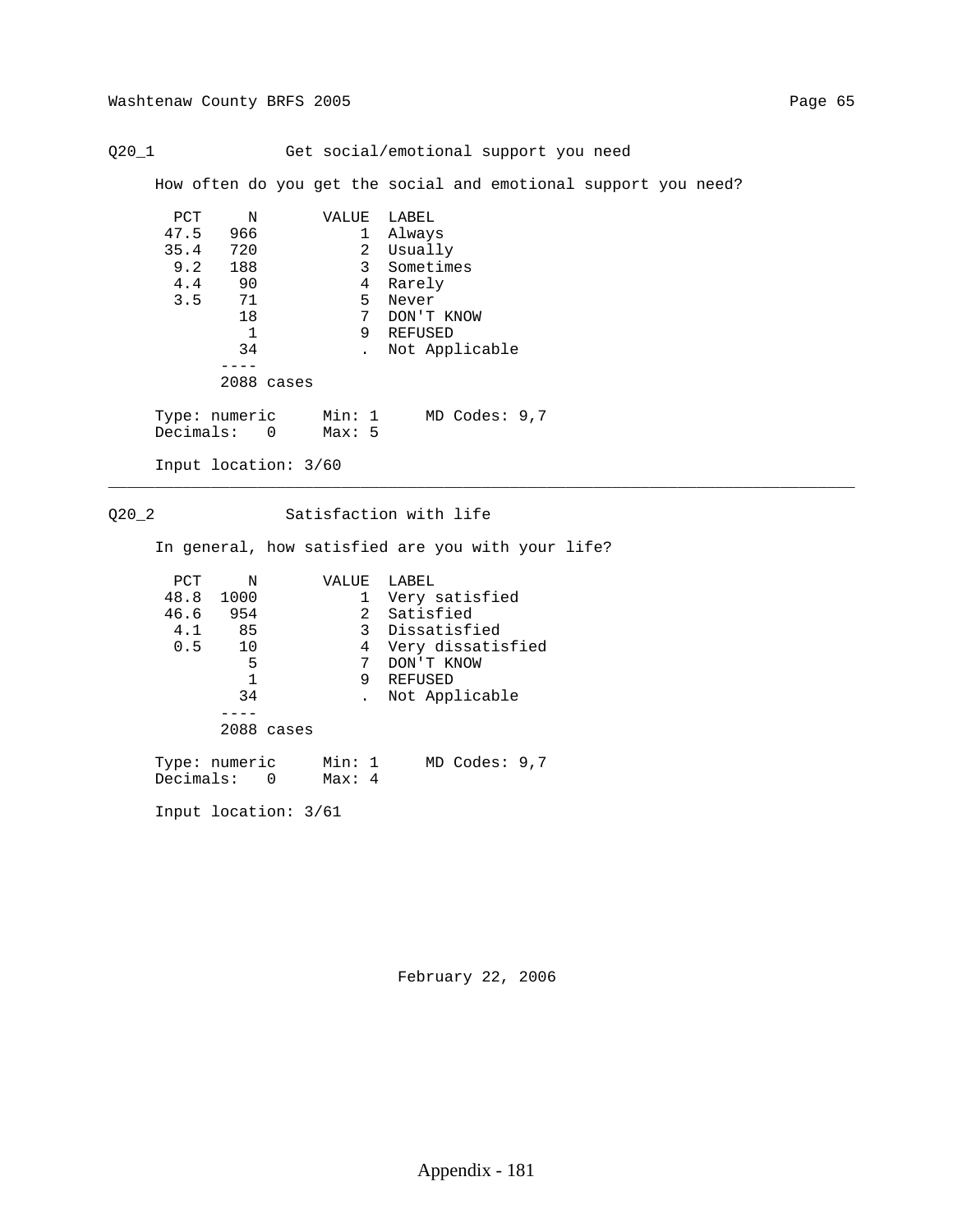## Q20_1 Get social/emotional support you need

How often do you get the social and emotional support you need?

| PCT | N | VALUE | LABEL |
|---|---|---|---|
| 47.5 | 966 | 1 | Always |
| 35.4 | 720 | 2 | Usually |
| 9.2 | 188 | 3 | Sometimes |
| 4.4 | 90 | 4 | Rarely |
| 3.5 | 71 | 5 | Never |
| | 18 | 7 | DON'T KNOW |
| | 1 | 9 | REFUSED |
| | 34 | . | Not Applicable |
| | ---- | | |
| | 2088 cases | | |

Type: numeric    Min: 1    MD Codes: 9,7
Decimals: 0    Max: 5

Input location: 3/60

---

## Q20_2 Satisfaction with life

In general, how satisfied are you with your life?

| PCT | N | VALUE | LABEL |
|---|---|---|---|
| 48.8 | 1000 | 1 | Very satisfied |
| 46.6 | 954 | 2 | Satisfied |
| 4.1 | 85 | 3 | Dissatisfied |
| 0.5 | 10 | 4 | Very dissatisfied |
| | 5 | 7 | DON'T KNOW |
| | 1 | 9 | REFUSED |
| | 34 | . | Not Applicable |
| | ---- | | |
| | 2088 cases | | |

Type: numeric    Min: 1    MD Codes: 9,7
Decimals: 0    Max: 4

Input location: 3/61

February 22, 2006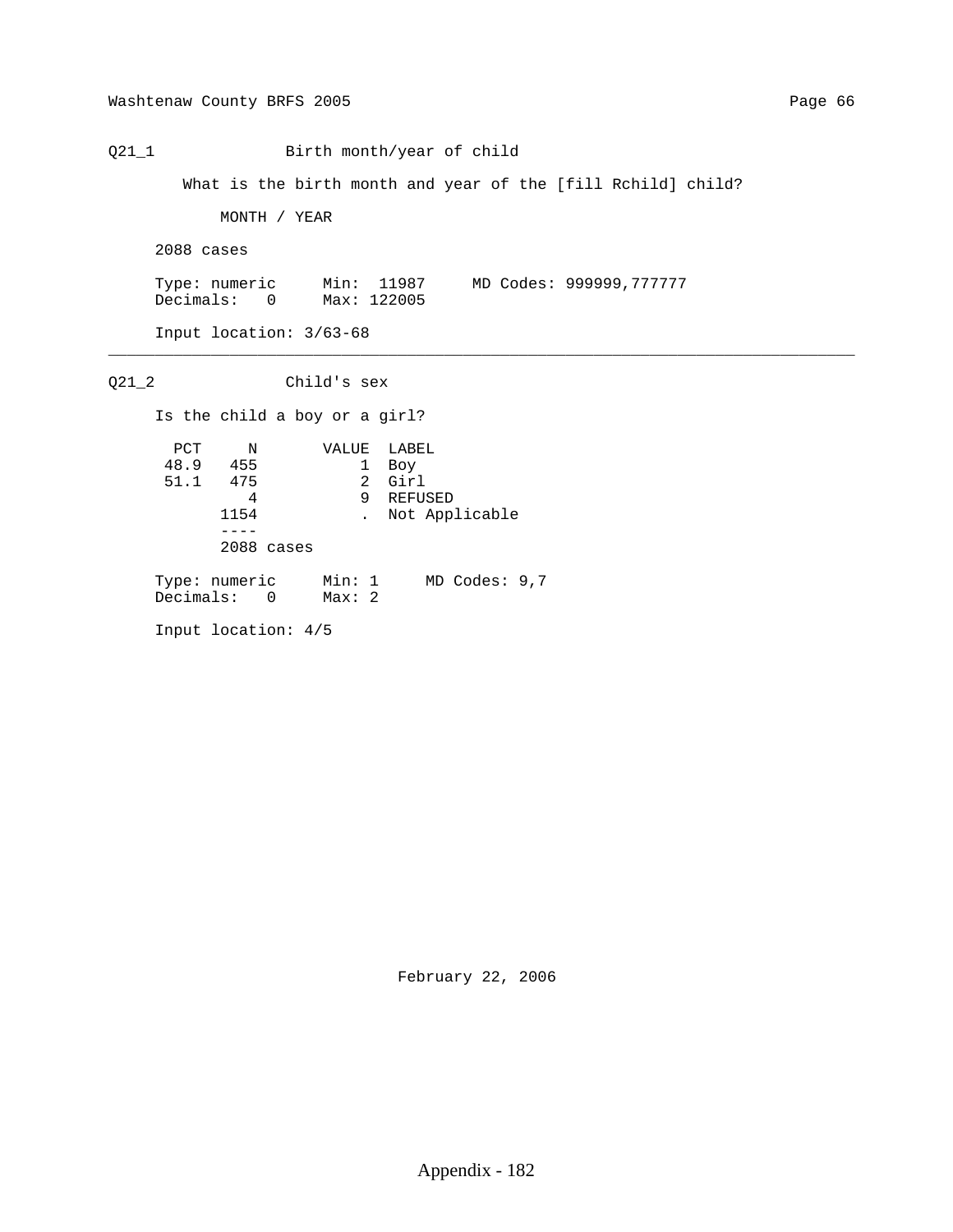## Q21_1 Birth month/year of child

What is the birth month and year of the [fill Rchild] child?

MONTH / YEAR

2088 cases

Type: numeric Min: 11987 MD Codes: 999999,777777
Decimals: 0 Max: 122005

Input location: 3/63-68

---

## Q21_2 Child's sex

Is the child a boy or a girl?

| PCT | N | VALUE | LABEL |
|---|---|---|---|
| 48.9 | 455 | 1 | Boy |
| 51.1 | 475 | 2 | Girl |
| | 4 | 9 | REFUSED |
| | 1154 | . | Not Applicable |
| | ---- | | |
| | 2088 cases | | |

Type: numeric Min: 1 MD Codes: 9,7
Decimals: 0 Max: 2

Input location: 4/5

February 22, 2006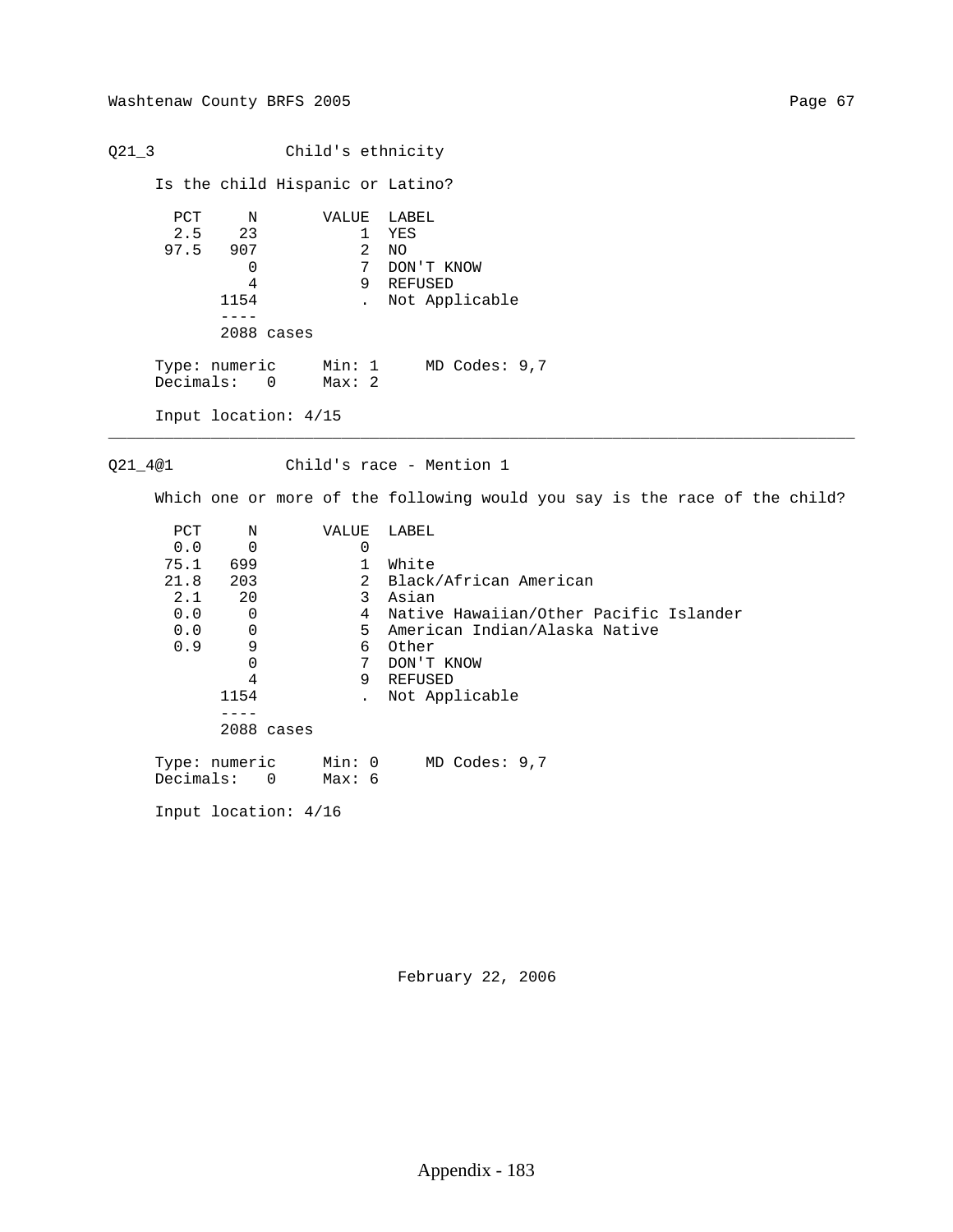## Q21_3 Child's ethnicity

Is the child Hispanic or Latino?

| PCT | N | VALUE | LABEL |
|---|---|---|---|
| 2.5 | 23 | 1 | YES |
| 97.5 | 907 | 2 | NO |
| | 0 | 7 | DON'T KNOW |
| | 4 | 9 | REFUSED |
| | 1154 | . | Not Applicable |
| | 2088 cases | | |

Type: numeric  Min: 1  MD Codes: 9,7
Decimals: 0  Max: 2

Input location: 4/15

---

## Q21_4@1 Child's race - Mention 1

Which one or more of the following would you say is the race of the child?

| PCT | N | VALUE | LABEL |
|---|---|---|---|
| 0.0 | 0 | 0 | |
| 75.1 | 699 | 1 | White |
| 21.8 | 203 | 2 | Black/African American |
| 2.1 | 20 | 3 | Asian |
| 0.0 | 0 | 4 | Native Hawaiian/Other Pacific Islander |
| 0.0 | 0 | 5 | American Indian/Alaska Native |
| 0.9 | 9 | 6 | Other |
| | 0 | 7 | DON'T KNOW |
| | 4 | 9 | REFUSED |
| | 1154 | . | Not Applicable |
| | 2088 cases | | |

Type: numeric  Min: 0  MD Codes: 9,7
Decimals: 0  Max: 6

Input location: 4/16

February 22, 2006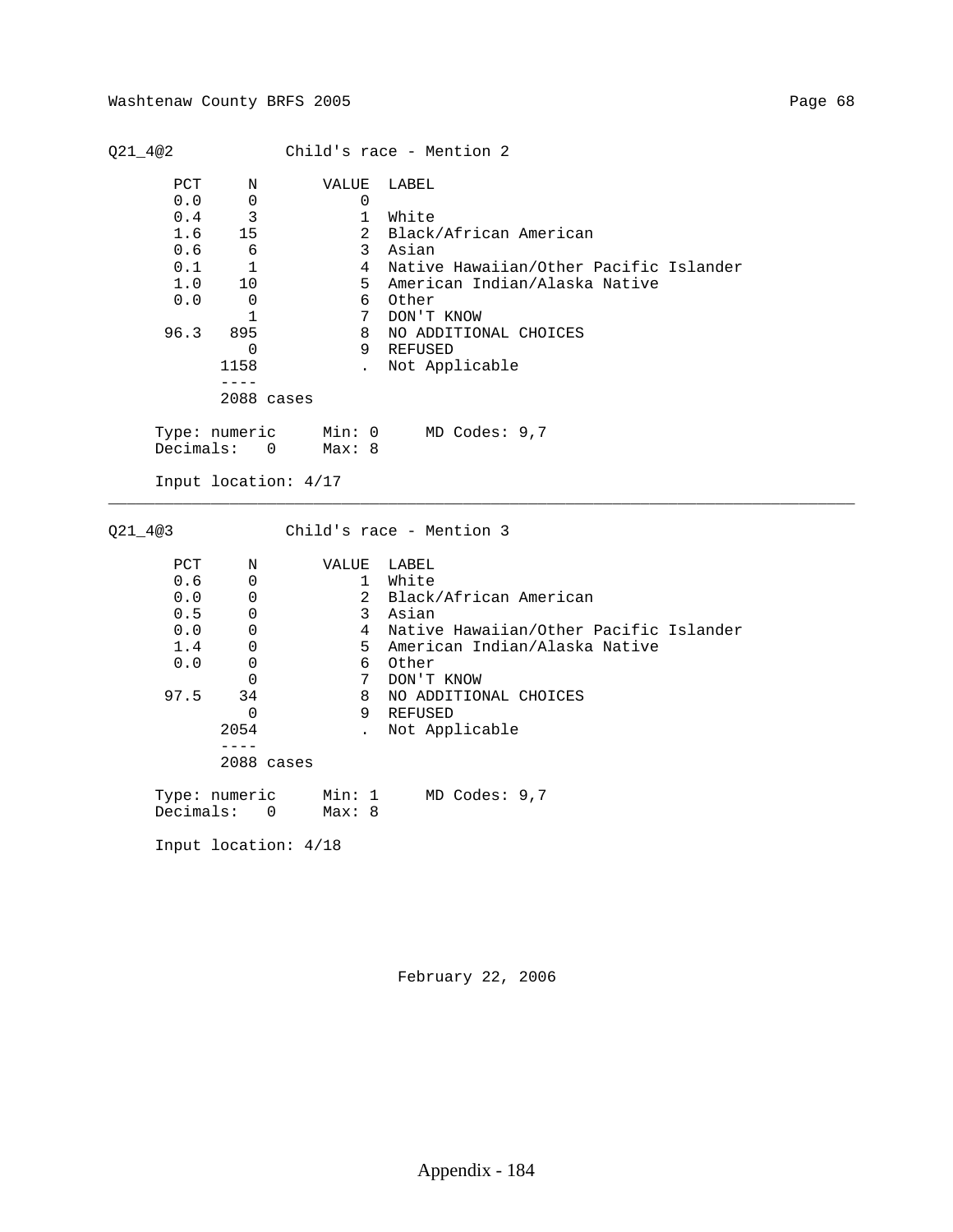## Q21_4@2 Child's race - Mention 2

| PCT | N | VALUE | LABEL |
|---|---|---|---|
| 0.0 | 0 | 0 | |
| 0.4 | 3 | 1 | White |
| 1.6 | 15 | 2 | Black/African American |
| 0.6 | 6 | 3 | Asian |
| 0.1 | 1 | 4 | Native Hawaiian/Other Pacific Islander |
| 1.0 | 10 | 5 | American Indian/Alaska Native |
| 0.0 | 0 | 6 | Other |
| | 1 | 7 | DON'T KNOW |
| 96.3 | 895 | 8 | NO ADDITIONAL CHOICES |
| | 0 | 9 | REFUSED |
| | 1158 | . | Not Applicable |
| | 2088 cases | | |

Type: numeric Min: 0 MD Codes: 9,7
Decimals: 0 Max: 8

Input location: 4/17

---

## Q21_4@3 Child's race - Mention 3

| PCT | N | VALUE | LABEL |
|---|---|---|---|
| 0.6 | 0 | 1 | White |
| 0.0 | 0 | 2 | Black/African American |
| 0.5 | 0 | 3 | Asian |
| 0.0 | 0 | 4 | Native Hawaiian/Other Pacific Islander |
| 1.4 | 0 | 5 | American Indian/Alaska Native |
| 0.0 | 0 | 6 | Other |
| | 0 | 7 | DON'T KNOW |
| 97.5 | 34 | 8 | NO ADDITIONAL CHOICES |
| | 0 | 9 | REFUSED |
| | 2054 | . | Not Applicable |
| | 2088 cases | | |

Type: numeric Min: 1 MD Codes: 9,7
Decimals: 0 Max: 8

Input location: 4/18

February 22, 2006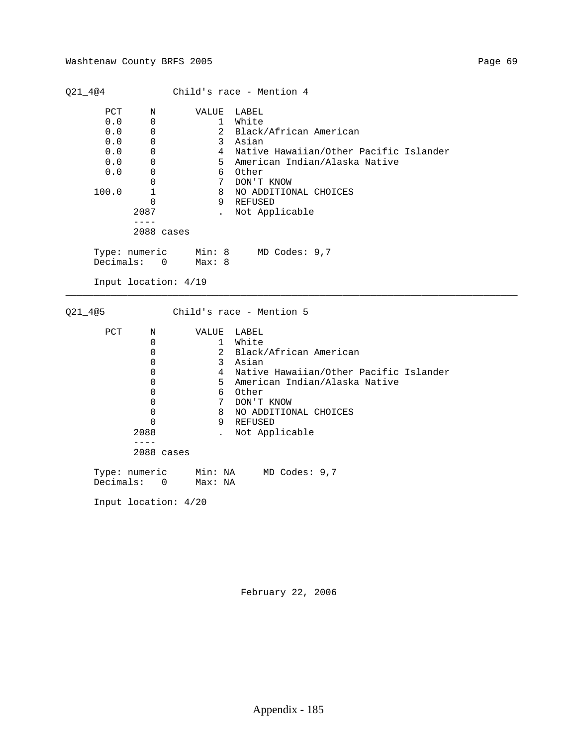## Q21_4@4 Child's race - Mention 4

| PCT | N | VALUE | LABEL |
|---|---|---|---|
| 0.0 | 0 | 1 | White |
| 0.0 | 0 | 2 | Black/African American |
| 0.0 | 0 | 3 | Asian |
| 0.0 | 0 | 4 | Native Hawaiian/Other Pacific Islander |
| 0.0 | 0 | 5 | American Indian/Alaska Native |
| 0.0 | 0 | 6 | Other |
| | 0 | 7 | DON'T KNOW |
| 100.0 | 1 | 8 | NO ADDITIONAL CHOICES |
| | 0 | 9 | REFUSED |
| | 2087 | . | Not Applicable |
| | ---- | | |
| | 2088 cases | | |

Type: numeric    Min: 8    MD Codes: 9,7
Decimals: 0    Max: 8

Input location: 4/19

---

## Q21_4@5 Child's race - Mention 5

| PCT | N | VALUE | LABEL |
|---|---|---|---|
| | 0 | 1 | White |
| | 0 | 2 | Black/African American |
| | 0 | 3 | Asian |
| | 0 | 4 | Native Hawaiian/Other Pacific Islander |
| | 0 | 5 | American Indian/Alaska Native |
| | 0 | 6 | Other |
| | 0 | 7 | DON'T KNOW |
| | 0 | 8 | NO ADDITIONAL CHOICES |
| | 0 | 9 | REFUSED |
| | 2088 | . | Not Applicable |
| | ---- | | |
| | 2088 cases | | |

Type: numeric    Min: NA    MD Codes: 9,7
Decimals: 0    Max: NA

Input location: 4/20

February 22, 2006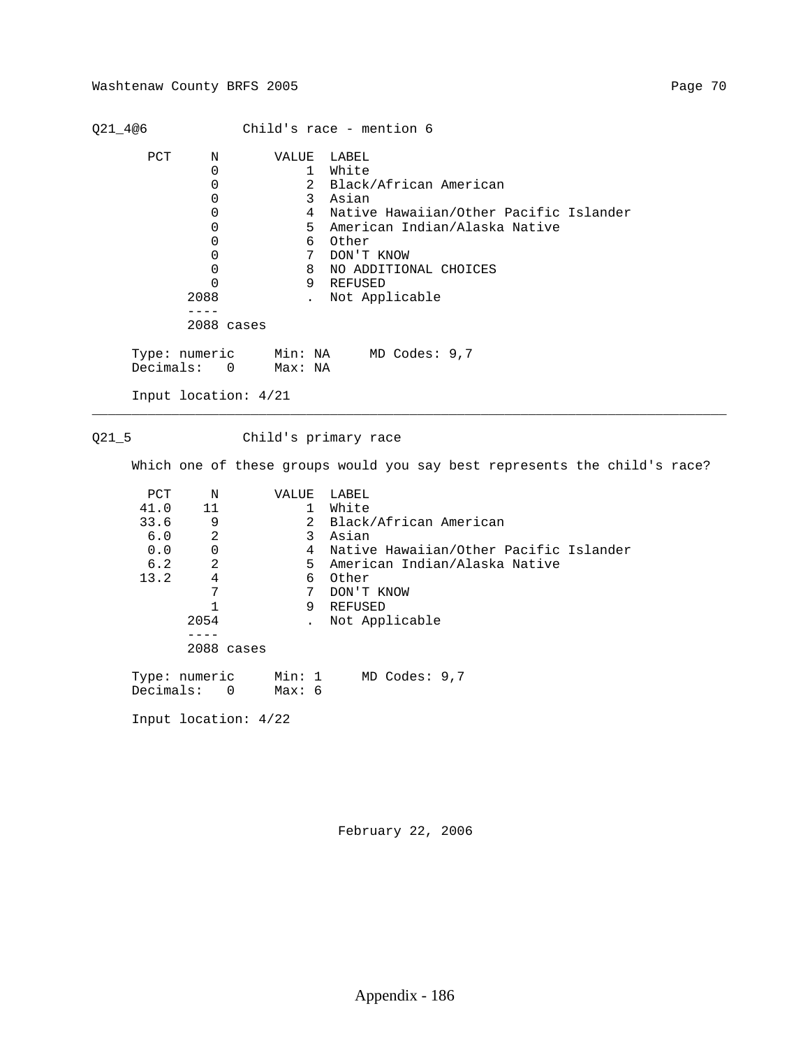Q21_4@6 Child's race - mention 6

| PCT | N | VALUE | LABEL |
|---|---|---|---|
| | 0 | 1 | White |
| | 0 | 2 | Black/African American |
| | 0 | 3 | Asian |
| | 0 | 4 | Native Hawaiian/Other Pacific Islander |
| | 0 | 5 | American Indian/Alaska Native |
| | 0 | 6 | Other |
| | 0 | 7 | DON'T KNOW |
| | 0 | 8 | NO ADDITIONAL CHOICES |
| | 0 | 9 | REFUSED |
| | 2088 | . | Not Applicable |
| | ---- | | |
| | 2088 cases | | |

Type: numeric Min: NA MD Codes: 9,7
Decimals: 0 Max: NA

Input location: 4/21

---

Q21_5 Child's primary race

Which one of these groups would you say best represents the child's race?

| PCT | N | VALUE | LABEL |
|---|---|---|---|
| 41.0 | 11 | 1 | White |
| 33.6 | 9 | 2 | Black/African American |
| 6.0 | 2 | 3 | Asian |
| 0.0 | 0 | 4 | Native Hawaiian/Other Pacific Islander |
| 6.2 | 2 | 5 | American Indian/Alaska Native |
| 13.2 | 4 | 6 | Other |
| | 7 | 7 | DON'T KNOW |
| | 1 | 9 | REFUSED |
| | 2054 | . | Not Applicable |
| | ---- | | |
| | 2088 cases | | |

Type: numeric Min: 1 MD Codes: 9,7
Decimals: 0 Max: 6

Input location: 4/22

February 22, 2006

Appendix - 186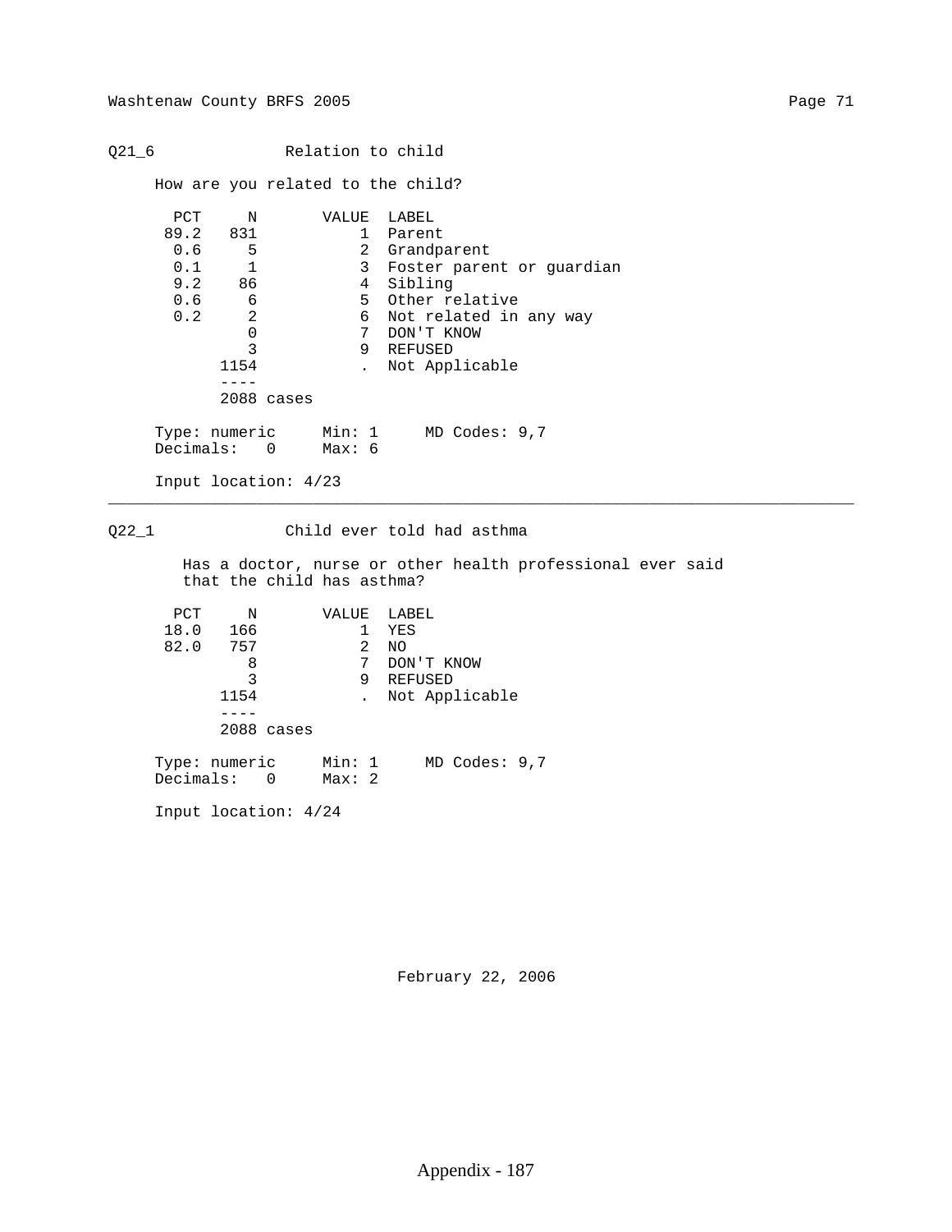## Q21_6 Relation to child

How are you related to the child?

| PCT | N | VALUE | LABEL |
|---|---|---|---|
| 89.2 | 831 | 1 | Parent |
| 0.6 | 5 | 2 | Grandparent |
| 0.1 | 1 | 3 | Foster parent or guardian |
| 9.2 | 86 | 4 | Sibling |
| 0.6 | 6 | 5 | Other relative |
| 0.2 | 2 | 6 | Not related in any way |
| | 0 | 7 | DON'T KNOW |
| | 3 | 9 | REFUSED |
| | 1154 | . | Not Applicable |
| | ---- | | |
| | 2088 cases | | |

Type: numeric    Min: 1    MD Codes: 9,7
Decimals: 0    Max: 6

Input location: 4/23

---

## Q22_1 Child ever told had asthma

Has a doctor, nurse or other health professional ever said that the child has asthma?

| PCT | N | VALUE | LABEL |
|---|---|---|---|
| 18.0 | 166 | 1 | YES |
| 82.0 | 757 | 2 | NO |
| | 8 | 7 | DON'T KNOW |
| | 3 | 9 | REFUSED |
| | 1154 | . | Not Applicable |
| | ---- | | |
| | 2088 cases | | |

Type: numeric    Min: 1    MD Codes: 9,7
Decimals: 0    Max: 2

Input location: 4/24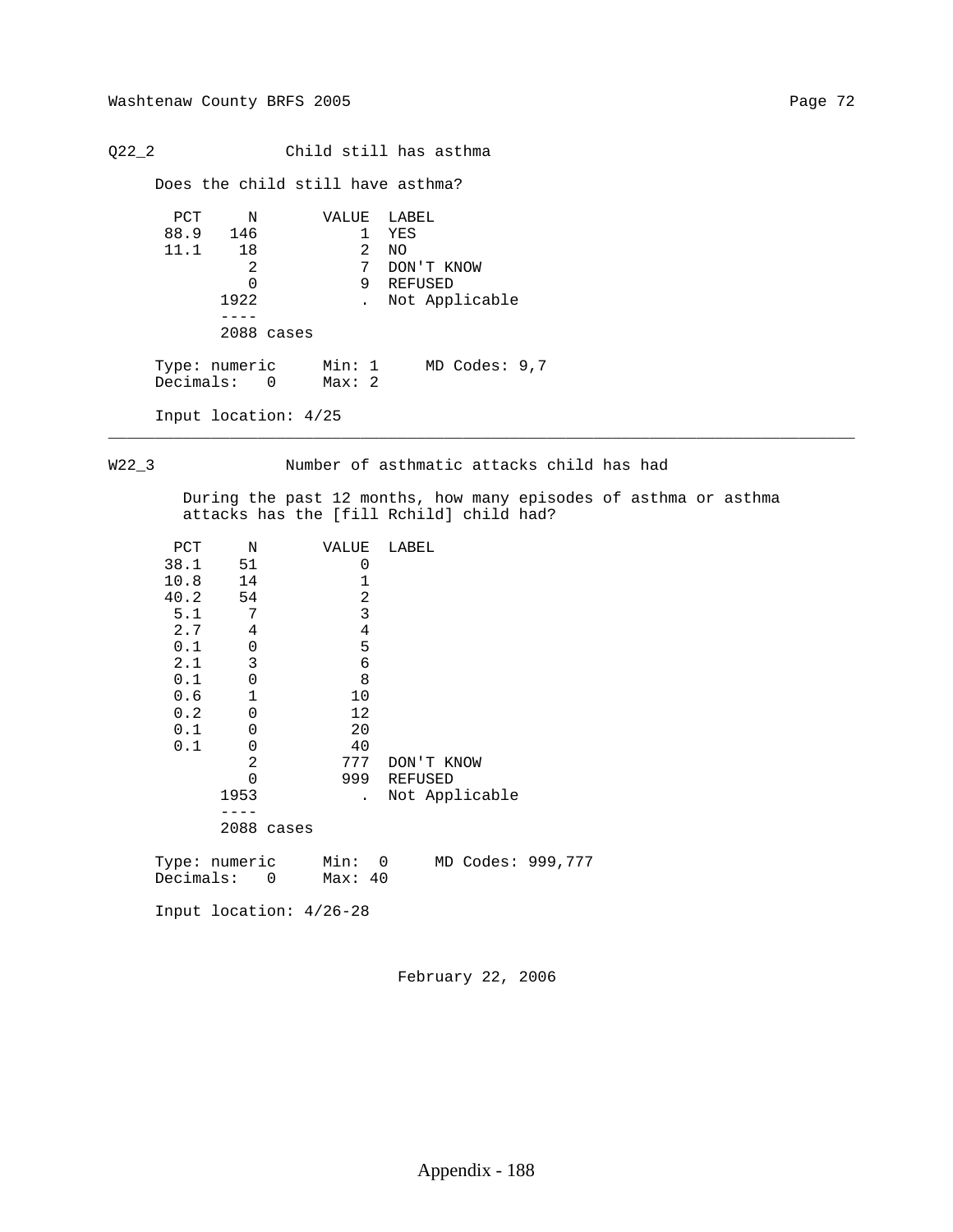## Q22_2 Child still has asthma

Does the child still have asthma?

| PCT | N | VALUE | LABEL |
|---|---|---|---|
| 88.9 | 146 | 1 | YES |
| 11.1 | 18 | 2 | NO |
| | 2 | 7 | DON'T KNOW |
| | 0 | 9 | REFUSED |
| | 1922 | . | Not Applicable |
| | ---- | | |
| | 2088 cases | | |

Type: numeric     Min: 1     MD Codes: 9,7
Decimals: 0     Max: 2

Input location: 4/25

---

## W22_3 Number of asthmatic attacks child has had

During the past 12 months, how many episodes of asthma or asthma attacks has the [fill Rchild] child had?

| PCT | N | VALUE | LABEL |
|---|---|---|---|
| 38.1 | 51 | 0 | |
| 10.8 | 14 | 1 | |
| 40.2 | 54 | 2 | |
| 5.1 | 7 | 3 | |
| 2.7 | 4 | 4 | |
| 0.1 | 0 | 5 | |
| 2.1 | 3 | 6 | |
| 0.1 | 0 | 8 | |
| 0.6 | 1 | 10 | |
| 0.2 | 0 | 12 | |
| 0.1 | 0 | 20 | |
| 0.1 | 0 | 40 | |
| | 2 | 777 | DON'T KNOW |
| | 0 | 999 | REFUSED |
| | 1953 | . | Not Applicable |
| | ---- | | |
| | 2088 cases | | |

Type: numeric     Min: 0     MD Codes: 999,777
Decimals: 0     Max: 40

Input location: 4/26-28

February 22, 2006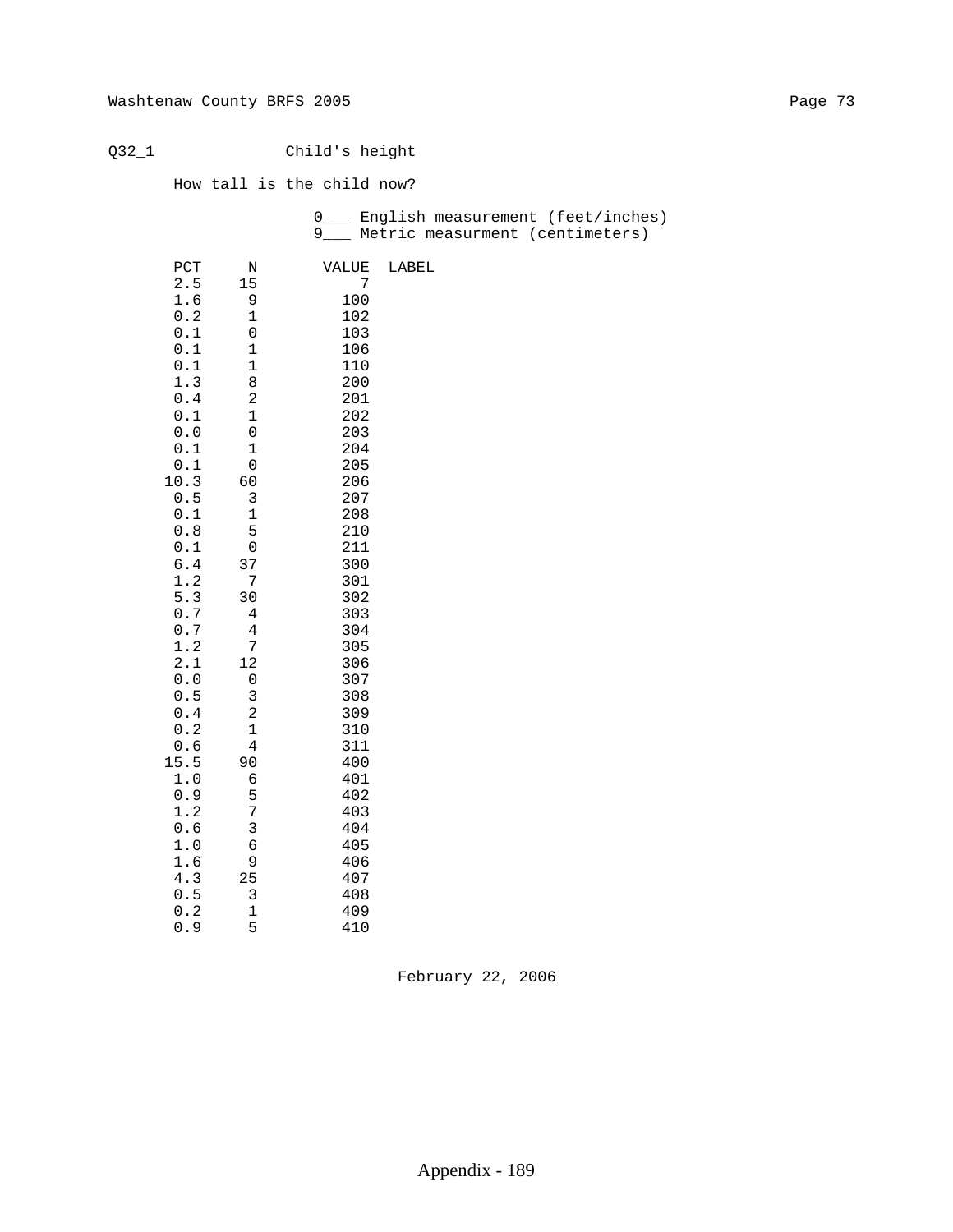Q32_1 Child's height

How tall is the child now?

0___ English measurement (feet/inches)
9___ Metric measurment (centimeters)

| PCT | N | VALUE | LABEL |
|---|---|---|---|
| 2.5 | 15 | 7 | |
| 1.6 | 9 | 100 | |
| 0.2 | 1 | 102 | |
| 0.1 | 0 | 103 | |
| 0.1 | 1 | 106 | |
| 0.1 | 1 | 110 | |
| 1.3 | 8 | 200 | |
| 0.4 | 2 | 201 | |
| 0.1 | 1 | 202 | |
| 0.0 | 0 | 203 | |
| 0.1 | 1 | 204 | |
| 0.1 | 0 | 205 | |
| 10.3 | 60 | 206 | |
| 0.5 | 3 | 207 | |
| 0.1 | 1 | 208 | |
| 0.8 | 5 | 210 | |
| 0.1 | 0 | 211 | |
| 6.4 | 37 | 300 | |
| 1.2 | 7 | 301 | |
| 5.3 | 30 | 302 | |
| 0.7 | 4 | 303 | |
| 0.7 | 4 | 304 | |
| 1.2 | 7 | 305 | |
| 2.1 | 12 | 306 | |
| 0.0 | 0 | 307 | |
| 0.5 | 3 | 308 | |
| 0.4 | 2 | 309 | |
| 0.2 | 1 | 310 | |
| 0.6 | 4 | 311 | |
| 15.5 | 90 | 400 | |
| 1.0 | 6 | 401 | |
| 0.9 | 5 | 402 | |
| 1.2 | 7 | 403 | |
| 0.6 | 3 | 404 | |
| 1.0 | 6 | 405 | |
| 1.6 | 9 | 406 | |
| 4.3 | 25 | 407 | |
| 0.5 | 3 | 408 | |
| 0.2 | 1 | 409 | |
| 0.9 | 5 | 410 | |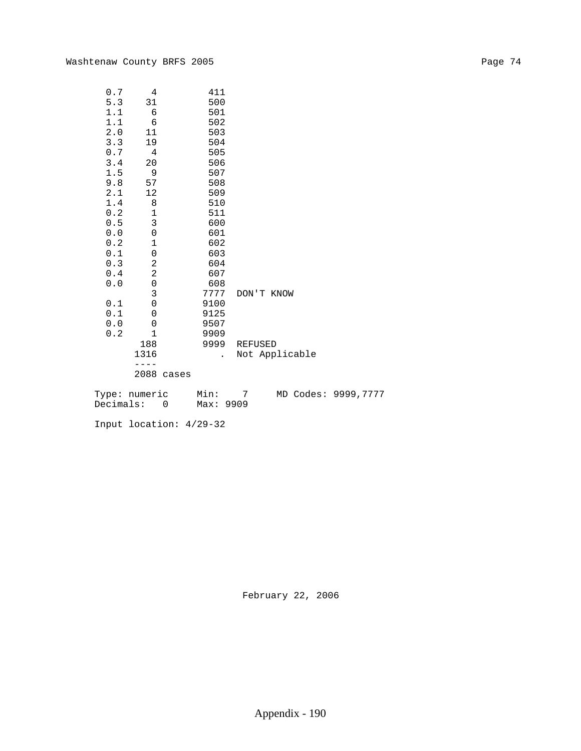| Pct | N | Value | Label |
|---|---|---|---|
| 0.7 | 4 | 411 | |
| 5.3 | 31 | 500 | |
| 1.1 | 6 | 501 | |
| 1.1 | 6 | 502 | |
| 2.0 | 11 | 503 | |
| 3.3 | 19 | 504 | |
| 0.7 | 4 | 505 | |
| 3.4 | 20 | 506 | |
| 1.5 | 9 | 507 | |
| 9.8 | 57 | 508 | |
| 2.1 | 12 | 509 | |
| 1.4 | 8 | 510 | |
| 0.2 | 1 | 511 | |
| 0.5 | 3 | 600 | |
| 0.0 | 0 | 601 | |
| 0.2 | 1 | 602 | |
| 0.1 | 0 | 603 | |
| 0.3 | 2 | 604 | |
| 0.4 | 2 | 607 | |
| 0.0 | 0 | 608 | |
| | 3 | 7777 | DON'T KNOW |
| 0.1 | 0 | 9100 | |
| 0.1 | 0 | 9125 | |
| 0.0 | 0 | 9507 | |
| 0.2 | 1 | 9909 | |
| | 188 | 9999 | REFUSED |
| | 1316 | . | Not Applicable |
| | ---- | | |
| | 2088 cases | | |

```
Type: numeric     Min:    7     MD Codes: 9999,7777
Decimals:   0     Max: 9909

Input location: 4/29-32
```

February 22, 2006

Appendix - 190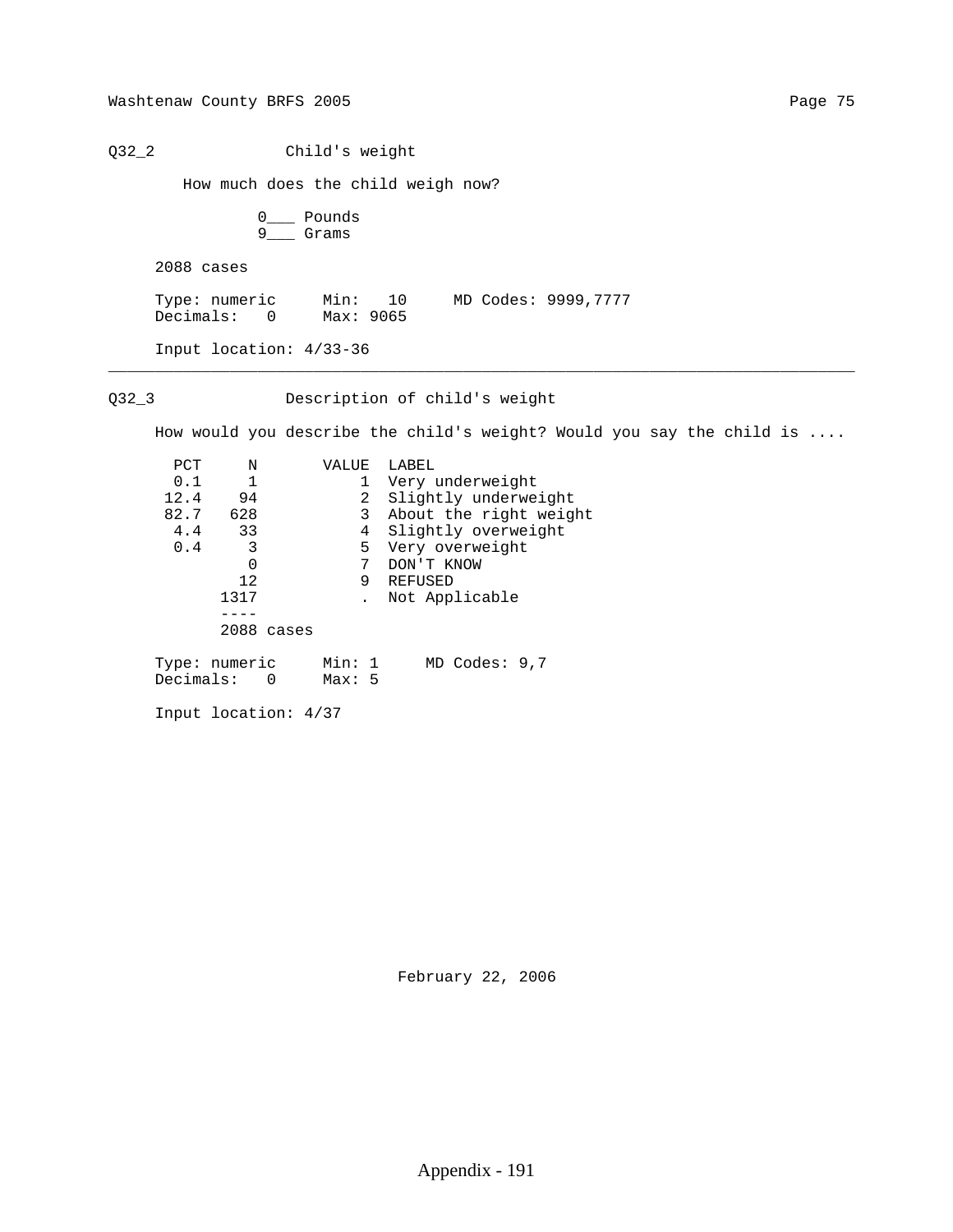## Q32_2 Child's weight

How much does the child weigh now?

0___ Pounds
9___ Grams

2088 cases

Type: numeric Min: 10 MD Codes: 9999,7777
Decimals: 0 Max: 9065

Input location: 4/33-36

---

## Q32_3 Description of child's weight

How would you describe the child's weight? Would you say the child is ....

| PCT | N | VALUE | LABEL |
|---|---|---|---|
| 0.1 | 1 | 1 | Very underweight |
| 12.4 | 94 | 2 | Slightly underweight |
| 82.7 | 628 | 3 | About the right weight |
| 4.4 | 33 | 4 | Slightly overweight |
| 0.4 | 3 | 5 | Very overweight |
| | 0 | 7 | DON'T KNOW |
| | 12 | 9 | REFUSED |
| | 1317 | . | Not Applicable |
| | 2088 cases | | |

Type: numeric Min: 1 MD Codes: 9,7
Decimals: 0 Max: 5

Input location: 4/37

February 22, 2006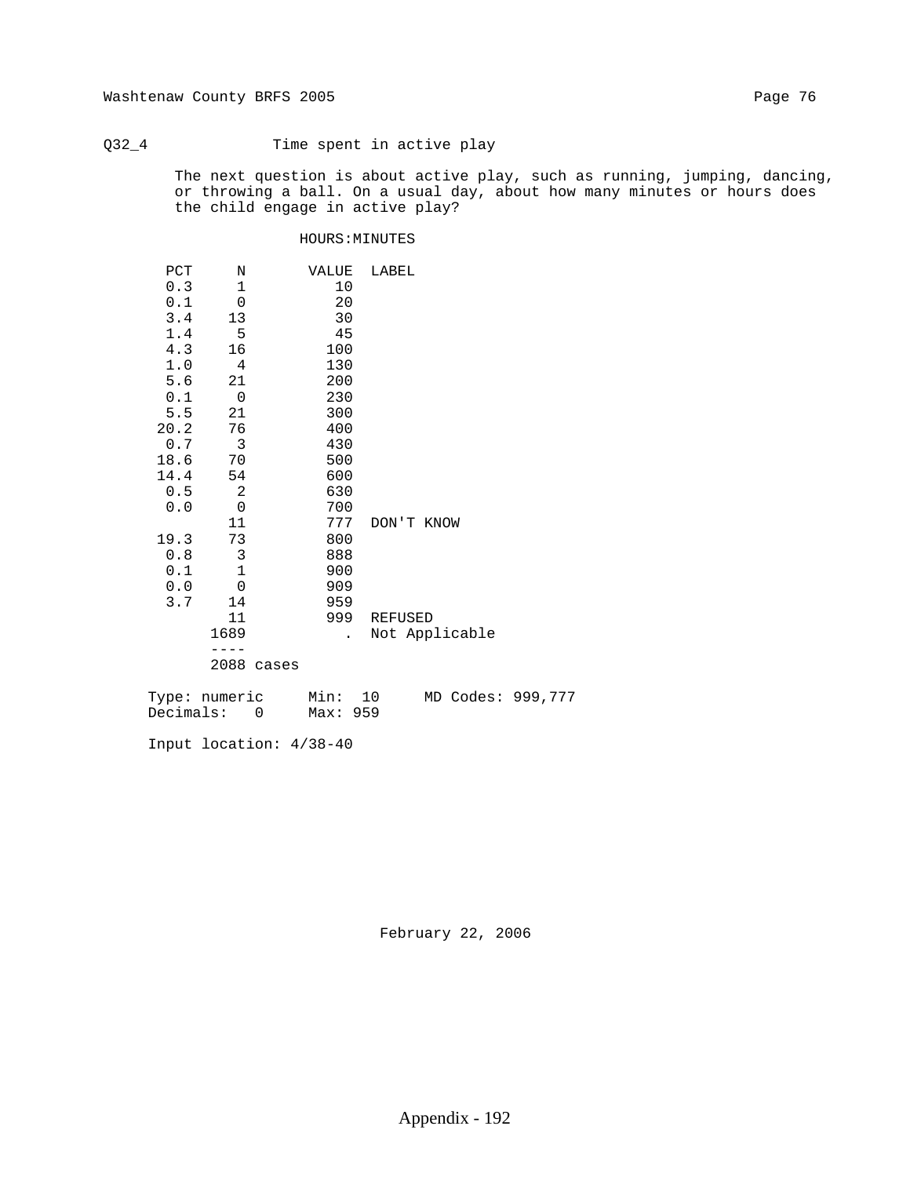Q32_4 Time spent in active play

The next question is about active play, such as running, jumping, dancing, or throwing a ball. On a usual day, about how many minutes or hours does the child engage in active play?

HOURS:MINUTES

| PCT | N | VALUE | LABEL |
|---|---|---|---|
| 0.3 | 1 | 10 | |
| 0.1 | 0 | 20 | |
| 3.4 | 13 | 30 | |
| 1.4 | 5 | 45 | |
| 4.3 | 16 | 100 | |
| 1.0 | 4 | 130 | |
| 5.6 | 21 | 200 | |
| 0.1 | 0 | 230 | |
| 5.5 | 21 | 300 | |
| 20.2 | 76 | 400 | |
| 0.7 | 3 | 430 | |
| 18.6 | 70 | 500 | |
| 14.4 | 54 | 600 | |
| 0.5 | 2 | 630 | |
| 0.0 | 0 | 700 | |
| | 11 | 777 | DON'T KNOW |
| 19.3 | 73 | 800 | |
| 0.8 | 3 | 888 | |
| 0.1 | 1 | 900 | |
| 0.0 | 0 | 909 | |
| 3.7 | 14 | 959 | |
| | 11 | 999 | REFUSED |
| | 1689 | . | Not Applicable |
| | ---- | | |
| | 2088 cases | | |

Type: numeric    Min: 10    MD Codes: 999,777
Decimals: 0    Max: 959

Input location: 4/38-40

February 22, 2006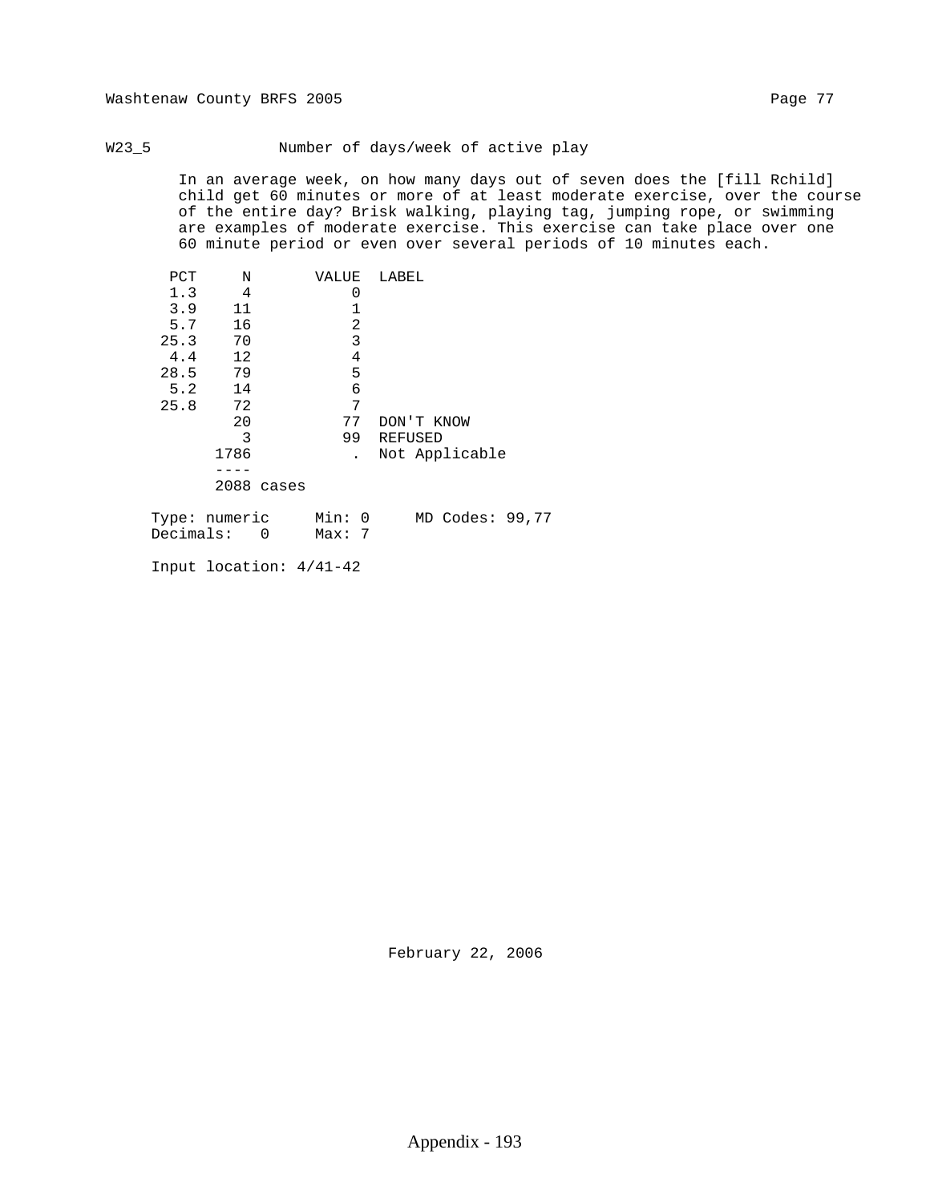W23_5 Number of days/week of active play

In an average week, on how many days out of seven does the [fill Rchild] child get 60 minutes or more of at least moderate exercise, over the course of the entire day? Brisk walking, playing tag, jumping rope, or swimming are examples of moderate exercise. This exercise can take place over one 60 minute period or even over several periods of 10 minutes each.

| PCT | N | VALUE | LABEL |
|---|---|---|---|
| 1.3 | 4 | 0 | |
| 3.9 | 11 | 1 | |
| 5.7 | 16 | 2 | |
| 25.3 | 70 | 3 | |
| 4.4 | 12 | 4 | |
| 28.5 | 79 | 5 | |
| 5.2 | 14 | 6 | |
| 25.8 | 72 | 7 | |
| | 20 | 77 | DON'T KNOW |
| | 3 | 99 | REFUSED |
| | 1786 | . | Not Applicable |
| | ---- | | |
| | 2088 cases | | |

Type: numeric   Min: 0   MD Codes: 99,77
Decimals: 0   Max: 7

Input location: 4/41-42

February 22, 2006

Appendix - 193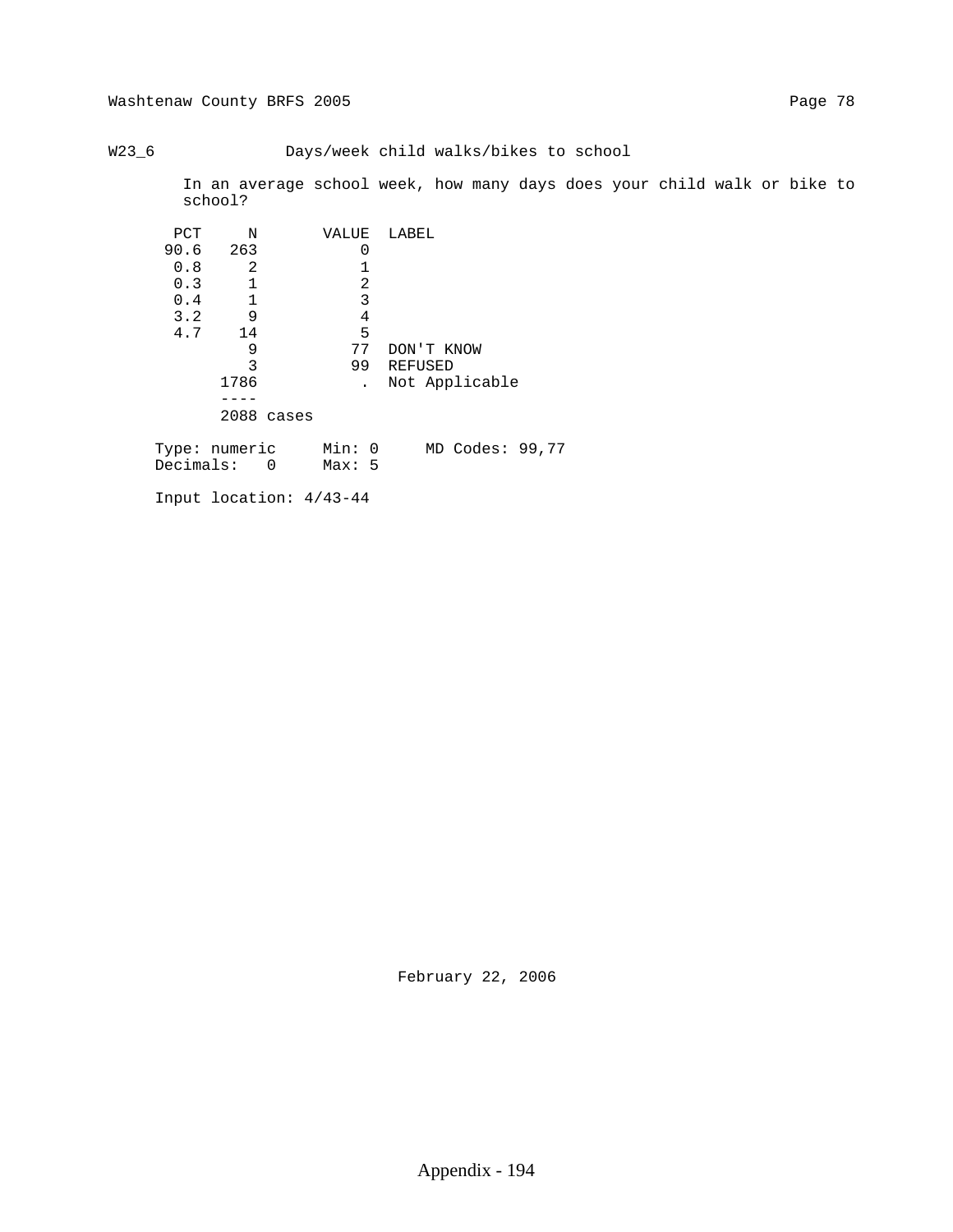## W23_6 Days/week child walks/bikes to school

In an average school week, how many days does your child walk or bike to school?

| PCT | N | VALUE | LABEL |
|---|---|---|---|
| 90.6 | 263 | 0 | |
| 0.8 | 2 | 1 | |
| 0.3 | 1 | 2 | |
| 0.4 | 1 | 3 | |
| 3.2 | 9 | 4 | |
| 4.7 | 14 | 5 | |
| | 9 | 77 | DON'T KNOW |
| | 3 | 99 | REFUSED |
| | 1786 | . | Not Applicable |
| | 2088 cases | | |

```
Type: numeric     Min: 0     MD Codes: 99,77
Decimals:   0     Max: 5

Input location: 4/43-44
```

February 22, 2006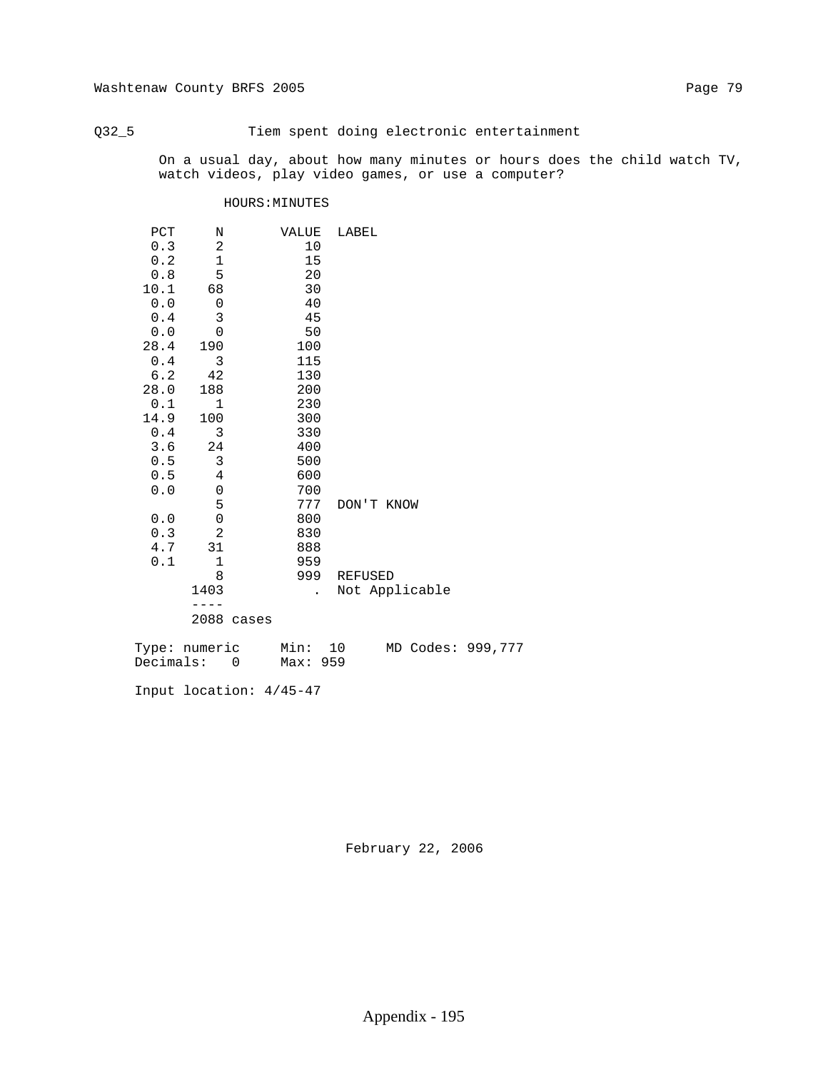## Q32_5 Tiem spent doing electronic entertainment

On a usual day, about how many minutes or hours does the child watch TV, watch videos, play video games, or use a computer?

HOURS:MINUTES

| PCT | N | VALUE | LABEL |
|---|---|---|---|
| 0.3 | 2 | 10 | |
| 0.2 | 1 | 15 | |
| 0.8 | 5 | 20 | |
| 10.1 | 68 | 30 | |
| 0.0 | 0 | 40 | |
| 0.4 | 3 | 45 | |
| 0.0 | 0 | 50 | |
| 28.4 | 190 | 100 | |
| 0.4 | 3 | 115 | |
| 6.2 | 42 | 130 | |
| 28.0 | 188 | 200 | |
| 0.1 | 1 | 230 | |
| 14.9 | 100 | 300 | |
| 0.4 | 3 | 330 | |
| 3.6 | 24 | 400 | |
| 0.5 | 3 | 500 | |
| 0.5 | 4 | 600 | |
| 0.0 | 0 | 700 | |
| | 5 | 777 | DON'T KNOW |
| 0.0 | 0 | 800 | |
| 0.3 | 2 | 830 | |
| 4.7 | 31 | 888 | |
| 0.1 | 1 | 959 | |
| | 8 | 999 | REFUSED |
| | 1403 | . | Not Applicable |
| | ---- | | |
| | 2088 cases | | |

Type: numeric     Min: 10     MD Codes: 999,777
Decimals: 0     Max: 959

Input location: 4/45-47

February 22, 2006

Appendix - 195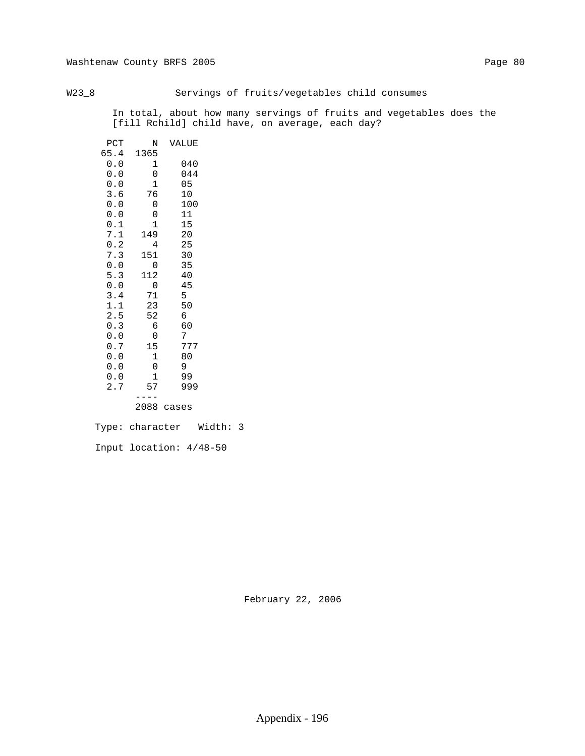W23_8 Servings of fruits/vegetables child consumes

In total, about how many servings of fruits and vegetables does the [fill Rchild] child have, on average, each day?

| PCT | N | VALUE |
|---|---|---|
| 65.4 | 1365 | |
| 0.0 | 1 | 040 |
| 0.0 | 0 | 044 |
| 0.0 | 1 | 05 |
| 3.6 | 76 | 10 |
| 0.0 | 0 | 100 |
| 0.0 | 0 | 11 |
| 0.1 | 1 | 15 |
| 7.1 | 149 | 20 |
| 0.2 | 4 | 25 |
| 7.3 | 151 | 30 |
| 0.0 | 0 | 35 |
| 5.3 | 112 | 40 |
| 0.0 | 0 | 45 |
| 3.4 | 71 | 5 |
| 1.1 | 23 | 50 |
| 2.5 | 52 | 6 |
| 0.3 | 6 | 60 |
| 0.0 | 0 | 7 |
| 0.7 | 15 | 777 |
| 0.0 | 1 | 80 |
| 0.0 | 0 | 9 |
| 0.0 | 1 | 99 |
| 2.7 | 57 | 999 |
| | ---- | |
| | 2088 | cases |

Type: character Width: 3

Input location: 4/48-50

February 22, 2006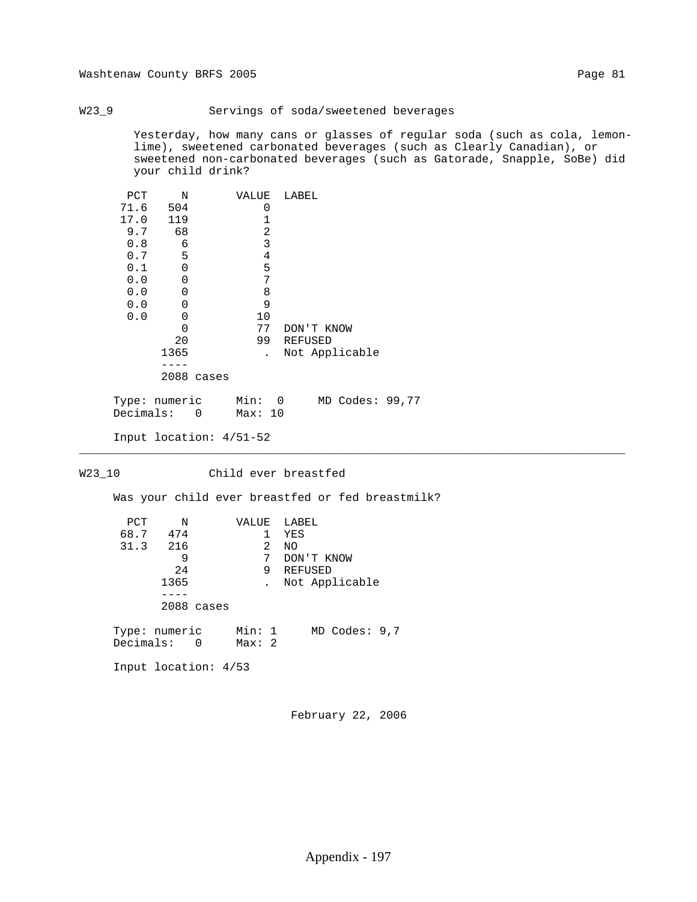## W23_9 Servings of soda/sweetened beverages

Yesterday, how many cans or glasses of regular soda (such as cola, lemon-lime), sweetened carbonated beverages (such as Clearly Canadian), or sweetened non-carbonated beverages (such as Gatorade, Snapple, SoBe) did your child drink?

| PCT | N | VALUE | LABEL |
|---|---|---|---|
| 71.6 | 504 | 0 | |
| 17.0 | 119 | 1 | |
| 9.7 | 68 | 2 | |
| 0.8 | 6 | 3 | |
| 0.7 | 5 | 4 | |
| 0.1 | 0 | 5 | |
| 0.0 | 0 | 7 | |
| 0.0 | 0 | 8 | |
| 0.0 | 0 | 9 | |
| 0.0 | 0 | 10 | |
| | 0 | 77 | DON'T KNOW |
| | 20 | 99 | REFUSED |
| | 1365 | . | Not Applicable |
| | 2088 cases | | |

Type: numeric  Min: 0  MD Codes: 99,77
Decimals: 0  Max: 10

Input location: 4/51-52

---

## W23_10 Child ever breastfed

Was your child ever breastfed or fed breastmilk?

| PCT | N | VALUE | LABEL |
|---|---|---|---|
| 68.7 | 474 | 1 | YES |
| 31.3 | 216 | 2 | NO |
| | 9 | 7 | DON'T KNOW |
| | 24 | 9 | REFUSED |
| | 1365 | . | Not Applicable |
| | 2088 cases | | |

Type: numeric  Min: 1  MD Codes: 9,7
Decimals: 0  Max: 2

Input location: 4/53

February 22, 2006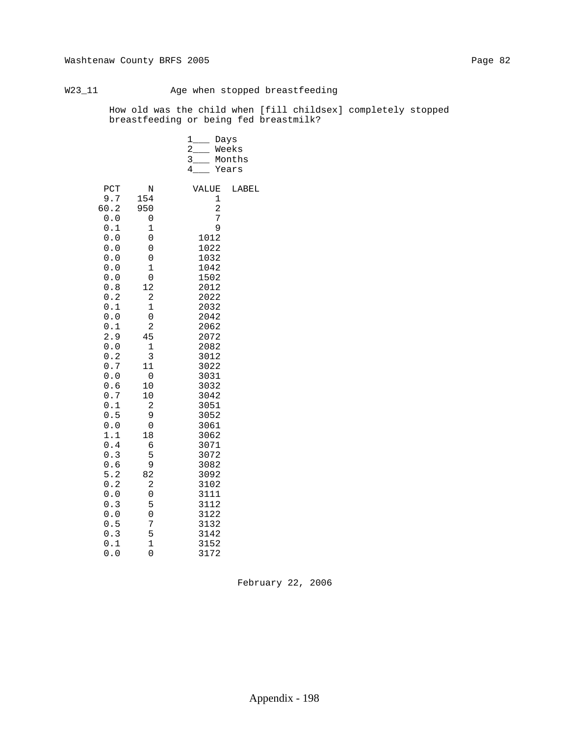W23_11 Age when stopped breastfeeding

How old was the child when [fill childsex] completely stopped breastfeeding or being fed breastmilk?

1___ Days
2___ Weeks
3___ Months
4___ Years

| PCT | N | VALUE | LABEL |
|---|---|---|---|
| 9.7 | 154 | 1 | |
| 60.2 | 950 | 2 | |
| 0.0 | 0 | 7 | |
| 0.1 | 1 | 9 | |
| 0.0 | 0 | 1012 | |
| 0.0 | 0 | 1022 | |
| 0.0 | 0 | 1032 | |
| 0.0 | 1 | 1042 | |
| 0.0 | 0 | 1502 | |
| 0.8 | 12 | 2012 | |
| 0.2 | 2 | 2022 | |
| 0.1 | 1 | 2032 | |
| 0.0 | 0 | 2042 | |
| 0.1 | 2 | 2062 | |
| 2.9 | 45 | 2072 | |
| 0.0 | 1 | 2082 | |
| 0.2 | 3 | 3012 | |
| 0.7 | 11 | 3022 | |
| 0.0 | 0 | 3031 | |
| 0.6 | 10 | 3032 | |
| 0.7 | 10 | 3042 | |
| 0.1 | 2 | 3051 | |
| 0.5 | 9 | 3052 | |
| 0.0 | 0 | 3061 | |
| 1.1 | 18 | 3062 | |
| 0.4 | 6 | 3071 | |
| 0.3 | 5 | 3072 | |
| 0.6 | 9 | 3082 | |
| 5.2 | 82 | 3092 | |
| 0.2 | 2 | 3102 | |
| 0.0 | 0 | 3111 | |
| 0.3 | 5 | 3112 | |
| 0.0 | 0 | 3122 | |
| 0.5 | 7 | 3132 | |
| 0.3 | 5 | 3142 | |
| 0.1 | 1 | 3152 | |
| 0.0 | 0 | 3172 | |

February 22, 2006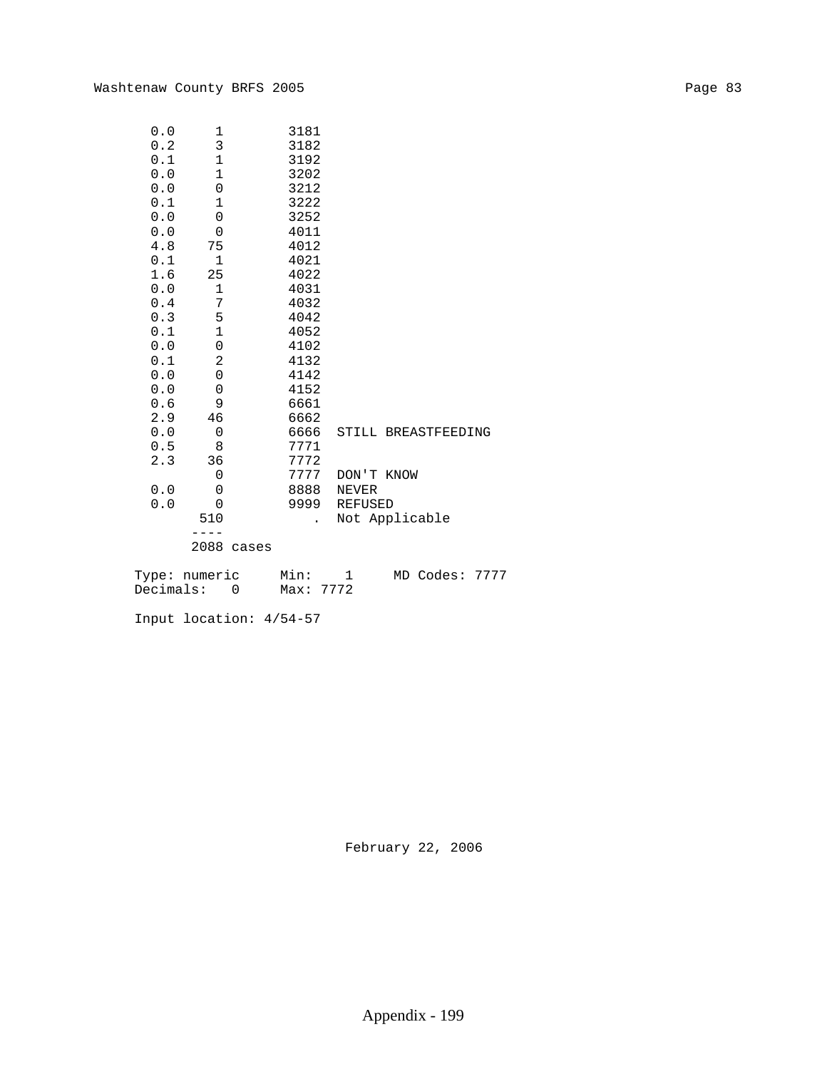| Pct | Count | Value | Label |
|---|---|---|---|
| 0.0 | 1 | 3181 | |
| 0.2 | 3 | 3182 | |
| 0.1 | 1 | 3192 | |
| 0.0 | 1 | 3202 | |
| 0.0 | 0 | 3212 | |
| 0.1 | 1 | 3222 | |
| 0.0 | 0 | 3252 | |
| 0.0 | 0 | 4011 | |
| 4.8 | 75 | 4012 | |
| 0.1 | 1 | 4021 | |
| 1.6 | 25 | 4022 | |
| 0.0 | 1 | 4031 | |
| 0.4 | 7 | 4032 | |
| 0.3 | 5 | 4042 | |
| 0.1 | 1 | 4052 | |
| 0.0 | 0 | 4102 | |
| 0.1 | 2 | 4132 | |
| 0.0 | 0 | 4142 | |
| 0.0 | 0 | 4152 | |
| 0.6 | 9 | 6661 | |
| 2.9 | 46 | 6662 | |
| 0.0 | 0 | 6666 | STILL BREASTFEEDING |
| 0.5 | 8 | 7771 | |
| 2.3 | 36 | 7772 | |
| | 0 | 7777 | DON'T KNOW |
| 0.0 | 0 | 8888 | NEVER |
| 0.0 | 0 | 9999 | REFUSED |
| | 510 | . | Not Applicable |
| | ---- | | |
| | 2088 cases | | |

```
Type: numeric     Min:    1     MD Codes: 7777
Decimals:   0     Max: 7772

Input location: 4/54-57
```

February 22, 2006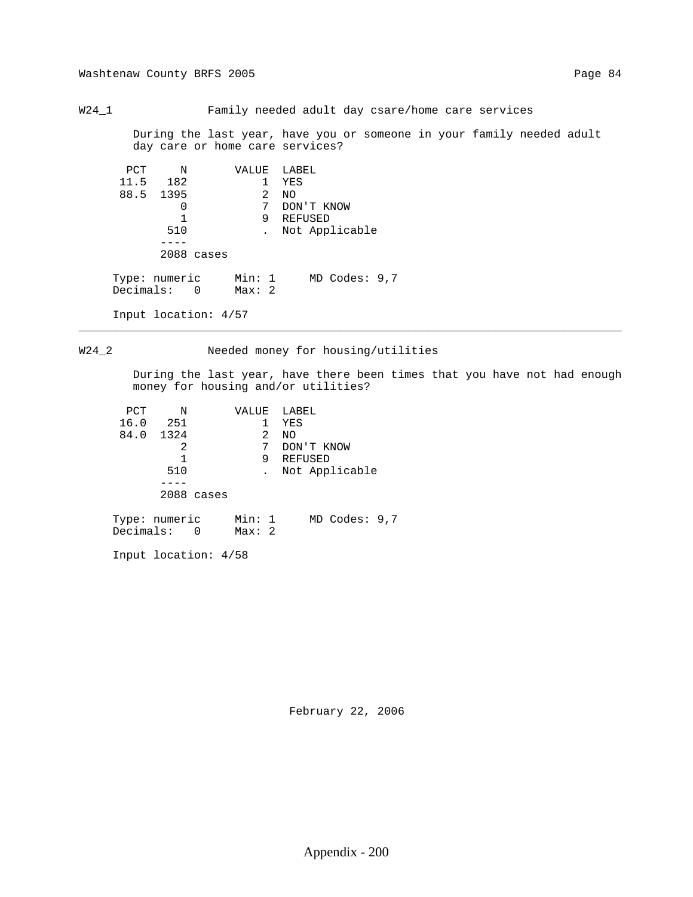## W24_1 Family needed adult day csare/home care services

During the last year, have you or someone in your family needed adult day care or home care services?

| PCT | N | VALUE | LABEL |
|---|---|---|---|
| 11.5 | 182 | 1 | YES |
| 88.5 | 1395 | 2 | NO |
| | 0 | 7 | DON'T KNOW |
| | 1 | 9 | REFUSED |
| | 510 | . | Not Applicable |
| | ---- | | |
| | 2088 cases | | |

Type: numeric    Min: 1    MD Codes: 9,7
Decimals: 0    Max: 2

Input location: 4/57

---

## W24_2 Needed money for housing/utilities

During the last year, have there been times that you have not had enough money for housing and/or utilities?

| PCT | N | VALUE | LABEL |
|---|---|---|---|
| 16.0 | 251 | 1 | YES |
| 84.0 | 1324 | 2 | NO |
| | 2 | 7 | DON'T KNOW |
| | 1 | 9 | REFUSED |
| | 510 | . | Not Applicable |
| | ---- | | |
| | 2088 cases | | |

Type: numeric    Min: 1    MD Codes: 9,7
Decimals: 0    Max: 2

Input location: 4/58

February 22, 2006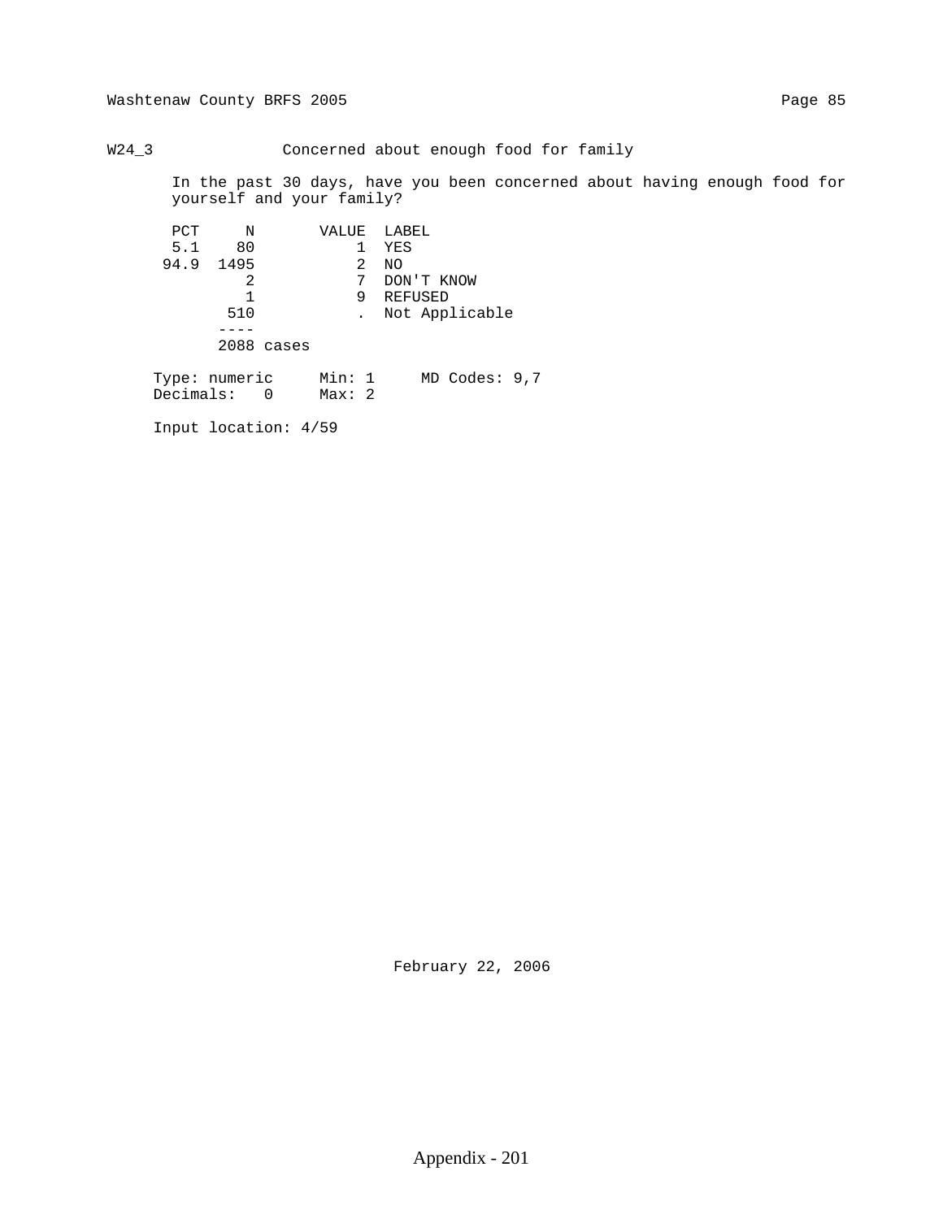## W24_3 Concerned about enough food for family

In the past 30 days, have you been concerned about having enough food for yourself and your family?

| PCT | N | VALUE | LABEL |
|---|---|---|---|
| 5.1 | 80 | 1 | YES |
| 94.9 | 1495 | 2 | NO |
| | 2 | 7 | DON'T KNOW |
| | 1 | 9 | REFUSED |
| | 510 | . | Not Applicable |
| | ---- | | |
| | 2088 cases | | |

Type: numeric    Min: 1    MD Codes: 9,7
Decimals: 0    Max: 2

Input location: 4/59

February 22, 2006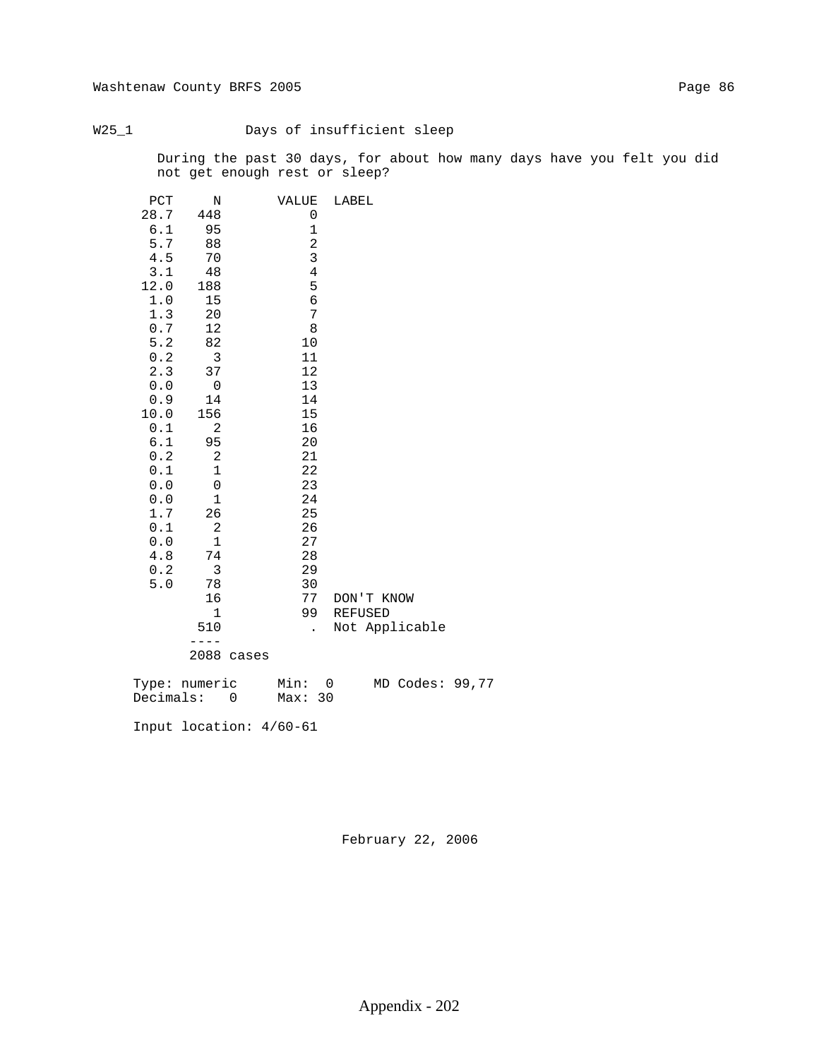W25_1 Days of insufficient sleep

During the past 30 days, for about how many days have you felt you did not get enough rest or sleep?

| PCT | N | VALUE | LABEL |
|---|---|---|---|
| 28.7 | 448 | 0 | |
| 6.1 | 95 | 1 | |
| 5.7 | 88 | 2 | |
| 4.5 | 70 | 3 | |
| 3.1 | 48 | 4 | |
| 12.0 | 188 | 5 | |
| 1.0 | 15 | 6 | |
| 1.3 | 20 | 7 | |
| 0.7 | 12 | 8 | |
| 5.2 | 82 | 10 | |
| 0.2 | 3 | 11 | |
| 2.3 | 37 | 12 | |
| 0.0 | 0 | 13 | |
| 0.9 | 14 | 14 | |
| 10.0 | 156 | 15 | |
| 0.1 | 2 | 16 | |
| 6.1 | 95 | 20 | |
| 0.2 | 2 | 21 | |
| 0.1 | 1 | 22 | |
| 0.0 | 0 | 23 | |
| 0.0 | 1 | 24 | |
| 1.7 | 26 | 25 | |
| 0.1 | 2 | 26 | |
| 0.0 | 1 | 27 | |
| 4.8 | 74 | 28 | |
| 0.2 | 3 | 29 | |
| 5.0 | 78 | 30 | |
| | 16 | 77 | DON'T KNOW |
| | 1 | 99 | REFUSED |
| | 510 | . | Not Applicable |
| | ---- | | |
| | 2088 cases | | |

Type: numeric Min: 0 MD Codes: 99,77
Decimals: 0 Max: 30

Input location: 4/60-61

February 22, 2006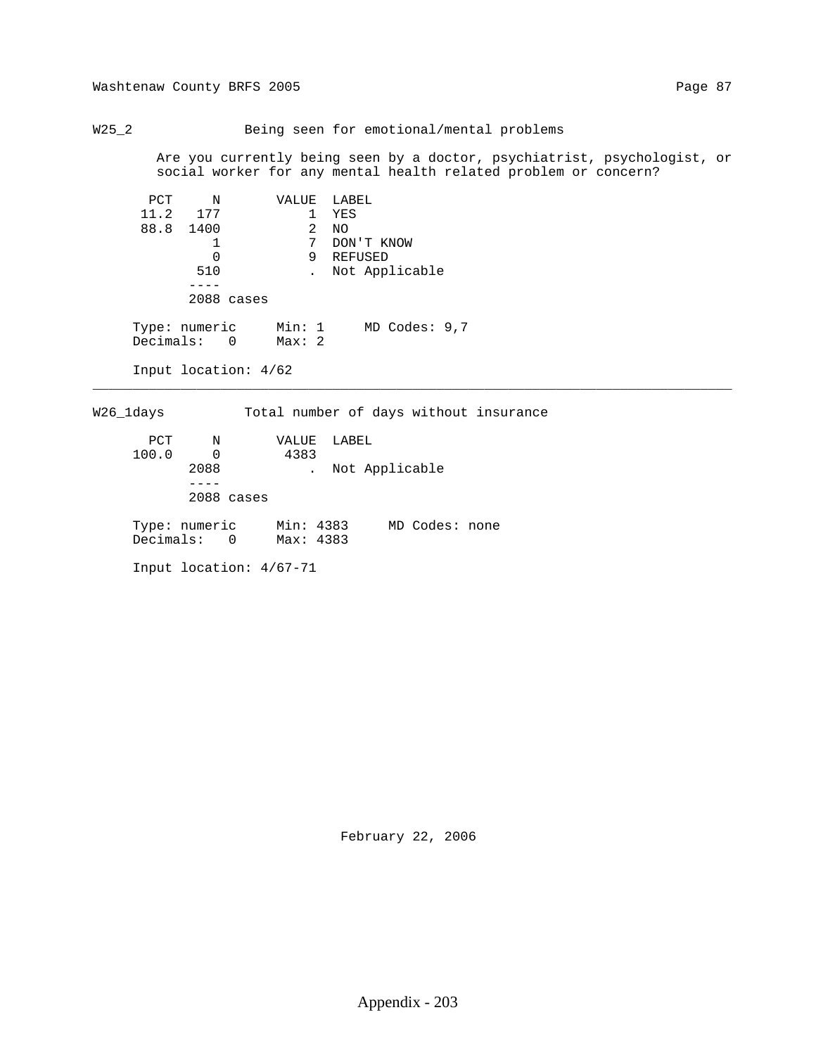## W25_2 Being seen for emotional/mental problems

Are you currently being seen by a doctor, psychiatrist, psychologist, or social worker for any mental health related problem or concern?

| PCT | N | VALUE | LABEL |
|---|---|---|---|
| 11.2 | 177 | 1 | YES |
| 88.8 | 1400 | 2 | NO |
| | 1 | 7 | DON'T KNOW |
| | 0 | 9 | REFUSED |
| | 510 | . | Not Applicable |
| | ---- | | |
| | 2088 cases | | |

Type: numeric   Min: 1   MD Codes: 9,7
Decimals: 0   Max: 2

Input location: 4/62

---

## W26_1days Total number of days without insurance

| PCT | N | VALUE | LABEL |
|---|---|---|---|
| 100.0 | 0 | 4383 | |
| | 2088 | . | Not Applicable |
| | ---- | | |
| | 2088 cases | | |

Type: numeric   Min: 4383   MD Codes: none
Decimals: 0   Max: 4383

Input location: 4/67-71

February 22, 2006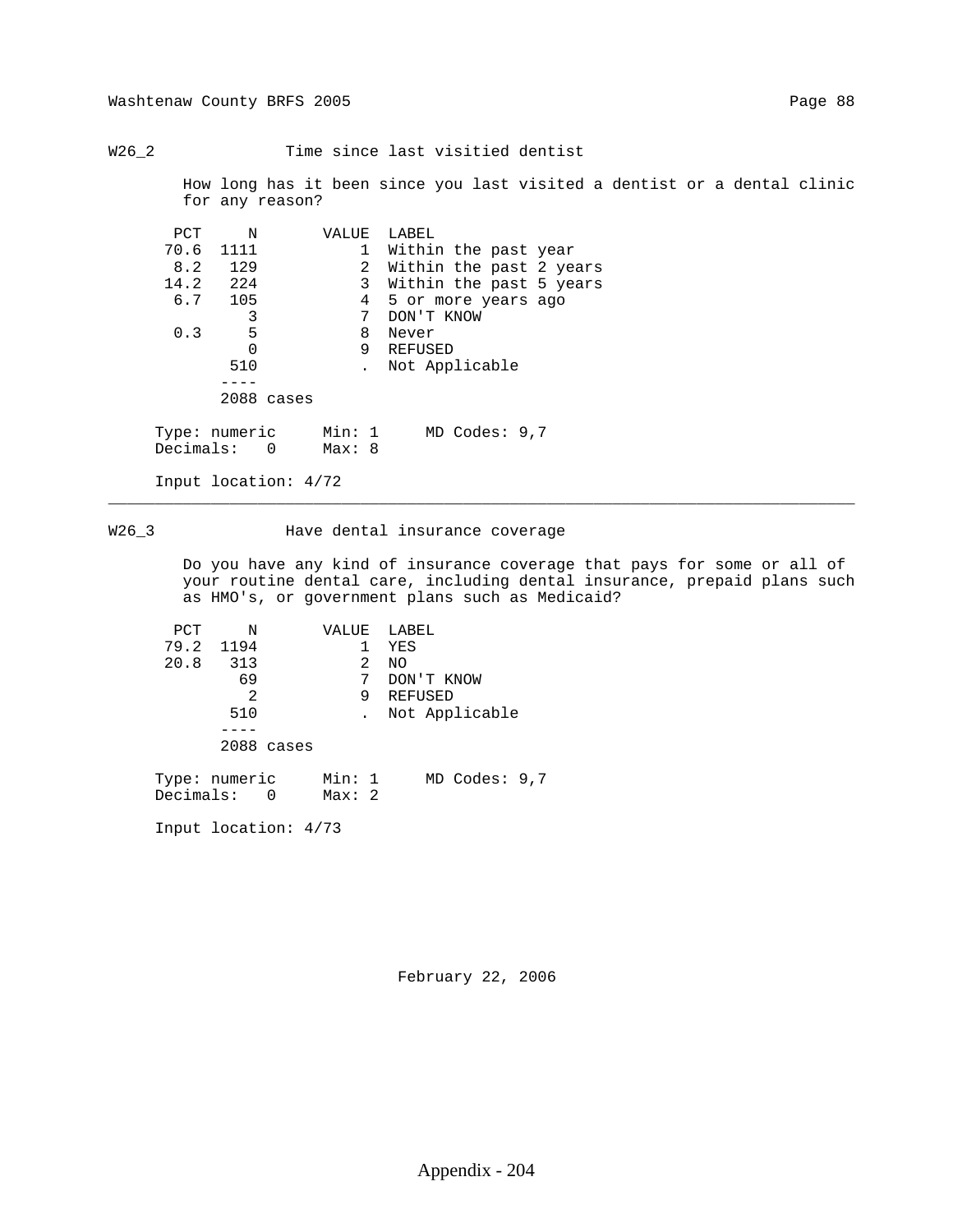## W26_2 Time since last visitied dentist

How long has it been since you last visited a dentist or a dental clinic for any reason?

| PCT | N | VALUE | LABEL |
|---|---|---|---|
| 70.6 | 1111 | 1 | Within the past year |
| 8.2 | 129 | 2 | Within the past 2 years |
| 14.2 | 224 | 3 | Within the past 5 years |
| 6.7 | 105 | 4 | 5 or more years ago |
| | 3 | 7 | DON'T KNOW |
| 0.3 | 5 | 8 | Never |
| | 0 | 9 | REFUSED |
| | 510 | . | Not Applicable |
| | ---- | | |
| | 2088 cases | | |

Type: numeric    Min: 1    MD Codes: 9,7
Decimals: 0    Max: 8

Input location: 4/72

---

## W26_3 Have dental insurance coverage

Do you have any kind of insurance coverage that pays for some or all of your routine dental care, including dental insurance, prepaid plans such as HMO's, or government plans such as Medicaid?

| PCT | N | VALUE | LABEL |
|---|---|---|---|
| 79.2 | 1194 | 1 | YES |
| 20.8 | 313 | 2 | NO |
| | 69 | 7 | DON'T KNOW |
| | 2 | 9 | REFUSED |
| | 510 | . | Not Applicable |
| | ---- | | |
| | 2088 cases | | |

Type: numeric    Min: 1    MD Codes: 9,7
Decimals: 0    Max: 2

Input location: 4/73

February 22, 2006

Appendix - 204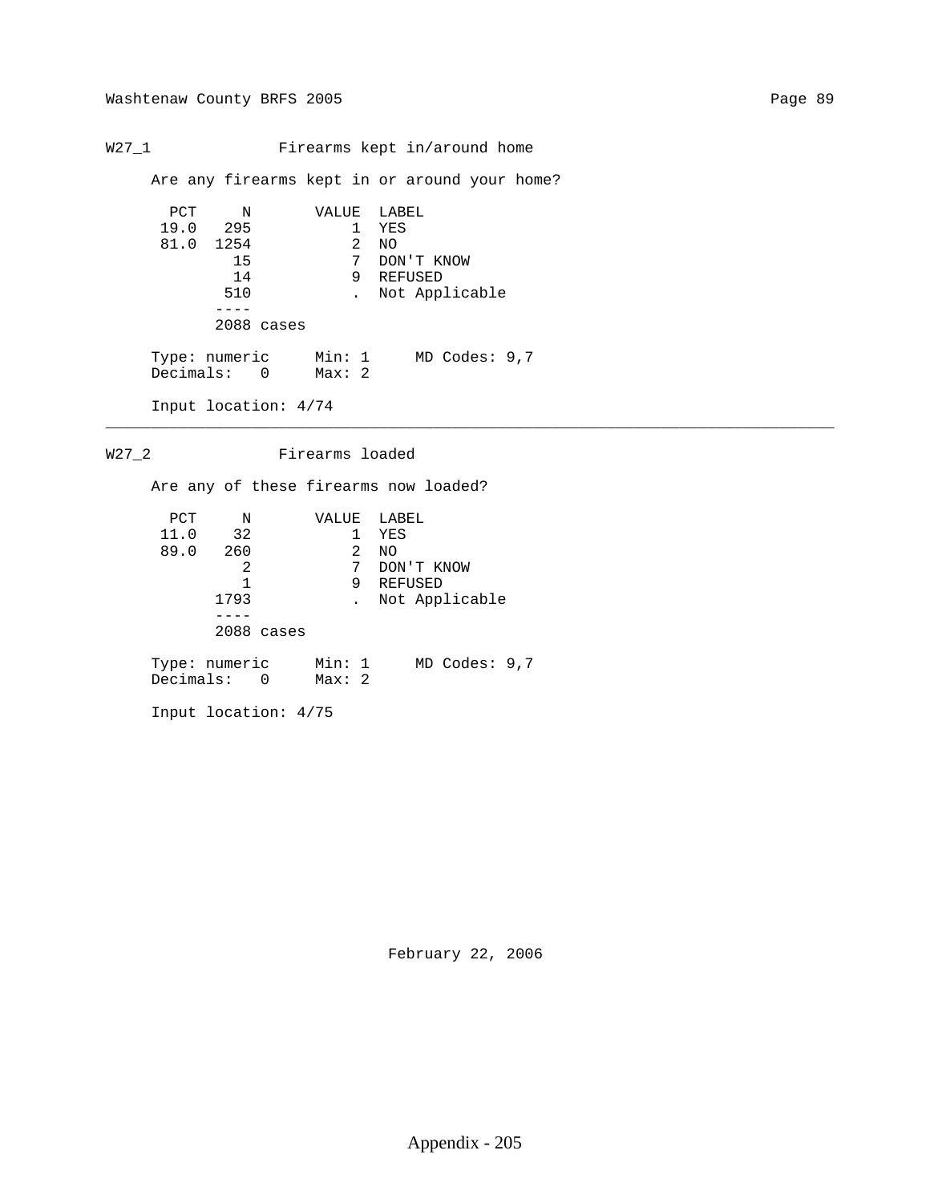## W27_1 Firearms kept in/around home

Are any firearms kept in or around your home?

| PCT | N | VALUE | LABEL |
|---|---|---|---|
| 19.0 | 295 | 1 | YES |
| 81.0 | 1254 | 2 | NO |
| | 15 | 7 | DON'T KNOW |
| | 14 | 9 | REFUSED |
| | 510 | . | Not Applicable |
| | 2088 cases | | |

Type: numeric Min: 1 MD Codes: 9,7
Decimals: 0 Max: 2

Input location: 4/74

---

## W27_2 Firearms loaded

Are any of these firearms now loaded?

| PCT | N | VALUE | LABEL |
|---|---|---|---|
| 11.0 | 32 | 1 | YES |
| 89.0 | 260 | 2 | NO |
| | 2 | 7 | DON'T KNOW |
| | 1 | 9 | REFUSED |
| | 1793 | . | Not Applicable |
| | 2088 cases | | |

Type: numeric Min: 1 MD Codes: 9,7
Decimals: 0 Max: 2

Input location: 4/75

February 22, 2006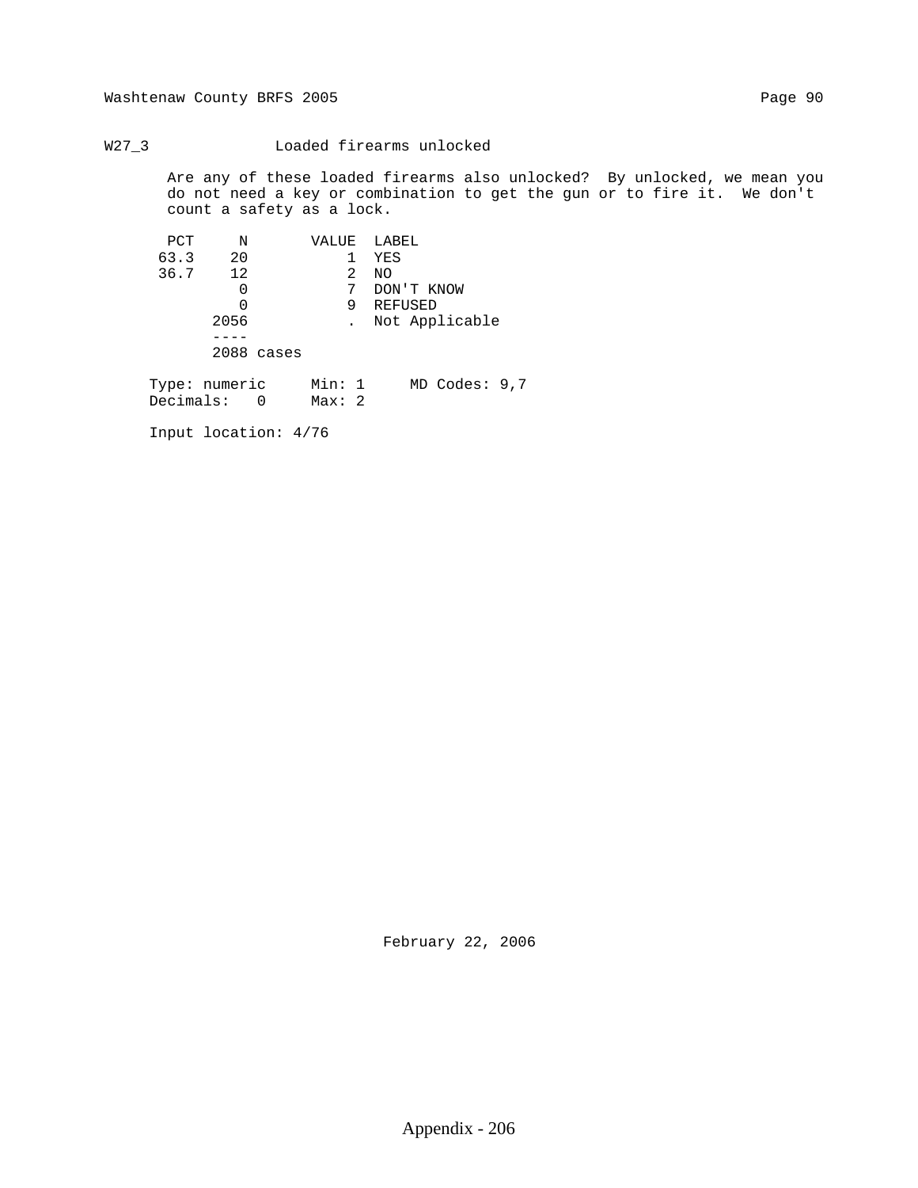## W27_3 Loaded firearms unlocked

Are any of these loaded firearms also unlocked? By unlocked, we mean you do not need a key or combination to get the gun or to fire it. We don't count a safety as a lock.

| PCT | N | VALUE | LABEL |
|---|---|---|---|
| 63.3 | 20 | 1 | YES |
| 36.7 | 12 | 2 | NO |
| | 0 | 7 | DON'T KNOW |
| | 0 | 9 | REFUSED |
| | 2056 | . | Not Applicable |
| | ---- | | |
| | 2088 cases | | |

Type: numeric Min: 1 MD Codes: 9,7
Decimals: 0 Max: 2

Input location: 4/76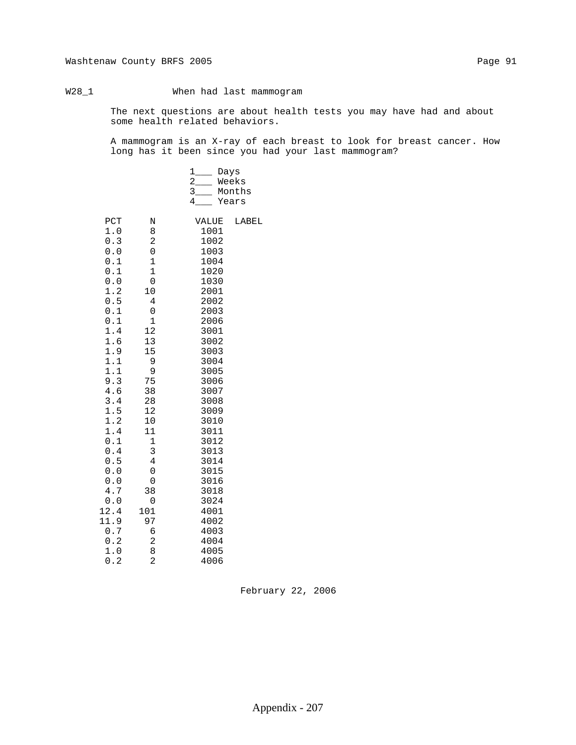## W28_1 When had last mammogram

The next questions are about health tests you may have had and about some health related behaviors.

A mammogram is an X-ray of each breast to look for breast cancer. How long has it been since you had your last mammogram?

1___ Days
2___ Weeks
3___ Months
4___ Years

| PCT | N | VALUE | LABEL |
|---|---|---|---|
| 1.0 | 8 | 1001 | |
| 0.3 | 2 | 1002 | |
| 0.0 | 0 | 1003 | |
| 0.1 | 1 | 1004 | |
| 0.1 | 1 | 1020 | |
| 0.0 | 0 | 1030 | |
| 1.2 | 10 | 2001 | |
| 0.5 | 4 | 2002 | |
| 0.1 | 0 | 2003 | |
| 0.1 | 1 | 2006 | |
| 1.4 | 12 | 3001 | |
| 1.6 | 13 | 3002 | |
| 1.9 | 15 | 3003 | |
| 1.1 | 9 | 3004 | |
| 1.1 | 9 | 3005 | |
| 9.3 | 75 | 3006 | |
| 4.6 | 38 | 3007 | |
| 3.4 | 28 | 3008 | |
| 1.5 | 12 | 3009 | |
| 1.2 | 10 | 3010 | |
| 1.4 | 11 | 3011 | |
| 0.1 | 1 | 3012 | |
| 0.4 | 3 | 3013 | |
| 0.5 | 4 | 3014 | |
| 0.0 | 0 | 3015 | |
| 0.0 | 0 | 3016 | |
| 4.7 | 38 | 3018 | |
| 0.0 | 0 | 3024 | |
| 12.4 | 101 | 4001 | |
| 11.9 | 97 | 4002 | |
| 0.7 | 6 | 4003 | |
| 0.2 | 2 | 4004 | |
| 1.0 | 8 | 4005 | |
| 0.2 | 2 | 4006 | |

February 22, 2006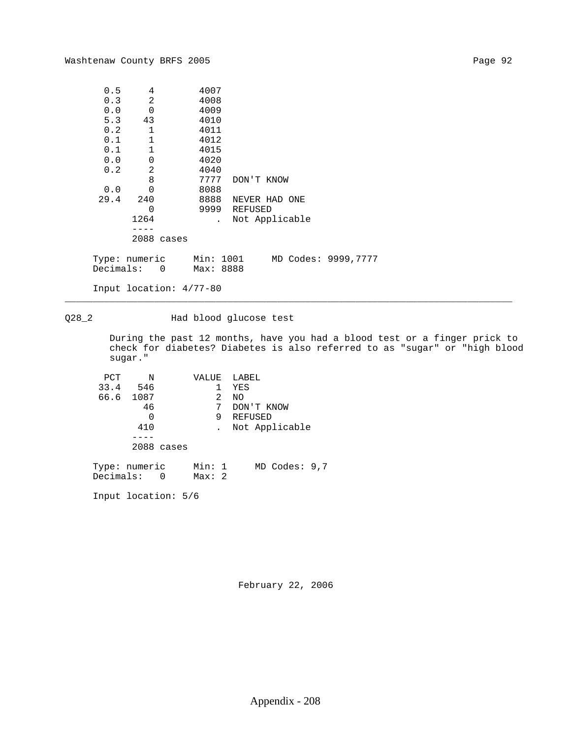| PCT | N | VALUE | LABEL |
|---|---|---|---|
| 0.5 | 4 | 4007 | |
| 0.3 | 2 | 4008 | |
| 0.0 | 0 | 4009 | |
| 5.3 | 43 | 4010 | |
| 0.2 | 1 | 4011 | |
| 0.1 | 1 | 4012 | |
| 0.1 | 1 | 4015 | |
| 0.0 | 0 | 4020 | |
| 0.2 | 2 | 4040 | |
| | 8 | 7777 | DON'T KNOW |
| 0.0 | 0 | 8088 | |
| 29.4 | 240 | 8888 | NEVER HAD ONE |
| | 0 | 9999 | REFUSED |
| | 1264 | . | Not Applicable |
| | ---- | | |
| | 2088 cases | | |

Type: numeric     Min: 1001     MD Codes: 9999,7777
Decimals: 0     Max: 8888

Input location: 4/77-80

---

## Q28_2 Had blood glucose test

During the past 12 months, have you had a blood test or a finger prick to check for diabetes? Diabetes is also referred to as "sugar" or "high blood sugar."

| PCT | N | VALUE | LABEL |
|---|---|---|---|
| 33.4 | 546 | 1 | YES |
| 66.6 | 1087 | 2 | NO |
| | 46 | 7 | DON'T KNOW |
| | 0 | 9 | REFUSED |
| | 410 | . | Not Applicable |
| | ---- | | |
| | 2088 cases | | |

Type: numeric     Min: 1     MD Codes: 9,7
Decimals: 0     Max: 2

Input location: 5/6

February 22, 2006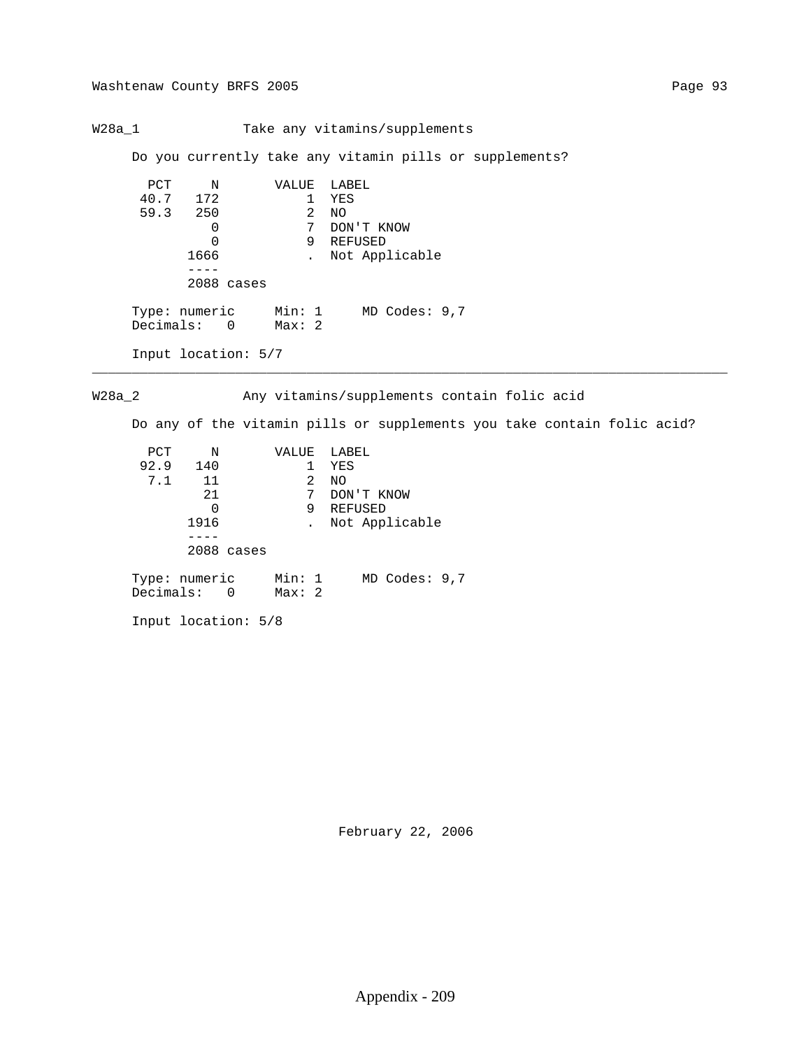## W28a_1 Take any vitamins/supplements

Do you currently take any vitamin pills or supplements?

| PCT | N | VALUE | LABEL |
|---|---|---|---|
| 40.7 | 172 | 1 | YES |
| 59.3 | 250 | 2 | NO |
| | 0 | 7 | DON'T KNOW |
| | 0 | 9 | REFUSED |
| | 1666 | . | Not Applicable |
| | 2088 cases | | |

Type: numeric Min: 1 MD Codes: 9,7
Decimals: 0 Max: 2

Input location: 5/7

---

## W28a_2 Any vitamins/supplements contain folic acid

Do any of the vitamin pills or supplements you take contain folic acid?

| PCT | N | VALUE | LABEL |
|---|---|---|---|
| 92.9 | 140 | 1 | YES |
| 7.1 | 11 | 2 | NO |
| | 21 | 7 | DON'T KNOW |
| | 0 | 9 | REFUSED |
| | 1916 | . | Not Applicable |
| | 2088 cases | | |

Type: numeric Min: 1 MD Codes: 9,7
Decimals: 0 Max: 2

Input location: 5/8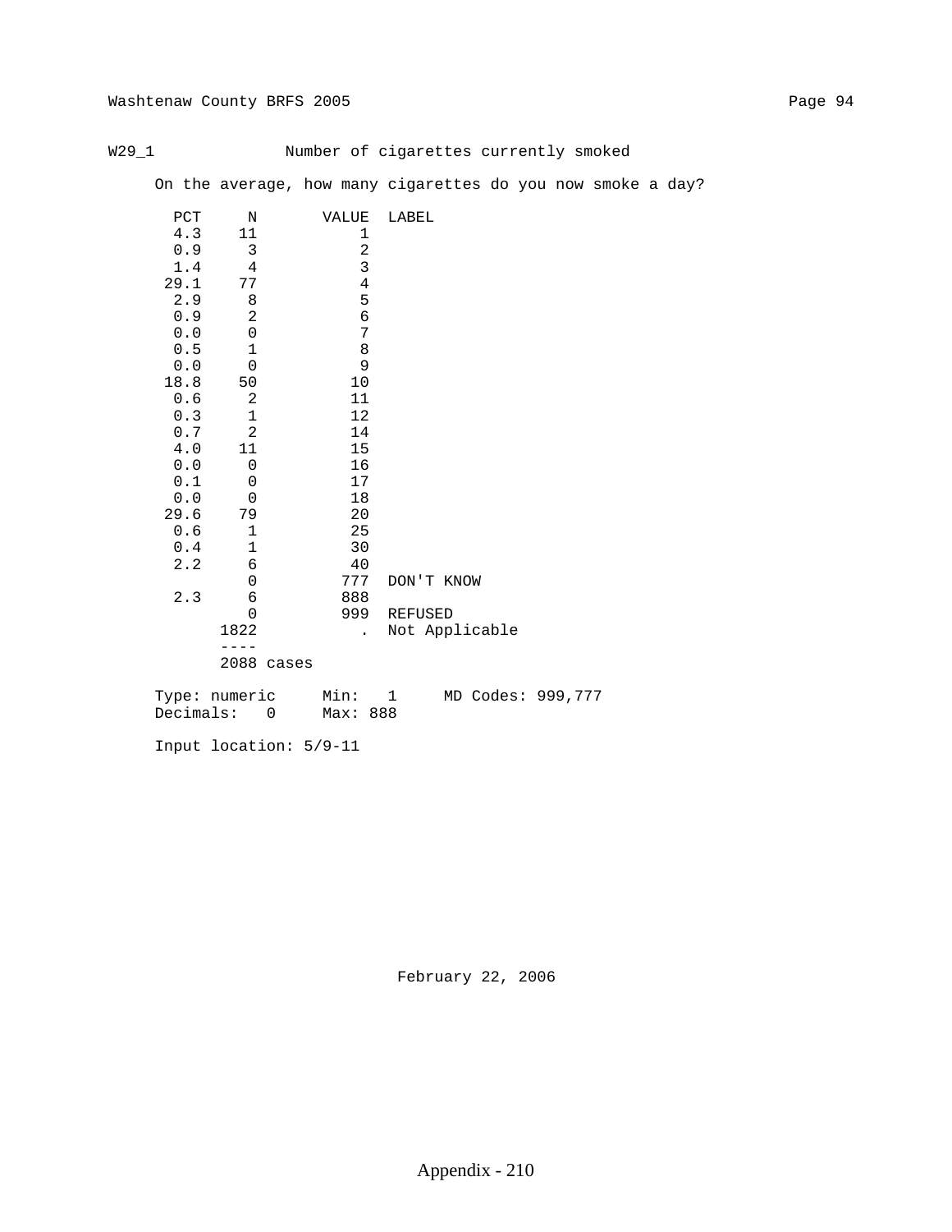W29_1 Number of cigarettes currently smoked

On the average, how many cigarettes do you now smoke a day?

| PCT | N | VALUE | LABEL |
|---|---|---|---|
| 4.3 | 11 | 1 | |
| 0.9 | 3 | 2 | |
| 1.4 | 4 | 3 | |
| 29.1 | 77 | 4 | |
| 2.9 | 8 | 5 | |
| 0.9 | 2 | 6 | |
| 0.0 | 0 | 7 | |
| 0.5 | 1 | 8 | |
| 0.0 | 0 | 9 | |
| 18.8 | 50 | 10 | |
| 0.6 | 2 | 11 | |
| 0.3 | 1 | 12 | |
| 0.7 | 2 | 14 | |
| 4.0 | 11 | 15 | |
| 0.0 | 0 | 16 | |
| 0.1 | 0 | 17 | |
| 0.0 | 0 | 18 | |
| 29.6 | 79 | 20 | |
| 0.6 | 1 | 25 | |
| 0.4 | 1 | 30 | |
| 2.2 | 6 | 40 | |
| | 0 | 777 | DON'T KNOW |
| 2.3 | 6 | 888 | |
| | 0 | 999 | REFUSED |
| | 1822 | . | Not Applicable |
| | ---- | | |
| | 2088 cases | | |

Type: numeric Min: 1 MD Codes: 999,777
Decimals: 0 Max: 888

Input location: 5/9-11

February 22, 2006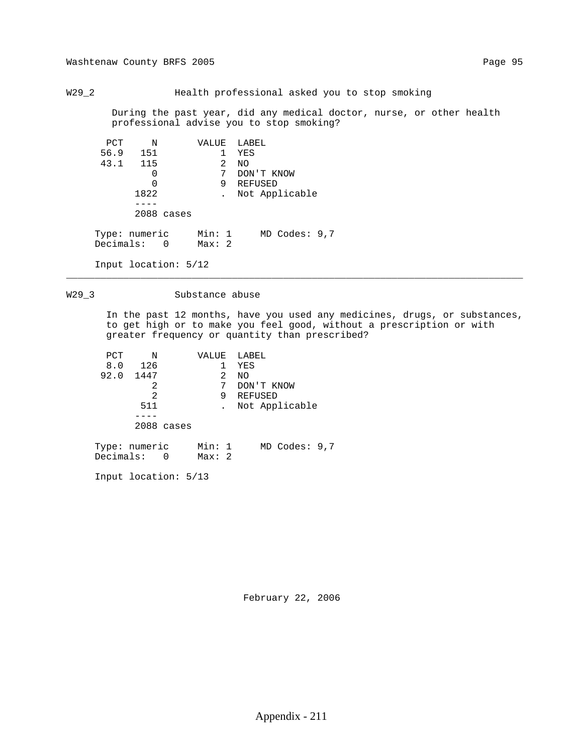## W29_2 Health professional asked you to stop smoking

During the past year, did any medical doctor, nurse, or other health professional advise you to stop smoking?

| PCT | N | VALUE | LABEL |
|---|---|---|---|
| 56.9 | 151 | 1 | YES |
| 43.1 | 115 | 2 | NO |
| | 0 | 7 | DON'T KNOW |
| | 0 | 9 | REFUSED |
| | 1822 | . | Not Applicable |
| | ---- | | |
| | 2088 cases | | |

Type: numeric  Min: 1  MD Codes: 9,7
Decimals: 0  Max: 2

Input location: 5/12

---

## W29_3 Substance abuse

In the past 12 months, have you used any medicines, drugs, or substances, to get high or to make you feel good, without a prescription or with greater frequency or quantity than prescribed?

| PCT | N | VALUE | LABEL |
|---|---|---|---|
| 8.0 | 126 | 1 | YES |
| 92.0 | 1447 | 2 | NO |
| | 2 | 7 | DON'T KNOW |
| | 2 | 9 | REFUSED |
| | 511 | . | Not Applicable |
| | ---- | | |
| | 2088 cases | | |

Type: numeric  Min: 1  MD Codes: 9,7
Decimals: 0  Max: 2

Input location: 5/13

February 22, 2006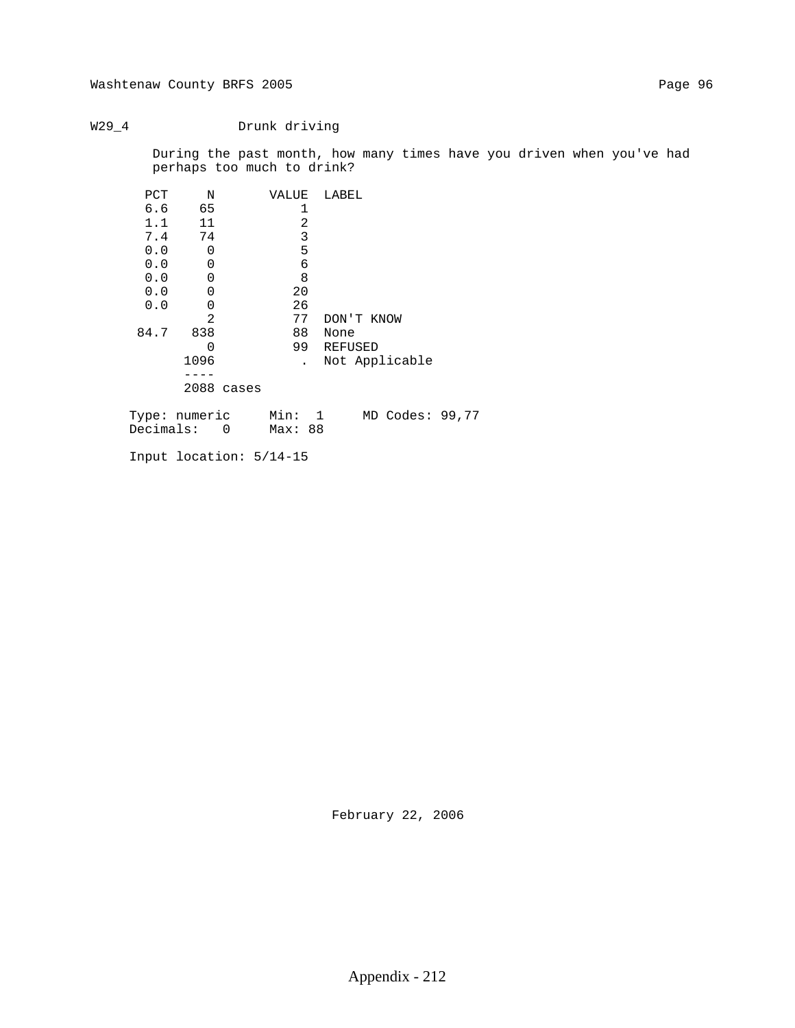W29_4 Drunk driving

During the past month, how many times have you driven when you've had perhaps too much to drink?

| PCT | N | VALUE | LABEL |
|---|---|---|---|
| 6.6 | 65 | 1 | |
| 1.1 | 11 | 2 | |
| 7.4 | 74 | 3 | |
| 0.0 | 0 | 5 | |
| 0.0 | 0 | 6 | |
| 0.0 | 0 | 8 | |
| 0.0 | 0 | 20 | |
| 0.0 | 0 | 26 | |
| | 2 | 77 | DON'T KNOW |
| 84.7 | 838 | 88 | None |
| | 0 | 99 | REFUSED |
| | 1096 | . | Not Applicable |
| | ---- | | |
| | 2088 cases | | |

Type: numeric Min: 1 MD Codes: 99,77
Decimals: 0 Max: 88

Input location: 5/14-15

February 22, 2006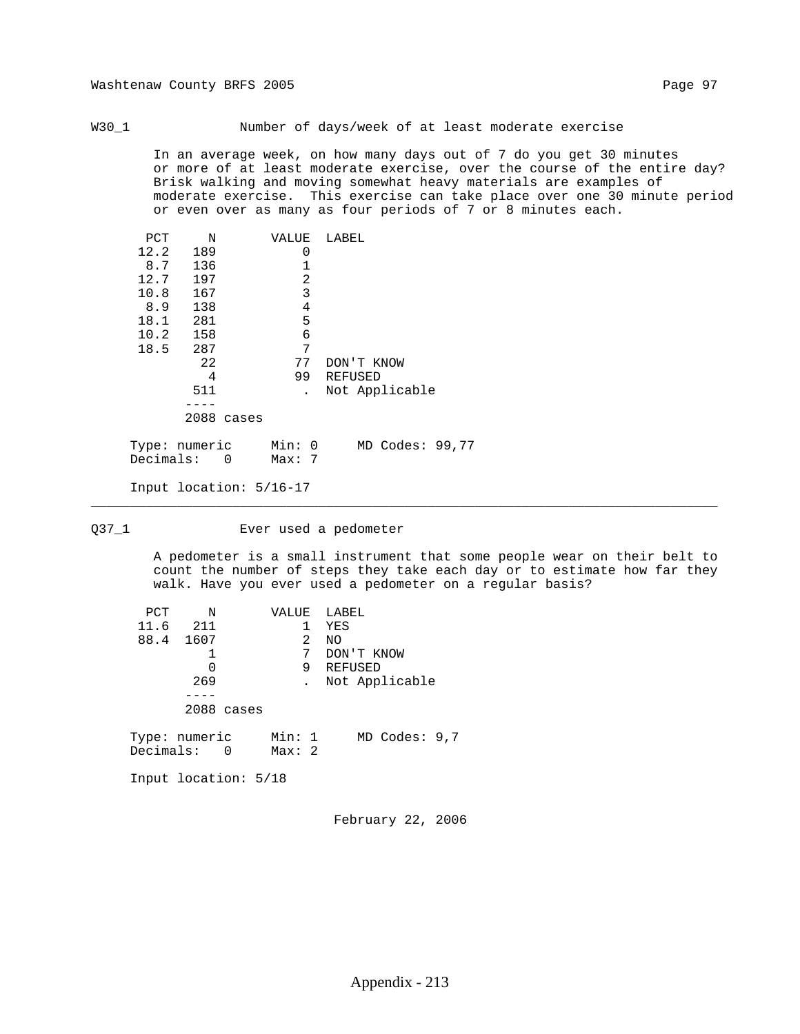## W30_1 Number of days/week of at least moderate exercise

In an average week, on how many days out of 7 do you get 30 minutes or more of at least moderate exercise, over the course of the entire day? Brisk walking and moving somewhat heavy materials are examples of moderate exercise. This exercise can take place over one 30 minute period or even over as many as four periods of 7 or 8 minutes each.

| PCT | N | VALUE | LABEL |
|---|---|---|---|
| 12.2 | 189 | 0 | |
| 8.7 | 136 | 1 | |
| 12.7 | 197 | 2 | |
| 10.8 | 167 | 3 | |
| 8.9 | 138 | 4 | |
| 18.1 | 281 | 5 | |
| 10.2 | 158 | 6 | |
| 18.5 | 287 | 7 | |
| | 22 | 77 | DON'T KNOW |
| | 4 | 99 | REFUSED |
| | 511 | . | Not Applicable |
| | 2088 cases | | |

Type: numeric Min: 0 MD Codes: 99,77
Decimals: 0 Max: 7

Input location: 5/16-17

---

## Q37_1 Ever used a pedometer

A pedometer is a small instrument that some people wear on their belt to count the number of steps they take each day or to estimate how far they walk. Have you ever used a pedometer on a regular basis?

| PCT | N | VALUE | LABEL |
|---|---|---|---|
| 11.6 | 211 | 1 | YES |
| 88.4 | 1607 | 2 | NO |
| | 1 | 7 | DON'T KNOW |
| | 0 | 9 | REFUSED |
| | 269 | . | Not Applicable |
| | 2088 cases | | |

Type: numeric Min: 1 MD Codes: 9,7
Decimals: 0 Max: 2

Input location: 5/18

February 22, 2006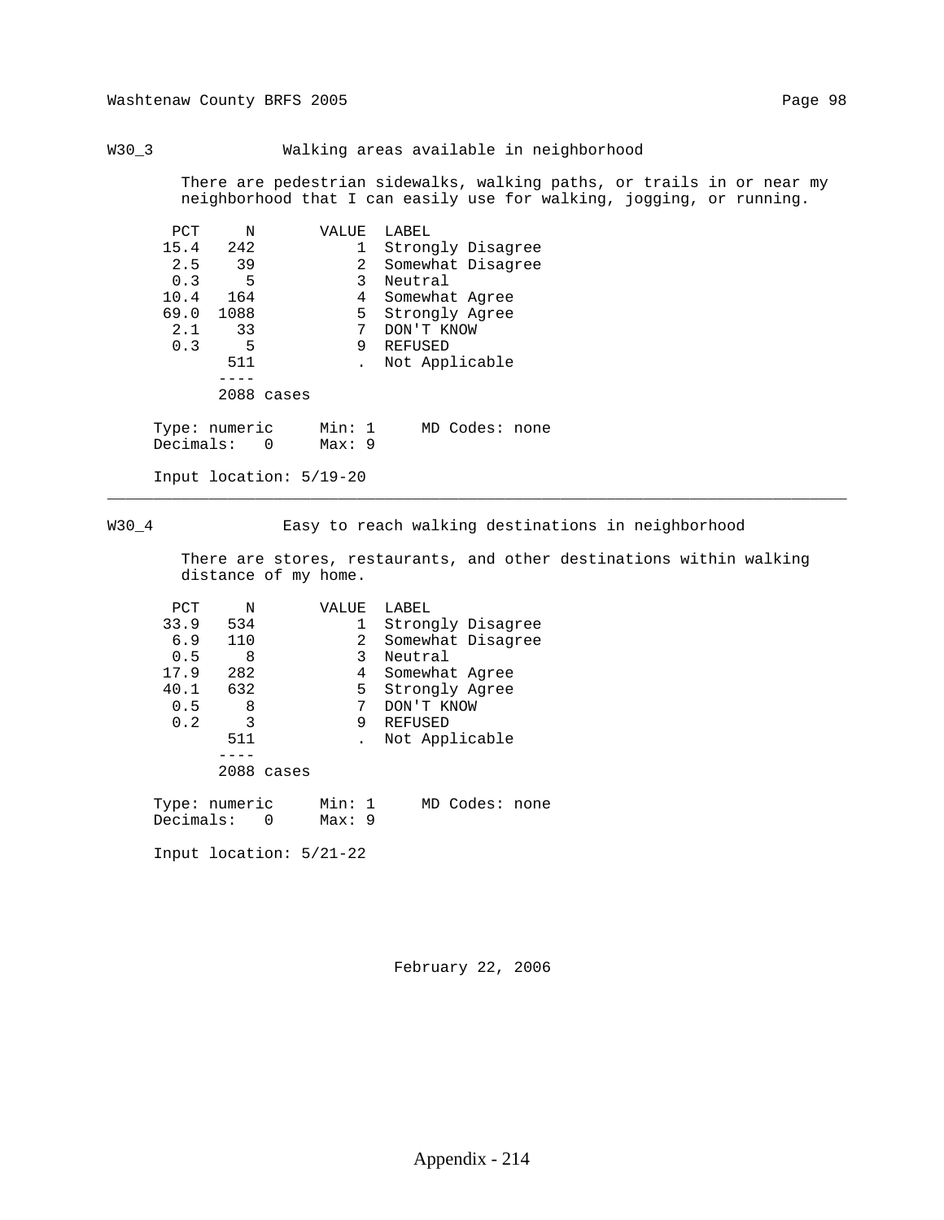## W30_3 Walking areas available in neighborhood

There are pedestrian sidewalks, walking paths, or trails in or near my neighborhood that I can easily use for walking, jogging, or running.

| PCT | N | VALUE | LABEL |
|---|---|---|---|
| 15.4 | 242 | 1 | Strongly Disagree |
| 2.5 | 39 | 2 | Somewhat Disagree |
| 0.3 | 5 | 3 | Neutral |
| 10.4 | 164 | 4 | Somewhat Agree |
| 69.0 | 1088 | 5 | Strongly Agree |
| 2.1 | 33 | 7 | DON'T KNOW |
| 0.3 | 5 | 9 | REFUSED |
| | 511 | . | Not Applicable |
| | 2088 cases | | |

Type: numeric Min: 1 MD Codes: none
Decimals: 0 Max: 9

Input location: 5/19-20

---

## W30_4 Easy to reach walking destinations in neighborhood

There are stores, restaurants, and other destinations within walking distance of my home.

| PCT | N | VALUE | LABEL |
|---|---|---|---|
| 33.9 | 534 | 1 | Strongly Disagree |
| 6.9 | 110 | 2 | Somewhat Disagree |
| 0.5 | 8 | 3 | Neutral |
| 17.9 | 282 | 4 | Somewhat Agree |
| 40.1 | 632 | 5 | Strongly Agree |
| 0.5 | 8 | 7 | DON'T KNOW |
| 0.2 | 3 | 9 | REFUSED |
| | 511 | . | Not Applicable |
| | 2088 cases | | |

Type: numeric Min: 1 MD Codes: none
Decimals: 0 Max: 9

Input location: 5/21-22

February 22, 2006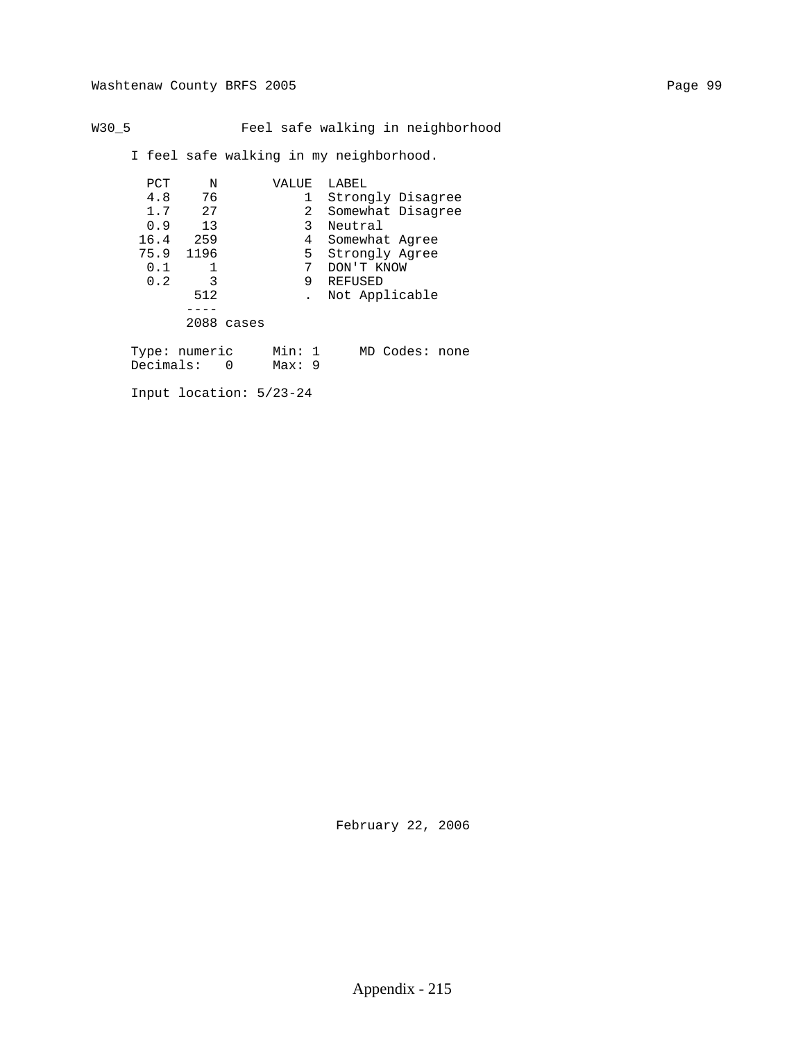W30_5 Feel safe walking in neighborhood

I feel safe walking in my neighborhood.

| PCT | N | VALUE | LABEL |
|---|---|---|---|
| 4.8 | 76 | 1 | Strongly Disagree |
| 1.7 | 27 | 2 | Somewhat Disagree |
| 0.9 | 13 | 3 | Neutral |
| 16.4 | 259 | 4 | Somewhat Agree |
| 75.9 | 1196 | 5 | Strongly Agree |
| 0.1 | 1 | 7 | DON'T KNOW |
| 0.2 | 3 | 9 | REFUSED |
| | 512 | . | Not Applicable |
| | 2088 cases | | |

Type: numeric    Min: 1    MD Codes: none
Decimals: 0    Max: 9

Input location: 5/23-24

February 22, 2006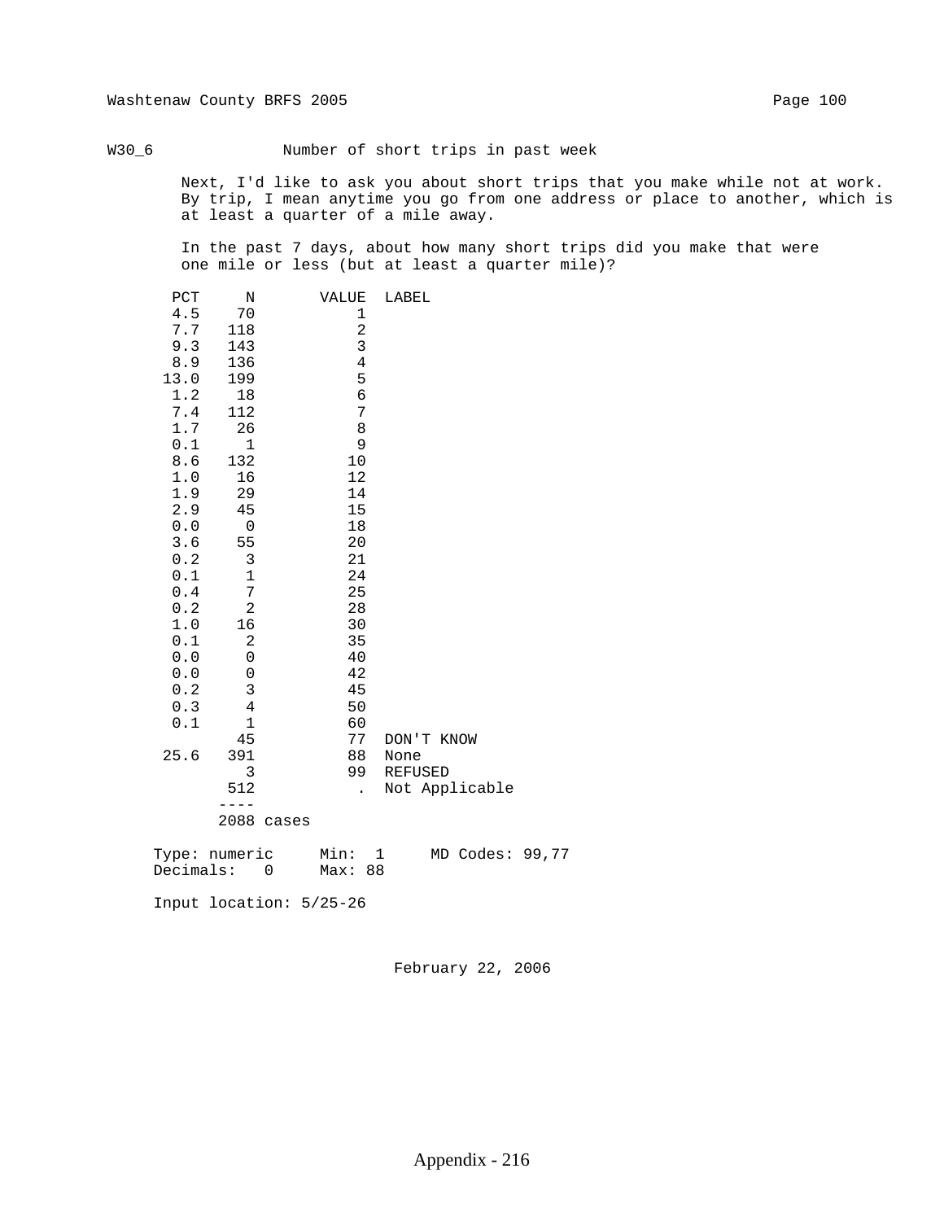W30_6 Number of short trips in past week

Next, I'd like to ask you about short trips that you make while not at work. By trip, I mean anytime you go from one address or place to another, which is at least a quarter of a mile away.

In the past 7 days, about how many short trips did you make that were one mile or less (but at least a quarter mile)?

| PCT | N | VALUE | LABEL |
|---|---|---|---|
| 4.5 | 70 | 1 | |
| 7.7 | 118 | 2 | |
| 9.3 | 143 | 3 | |
| 8.9 | 136 | 4 | |
| 13.0 | 199 | 5 | |
| 1.2 | 18 | 6 | |
| 7.4 | 112 | 7 | |
| 1.7 | 26 | 8 | |
| 0.1 | 1 | 9 | |
| 8.6 | 132 | 10 | |
| 1.0 | 16 | 12 | |
| 1.9 | 29 | 14 | |
| 2.9 | 45 | 15 | |
| 0.0 | 0 | 18 | |
| 3.6 | 55 | 20 | |
| 0.2 | 3 | 21 | |
| 0.1 | 1 | 24 | |
| 0.4 | 7 | 25 | |
| 0.2 | 2 | 28 | |
| 1.0 | 16 | 30 | |
| 0.1 | 2 | 35 | |
| 0.0 | 0 | 40 | |
| 0.0 | 0 | 42 | |
| 0.2 | 3 | 45 | |
| 0.3 | 4 | 50 | |
| 0.1 | 1 | 60 | |
| | 45 | 77 | DON'T KNOW |
| 25.6 | 391 | 88 | None |
| | 3 | 99 | REFUSED |
| | 512 | . | Not Applicable |
| | 2088 cases | | |

Type: numeric Min: 1 MD Codes: 99,77
Decimals: 0 Max: 88

Input location: 5/25-26

February 22, 2006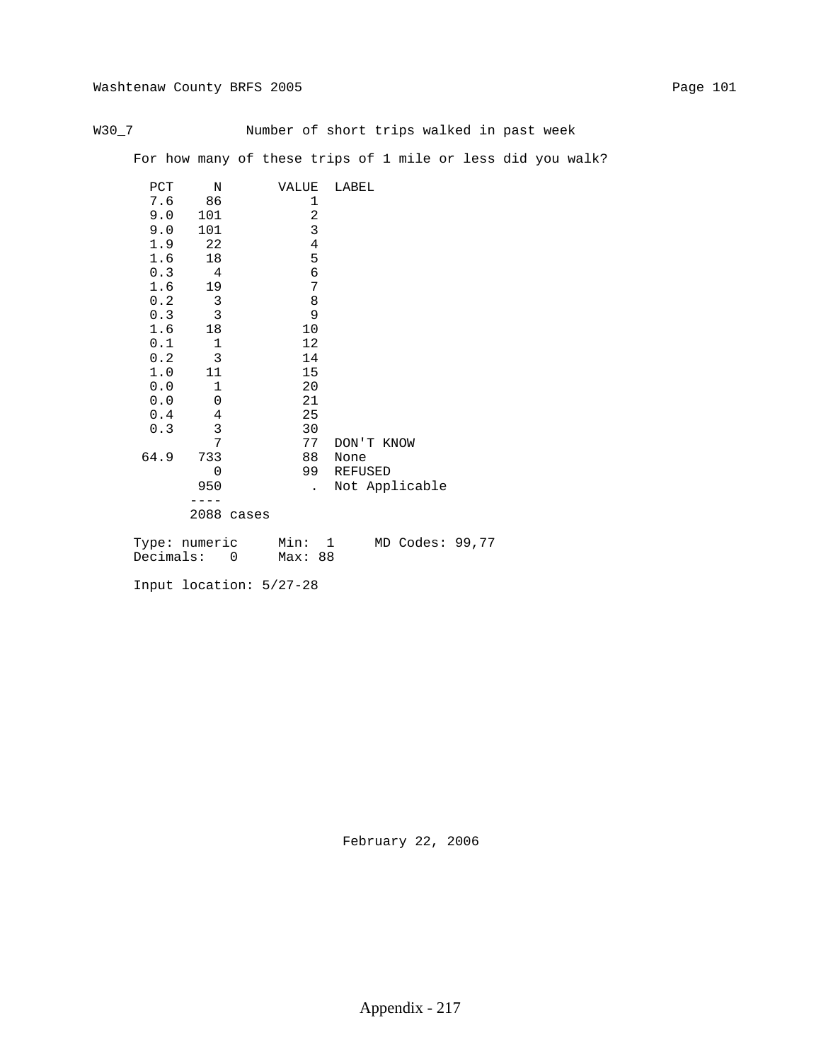W30_7 Number of short trips walked in past week

For how many of these trips of 1 mile or less did you walk?

| PCT | N | VALUE | LABEL |
|---|---|---|---|
| 7.6 | 86 | 1 | |
| 9.0 | 101 | 2 | |
| 9.0 | 101 | 3 | |
| 1.9 | 22 | 4 | |
| 1.6 | 18 | 5 | |
| 0.3 | 4 | 6 | |
| 1.6 | 19 | 7 | |
| 0.2 | 3 | 8 | |
| 0.3 | 3 | 9 | |
| 1.6 | 18 | 10 | |
| 0.1 | 1 | 12 | |
| 0.2 | 3 | 14 | |
| 1.0 | 11 | 15 | |
| 0.0 | 1 | 20 | |
| 0.0 | 0 | 21 | |
| 0.4 | 4 | 25 | |
| 0.3 | 3 | 30 | |
| | 7 | 77 | DON'T KNOW |
| 64.9 | 733 | 88 | None |
| | 0 | 99 | REFUSED |
| | 950 | . | Not Applicable |
| | ---- | | |
| | 2088 cases | | |

Type: numeric Min: 1 MD Codes: 99,77
Decimals: 0 Max: 88

Input location: 5/27-28

February 22, 2006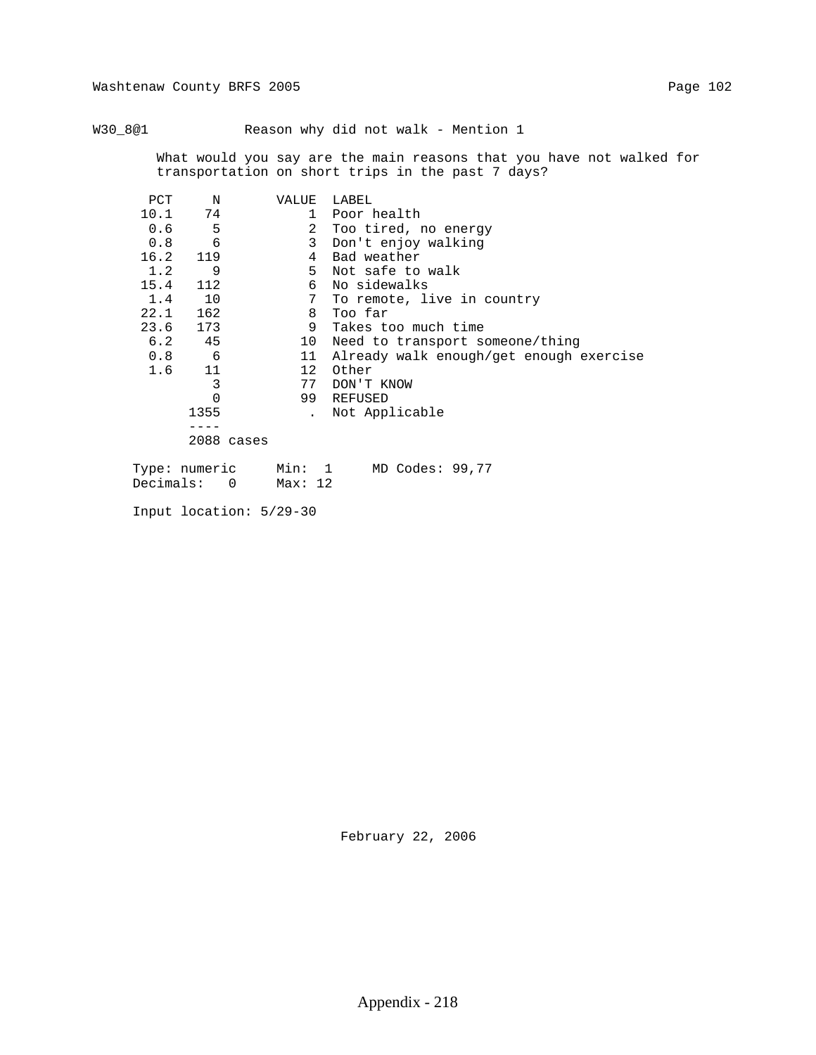W30_8@1 Reason why did not walk - Mention 1

What would you say are the main reasons that you have not walked for transportation on short trips in the past 7 days?

| PCT | N | VALUE | LABEL |
|---|---|---|---|
| 10.1 | 74 | 1 | Poor health |
| 0.6 | 5 | 2 | Too tired, no energy |
| 0.8 | 6 | 3 | Don't enjoy walking |
| 16.2 | 119 | 4 | Bad weather |
| 1.2 | 9 | 5 | Not safe to walk |
| 15.4 | 112 | 6 | No sidewalks |
| 1.4 | 10 | 7 | To remote, live in country |
| 22.1 | 162 | 8 | Too far |
| 23.6 | 173 | 9 | Takes too much time |
| 6.2 | 45 | 10 | Need to transport someone/thing |
| 0.8 | 6 | 11 | Already walk enough/get enough exercise |
| 1.6 | 11 | 12 | Other |
| | 3 | 77 | DON'T KNOW |
| | 0 | 99 | REFUSED |
| | 1355 | . | Not Applicable |
| | 2088 cases | | |

Type: numeric     Min: 1     MD Codes: 99,77
Decimals: 0     Max: 12

Input location: 5/29-30

February 22, 2006

Appendix - 218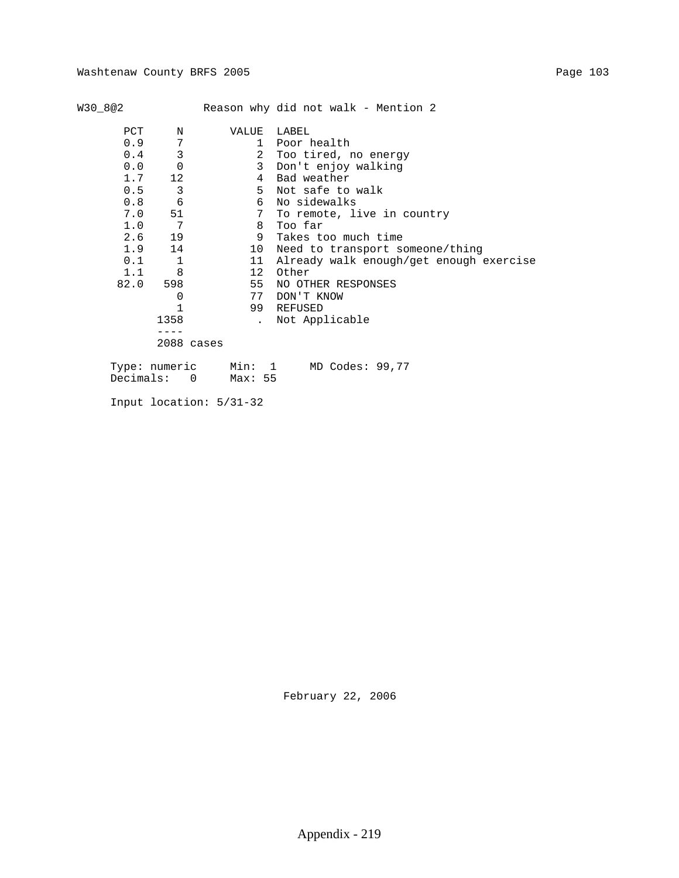W30_8@2 Reason why did not walk - Mention 2

| PCT | N | VALUE | LABEL |
|---|---|---|---|
| 0.9 | 7 | 1 | Poor health |
| 0.4 | 3 | 2 | Too tired, no energy |
| 0.0 | 0 | 3 | Don't enjoy walking |
| 1.7 | 12 | 4 | Bad weather |
| 0.5 | 3 | 5 | Not safe to walk |
| 0.8 | 6 | 6 | No sidewalks |
| 7.0 | 51 | 7 | To remote, live in country |
| 1.0 | 7 | 8 | Too far |
| 2.6 | 19 | 9 | Takes too much time |
| 1.9 | 14 | 10 | Need to transport someone/thing |
| 0.1 | 1 | 11 | Already walk enough/get enough exercise |
| 1.1 | 8 | 12 | Other |
| 82.0 | 598 | 55 | NO OTHER RESPONSES |
| | 0 | 77 | DON'T KNOW |
| | 1 | 99 | REFUSED |
| | 1358 | . | Not Applicable |
| | ---- | | |
| | 2088 cases | | |

Type: numeric Min: 1 MD Codes: 99,77
Decimals: 0 Max: 55

Input location: 5/31-32

February 22, 2006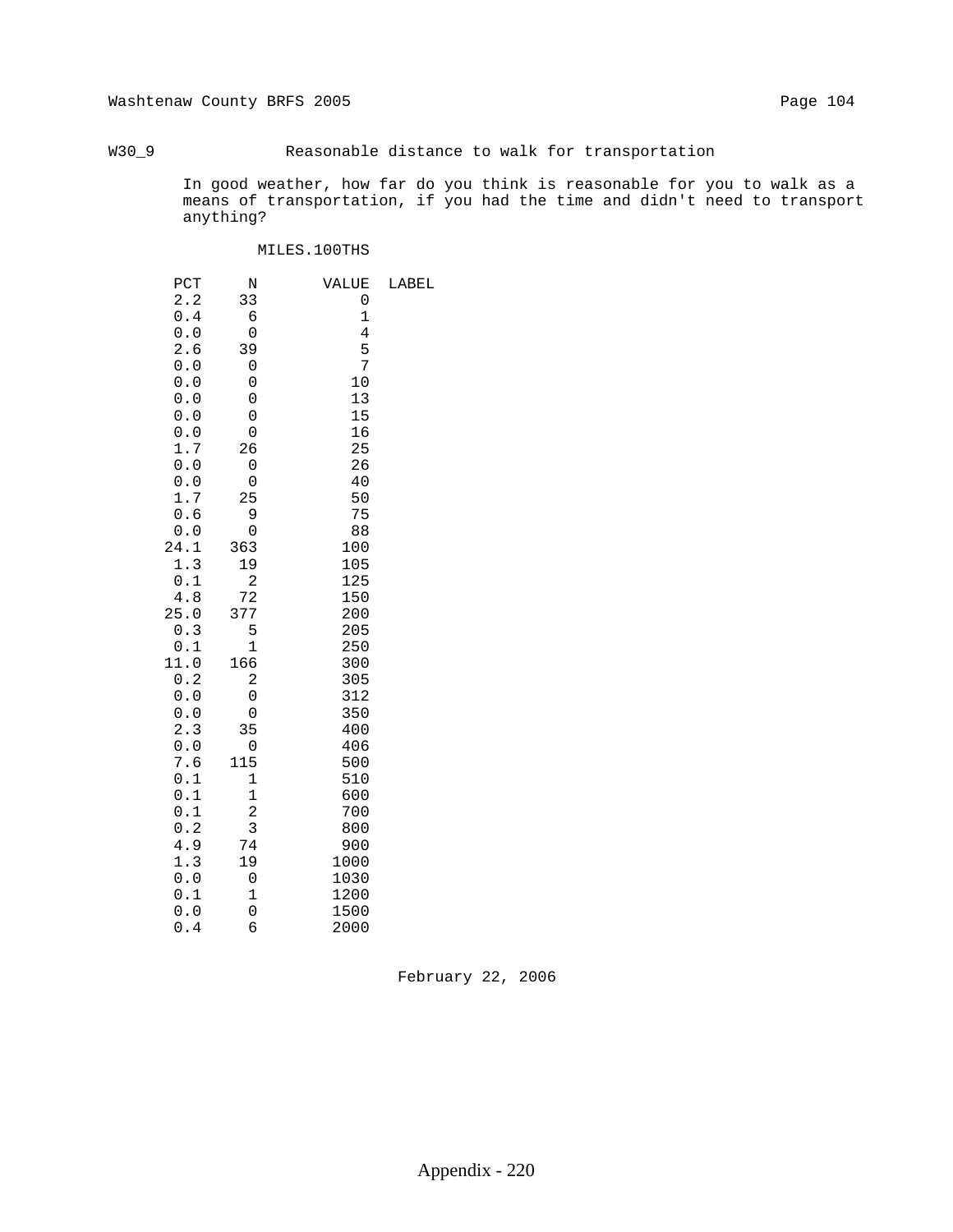W30_9 Reasonable distance to walk for transportation

In good weather, how far do you think is reasonable for you to walk as a means of transportation, if you had the time and didn't need to transport anything?

MILES.100THS

| PCT | N | VALUE | LABEL |
|---|---|---|---|
| 2.2 | 33 | 0 | |
| 0.4 | 6 | 1 | |
| 0.0 | 0 | 4 | |
| 2.6 | 39 | 5 | |
| 0.0 | 0 | 7 | |
| 0.0 | 0 | 10 | |
| 0.0 | 0 | 13 | |
| 0.0 | 0 | 15 | |
| 0.0 | 0 | 16 | |
| 1.7 | 26 | 25 | |
| 0.0 | 0 | 26 | |
| 0.0 | 0 | 40 | |
| 1.7 | 25 | 50 | |
| 0.6 | 9 | 75 | |
| 0.0 | 0 | 88 | |
| 24.1 | 363 | 100 | |
| 1.3 | 19 | 105 | |
| 0.1 | 2 | 125 | |
| 4.8 | 72 | 150 | |
| 25.0 | 377 | 200 | |
| 0.3 | 5 | 205 | |
| 0.1 | 1 | 250 | |
| 11.0 | 166 | 300 | |
| 0.2 | 2 | 305 | |
| 0.0 | 0 | 312 | |
| 0.0 | 0 | 350 | |
| 2.3 | 35 | 400 | |
| 0.0 | 0 | 406 | |
| 7.6 | 115 | 500 | |
| 0.1 | 1 | 510 | |
| 0.1 | 1 | 600 | |
| 0.1 | 2 | 700 | |
| 0.2 | 3 | 800 | |
| 4.9 | 74 | 900 | |
| 1.3 | 19 | 1000 | |
| 0.0 | 0 | 1030 | |
| 0.1 | 1 | 1200 | |
| 0.0 | 0 | 1500 | |
| 0.4 | 6 | 2000 | |

February 22, 2006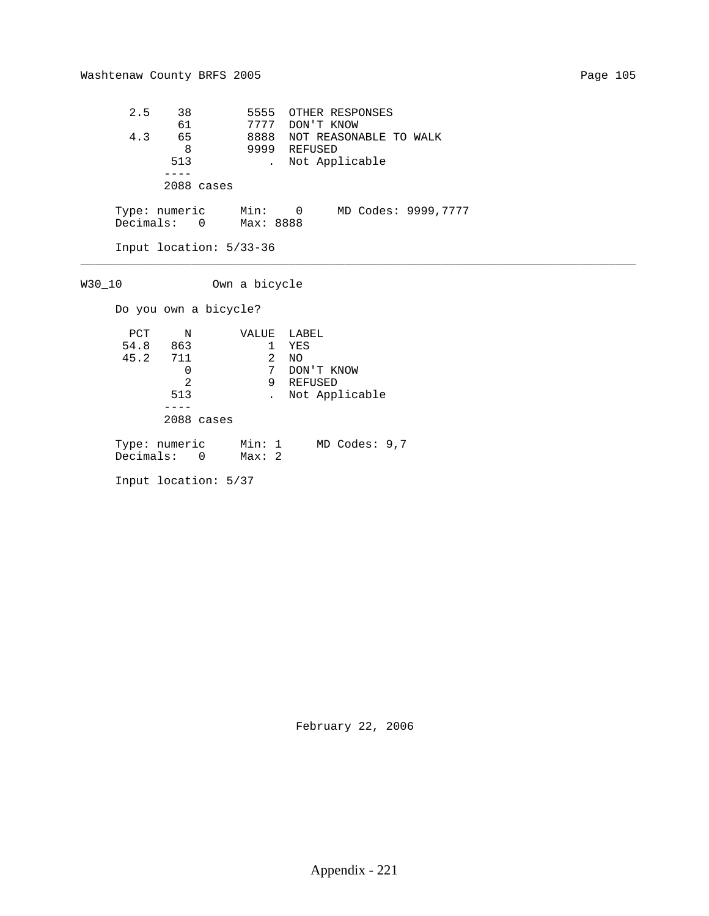| PCT | N | VALUE | LABEL |
|---|---|---|---|
| 2.5 | 38 | 5555 | OTHER RESPONSES |
| | 61 | 7777 | DON'T KNOW |
| 4.3 | 65 | 8888 | NOT REASONABLE TO WALK |
| | 8 | 9999 | REFUSED |
| | 513 | . | Not Applicable |
| | ---- | | |
| | 2088 cases | | |

Type: numeric     Min:    0     MD Codes: 9999,7777
Decimals:   0     Max: 8888

Input location: 5/33-36

---

## W30_10     Own a bicycle

Do you own a bicycle?

| PCT | N | VALUE | LABEL |
|---|---|---|---|
| 54.8 | 863 | 1 | YES |
| 45.2 | 711 | 2 | NO |
| | 0 | 7 | DON'T KNOW |
| | 2 | 9 | REFUSED |
| | 513 | . | Not Applicable |
| | ---- | | |
| | 2088 cases | | |

Type: numeric     Min: 1     MD Codes: 9,7
Decimals:   0     Max: 2

Input location: 5/37

February 22, 2006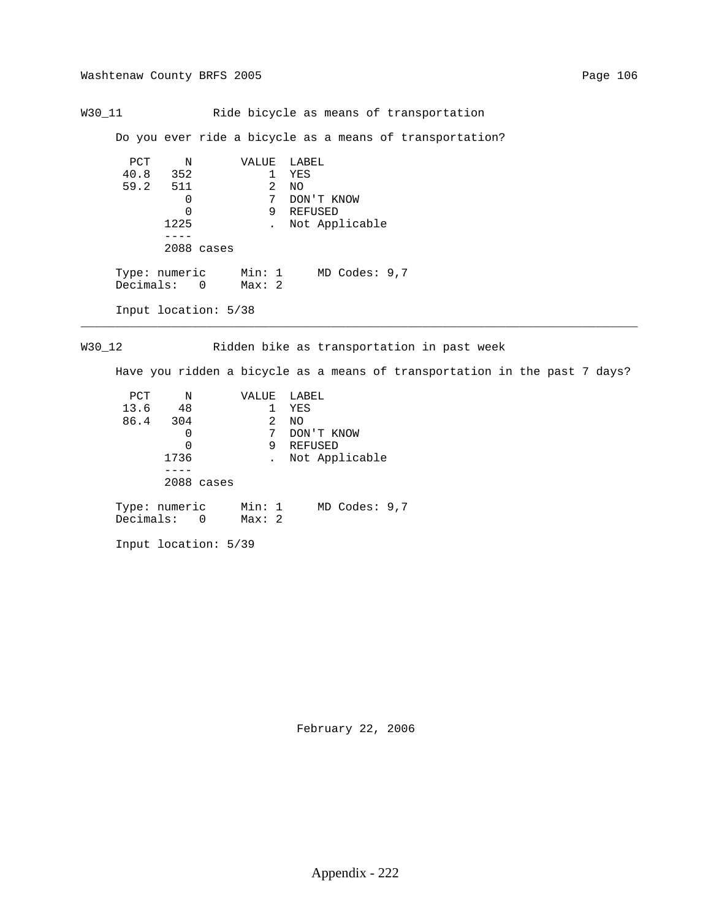## W30_11 Ride bicycle as means of transportation

Do you ever ride a bicycle as a means of transportation?

| PCT | N | VALUE | LABEL |
|---|---|---|---|
| 40.8 | 352 | 1 | YES |
| 59.2 | 511 | 2 | NO |
| | 0 | 7 | DON'T KNOW |
| | 0 | 9 | REFUSED |
| | 1225 | . | Not Applicable |
| | ---- | | |
| | 2088 cases | | |

Type: numeric Min: 1 MD Codes: 9,7
Decimals: 0 Max: 2

Input location: 5/38

---

## W30_12 Ridden bike as transportation in past week

Have you ridden a bicycle as a means of transportation in the past 7 days?

| PCT | N | VALUE | LABEL |
|---|---|---|---|
| 13.6 | 48 | 1 | YES |
| 86.4 | 304 | 2 | NO |
| | 0 | 7 | DON'T KNOW |
| | 0 | 9 | REFUSED |
| | 1736 | . | Not Applicable |
| | ---- | | |
| | 2088 cases | | |

Type: numeric Min: 1 MD Codes: 9,7
Decimals: 0 Max: 2

Input location: 5/39

February 22, 2006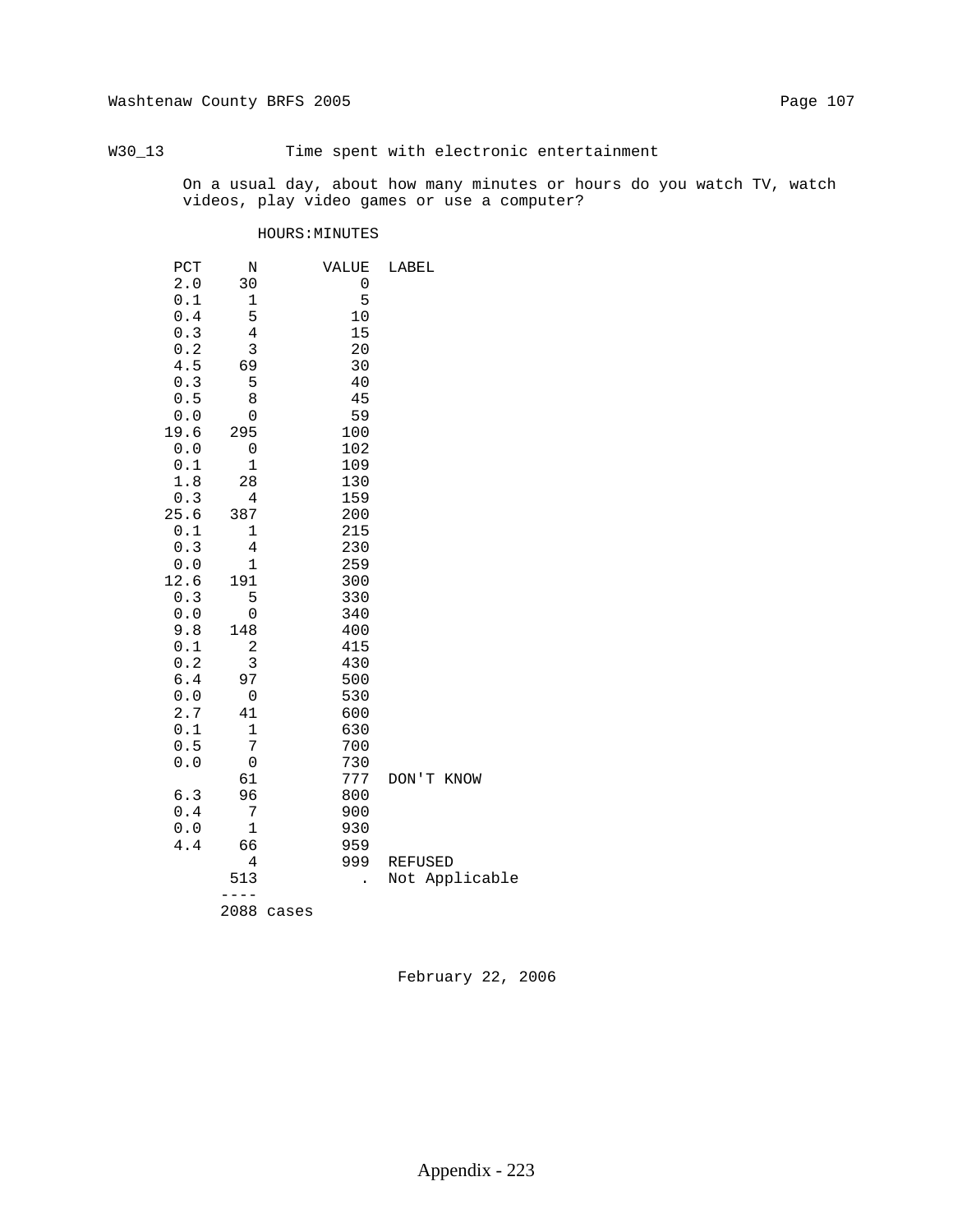W30_13 Time spent with electronic entertainment

On a usual day, about how many minutes or hours do you watch TV, watch videos, play video games or use a computer?

HOURS:MINUTES

| PCT | N | VALUE | LABEL |
|---|---|---|---|
| 2.0 | 30 | 0 | |
| 0.1 | 1 | 5 | |
| 0.4 | 5 | 10 | |
| 0.3 | 4 | 15 | |
| 0.2 | 3 | 20 | |
| 4.5 | 69 | 30 | |
| 0.3 | 5 | 40 | |
| 0.5 | 8 | 45 | |
| 0.0 | 0 | 59 | |
| 19.6 | 295 | 100 | |
| 0.0 | 0 | 102 | |
| 0.1 | 1 | 109 | |
| 1.8 | 28 | 130 | |
| 0.3 | 4 | 159 | |
| 25.6 | 387 | 200 | |
| 0.1 | 1 | 215 | |
| 0.3 | 4 | 230 | |
| 0.0 | 1 | 259 | |
| 12.6 | 191 | 300 | |
| 0.3 | 5 | 330 | |
| 0.0 | 0 | 340 | |
| 9.8 | 148 | 400 | |
| 0.1 | 2 | 415 | |
| 0.2 | 3 | 430 | |
| 6.4 | 97 | 500 | |
| 0.0 | 0 | 530 | |
| 2.7 | 41 | 600 | |
| 0.1 | 1 | 630 | |
| 0.5 | 7 | 700 | |
| 0.0 | 0 | 730 | |
| | 61 | 777 | DON'T KNOW |
| 6.3 | 96 | 800 | |
| 0.4 | 7 | 900 | |
| 0.0 | 1 | 930 | |
| 4.4 | 66 | 959 | |
| | 4 | 999 | REFUSED |
| | 513 | . | Not Applicable |
| | ---- | | |
| | 2088 cases | | |

February 22, 2006

Appendix - 223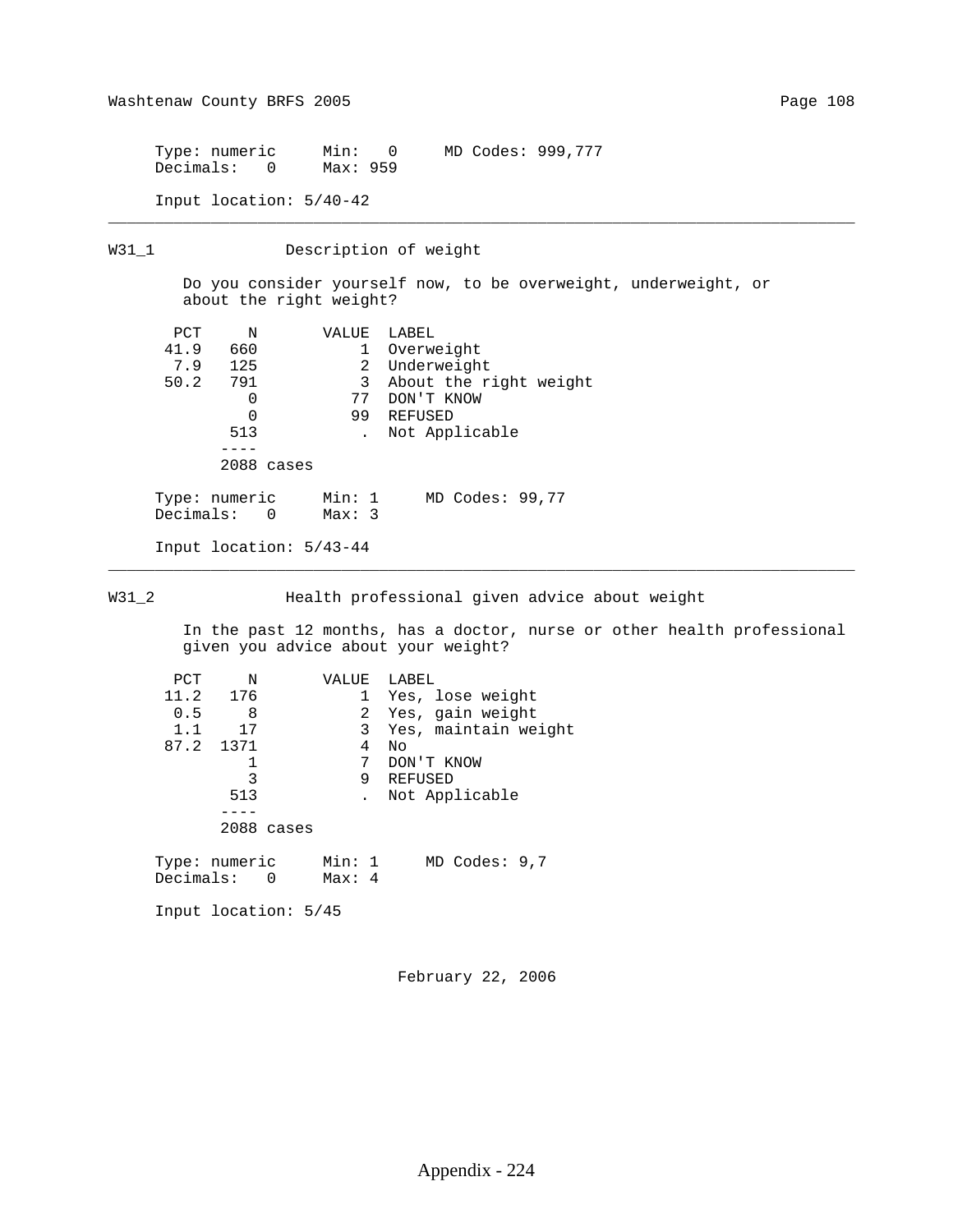Type: numeric     Min:   0     MD Codes: 999,777
Decimals:   0     Max: 959

Input location: 5/40-42

---

## W31_1 Description of weight

Do you consider yourself now, to be overweight, underweight, or about the right weight?

| PCT | N | VALUE | LABEL |
|---|---|---|---|
| 41.9 | 660 | 1 | Overweight |
| 7.9 | 125 | 2 | Underweight |
| 50.2 | 791 | 3 | About the right weight |
| | 0 | 77 | DON'T KNOW |
| | 0 | 99 | REFUSED |
| | 513 | . | Not Applicable |
| | 2088 cases | | |

Type: numeric     Min: 1     MD Codes: 99,77
Decimals:   0     Max: 3

Input location: 5/43-44

---

## W31_2 Health professional given advice about weight

In the past 12 months, has a doctor, nurse or other health professional given you advice about your weight?

| PCT | N | VALUE | LABEL |
|---|---|---|---|
| 11.2 | 176 | 1 | Yes, lose weight |
| 0.5 | 8 | 2 | Yes, gain weight |
| 1.1 | 17 | 3 | Yes, maintain weight |
| 87.2 | 1371 | 4 | No |
| | 1 | 7 | DON'T KNOW |
| | 3 | 9 | REFUSED |
| | 513 | . | Not Applicable |
| | 2088 cases | | |

Type: numeric     Min: 1     MD Codes: 9,7
Decimals:   0     Max: 4

Input location: 5/45

February 22, 2006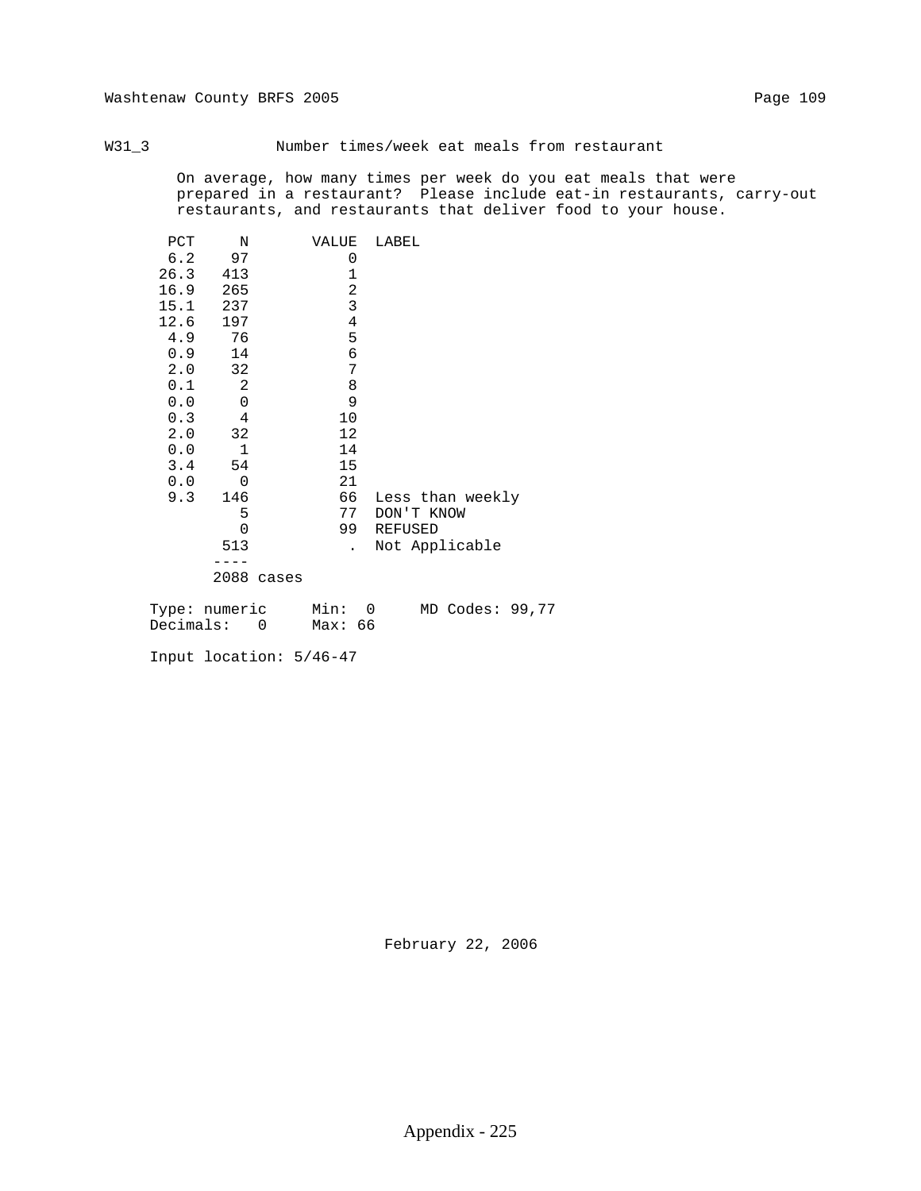## W31_3 Number times/week eat meals from restaurant

On average, how many times per week do you eat meals that were prepared in a restaurant? Please include eat-in restaurants, carry-out restaurants, and restaurants that deliver food to your house.

| PCT | N | VALUE | LABEL |
|---|---|---|---|
| 6.2 | 97 | 0 | |
| 26.3 | 413 | 1 | |
| 16.9 | 265 | 2 | |
| 15.1 | 237 | 3 | |
| 12.6 | 197 | 4 | |
| 4.9 | 76 | 5 | |
| 0.9 | 14 | 6 | |
| 2.0 | 32 | 7 | |
| 0.1 | 2 | 8 | |
| 0.0 | 0 | 9 | |
| 0.3 | 4 | 10 | |
| 2.0 | 32 | 12 | |
| 0.0 | 1 | 14 | |
| 3.4 | 54 | 15 | |
| 0.0 | 0 | 21 | |
| 9.3 | 146 | 66 | Less than weekly |
| | 5 | 77 | DON'T KNOW |
| | 0 | 99 | REFUSED |
| | 513 | . | Not Applicable |
| | 2088 cases | | |

Type: numeric    Min: 0    MD Codes: 99,77
Decimals: 0    Max: 66

Input location: 5/46-47

February 22, 2006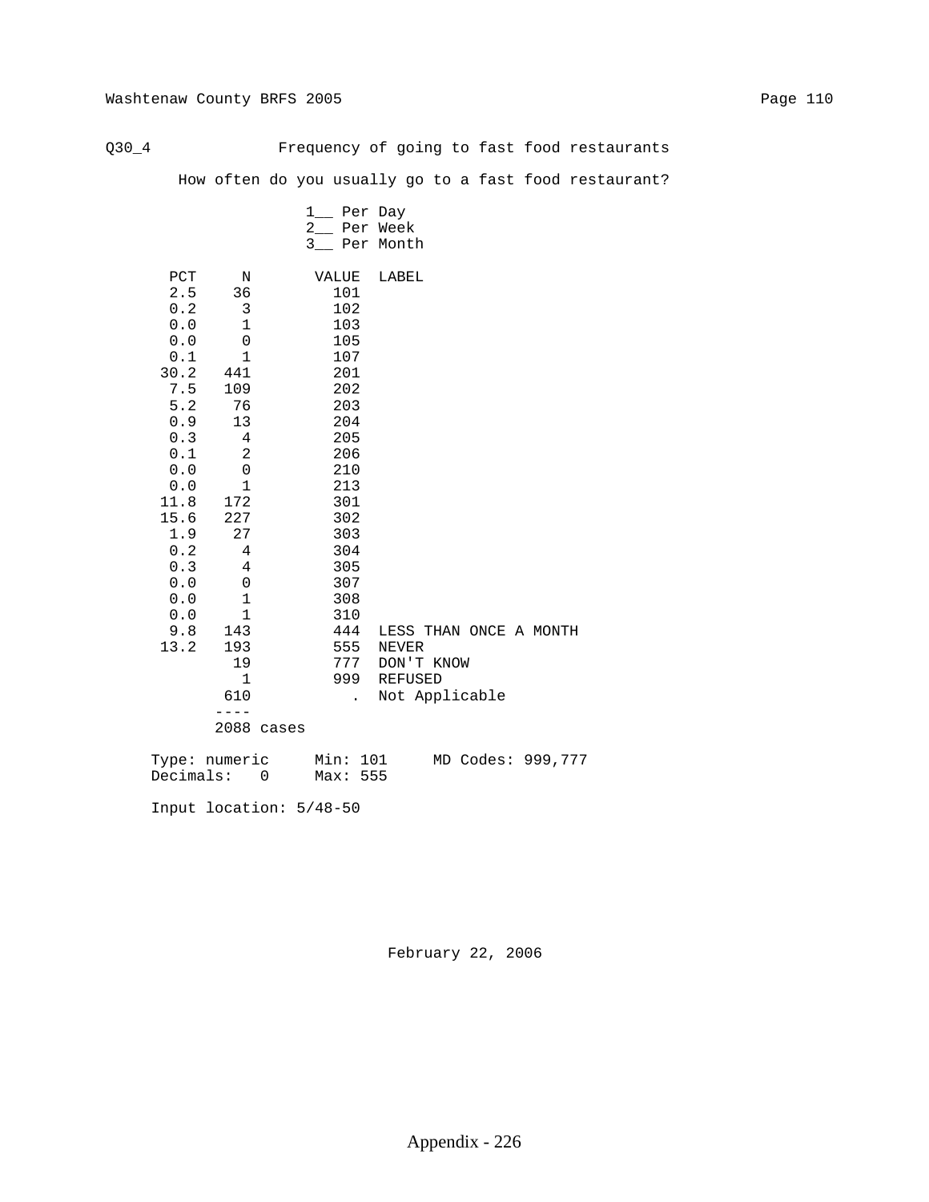Q30_4 Frequency of going to fast food restaurants

How often do you usually go to a fast food restaurant?

1__ Per Day
2__ Per Week
3__ Per Month

| PCT | N | VALUE | LABEL |
|---|---|---|---|
| 2.5 | 36 | 101 | |
| 0.2 | 3 | 102 | |
| 0.0 | 1 | 103 | |
| 0.0 | 0 | 105 | |
| 0.1 | 1 | 107 | |
| 30.2 | 441 | 201 | |
| 7.5 | 109 | 202 | |
| 5.2 | 76 | 203 | |
| 0.9 | 13 | 204 | |
| 0.3 | 4 | 205 | |
| 0.1 | 2 | 206 | |
| 0.0 | 0 | 210 | |
| 0.0 | 1 | 213 | |
| 11.8 | 172 | 301 | |
| 15.6 | 227 | 302 | |
| 1.9 | 27 | 303 | |
| 0.2 | 4 | 304 | |
| 0.3 | 4 | 305 | |
| 0.0 | 0 | 307 | |
| 0.0 | 1 | 308 | |
| 0.0 | 1 | 310 | |
| 9.8 | 143 | 444 | LESS THAN ONCE A MONTH |
| 13.2 | 193 | 555 | NEVER |
| | 19 | 777 | DON'T KNOW |
| | 1 | 999 | REFUSED |
| | 610 | . | Not Applicable |
| | ---- | | |
| | 2088 cases | | |

Type: numeric Min: 101 MD Codes: 999,777
Decimals: 0 Max: 555

Input location: 5/48-50

February 22, 2006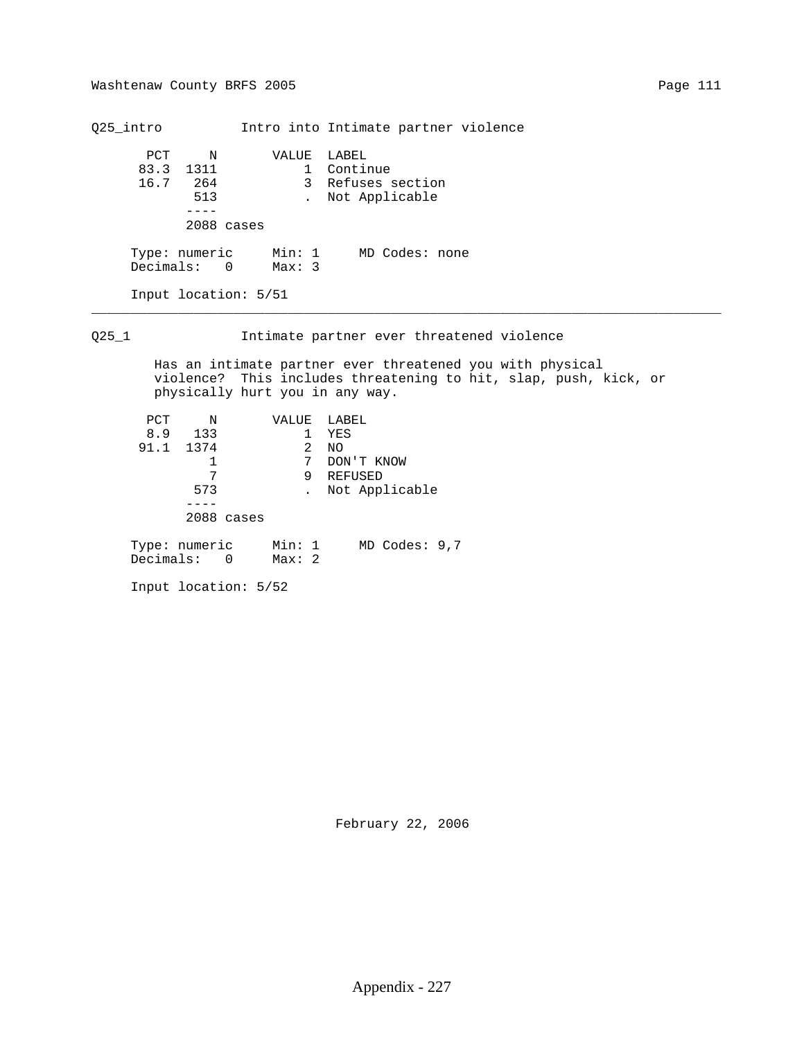## Q25_intro — Intro into Intimate partner violence

| PCT | N | VALUE | LABEL |
|---|---|---|---|
| 83.3 | 1311 | 1 | Continue |
| 16.7 | 264 | 3 | Refuses section |
| | 513 | . | Not Applicable |
| | ---- | | |
| | 2088 cases | | |

Type: numeric  Min: 1  MD Codes: none
Decimals: 0  Max: 3

Input location: 5/51

---

## Q25_1 — Intimate partner ever threatened violence

Has an intimate partner ever threatened you with physical violence? This includes threatening to hit, slap, push, kick, or physically hurt you in any way.

| PCT | N | VALUE | LABEL |
|---|---|---|---|
| 8.9 | 133 | 1 | YES |
| 91.1 | 1374 | 2 | NO |
| | 1 | 7 | DON'T KNOW |
| | 7 | 9 | REFUSED |
| | 573 | . | Not Applicable |
| | ---- | | |
| | 2088 cases | | |

Type: numeric  Min: 1  MD Codes: 9,7
Decimals: 0  Max: 2

Input location: 5/52

February 22, 2006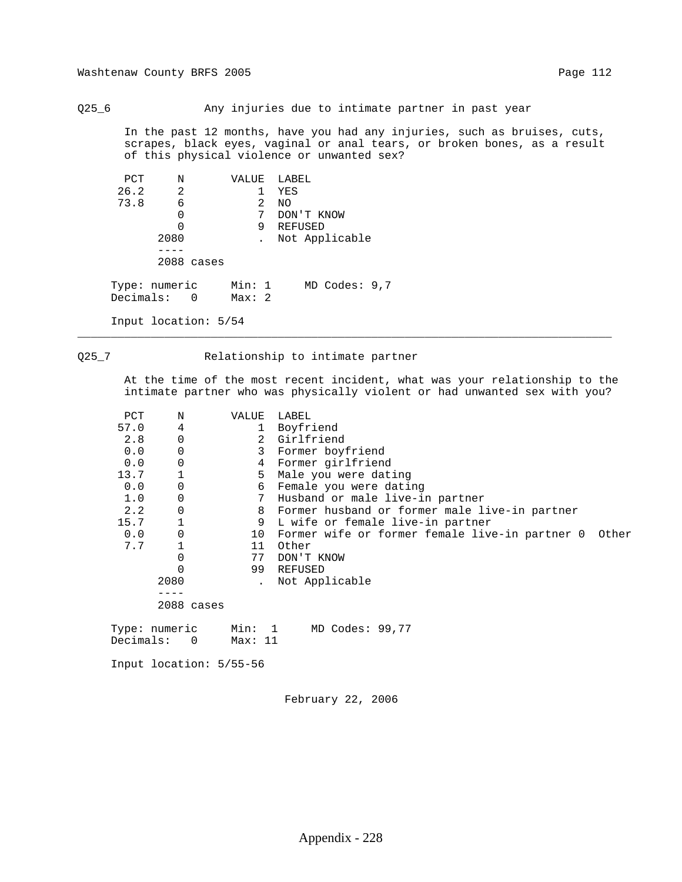## Q25_6 Any injuries due to intimate partner in past year

In the past 12 months, have you had any injuries, such as bruises, cuts, scrapes, black eyes, vaginal or anal tears, or broken bones, as a result of this physical violence or unwanted sex?

| PCT | N | VALUE | LABEL |
|---|---|---|---|
| 26.2 | 2 | 1 | YES |
| 73.8 | 6 | 2 | NO |
| | 0 | 7 | DON'T KNOW |
| | 0 | 9 | REFUSED |
| | 2080 | . | Not Applicable |
| | ---- | | |
| | 2088 cases | | |

Type: numeric    Min: 1    MD Codes: 9,7
Decimals: 0    Max: 2

Input location: 5/54

---

## Q25_7 Relationship to intimate partner

At the time of the most recent incident, what was your relationship to the intimate partner who was physically violent or had unwanted sex with you?

| PCT | N | VALUE | LABEL |
|---|---|---|---|
| 57.0 | 4 | 1 | Boyfriend |
| 2.8 | 0 | 2 | Girlfriend |
| 0.0 | 0 | 3 | Former boyfriend |
| 0.0 | 0 | 4 | Former girlfriend |
| 13.7 | 1 | 5 | Male you were dating |
| 0.0 | 0 | 6 | Female you were dating |
| 1.0 | 0 | 7 | Husband or male live-in partner |
| 2.2 | 0 | 8 | Former husband or former male live-in partner |
| 15.7 | 1 | 9 | L wife or female live-in partner |
| 0.0 | 0 | 10 | Former wife or former female live-in partner 0 Other |
| 7.7 | 1 | 11 | Other |
| | 0 | 77 | DON'T KNOW |
| | 0 | 99 | REFUSED |
| | 2080 | . | Not Applicable |
| | ---- | | |
| | 2088 cases | | |

Type: numeric    Min: 1    MD Codes: 99,77
Decimals: 0    Max: 11

Input location: 5/55-56

February 22, 2006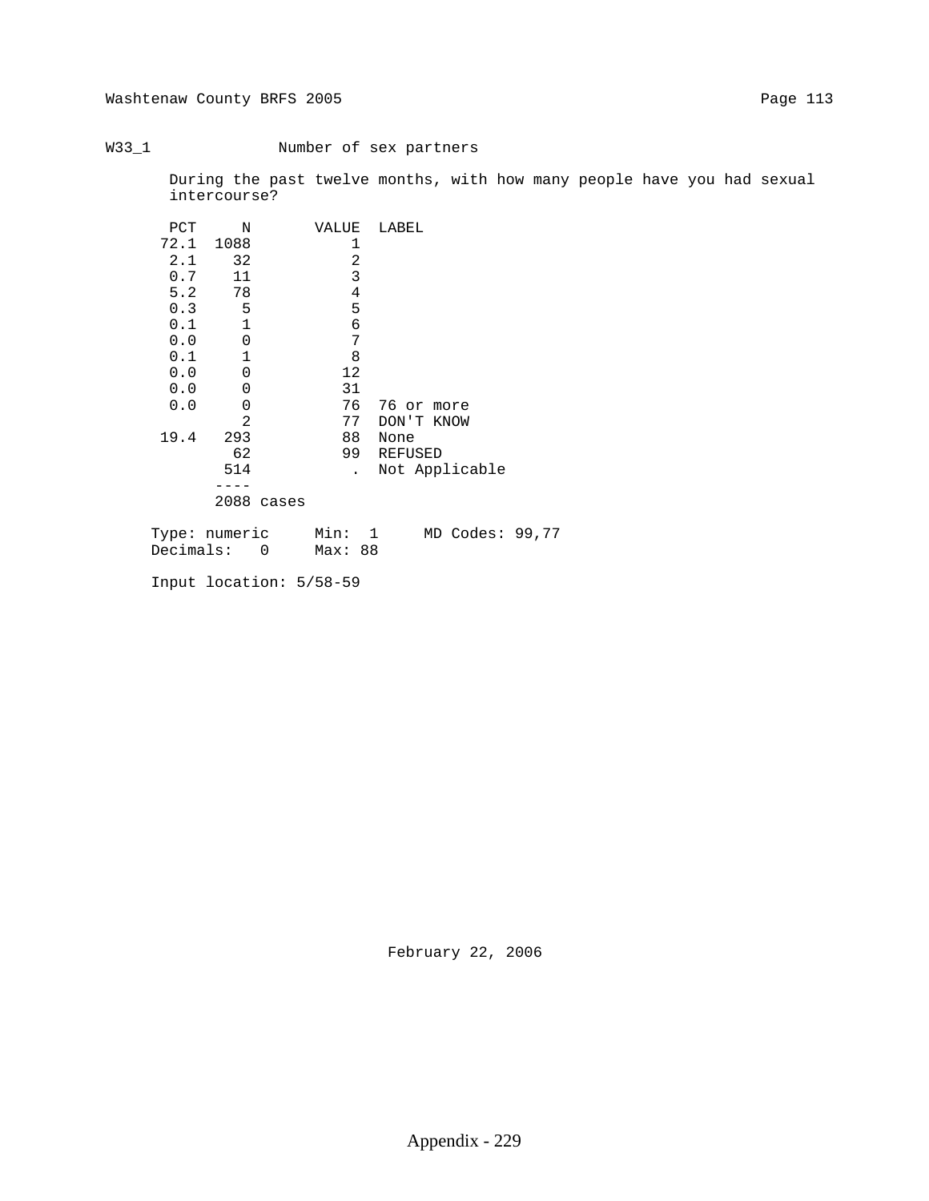## W33_1 Number of sex partners

During the past twelve months, with how many people have you had sexual intercourse?

| PCT | N | VALUE | LABEL |
|---|---|---|---|
| 72.1 | 1088 | 1 | |
| 2.1 | 32 | 2 | |
| 0.7 | 11 | 3 | |
| 5.2 | 78 | 4 | |
| 0.3 | 5 | 5 | |
| 0.1 | 1 | 6 | |
| 0.0 | 0 | 7 | |
| 0.1 | 1 | 8 | |
| 0.0 | 0 | 12 | |
| 0.0 | 0 | 31 | |
| 0.0 | 0 | 76 | 76 or more |
| | 2 | 77 | DON'T KNOW |
| 19.4 | 293 | 88 | None |
| | 62 | 99 | REFUSED |
| | 514 | . | Not Applicable |
| | 2088 cases | | |

Type: numeric    Min: 1    MD Codes: 99,77
Decimals: 0    Max: 88

Input location: 5/58-59

February 22, 2006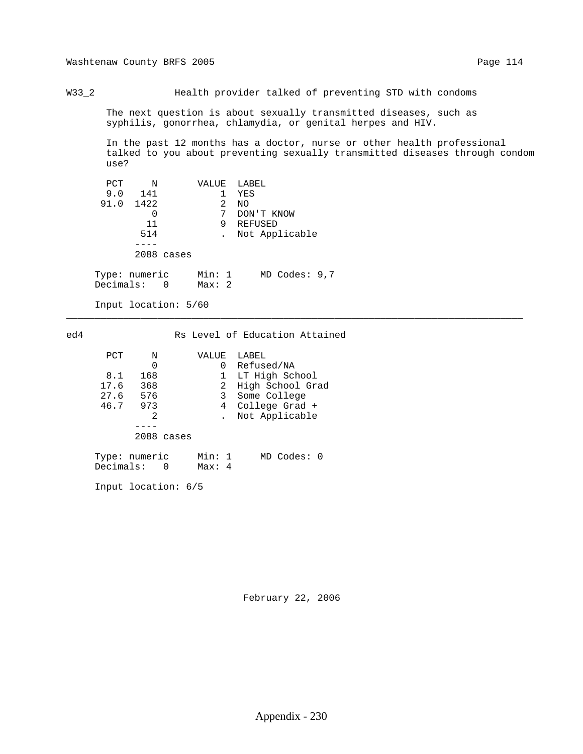W33_2 Health provider talked of preventing STD with condoms

The next question is about sexually transmitted diseases, such as syphilis, gonorrhea, chlamydia, or genital herpes and HIV.

In the past 12 months has a doctor, nurse or other health professional talked to you about preventing sexually transmitted diseases through condom use?

| PCT | N | VALUE | LABEL |
|---|---|---|---|
| 9.0 | 141 | 1 | YES |
| 91.0 | 1422 | 2 | NO |
| | 0 | 7 | DON'T KNOW |
| | 11 | 9 | REFUSED |
| | 514 | . | Not Applicable |
| | ---- | | |
| | 2088 cases | | |

Type: numeric  Min: 1  MD Codes: 9,7
Decimals: 0  Max: 2

Input location: 5/60

---

ed4 Rs Level of Education Attained

| PCT | N | VALUE | LABEL |
|---|---|---|---|
| | 0 | 0 | Refused/NA |
| 8.1 | 168 | 1 | LT High School |
| 17.6 | 368 | 2 | High School Grad |
| 27.6 | 576 | 3 | Some College |
| 46.7 | 973 | 4 | College Grad + |
| | 2 | . | Not Applicable |
| | ---- | | |
| | 2088 cases | | |

Type: numeric  Min: 1  MD Codes: 0
Decimals: 0  Max: 4

Input location: 6/5

February 22, 2006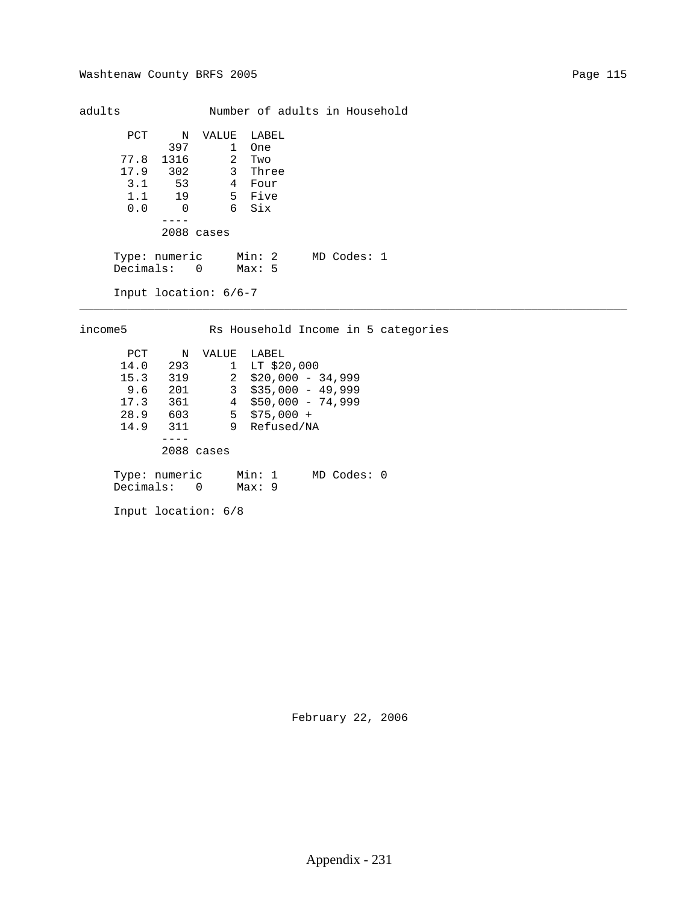## adults — Number of adults in Household

| PCT | N | VALUE | LABEL |
|---|---|---|---|
| | 397 | 1 | One |
| 77.8 | 1316 | 2 | Two |
| 17.9 | 302 | 3 | Three |
| 3.1 | 53 | 4 | Four |
| 1.1 | 19 | 5 | Five |
| 0.0 | 0 | 6 | Six |
| | ---- | | |
| | 2088 cases | | |

Type: numeric    Min: 2    MD Codes: 1
Decimals: 0    Max: 5

Input location: 6/6-7

---

## income5 — Rs Household Income in 5 categories

| PCT | N | VALUE | LABEL |
|---|---|---|---|
| 14.0 | 293 | 1 | LT $20,000 |
| 15.3 | 319 | 2 | $20,000 - 34,999 |
| 9.6 | 201 | 3 | $35,000 - 49,999 |
| 17.3 | 361 | 4 | $50,000 - 74,999 |
| 28.9 | 603 | 5 | $75,000 + |
| 14.9 | 311 | 9 | Refused/NA |
| | ---- | | |
| | 2088 cases | | |

Type: numeric    Min: 1    MD Codes: 0
Decimals: 0    Max: 9

Input location: 6/8

February 22, 2006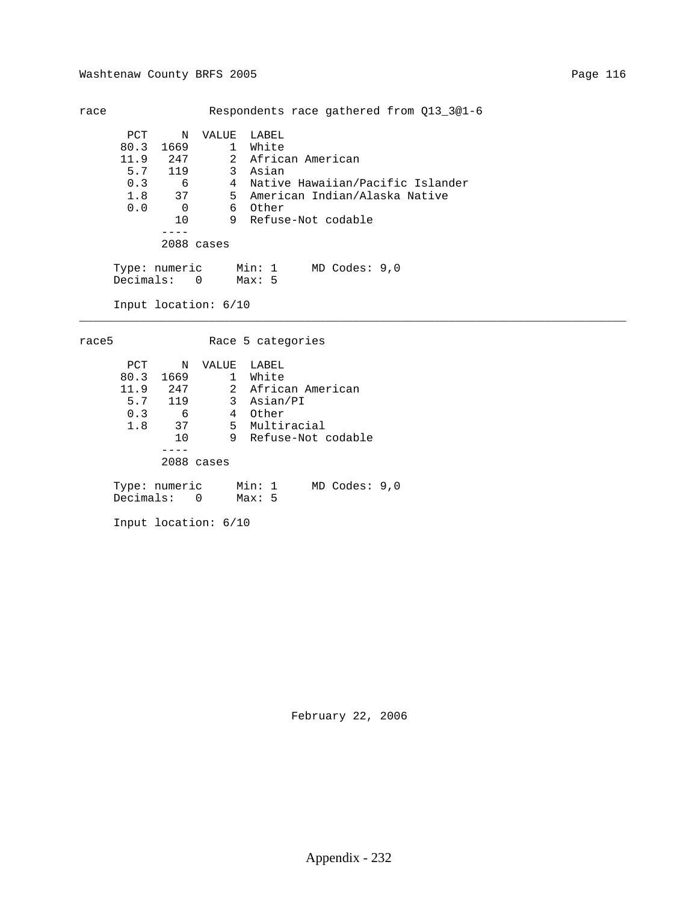**race** Respondents race gathered from Q13_3@1-6

| PCT | N | VALUE | LABEL |
|---|---|---|---|
| 80.3 | 1669 | 1 | White |
| 11.9 | 247 | 2 | African American |
| 5.7 | 119 | 3 | Asian |
| 0.3 | 6 | 4 | Native Hawaiian/Pacific Islander |
| 1.8 | 37 | 5 | American Indian/Alaska Native |
| 0.0 | 0 | 6 | Other |
| | 10 | 9 | Refuse-Not codable |
| | ---- | | |
| | 2088 cases | | |

Type: numeric Min: 1 MD Codes: 9,0
Decimals: 0 Max: 5

Input location: 6/10

---

**race5** Race 5 categories

| PCT | N | VALUE | LABEL |
|---|---|---|---|
| 80.3 | 1669 | 1 | White |
| 11.9 | 247 | 2 | African American |
| 5.7 | 119 | 3 | Asian/PI |
| 0.3 | 6 | 4 | Other |
| 1.8 | 37 | 5 | Multiracial |
| | 10 | 9 | Refuse-Not codable |
| | ---- | | |
| | 2088 cases | | |

Type: numeric Min: 1 MD Codes: 9,0
Decimals: 0 Max: 5

Input location: 6/10

February 22, 2006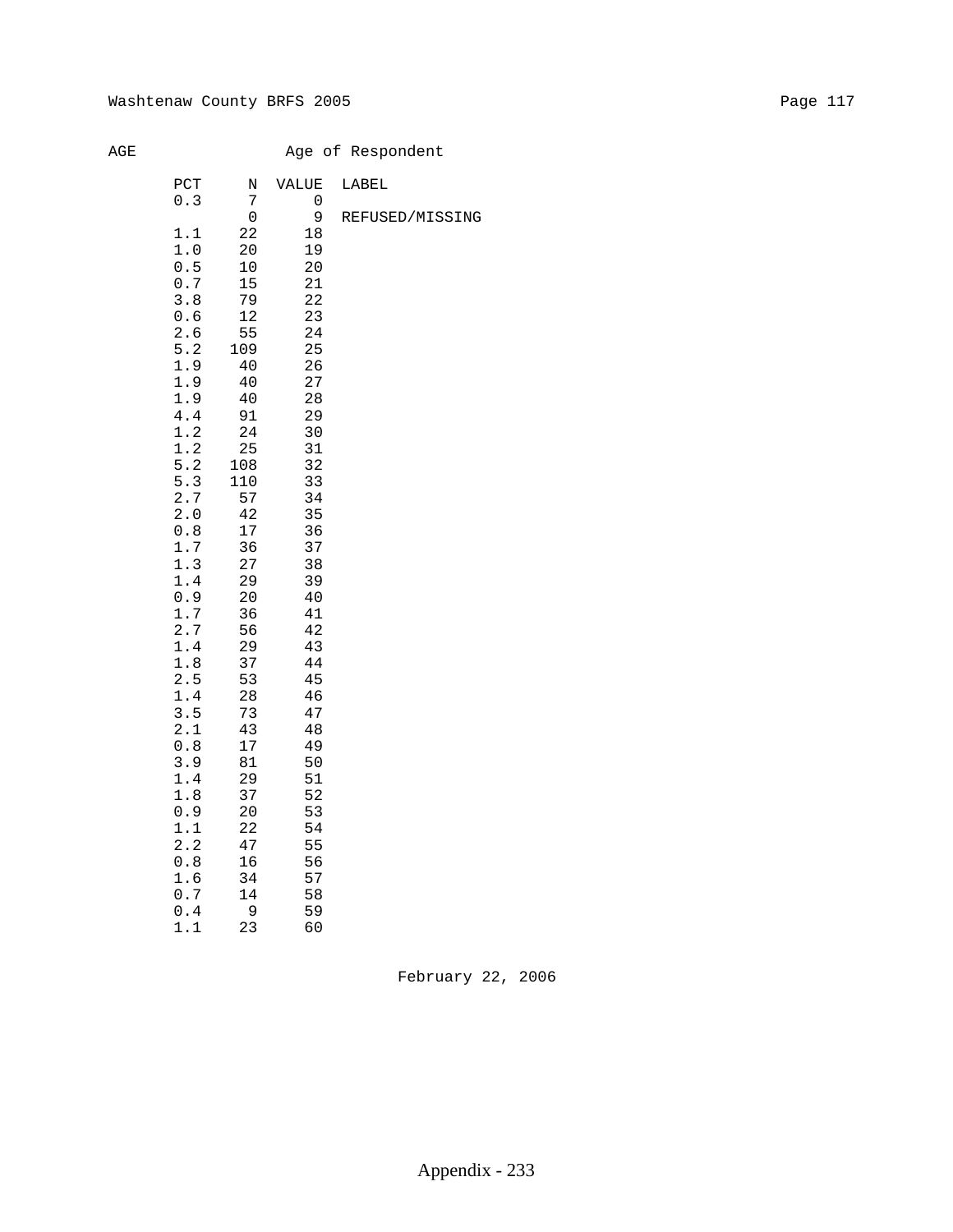AGE Age of Respondent

| PCT | N | VALUE | LABEL |
|---|---|---|---|
| 0.3 | 7 | 0 | |
| | 0 | 9 | REFUSED/MISSING |
| 1.1 | 22 | 18 | |
| 1.0 | 20 | 19 | |
| 0.5 | 10 | 20 | |
| 0.7 | 15 | 21 | |
| 3.8 | 79 | 22 | |
| 0.6 | 12 | 23 | |
| 2.6 | 55 | 24 | |
| 5.2 | 109 | 25 | |
| 1.9 | 40 | 26 | |
| 1.9 | 40 | 27 | |
| 1.9 | 40 | 28 | |
| 4.4 | 91 | 29 | |
| 1.2 | 24 | 30 | |
| 1.2 | 25 | 31 | |
| 5.2 | 108 | 32 | |
| 5.3 | 110 | 33 | |
| 2.7 | 57 | 34 | |
| 2.0 | 42 | 35 | |
| 0.8 | 17 | 36 | |
| 1.7 | 36 | 37 | |
| 1.3 | 27 | 38 | |
| 1.4 | 29 | 39 | |
| 0.9 | 20 | 40 | |
| 1.7 | 36 | 41 | |
| 2.7 | 56 | 42 | |
| 1.4 | 29 | 43 | |
| 1.8 | 37 | 44 | |
| 2.5 | 53 | 45 | |
| 1.4 | 28 | 46 | |
| 3.5 | 73 | 47 | |
| 2.1 | 43 | 48 | |
| 0.8 | 17 | 49 | |
| 3.9 | 81 | 50 | |
| 1.4 | 29 | 51 | |
| 1.8 | 37 | 52 | |
| 0.9 | 20 | 53 | |
| 1.1 | 22 | 54 | |
| 2.2 | 47 | 55 | |
| 0.8 | 16 | 56 | |
| 1.6 | 34 | 57 | |
| 0.7 | 14 | 58 | |
| 0.4 | 9 | 59 | |
| 1.1 | 23 | 60 | |

February 22, 2006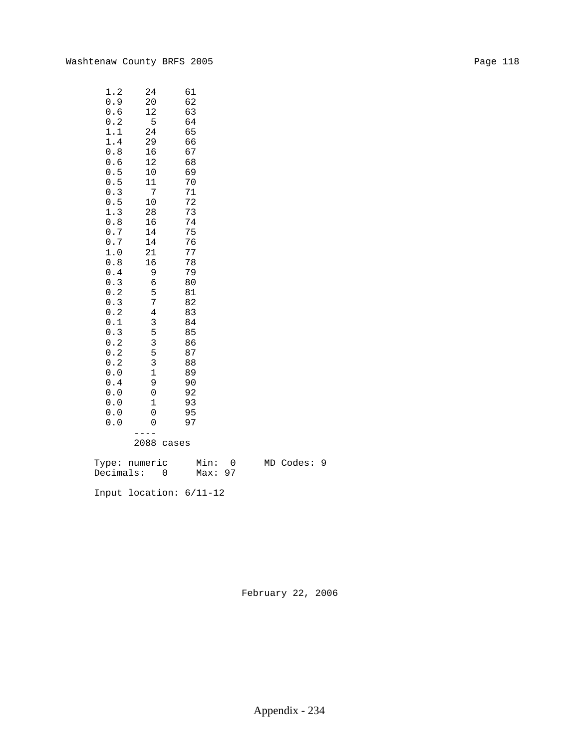| | | |
|---|---|---|
| 1.2 | 24 | 61 |
| 0.9 | 20 | 62 |
| 0.6 | 12 | 63 |
| 0.2 | 5 | 64 |
| 1.1 | 24 | 65 |
| 1.4 | 29 | 66 |
| 0.8 | 16 | 67 |
| 0.6 | 12 | 68 |
| 0.5 | 10 | 69 |
| 0.5 | 11 | 70 |
| 0.3 | 7 | 71 |
| 0.5 | 10 | 72 |
| 1.3 | 28 | 73 |
| 0.8 | 16 | 74 |
| 0.7 | 14 | 75 |
| 0.7 | 14 | 76 |
| 1.0 | 21 | 77 |
| 0.8 | 16 | 78 |
| 0.4 | 9 | 79 |
| 0.3 | 6 | 80 |
| 0.2 | 5 | 81 |
| 0.3 | 7 | 82 |
| 0.2 | 4 | 83 |
| 0.1 | 3 | 84 |
| 0.3 | 5 | 85 |
| 0.2 | 3 | 86 |
| 0.2 | 5 | 87 |
| 0.2 | 3 | 88 |
| 0.0 | 1 | 89 |
| 0.4 | 9 | 90 |
| 0.0 | 0 | 92 |
| 0.0 | 1 | 93 |
| 0.0 | 0 | 95 |
| 0.0 | 0 | 97 |
| | ---- | |
| | 2088 cases | |

```
Type: numeric      Min:  0     MD Codes: 9
Decimals:   0      Max: 97

Input location: 6/11-12
```

February 22, 2006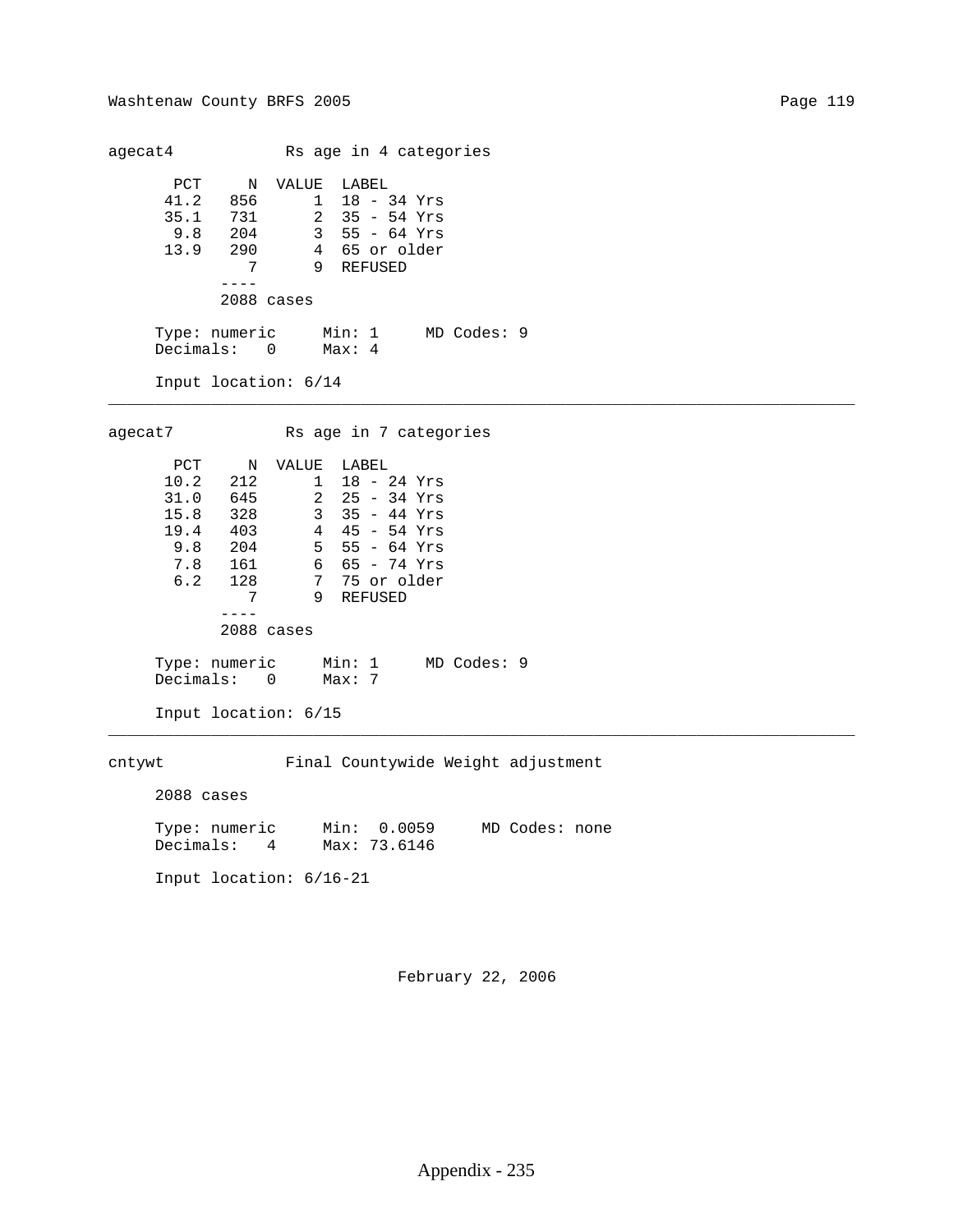**agecat4** Rs age in 4 categories

| PCT | N | VALUE | LABEL |
|---|---|---|---|
| 41.2 | 856 | 1 | 18 - 34 Yrs |
| 35.1 | 731 | 2 | 35 - 54 Yrs |
| 9.8 | 204 | 3 | 55 - 64 Yrs |
| 13.9 | 290 | 4 | 65 or older |
| | 7 | 9 | REFUSED |
| | ---- | | |
| | 2088 cases | | |

Type: numeric     Min: 1     MD Codes: 9
Decimals: 0     Max: 4

Input location: 6/14

---

**agecat7** Rs age in 7 categories

| PCT | N | VALUE | LABEL |
|---|---|---|---|
| 10.2 | 212 | 1 | 18 - 24 Yrs |
| 31.0 | 645 | 2 | 25 - 34 Yrs |
| 15.8 | 328 | 3 | 35 - 44 Yrs |
| 19.4 | 403 | 4 | 45 - 54 Yrs |
| 9.8 | 204 | 5 | 55 - 64 Yrs |
| 7.8 | 161 | 6 | 65 - 74 Yrs |
| 6.2 | 128 | 7 | 75 or older |
| | 7 | 9 | REFUSED |
| | ---- | | |
| | 2088 cases | | |

Type: numeric     Min: 1     MD Codes: 9
Decimals: 0     Max: 7

Input location: 6/15

---

**cntywt** Final Countywide Weight adjustment

2088 cases

Type: numeric     Min: 0.0059     MD Codes: none
Decimals: 4     Max: 73.6146

Input location: 6/16-21

February 22, 2006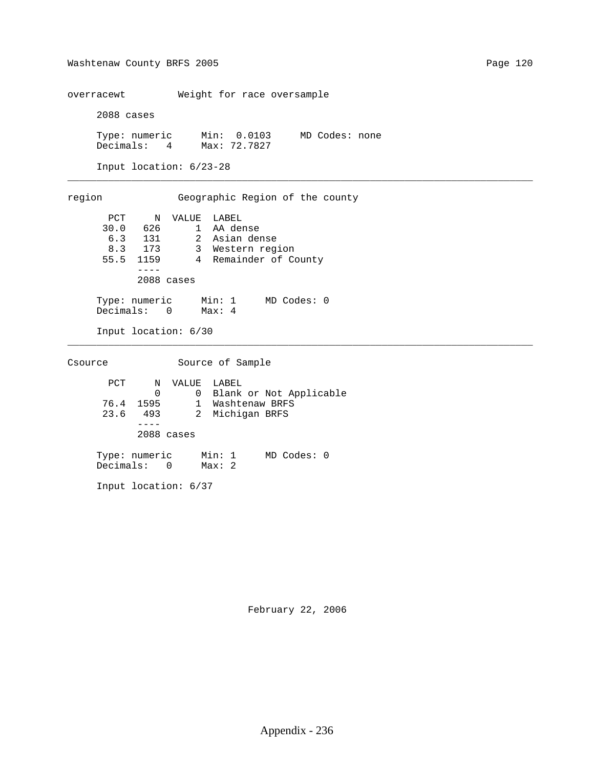## overracewt        Weight for race oversample

2088 cases

Type: numeric     Min: 0.0103     MD Codes: none
Decimals: 4     Max: 72.7827

Input location: 6/23-28

---

## region        Geographic Region of the county

| PCT | N | VALUE | LABEL |
|---|---|---|---|
| 30.0 | 626 | 1 | AA dense |
| 6.3 | 131 | 2 | Asian dense |
| 8.3 | 173 | 3 | Western region |
| 55.5 | 1159 | 4 | Remainder of County |
| | 2088 cases | | |

Type: numeric     Min: 1     MD Codes: 0
Decimals: 0     Max: 4

Input location: 6/30

---

## Csource        Source of Sample

| PCT | N | VALUE | LABEL |
|---|---|---|---|
| | 0 | 0 | Blank or Not Applicable |
| 76.4 | 1595 | 1 | Washtenaw BRFS |
| 23.6 | 493 | 2 | Michigan BRFS |
| | 2088 cases | | |

Type: numeric     Min: 1     MD Codes: 0
Decimals: 0     Max: 2

Input location: 6/37

February 22, 2006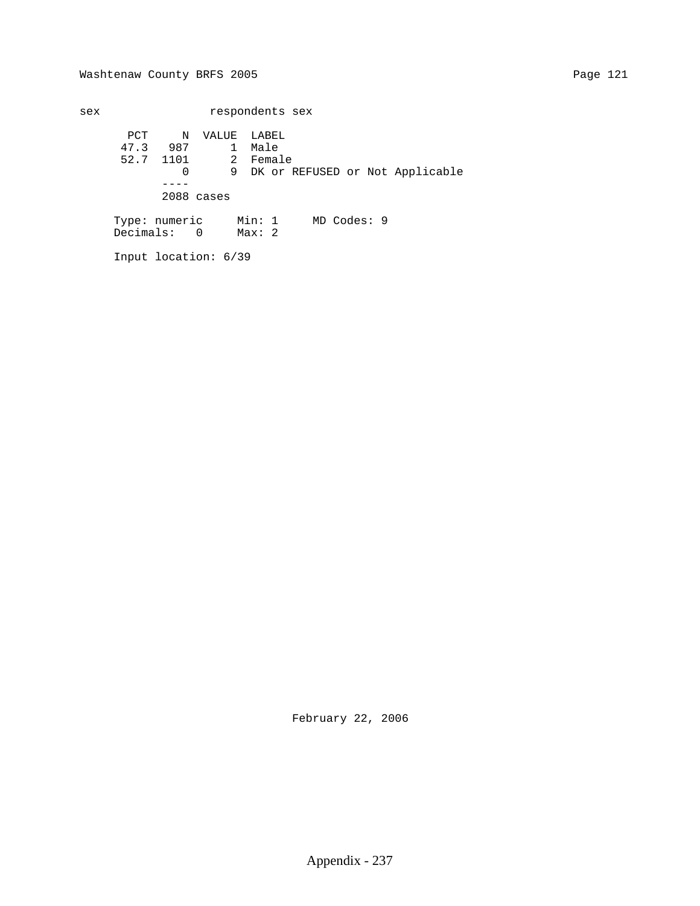sex respondents sex

| PCT | N | VALUE | LABEL |
|---|---|---|---|
| 47.3 | 987 | 1 | Male |
| 52.7 | 1101 | 2 | Female |
| | 0 | 9 | DK or REFUSED or Not Applicable |
| | ---- | | |
| | 2088 cases | | |

Type: numeric Min: 1 MD Codes: 9
Decimals: 0 Max: 2

Input location: 6/39

February 22, 2006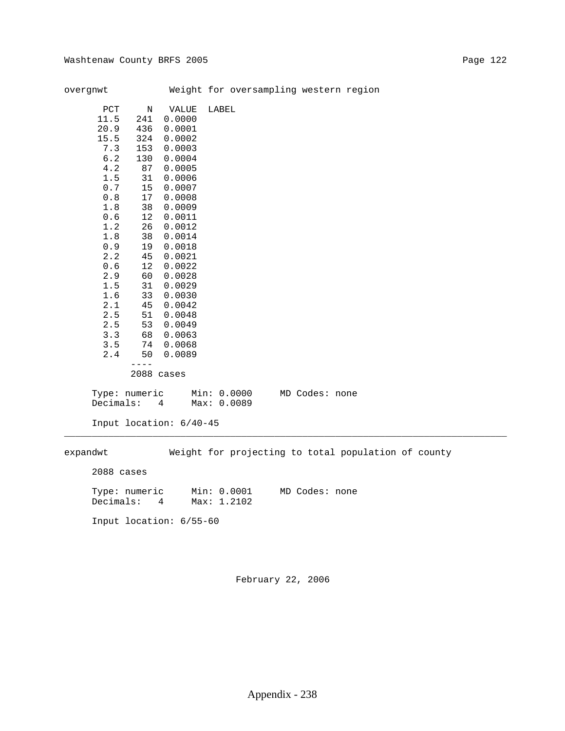overgnwt Weight for oversampling western region

| PCT | N | VALUE | LABEL |
|---|---|---|---|
| 11.5 | 241 | 0.0000 | |
| 20.9 | 436 | 0.0001 | |
| 15.5 | 324 | 0.0002 | |
| 7.3 | 153 | 0.0003 | |
| 6.2 | 130 | 0.0004 | |
| 4.2 | 87 | 0.0005 | |
| 1.5 | 31 | 0.0006 | |
| 0.7 | 15 | 0.0007 | |
| 0.8 | 17 | 0.0008 | |
| 1.8 | 38 | 0.0009 | |
| 0.6 | 12 | 0.0011 | |
| 1.2 | 26 | 0.0012 | |
| 1.8 | 38 | 0.0014 | |
| 0.9 | 19 | 0.0018 | |
| 2.2 | 45 | 0.0021 | |
| 0.6 | 12 | 0.0022 | |
| 2.9 | 60 | 0.0028 | |
| 1.5 | 31 | 0.0029 | |
| 1.6 | 33 | 0.0030 | |
| 2.1 | 45 | 0.0042 | |
| 2.5 | 51 | 0.0048 | |
| 2.5 | 53 | 0.0049 | |
| 3.3 | 68 | 0.0063 | |
| 3.5 | 74 | 0.0068 | |
| 2.4 | 50 | 0.0089 | |
| | 2088 cases | | |

Type: numeric Min: 0.0000 MD Codes: none
Decimals: 4 Max: 0.0089

Input location: 6/40-45

---

expandwt Weight for projecting to total population of county

2088 cases

Type: numeric Min: 0.0001 MD Codes: none
Decimals: 4 Max: 1.2102

Input location: 6/55-60

February 22, 2006

Appendix - 238